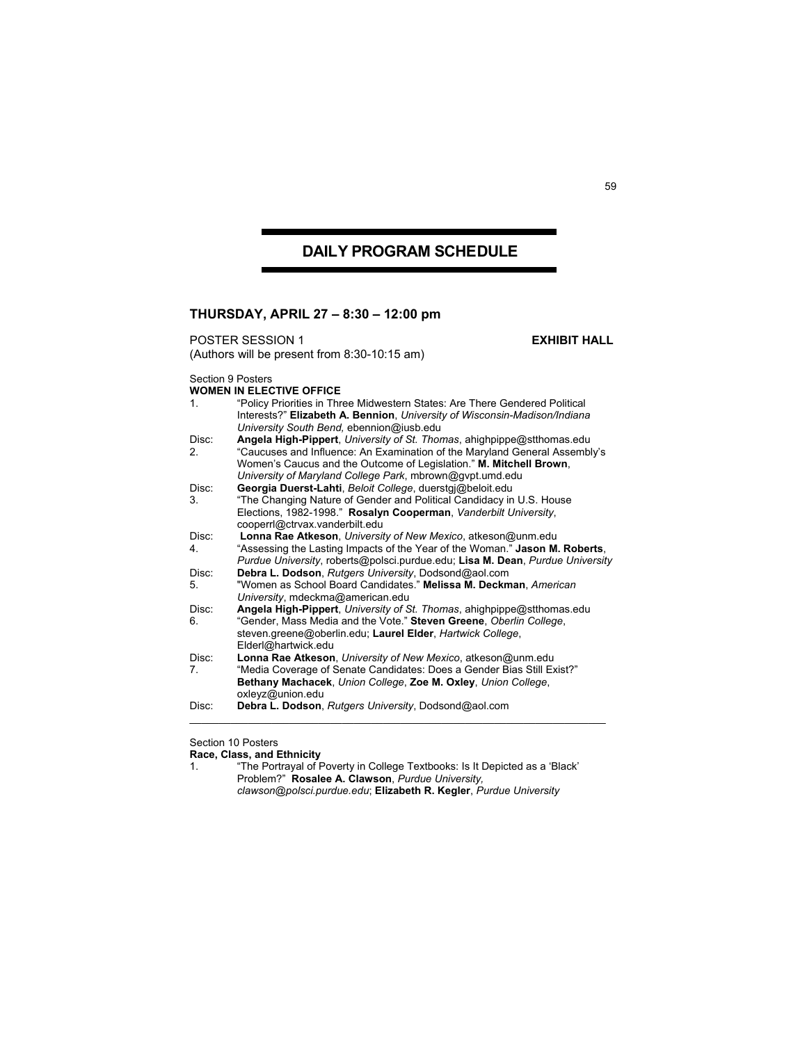# DAILY PROGRAM SCHEDULE

## THURSDAY, APRIL 27 – 8:30 – 12:00 pm

POSTER SESSION 1 **EXHIBIT HALL**
(Authors will be present from 8:30-10:15 am)

Section 9 Posters
**WOMEN IN ELECTIVE OFFICE**

1. "Policy Priorities in Three Midwestern States: Are There Gendered Political Interests?" **Elizabeth A. Bennion**, *University of Wisconsin-Madison/Indiana University South Bend,* ebennion@iusb.edu

Disc: **Angela High-Pippert**, *University of St. Thomas*, ahighpippe@stthomas.edu

2. "Caucuses and Influence: An Examination of the Maryland General Assembly's Women's Caucus and the Outcome of Legislation." **M. Mitchell Brown**, *University of Maryland College Park*, mbrown@gvpt.umd.edu

Disc: **Georgia Duerst-Lahti**, *Beloit College*, duerstgj@beloit.edu

3. "The Changing Nature of Gender and Political Candidacy in U.S. House Elections, 1982-1998." **Rosalyn Cooperman**, *Vanderbilt University*, cooperrl@ctrvax.vanderbilt.edu

Disc: **Lonna Rae Atkeson**, *University of New Mexico*, atkeson@unm.edu

4. "Assessing the Lasting Impacts of the Year of the Woman." **Jason M. Roberts**, *Purdue University*, roberts@polsci.purdue.edu; **Lisa M. Dean**, *Purdue University*

Disc: **Debra L. Dodson**, *Rutgers University*, Dodsond@aol.com

5. "Women as School Board Candidates." **Melissa M. Deckman**, *American University*, mdeckma@american.edu

Disc: **Angela High-Pippert**, *University of St. Thomas*, ahighpippe@stthomas.edu

6. "Gender, Mass Media and the Vote." **Steven Greene**, *Oberlin College*, steven.greene@oberlin.edu; **Laurel Elder**, *Hartwick College*, Elderl@hartwick.edu

Disc: **Lonna Rae Atkeson**, *University of New Mexico*, atkeson@unm.edu

7. "Media Coverage of Senate Candidates: Does a Gender Bias Still Exist?" **Bethany Machacek**, *Union College*, **Zoe M. Oxley**, *Union College*, oxleyz@union.edu

Disc: **Debra L. Dodson**, *Rutgers University*, Dodsond@aol.com

---

Section 10 Posters
**Race, Class, and Ethnicity**

1. "The Portrayal of Poverty in College Textbooks: Is It Depicted as a 'Black' Problem?" **Rosalee A. Clawson**, *Purdue University, clawson@polsci.purdue.edu*; **Elizabeth R. Kegler**, *Purdue University*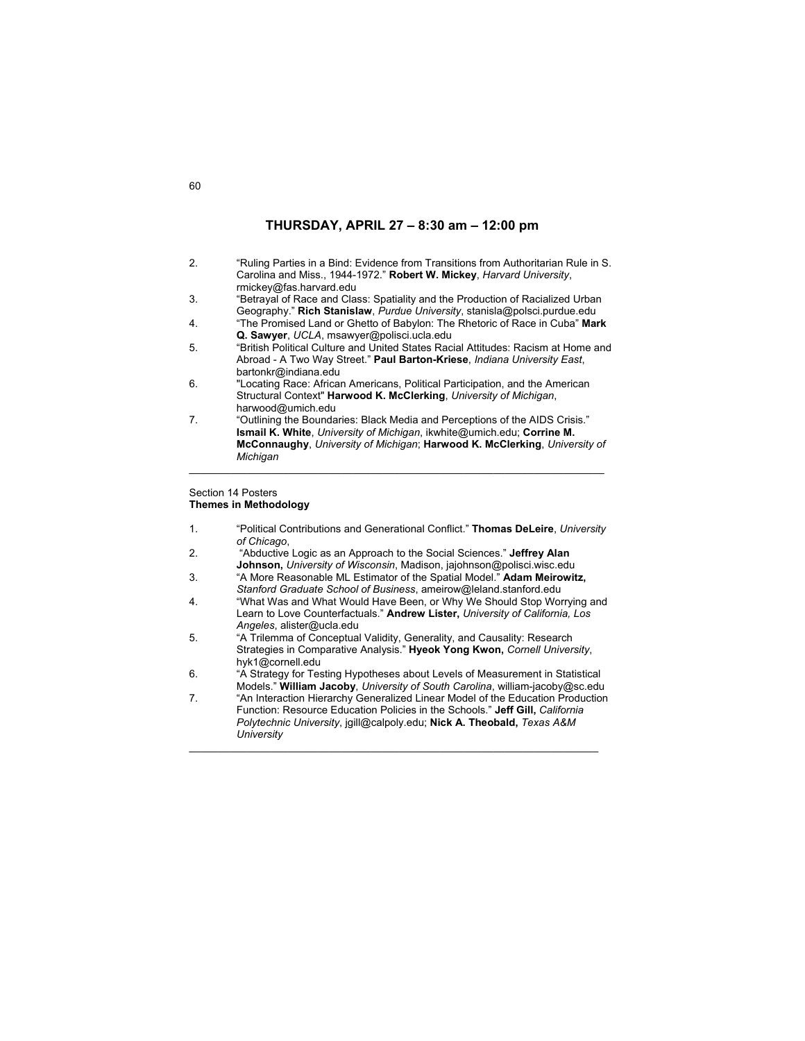## THURSDAY, APRIL 27 – 8:30 am – 12:00 pm

2. “Ruling Parties in a Bind: Evidence from Transitions from Authoritarian Rule in S. Carolina and Miss., 1944-1972.” **Robert W. Mickey**, *Harvard University*, rmickey@fas.harvard.edu
3. “Betrayal of Race and Class: Spatiality and the Production of Racialized Urban Geography.” **Rich Stanislaw**, *Purdue University*, stanisla@polsci.purdue.edu
4. “The Promised Land or Ghetto of Babylon: The Rhetoric of Race in Cuba” **Mark Q. Sawyer**, *UCLA*, msawyer@polisci.ucla.edu
5. “British Political Culture and United States Racial Attitudes: Racism at Home and Abroad - A Two Way Street.” **Paul Barton-Kriese**, *Indiana University East*, bartonkr@indiana.edu
6. "Locating Race: African Americans, Political Participation, and the American Structural Context" **Harwood K. McClerking**, *University of Michigan*, harwood@umich.edu
7. “Outlining the Boundaries: Black Media and Perceptions of the AIDS Crisis.” **Ismail K. White**, *University of Michigan*, ikwhite@umich.edu; **Corrine M. McConnaughy**, *University of Michigan*; **Harwood K. McClerking**, *University of Michigan*

---

Section 14 Posters
**Themes in Methodology**

1. “Political Contributions and Generational Conflict.” **Thomas DeLeire**, *University of Chicago*,
2. “Abductive Logic as an Approach to the Social Sciences.” **Jeffrey Alan Johnson,** *University of Wisconsin*, Madison, jajohnson@polisci.wisc.edu
3. “A More Reasonable ML Estimator of the Spatial Model.” **Adam Meirowitz,** *Stanford Graduate School of Business*, ameirow@leland.stanford.edu
4. “What Was and What Would Have Been, or Why We Should Stop Worrying and Learn to Love Counterfactuals.” **Andrew Lister,** *University of California, Los Angeles*, alister@ucla.edu
5. “A Trilemma of Conceptual Validity, Generality, and Causality: Research Strategies in Comparative Analysis.” **Hyeok Yong Kwon,** *Cornell University*, hyk1@cornell.edu
6. “A Strategy for Testing Hypotheses about Levels of Measurement in Statistical Models.” **William Jacoby**, *University of South Carolina*, william-jacoby@sc.edu
7. “An Interaction Hierarchy Generalized Linear Model of the Education Production Function: Resource Education Policies in the Schools.” **Jeff Gill,** *California Polytechnic University*, jgill@calpoly.edu; **Nick A. Theobald,** *Texas A&M University*

---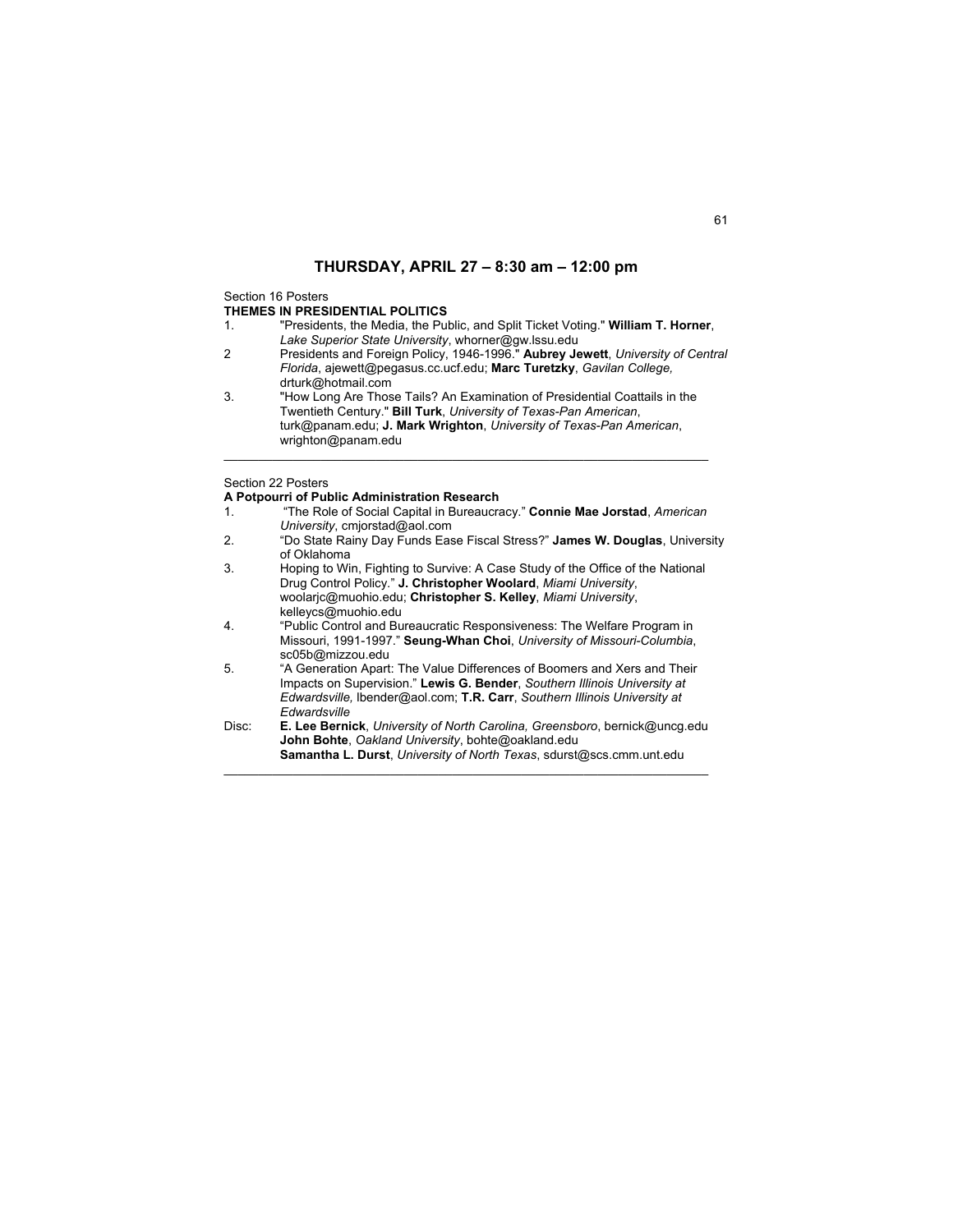## THURSDAY, APRIL 27 – 8:30 am – 12:00 pm

Section 16 Posters

**THEMES IN PRESIDENTIAL POLITICS**

1. "Presidents, the Media, the Public, and Split Ticket Voting." **William T. Horner**, *Lake Superior State University*, whorner@gw.lssu.edu
2. Presidents and Foreign Policy, 1946-1996." **Aubrey Jewett**, *University of Central Florida*, ajewett@pegasus.cc.ucf.edu; **Marc Turetzky**, *Gavilan College,* drturk@hotmail.com
3. "How Long Are Those Tails? An Examination of Presidential Coattails in the Twentieth Century." **Bill Turk**, *University of Texas-Pan American*, turk@panam.edu; **J. Mark Wrighton**, *University of Texas-Pan American*, wrighton@panam.edu

---

Section 22 Posters

**A Potpourri of Public Administration Research**

1. "The Role of Social Capital in Bureaucracy." **Connie Mae Jorstad**, *American University*, cmjorstad@aol.com
2. "Do State Rainy Day Funds Ease Fiscal Stress?" **James W. Douglas**, University of Oklahoma
3. Hoping to Win, Fighting to Survive: A Case Study of the Office of the National Drug Control Policy." **J. Christopher Woolard**, *Miami University*, woolarjc@muohio.edu; **Christopher S. Kelley**, *Miami University*, kelleycs@muohio.edu
4. "Public Control and Bureaucratic Responsiveness: The Welfare Program in Missouri, 1991-1997." **Seung-Whan Choi**, *University of Missouri-Columbia*, sc05b@mizzou.edu
5. "A Generation Apart: The Value Differences of Boomers and Xers and Their Impacts on Supervision." **Lewis G. Bender**, *Southern Illinois University at Edwardsville,* lbender@aol.com; **T.R. Carr**, *Southern Illinois University at Edwardsville*

Disc: **E. Lee Bernick**, *University of North Carolina, Greensboro*, bernick@uncg.edu
**John Bohte**, *Oakland University*, bohte@oakland.edu
**Samantha L. Durst**, *University of North Texas*, sdurst@scs.cmm.unt.edu

---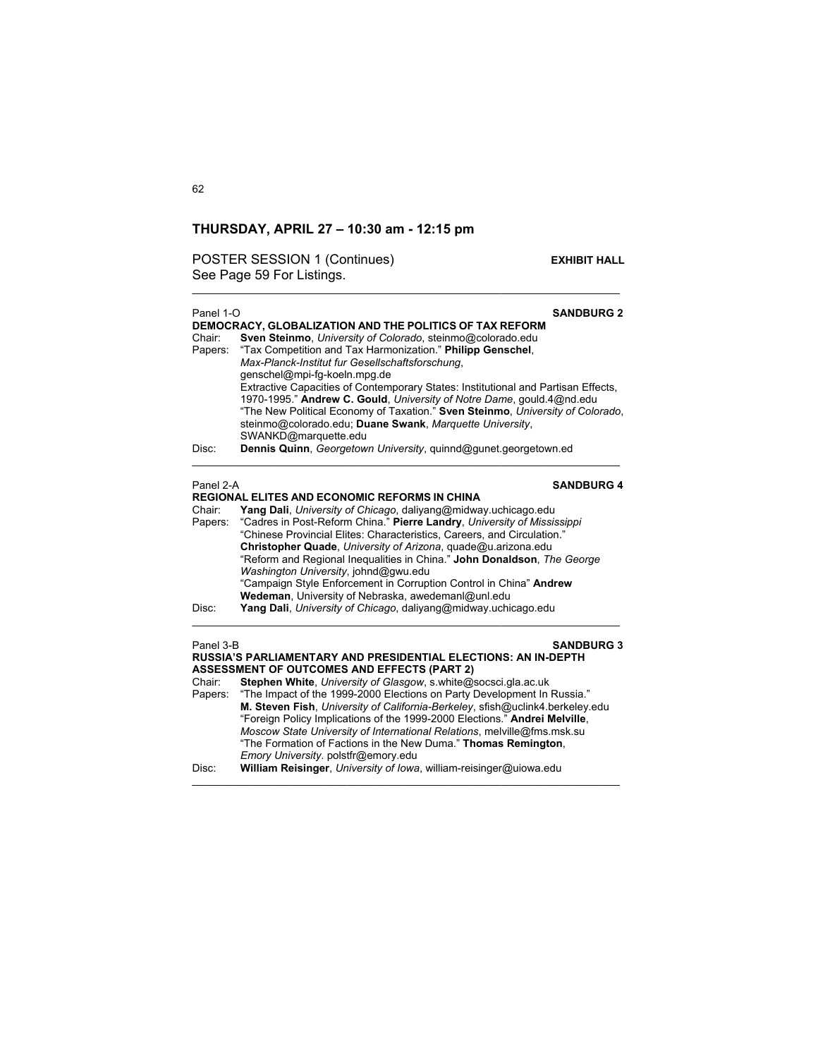## THURSDAY, APRIL 27 – 10:30 am - 12:15 pm

POSTER SESSION 1 (Continues) **EXHIBIT HALL**
See Page 59 For Listings.

---

Panel 1-O **SANDBURG 2**

**DEMOCRACY, GLOBALIZATION AND THE POLITICS OF TAX REFORM**

Chair: **Sven Steinmo**, *University of Colorado*, steinmo@colorado.edu

Papers: "Tax Competition and Tax Harmonization." **Philipp Genschel**, *Max-Planck-Institut fur Gesellschaftsforschung*, genschel@mpi-fg-koeln.mpg.de

Extractive Capacities of Contemporary States: Institutional and Partisan Effects, 1970-1995." **Andrew C. Gould**, *University of Notre Dame*, gould.4@nd.edu

"The New Political Economy of Taxation." **Sven Steinmo**, *University of Colorado*, steinmo@colorado.edu; **Duane Swank**, *Marquette University*, SWANKD@marquette.edu

Disc: **Dennis Quinn**, *Georgetown University*, quinnd@gunet.georgetown.ed

---

Panel 2-A **SANDBURG 4**

**REGIONAL ELITES AND ECONOMIC REFORMS IN CHINA**

Chair: **Yang Dali**, *University of Chicago*, daliyang@midway.uchicago.edu

Papers: "Cadres in Post-Reform China." **Pierre Landry**, *University of Mississippi*

"Chinese Provincial Elites: Characteristics, Careers, and Circulation." **Christopher Quade**, *University of Arizona*, quade@u.arizona.edu

"Reform and Regional Inequalities in China." **John Donaldson**, *The George Washington University*, johnd@gwu.edu

"Campaign Style Enforcement in Corruption Control in China" **Andrew Wedeman**, University of Nebraska, awedemanl@unl.edu

Disc: **Yang Dali**, *University of Chicago*, daliyang@midway.uchicago.edu

---

Panel 3-B **SANDBURG 3**

**RUSSIA'S PARLIAMENTARY AND PRESIDENTIAL ELECTIONS: AN IN-DEPTH ASSESSMENT OF OUTCOMES AND EFFECTS (PART 2)**

Chair: **Stephen White**, *University of Glasgow*, s.white@socsci.gla.ac.uk

Papers: "The Impact of the 1999-2000 Elections on Party Development In Russia." **M. Steven Fish**, *University of California-Berkeley*, sfish@uclink4.berkeley.edu

"Foreign Policy Implications of the 1999-2000 Elections." **Andrei Melville**, *Moscow State University of International Relations*, melville@fms.msk.su

"The Formation of Factions in the New Duma." **Thomas Remington**, *Emory University*. polstfr@emory.edu

Disc: **William Reisinger**, *University of Iowa*, william-reisinger@uiowa.edu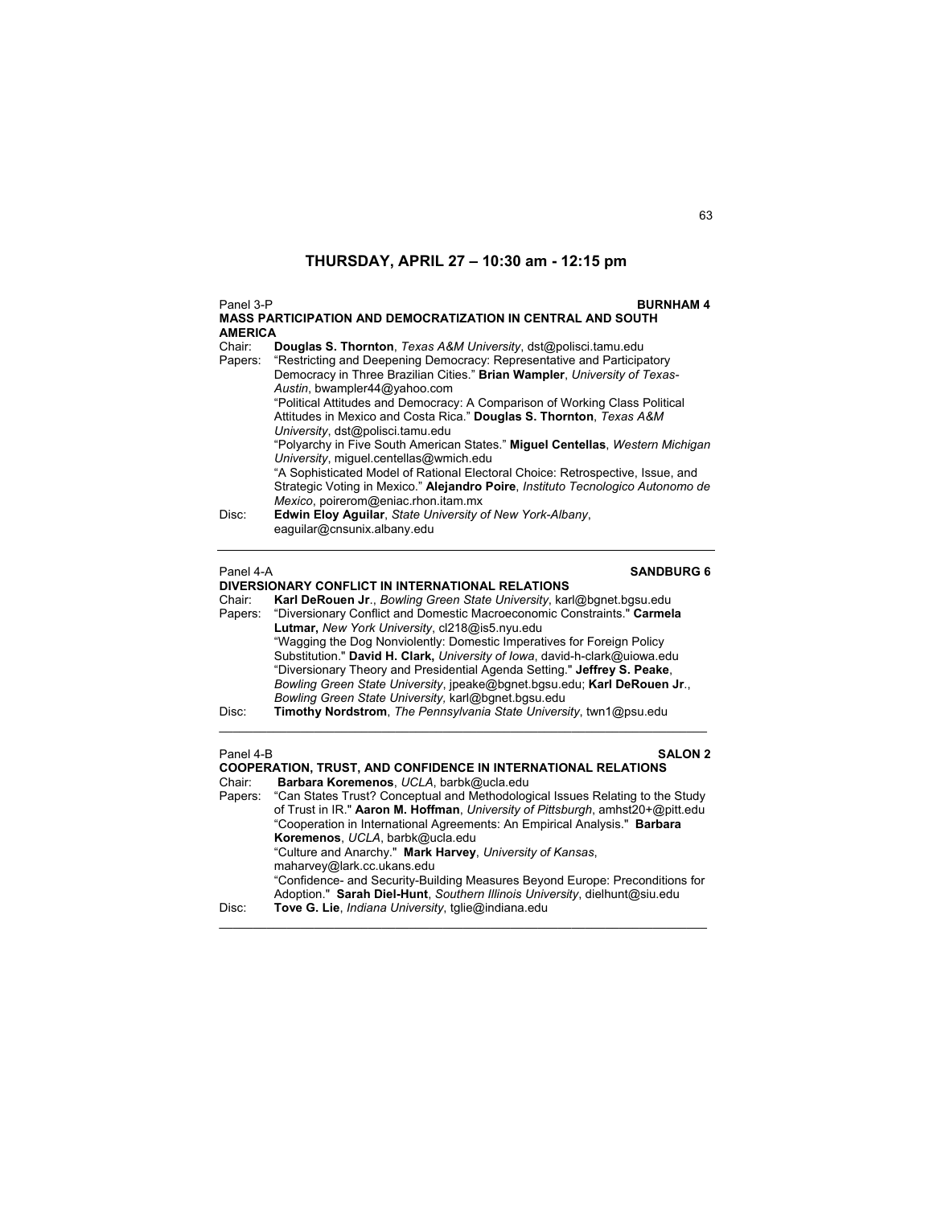## THURSDAY, APRIL 27 – 10:30 am - 12:15 pm

Panel 3-P **BURNHAM 4**

**MASS PARTICIPATION AND DEMOCRATIZATION IN CENTRAL AND SOUTH AMERICA**

Chair: **Douglas S. Thornton**, *Texas A&M University*, dst@polisci.tamu.edu

Papers: "Restricting and Deepening Democracy: Representative and Participatory Democracy in Three Brazilian Cities." **Brian Wampler**, *University of Texas-Austin*, bwampler44@yahoo.com

"Political Attitudes and Democracy: A Comparison of Working Class Political Attitudes in Mexico and Costa Rica." **Douglas S. Thornton**, *Texas A&M University*, dst@polisci.tamu.edu

"Polyarchy in Five South American States." **Miguel Centellas**, *Western Michigan University*, miguel.centellas@wmich.edu

"A Sophisticated Model of Rational Electoral Choice: Retrospective, Issue, and Strategic Voting in Mexico." **Alejandro Poire**, *Instituto Tecnologico Autonomo de Mexico*, poirerom@eniac.rhon.itam.mx

Disc: **Edwin Eloy Aguilar**, *State University of New York-Albany*, eaguilar@cnsunix.albany.edu

---

Panel 4-A **SANDBURG 6**

**DIVERSIONARY CONFLICT IN INTERNATIONAL RELATIONS**

Chair: **Karl DeRouen Jr**., *Bowling Green State University*, karl@bgnet.bgsu.edu

Papers: "Diversionary Conflict and Domestic Macroeconomic Constraints." **Carmela Lutmar,** *New York University*, cl218@is5.nyu.edu

"Wagging the Dog Nonviolently: Domestic Imperatives for Foreign Policy Substitution." **David H. Clark,** *University of Iowa*, david-h-clark@uiowa.edu

"Diversionary Theory and Presidential Agenda Setting." **Jeffrey S. Peake**, *Bowling Green State University*, jpeake@bgnet.bgsu.edu; **Karl DeRouen Jr**., *Bowling Green State University,* karl@bgnet.bgsu.edu

Disc: **Timothy Nordstrom**, *The Pennsylvania State University*, twn1@psu.edu

---

Panel 4-B **SALON 2**

**COOPERATION, TRUST, AND CONFIDENCE IN INTERNATIONAL RELATIONS**

Chair: **Barbara Koremenos**, *UCLA*, barbk@ucla.edu

Papers: "Can States Trust? Conceptual and Methodological Issues Relating to the Study of Trust in IR." **Aaron M. Hoffman**, *University of Pittsburgh*, amhst20+@pitt.edu

"Cooperation in International Agreements: An Empirical Analysis." **Barbara Koremenos**, *UCLA*, barbk@ucla.edu

"Culture and Anarchy." **Mark Harvey**, *University of Kansas*, maharvey@lark.cc.ukans.edu

"Confidence- and Security-Building Measures Beyond Europe: Preconditions for Adoption." **Sarah Diel-Hunt**, *Southern Illinois University*, dielhunt@siu.edu

Disc: **Tove G. Lie**, *Indiana University*, tglie@indiana.edu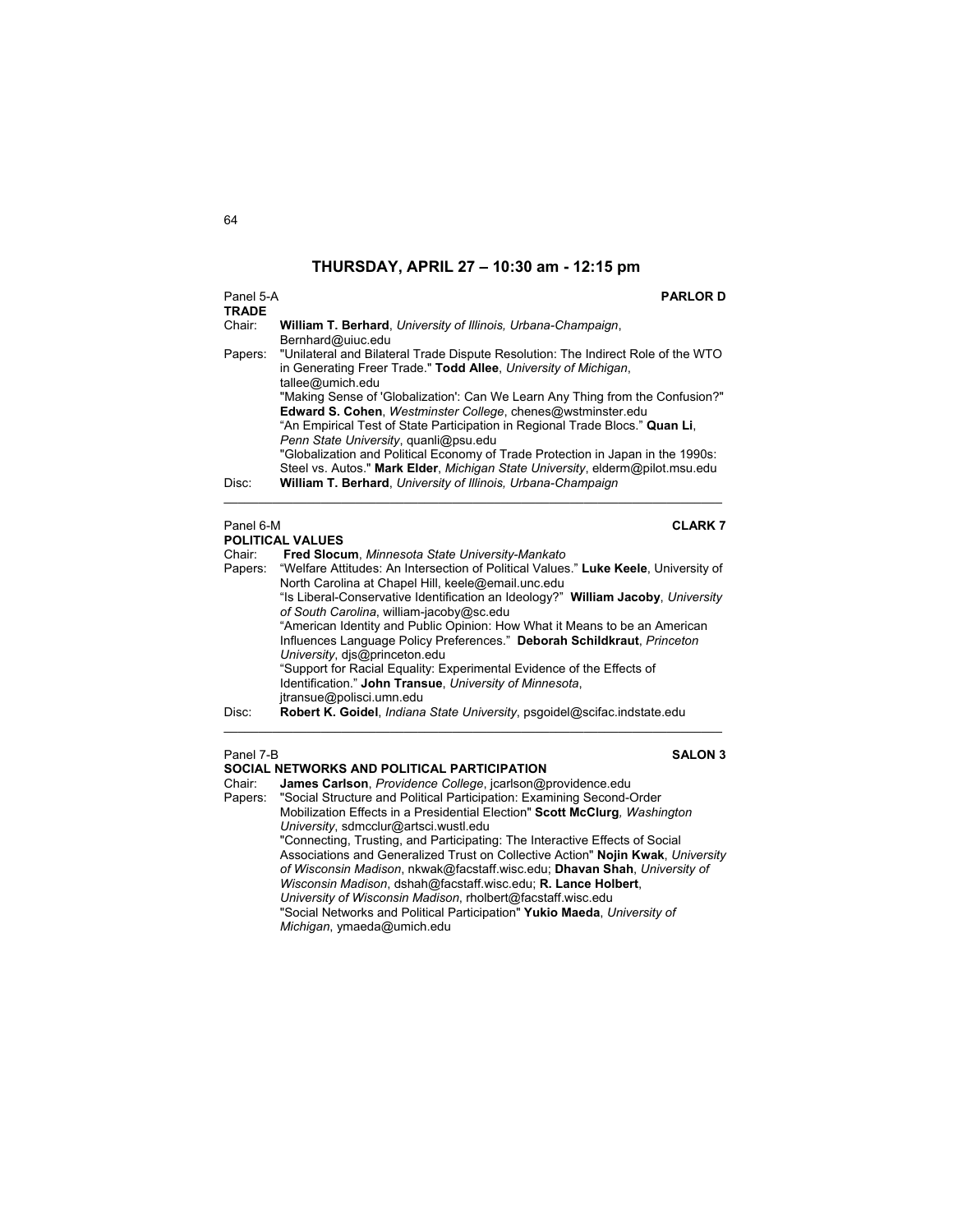## THURSDAY, APRIL 27 – 10:30 am - 12:15 pm

Panel 5-A **PARLOR D**

**TRADE**

Chair: **William T. Berhard**, *University of Illinois, Urbana-Champaign*, Bernhard@uiuc.edu

Papers: "Unilateral and Bilateral Trade Dispute Resolution: The Indirect Role of the WTO in Generating Freer Trade." **Todd Allee**, *University of Michigan*, tallee@umich.edu

"Making Sense of 'Globalization': Can We Learn Any Thing from the Confusion?" **Edward S. Cohen**, *Westminster College*, chenes@wstminster.edu

"An Empirical Test of State Participation in Regional Trade Blocs." **Quan Li**, *Penn State University*, quanli@psu.edu

"Globalization and Political Economy of Trade Protection in Japan in the 1990s: Steel vs. Autos." **Mark Elder**, *Michigan State University*, elderm@pilot.msu.edu

Disc: **William T. Berhard**, *University of Illinois, Urbana-Champaign*

---

Panel 6-M **CLARK 7**

**POLITICAL VALUES**

Chair: **Fred Slocum**, *Minnesota State University-Mankato*

Papers: "Welfare Attitudes: An Intersection of Political Values." **Luke Keele**, University of North Carolina at Chapel Hill, keele@email.unc.edu

"Is Liberal-Conservative Identification an Ideology?" **William Jacoby**, *University of South Carolina*, william-jacoby@sc.edu

"American Identity and Public Opinion: How What it Means to be an American Influences Language Policy Preferences." **Deborah Schildkraut**, *Princeton University*, djs@princeton.edu

"Support for Racial Equality: Experimental Evidence of the Effects of Identification." **John Transue**, *University of Minnesota*, jtransue@polisci.umn.edu

Disc: **Robert K. Goidel**, *Indiana State University*, psgoidel@scifac.indstate.edu

---

Panel 7-B **SALON 3**

**SOCIAL NETWORKS AND POLITICAL PARTICIPATION**

Chair: **James Carlson**, *Providence College*, jcarlson@providence.edu

Papers: "Social Structure and Political Participation: Examining Second-Order Mobilization Effects in a Presidential Election" **Scott McClurg**, *Washington University*, sdmcclur@artsci.wustl.edu

"Connecting, Trusting, and Participating: The Interactive Effects of Social Associations and Generalized Trust on Collective Action" **Nojin Kwak**, *University of Wisconsin Madison*, nkwak@facstaff.wisc.edu; **Dhavan Shah**, *University of Wisconsin Madison*, dshah@facstaff.wisc.edu; **R. Lance Holbert**, *University of Wisconsin Madison*, rholbert@facstaff.wisc.edu

"Social Networks and Political Participation" **Yukio Maeda**, *University of Michigan*, ymaeda@umich.edu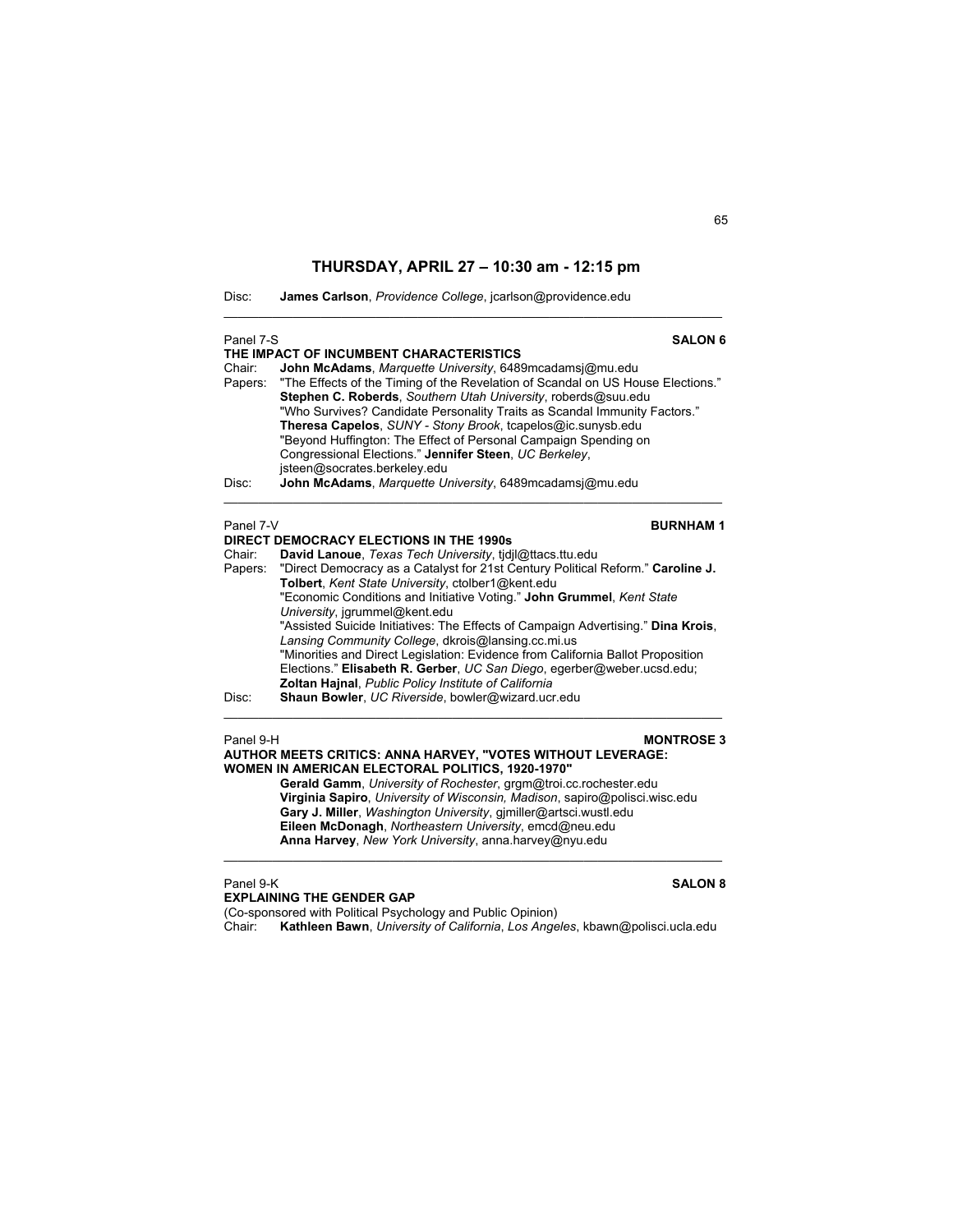## THURSDAY, APRIL 27 – 10:30 am - 12:15 pm

Disc: **James Carlson**, *Providence College*, jcarlson@providence.edu

---

Panel 7-S **SALON 6**

**THE IMPACT OF INCUMBENT CHARACTERISTICS**

Chair: **John McAdams**, *Marquette University*, 6489mcadamsj@mu.edu

Papers: "The Effects of the Timing of the Revelation of Scandal on US House Elections." **Stephen C. Roberds**, *Southern Utah University*, roberds@suu.edu

"Who Survives? Candidate Personality Traits as Scandal Immunity Factors." **Theresa Capelos**, *SUNY - Stony Brook*, tcapelos@ic.sunysb.edu

"Beyond Huffington: The Effect of Personal Campaign Spending on Congressional Elections." **Jennifer Steen**, *UC Berkeley*, jsteen@socrates.berkeley.edu

Disc: **John McAdams**, *Marquette University*, 6489mcadamsj@mu.edu

---

Panel 7-V **BURNHAM 1**

**DIRECT DEMOCRACY ELECTIONS IN THE 1990s**

Chair: **David Lanoue**, *Texas Tech University*, tjdjl@ttacs.ttu.edu

Papers: "Direct Democracy as a Catalyst for 21st Century Political Reform." **Caroline J. Tolbert**, *Kent State University*, ctolber1@kent.edu

"Economic Conditions and Initiative Voting." **John Grummel**, *Kent State University*, jgrummel@kent.edu

"Assisted Suicide Initiatives: The Effects of Campaign Advertising." **Dina Krois**, *Lansing Community College*, dkrois@lansing.cc.mi.us

"Minorities and Direct Legislation: Evidence from California Ballot Proposition Elections." **Elisabeth R. Gerber**, *UC San Diego*, egerber@weber.ucsd.edu; **Zoltan Hajnal**, *Public Policy Institute of California*

Disc: **Shaun Bowler**, *UC Riverside*, bowler@wizard.ucr.edu

---

Panel 9-H **MONTROSE 3**

**AUTHOR MEETS CRITICS: ANNA HARVEY, "VOTES WITHOUT LEVERAGE: WOMEN IN AMERICAN ELECTORAL POLITICS, 1920-1970"**

**Gerald Gamm**, *University of Rochester*, grgm@troi.cc.rochester.edu
**Virginia Sapiro**, *University of Wisconsin, Madison*, sapiro@polisci.wisc.edu
**Gary J. Miller**, *Washington University*, gjmiller@artsci.wustl.edu
**Eileen McDonagh**, *Northeastern University*, emcd@neu.edu
**Anna Harvey**, *New York University*, anna.harvey@nyu.edu

---

Panel 9-K **SALON 8**

**EXPLAINING THE GENDER GAP**

(Co-sponsored with Political Psychology and Public Opinion)

Chair: **Kathleen Bawn**, *University of California*, *Los Angeles*, kbawn@polisci.ucla.edu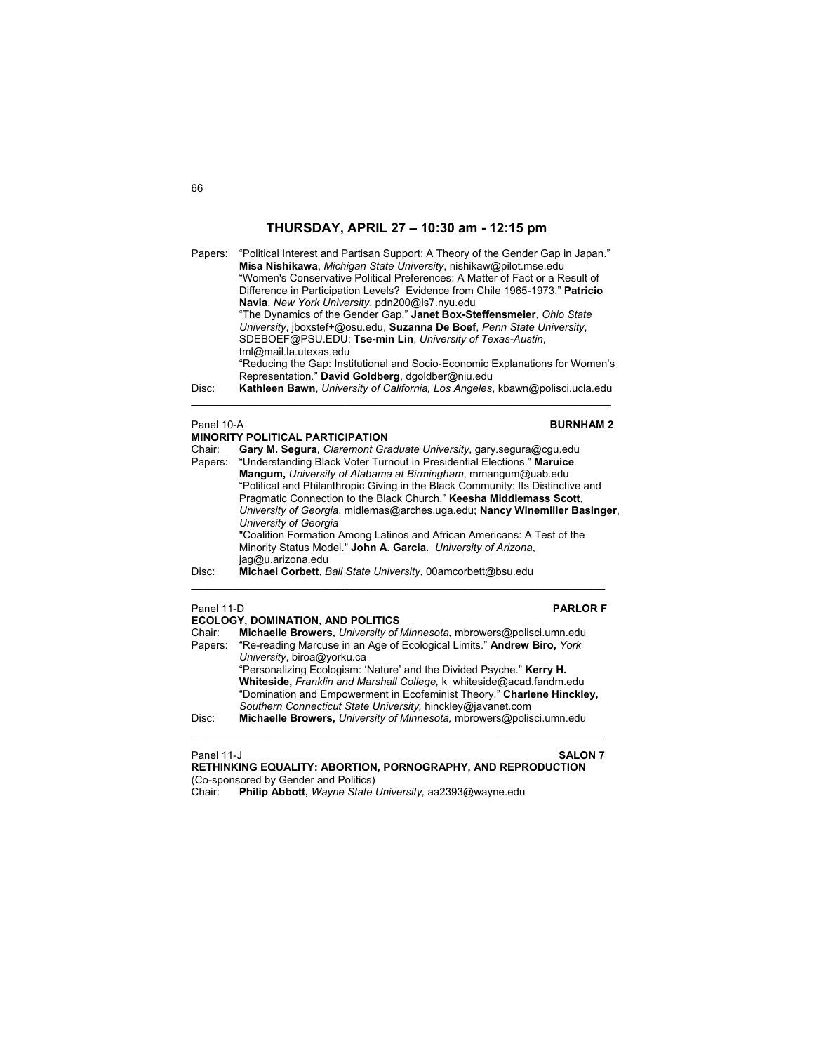## THURSDAY, APRIL 27 – 10:30 am - 12:15 pm

Papers: "Political Interest and Partisan Support: A Theory of the Gender Gap in Japan." **Misa Nishikawa**, *Michigan State University*, nishikaw@pilot.mse.edu
"Women's Conservative Political Preferences: A Matter of Fact or a Result of Difference in Participation Levels? Evidence from Chile 1965-1973." **Patricio Navia**, *New York University*, pdn200@is7.nyu.edu
"The Dynamics of the Gender Gap." **Janet Box-Steffensmeier**, *Ohio State University*, jboxstef+@osu.edu, **Suzanna De Boef**, *Penn State University*, SDEBOEF@PSU.EDU; **Tse-min Lin**, *University of Texas-Austin*, tml@mail.la.utexas.edu
"Reducing the Gap: Institutional and Socio-Economic Explanations for Women's Representation." **David Goldberg**, dgoldber@niu.edu
Disc: **Kathleen Bawn**, *University of California, Los Angeles*, kbawn@polisci.ucla.edu

---

Panel 10-A **BURNHAM 2**

**MINORITY POLITICAL PARTICIPATION**

Chair: **Gary M. Segura**, *Claremont Graduate University*, gary.segura@cgu.edu
Papers: "Understanding Black Voter Turnout in Presidential Elections." **Maruice Mangum,** *University of Alabama at Birmingham*, mmangum@uab.edu
"Political and Philanthropic Giving in the Black Community: Its Distinctive and Pragmatic Connection to the Black Church." **Keesha Middlemass Scott**, *University of Georgia*, midlemas@arches.uga.edu; **Nancy Winemiller Basinger**, *University of Georgia*
"Coalition Formation Among Latinos and African Americans: A Test of the Minority Status Model." **John A. Garcia**. *University of Arizona*, jag@u.arizona.edu
Disc: **Michael Corbett**, *Ball State University*, 00amcorbett@bsu.edu

---

Panel 11-D **PARLOR F**

**ECOLOGY, DOMINATION, AND POLITICS**

Chair: **Michaelle Browers,** *University of Minnesota,* mbrowers@polisci.umn.edu
Papers: "Re-reading Marcuse in an Age of Ecological Limits." **Andrew Biro,** *York University*, biroa@yorku.ca
"Personalizing Ecologism: 'Nature' and the Divided Psyche." **Kerry H. Whiteside,** *Franklin and Marshall College,* k_whiteside@acad.fandm.edu
"Domination and Empowerment in Ecofeminist Theory." **Charlene Hinckley,** *Southern Connecticut State University,* hinckley@javanet.com
Disc: **Michaelle Browers,** *University of Minnesota,* mbrowers@polisci.umn.edu

---

Panel 11-J **SALON 7**

**RETHINKING EQUALITY: ABORTION, PORNOGRAPHY, AND REPRODUCTION**
(Co-sponsored by Gender and Politics)

Chair: **Philip Abbott,** *Wayne State University,* aa2393@wayne.edu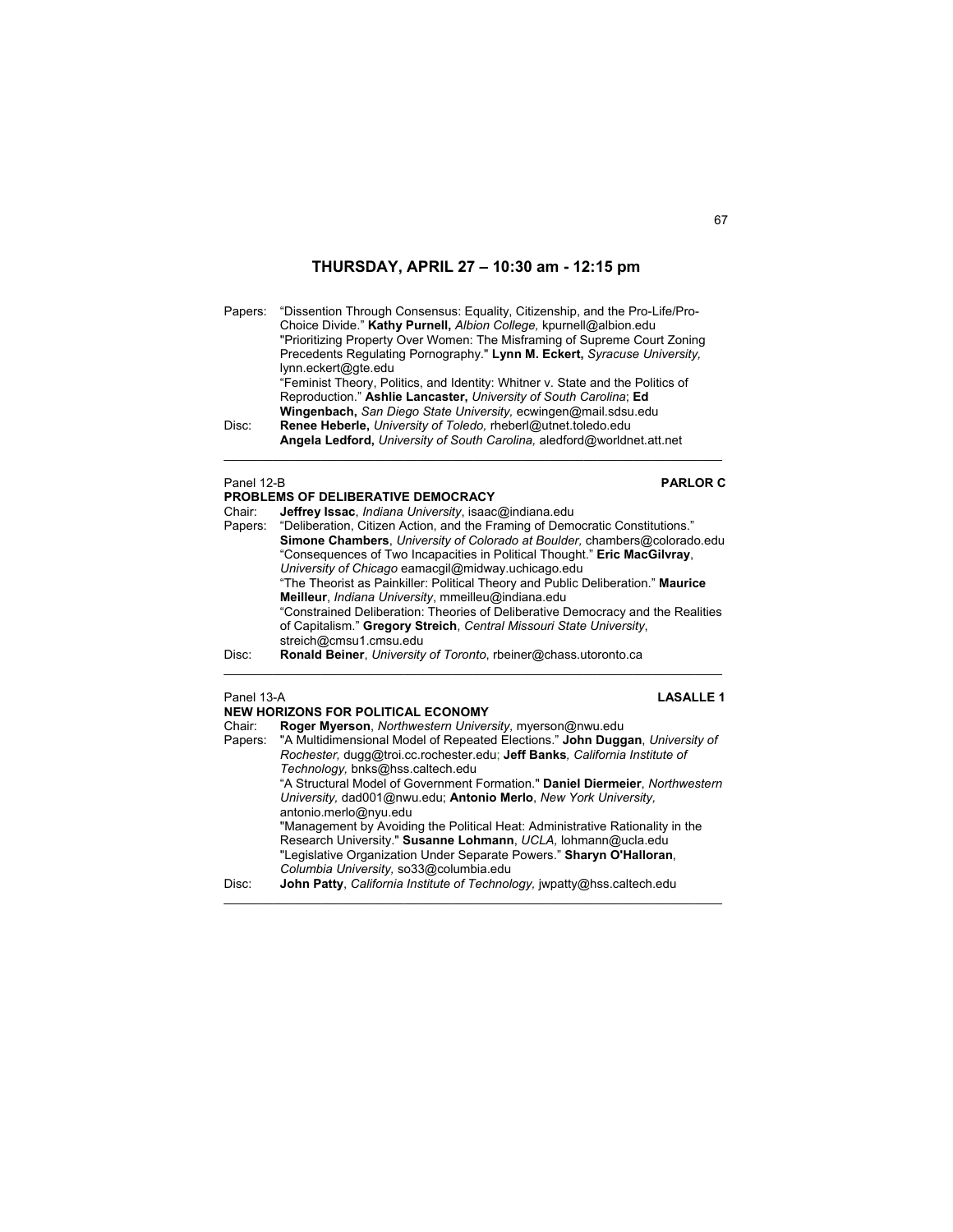## THURSDAY, APRIL 27 – 10:30 am - 12:15 pm

Papers: "Dissention Through Consensus: Equality, Citizenship, and the Pro-Life/Pro-Choice Divide." **Kathy Purnell,** *Albion College,* kpurnell@albion.edu
"Prioritizing Property Over Women: The Misframing of Supreme Court Zoning Precedents Regulating Pornography." **Lynn M. Eckert,** *Syracuse University,* lynn.eckert@gte.edu
"Feminist Theory, Politics, and Identity: Whitner v. State and the Politics of Reproduction." **Ashlie Lancaster,** *University of South Carolina*; **Ed Wingenbach,** *San Diego State University,* ecwingen@mail.sdsu.edu

Disc: **Renee Heberle,** *University of Toledo,* rheberl@utnet.toledo.edu
**Angela Ledford,** *University of South Carolina,* aledford@worldnet.att.net

---

Panel 12-B **PARLOR C**

### PROBLEMS OF DELIBERATIVE DEMOCRACY

Chair: **Jeffrey Issac**, *Indiana University*, isaac@indiana.edu

Papers: "Deliberation, Citizen Action, and the Framing of Democratic Constitutions." **Simone Chambers**, *University of Colorado at Boulder,* chambers@colorado.edu
"Consequences of Two Incapacities in Political Thought." **Eric MacGilvray**, *University of Chicago* eamacgil@midway.uchicago.edu
"The Theorist as Painkiller: Political Theory and Public Deliberation." **Maurice Meilleur**, *Indiana University*, mmeilleu@indiana.edu
"Constrained Deliberation: Theories of Deliberative Democracy and the Realities of Capitalism." **Gregory Streich**, *Central Missouri State University*, streich@cmsu1.cmsu.edu

Disc: **Ronald Beiner**, *University of Toronto*, rbeiner@chass.utoronto.ca

---

Panel 13-A **LASALLE 1**

### NEW HORIZONS FOR POLITICAL ECONOMY

Chair: **Roger Myerson**, *Northwestern University*, myerson@nwu.edu

Papers: "A Multidimensional Model of Repeated Elections." **John Duggan**, *University of Rochester,* dugg@troi.cc.rochester.edu; **Jeff Banks***, California Institute of Technology,* bnks@hss.caltech.edu
"A Structural Model of Government Formation." **Daniel Diermeier**, *Northwestern University,* dad001@nwu.edu; **Antonio Merlo**, *New York University,* antonio.merlo@nyu.edu
"Management by Avoiding the Political Heat: Administrative Rationality in the Research University." **Susanne Lohmann**, *UCLA,* lohmann@ucla.edu
"Legislative Organization Under Separate Powers." **Sharyn O'Halloran**, *Columbia University,* so33@columbia.edu

Disc: **John Patty**, *California Institute of Technology,* jwpatty@hss.caltech.edu

---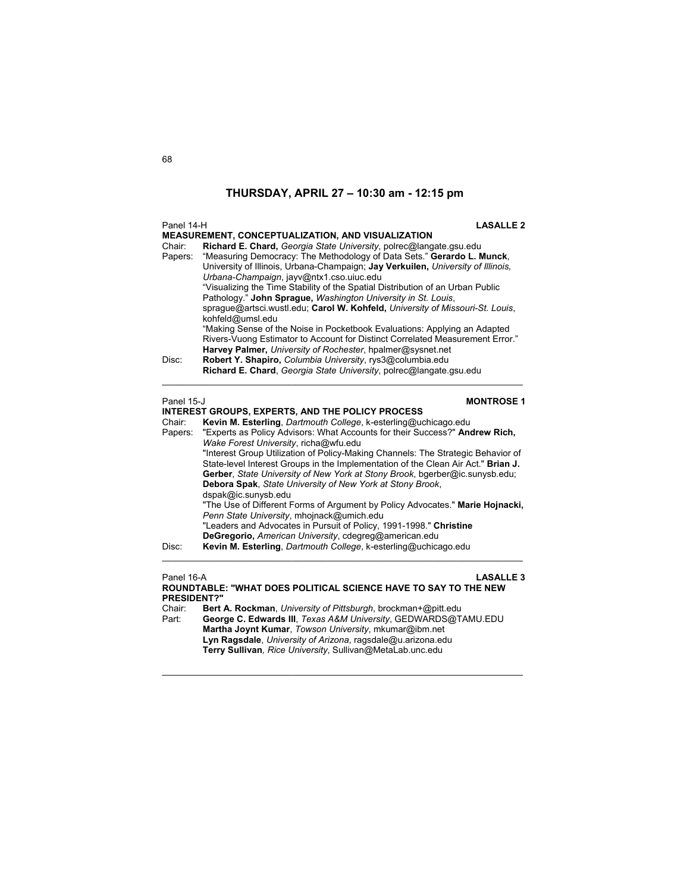## THURSDAY, APRIL 27 – 10:30 am - 12:15 pm

Panel 14-H **LASALLE 2**

**MEASUREMENT, CONCEPTUALIZATION, AND VISUALIZATION**

Chair: **Richard E. Chard,** *Georgia State University*, polrec@langate.gsu.edu

Papers: "Measuring Democracy: The Methodology of Data Sets." **Gerardo L. Munck**, University of Illinois, Urbana-Champaign; **Jay Verkuilen,** *University of Illinois, Urbana-Champaign*, jayv@ntx1.cso.uiuc.edu

"Visualizing the Time Stability of the Spatial Distribution of an Urban Public Pathology." **John Sprague,** *Washington University in St. Louis*, sprague@artsci.wustl.edu; **Carol W. Kohfeld,** *University of Missouri-St. Louis*, kohfeld@umsl.edu

"Making Sense of the Noise in Pocketbook Evaluations: Applying an Adapted Rivers-Vuong Estimator to Account for Distinct Correlated Measurement Error." **Harvey Palmer,** *University of Rochester*, hpalmer@sysnet.net

Disc: **Robert Y. Shapiro,** *Columbia University*, rys3@columbia.edu
**Richard E. Chard**, *Georgia State University*, polrec@langate.gsu.edu

---

Panel 15-J **MONTROSE 1**

**INTEREST GROUPS, EXPERTS, AND THE POLICY PROCESS**

Chair: **Kevin M. Esterling**, *Dartmouth College*, k-esterling@uchicago.edu

Papers: "Experts as Policy Advisors: What Accounts for their Success?" **Andrew Rich,** *Wake Forest University*, richa@wfu.edu

"Interest Group Utilization of Policy-Making Channels: The Strategic Behavior of State-level Interest Groups in the Implementation of the Clean Air Act." **Brian J. Gerber**, *State University of New York at Stony Brook*, bgerber@ic.sunysb.edu; **Debora Spak**, *State University of New York at Stony Brook*, dspak@ic.sunysb.edu

"The Use of Different Forms of Argument by Policy Advocates." **Marie Hojnacki,** *Penn State University*, mhojnack@umich.edu

"Leaders and Advocates in Pursuit of Policy, 1991-1998." **Christine DeGregorio,** *American University*, cdegreg@american.edu

Disc: **Kevin M. Esterling**, *Dartmouth College*, k-esterling@uchicago.edu

---

Panel 16-A **LASALLE 3**

**ROUNDTABLE: "WHAT DOES POLITICAL SCIENCE HAVE TO SAY TO THE NEW PRESIDENT?"**

Chair: **Bert A. Rockman**, *University of Pittsburgh*, brockman+@pitt.edu

Part: **George C. Edwards III**, *Texas A&M University*, GEDWARDS@TAMU.EDU
**Martha Joynt Kumar**, *Towson University*, mkumar@ibm.net
**Lyn Ragsdale**, *University of Arizona*, ragsdale@u.arizona.edu
**Terry Sullivan***, Rice University*, Sullivan@MetaLab.unc.edu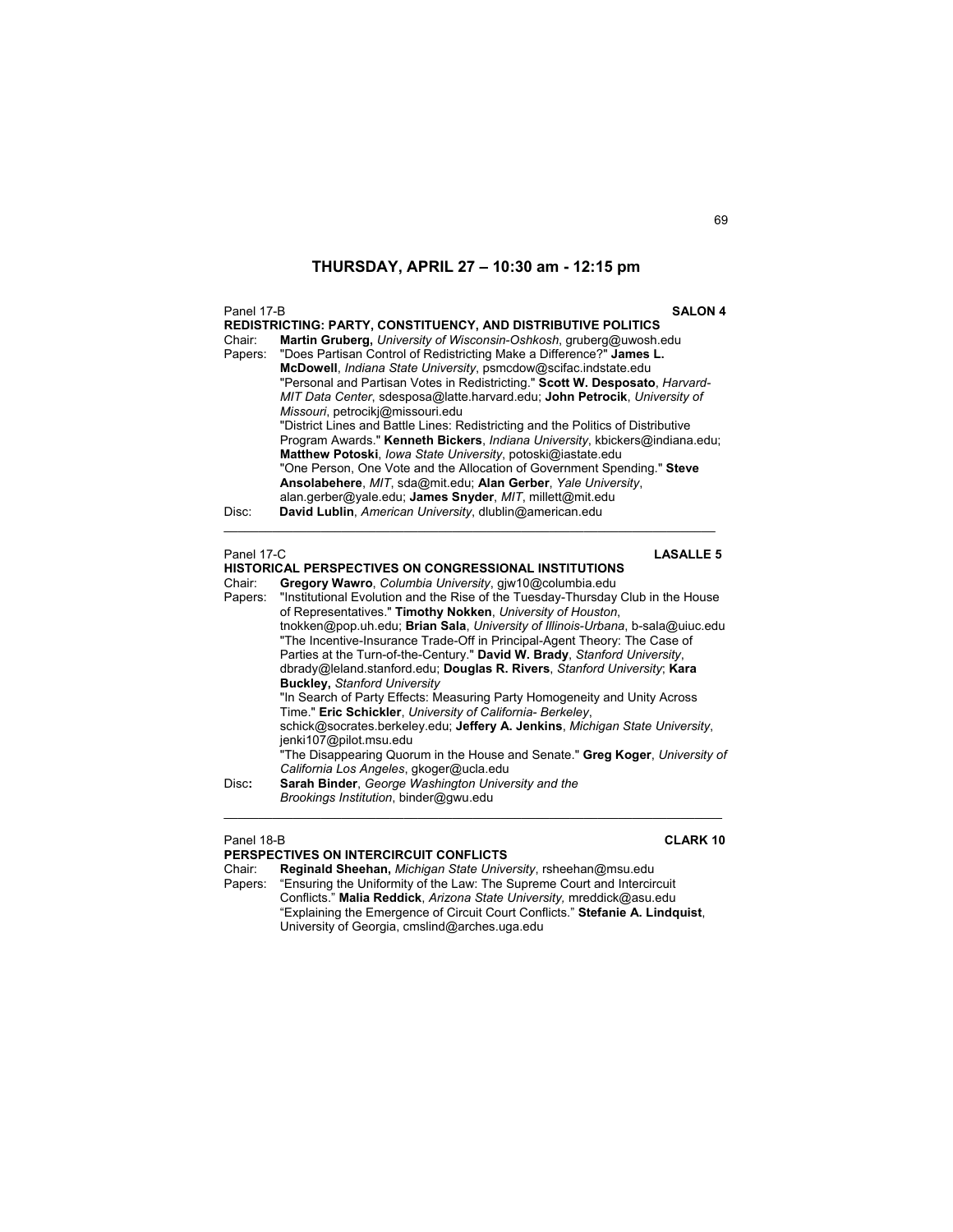## THURSDAY, APRIL 27 – 10:30 am - 12:15 pm

Panel 17-B **SALON 4**

**REDISTRICTING: PARTY, CONSTITUENCY, AND DISTRIBUTIVE POLITICS**

Chair: **Martin Gruberg,** *University of Wisconsin-Oshkosh*, gruberg@uwosh.edu

Papers: "Does Partisan Control of Redistricting Make a Difference?" **James L. McDowell**, *Indiana State University*, psmcdow@scifac.indstate.edu

"Personal and Partisan Votes in Redistricting." **Scott W. Desposato**, *Harvard-MIT Data Center*, sdesposa@latte.harvard.edu; **John Petrocik**, *University of Missouri*, petrocikj@missouri.edu

"District Lines and Battle Lines: Redistricting and the Politics of Distributive Program Awards." **Kenneth Bickers**, *Indiana University*, kbickers@indiana.edu; **Matthew Potoski**, *Iowa State University*, potoski@iastate.edu

"One Person, One Vote and the Allocation of Government Spending." **Steve Ansolabehere**, *MIT*, sda@mit.edu; **Alan Gerber**, *Yale University*, alan.gerber@yale.edu; **James Snyder**, *MIT*, millett@mit.edu

Disc: **David Lublin**, *American University*, dlublin@american.edu

---

Panel 17-C **LASALLE 5**

**HISTORICAL PERSPECTIVES ON CONGRESSIONAL INSTITUTIONS**

Chair: **Gregory Wawro**, *Columbia University*, gjw10@columbia.edu

Papers: "Institutional Evolution and the Rise of the Tuesday-Thursday Club in the House of Representatives." **Timothy Nokken**, *University of Houston*, tnokken@pop.uh.edu; **Brian Sala**, *University of Illinois-Urbana*, b-sala@uiuc.edu

"The Incentive-Insurance Trade-Off in Principal-Agent Theory: The Case of Parties at the Turn-of-the-Century." **David W. Brady**, *Stanford University*, dbrady@leland.stanford.edu; **Douglas R. Rivers**, *Stanford University*; **Kara Buckley,** *Stanford University*

"In Search of Party Effects: Measuring Party Homogeneity and Unity Across Time." **Eric Schickler**, *University of California- Berkeley*, schick@socrates.berkeley.edu; **Jeffery A. Jenkins**, *Michigan State University*, jenki107@pilot.msu.edu

"The Disappearing Quorum in the House and Senate." **Greg Koger**, *University of California Los Angeles*, gkoger@ucla.edu

Disc**:** **Sarah Binder**, *George Washington University and the Brookings Institution*, binder@gwu.edu

---

Panel 18-B **CLARK 10**

**PERSPECTIVES ON INTERCIRCUIT CONFLICTS**

Chair: **Reginald Sheehan,** *Michigan State University*, rsheehan@msu.edu

Papers: "Ensuring the Uniformity of the Law: The Supreme Court and Intercircuit Conflicts." **Malia Reddick**, *Arizona State University,* mreddick@asu.edu

"Explaining the Emergence of Circuit Court Conflicts." **Stefanie A. Lindquist**, University of Georgia, cmslind@arches.uga.edu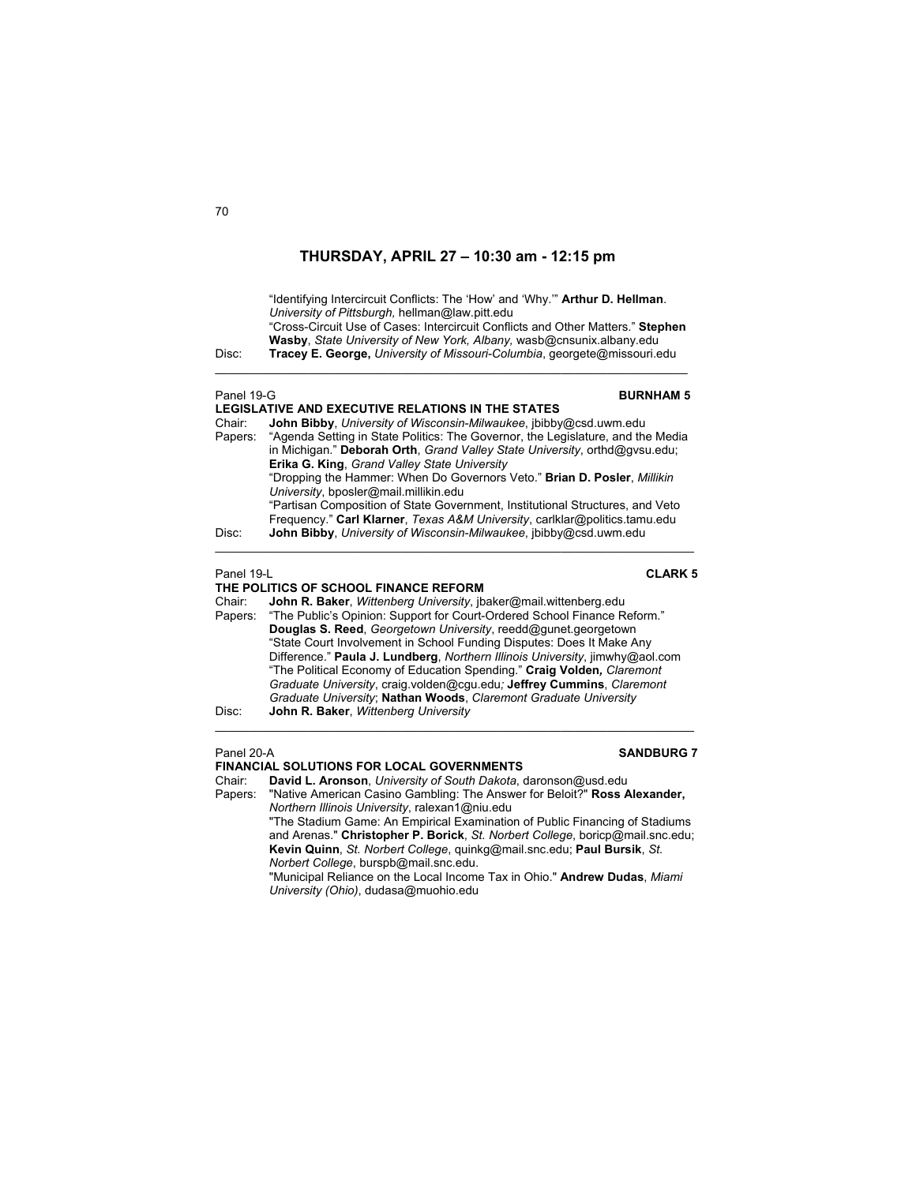## THURSDAY, APRIL 27 – 10:30 am - 12:15 pm

"Identifying Intercircuit Conflicts: The 'How' and 'Why.'" **Arthur D. Hellman**. *University of Pittsburgh,* hellman@law.pitt.edu
"Cross-Circuit Use of Cases: Intercircuit Conflicts and Other Matters." **Stephen Wasby**, *State University of New York, Albany,* wasb@cnsunix.albany.edu

Disc: **Tracey E. George,** *University of Missouri-Columbia*, georgete@missouri.edu

---

Panel 19-G **BURNHAM 5**

**LEGISLATIVE AND EXECUTIVE RELATIONS IN THE STATES**

Chair: **John Bibby**, *University of Wisconsin-Milwaukee*, jbibby@csd.uwm.edu

Papers: "Agenda Setting in State Politics: The Governor, the Legislature, and the Media in Michigan." **Deborah Orth**, *Grand Valley State University*, orthd@gvsu.edu; **Erika G. King**, *Grand Valley State University*
"Dropping the Hammer: When Do Governors Veto." **Brian D. Posler**, *Millikin University*, bposler@mail.millikin.edu
"Partisan Composition of State Government, Institutional Structures, and Veto Frequency." **Carl Klarner**, *Texas A&M University*, carlklar@politics.tamu.edu

Disc: **John Bibby**, *University of Wisconsin-Milwaukee*, jbibby@csd.uwm.edu

---

Panel 19-L **CLARK 5**

**THE POLITICS OF SCHOOL FINANCE REFORM**

Chair: **John R. Baker**, *Wittenberg University*, jbaker@mail.wittenberg.edu

Papers: "The Public's Opinion: Support for Court-Ordered School Finance Reform." **Douglas S. Reed**, *Georgetown University*, reedd@gunet.georgetown
"State Court Involvement in School Funding Disputes: Does It Make Any Difference." **Paula J. Lundberg**, *Northern Illinois University*, jimwhy@aol.com
"The Political Economy of Education Spending." **Craig Volden***, Claremont Graduate University*, craig.volden@cgu.edu*;* **Jeffrey Cummins**, *Claremont Graduate University*; **Nathan Woods**, *Claremont Graduate University*

Disc: **John R. Baker**, *Wittenberg University*

---

Panel 20-A **SANDBURG 7**

**FINANCIAL SOLUTIONS FOR LOCAL GOVERNMENTS**

Chair: **David L. Aronson**, *University of South Dakota*, daronson@usd.edu

Papers: "Native American Casino Gambling: The Answer for Beloit?" **Ross Alexander,** *Northern Illinois University*, ralexan1@niu.edu
"The Stadium Game: An Empirical Examination of Public Financing of Stadiums and Arenas." **Christopher P. Borick**, *St. Norbert College*, boricp@mail.snc.edu; **Kevin Quinn**, *St. Norbert College*, quinkg@mail.snc.edu; **Paul Bursik**, *St. Norbert College*, burspb@mail.snc.edu.
"Municipal Reliance on the Local Income Tax in Ohio." **Andrew Dudas**, *Miami University (Ohio)*, dudasa@muohio.edu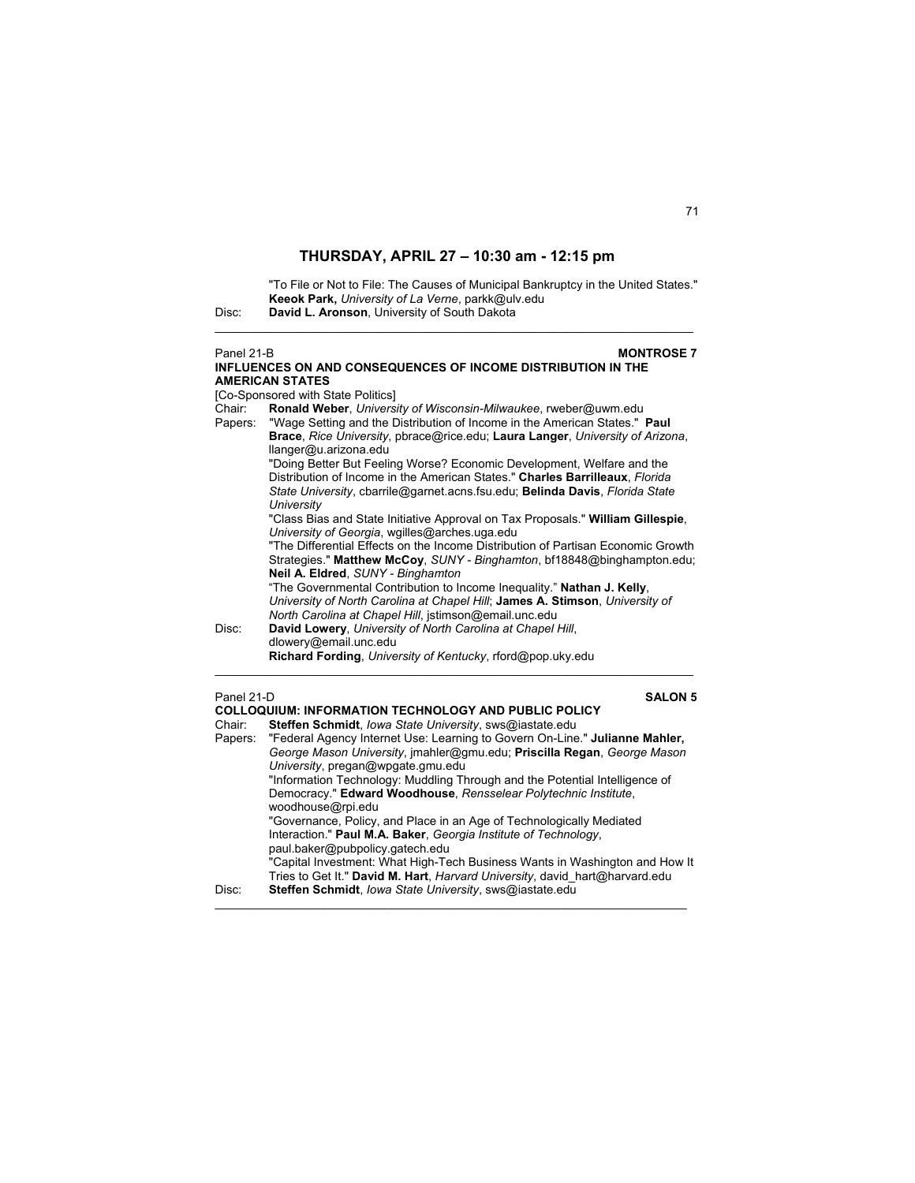## THURSDAY, APRIL 27 – 10:30 am - 12:15 pm

"To File or Not to File: The Causes of Municipal Bankruptcy in the United States." **Keeok Park,** *University of La Verne*, parkk@ulv.edu

Disc: **David L. Aronson**, University of South Dakota

---

Panel 21-B **MONTROSE 7**

### INFLUENCES ON AND CONSEQUENCES OF INCOME DISTRIBUTION IN THE AMERICAN STATES

[Co-Sponsored with State Politics]

Chair: **Ronald Weber**, *University of Wisconsin-Milwaukee*, rweber@uwm.edu

Papers: "Wage Setting and the Distribution of Income in the American States." **Paul Brace**, *Rice University*, pbrace@rice.edu; **Laura Langer**, *University of Arizona*, llanger@u.arizona.edu

"Doing Better But Feeling Worse? Economic Development, Welfare and the Distribution of Income in the American States." **Charles Barrilleaux**, *Florida State University*, cbarrile@garnet.acns.fsu.edu; **Belinda Davis**, *Florida State University*

"Class Bias and State Initiative Approval on Tax Proposals." **William Gillespie**, *University of Georgia*, wgilles@arches.uga.edu

"The Differential Effects on the Income Distribution of Partisan Economic Growth Strategies." **Matthew McCoy**, *SUNY - Binghamton*, bf18848@binghampton.edu; **Neil A. Eldred**, *SUNY - Binghamton*

"The Governmental Contribution to Income Inequality." **Nathan J. Kelly**, *University of North Carolina at Chapel Hill*; **James A. Stimson**, *University of North Carolina at Chapel Hill*, jstimson@email.unc.edu

Disc: **David Lowery**, *University of North Carolina at Chapel Hill*, dlowery@email.unc.edu

**Richard Fording**, *University of Kentucky*, rford@pop.uky.edu

---

Panel 21-D **SALON 5**

### COLLOQUIUM: INFORMATION TECHNOLOGY AND PUBLIC POLICY

Chair: **Steffen Schmidt**, *Iowa State University*, sws@iastate.edu

Papers: "Federal Agency Internet Use: Learning to Govern On-Line." **Julianne Mahler,** *George Mason University*, jmahler@gmu.edu; **Priscilla Regan**, *George Mason University*, pregan@wpgate.gmu.edu

"Information Technology: Muddling Through and the Potential Intelligence of Democracy." **Edward Woodhouse**, *Rensselear Polytechnic Institute*, woodhouse@rpi.edu

"Governance, Policy, and Place in an Age of Technologically Mediated Interaction." **Paul M.A. Baker**, *Georgia Institute of Technology*, paul.baker@pubpolicy.gatech.edu

"Capital Investment: What High-Tech Business Wants in Washington and How It Tries to Get It." **David M. Hart**, *Harvard University*, david_hart@harvard.edu

Disc: **Steffen Schmidt**, *Iowa State University*, sws@iastate.edu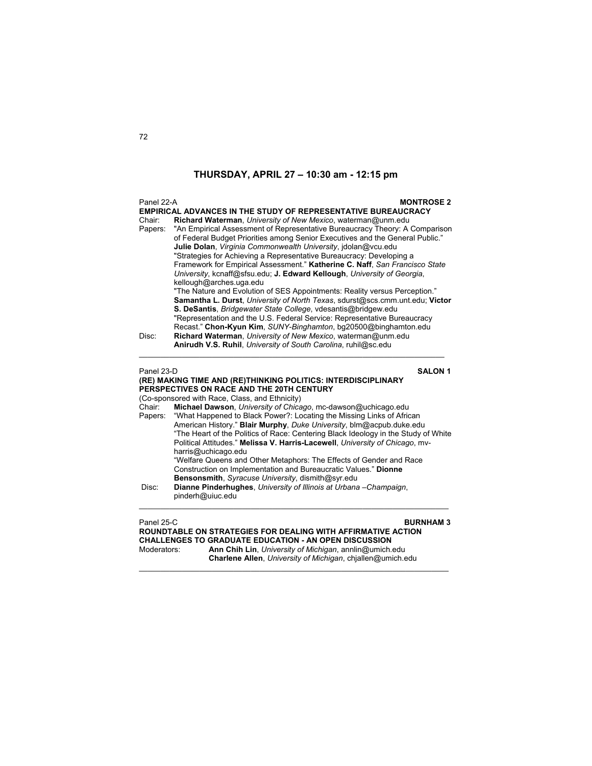## THURSDAY, APRIL 27 – 10:30 am - 12:15 pm

Panel 22-A **MONTROSE 2**

**EMPIRICAL ADVANCES IN THE STUDY OF REPRESENTATIVE BUREAUCRACY**

Chair: **Richard Waterman**, *University of New Mexico*, waterman@unm.edu

Papers: "An Empirical Assessment of Representative Bureaucracy Theory: A Comparison of Federal Budget Priorities among Senior Executives and the General Public." **Julie Dolan**, *Virginia Commonwealth University*, jdolan@vcu.edu

"Strategies for Achieving a Representative Bureaucracy: Developing a Framework for Empirical Assessment." **Katherine C. Naff**, *San Francisco State University*, kcnaff@sfsu.edu; **J. Edward Kellough**, *University of Georgia*, kellough@arches.uga.edu

"The Nature and Evolution of SES Appointments: Reality versus Perception." **Samantha L. Durst**, *University of North Texas*, sdurst@scs.cmm.unt.edu; **Victor S. DeSantis**, *Bridgewater State College*, vdesantis@bridgew.edu

"Representation and the U.S. Federal Service: Representative Bureaucracy Recast." **Chon-Kyun Kim**, *SUNY-Binghamton*, bg20500@binghamton.edu

Disc: **Richard Waterman**, *University of New Mexico*, waterman@unm.edu
**Anirudh V.S. Ruhil**, *University of South Carolina*, ruhil@sc.edu

---

Panel 23-D **SALON 1**

**(RE) MAKING TIME AND (RE)THINKING POLITICS: INTERDISCIPLINARY PERSPECTIVES ON RACE AND THE 20TH CENTURY**

(Co-sponsored with Race, Class, and Ethnicity)

Chair: **Michael Dawson**, *University of Chicago*, mc-dawson@uchicago.edu

Papers: "What Happened to Black Power?: Locating the Missing Links of African American History." **Blair Murphy**, *Duke University*, blm@acpub.duke.edu

"The Heart of the Politics of Race: Centering Black Ideology in the Study of White Political Attitudes." **Melissa V. Harris-Lacewell**, *University of Chicago*, mv-harris@uchicago.edu

"Welfare Queens and Other Metaphors: The Effects of Gender and Race Construction on Implementation and Bureaucratic Values." **Dionne Bensonsmith**, *Syracuse University*, dismith@syr.edu

Disc: **Dianne Pinderhughes**, *University of Illinois at Urbana –Champaign*, pinderh@uiuc.edu

---

Panel 25-C **BURNHAM 3**

**ROUNDTABLE ON STRATEGIES FOR DEALING WITH AFFIRMATIVE ACTION CHALLENGES TO GRADUATE EDUCATION - AN OPEN DISCUSSION**

Moderators: **Ann Chih Lin**, *University of Michigan*, annlin@umich.edu
**Charlene Allen**, *University of Michigan*, chjallen@umich.edu

---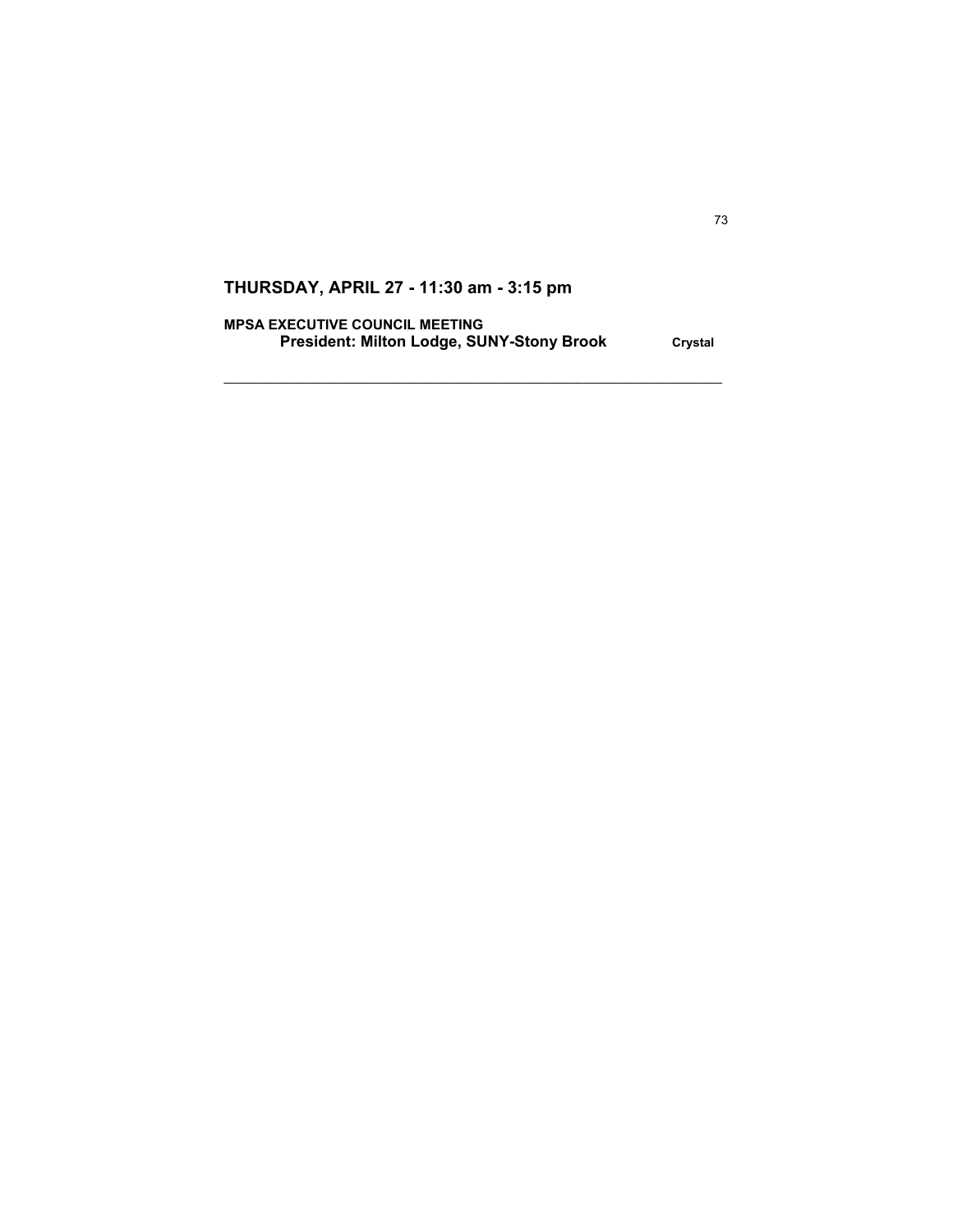## THURSDAY, APRIL 27 - 11:30 am - 3:15 pm

**MPSA EXECUTIVE COUNCIL MEETING**

**President: Milton Lodge, SUNY-Stony Brook** **Crystal**

---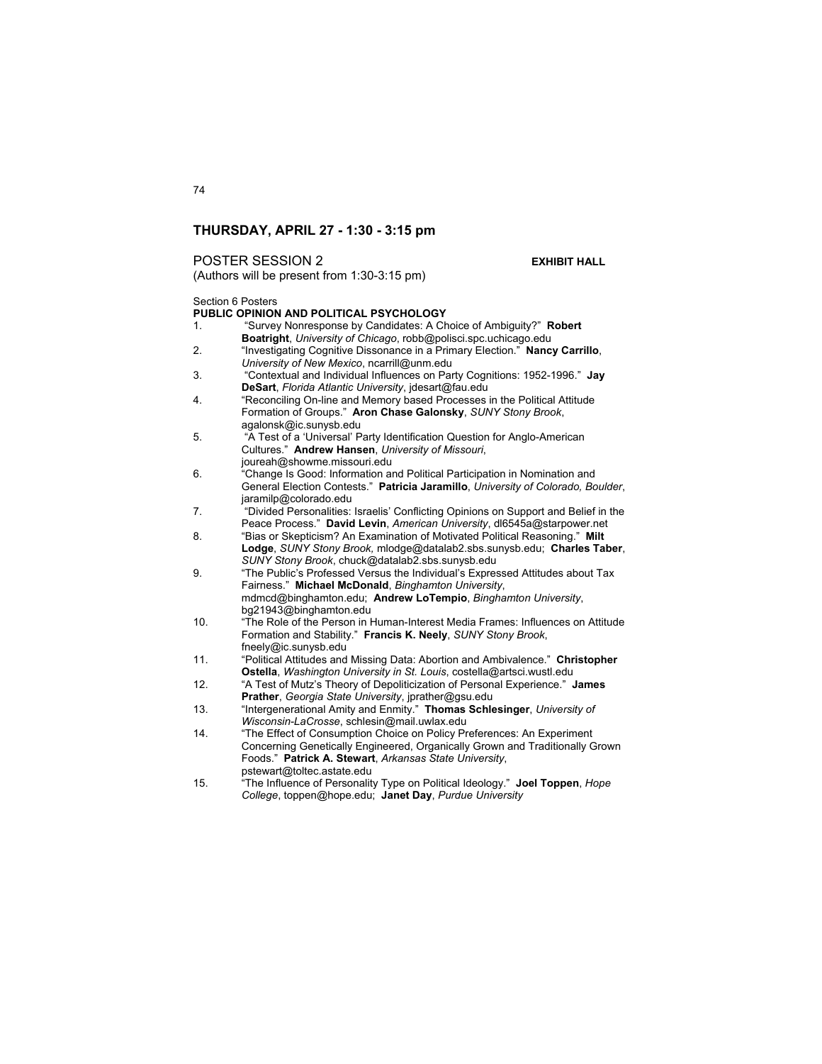## THURSDAY, APRIL 27 - 1:30 - 3:15 pm

POSTER SESSION 2 **EXHIBIT HALL**
(Authors will be present from 1:30-3:15 pm)

Section 6 Posters
**PUBLIC OPINION AND POLITICAL PSYCHOLOGY**

1. "Survey Nonresponse by Candidates: A Choice of Ambiguity?" **Robert Boatright**, *University of Chicago*, robb@polisci.spc.uchicago.edu
2. "Investigating Cognitive Dissonance in a Primary Election." **Nancy Carrillo**, *University of New Mexico*, ncarrill@unm.edu
3. "Contextual and Individual Influences on Party Cognitions: 1952-1996." **Jay DeSart**, *Florida Atlantic University*, jdesart@fau.edu
4. "Reconciling On-line and Memory based Processes in the Political Attitude Formation of Groups." **Aron Chase Galonsky**, *SUNY Stony Brook*, agalonsk@ic.sunysb.edu
5. "A Test of a 'Universal' Party Identification Question for Anglo-American Cultures." **Andrew Hansen**, *University of Missouri*, joureah@showme.missouri.edu
6. "Change Is Good: Information and Political Participation in Nomination and General Election Contests." **Patricia Jaramillo**, *University of Colorado, Boulder*, jaramilp@colorado.edu
7. "Divided Personalities: Israelis' Conflicting Opinions on Support and Belief in the Peace Process." **David Levin**, *American University*, dl6545a@starpower.net
8. "Bias or Skepticism? An Examination of Motivated Political Reasoning." **Milt Lodge**, *SUNY Stony Brook,* mlodge@datalab2.sbs.sunysb.edu; **Charles Taber**, *SUNY Stony Brook*, chuck@datalab2.sbs.sunysb.edu
9. "The Public's Professed Versus the Individual's Expressed Attitudes about Tax Fairness." **Michael McDonald**, *Binghamton University*, mdmcd@binghamton.edu; **Andrew LoTempio**, *Binghamton University*, bg21943@binghamton.edu
10. "The Role of the Person in Human-Interest Media Frames: Influences on Attitude Formation and Stability." **Francis K. Neely**, *SUNY Stony Brook*, fneely@ic.sunysb.edu
11. "Political Attitudes and Missing Data: Abortion and Ambivalence." **Christopher Ostella**, *Washington University in St. Louis*, costella@artsci.wustl.edu
12. "A Test of Mutz's Theory of Depoliticization of Personal Experience." **James Prather**, *Georgia State University*, jprather@gsu.edu
13. "Intergenerational Amity and Enmity." **Thomas Schlesinger**, *University of Wisconsin-LaCrosse*, schlesin@mail.uwlax.edu
14. "The Effect of Consumption Choice on Policy Preferences: An Experiment Concerning Genetically Engineered, Organically Grown and Traditionally Grown Foods." **Patrick A. Stewart**, *Arkansas State University*, pstewart@toltec.astate.edu
15. "The Influence of Personality Type on Political Ideology." **Joel Toppen**, *Hope College*, toppen@hope.edu; **Janet Day**, *Purdue University*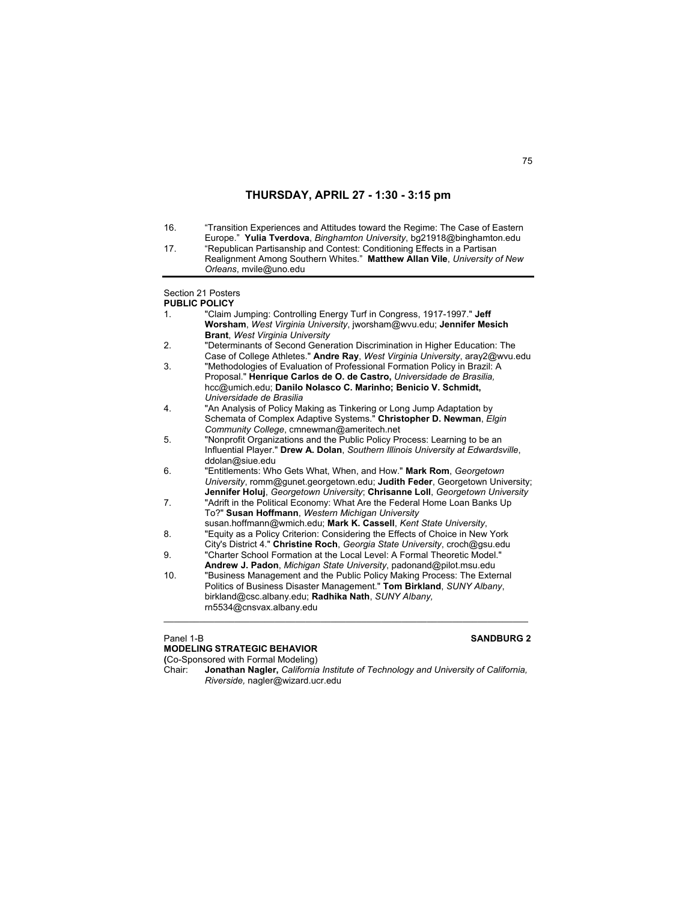## THURSDAY, APRIL 27 - 1:30 - 3:15 pm

16. "Transition Experiences and Attitudes toward the Regime: The Case of Eastern Europe." **Yulia Tverdova**, *Binghamton University*, bg21918@binghamton.edu
17. "Republican Partisanship and Contest: Conditioning Effects in a Partisan Realignment Among Southern Whites." **Matthew Allan Vile**, *University of New Orleans*, mvile@uno.edu

---

Section 21 Posters
**PUBLIC POLICY**

1. "Claim Jumping: Controlling Energy Turf in Congress, 1917-1997." **Jeff Worsham**, *West Virginia University*, jworsham@wvu.edu; **Jennifer Mesich Brant**, *West Virginia University*
2. "Determinants of Second Generation Discrimination in Higher Education: The Case of College Athletes." **Andre Ray**, *West Virginia University*, aray2@wvu.edu
3. "Methodologies of Evaluation of Professional Formation Policy in Brazil: A Proposal." **Henrique Carlos de O. de Castro,** *Universidade de Brasilia,* hcc@umich.edu; **Danilo Nolasco C. Marinho; Benicio V. Schmidt,** *Universidade de Brasilia*
4. "An Analysis of Policy Making as Tinkering or Long Jump Adaptation by Schemata of Complex Adaptive Systems." **Christopher D. Newman**, *Elgin Community College*, cmnewman@ameritech.net
5. "Nonprofit Organizations and the Public Policy Process: Learning to be an Influential Player." **Drew A. Dolan**, *Southern Illinois University at Edwardsville*, ddolan@siue.edu
6. "Entitlements: Who Gets What, When, and How." **Mark Rom**, *Georgetown University*, romm@gunet.georgetown.edu; **Judith Feder**, Georgetown University; **Jennifer Holuj**, *Georgetown University*; **Chrisanne Loll**, *Georgetown University*
7. "Adrift in the Political Economy: What Are the Federal Home Loan Banks Up To?" **Susan Hoffmann**, *Western Michigan University* susan.hoffmann@wmich.edu; **Mark K. Cassell**, *Kent State University*,
8. "Equity as a Policy Criterion: Considering the Effects of Choice in New York City's District 4." **Christine Roch**, *Georgia State University*, croch@gsu.edu
9. "Charter School Formation at the Local Level: A Formal Theoretic Model." **Andrew J. Padon**, *Michigan State University*, padonand@pilot.msu.edu
10. "Business Management and the Public Policy Making Process: The External Politics of Business Disaster Management." **Tom Birkland**, *SUNY Albany*, birkland@csc.albany.edu; **Radhika Nath**, *SUNY Albany,* rn5534@cnsvax.albany.edu

---

Panel 1-B **SANDBURG 2**
**MODELING STRATEGIC BEHAVIOR**
(Co-Sponsored with Formal Modeling)
Chair: **Jonathan Nagler,** *California Institute of Technology and University of California, Riverside,* nagler@wizard.ucr.edu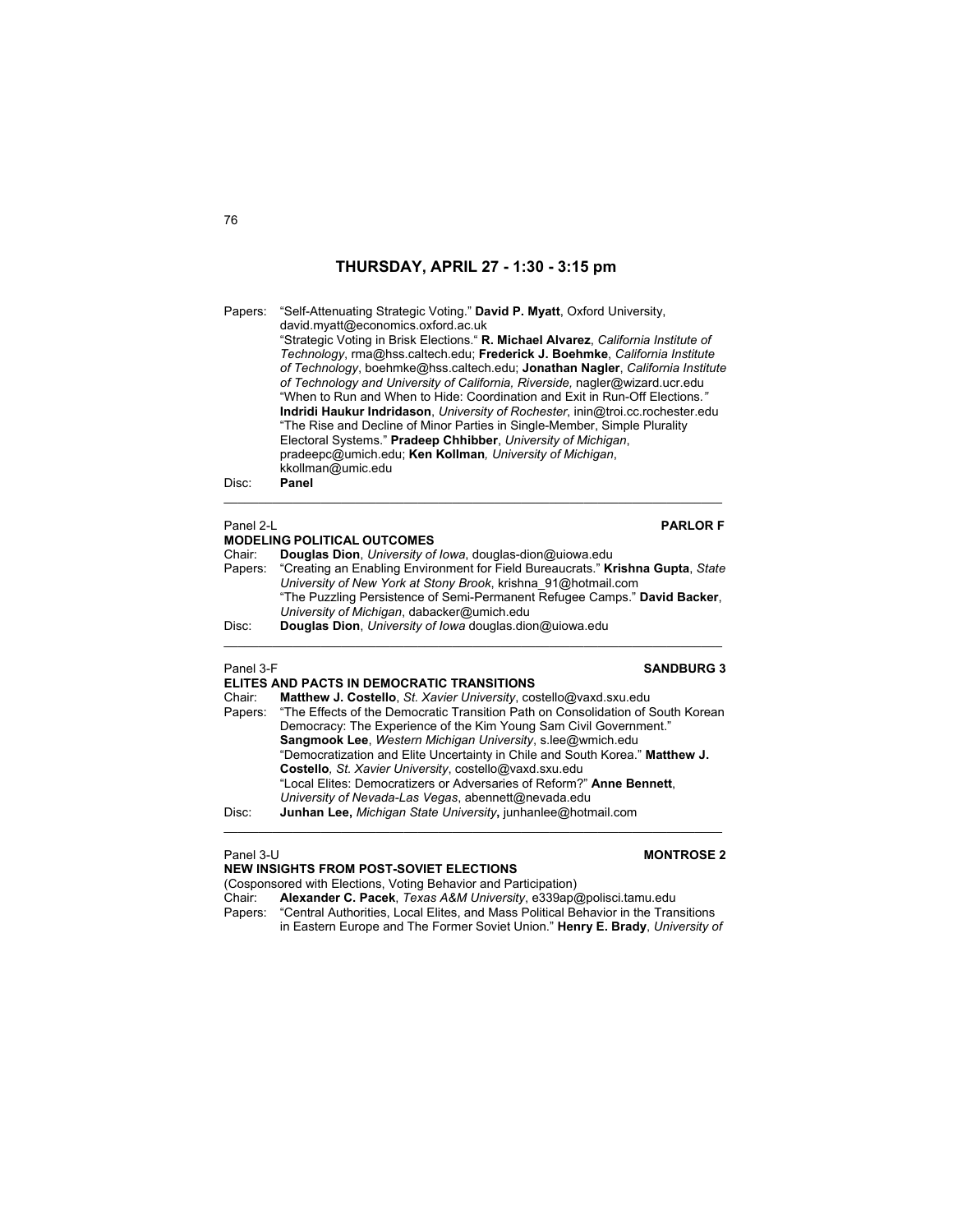## THURSDAY, APRIL 27 - 1:30 - 3:15 pm

Papers: "Self-Attenuating Strategic Voting." **David P. Myatt**, Oxford University, david.myatt@economics.oxford.ac.uk
"Strategic Voting in Brisk Elections." **R. Michael Alvarez**, *California Institute of Technology*, rma@hss.caltech.edu; **Frederick J. Boehmke**, *California Institute of Technology*, boehmke@hss.caltech.edu; **Jonathan Nagler**, *California Institute of Technology and University of California, Riverside,* nagler@wizard.ucr.edu
"When to Run and When to Hide: Coordination and Exit in Run-Off Elections." **Indridi Haukur Indridason**, *University of Rochester*, inin@troi.cc.rochester.edu
"The Rise and Decline of Minor Parties in Single-Member, Simple Plurality Electoral Systems." **Pradeep Chhibber**, *University of Michigan*, pradeepc@umich.edu; **Ken Kollman***, University of Michigan*, kkollman@umic.edu

Disc: **Panel**

---

Panel 2-L **PARLOR F**

**MODELING POLITICAL OUTCOMES**

Chair: **Douglas Dion**, *University of Iowa*, douglas-dion@uiowa.edu

Papers: "Creating an Enabling Environment for Field Bureaucrats." **Krishna Gupta**, *State University of New York at Stony Brook*, krishna_91@hotmail.com
"The Puzzling Persistence of Semi-Permanent Refugee Camps." **David Backer**, *University of Michigan*, dabacker@umich.edu

Disc: **Douglas Dion**, *University of Iowa* douglas.dion@uiowa.edu

---

Panel 3-F **SANDBURG 3**

**ELITES AND PACTS IN DEMOCRATIC TRANSITIONS**

Chair: **Matthew J. Costello**, *St. Xavier University*, costello@vaxd.sxu.edu

Papers: "The Effects of the Democratic Transition Path on Consolidation of South Korean Democracy: The Experience of the Kim Young Sam Civil Government." **Sangmook Lee**, *Western Michigan University*, s.lee@wmich.edu
"Democratization and Elite Uncertainty in Chile and South Korea." **Matthew J. Costello***, St. Xavier University*, costello@vaxd.sxu.edu
"Local Elites: Democratizers or Adversaries of Reform?" **Anne Bennett**, *University of Nevada-Las Vegas*, abennett@nevada.edu

Disc: **Junhan Lee,** *Michigan State University***,** junhanlee@hotmail.com

---

Panel 3-U **MONTROSE 2**

**NEW INSIGHTS FROM POST-SOVIET ELECTIONS**

(Cosponsored with Elections, Voting Behavior and Participation)

Chair: **Alexander C. Pacek**, *Texas A&M University*, e339ap@polisci.tamu.edu

Papers: "Central Authorities, Local Elites, and Mass Political Behavior in the Transitions in Eastern Europe and The Former Soviet Union." **Henry E. Brady**, *University of*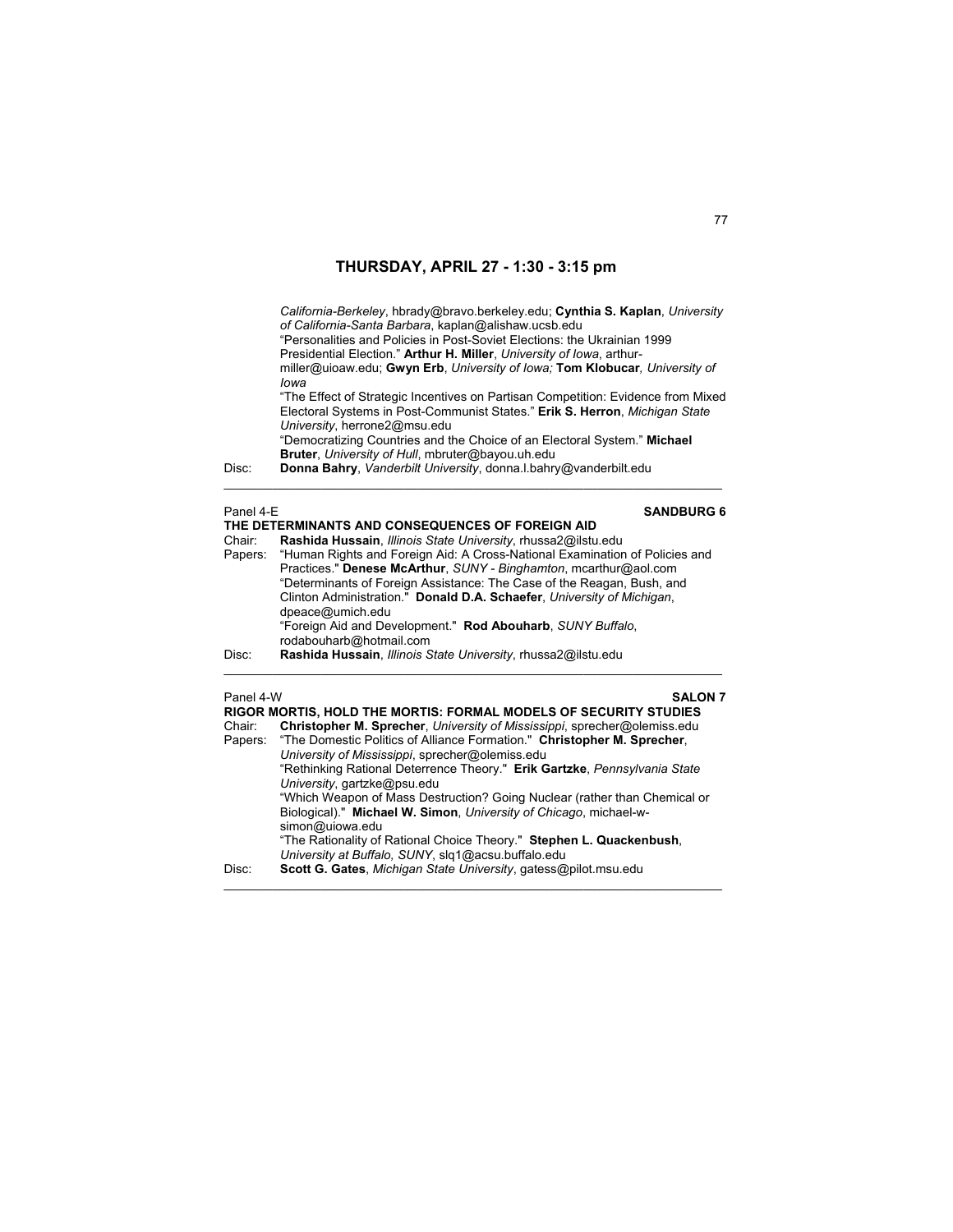## THURSDAY, APRIL 27 - 1:30 - 3:15 pm

*California-Berkeley*, hbrady@bravo.berkeley.edu; **Cynthia S. Kaplan**, *University of California-Santa Barbara*, kaplan@alishaw.ucsb.edu
"Personalities and Policies in Post-Soviet Elections: the Ukrainian 1999 Presidential Election." **Arthur H. Miller**, *University of Iowa*, arthur-miller@uioaw.edu; **Gwyn Erb**, *University of Iowa;* **Tom Klobucar***, University of Iowa*
"The Effect of Strategic Incentives on Partisan Competition: Evidence from Mixed Electoral Systems in Post-Communist States." **Erik S. Herron**, *Michigan State University*, herrone2@msu.edu
"Democratizing Countries and the Choice of an Electoral System." **Michael Bruter**, *University of Hull*, mbruter@bayou.uh.edu

Disc: **Donna Bahry**, *Vanderbilt University*, donna.l.bahry@vanderbilt.edu

---

Panel 4-E **SANDBURG 6**

**THE DETERMINANTS AND CONSEQUENCES OF FOREIGN AID**

Chair: **Rashida Hussain**, *Illinois State University*, rhussa2@ilstu.edu

Papers: "Human Rights and Foreign Aid: A Cross-National Examination of Policies and Practices." **Denese McArthur**, *SUNY - Binghamton*, mcarthur@aol.com
"Determinants of Foreign Assistance: The Case of the Reagan, Bush, and Clinton Administration." **Donald D.A. Schaefer**, *University of Michigan*, dpeace@umich.edu
"Foreign Aid and Development." **Rod Abouharb**, *SUNY Buffalo*, rodabouharb@hotmail.com

Disc: **Rashida Hussain**, *Illinois State University*, rhussa2@ilstu.edu

---

Panel 4-W **SALON 7**

**RIGOR MORTIS, HOLD THE MORTIS: FORMAL MODELS OF SECURITY STUDIES**

Chair: **Christopher M. Sprecher**, *University of Mississippi*, sprecher@olemiss.edu

Papers: "The Domestic Politics of Alliance Formation." **Christopher M. Sprecher**, *University of Mississippi*, sprecher@olemiss.edu
"Rethinking Rational Deterrence Theory." **Erik Gartzke**, *Pennsylvania State University*, gartzke@psu.edu
"Which Weapon of Mass Destruction? Going Nuclear (rather than Chemical or Biological)." **Michael W. Simon**, *University of Chicago*, michael-w-simon@uiowa.edu
"The Rationality of Rational Choice Theory." **Stephen L. Quackenbush**, *University at Buffalo, SUNY*, slq1@acsu.buffalo.edu

Disc: **Scott G. Gates**, *Michigan State University*, gatess@pilot.msu.edu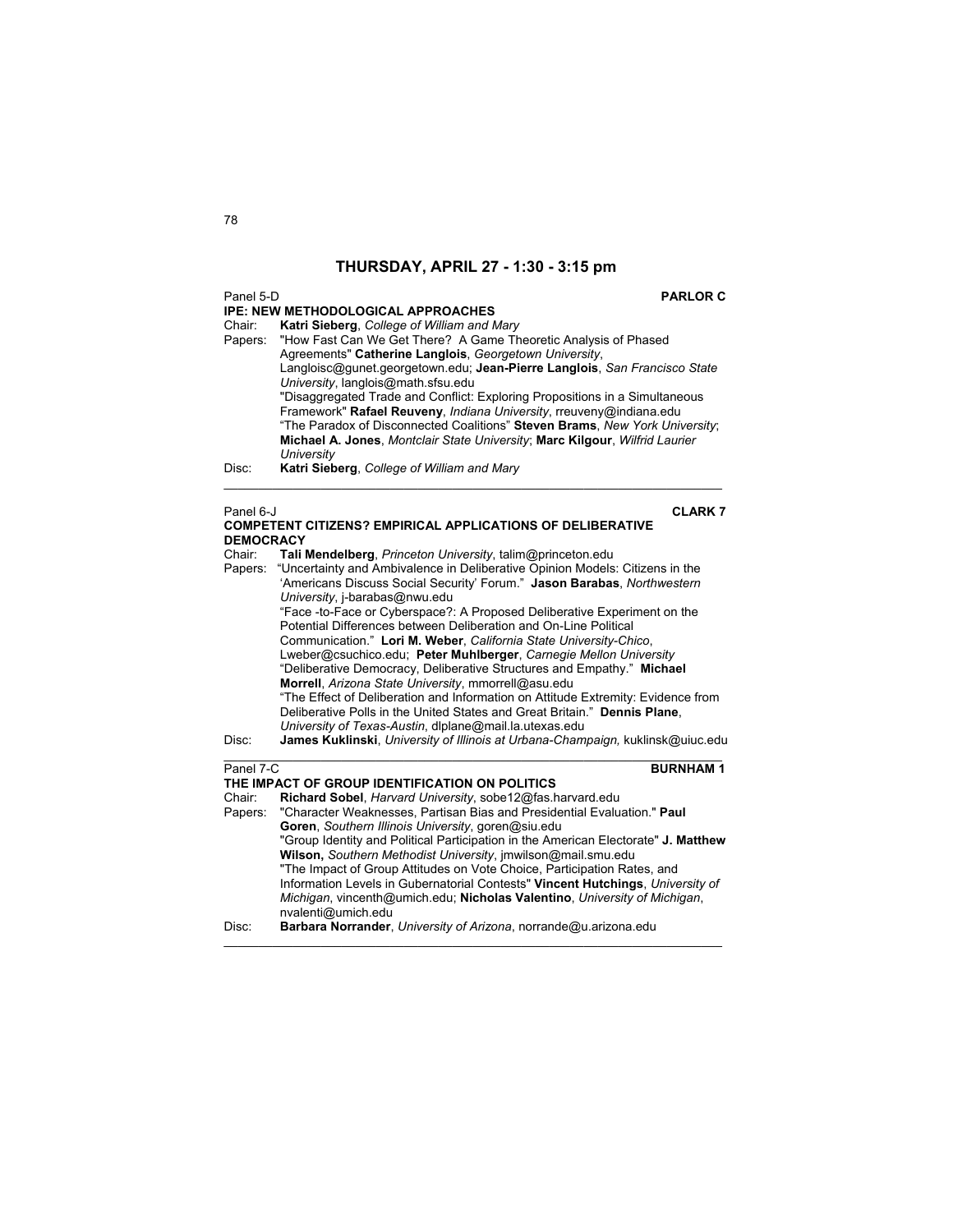## THURSDAY, APRIL 27 - 1:30 - 3:15 pm

Panel 5-D **PARLOR C**

**IPE: NEW METHODOLOGICAL APPROACHES**

Chair: **Katri Sieberg**, *College of William and Mary*

Papers: "How Fast Can We Get There? A Game Theoretic Analysis of Phased Agreements" **Catherine Langlois**, *Georgetown University*, Langloisc@gunet.georgetown.edu; **Jean-Pierre Langlois**, *San Francisco State University*, langlois@math.sfsu.edu

"Disaggregated Trade and Conflict: Exploring Propositions in a Simultaneous Framework" **Rafael Reuveny**, *Indiana University*, rreuveny@indiana.edu

"The Paradox of Disconnected Coalitions" **Steven Brams**, *New York University*; **Michael A. Jones**, *Montclair State University*; **Marc Kilgour**, *Wilfrid Laurier University*

Disc: **Katri Sieberg**, *College of William and Mary*

---

Panel 6-J **CLARK 7**

**COMPETENT CITIZENS? EMPIRICAL APPLICATIONS OF DELIBERATIVE DEMOCRACY**

Chair: **Tali Mendelberg**, *Princeton University*, talim@princeton.edu

Papers: "Uncertainty and Ambivalence in Deliberative Opinion Models: Citizens in the 'Americans Discuss Social Security' Forum." **Jason Barabas**, *Northwestern University*, j-barabas@nwu.edu

"Face -to-Face or Cyberspace?: A Proposed Deliberative Experiment on the Potential Differences between Deliberation and On-Line Political Communication." **Lori M. Weber**, *California State University-Chico*, Lweber@csuchico.edu; **Peter Muhlberger**, *Carnegie Mellon University*

"Deliberative Democracy, Deliberative Structures and Empathy." **Michael Morrell**, *Arizona State University*, mmorrell@asu.edu

"The Effect of Deliberation and Information on Attitude Extremity: Evidence from Deliberative Polls in the United States and Great Britain." **Dennis Plane**, *University of Texas-Austin*, dlplane@mail.la.utexas.edu

Disc: **James Kuklinski**, *University of Illinois at Urbana-Champaign,* kuklinsk@uiuc.edu

---

Panel 7-C **BURNHAM 1**

**THE IMPACT OF GROUP IDENTIFICATION ON POLITICS**

Chair: **Richard Sobel**, *Harvard University*, sobe12@fas.harvard.edu

Papers: "Character Weaknesses, Partisan Bias and Presidential Evaluation." **Paul Goren**, *Southern Illinois University*, goren@siu.edu

"Group Identity and Political Participation in the American Electorate" **J. Matthew Wilson,** *Southern Methodist University*, jmwilson@mail.smu.edu

"The Impact of Group Attitudes on Vote Choice, Participation Rates, and Information Levels in Gubernatorial Contests" **Vincent Hutchings**, *University of Michigan*, vincenth@umich.edu; **Nicholas Valentino**, *University of Michigan*, nvalenti@umich.edu

Disc: **Barbara Norrander**, *University of Arizona*, norrande@u.arizona.edu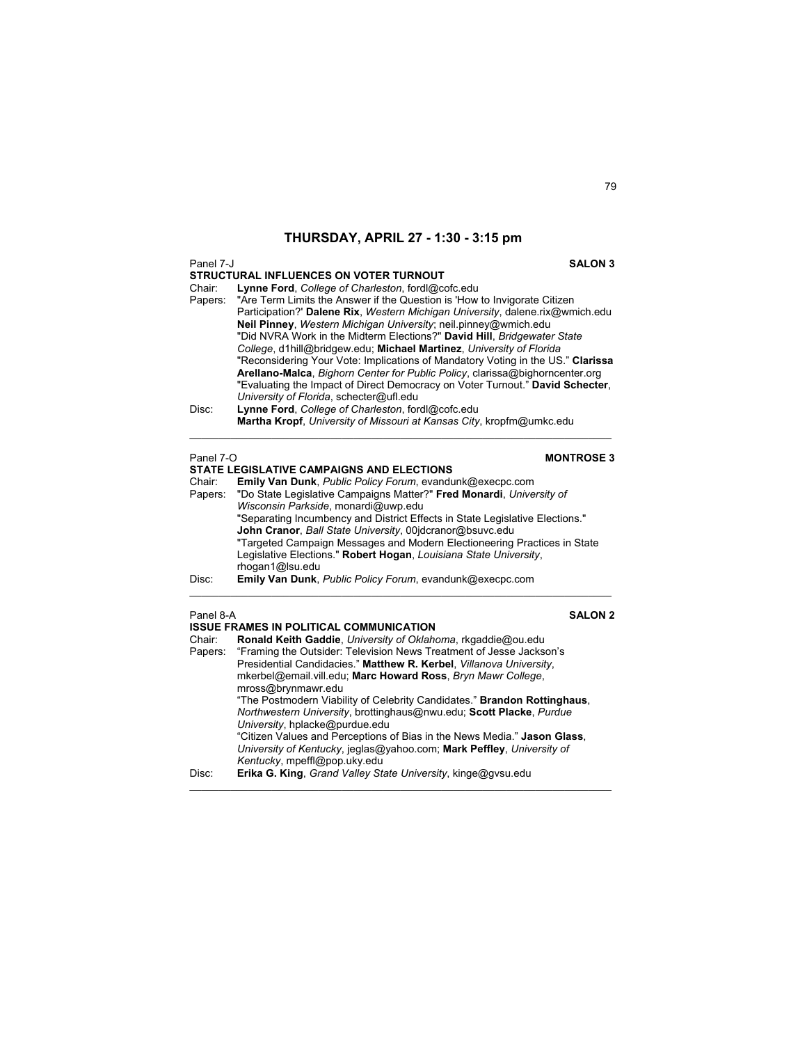## THURSDAY, APRIL 27 - 1:30 - 3:15 pm

Panel 7-J **SALON 3**

**STRUCTURAL INFLUENCES ON VOTER TURNOUT**

Chair: **Lynne Ford**, *College of Charleston*, fordl@cofc.edu

Papers: "Are Term Limits the Answer if the Question is 'How to Invigorate Citizen Participation?' **Dalene Rix**, *Western Michigan University*, dalene.rix@wmich.edu **Neil Pinney**, *Western Michigan University*; neil.pinney@wmich.edu

"Did NVRA Work in the Midterm Elections?" **David Hill**, *Bridgewater State College*, d1hill@bridgew.edu; **Michael Martinez**, *University of Florida*

"Reconsidering Your Vote: Implications of Mandatory Voting in the US." **Clarissa Arellano-Malca**, *Bighorn Center for Public Policy*, clarissa@bighorncenter.org

"Evaluating the Impact of Direct Democracy on Voter Turnout." **David Schecter**, *University of Florida*, schecter@ufl.edu

Disc: **Lynne Ford**, *College of Charleston*, fordl@cofc.edu
**Martha Kropf**, *University of Missouri at Kansas City*, kropfm@umkc.edu

---

Panel 7-O **MONTROSE 3**

**STATE LEGISLATIVE CAMPAIGNS AND ELECTIONS**

Chair: **Emily Van Dunk**, *Public Policy Forum*, evandunk@execpc.com

Papers: "Do State Legislative Campaigns Matter?" **Fred Monardi**, *University of Wisconsin Parkside*, monardi@uwp.edu

"Separating Incumbency and District Effects in State Legislative Elections." **John Cranor**, *Ball State University*, 00jdcranor@bsuvc.edu

"Targeted Campaign Messages and Modern Electioneering Practices in State Legislative Elections." **Robert Hogan**, *Louisiana State University*, rhogan1@lsu.edu

Disc: **Emily Van Dunk**, *Public Policy Forum*, evandunk@execpc.com

---

Panel 8-A **SALON 2**

**ISSUE FRAMES IN POLITICAL COMMUNICATION**

Chair: **Ronald Keith Gaddie**, *University of Oklahoma*, rkgaddie@ou.edu

Papers: "Framing the Outsider: Television News Treatment of Jesse Jackson's Presidential Candidacies." **Matthew R. Kerbel**, *Villanova University*, mkerbel@email.vill.edu; **Marc Howard Ross**, *Bryn Mawr College*, mross@brynmawr.edu

"The Postmodern Viability of Celebrity Candidates." **Brandon Rottinghaus**, *Northwestern University*, brottinghaus@nwu.edu; **Scott Placke**, *Purdue University*, hplacke@purdue.edu

"Citizen Values and Perceptions of Bias in the News Media." **Jason Glass**, *University of Kentucky*, jeglas@yahoo.com; **Mark Peffley**, *University of Kentucky*, mpeffl@pop.uky.edu

Disc: **Erika G. King**, *Grand Valley State University*, kinge@gvsu.edu

---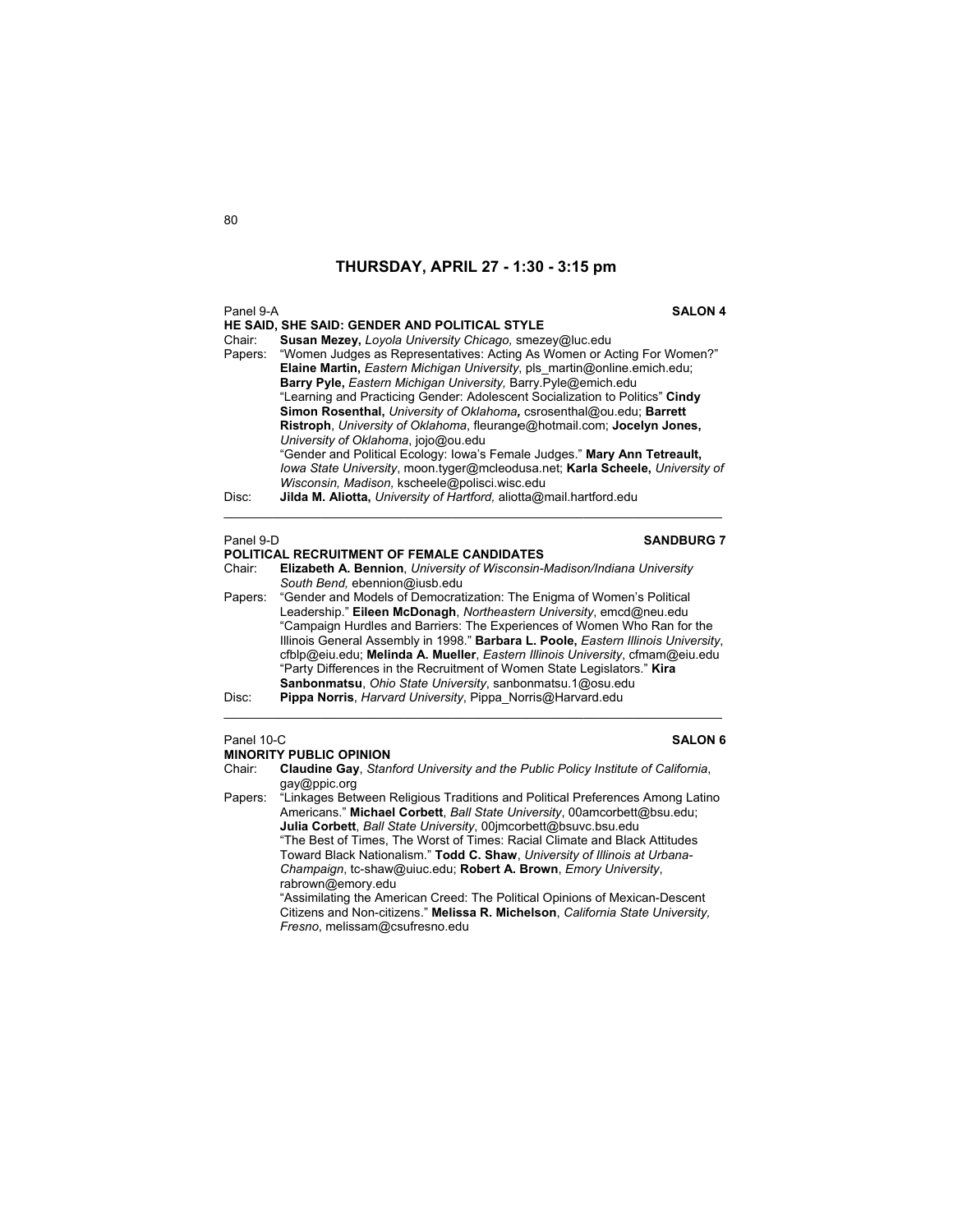## THURSDAY, APRIL 27 - 1:30 - 3:15 pm

Panel 9-A **SALON 4**

**HE SAID, SHE SAID: GENDER AND POLITICAL STYLE**

Chair: **Susan Mezey,** *Loyola University Chicago,* smezey@luc.edu

Papers: "Women Judges as Representatives: Acting As Women or Acting For Women?" **Elaine Martin,** *Eastern Michigan University*, pls_martin@online.emich.edu; **Barry Pyle,** *Eastern Michigan University,* Barry.Pyle@emich.edu

"Learning and Practicing Gender: Adolescent Socialization to Politics" **Cindy Simon Rosenthal,** *University of Oklahoma,* csrosenthal@ou.edu; **Barrett Ristroph**, *University of Oklahoma*, fleurange@hotmail.com; **Jocelyn Jones,** *University of Oklahoma*, jojo@ou.edu

"Gender and Political Ecology: Iowa's Female Judges." **Mary Ann Tetreault,** *Iowa State University*, moon.tyger@mcleodusa.net; **Karla Scheele,** *University of Wisconsin, Madison,* kscheele@polisci.wisc.edu

Disc: **Jilda M. Aliotta,** *University of Hartford,* aliotta@mail.hartford.edu

---

Panel 9-D **SANDBURG 7**

**POLITICAL RECRUITMENT OF FEMALE CANDIDATES**

Chair: **Elizabeth A. Bennion**, *University of Wisconsin-Madison/Indiana University South Bend,* ebennion@iusb.edu

Papers: "Gender and Models of Democratization: The Enigma of Women's Political Leadership." **Eileen McDonagh**, *Northeastern University*, emcd@neu.edu

"Campaign Hurdles and Barriers: The Experiences of Women Who Ran for the Illinois General Assembly in 1998." **Barbara L. Poole,** *Eastern Illinois University*, cfblp@eiu.edu; **Melinda A. Mueller**, *Eastern Illinois University*, cfmam@eiu.edu

"Party Differences in the Recruitment of Women State Legislators." **Kira Sanbonmatsu**, *Ohio State University*, sanbonmatsu.1@osu.edu

Disc: **Pippa Norris**, *Harvard University*, Pippa_Norris@Harvard.edu

---

Panel 10-C **SALON 6**

**MINORITY PUBLIC OPINION**

Chair: **Claudine Gay**, *Stanford University and the Public Policy Institute of California*, gay@ppic.org

Papers: "Linkages Between Religious Traditions and Political Preferences Among Latino Americans." **Michael Corbett**, *Ball State University*, 00amcorbett@bsu.edu; **Julia Corbett**, *Ball State University*, 00jmcorbett@bsuvc.bsu.edu

"The Best of Times, The Worst of Times: Racial Climate and Black Attitudes Toward Black Nationalism." **Todd C. Shaw**, *University of Illinois at Urbana-Champaign*, tc-shaw@uiuc.edu; **Robert A. Brown**, *Emory University*, rabrown@emory.edu

"Assimilating the American Creed: The Political Opinions of Mexican-Descent Citizens and Non-citizens." **Melissa R. Michelson**, *California State University, Fresno*, melissam@csufresno.edu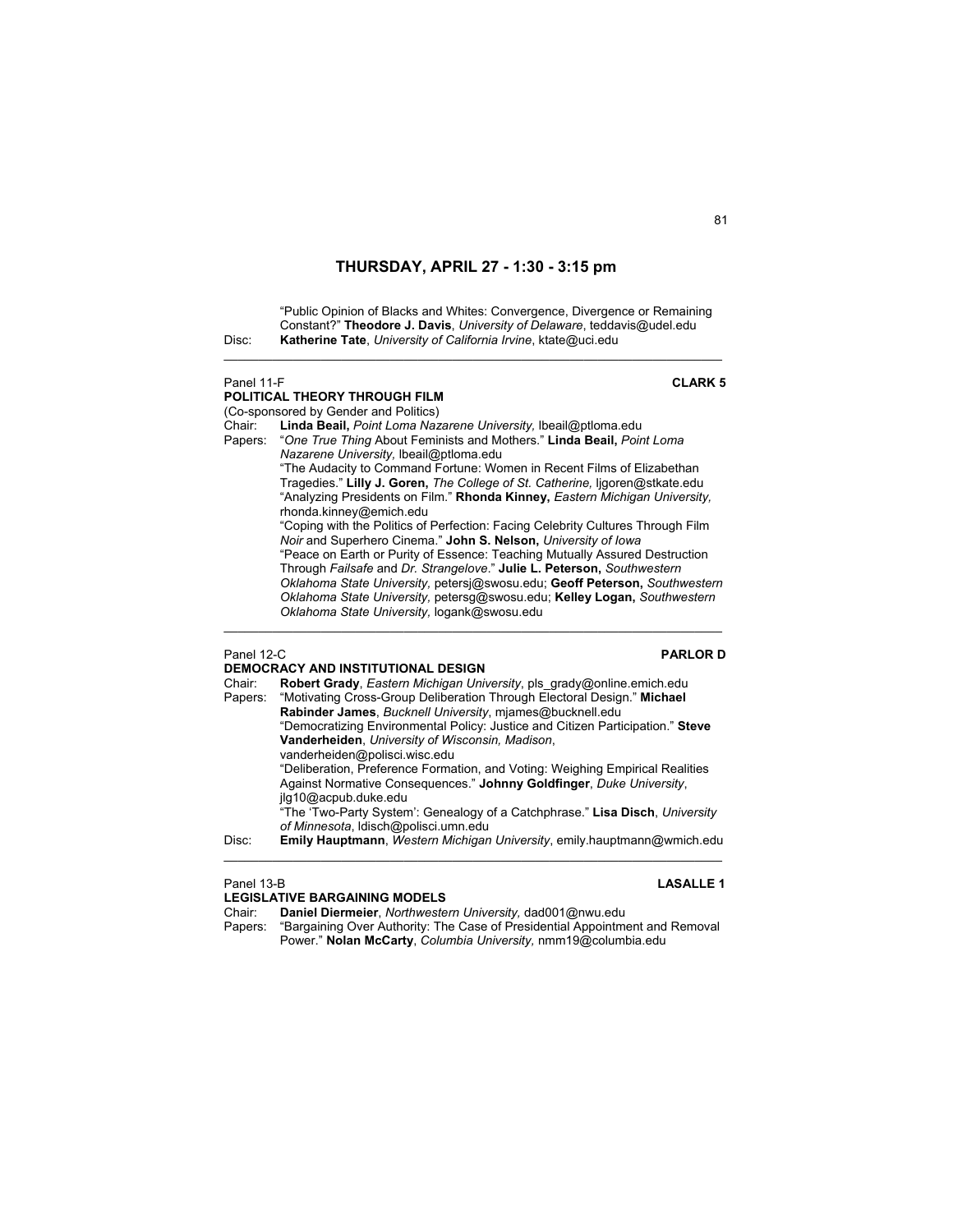## THURSDAY, APRIL 27 - 1:30 - 3:15 pm

"Public Opinion of Blacks and Whites: Convergence, Divergence or Remaining Constant?" **Theodore J. Davis**, *University of Delaware*, teddavis@udel.edu

Disc: **Katherine Tate**, *University of California Irvine*, ktate@uci.edu

---

Panel 11-F **CLARK 5**

**POLITICAL THEORY THROUGH FILM**

(Co-sponsored by Gender and Politics)

Chair: **Linda Beail,** *Point Loma Nazarene University,* lbeail@ptloma.edu

Papers: "*One True Thing* About Feminists and Mothers." **Linda Beail,** *Point Loma Nazarene University,* lbeail@ptloma.edu

"The Audacity to Command Fortune: Women in Recent Films of Elizabethan Tragedies." **Lilly J. Goren,** *The College of St. Catherine,* ljgoren@stkate.edu

"Analyzing Presidents on Film." **Rhonda Kinney,** *Eastern Michigan University,* rhonda.kinney@emich.edu

"Coping with the Politics of Perfection: Facing Celebrity Cultures Through Film *Noir* and Superhero Cinema." **John S. Nelson,** *University of Iowa*

"Peace on Earth or Purity of Essence: Teaching Mutually Assured Destruction Through *Failsafe* and *Dr. Strangelove*." **Julie L. Peterson,** *Southwestern Oklahoma State University,* petersj@swosu.edu; **Geoff Peterson,** *Southwestern Oklahoma State University,* petersg@swosu.edu; **Kelley Logan,** *Southwestern Oklahoma State University,* logank@swosu.edu

---

Panel 12-C **PARLOR D**

**DEMOCRACY AND INSTITUTIONAL DESIGN**

Chair: **Robert Grady**, *Eastern Michigan University*, pls_grady@online.emich.edu

Papers: "Motivating Cross-Group Deliberation Through Electoral Design." **Michael Rabinder James**, *Bucknell University*, mjames@bucknell.edu

"Democratizing Environmental Policy: Justice and Citizen Participation." **Steve Vanderheiden**, *University of Wisconsin, Madison*, vanderheiden@polisci.wisc.edu

"Deliberation, Preference Formation, and Voting: Weighing Empirical Realities Against Normative Consequences." **Johnny Goldfinger**, *Duke University*, jlg10@acpub.duke.edu

"The 'Two-Party System': Genealogy of a Catchphrase." **Lisa Disch**, *University of Minnesota*, ldisch@polisci.umn.edu

Disc: **Emily Hauptmann**, *Western Michigan University*, emily.hauptmann@wmich.edu

---

Panel 13-B **LASALLE 1**

**LEGISLATIVE BARGAINING MODELS**

Chair: **Daniel Diermeier**, *Northwestern University,* dad001@nwu.edu

Papers: "Bargaining Over Authority: The Case of Presidential Appointment and Removal Power." **Nolan McCarty**, *Columbia University,* nmm19@columbia.edu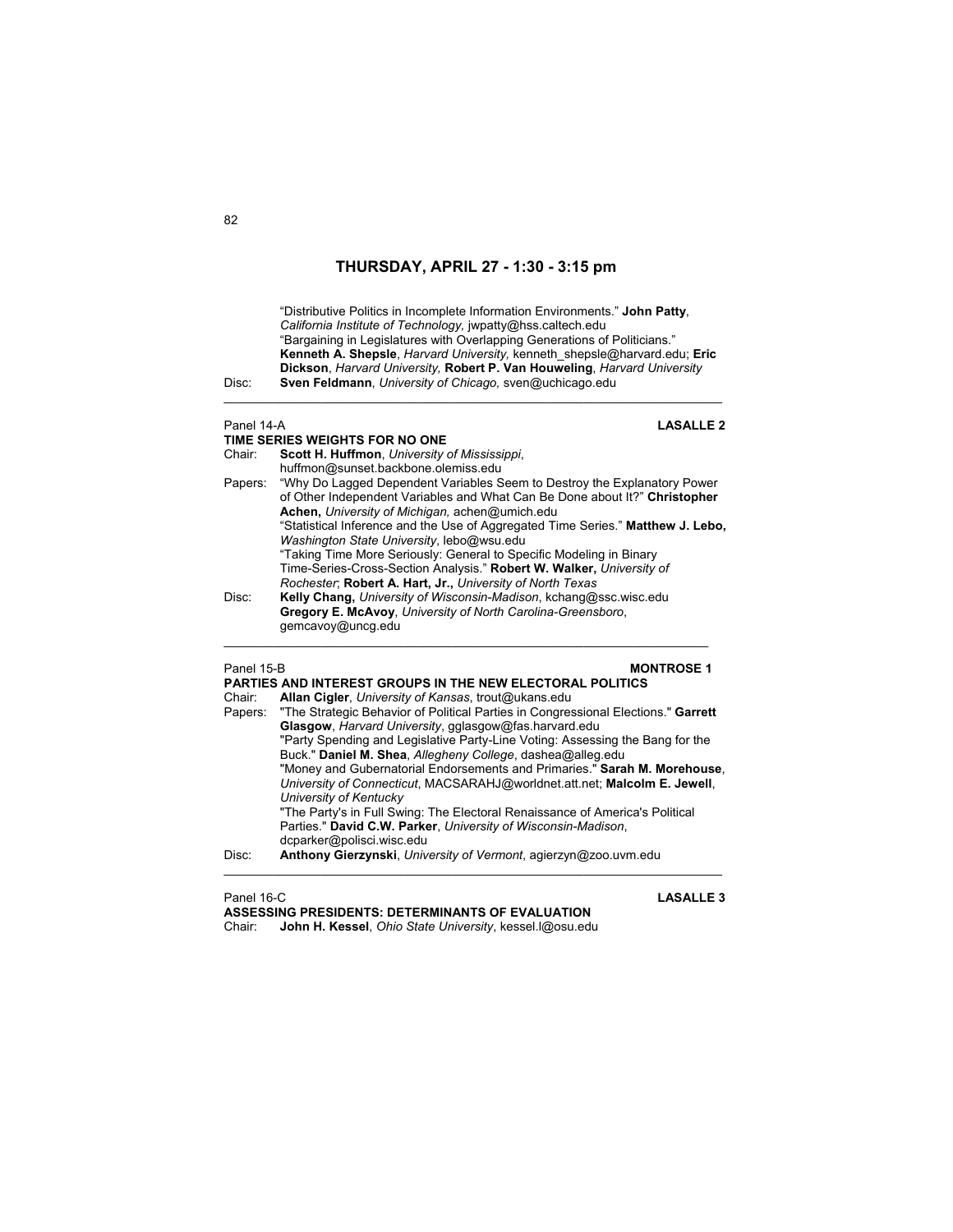## THURSDAY, APRIL 27 - 1:30 - 3:15 pm

"Distributive Politics in Incomplete Information Environments." **John Patty**, *California Institute of Technology,* jwpatty@hss.caltech.edu
"Bargaining in Legislatures with Overlapping Generations of Politicians." **Kenneth A. Shepsle**, *Harvard University,* kenneth_shepsle@harvard.edu; **Eric Dickson**, *Harvard University,* **Robert P. Van Houweling**, *Harvard University*

Disc: **Sven Feldmann**, *University of Chicago,* sven@uchicago.edu

---

Panel 14-A **LASALLE 2**

**TIME SERIES WEIGHTS FOR NO ONE**

Chair: **Scott H. Huffmon**, *University of Mississippi*, huffmon@sunset.backbone.olemiss.edu

Papers: "Why Do Lagged Dependent Variables Seem to Destroy the Explanatory Power of Other Independent Variables and What Can Be Done about It?" **Christopher Achen,** *University of Michigan,* achen@umich.edu
"Statistical Inference and the Use of Aggregated Time Series." **Matthew J. Lebo,** *Washington State University*, lebo@wsu.edu
"Taking Time More Seriously: General to Specific Modeling in Binary Time-Series-Cross-Section Analysis." **Robert W. Walker,** *University of Rochester*; **Robert A. Hart, Jr.,** *University of North Texas*

Disc: **Kelly Chang,** *University of Wisconsin-Madison*, kchang@ssc.wisc.edu
**Gregory E. McAvoy**, *University of North Carolina-Greensboro*, gemcavoy@uncg.edu

---

Panel 15-B **MONTROSE 1**

**PARTIES AND INTEREST GROUPS IN THE NEW ELECTORAL POLITICS**

Chair: **Allan Cigler**, *University of Kansas*, trout@ukans.edu

Papers: "The Strategic Behavior of Political Parties in Congressional Elections." **Garrett Glasgow**, *Harvard University*, gglasgow@fas.harvard.edu
"Party Spending and Legislative Party-Line Voting: Assessing the Bang for the Buck." **Daniel M. Shea**, *Allegheny College*, dashea@alleg.edu
"Money and Gubernatorial Endorsements and Primaries." **Sarah M. Morehouse**, *University of Connecticut*, MACSARAHJ@worldnet.att.net; **Malcolm E. Jewell**, *University of Kentucky*
"The Party's in Full Swing: The Electoral Renaissance of America's Political Parties." **David C.W. Parker**, *University of Wisconsin-Madison*, dcparker@polisci.wisc.edu

Disc: **Anthony Gierzynski**, *University of Vermont*, agierzyn@zoo.uvm.edu

---

Panel 16-C **LASALLE 3**

**ASSESSING PRESIDENTS: DETERMINANTS OF EVALUATION**

Chair: **John H. Kessel**, *Ohio State University*, kessel.l@osu.edu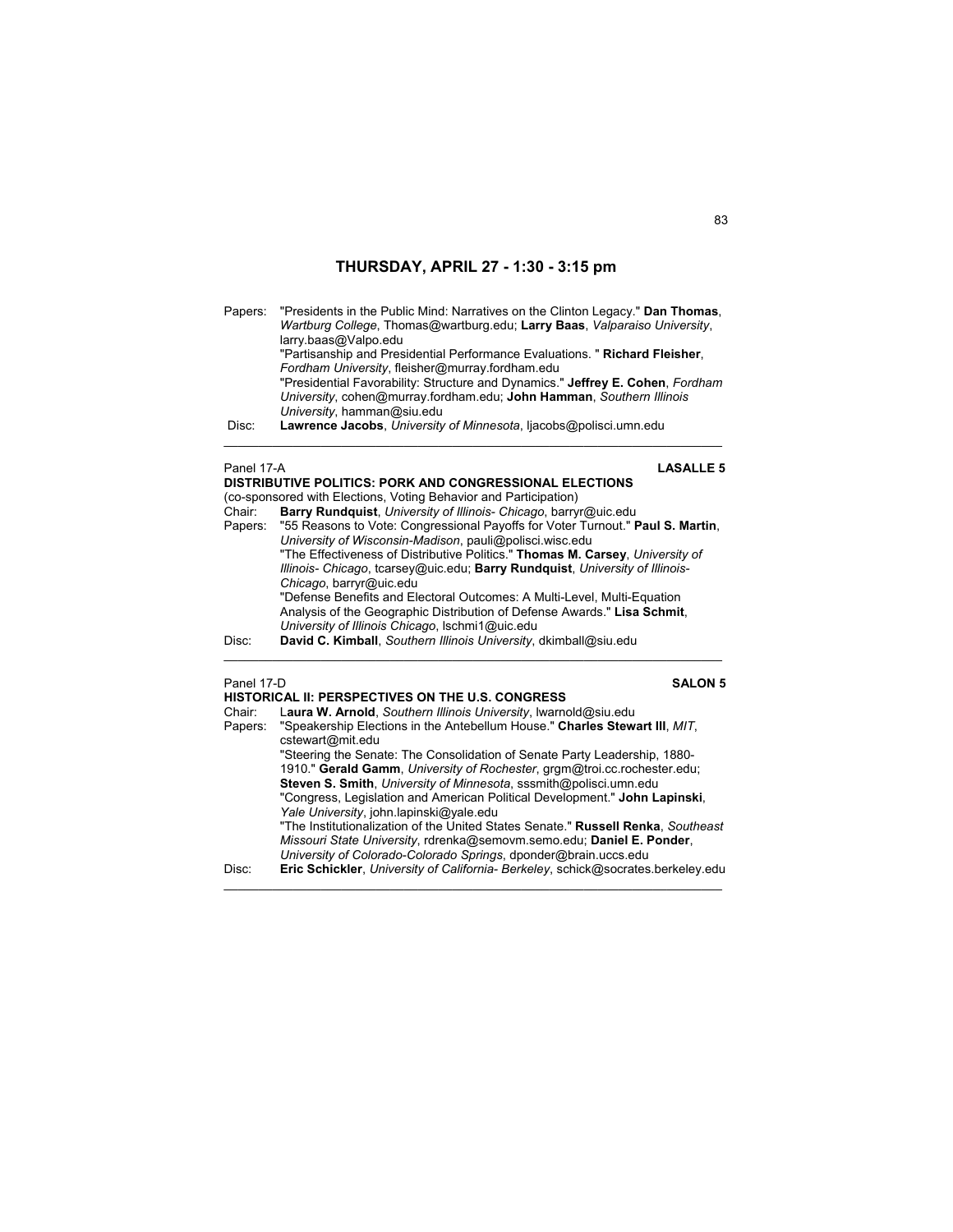## THURSDAY, APRIL 27 - 1:30 - 3:15 pm

Papers: "Presidents in the Public Mind: Narratives on the Clinton Legacy." **Dan Thomas**, *Wartburg College*, Thomas@wartburg.edu; **Larry Baas**, *Valparaiso University*, larry.baas@Valpo.edu
"Partisanship and Presidential Performance Evaluations. " **Richard Fleisher**, *Fordham University*, fleisher@murray.fordham.edu
"Presidential Favorability: Structure and Dynamics." **Jeffrey E. Cohen**, *Fordham University*, cohen@murray.fordham.edu; **John Hamman**, *Southern Illinois University*, hamman@siu.edu

Disc: **Lawrence Jacobs**, *University of Minnesota*, ljacobs@polisci.umn.edu

---

Panel 17-A **LASALLE 5**

**DISTRIBUTIVE POLITICS: PORK AND CONGRESSIONAL ELECTIONS**

(co-sponsored with Elections, Voting Behavior and Participation)

Chair: **Barry Rundquist**, *University of Illinois- Chicago*, barryr@uic.edu

Papers: "55 Reasons to Vote: Congressional Payoffs for Voter Turnout." **Paul S. Martin**, *University of Wisconsin-Madison*, pauli@polisci.wisc.edu
"The Effectiveness of Distributive Politics." **Thomas M. Carsey**, *University of Illinois- Chicago*, tcarsey@uic.edu; **Barry Rundquist**, *University of Illinois-Chicago*, barryr@uic.edu
"Defense Benefits and Electoral Outcomes: A Multi-Level, Multi-Equation Analysis of the Geographic Distribution of Defense Awards." **Lisa Schmit**, *University of Illinois Chicago*, lschmi1@uic.edu

Disc: **David C. Kimball**, *Southern Illinois University*, dkimball@siu.edu

---

Panel 17-D **SALON 5**

**HISTORICAL II: PERSPECTIVES ON THE U.S. CONGRESS**

Chair: L**aura W. Arnold**, *Southern Illinois University*, lwarnold@siu.edu

Papers: "Speakership Elections in the Antebellum House." **Charles Stewart III**, *MIT*, cstewart@mit.edu
"Steering the Senate: The Consolidation of Senate Party Leadership, 1880-1910." **Gerald Gamm**, *University of Rochester*, grgm@troi.cc.rochester.edu; **Steven S. Smith**, *University of Minnesota*, sssmith@polisci.umn.edu
"Congress, Legislation and American Political Development." **John Lapinski**, *Yale University*, john.lapinski@yale.edu
"The Institutionalization of the United States Senate." **Russell Renka**, *Southeast Missouri State University*, rdrenka@semovm.semo.edu; **Daniel E. Ponder**, *University of Colorado-Colorado Springs*, dponder@brain.uccs.edu

Disc: **Eric Schickler**, *University of California- Berkeley*, schick@socrates.berkeley.edu

---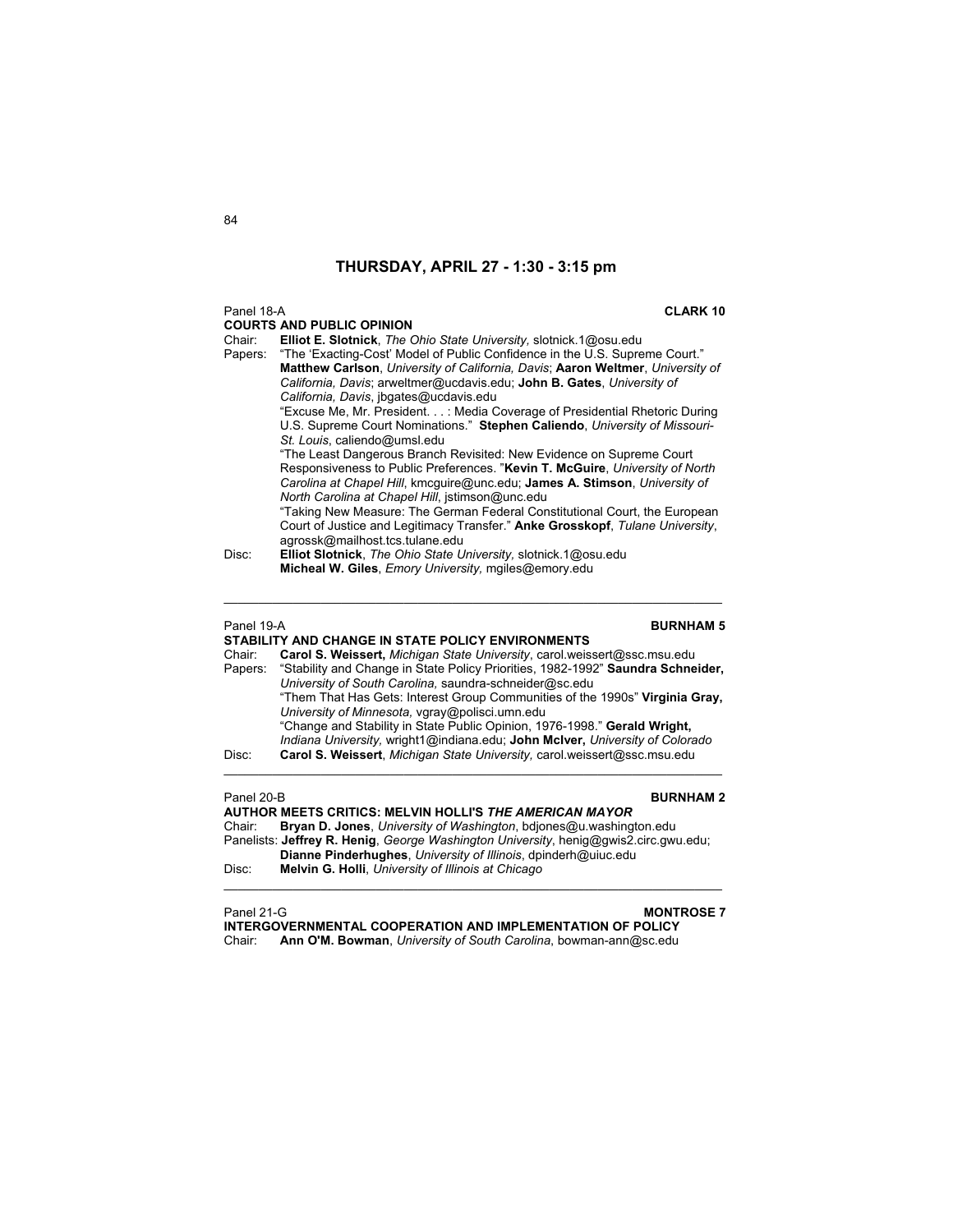## THURSDAY, APRIL 27 - 1:30 - 3:15 pm

Panel 18-A **CLARK 10**

**COURTS AND PUBLIC OPINION**

Chair: **Elliot E. Slotnick**, *The Ohio State University,* slotnick.1@osu.edu

Papers: "The 'Exacting-Cost' Model of Public Confidence in the U.S. Supreme Court." **Matthew Carlson**, *University of California, Davis*; **Aaron Weltmer**, *University of California, Davis*; arweltmer@ucdavis.edu; **John B. Gates**, *University of California, Davis*, jbgates@ucdavis.edu

"Excuse Me, Mr. President. . . : Media Coverage of Presidential Rhetoric During U.S. Supreme Court Nominations." **Stephen Caliendo**, *University of Missouri-St. Louis,* caliendo@umsl.edu

"The Least Dangerous Branch Revisited: New Evidence on Supreme Court Responsiveness to Public Preferences. "**Kevin T. McGuire**, *University of North Carolina at Chapel Hill*, kmcguire@unc.edu; **James A. Stimson**, *University of North Carolina at Chapel Hill*, jstimson@unc.edu

"Taking New Measure: The German Federal Constitutional Court, the European Court of Justice and Legitimacy Transfer." **Anke Grosskopf**, *Tulane University*, agrossk@mailhost.tcs.tulane.edu

Disc: **Elliot Slotnick**, *The Ohio State University,* slotnick.1@osu.edu
**Micheal W. Giles**, *Emory University,* mgiles@emory.edu

---

Panel 19-A **BURNHAM 5**

**STABILITY AND CHANGE IN STATE POLICY ENVIRONMENTS**

Chair: **Carol S. Weissert,** *Michigan State University*, carol.weissert@ssc.msu.edu

Papers: "Stability and Change in State Policy Priorities, 1982-1992" **Saundra Schneider,** *University of South Carolina,* saundra-schneider@sc.edu

"Them That Has Gets: Interest Group Communities of the 1990s" **Virginia Gray,** *University of Minnesota,* vgray@polisci.umn.edu

"Change and Stability in State Public Opinion, 1976-1998." **Gerald Wright,** *Indiana University,* wright1@indiana.edu; **John McIver,** *University of Colorado*

Disc: **Carol S. Weissert**, *Michigan State University,* carol.weissert@ssc.msu.edu

---

Panel 20-B **BURNHAM 2**

**AUTHOR MEETS CRITICS: MELVIN HOLLI'S *THE AMERICAN MAYOR***

Chair: **Bryan D. Jones**, *University of Washington*, bdjones@u.washington.edu

Panelists: **Jeffrey R. Henig**, *George Washington University*, henig@gwis2.circ.gwu.edu; **Dianne Pinderhughes**, *University of Illinois*, dpinderh@uiuc.edu

Disc: **Melvin G. Holli**, *University of Illinois at Chicago*

---

Panel 21-G **MONTROSE 7**

**INTERGOVERNMENTAL COOPERATION AND IMPLEMENTATION OF POLICY**

Chair: **Ann O'M. Bowman**, *University of South Carolina*, bowman-ann@sc.edu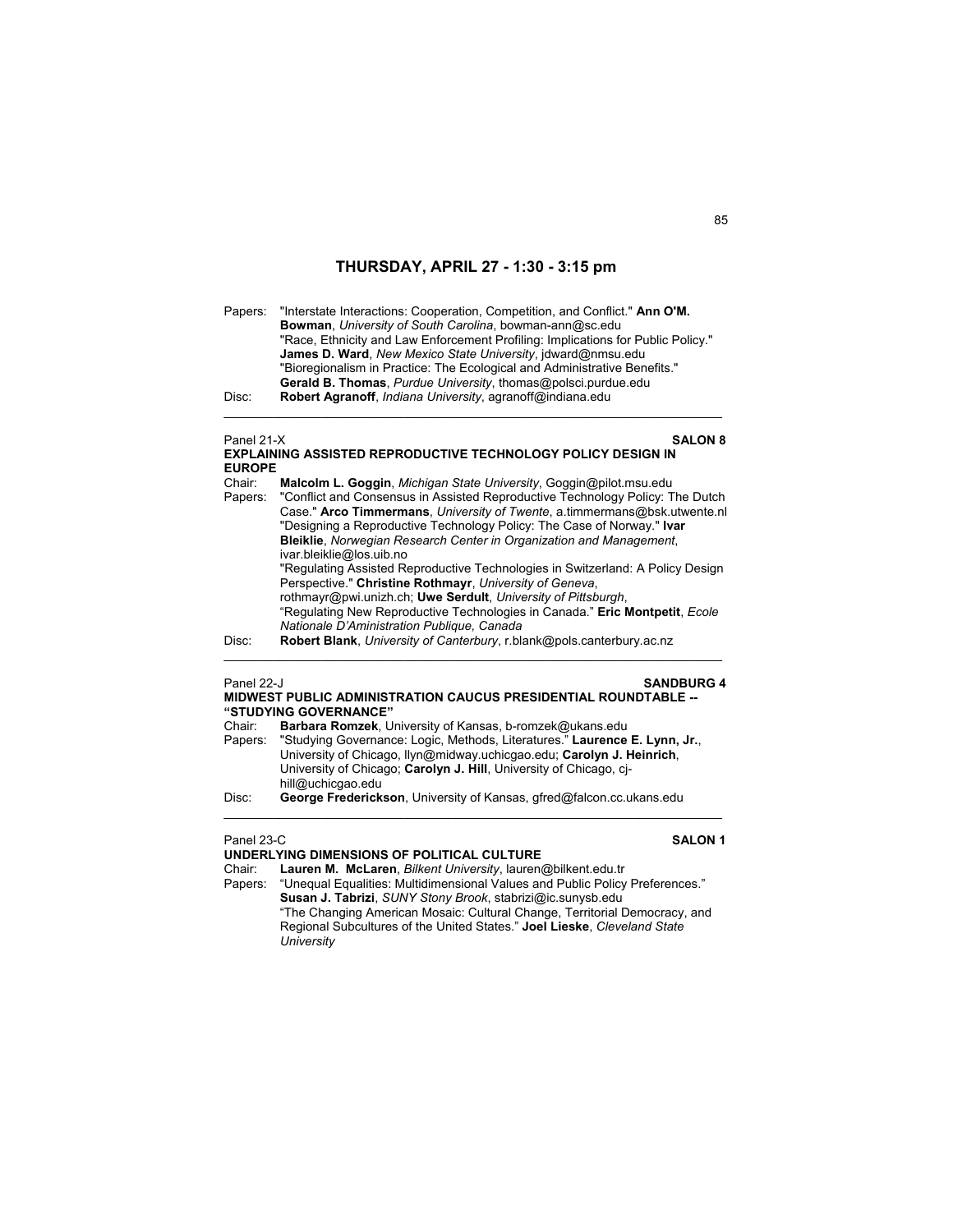## THURSDAY, APRIL 27 - 1:30 - 3:15 pm

Papers: "Interstate Interactions: Cooperation, Competition, and Conflict." **Ann O'M. Bowman**, *University of South Carolina*, bowman-ann@sc.edu
"Race, Ethnicity and Law Enforcement Profiling: Implications for Public Policy." **James D. Ward**, *New Mexico State University*, jdward@nmsu.edu
"Bioregionalism in Practice: The Ecological and Administrative Benefits." **Gerald B. Thomas**, *Purdue University*, thomas@polsci.purdue.edu
Disc: **Robert Agranoff**, *Indiana University*, agranoff@indiana.edu

---

Panel 21-X **SALON 8**

**EXPLAINING ASSISTED REPRODUCTIVE TECHNOLOGY POLICY DESIGN IN EUROPE**

Chair: **Malcolm L. Goggin**, *Michigan State University*, Goggin@pilot.msu.edu
Papers: "Conflict and Consensus in Assisted Reproductive Technology Policy: The Dutch Case." **Arco Timmermans**, *University of Twente*, a.timmermans@bsk.utwente.nl
"Designing a Reproductive Technology Policy: The Case of Norway." **Ivar Bleiklie**, *Norwegian Research Center in Organization and Management*, ivar.bleiklie@los.uib.no
"Regulating Assisted Reproductive Technologies in Switzerland: A Policy Design Perspective." **Christine Rothmayr**, *University of Geneva*, rothmayr@pwi.unizh.ch; **Uwe Serdult**, *University of Pittsburgh*,
"Regulating New Reproductive Technologies in Canada." **Eric Montpetit**, *Ecole Nationale D'Aministration Publique, Canada*
Disc: **Robert Blank**, *University of Canterbury*, r.blank@pols.canterbury.ac.nz

---

Panel 22-J **SANDBURG 4**

**MIDWEST PUBLIC ADMINISTRATION CAUCUS PRESIDENTIAL ROUNDTABLE -- "STUDYING GOVERNANCE"**

Chair: **Barbara Romzek**, University of Kansas, b-romzek@ukans.edu
Papers: "Studying Governance: Logic, Methods, Literatures." **Laurence E. Lynn, Jr.**, University of Chicago, llyn@midway.uchicgao.edu; **Carolyn J. Heinrich**, University of Chicago; **Carolyn J. Hill**, University of Chicago, cj-hill@uchicgao.edu
Disc: **George Frederickson**, University of Kansas, gfred@falcon.cc.ukans.edu

---

Panel 23-C **SALON 1**

**UNDERLYING DIMENSIONS OF POLITICAL CULTURE**

Chair: **Lauren M. McLaren**, *Bilkent University*, lauren@bilkent.edu.tr
Papers: "Unequal Equalities: Multidimensional Values and Public Policy Preferences." **Susan J. Tabrizi**, *SUNY Stony Brook*, stabrizi@ic.sunysb.edu
"The Changing American Mosaic: Cultural Change, Territorial Democracy, and Regional Subcultures of the United States." **Joel Lieske**, *Cleveland State University*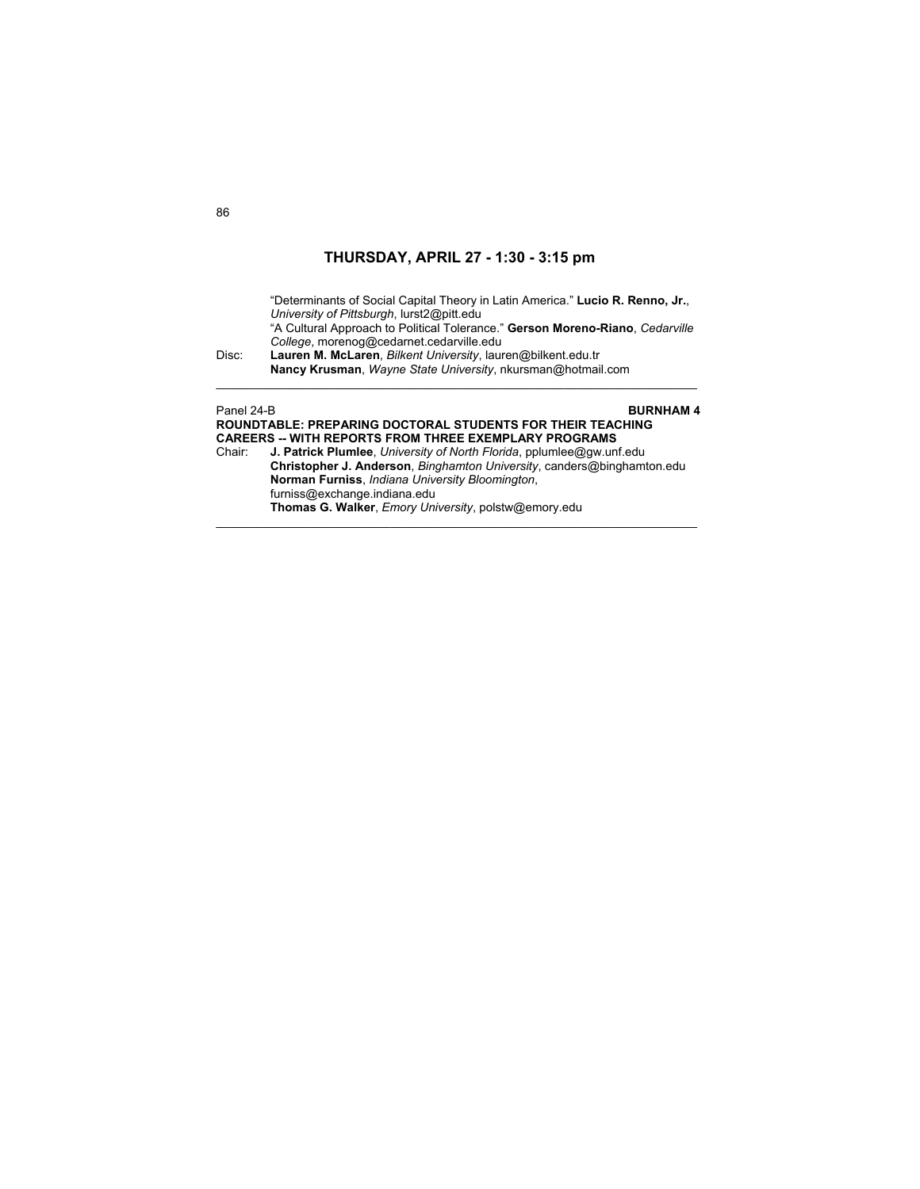## THURSDAY, APRIL 27 - 1:30 - 3:15 pm

"Determinants of Social Capital Theory in Latin America." **Lucio R. Renno, Jr.**, *University of Pittsburgh*, lurst2@pitt.edu

"A Cultural Approach to Political Tolerance." **Gerson Moreno-Riano**, *Cedarville College*, morenog@cedarnet.cedarville.edu

Disc: **Lauren M. McLaren**, *Bilkent University*, lauren@bilkent.edu.tr
**Nancy Krusman**, *Wayne State University*, nkursman@hotmail.com

---

Panel 24-B **BURNHAM 4**

**ROUNDTABLE: PREPARING DOCTORAL STUDENTS FOR THEIR TEACHING CAREERS -- WITH REPORTS FROM THREE EXEMPLARY PROGRAMS**

Chair: **J. Patrick Plumlee**, *University of North Florida*, pplumlee@gw.unf.edu
**Christopher J. Anderson**, *Binghamton University*, canders@binghamton.edu
**Norman Furniss**, *Indiana University Bloomington*, furniss@exchange.indiana.edu
**Thomas G. Walker**, *Emory University*, polstw@emory.edu

---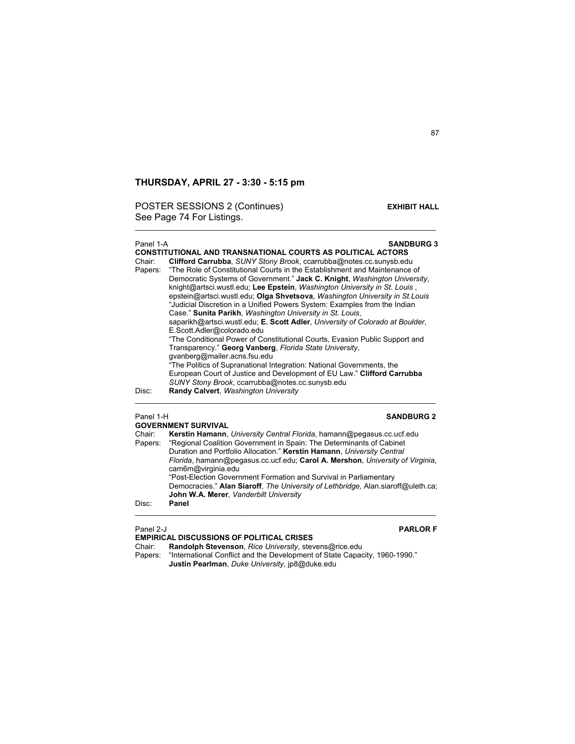## THURSDAY, APRIL 27 - 3:30 - 5:15 pm

POSTER SESSIONS 2 (Continues) **EXHIBIT HALL**
See Page 74 For Listings.

---

Panel 1-A **SANDBURG 3**

**CONSTITUTIONAL AND TRANSNATIONAL COURTS AS POLITICAL ACTORS**

Chair: **Clifford Carrubba**, *SUNY Stony Brook*, ccarrubba@notes.cc.sunysb.edu

Papers: "The Role of Constitutional Courts in the Establishment and Maintenance of Democratic Systems of Government." **Jack C. Knight**, *Washington University*, knight@artsci.wustl.edu; **Lee Epstein**, *Washington University in St. Louis* , epstein@artsci.wustl.edu; **Olga Shvetsova**, *Washington University in St.Louis*

"Judicial Discretion in a Unified Powers System: Examples from the Indian Case." **Sunita Parikh**, *Washington University in St. Louis*, saparikh@artsci.wustl.edu; **E. Scott Adler**, *University of Colorado at Boulder*, E.Scott.Adler@colorado.edu

"The Conditional Power of Constitutional Courts, Evasion Public Support and Transparency." **Georg Vanberg**, *Florida State University*, gvanberg@mailer.acns.fsu.edu

"The Politics of Supranational Integration: National Governments, the European Court of Justice and Development of EU Law." **Clifford Carrubba** *SUNY Stony Brook*, ccarrubba@notes.cc.sunysb.edu

Disc: **Randy Calvert**, *Washington University*

---

Panel 1-H **SANDBURG 2**

**GOVERNMENT SURVIVAL**

Chair: **Kerstin Hamann**, *University Central Florida*, hamann@pegasus.cc.ucf.edu

Papers: "Regional Coalition Government in Spain: The Determinants of Cabinet Duration and Portfolio Allocation." **Kerstin Hamann**, *University Central Florida*, hamann@pegasus.cc.ucf.edu; **Carol A. Mershon**, *University of Virginia*, cam6m@virginia.edu

"Post-Election Government Formation and Survival in Parliamentary Democracies." **Alan Siaroff**, *The University of Lethbridge,* Alan.siaroff@uleth.ca; **John W.A. Merer***, Vanderbilt University*

Disc: **Panel**

---

Panel 2-J **PARLOR F**

**EMPIRICAL DISCUSSIONS OF POLITICAL CRISES**

Chair: **Randolph Stevenson**, *Rice University*, stevens@rice.edu

Papers: "International Conflict and the Development of State Capacity, 1960-1990." **Justin Pearlman**, *Duke University*, jp8@duke.edu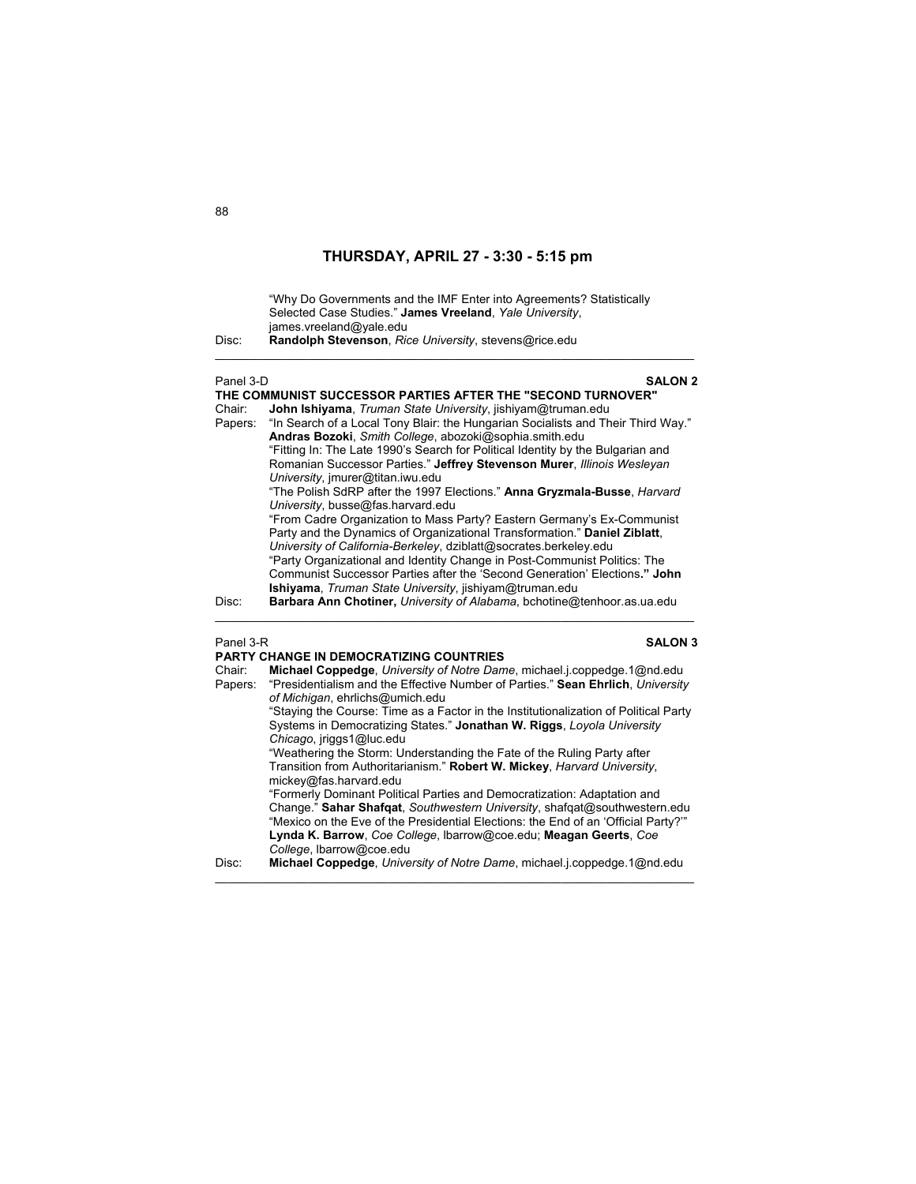## THURSDAY, APRIL 27 - 3:30 - 5:15 pm

"Why Do Governments and the IMF Enter into Agreements? Statistically Selected Case Studies." **James Vreeland**, *Yale University*, james.vreeland@yale.edu

Disc: **Randolph Stevenson**, *Rice University*, stevens@rice.edu

---

Panel 3-D **SALON 2**

**THE COMMUNIST SUCCESSOR PARTIES AFTER THE "SECOND TURNOVER"**

Chair: **John Ishiyama**, *Truman State University*, jishiyam@truman.edu

Papers: "In Search of a Local Tony Blair: the Hungarian Socialists and Their Third Way." **Andras Bozoki**, *Smith College*, abozoki@sophia.smith.edu

"Fitting In: The Late 1990's Search for Political Identity by the Bulgarian and Romanian Successor Parties." **Jeffrey Stevenson Murer**, *Illinois Wesleyan University*, jmurer@titan.iwu.edu

"The Polish SdRP after the 1997 Elections." **Anna Gryzmala-Busse**, *Harvard University*, busse@fas.harvard.edu

"From Cadre Organization to Mass Party? Eastern Germany's Ex-Communist Party and the Dynamics of Organizational Transformation." **Daniel Ziblatt**, *University of California-Berkeley*, dziblatt@socrates.berkeley.edu

"Party Organizational and Identity Change in Post-Communist Politics: The Communist Successor Parties after the 'Second Generation' Elections." **John Ishiyama**, *Truman State University*, jishiyam@truman.edu

Disc: **Barbara Ann Chotiner,** *University of Alabama*, bchotine@tenhoor.as.ua.edu

---

Panel 3-R **SALON 3**

**PARTY CHANGE IN DEMOCRATIZING COUNTRIES**

Chair: **Michael Coppedge**, *University of Notre Dame*, michael.j.coppedge.1@nd.edu

Papers: "Presidentialism and the Effective Number of Parties." **Sean Ehrlich**, *University of Michigan*, ehrlichs@umich.edu

"Staying the Course: Time as a Factor in the Institutionalization of Political Party Systems in Democratizing States." **Jonathan W. Riggs**, *Loyola University Chicago*, jriggs1@luc.edu

"Weathering the Storm: Understanding the Fate of the Ruling Party after Transition from Authoritarianism." **Robert W. Mickey**, *Harvard University*, mickey@fas.harvard.edu

"Formerly Dominant Political Parties and Democratization: Adaptation and Change." **Sahar Shafqat**, *Southwestern University*, shafqat@southwestern.edu

"Mexico on the Eve of the Presidential Elections: the End of an 'Official Party?'" **Lynda K. Barrow**, *Coe College*, lbarrow@coe.edu; **Meagan Geerts**, *Coe College*, lbarrow@coe.edu

Disc: **Michael Coppedge**, *University of Notre Dame*, michael.j.coppedge.1@nd.edu

---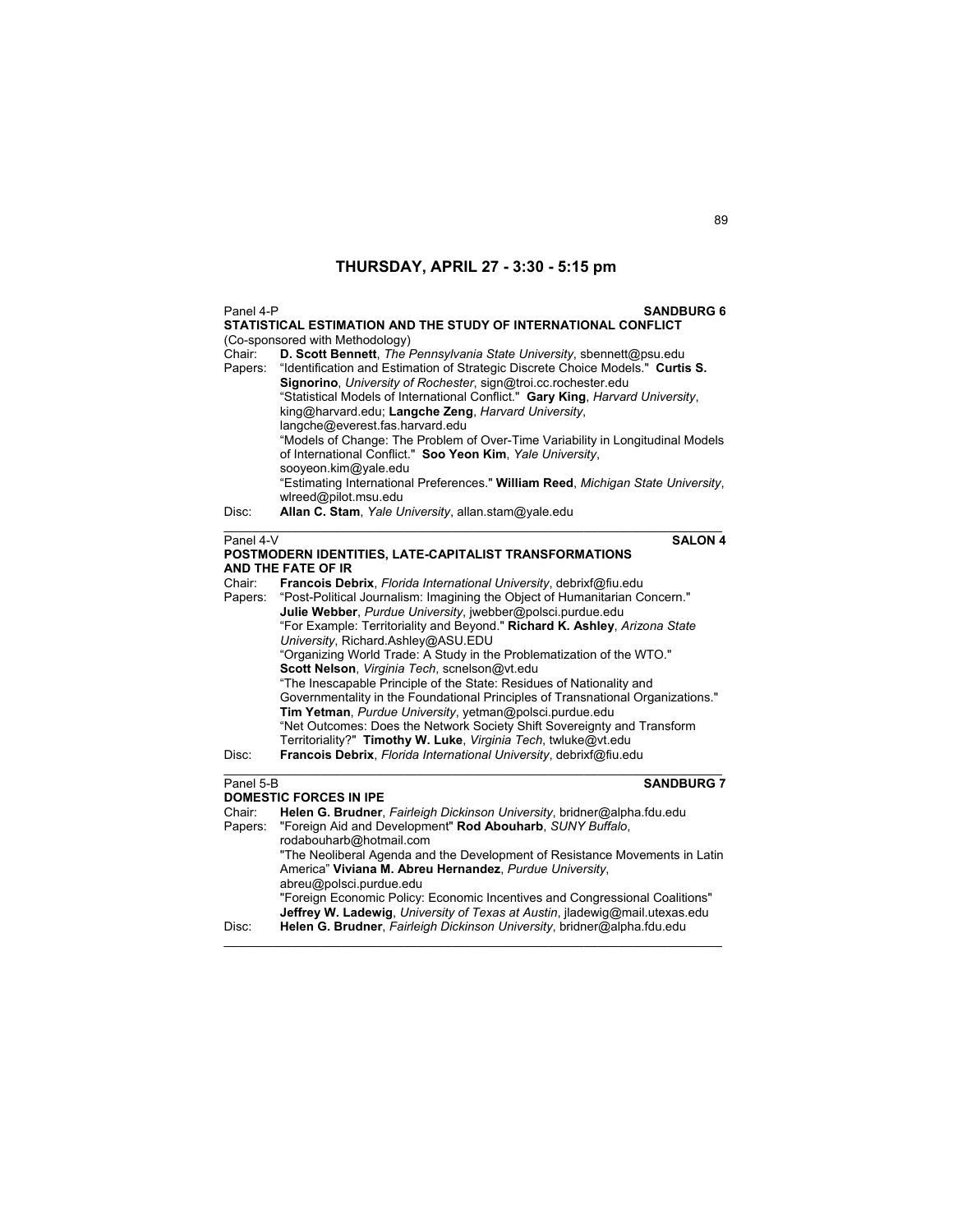## THURSDAY, APRIL 27 - 3:30 - 5:15 pm

Panel 4-P **SANDBURG 6**

**STATISTICAL ESTIMATION AND THE STUDY OF INTERNATIONAL CONFLICT**
(Co-sponsored with Methodology)

Chair: **D. Scott Bennett**, *The Pennsylvania State University*, sbennett@psu.edu

Papers: "Identification and Estimation of Strategic Discrete Choice Models." **Curtis S. Signorino**, *University of Rochester*, sign@troi.cc.rochester.edu
"Statistical Models of International Conflict." **Gary King**, *Harvard University*, king@harvard.edu; **Langche Zeng**, *Harvard University*, langche@everest.fas.harvard.edu
"Models of Change: The Problem of Over-Time Variability in Longitudinal Models of International Conflict." **Soo Yeon Kim**, *Yale University*, sooyeon.kim@yale.edu
"Estimating International Preferences." **William Reed**, *Michigan State University*, wlreed@pilot.msu.edu

Disc: **Allan C. Stam**, *Yale University*, allan.stam@yale.edu

---

Panel 4-V **SALON 4**

**POSTMODERN IDENTITIES, LATE-CAPITALIST TRANSFORMATIONS AND THE FATE OF IR**

Chair: **Francois Debrix**, *Florida International University*, debrixf@fiu.edu

Papers: "Post-Political Journalism: Imagining the Object of Humanitarian Concern." **Julie Webber**, *Purdue University*, jwebber@polsci.purdue.edu
"For Example: Territoriality and Beyond." **Richard K. Ashley**, *Arizona State University*, Richard.Ashley@ASU.EDU
"Organizing World Trade: A Study in the Problematization of the WTO." **Scott Nelson**, *Virginia Tech*, scnelson@vt.edu
"The Inescapable Principle of the State: Residues of Nationality and Governmentality in the Foundational Principles of Transnational Organizations." **Tim Yetman**, *Purdue University*, yetman@polsci.purdue.edu
"Net Outcomes: Does the Network Society Shift Sovereignty and Transform Territoriality?" **Timothy W. Luke**, *Virginia Tech*, twluke@vt.edu

Disc: **Francois Debrix**, *Florida International University*, debrixf@fiu.edu

---

Panel 5-B **SANDBURG 7**

**DOMESTIC FORCES IN IPE**

Chair: **Helen G. Brudner**, *Fairleigh Dickinson University*, bridner@alpha.fdu.edu

Papers: "Foreign Aid and Development" **Rod Abouharb**, *SUNY Buffalo*, rodabouharb@hotmail.com
"The Neoliberal Agenda and the Development of Resistance Movements in Latin America" **Viviana M. Abreu Hernandez**, *Purdue University*, abreu@polsci.purdue.edu
"Foreign Economic Policy: Economic Incentives and Congressional Coalitions" **Jeffrey W. Ladewig**, *University of Texas at Austin*, jladewig@mail.utexas.edu

Disc: **Helen G. Brudner**, *Fairleigh Dickinson University*, bridner@alpha.fdu.edu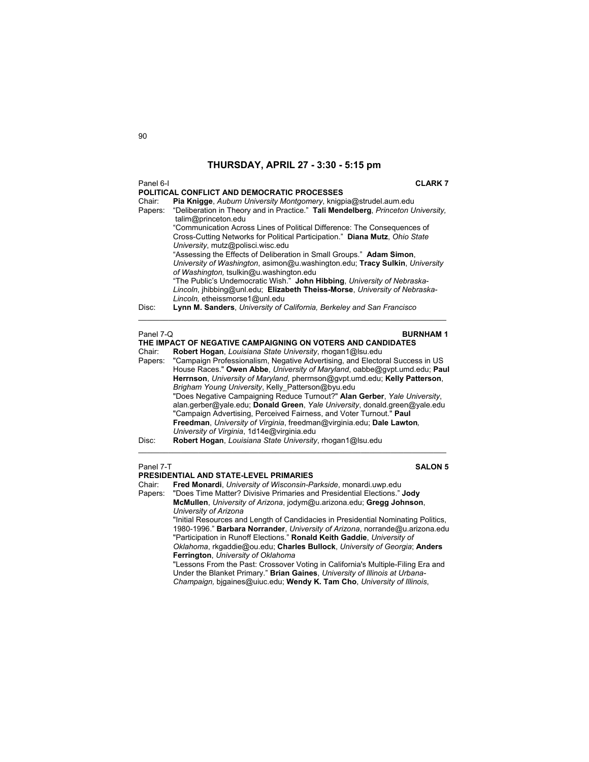## THURSDAY, APRIL 27 - 3:30 - 5:15 pm

Panel 6-I **CLARK 7**

**POLITICAL CONFLICT AND DEMOCRATIC PROCESSES**

Chair: **Pia Knigge**, *Auburn University Montgomery*, knigpia@strudel.aum.edu

Papers: "Deliberation in Theory and in Practice." **Tali Mendelberg**, *Princeton University,* talim@princeton.edu

"Communication Across Lines of Political Difference: The Consequences of Cross-Cutting Networks for Political Participation." **Diana Mutz**, *Ohio State University*, mutz@polisci.wisc.edu

"Assessing the Effects of Deliberation in Small Groups." **Adam Simon**, *University of Washington*, asimon@u.washington.edu; **Tracy Sulkin**, *University of Washington,* tsulkin@u.washington.edu

"The Public's Undemocratic Wish." **John Hibbing**, *University of Nebraska-Lincoln*, jhibbing@unl.edu; **Elizabeth Theiss-Morse**, *University of Nebraska-Lincoln,* etheissmorse1@unl.edu

Disc: **Lynn M. Sanders**, *University of California, Berkeley and San Francisco*

---

Panel 7-Q **BURNHAM 1**

**THE IMPACT OF NEGATIVE CAMPAIGNING ON VOTERS AND CANDIDATES**

Chair: **Robert Hogan**, *Louisiana State University*, rhogan1@lsu.edu

Papers: "Campaign Professionalism, Negative Advertising, and Electoral Success in US House Races." **Owen Abbe**, *University of Maryland*, oabbe@gvpt.umd.edu; **Paul Herrnson**, *University of Maryland*, pherrnson@gvpt.umd.edu; **Kelly Patterson**, *Brigham Young University*, Kelly_Patterson@byu.edu

"Does Negative Campaigning Reduce Turnout?" **Alan Gerber**, *Yale University*, alan.gerber@yale.edu; **Donald Green**, *Yale University*, donald.green@yale.edu

"Campaign Advertising, Perceived Fairness, and Voter Turnout." **Paul Freedman**, *University of Virginia*, freedman@virginia.edu; **Dale Lawton***, University of Virginia*, 1d14e@virginia.edu

Disc: **Robert Hogan**, *Louisiana State University*, rhogan1@lsu.edu

---

Panel 7-T **SALON 5**

**PRESIDENTIAL AND STATE-LEVEL PRIMARIES**

Chair: **Fred Monardi**, *University of Wisconsin-Parkside*, monardi.uwp.edu

Papers: "Does Time Matter? Divisive Primaries and Presidential Elections." **Jody McMullen**, *University of Arizona*, jodym@u.arizona.edu; **Gregg Johnson**, *University of Arizona*

"Initial Resources and Length of Candidacies in Presidential Nominating Politics, 1980-1996." **Barbara Norrander**, *University of Arizona*, norrande@u.arizona.edu

"Participation in Runoff Elections." **Ronald Keith Gaddie**, *University of Oklahoma*, rkgaddie@ou.edu; **Charles Bullock**, *University of Georgia*; **Anders Ferrington**, *University of Oklahoma*

"Lessons From the Past: Crossover Voting in California's Multiple-Filing Era and Under the Blanket Primary." **Brian Gaines**, *University of Illinois at Urbana-Champaign,* bjgaines@uiuc.edu; **Wendy K. Tam Cho**, *University of Illinois,*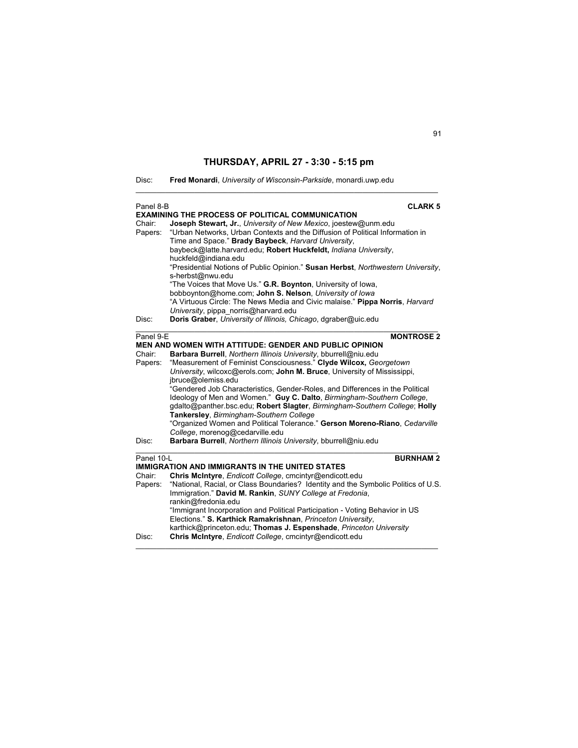## THURSDAY, APRIL 27 - 3:30 - 5:15 pm

Disc: **Fred Monardi**, *University of Wisconsin-Parkside*, monardi.uwp.edu

---

Panel 8-B **CLARK 5**

**EXAMINING THE PROCESS OF POLITICAL COMMUNICATION**

Chair: **Joseph Stewart, Jr.**, *University of New Mexico*, joestew@unm.edu

Papers: "Urban Networks, Urban Contexts and the Diffusion of Political Information in Time and Space." **Brady Baybeck**, *Harvard University*, baybeck@latte.harvard.edu; **Robert Huckfeldt,** *Indiana University*, huckfeld@indiana.edu

"Presidential Notions of Public Opinion." **Susan Herbst**, *Northwestern University*, s-herbst@nwu.edu

"The Voices that Move Us." **G.R. Boynton**, University of Iowa, bobboynton@home.com; **John S. Nelson**, *University of Iowa*

"A Virtuous Circle: The News Media and Civic malaise." **Pippa Norris**, *Harvard University*, pippa_norris@harvard.edu

Disc: **Doris Graber**, *University of Illinois, Chicago*, dgraber@uic.edu

---

Panel 9-E **MONTROSE 2**

**MEN AND WOMEN WITH ATTITUDE: GENDER AND PUBLIC OPINION**

Chair: **Barbara Burrell**, *Northern Illinois University*, bburrell@niu.edu

Papers: "Measurement of Feminist Consciousness." **Clyde Wilcox,** *Georgetown University*, wilcoxc@erols.com; **John M. Bruce**, University of Mississippi, jbruce@olemiss.edu

"Gendered Job Characteristics, Gender-Roles, and Differences in the Political Ideology of Men and Women." **Guy C. Dalto**, *Birmingham-Southern College*, gdalto@panther.bsc.edu; **Robert Slagter**, *Birmingham-Southern College*; **Holly Tankersley**, *Birmingham-Southern College*

"Organized Women and Political Tolerance." **Gerson Moreno-Riano**, *Cedarville College*, morenog@cedarville.edu

Disc: **Barbara Burrell**, *Northern Illinois University*, bburrell@niu.edu

---

Panel 10-L **BURNHAM 2**

**IMMIGRATION AND IMMIGRANTS IN THE UNITED STATES**

Chair: **Chris McIntyre**, *Endicott College*, cmcintyr@endicott.edu

Papers: "National, Racial, or Class Boundaries? Identity and the Symbolic Politics of U.S. Immigration." **David M. Rankin**, *SUNY College at Fredonia*, rankin@fredonia.edu

"Immigrant Incorporation and Political Participation - Voting Behavior in US Elections." **S. Karthick Ramakrishnan**, *Princeton University*, karthick@princeton.edu; **Thomas J. Espenshade**, *Princeton University*

Disc: **Chris McIntyre**, *Endicott College*, cmcintyr@endicott.edu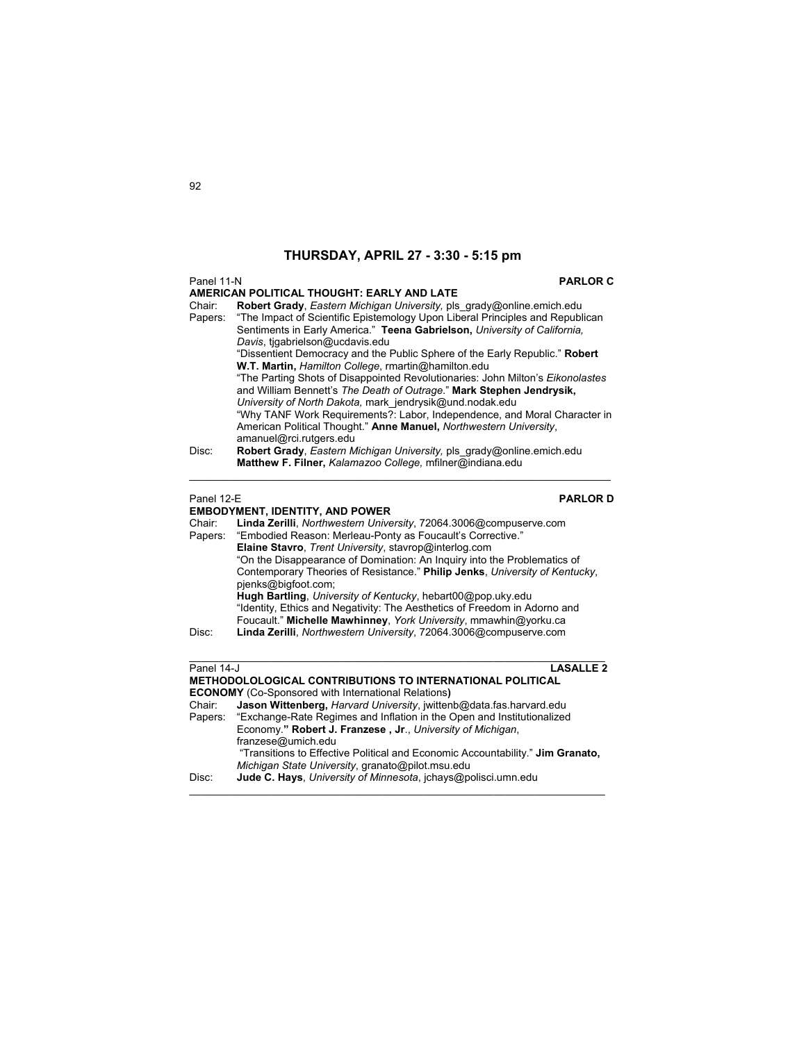## THURSDAY, APRIL 27 - 3:30 - 5:15 pm

Panel 11-N **PARLOR C**

**AMERICAN POLITICAL THOUGHT: EARLY AND LATE**

Chair: **Robert Grady**, *Eastern Michigan University,* pls_grady@online.emich.edu

Papers: "The Impact of Scientific Epistemology Upon Liberal Principles and Republican Sentiments in Early America." **Teena Gabrielson,** *University of California, Davis*, tjgabrielson@ucdavis.edu

"Dissentient Democracy and the Public Sphere of the Early Republic." **Robert W.T. Martin,** *Hamilton College*, rmartin@hamilton.edu

"The Parting Shots of Disappointed Revolutionaries: John Milton's *Eikonolastes* and William Bennett's *The Death of Outrage*." **Mark Stephen Jendrysik,** *University of North Dakota,* mark_jendrysik@und.nodak.edu

"Why TANF Work Requirements?: Labor, Independence, and Moral Character in American Political Thought." **Anne Manuel,** *Northwestern University*, amanuel@rci.rutgers.edu

Disc: **Robert Grady**, *Eastern Michigan University,* pls_grady@online.emich.edu
**Matthew F. Filner,** *Kalamazoo College,* mfilner@indiana.edu

---

Panel 12-E **PARLOR D**

**EMBODYMENT, IDENTITY, AND POWER**

Chair: **Linda Zerilli**, *Northwestern University*, 72064.3006@compuserve.com

Papers: "Embodied Reason: Merleau-Ponty as Foucault's Corrective." **Elaine Stavro**, *Trent University*, stavrop@interlog.com

"On the Disappearance of Domination: An Inquiry into the Problematics of Contemporary Theories of Resistance." **Philip Jenks**, *University of Kentucky*, pjenks@bigfoot.com;
**Hugh Bartling**, *University of Kentucky*, hebart00@pop.uky.edu

"Identity, Ethics and Negativity: The Aesthetics of Freedom in Adorno and Foucault." **Michelle Mawhinney**, *York University*, mmawhin@yorku.ca

Disc: **Linda Zerilli**, *Northwestern University*, 72064.3006@compuserve.com

---

Panel 14-J **LASALLE 2**

**METHODOLOLOGICAL CONTRIBUTIONS TO INTERNATIONAL POLITICAL ECONOMY** (Co-Sponsored with International Relations**)**

Chair: **Jason Wittenberg,** *Harvard University*, jwittenb@data.fas.harvard.edu

Papers: "Exchange-Rate Regimes and Inflation in the Open and Institutionalized Economy.**" Robert J. Franzese , Jr**., *University of Michigan*, franzese@umich.edu

"Transitions to Effective Political and Economic Accountability." **Jim Granato,** *Michigan State University*, granato@pilot.msu.edu

Disc: **Jude C. Hays**, *University of Minnesota*, jchays@polisci.umn.edu

---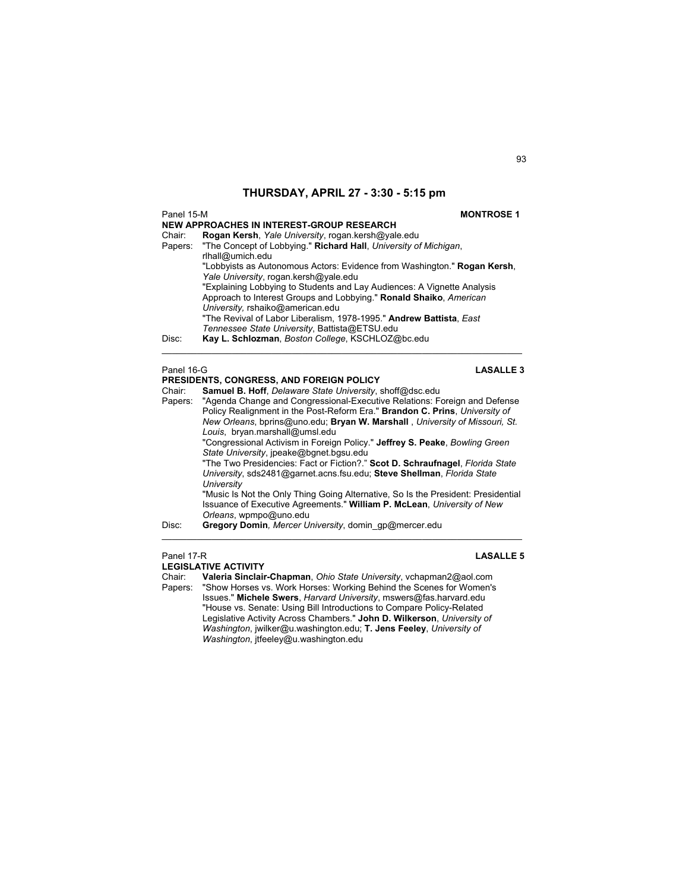## THURSDAY, APRIL 27 - 3:30 - 5:15 pm

Panel 15-M **MONTROSE 1**

**NEW APPROACHES IN INTEREST-GROUP RESEARCH**

Chair: **Rogan Kersh**, *Yale University*, rogan.kersh@yale.edu

Papers: "The Concept of Lobbying." **Richard Hall**, *University of Michigan*, rlhall@umich.edu

"Lobbyists as Autonomous Actors: Evidence from Washington." **Rogan Kersh**, *Yale University*, rogan.kersh@yale.edu

"Explaining Lobbying to Students and Lay Audiences: A Vignette Analysis Approach to Interest Groups and Lobbying." **Ronald Shaiko**, *American University*, rshaiko@american.edu

"The Revival of Labor Liberalism, 1978-1995." **Andrew Battista**, *East Tennessee State University*, Battista@ETSU.edu

Disc: **Kay L. Schlozman**, *Boston College*, KSCHLOZ@bc.edu

---

Panel 16-G **LASALLE 3**

**PRESIDENTS, CONGRESS, AND FOREIGN POLICY**

Chair: **Samuel B. Hoff**, *Delaware State University*, shoff@dsc.edu

Papers: "Agenda Change and Congressional-Executive Relations: Foreign and Defense Policy Realignment in the Post-Reform Era." **Brandon C. Prins**, *University of New Orleans*, bprins@uno.edu; **Bryan W. Marshall** , *University of Missouri, St. Louis*, bryan.marshall@umsl.edu

"Congressional Activism in Foreign Policy." **Jeffrey S. Peake**, *Bowling Green State University*, jpeake@bgnet.bgsu.edu

"The Two Presidencies: Fact or Fiction?." **Scot D. Schraufnagel**, *Florida State University*, sds2481@garnet.acns.fsu.edu; **Steve Shellman**, *Florida State University*

"Music Is Not the Only Thing Going Alternative, So Is the President: Presidential Issuance of Executive Agreements." **William P. McLean**, *University of New Orleans*, wpmpo@uno.edu

Disc: **Gregory Domin***, Mercer University*, domin_gp@mercer.edu

---

Panel 17-R **LASALLE 5**

**LEGISLATIVE ACTIVITY**

Chair: **Valeria Sinclair-Chapman**, *Ohio State University*, vchapman2@aol.com

Papers: "Show Horses vs. Work Horses: Working Behind the Scenes for Women's Issues." **Michele Swers**, *Harvard University*, mswers@fas.harvard.edu

"House vs. Senate: Using Bill Introductions to Compare Policy-Related Legislative Activity Across Chambers." **John D. Wilkerson**, *University of Washington*, jwilker@u.washington.edu; **T. Jens Feeley**, *University of Washington,* jtfeeley@u.washington.edu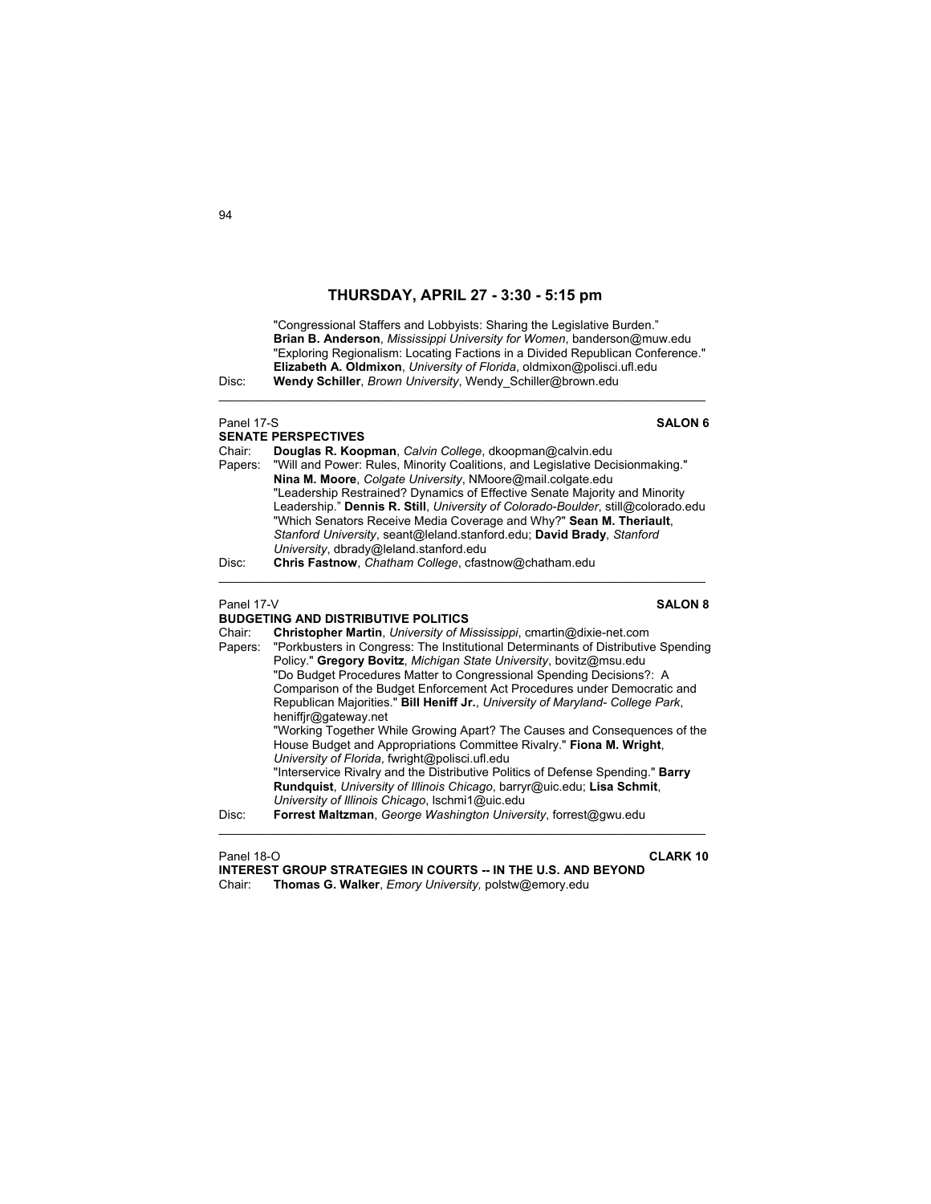## THURSDAY, APRIL 27 - 3:30 - 5:15 pm

"Congressional Staffers and Lobbyists: Sharing the Legislative Burden." **Brian B. Anderson**, *Mississippi University for Women*, banderson@muw.edu
"Exploring Regionalism: Locating Factions in a Divided Republican Conference." **Elizabeth A. Oldmixon**, *University of Florida*, oldmixon@polisci.ufl.edu

Disc: **Wendy Schiller**, *Brown University*, Wendy_Schiller@brown.edu

---

Panel 17-S **SALON 6**

### SENATE PERSPECTIVES

Chair: **Douglas R. Koopman**, *Calvin College*, dkoopman@calvin.edu

Papers: "Will and Power: Rules, Minority Coalitions, and Legislative Decisionmaking." **Nina M. Moore**, *Colgate University*, NMoore@mail.colgate.edu
"Leadership Restrained? Dynamics of Effective Senate Majority and Minority Leadership." **Dennis R. Still**, *University of Colorado-Boulder*, still@colorado.edu
"Which Senators Receive Media Coverage and Why?" **Sean M. Theriault**, *Stanford University*, seant@leland.stanford.edu; **David Brady**, *Stanford University*, dbrady@leland.stanford.edu

Disc: **Chris Fastnow**, *Chatham College*, cfastnow@chatham.edu

---

Panel 17-V **SALON 8**

### BUDGETING AND DISTRIBUTIVE POLITICS

Chair: **Christopher Martin**, *University of Mississippi*, cmartin@dixie-net.com

Papers: "Porkbusters in Congress: The Institutional Determinants of Distributive Spending Policy." **Gregory Bovitz**, *Michigan State University*, bovitz@msu.edu
"Do Budget Procedures Matter to Congressional Spending Decisions?: A Comparison of the Budget Enforcement Act Procedures under Democratic and Republican Majorities." **Bill Heniff Jr.**, *University of Maryland- College Park*, heniffjr@gateway.net
"Working Together While Growing Apart? The Causes and Consequences of the House Budget and Appropriations Committee Rivalry." **Fiona M. Wright**, *University of Florida*, fwright@polisci.ufl.edu
"Interservice Rivalry and the Distributive Politics of Defense Spending." **Barry Rundquist**, *University of Illinois Chicago*, barryr@uic.edu; **Lisa Schmit**, *University of Illinois Chicago*, lschmi1@uic.edu

Disc: **Forrest Maltzman**, *George Washington University*, forrest@gwu.edu

---

Panel 18-O **CLARK 10**

### INTEREST GROUP STRATEGIES IN COURTS -- IN THE U.S. AND BEYOND

Chair: **Thomas G. Walker**, *Emory University,* polstw@emory.edu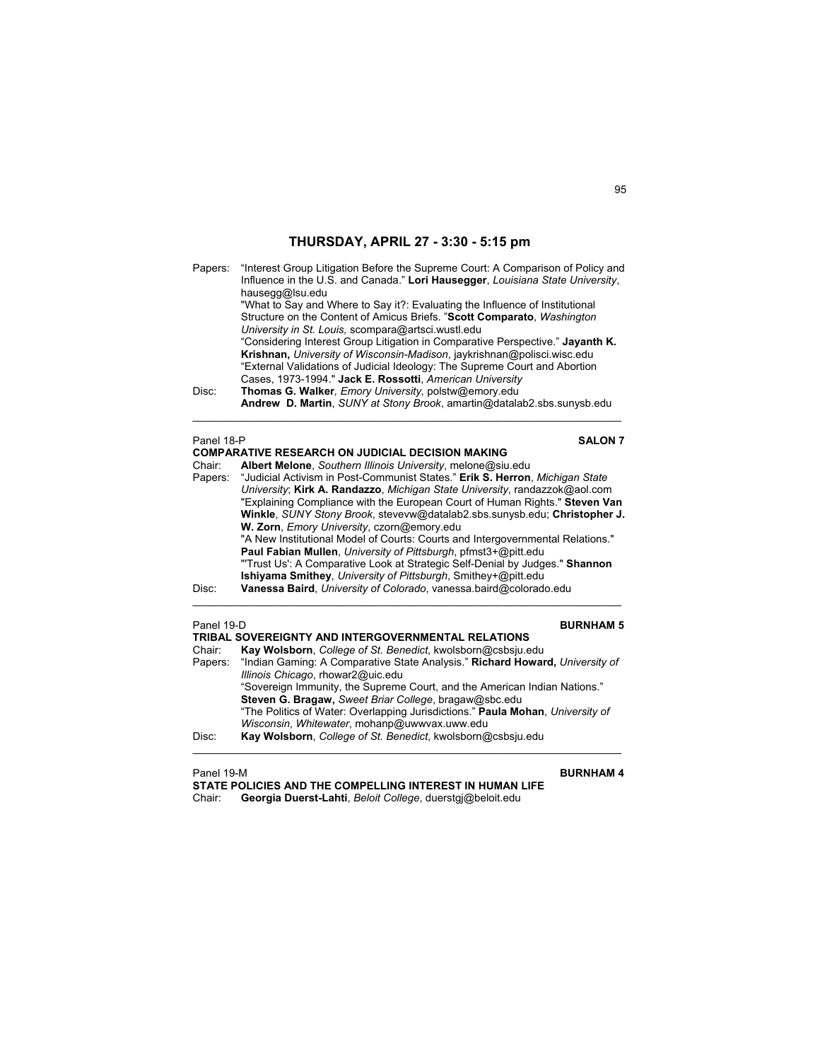## THURSDAY, APRIL 27 - 3:30 - 5:15 pm

Papers: "Interest Group Litigation Before the Supreme Court: A Comparison of Policy and Influence in the U.S. and Canada." **Lori Hausegger**, *Louisiana State University*, hausegg@lsu.edu
"What to Say and Where to Say it?: Evaluating the Influence of Institutional Structure on the Content of Amicus Briefs. "**Scott Comparato**, *Washington University in St. Louis,* scompara@artsci.wustl.edu
"Considering Interest Group Litigation in Comparative Perspective." **Jayanth K. Krishnan,** *University of Wisconsin-Madison*, jaykrishnan@polisci.wisc.edu
"External Validations of Judicial Ideology: The Supreme Court and Abortion Cases, 1973-1994." **Jack E. Rossotti**, *American University*

Disc: **Thomas G. Walker***, Emory University,* polstw@emory.edu
**Andrew D. Martin**, *SUNY at Stony Brook*, amartin@datalab2.sbs.sunysb.edu

---

Panel 18-P **SALON 7**

**COMPARATIVE RESEARCH ON JUDICIAL DECISION MAKING**

Chair: **Albert Melone**, *Southern Illinois University*, melone@siu.edu

Papers: "Judicial Activism in Post-Communist States." **Erik S. Herron**, *Michigan State University*; **Kirk A. Randazzo**, *Michigan State University*, randazzok@aol.com
"Explaining Compliance with the European Court of Human Rights." **Steven Van Winkle**, *SUNY Stony Brook*, stevevw@datalab2.sbs.sunysb.edu; **Christopher J. W. Zorn**, *Emory University*, czorn@emory.edu
"A New Institutional Model of Courts: Courts and Intergovernmental Relations." **Paul Fabian Mullen**, *University of Pittsburgh*, pfmst3+@pitt.edu
"'Trust Us': A Comparative Look at Strategic Self-Denial by Judges." **Shannon Ishiyama Smithey**, *University of Pittsburgh*, Smithey+@pitt.edu

Disc: **Vanessa Baird**, *University of Colorado*, vanessa.baird@colorado.edu

---

Panel 19-D **BURNHAM 5**

**TRIBAL SOVEREIGNTY AND INTERGOVERNMENTAL RELATIONS**

Chair: **Kay Wolsborn**, *College of St. Benedict*, kwolsborn@csbsju.edu

Papers: "Indian Gaming: A Comparative State Analysis." **Richard Howard,** *University of Illinois Chicago*, rhowar2@uic.edu
"Sovereign Immunity, the Supreme Court, and the American Indian Nations." **Steven G. Bragaw,** *Sweet Briar College*, bragaw@sbc.edu
"The Politics of Water: Overlapping Jurisdictions." **Paula Mohan**, *University of Wisconsin*, *Whitewater*, mohanp@uwwvax.uww.edu

Disc: **Kay Wolsborn**, *College of St. Benedict*, kwolsborn@csbsju.edu

---

Panel 19-M **BURNHAM 4**

**STATE POLICIES AND THE COMPELLING INTEREST IN HUMAN LIFE**

Chair: **Georgia Duerst-Lahti**, *Beloit College*, duerstgj@beloit.edu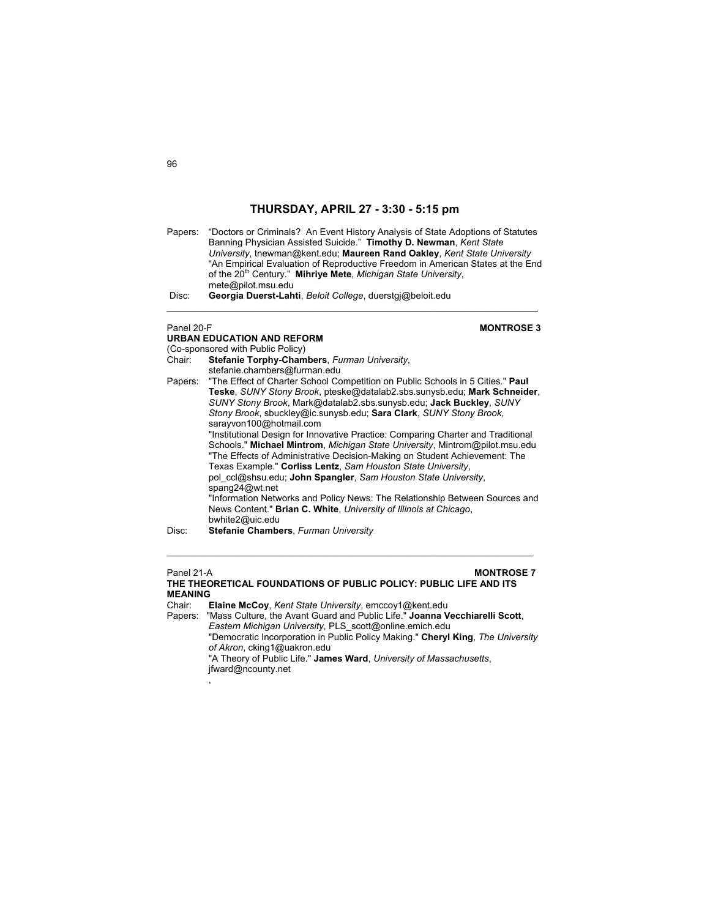## THURSDAY, APRIL 27 - 3:30 - 5:15 pm

Papers: "Doctors or Criminals? An Event History Analysis of State Adoptions of Statutes Banning Physician Assisted Suicide." **Timothy D. Newman**, *Kent State University*, tnewman@kent.edu; **Maureen Rand Oakley**, *Kent State University*
"An Empirical Evaluation of Reproductive Freedom in American States at the End of the 20th Century." **Mihriye Mete**, *Michigan State University*, mete@pilot.msu.edu

Disc: **Georgia Duerst-Lahti**, *Beloit College*, duerstgj@beloit.edu

---

Panel 20-F **MONTROSE 3**

**URBAN EDUCATION AND REFORM**

(Co-sponsored with Public Policy)

Chair: **Stefanie Torphy-Chambers**, *Furman University*, stefanie.chambers@furman.edu

Papers: "The Effect of Charter School Competition on Public Schools in 5 Cities." **Paul Teske**, *SUNY Stony Brook*, pteske@datalab2.sbs.sunysb.edu; **Mark Schneider**, *SUNY Stony Brook*, Mark@datalab2.sbs.sunysb.edu; **Jack Buckley**, *SUNY Stony Brook*, sbuckley@ic.sunysb.edu; **Sara Clark**, *SUNY Stony Brook*, sarayvon100@hotmail.com
"Institutional Design for Innovative Practice: Comparing Charter and Traditional Schools." **Michael Mintrom**, *Michigan State University*, Mintrom@pilot.msu.edu
"The Effects of Administrative Decision-Making on Student Achievement: The Texas Example." **Corliss Lentz**, *Sam Houston State University*, pol_ccl@shsu.edu; **John Spangler**, *Sam Houston State University*, spang24@wt.net
"Information Networks and Policy News: The Relationship Between Sources and News Content." **Brian C. White**, *University of Illinois at Chicago*, bwhite2@uic.edu

Disc: **Stefanie Chambers**, *Furman University*

---

Panel 21-A **MONTROSE 7**

**THE THEORETICAL FOUNDATIONS OF PUBLIC POLICY: PUBLIC LIFE AND ITS MEANING**

Chair: **Elaine McCoy**, *Kent State University*, emccoy1@kent.edu

Papers: "Mass Culture, the Avant Guard and Public Life." **Joanna Vecchiarelli Scott**, *Eastern Michigan University*, PLS_scott@online.emich.edu
"Democratic Incorporation in Public Policy Making." **Cheryl King**, *The University of Akron*, cking1@uakron.edu
"A Theory of Public Life." **James Ward**, *University of Massachusetts*, jfward@ncounty.net
,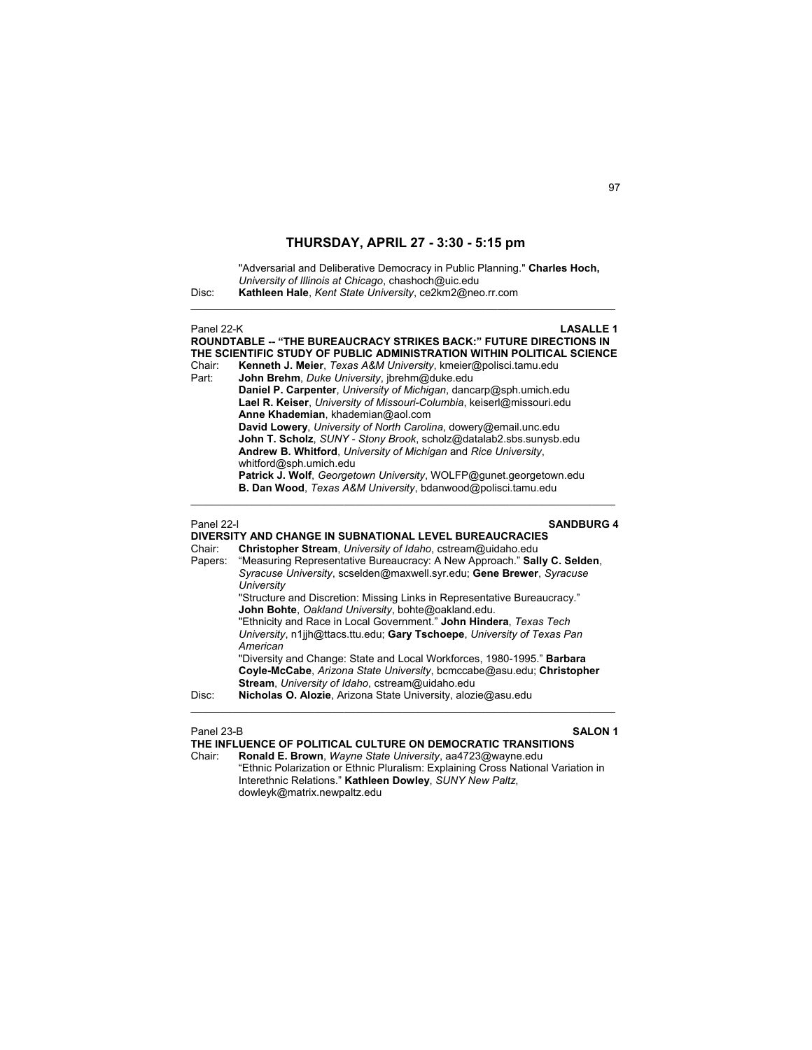## THURSDAY, APRIL 27 - 3:30 - 5:15 pm

"Adversarial and Deliberative Democracy in Public Planning." **Charles Hoch,** *University of Illinois at Chicago*, chashoch@uic.edu

Disc: **Kathleen Hale**, *Kent State University*, ce2km2@neo.rr.com

---

Panel 22-K **LASALLE 1**

**ROUNDTABLE -- "THE BUREAUCRACY STRIKES BACK:" FUTURE DIRECTIONS IN THE SCIENTIFIC STUDY OF PUBLIC ADMINISTRATION WITHIN POLITICAL SCIENCE**

Chair: **Kenneth J. Meier**, *Texas A&M University*, kmeier@polisci.tamu.edu

Part: **John Brehm**, *Duke University*, jbrehm@duke.edu
**Daniel P. Carpenter**, *University of Michigan*, dancarp@sph.umich.edu
**Lael R. Keiser**, *University of Missouri-Columbia*, keiserl@missouri.edu
**Anne Khademian**, khademian@aol.com
**David Lowery**, *University of North Carolina*, dowery@email.unc.edu
**John T. Scholz**, *SUNY - Stony Brook*, scholz@datalab2.sbs.sunysb.edu
**Andrew B. Whitford**, *University of Michigan* and *Rice University*, whitford@sph.umich.edu
**Patrick J. Wolf**, *Georgetown University*, WOLFP@gunet.georgetown.edu
**B. Dan Wood**, *Texas A&M University*, bdanwood@polisci.tamu.edu

---

Panel 22-I **SANDBURG 4**

**DIVERSITY AND CHANGE IN SUBNATIONAL LEVEL BUREAUCRACIES**

Chair: **Christopher Stream**, *University of Idaho*, cstream@uidaho.edu

Papers: "Measuring Representative Bureaucracy: A New Approach." **Sally C. Selden**, *Syracuse University*, scselden@maxwell.syr.edu; **Gene Brewer**, *Syracuse University*

"Structure and Discretion: Missing Links in Representative Bureaucracy." **John Bohte**, *Oakland University*, bohte@oakland.edu.

"Ethnicity and Race in Local Government." **John Hindera**, *Texas Tech University*, n1jjh@ttacs.ttu.edu; **Gary Tschoepe**, *University of Texas Pan American*

"Diversity and Change: State and Local Workforces, 1980-1995." **Barbara Coyle-McCabe**, *Arizona State University*, bcmccabe@asu.edu; **Christopher Stream**, *University of Idaho*, cstream@uidaho.edu

Disc: **Nicholas O. Alozie**, Arizona State University, alozie@asu.edu

---

Panel 23-B **SALON 1**

**THE INFLUENCE OF POLITICAL CULTURE ON DEMOCRATIC TRANSITIONS**

Chair: **Ronald E. Brown**, *Wayne State University*, aa4723@wayne.edu

"Ethnic Polarization or Ethnic Pluralism: Explaining Cross National Variation in Interethnic Relations." **Kathleen Dowley**, *SUNY New Paltz*, dowleyk@matrix.newpaltz.edu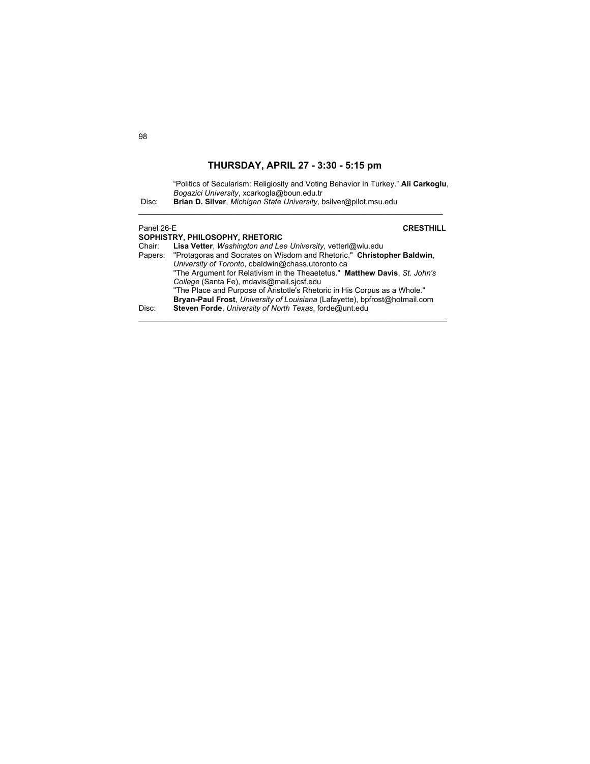## THURSDAY, APRIL 27 - 3:30 - 5:15 pm

"Politics of Secularism: Religiosity and Voting Behavior In Turkey." **Ali Carkoglu**, *Bogazici University*, xcarkogla@boun.edu.tr

Disc: **Brian D. Silver**, *Michigan State University*, bsilver@pilot.msu.edu

---

Panel 26-E **CRESTHILL**

**SOPHISTRY, PHILOSOPHY, RHETORIC**

Chair: **Lisa Vetter**, *Washington and Lee University*, vetterl@wlu.edu

Papers: "Protagoras and Socrates on Wisdom and Rhetoric." **Christopher Baldwin**, *University of Toronto*, cbaldwin@chass.utoronto.ca

"The Argument for Relativism in the Theaetetus." **Matthew Davis**, *St. John's College* (Santa Fe), mdavis@mail.sjcsf.edu

"The Place and Purpose of Aristotle's Rhetoric in His Corpus as a Whole." **Bryan-Paul Frost**, *University of Louisiana* (Lafayette), bpfrost@hotmail.com

Disc: **Steven Forde**, *University of North Texas*, forde@unt.edu

---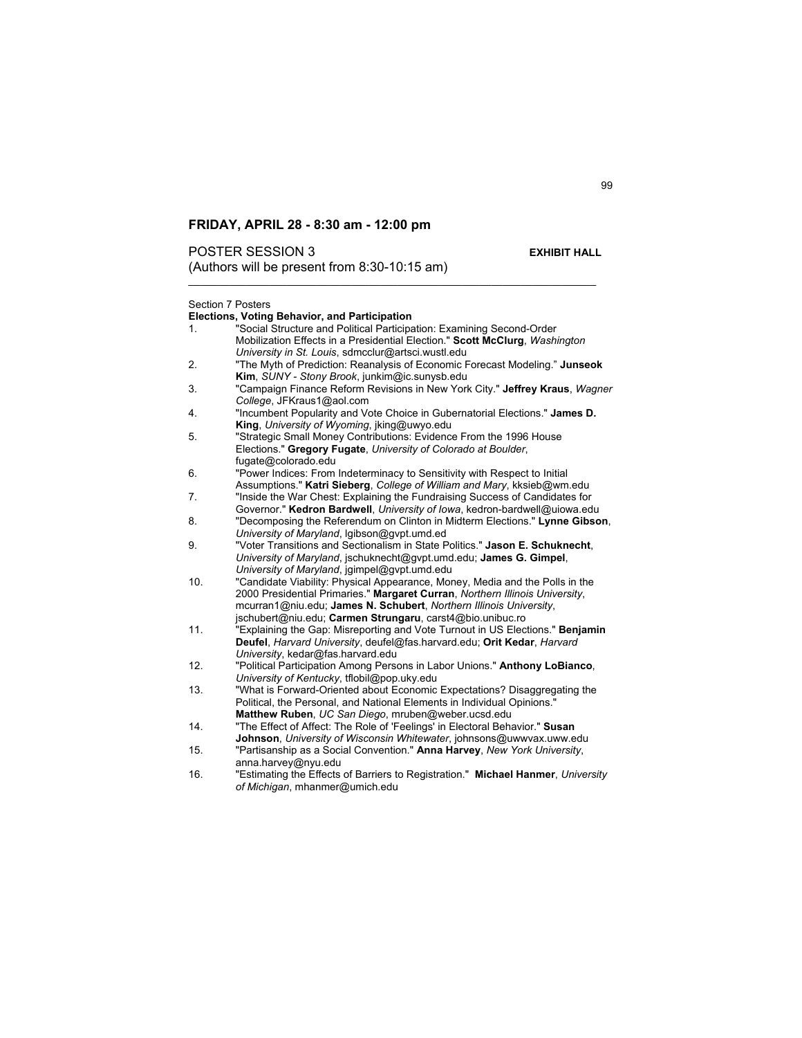## FRIDAY, APRIL 28 - 8:30 am - 12:00 pm

POSTER SESSION 3 **EXHIBIT HALL**
(Authors will be present from 8:30-10:15 am)

Section 7 Posters
**Elections, Voting Behavior, and Participation**

1. "Social Structure and Political Participation: Examining Second-Order Mobilization Effects in a Presidential Election." **Scott McClurg**, *Washington University in St. Louis*, sdmcclur@artsci.wustl.edu
2. "The Myth of Prediction: Reanalysis of Economic Forecast Modeling." **Junseok Kim**, *SUNY - Stony Brook*, junkim@ic.sunysb.edu
3. "Campaign Finance Reform Revisions in New York City." **Jeffrey Kraus**, *Wagner College*, JFKraus1@aol.com
4. "Incumbent Popularity and Vote Choice in Gubernatorial Elections." **James D. King**, *University of Wyoming*, jking@uwyo.edu
5. "Strategic Small Money Contributions: Evidence From the 1996 House Elections." **Gregory Fugate**, *University of Colorado at Boulder*, fugate@colorado.edu
6. "Power Indices: From Indeterminacy to Sensitivity with Respect to Initial Assumptions." **Katri Sieberg**, *College of William and Mary*, kksieb@wm.edu
7. "Inside the War Chest: Explaining the Fundraising Success of Candidates for Governor." **Kedron Bardwell**, *University of Iowa*, kedron-bardwell@uiowa.edu
8. "Decomposing the Referendum on Clinton in Midterm Elections." **Lynne Gibson**, *University of Maryland*, lgibson@gvpt.umd.ed
9. "Voter Transitions and Sectionalism in State Politics." **Jason E. Schuknecht**, *University of Maryland*, jschuknecht@gvpt.umd.edu; **James G. Gimpel**, *University of Maryland*, jgimpel@gvpt.umd.edu
10. "Candidate Viability: Physical Appearance, Money, Media and the Polls in the 2000 Presidential Primaries." **Margaret Curran**, *Northern Illinois University*, mcurran1@niu.edu; **James N. Schubert**, *Northern Illinois University*, jschubert@niu.edu; **Carmen Strungaru**, carst4@bio.unibuc.ro
11. "Explaining the Gap: Misreporting and Vote Turnout in US Elections." **Benjamin Deufel**, *Harvard University*, deufel@fas.harvard.edu; **Orit Kedar**, *Harvard University*, kedar@fas.harvard.edu
12. "Political Participation Among Persons in Labor Unions." **Anthony LoBianco**, *University of Kentucky*, tflobil@pop.uky.edu
13. "What is Forward-Oriented about Economic Expectations? Disaggregating the Political, the Personal, and National Elements in Individual Opinions." **Matthew Ruben**, *UC San Diego*, mruben@weber.ucsd.edu
14. "The Effect of Affect: The Role of 'Feelings' in Electoral Behavior." **Susan Johnson**, *University of Wisconsin Whitewater*, johnsons@uwwvax.uww.edu
15. "Partisanship as a Social Convention." **Anna Harvey**, *New York University*, anna.harvey@nyu.edu
16. "Estimating the Effects of Barriers to Registration." **Michael Hanmer**, *University of Michigan*, mhanmer@umich.edu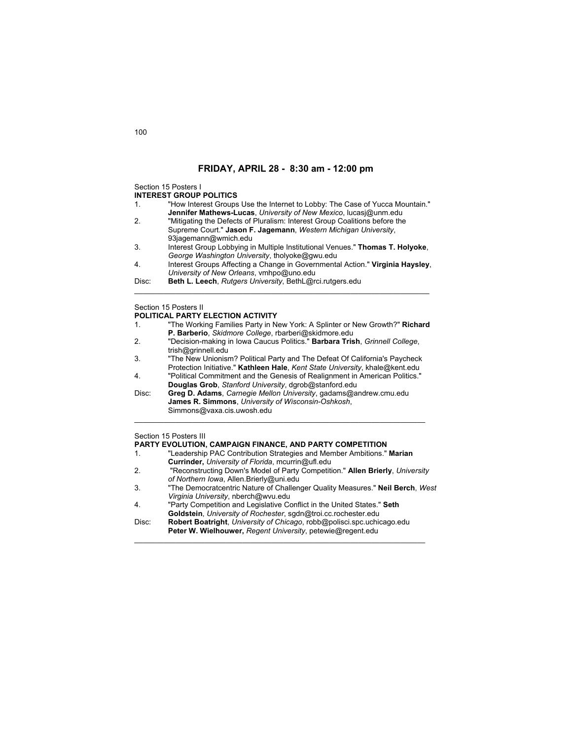## FRIDAY, APRIL 28 - 8:30 am - 12:00 pm

Section 15 Posters I
**INTEREST GROUP POLITICS**

1. "How Interest Groups Use the Internet to Lobby: The Case of Yucca Mountain." **Jennifer Mathews-Lucas**, *University of New Mexico*, lucasj@unm.edu
2. "Mitigating the Defects of Pluralism: Interest Group Coalitions before the Supreme Court." **Jason F. Jagemann**, *Western Michigan University*, 93jagemann@wmich.edu
3. Interest Group Lobbying in Multiple Institutional Venues." **Thomas T. Holyoke**, *George Washington University*, tholyoke@gwu.edu
4. Interest Groups Affecting a Change in Governmental Action." **Virginia Haysley**, *University of New Orleans*, vmhpo@uno.edu

Disc: **Beth L. Leech**, *Rutgers University*, BethL@rci.rutgers.edu

---

Section 15 Posters II
**POLITICAL PARTY ELECTION ACTIVITY**

1. "The Working Families Party in New York: A Splinter or New Growth?" **Richard P. Barberio**, *Skidmore College*, rbarberi@skidmore.edu
2. "Decision-making in Iowa Caucus Politics." **Barbara Trish**, *Grinnell College*, trish@grinnell.edu
3. "The New Unionism? Political Party and The Defeat Of California's Paycheck Protection Initiative." **Kathleen Hale**, *Kent State University*, khale@kent.edu
4. "Political Commitment and the Genesis of Realignment in American Politics." **Douglas Grob**, *Stanford University*, dgrob@stanford.edu

Disc: **Greg D. Adams**, *Carnegie Mellon University*, gadams@andrew.cmu.edu
**James R. Simmons**, *University of Wisconsin-Oshkosh*, Simmons@vaxa.cis.uwosh.edu

---

Section 15 Posters III
**PARTY EVOLUTION, CAMPAIGN FINANCE, AND PARTY COMPETITION**

1. "Leadership PAC Contribution Strategies and Member Ambitions." **Marian Currinder,** *University of Florida*, mcurrin@ufl.edu
2. "Reconstructing Down's Model of Party Competition." **Allen Brierly**, *University of Northern Iowa*, Allen.Brierly@uni.edu
3. "The Democratcentric Nature of Challenger Quality Measures." **Neil Berch**, *West Virginia University*, nberch@wvu.edu
4. "Party Competition and Legislative Conflict in the United States." **Seth Goldstein**, *University of Rochester*, sgdn@troi.cc.rochester.edu

Disc: **Robert Boatright**, *University of Chicago*, robb@polisci.spc.uchicago.edu
**Peter W. Wielhouwer,** *Regent University*, petewie@regent.edu

---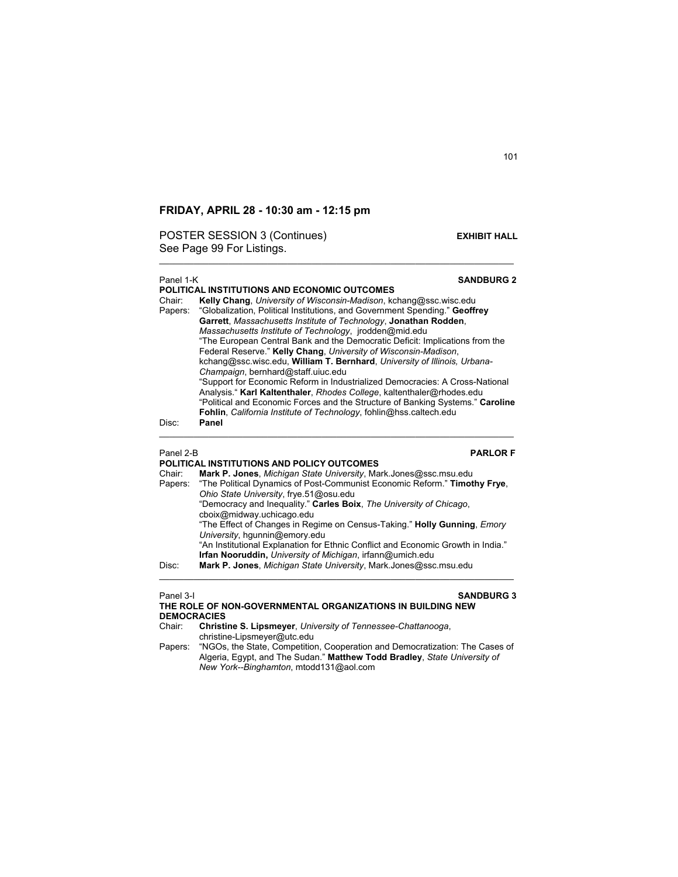## FRIDAY, APRIL 28 - 10:30 am - 12:15 pm

POSTER SESSION 3 (Continues) **EXHIBIT HALL**
See Page 99 For Listings.

---

Panel 1-K **SANDBURG 2**

**POLITICAL INSTITUTIONS AND ECONOMIC OUTCOMES**

Chair: **Kelly Chang**, *University of Wisconsin-Madison*, kchang@ssc.wisc.edu

Papers: "Globalization, Political Institutions, and Government Spending." **Geoffrey Garrett**, *Massachusetts Institute of Technology*, **Jonathan Rodden**, *Massachusetts Institute of Technology*, jrodden@mid.edu

"The European Central Bank and the Democratic Deficit: Implications from the Federal Reserve." **Kelly Chang**, *University of Wisconsin-Madison*, kchang@ssc.wisc.edu, **William T. Bernhard**, *University of Illinois, Urbana-Champaign*, bernhard@staff.uiuc.edu

"Support for Economic Reform in Industrialized Democracies: A Cross-National Analysis." **Karl Kaltenthaler**, *Rhodes College*, kaltenthaler@rhodes.edu

"Political and Economic Forces and the Structure of Banking Systems." **Caroline Fohlin**, *California Institute of Technology*, fohlin@hss.caltech.edu

Disc: **Panel**

---

Panel 2-B **PARLOR F**

**POLITICAL INSTITUTIONS AND POLICY OUTCOMES**

Chair: **Mark P. Jones**, *Michigan State University*, Mark.Jones@ssc.msu.edu

Papers: "The Political Dynamics of Post-Communist Economic Reform." **Timothy Frye**, *Ohio State University*, frye.51@osu.edu

"Democracy and Inequality." **Carles Boix**, *The University of Chicago*, cboix@midway.uchicago.edu

"The Effect of Changes in Regime on Census-Taking." **Holly Gunning**, *Emory University*, hgunnin@emory.edu

"An Institutional Explanation for Ethnic Conflict and Economic Growth in India." **Irfan Nooruddin,** *University of Michigan*, irfann@umich.edu

Disc: **Mark P. Jones**, *Michigan State University*, Mark.Jones@ssc.msu.edu

---

Panel 3-I **SANDBURG 3**

**THE ROLE OF NON-GOVERNMENTAL ORGANIZATIONS IN BUILDING NEW DEMOCRACIES**

Chair: **Christine S. Lipsmeyer**, *University of Tennessee-Chattanooga*, christine-Lipsmeyer@utc.edu

Papers: "NGOs, the State, Competition, Cooperation and Democratization: The Cases of Algeria, Egypt, and The Sudan." **Matthew Todd Bradley**, *State University of New York--Binghamton*, mtodd131@aol.com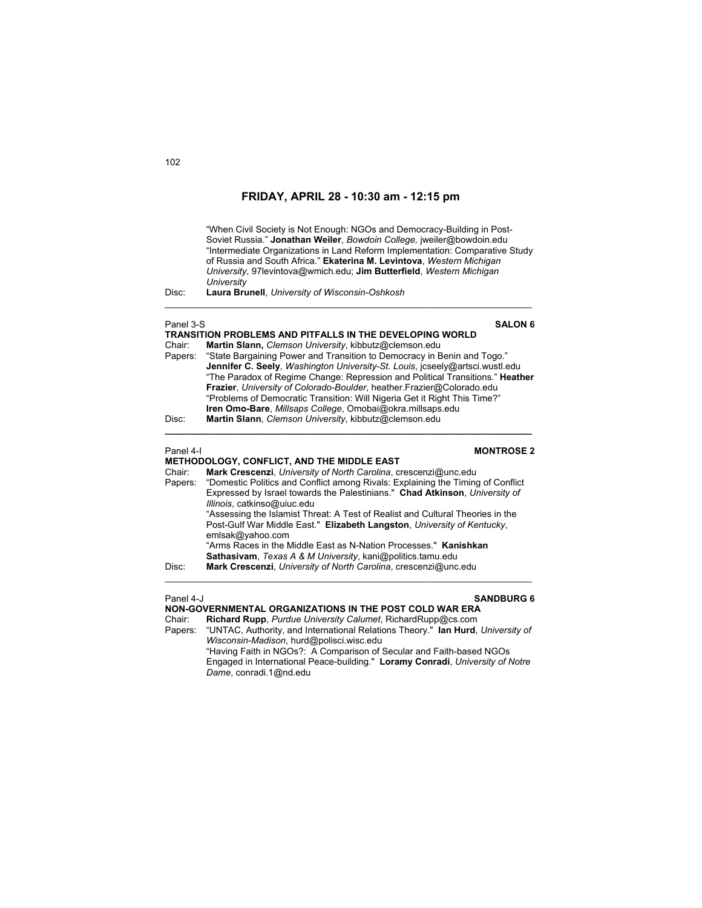## FRIDAY, APRIL 28 - 10:30 am - 12:15 pm

"When Civil Society is Not Enough: NGOs and Democracy-Building in Post-Soviet Russia." **Jonathan Weiler**, *Bowdoin College,* jweiler@bowdoin.edu
"Intermediate Organizations in Land Reform Implementation: Comparative Study of Russia and South Africa." **Ekaterina M. Levintova**, *Western Michigan University*, 97levintova@wmich.edu; **Jim Butterfield**, *Western Michigan University*

Disc: **Laura Brunell**, *University of Wisconsin-Oshkosh*

---

Panel 3-S **SALON 6**

### TRANSITION PROBLEMS AND PITFALLS IN THE DEVELOPING WORLD

Chair: **Martin Slann,** *Clemson University*, kibbutz@clemson.edu

Papers: "State Bargaining Power and Transition to Democracy in Benin and Togo." **Jennifer C. Seely**, *Washington University-St. Louis*, jcseely@artsci.wustl.edu
"The Paradox of Regime Change: Repression and Political Transitions." **Heather Frazier**, *University of Colorado-Boulder*, heather.Frazier@Colorado.edu
"Problems of Democratic Transition: Will Nigeria Get it Right This Time?" **Iren Omo-Bare**, *Millsaps College*, Omobai@okra.millsaps.edu

Disc: **Martin Slann**, *Clemson University*, kibbutz@clemson.edu

---

Panel 4-I **MONTROSE 2**

### METHODOLOGY, CONFLICT, AND THE MIDDLE EAST

Chair: **Mark Crescenzi**, *University of North Carolina*, crescenzi@unc.edu

Papers: "Domestic Politics and Conflict among Rivals: Explaining the Timing of Conflict Expressed by Israel towards the Palestinians." **Chad Atkinson**, *University of Illinois*, catkinso@uiuc.edu
"Assessing the Islamist Threat: A Test of Realist and Cultural Theories in the Post-Gulf War Middle East." **Elizabeth Langston**, *University of Kentucky*, emlsak@yahoo.com
"Arms Races in the Middle East as N-Nation Processes." **Kanishkan Sathasivam**, *Texas A & M University*, kani@politics.tamu.edu

Disc: **Mark Crescenzi**, *University of North Carolina*, crescenzi@unc.edu

---

Panel 4-J **SANDBURG 6**

### NON-GOVERNMENTAL ORGANIZATIONS IN THE POST COLD WAR ERA

Chair: **Richard Rupp**, *Purdue University Calumet*, RichardRupp@cs.com

Papers: "UNTAC, Authority, and International Relations Theory." **Ian Hurd**, *University of Wisconsin-Madison*, hurd@polisci.wisc.edu
"Having Faith in NGOs?: A Comparison of Secular and Faith-based NGOs Engaged in International Peace-building." **Loramy Conradi**, *University of Notre Dame*, conradi.1@nd.edu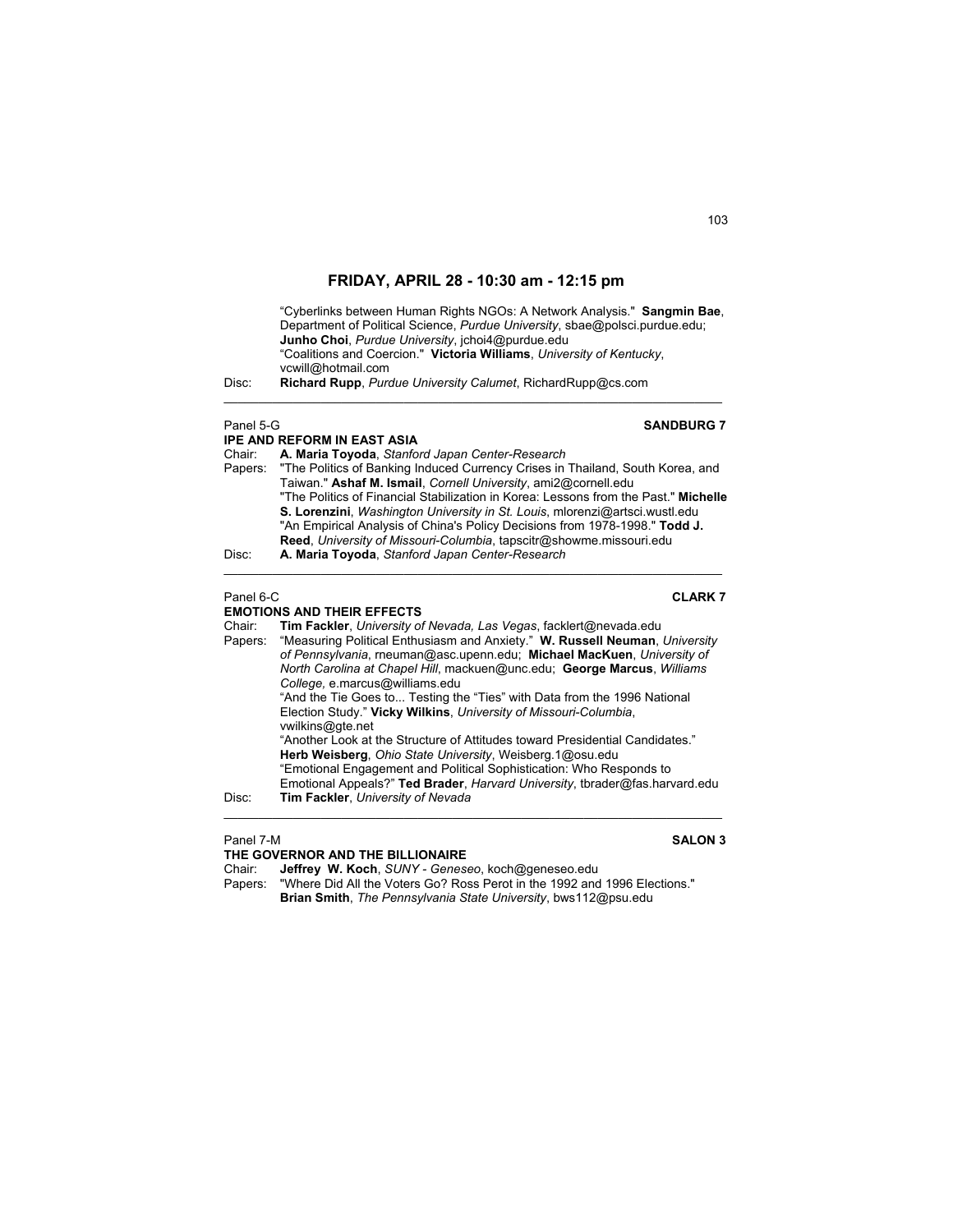## FRIDAY, APRIL 28 - 10:30 am - 12:15 pm

"Cyberlinks between Human Rights NGOs: A Network Analysis." **Sangmin Bae**, Department of Political Science, *Purdue University*, sbae@polsci.purdue.edu; **Junho Choi**, *Purdue University*, jchoi4@purdue.edu
"Coalitions and Coercion." **Victoria Williams**, *University of Kentucky*, vcwill@hotmail.com

Disc: **Richard Rupp**, *Purdue University Calumet*, RichardRupp@cs.com

---

Panel 5-G **SANDBURG 7**

**IPE AND REFORM IN EAST ASIA**

Chair: **A. Maria Toyoda**, *Stanford Japan Center-Research*

Papers: "The Politics of Banking Induced Currency Crises in Thailand, South Korea, and Taiwan." **Ashaf M. Ismail**, *Cornell University*, ami2@cornell.edu
"The Politics of Financial Stabilization in Korea: Lessons from the Past." **Michelle S. Lorenzini**, *Washington University in St. Louis*, mlorenzi@artsci.wustl.edu
"An Empirical Analysis of China's Policy Decisions from 1978-1998." **Todd J. Reed**, *University of Missouri-Columbia*, tapscitr@showme.missouri.edu

Disc: **A. Maria Toyoda**, *Stanford Japan Center-Research*

---

Panel 6-C **CLARK 7**

**EMOTIONS AND THEIR EFFECTS**

Chair: **Tim Fackler**, *University of Nevada, Las Vegas*, facklert@nevada.edu

Papers: "Measuring Political Enthusiasm and Anxiety." **W. Russell Neuman**, *University of Pennsylvania*, rneuman@asc.upenn.edu; **Michael MacKuen**, *University of North Carolina at Chapel Hill*, mackuen@unc.edu; **George Marcus**, *Williams College,* e.marcus@williams.edu
"And the Tie Goes to... Testing the "Ties" with Data from the 1996 National Election Study." **Vicky Wilkins**, *University of Missouri-Columbia*, vwilkins@gte.net
"Another Look at the Structure of Attitudes toward Presidential Candidates." **Herb Weisberg**, *Ohio State University*, Weisberg.1@osu.edu
"Emotional Engagement and Political Sophistication: Who Responds to Emotional Appeals?" **Ted Brader**, *Harvard University*, tbrader@fas.harvard.edu

Disc: **Tim Fackler**, *University of Nevada*

---

Panel 7-M **SALON 3**

**THE GOVERNOR AND THE BILLIONAIRE**

Chair: **Jeffrey W. Koch**, *SUNY - Geneseo*, koch@geneseo.edu

Papers: "Where Did All the Voters Go? Ross Perot in the 1992 and 1996 Elections." **Brian Smith**, *The Pennsylvania State University*, bws112@psu.edu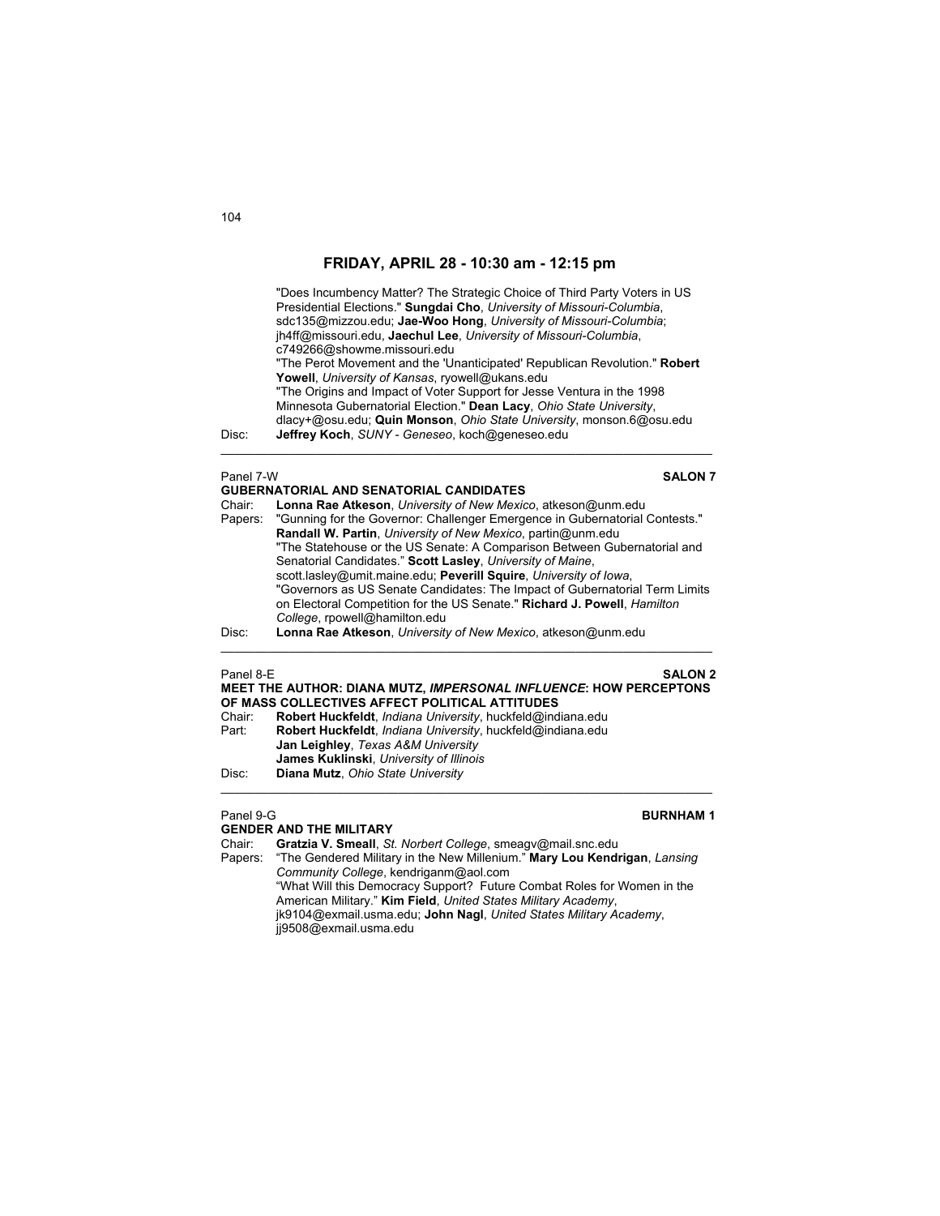## FRIDAY, APRIL 28 - 10:30 am - 12:15 pm

"Does Incumbency Matter? The Strategic Choice of Third Party Voters in US Presidential Elections." **Sungdai Cho**, *University of Missouri-Columbia*, sdc135@mizzou.edu; **Jae-Woo Hong**, *University of Missouri-Columbia*; jh4ff@missouri.edu, **Jaechul Lee**, *University of Missouri-Columbia*, c749266@showme.missouri.edu
"The Perot Movement and the 'Unanticipated' Republican Revolution." **Robert Yowell**, *University of Kansas*, ryowell@ukans.edu
"The Origins and Impact of Voter Support for Jesse Ventura in the 1998 Minnesota Gubernatorial Election." **Dean Lacy**, *Ohio State University*, dlacy+@osu.edu; **Quin Monson**, *Ohio State University*, monson.6@osu.edu

Disc: **Jeffrey Koch**, *SUNY - Geneseo*, koch@geneseo.edu

---

Panel 7-W **SALON 7**

### GUBERNATORIAL AND SENATORIAL CANDIDATES

Chair: **Lonna Rae Atkeson**, *University of New Mexico*, atkeson@unm.edu

Papers: "Gunning for the Governor: Challenger Emergence in Gubernatorial Contests." **Randall W. Partin**, *University of New Mexico*, partin@unm.edu
"The Statehouse or the US Senate: A Comparison Between Gubernatorial and Senatorial Candidates." **Scott Lasley**, *University of Maine*, scott.lasley@umit.maine.edu; **Peverill Squire**, *University of Iowa*,
"Governors as US Senate Candidates: The Impact of Gubernatorial Term Limits on Electoral Competition for the US Senate." **Richard J. Powell**, *Hamilton College*, rpowell@hamilton.edu

Disc: **Lonna Rae Atkeson**, *University of New Mexico*, atkeson@unm.edu

---

Panel 8-E **SALON 2**

### MEET THE AUTHOR: DIANA MUTZ, *IMPERSONAL INFLUENCE*: HOW PERCEPTONS OF MASS COLLECTIVES AFFECT POLITICAL ATTITUDES

Chair: **Robert Huckfeldt**, *Indiana University*, huckfeld@indiana.edu

Part: **Robert Huckfeldt**, *Indiana University*, huckfeld@indiana.edu
**Jan Leighley**, *Texas A&M University*
**James Kuklinski**, *University of Illinois*

Disc: **Diana Mutz**, *Ohio State University*

---

Panel 9-G **BURNHAM 1**

### GENDER AND THE MILITARY

Chair: **Gratzia V. Smeall**, *St. Norbert College*, smeagv@mail.snc.edu

Papers: "The Gendered Military in the New Millenium." **Mary Lou Kendrigan**, *Lansing Community College*, kendriganm@aol.com
"What Will this Democracy Support? Future Combat Roles for Women in the American Military." **Kim Field**, *United States Military Academy*, jk9104@exmail.usma.edu; **John Nagl**, *United States Military Academy*, jj9508@exmail.usma.edu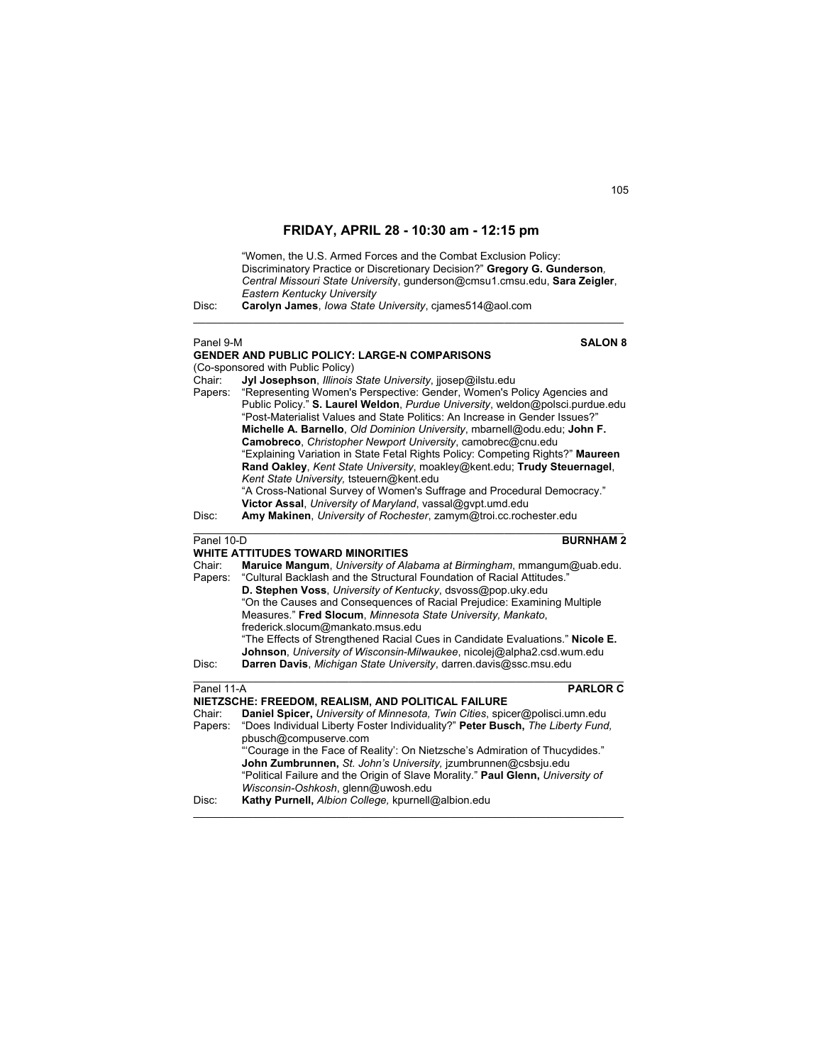## FRIDAY, APRIL 28 - 10:30 am - 12:15 pm

"Women, the U.S. Armed Forces and the Combat Exclusion Policy: Discriminatory Practice or Discretionary Decision?" **Gregory G. Gunderson**, *Central Missouri State University*, gunderson@cmsu1.cmsu.edu, **Sara Zeigler**, *Eastern Kentucky University*

Disc: **Carolyn James**, *Iowa State University*, cjames514@aol.com

---

Panel 9-M **SALON 8**

### GENDER AND PUBLIC POLICY: LARGE-N COMPARISONS

(Co-sponsored with Public Policy)

Chair: **Jyl Josephson**, *Illinois State University*, jjosep@ilstu.edu

Papers: "Representing Women's Perspective: Gender, Women's Policy Agencies and Public Policy." **S. Laurel Weldon**, *Purdue University*, weldon@polsci.purdue.edu

"Post-Materialist Values and State Politics: An Increase in Gender Issues?" **Michelle A. Barnello**, *Old Dominion University*, mbarnell@odu.edu; **John F. Camobreco**, *Christopher Newport University*, camobrec@cnu.edu

"Explaining Variation in State Fetal Rights Policy: Competing Rights?" **Maureen Rand Oakley**, *Kent State University*, moakley@kent.edu; **Trudy Steuernagel**, *Kent State University,* tsteuern@kent.edu

"A Cross-National Survey of Women's Suffrage and Procedural Democracy." **Victor Assal**, *University of Maryland*, vassal@gvpt.umd.edu

Disc: **Amy Makinen**, *University of Rochester*, zamym@troi.cc.rochester.edu

---

Panel 10-D **BURNHAM 2**

### WHITE ATTITUDES TOWARD MINORITIES

Chair: **Maruice Mangum**, *University of Alabama at Birmingham*, mmangum@uab.edu.

Papers: "Cultural Backlash and the Structural Foundation of Racial Attitudes." **D. Stephen Voss**, *University of Kentucky*, dsvoss@pop.uky.edu

"On the Causes and Consequences of Racial Prejudice: Examining Multiple Measures." **Fred Slocum**, *Minnesota State University, Mankato*, frederick.slocum@mankato.msus.edu

"The Effects of Strengthened Racial Cues in Candidate Evaluations." **Nicole E. Johnson**, *University of Wisconsin-Milwaukee*, nicolej@alpha2.csd.wum.edu

Disc: **Darren Davis**, *Michigan State University*, darren.davis@ssc.msu.edu

---

Panel 11-A **PARLOR C**

### NIETZSCHE: FREEDOM, REALISM, AND POLITICAL FAILURE

Chair: **Daniel Spicer,** *University of Minnesota, Twin Cities*, spicer@polisci.umn.edu

Papers: "Does Individual Liberty Foster Individuality?" **Peter Busch,** *The Liberty Fund,* pbusch@compuserve.com

"'Courage in the Face of Reality': On Nietzsche's Admiration of Thucydides." **John Zumbrunnen,** *St. John's University,* jzumbrunnen@csbsju.edu

"Political Failure and the Origin of Slave Morality." **Paul Glenn,** *University of Wisconsin-Oshkosh*, glenn@uwosh.edu

Disc: **Kathy Purnell,** *Albion College,* kpurnell@albion.edu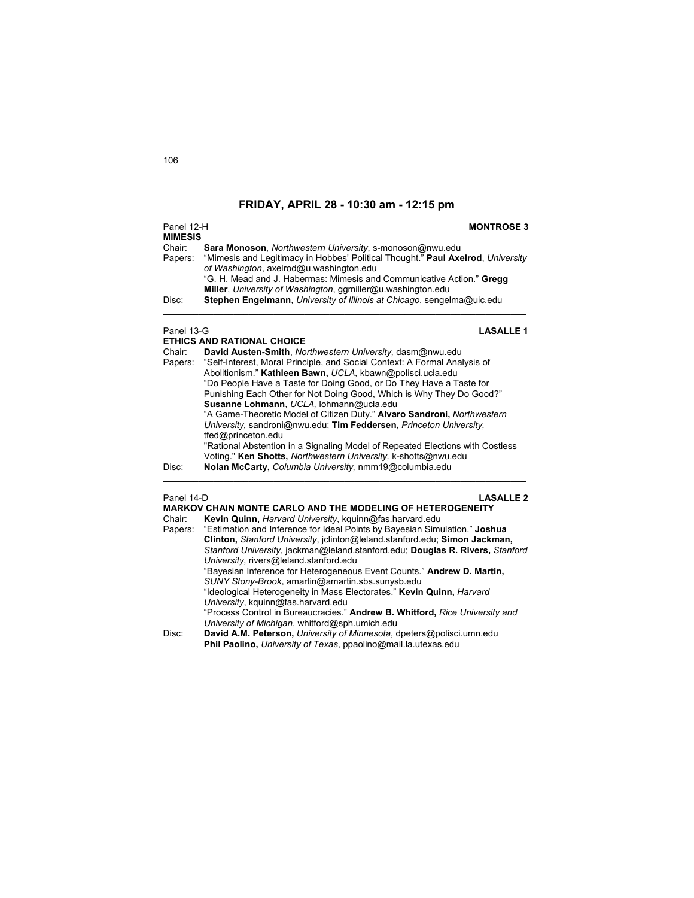## FRIDAY, APRIL 28 - 10:30 am - 12:15 pm

Panel 12-H **MONTROSE 3**

**MIMESIS**

Chair: **Sara Monoson**, *Northwestern University*, s-monoson@nwu.edu

Papers: "Mimesis and Legitimacy in Hobbes' Political Thought." **Paul Axelrod**, *University of Washington*, axelrod@u.washington.edu

"G. H. Mead and J. Habermas: Mimesis and Communicative Action." **Gregg Miller**, *University of Washington*, ggmiller@u.washington.edu

Disc: **Stephen Engelmann**, *University of Illinois at Chicago*, sengelma@uic.edu

---

Panel 13-G **LASALLE 1**

**ETHICS AND RATIONAL CHOICE**

Chair: **David Austen-Smith**, *Northwestern University,* dasm@nwu.edu

Papers: "Self-Interest, Moral Principle, and Social Context: A Formal Analysis of Abolitionism." **Kathleen Bawn,** *UCLA,* kbawn@polisci.ucla.edu

"Do People Have a Taste for Doing Good, or Do They Have a Taste for Punishing Each Other for Not Doing Good, Which is Why They Do Good?" **Susanne Lohmann**, *UCLA,* lohmann@ucla.edu

"A Game-Theoretic Model of Citizen Duty." **Alvaro Sandroni,** *Northwestern University,* sandroni@nwu.edu; **Tim Feddersen,** *Princeton University,* tfed@princeton.edu

"Rational Abstention in a Signaling Model of Repeated Elections with Costless Voting." **Ken Shotts,** *Northwestern University,* k-shotts@nwu.edu

Disc: **Nolan McCarty,** *Columbia University,* nmm19@columbia.edu

---

Panel 14-D **LASALLE 2**

**MARKOV CHAIN MONTE CARLO AND THE MODELING OF HETEROGENEITY**

Chair: **Kevin Quinn,** *Harvard University*, kquinn@fas.harvard.edu

Papers: "Estimation and Inference for Ideal Points by Bayesian Simulation." **Joshua Clinton,** *Stanford University*, jclinton@leland.stanford.edu; **Simon Jackman,** *Stanford University*, jackman@leland.stanford.edu; **Douglas R. Rivers,** *Stanford University*, rivers@leland.stanford.edu

"Bayesian Inference for Heterogeneous Event Counts." **Andrew D. Martin,** *SUNY Stony-Brook*, amartin@amartin.sbs.sunysb.edu

"Ideological Heterogeneity in Mass Electorates." **Kevin Quinn,** *Harvard University*, kquinn@fas.harvard.edu

"Process Control in Bureaucracies." **Andrew B. Whitford,** *Rice University and University of Michigan*, whitford@sph.umich.edu

Disc: **David A.M. Peterson,** *University of Minnesota*, dpeters@polisci.umn.edu

**Phil Paolino,** *University of Texas*, ppaolino@mail.la.utexas.edu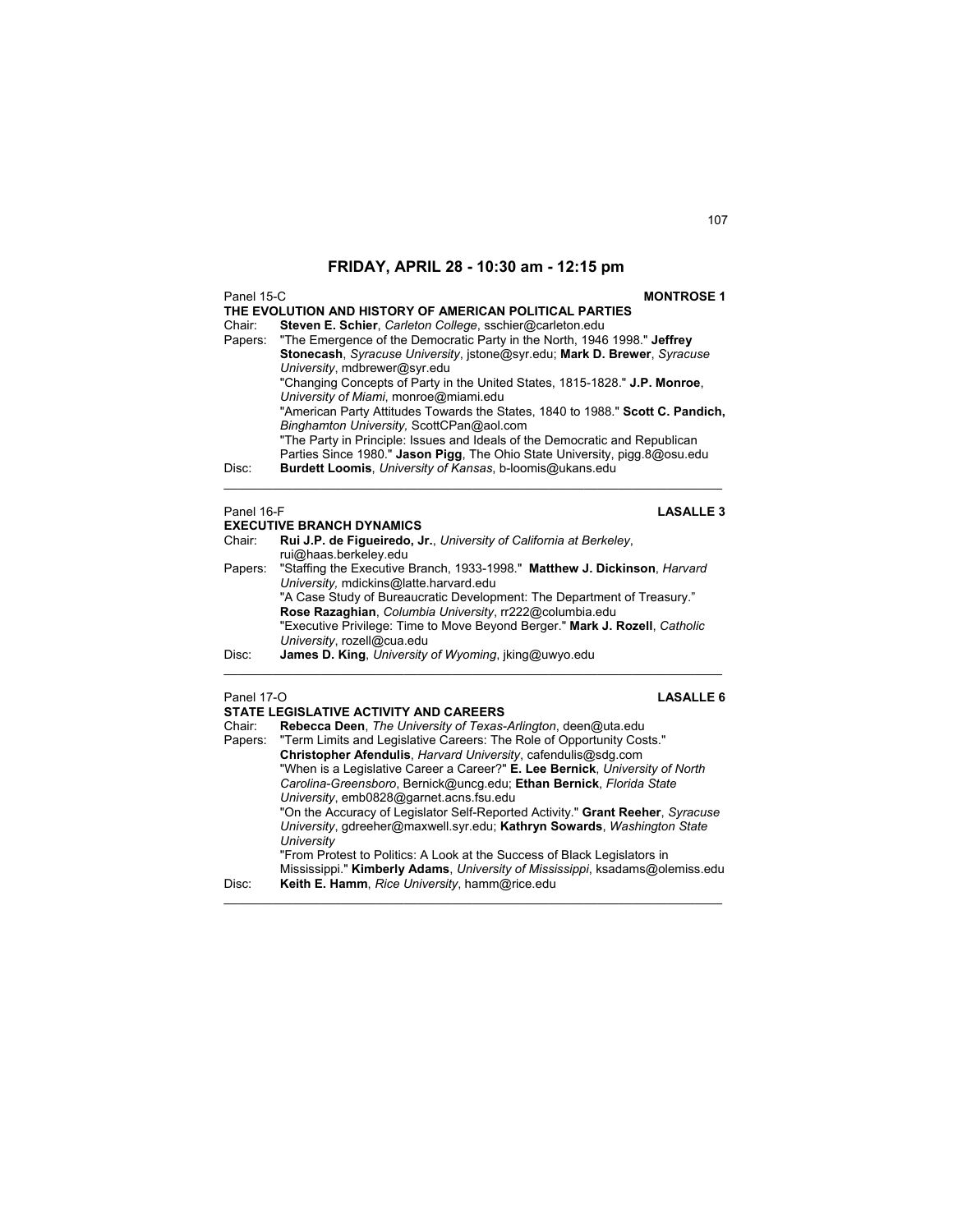## FRIDAY, APRIL 28 - 10:30 am - 12:15 pm

Panel 15-C **MONTROSE 1**

**THE EVOLUTION AND HISTORY OF AMERICAN POLITICAL PARTIES**

Chair: **Steven E. Schier**, *Carleton College*, sschier@carleton.edu

Papers: "The Emergence of the Democratic Party in the North, 1946 1998." **Jeffrey Stonecash**, *Syracuse University*, jstone@syr.edu; **Mark D. Brewer**, *Syracuse University*, mdbrewer@syr.edu

"Changing Concepts of Party in the United States, 1815-1828." **J.P. Monroe**, *University of Miami*, monroe@miami.edu

"American Party Attitudes Towards the States, 1840 to 1988." **Scott C. Pandich,** *Binghamton University,* ScottCPan@aol.com

"The Party in Principle: Issues and Ideals of the Democratic and Republican Parties Since 1980." **Jason Pigg**, The Ohio State University, pigg.8@osu.edu

Disc: **Burdett Loomis**, *University of Kansas*, b-loomis@ukans.edu

---

Panel 16-F **LASALLE 3**

**EXECUTIVE BRANCH DYNAMICS**

Chair: **Rui J.P. de Figueiredo, Jr.**, *University of California at Berkeley*, rui@haas.berkeley.edu

Papers: "Staffing the Executive Branch, 1933-1998." **Matthew J. Dickinson**, *Harvard University*, mdickins@latte.harvard.edu

"A Case Study of Bureaucratic Development: The Department of Treasury." **Rose Razaghian**, *Columbia University*, rr222@columbia.edu

"Executive Privilege: Time to Move Beyond Berger." **Mark J. Rozell**, *Catholic University*, rozell@cua.edu

Disc: **James D. King**, *University of Wyoming*, jking@uwyo.edu

---

Panel 17-O **LASALLE 6**

**STATE LEGISLATIVE ACTIVITY AND CAREERS**

Chair: **Rebecca Deen**, *The University of Texas-Arlington*, deen@uta.edu

Papers: "Term Limits and Legislative Careers: The Role of Opportunity Costs." **Christopher Afendulis**, *Harvard University*, cafendulis@sdg.com

"When is a Legislative Career a Career?" **E. Lee Bernick**, *University of North Carolina-Greensboro*, Bernick@uncg.edu; **Ethan Bernick**, *Florida State University*, emb0828@garnet.acns.fsu.edu

"On the Accuracy of Legislator Self-Reported Activity." **Grant Reeher**, *Syracuse University*, gdreeher@maxwell.syr.edu; **Kathryn Sowards**, *Washington State University*

"From Protest to Politics: A Look at the Success of Black Legislators in Mississippi." **Kimberly Adams**, *University of Mississippi*, ksadams@olemiss.edu

Disc: **Keith E. Hamm**, *Rice University*, hamm@rice.edu

---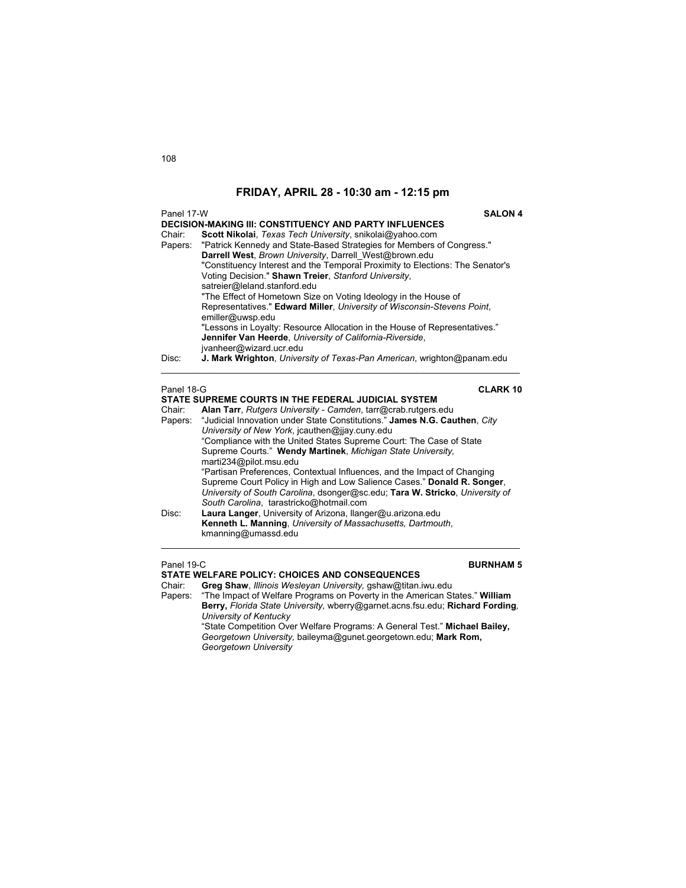## FRIDAY, APRIL 28 - 10:30 am - 12:15 pm

Panel 17-W **SALON 4**

**DECISION-MAKING III: CONSTITUENCY AND PARTY INFLUENCES**

Chair: **Scott Nikolai**, *Texas Tech University*, snikolai@yahoo.com

Papers: "Patrick Kennedy and State-Based Strategies for Members of Congress." **Darrell West**, *Brown University*, Darrell_West@brown.edu

"Constituency Interest and the Temporal Proximity to Elections: The Senator's Voting Decision." **Shawn Treier**, *Stanford University*, satreier@leland.stanford.edu

"The Effect of Hometown Size on Voting Ideology in the House of Representatives." **Edward Miller**, *University of Wisconsin-Stevens Point*, emiller@uwsp.edu

"Lessons in Loyalty: Resource Allocation in the House of Representatives." **Jennifer Van Heerde**, *University of California-Riverside*, jvanheer@wizard.ucr.edu

Disc: **J. Mark Wrighton**, *University of Texas-Pan American*, wrighton@panam.edu

---

Panel 18-G **CLARK 10**

**STATE SUPREME COURTS IN THE FEDERAL JUDICIAL SYSTEM**

Chair: **Alan Tarr**, *Rutgers University - Camden*, tarr@crab.rutgers.edu

Papers: "Judicial Innovation under State Constitutions." **James N.G. Cauthen**, *City University of New York*, jcauthen@jjay.cuny.edu

"Compliance with the United States Supreme Court: The Case of State Supreme Courts." **Wendy Martinek**, *Michigan State University,* marti234@pilot.msu.edu

"Partisan Preferences, Contextual Influences, and the Impact of Changing Supreme Court Policy in High and Low Salience Cases." **Donald R. Songer**, *University of South Carolina*, dsonger@sc.edu; **Tara W. Stricko**, *University of South Carolina*, tarastricko@hotmail.com

Disc: **Laura Langer**, University of Arizona, llanger@u.arizona.edu
**Kenneth L. Manning**, *University of Massachusetts, Dartmouth*, kmanning@umassd.edu

---

Panel 19-C **BURNHAM 5**

**STATE WELFARE POLICY: CHOICES AND CONSEQUENCES**

Chair: **Greg Shaw**, *Illinois Wesleyan University,* gshaw@titan.iwu.edu

Papers: "The Impact of Welfare Programs on Poverty in the American States." **William Berry,** *Florida State University,* wberry@garnet.acns.fsu.edu; **Richard Fording***, University of Kentucky*

"State Competition Over Welfare Programs: A General Test." **Michael Bailey,** *Georgetown University,* baileyma@gunet.georgetown.edu; **Mark Rom,** *Georgetown University*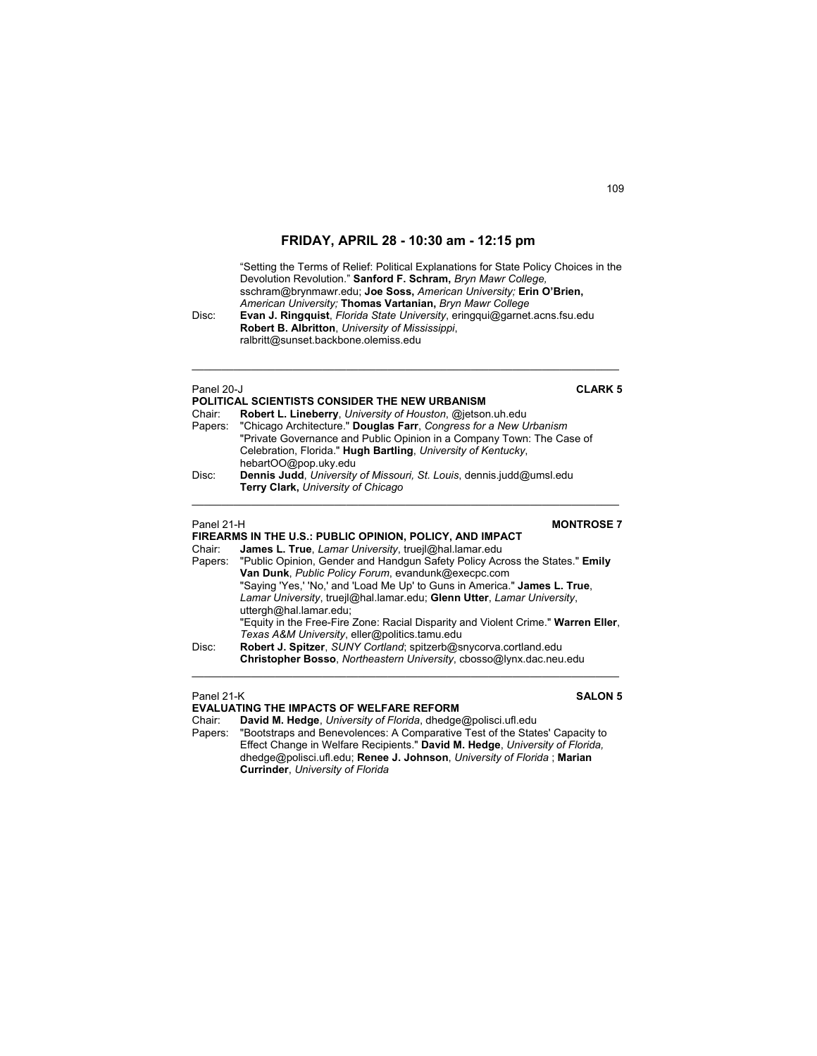## FRIDAY, APRIL 28 - 10:30 am - 12:15 pm

"Setting the Terms of Relief: Political Explanations for State Policy Choices in the Devolution Revolution." **Sanford F. Schram,** *Bryn Mawr College,* sschram@brynmawr.edu; **Joe Soss,** *American University;* **Erin O'Brien,** *American University;* **Thomas Vartanian,** *Bryn Mawr College*

Disc: **Evan J. Ringquist**, *Florida State University*, eringqui@garnet.acns.fsu.edu
**Robert B. Albritton**, *University of Mississippi*, ralbritt@sunset.backbone.olemiss.edu

---

Panel 20-J **CLARK 5**

**POLITICAL SCIENTISTS CONSIDER THE NEW URBANISM**

Chair: **Robert L. Lineberry**, *University of Houston*, @jetson.uh.edu

Papers: "Chicago Architecture." **Douglas Farr**, *Congress for a New Urbanism*
"Private Governance and Public Opinion in a Company Town: The Case of Celebration, Florida." **Hugh Bartling**, *University of Kentucky*, hebartOO@pop.uky.edu

Disc: **Dennis Judd**, *University of Missouri, St. Louis*, dennis.judd@umsl.edu
**Terry Clark,** *University of Chicago*

---

Panel 21-H **MONTROSE 7**

**FIREARMS IN THE U.S.: PUBLIC OPINION, POLICY, AND IMPACT**

Chair: **James L. True**, *Lamar University*, truejl@hal.lamar.edu

Papers: "Public Opinion, Gender and Handgun Safety Policy Across the States." **Emily Van Dunk**, *Public Policy Forum*, evandunk@execpc.com
"Saying 'Yes,' 'No,' and 'Load Me Up' to Guns in America." **James L. True**, *Lamar University*, truejl@hal.lamar.edu; **Glenn Utter**, *Lamar University*, uttergh@hal.lamar.edu;
"Equity in the Free-Fire Zone: Racial Disparity and Violent Crime." **Warren Eller**, *Texas A&M University*, eller@politics.tamu.edu

Disc: **Robert J. Spitzer**, *SUNY Cortland*; spitzerb@snycorva.cortland.edu
**Christopher Bosso**, *Northeastern University*, cbosso@lynx.dac.neu.edu

---

Panel 21-K **SALON 5**

**EVALUATING THE IMPACTS OF WELFARE REFORM**

Chair: **David M. Hedge**, *University of Florida*, dhedge@polisci.ufl.edu

Papers: "Bootstraps and Benevolences: A Comparative Test of the States' Capacity to Effect Change in Welfare Recipients." **David M. Hedge**, *University of Florida,* dhedge@polisci.ufl.edu; **Renee J. Johnson**, *University of Florida* ; **Marian Currinder**, *University of Florida*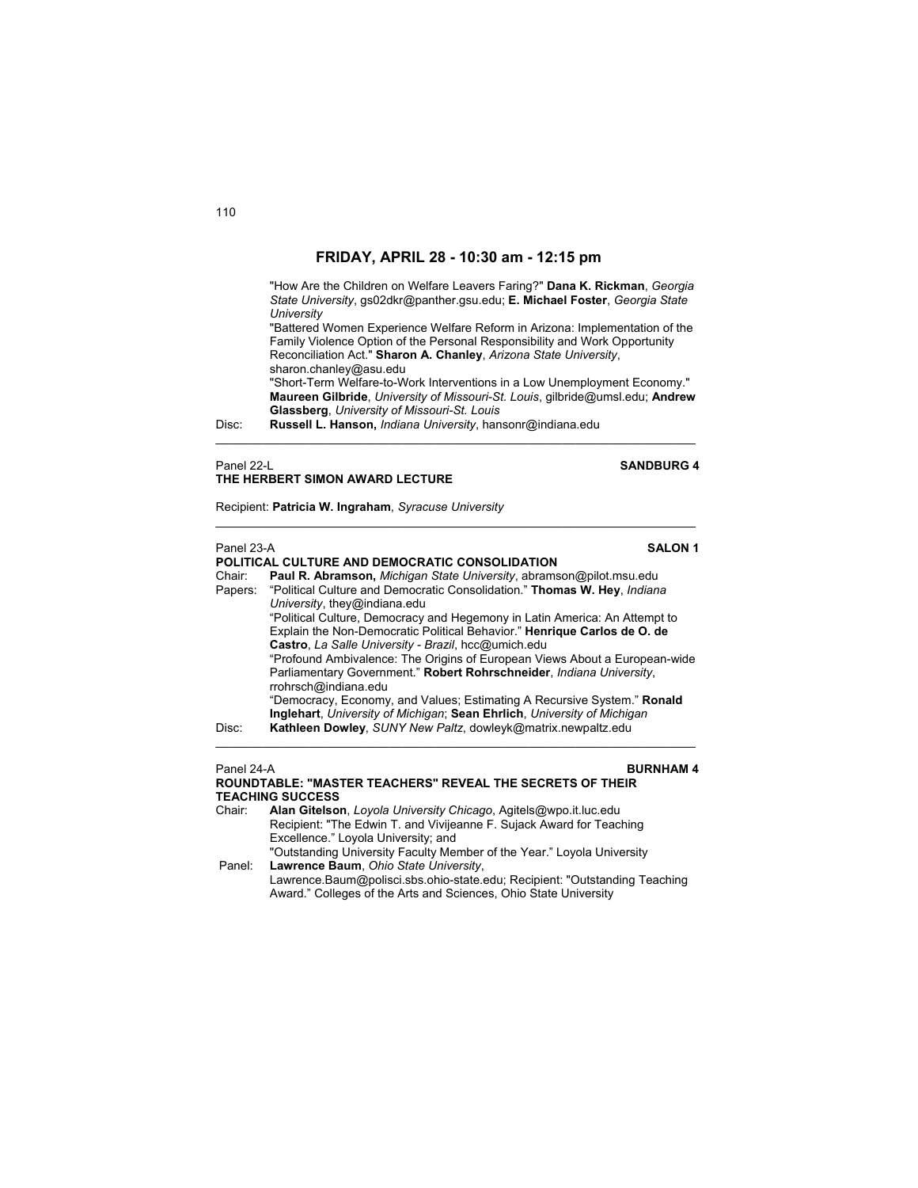## FRIDAY, APRIL 28 - 10:30 am - 12:15 pm

"How Are the Children on Welfare Leavers Faring?" **Dana K. Rickman**, *Georgia State University*, gs02dkr@panther.gsu.edu; **E. Michael Foster**, *Georgia State University*

"Battered Women Experience Welfare Reform in Arizona: Implementation of the Family Violence Option of the Personal Responsibility and Work Opportunity Reconciliation Act." **Sharon A. Chanley**, *Arizona State University*, sharon.chanley@asu.edu

"Short-Term Welfare-to-Work Interventions in a Low Unemployment Economy." **Maureen Gilbride**, *University of Missouri-St. Louis*, gilbride@umsl.edu; **Andrew Glassberg**, *University of Missouri-St. Louis*

Disc: **Russell L. Hanson,** *Indiana University*, hansonr@indiana.edu

---

Panel 22-L **SANDBURG 4**

**THE HERBERT SIMON AWARD LECTURE**

Recipient: **Patricia W. Ingraham**, *Syracuse University*

---

Panel 23-A **SALON 1**

**POLITICAL CULTURE AND DEMOCRATIC CONSOLIDATION**

Chair: **Paul R. Abramson,** *Michigan State University*, abramson@pilot.msu.edu

Papers: "Political Culture and Democratic Consolidation." **Thomas W. Hey**, *Indiana University*, they@indiana.edu

"Political Culture, Democracy and Hegemony in Latin America: An Attempt to Explain the Non-Democratic Political Behavior." **Henrique Carlos de O. de Castro**, *La Salle University - Brazil*, hcc@umich.edu

"Profound Ambivalence: The Origins of European Views About a European-wide Parliamentary Government." **Robert Rohrschneider**, *Indiana University*, rrohrsch@indiana.edu

"Democracy, Economy, and Values; Estimating A Recursive System." **Ronald Inglehart**, *University of Michigan*; **Sean Ehrlich**, *University of Michigan*

Disc: **Kathleen Dowley**, *SUNY New Paltz*, dowleyk@matrix.newpaltz.edu

---

Panel 24-A **BURNHAM 4**

**ROUNDTABLE: "MASTER TEACHERS" REVEAL THE SECRETS OF THEIR TEACHING SUCCESS**

Chair: **Alan Gitelson**, *Loyola University Chicago*, Agitels@wpo.it.luc.edu
Recipient: "The Edwin T. and Vivijeanne F. Sujack Award for Teaching Excellence." Loyola University; and
"Outstanding University Faculty Member of the Year." Loyola University

Panel: **Lawrence Baum**, *Ohio State University*, Lawrence.Baum@polisci.sbs.ohio-state.edu; Recipient: "Outstanding Teaching Award." Colleges of the Arts and Sciences, Ohio State University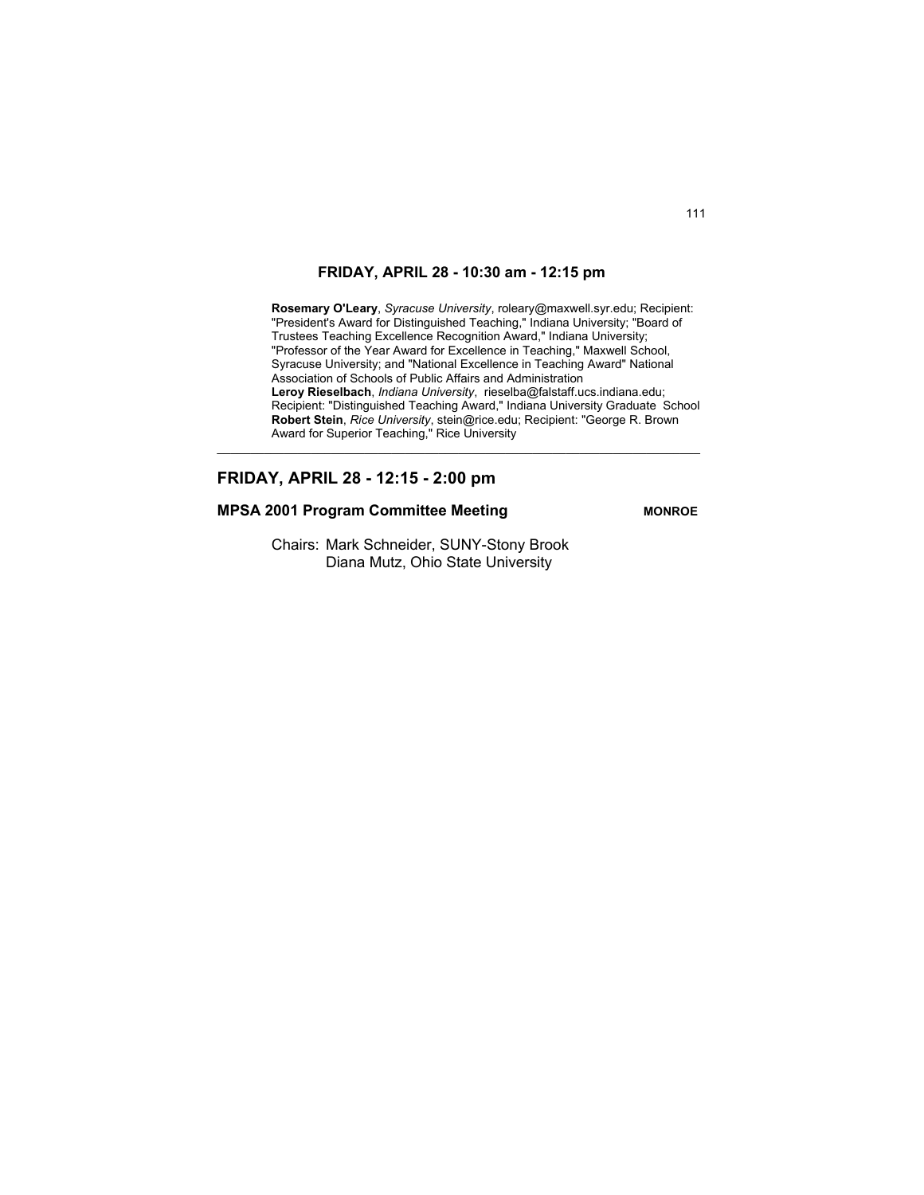## FRIDAY, APRIL 28 - 10:30 am - 12:15 pm

**Rosemary O'Leary**, *Syracuse University*, roleary@maxwell.syr.edu; Recipient: "President's Award for Distinguished Teaching," Indiana University; "Board of Trustees Teaching Excellence Recognition Award," Indiana University; "Professor of the Year Award for Excellence in Teaching," Maxwell School, Syracuse University; and "National Excellence in Teaching Award" National Association of Schools of Public Affairs and Administration
**Leroy Rieselbach**, *Indiana University*, rieselba@falstaff.ucs.indiana.edu; Recipient: "Distinguished Teaching Award," Indiana University Graduate School
**Robert Stein**, *Rice University*, stein@rice.edu; Recipient: "George R. Brown Award for Superior Teaching," Rice University

---

## FRIDAY, APRIL 28 - 12:15 - 2:00 pm

### MPSA 2001 Program Committee Meeting — MONROE

Chairs: Mark Schneider, SUNY-Stony Brook
Diana Mutz, Ohio State University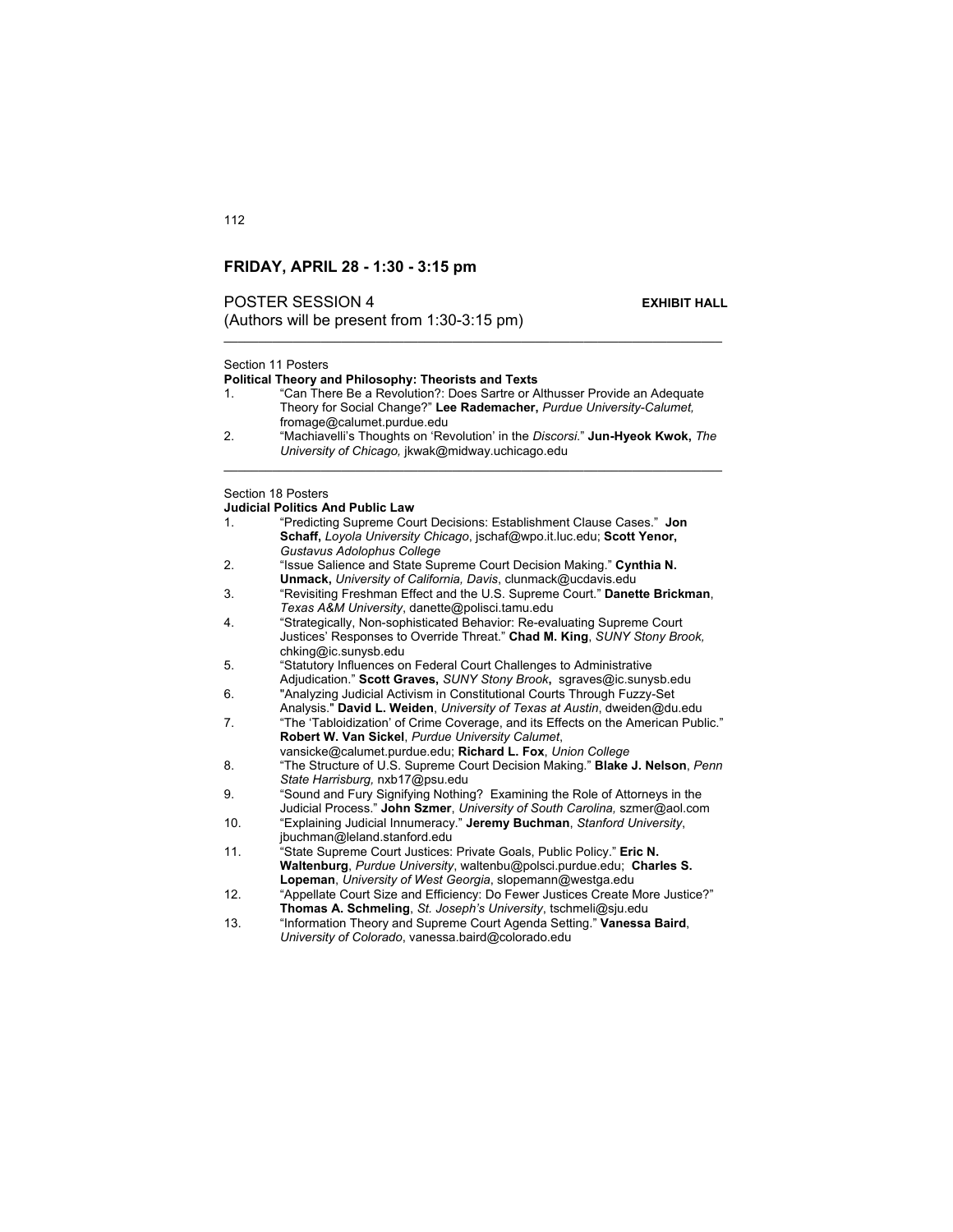## FRIDAY, APRIL 28 - 1:30 - 3:15 pm

POSTER SESSION 4 **EXHIBIT HALL**
(Authors will be present from 1:30-3:15 pm)

---

Section 11 Posters
**Political Theory and Philosophy: Theorists and Texts**

1. "Can There Be a Revolution?: Does Sartre or Althusser Provide an Adequate Theory for Social Change?" **Lee Rademacher,** *Purdue University-Calumet,* fromage@calumet.purdue.edu
2. "Machiavelli's Thoughts on 'Revolution' in the *Discorsi*." **Jun-Hyeok Kwok,** *The University of Chicago,* jkwak@midway.uchicago.edu

---

Section 18 Posters
**Judicial Politics And Public Law**

1. "Predicting Supreme Court Decisions: Establishment Clause Cases." **Jon Schaff,** *Loyola University Chicago*, jschaf@wpo.it.luc.edu; **Scott Yenor,** *Gustavus Adolphus College*
2. "Issue Salience and State Supreme Court Decision Making." **Cynthia N. Unmack,** *University of California, Davis*, clunmack@ucdavis.edu
3. "Revisiting Freshman Effect and the U.S. Supreme Court." **Danette Brickman**, *Texas A&M University*, danette@polisci.tamu.edu
4. "Strategically, Non-sophisticated Behavior: Re-evaluating Supreme Court Justices' Responses to Override Threat." **Chad M. King**, *SUNY Stony Brook,* chking@ic.sunysb.edu
5. "Statutory Influences on Federal Court Challenges to Administrative Adjudication." **Scott Graves,** *SUNY Stony Brook***,** sgraves@ic.sunysb.edu
6. "Analyzing Judicial Activism in Constitutional Courts Through Fuzzy-Set Analysis." **David L. Weiden**, *University of Texas at Austin*, dweiden@du.edu
7. "The 'Tabloidization' of Crime Coverage, and its Effects on the American Public." **Robert W. Van Sickel**, *Purdue University Calumet*, vansicke@calumet.purdue.edu; **Richard L. Fox**, *Union College*
8. "The Structure of U.S. Supreme Court Decision Making." **Blake J. Nelson**, *Penn State Harrisburg,* nxb17@psu.edu
9. "Sound and Fury Signifying Nothing? Examining the Role of Attorneys in the Judicial Process." **John Szmer**, *University of South Carolina,* szmer@aol.com
10. "Explaining Judicial Innumeracy." **Jeremy Buchman**, *Stanford University*, jbuchman@leland.stanford.edu
11. "State Supreme Court Justices: Private Goals, Public Policy." **Eric N. Waltenburg**, *Purdue University*, waltenbu@polsci.purdue.edu; **Charles S. Lopeman**, *University of West Georgia*, slopemann@westga.edu
12. "Appellate Court Size and Efficiency: Do Fewer Justices Create More Justice?" **Thomas A. Schmeling**, *St. Joseph's University*, tschmeli@sju.edu
13. "Information Theory and Supreme Court Agenda Setting." **Vanessa Baird**, *University of Colorado*, vanessa.baird@colorado.edu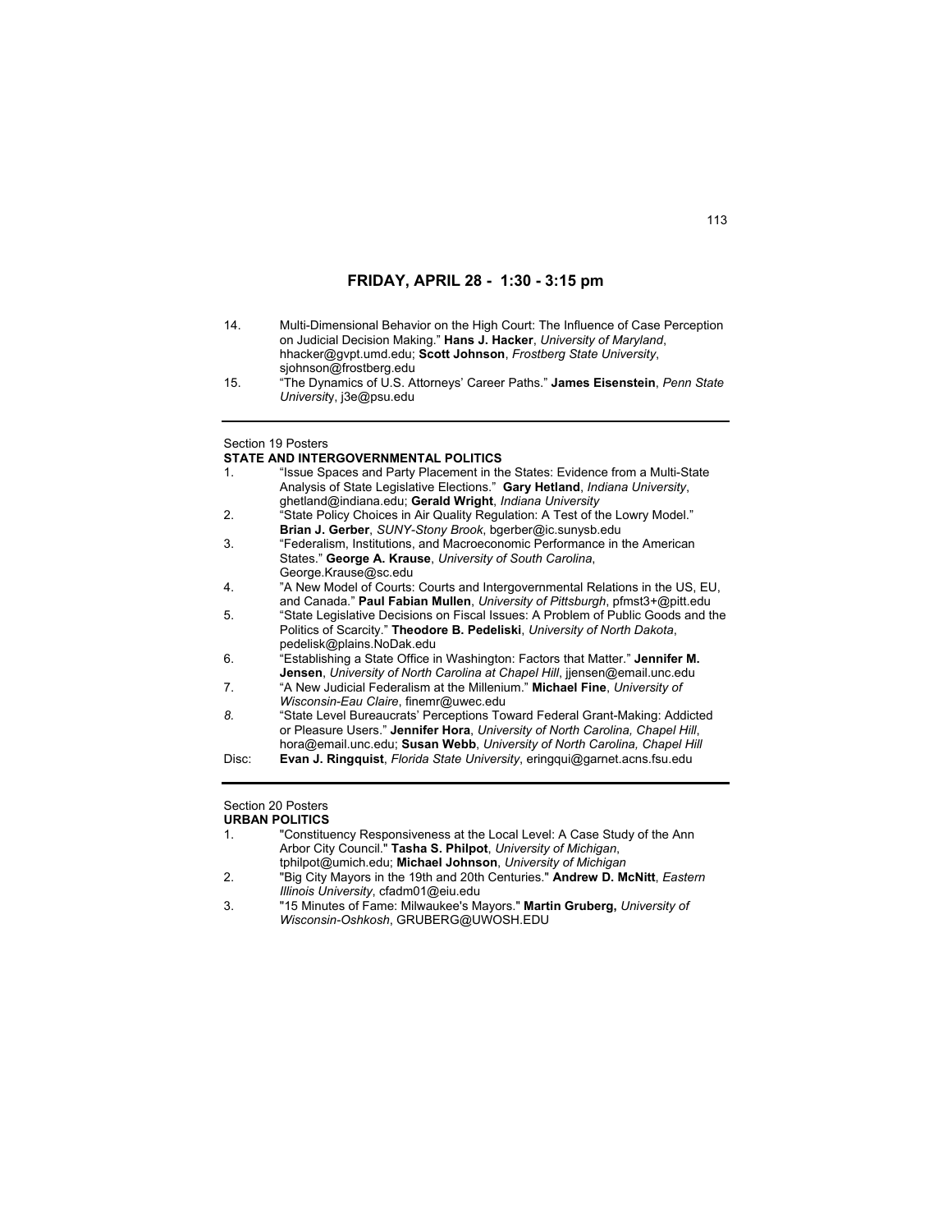## FRIDAY, APRIL 28 - 1:30 - 3:15 pm

14. Multi-Dimensional Behavior on the High Court: The Influence of Case Perception on Judicial Decision Making." **Hans J. Hacker**, *University of Maryland*, hhacker@gvpt.umd.edu; **Scott Johnson**, *Frostberg State University*, sjohnson@frostberg.edu
15. "The Dynamics of U.S. Attorneys' Career Paths." **James Eisenstein**, *Penn State University*, j3e@psu.edu

---

Section 19 Posters

**STATE AND INTERGOVERNMENTAL POLITICS**

1. "Issue Spaces and Party Placement in the States: Evidence from a Multi-State Analysis of State Legislative Elections." **Gary Hetland**, *Indiana University*, ghetland@indiana.edu; **Gerald Wright**, *Indiana University*
2. "State Policy Choices in Air Quality Regulation: A Test of the Lowry Model." **Brian J. Gerber**, *SUNY-Stony Brook*, bgerber@ic.sunysb.edu
3. "Federalism, Institutions, and Macroeconomic Performance in the American States." **George A. Krause**, *University of South Carolina*, George.Krause@sc.edu
4. "A New Model of Courts: Courts and Intergovernmental Relations in the US, EU, and Canada." **Paul Fabian Mullen**, *University of Pittsburgh*, pfmst3+@pitt.edu
5. "State Legislative Decisions on Fiscal Issues: A Problem of Public Goods and the Politics of Scarcity." **Theodore B. Pedeliski**, *University of North Dakota*, pedelisk@plains.NoDak.edu
6. "Establishing a State Office in Washington: Factors that Matter." **Jennifer M. Jensen**, *University of North Carolina at Chapel Hill*, jjensen@email.unc.edu
7. "A New Judicial Federalism at the Millenium." **Michael Fine**, *University of Wisconsin-Eau Claire*, finemr@uwec.edu
8. "State Level Bureaucrats' Perceptions Toward Federal Grant-Making: Addicted or Pleasure Users." **Jennifer Hora**, *University of North Carolina, Chapel Hill*, hora@email.unc.edu; **Susan Webb**, *University of North Carolina, Chapel Hill*

Disc: **Evan J. Ringquist**, *Florida State University*, eringqui@garnet.acns.fsu.edu

---

Section 20 Posters

**URBAN POLITICS**

1. "Constituency Responsiveness at the Local Level: A Case Study of the Ann Arbor City Council." **Tasha S. Philpot**, *University of Michigan*, tphilpot@umich.edu; **Michael Johnson**, *University of Michigan*
2. "Big City Mayors in the 19th and 20th Centuries." **Andrew D. McNitt**, *Eastern Illinois University*, cfadm01@eiu.edu
3. "15 Minutes of Fame: Milwaukee's Mayors." **Martin Gruberg,** *University of Wisconsin-Oshkosh*, GRUBERG@UWOSH.EDU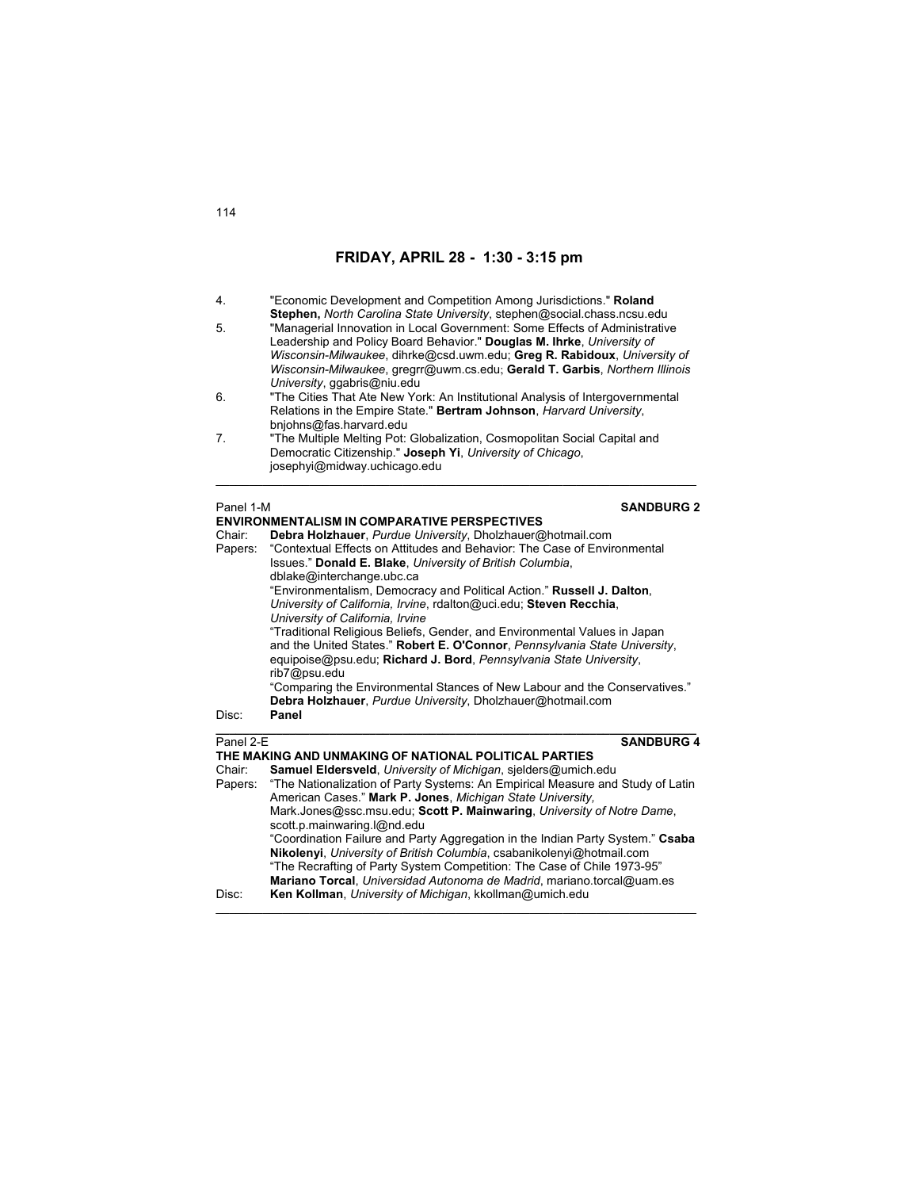## FRIDAY, APRIL 28 - 1:30 - 3:15 pm

4. "Economic Development and Competition Among Jurisdictions." **Roland Stephen,** *North Carolina State University*, stephen@social.chass.ncsu.edu
5. "Managerial Innovation in Local Government: Some Effects of Administrative Leadership and Policy Board Behavior." **Douglas M. Ihrke**, *University of Wisconsin-Milwaukee*, dihrke@csd.uwm.edu; **Greg R. Rabidoux**, *University of Wisconsin-Milwaukee*, gregrr@uwm.cs.edu; **Gerald T. Garbis**, *Northern Illinois University*, ggabris@niu.edu
6. "The Cities That Ate New York: An Institutional Analysis of Intergovernmental Relations in the Empire State." **Bertram Johnson**, *Harvard University*, bnjohns@fas.harvard.edu
7. "The Multiple Melting Pot: Globalization, Cosmopolitan Social Capital and Democratic Citizenship." **Joseph Yi**, *University of Chicago*, josephyi@midway.uchicago.edu

---

Panel 1-M **SANDBURG 2**

**ENVIRONMENTALISM IN COMPARATIVE PERSPECTIVES**

Chair: **Debra Holzhauer**, *Purdue University*, Dholzhauer@hotmail.com

Papers: "Contextual Effects on Attitudes and Behavior: The Case of Environmental Issues." **Donald E. Blake**, *University of British Columbia*, dblake@interchange.ubc.ca

"Environmentalism, Democracy and Political Action." **Russell J. Dalton**, *University of California, Irvine*, rdalton@uci.edu; **Steven Recchia**, *University of California, Irvine*

"Traditional Religious Beliefs, Gender, and Environmental Values in Japan and the United States." **Robert E. O'Connor**, *Pennsylvania State University*, equipoise@psu.edu; **Richard J. Bord**, *Pennsylvania State University*, rib7@psu.edu

"Comparing the Environmental Stances of New Labour and the Conservatives." **Debra Holzhauer**, *Purdue University*, Dholzhauer@hotmail.com

Disc: **Panel**

---

Panel 2-E **SANDBURG 4**

**THE MAKING AND UNMAKING OF NATIONAL POLITICAL PARTIES**

Chair: **Samuel Eldersveld**, *University of Michigan*, sjelders@umich.edu

Papers: "The Nationalization of Party Systems: An Empirical Measure and Study of Latin American Cases." **Mark P. Jones**, *Michigan State University*, Mark.Jones@ssc.msu.edu; **Scott P. Mainwaring**, *University of Notre Dame*, scott.p.mainwaring.l@nd.edu

"Coordination Failure and Party Aggregation in the Indian Party System." **Csaba Nikolenyi**, *University of British Columbia*, csabanikolenyi@hotmail.com

"The Recrafting of Party System Competition: The Case of Chile 1973-95" **Mariano Torcal**, *Universidad Autonoma de Madrid*, mariano.torcal@uam.es

Disc: **Ken Kollman**, *University of Michigan*, kkollman@umich.edu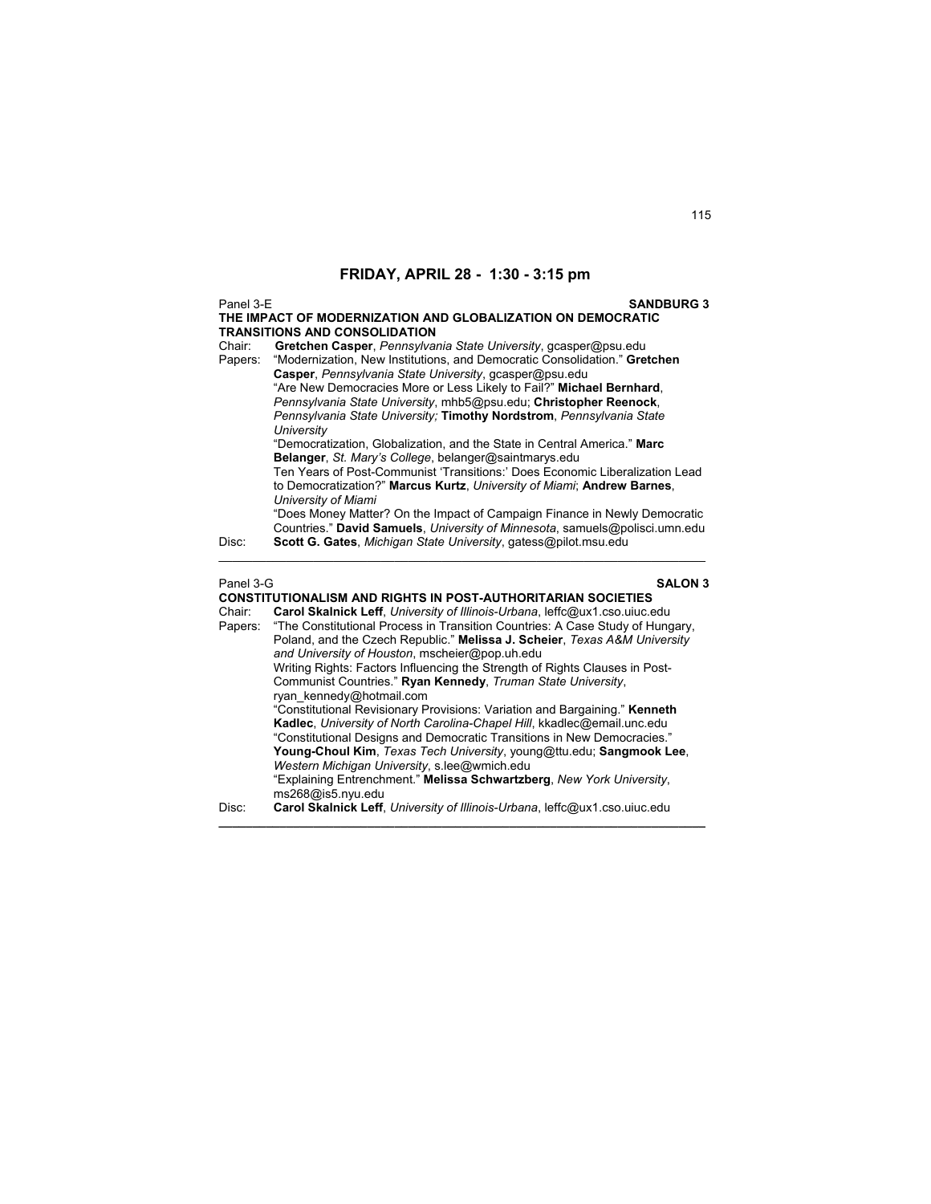## FRIDAY, APRIL 28 - 1:30 - 3:15 pm

Panel 3-E **SANDBURG 3**

**THE IMPACT OF MODERNIZATION AND GLOBALIZATION ON DEMOCRATIC TRANSITIONS AND CONSOLIDATION**

Chair: **Gretchen Casper**, *Pennsylvania State University*, gcasper@psu.edu

Papers: "Modernization, New Institutions, and Democratic Consolidation." **Gretchen Casper**, *Pennsylvania State University*, gcasper@psu.edu

"Are New Democracies More or Less Likely to Fail?" **Michael Bernhard**, *Pennsylvania State University*, mhb5@psu.edu; **Christopher Reenock**, *Pennsylvania State University;* **Timothy Nordstrom**, *Pennsylvania State University*

"Democratization, Globalization, and the State in Central America." **Marc Belanger**, *St. Mary's College*, belanger@saintmarys.edu

Ten Years of Post-Communist 'Transitions:' Does Economic Liberalization Lead to Democratization?" **Marcus Kurtz**, *University of Miami*; **Andrew Barnes**, *University of Miami*

"Does Money Matter? On the Impact of Campaign Finance in Newly Democratic Countries." **David Samuels**, *University of Minnesota*, samuels@polisci.umn.edu

Disc: **Scott G. Gates**, *Michigan State University*, gatess@pilot.msu.edu

---

Panel 3-G **SALON 3**

**CONSTITUTIONALISM AND RIGHTS IN POST-AUTHORITARIAN SOCIETIES**

Chair: **Carol Skalnick Leff**, *University of Illinois-Urbana*, leffc@ux1.cso.uiuc.edu

Papers: "The Constitutional Process in Transition Countries: A Case Study of Hungary, Poland, and the Czech Republic." **Melissa J. Scheier**, *Texas A&M University and University of Houston*, mscheier@pop.uh.edu

Writing Rights: Factors Influencing the Strength of Rights Clauses in Post-Communist Countries." **Ryan Kennedy**, *Truman State University*, ryan_kennedy@hotmail.com

"Constitutional Revisionary Provisions: Variation and Bargaining." **Kenneth Kadlec**, *University of North Carolina-Chapel Hill*, kkadlec@email.unc.edu

"Constitutional Designs and Democratic Transitions in New Democracies." **Young-Choul Kim**, *Texas Tech University*, young@ttu.edu; **Sangmook Lee**, *Western Michigan University*, s.lee@wmich.edu

"Explaining Entrenchment." **Melissa Schwartzberg**, *New York University*, ms268@is5.nyu.edu

Disc: **Carol Skalnick Leff**, *University of Illinois-Urbana*, leffc@ux1.cso.uiuc.edu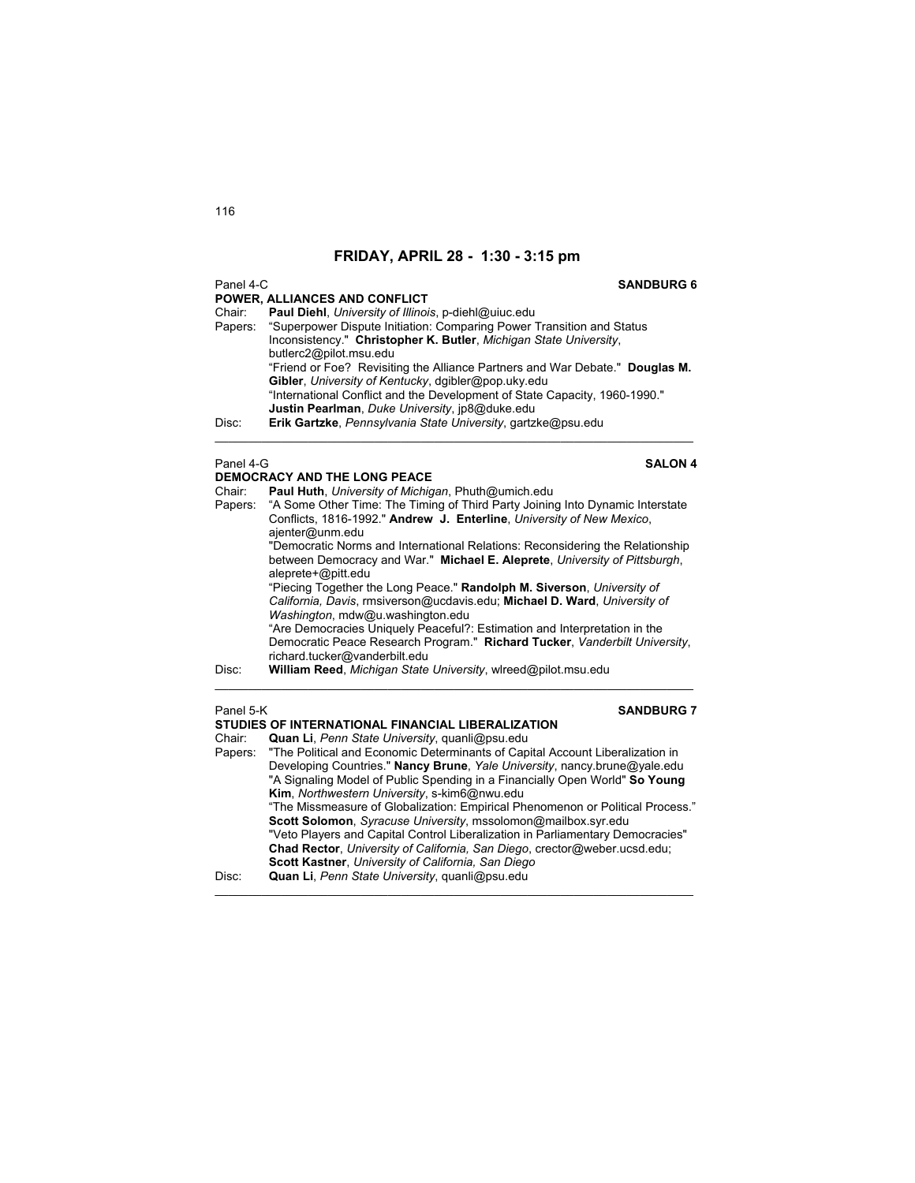## FRIDAY, APRIL 28 - 1:30 - 3:15 pm

Panel 4-C **SANDBURG 6**

**POWER, ALLIANCES AND CONFLICT**

Chair: **Paul Diehl**, *University of Illinois*, p-diehl@uiuc.edu

Papers: "Superpower Dispute Initiation: Comparing Power Transition and Status Inconsistency." **Christopher K. Butler**, *Michigan State University*, butlerc2@pilot.msu.edu

"Friend or Foe? Revisiting the Alliance Partners and War Debate." **Douglas M. Gibler**, *University of Kentucky*, dgibler@pop.uky.edu

"International Conflict and the Development of State Capacity, 1960-1990." **Justin Pearlman**, *Duke University*, jp8@duke.edu

Disc: **Erik Gartzke**, *Pennsylvania State University*, gartzke@psu.edu

---

Panel 4-G **SALON 4**

**DEMOCRACY AND THE LONG PEACE**

Chair: **Paul Huth**, *University of Michigan*, Phuth@umich.edu

Papers: "A Some Other Time: The Timing of Third Party Joining Into Dynamic Interstate Conflicts, 1816-1992." **Andrew J. Enterline**, *University of New Mexico*, ajenter@unm.edu

"Democratic Norms and International Relations: Reconsidering the Relationship between Democracy and War." **Michael E. Aleprete**, *University of Pittsburgh*, aleprete+@pitt.edu

"Piecing Together the Long Peace." **Randolph M. Siverson**, *University of California, Davis*, rmsiverson@ucdavis.edu; **Michael D. Ward**, *University of Washington*, mdw@u.washington.edu

"Are Democracies Uniquely Peaceful?: Estimation and Interpretation in the Democratic Peace Research Program." **Richard Tucker**, *Vanderbilt University*, richard.tucker@vanderbilt.edu

Disc: **William Reed**, *Michigan State University*, wlreed@pilot.msu.edu

---

Panel 5-K **SANDBURG 7**

**STUDIES OF INTERNATIONAL FINANCIAL LIBERALIZATION**

Chair: **Quan Li**, *Penn State University*, quanli@psu.edu

Papers: "The Political and Economic Determinants of Capital Account Liberalization in Developing Countries." **Nancy Brune**, *Yale University*, nancy.brune@yale.edu

"A Signaling Model of Public Spending in a Financially Open World" **So Young Kim**, *Northwestern University*, s-kim6@nwu.edu

"The Missmeasure of Globalization: Empirical Phenomenon or Political Process." **Scott Solomon**, *Syracuse University*, mssolomon@mailbox.syr.edu

"Veto Players and Capital Control Liberalization in Parliamentary Democracies" **Chad Rector**, *University of California, San Diego*, crector@weber.ucsd.edu; **Scott Kastner**, *University of California, San Diego*

Disc: **Quan Li**, *Penn State University*, quanli@psu.edu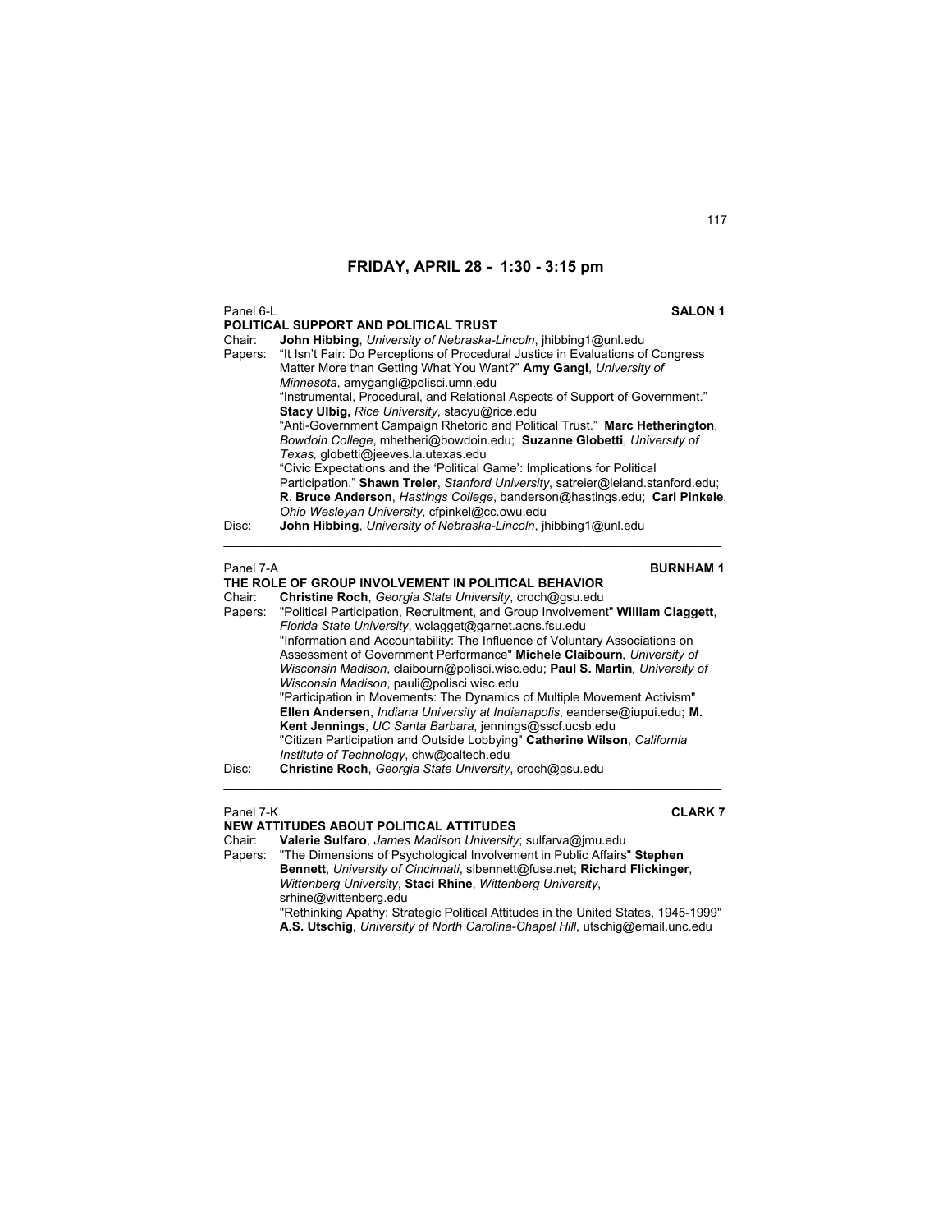## FRIDAY, APRIL 28 - 1:30 - 3:15 pm

Panel 6-L **SALON 1**

**POLITICAL SUPPORT AND POLITICAL TRUST**

Chair: **John Hibbing**, *University of Nebraska-Lincoln*, jhibbing1@unl.edu

Papers: “It Isn’t Fair: Do Perceptions of Procedural Justice in Evaluations of Congress Matter More than Getting What You Want?” **Amy Gangl**, *University of Minnesota*, amygangl@polisci.umn.edu

“Instrumental, Procedural, and Relational Aspects of Support of Government.” **Stacy Ulbig,** *Rice University*, stacyu@rice.edu

“Anti-Government Campaign Rhetoric and Political Trust.” **Marc Hetherington**, *Bowdoin College*, mhetheri@bowdoin.edu; **Suzanne Globetti**, *University of Texas,* globetti@jeeves.la.utexas.edu

“Civic Expectations and the ‘Political Game’: Implications for Political Participation.” **Shawn Treier**, *Stanford University*, satreier@leland.stanford.edu; **R**. **Bruce Anderson**, *Hastings College*, banderson@hastings.edu; **Carl Pinkele**, *Ohio Wesleyan University*, cfpinkel@cc.owu.edu

Disc: **John Hibbing**, *University of Nebraska-Lincoln*, jhibbing1@unl.edu

---

Panel 7-A **BURNHAM 1**

**THE ROLE OF GROUP INVOLVEMENT IN POLITICAL BEHAVIOR**

Chair: **Christine Roch**, *Georgia State University*, croch@gsu.edu

Papers: "Political Participation, Recruitment, and Group Involvement" **William Claggett**, *Florida State University*, wclagget@garnet.acns.fsu.edu

"Information and Accountability: The Influence of Voluntary Associations on Assessment of Government Performance" **Michele Claibourn***, University of Wisconsin Madison*, claibourn@polisci.wisc.edu; **Paul S. Martin***, University of Wisconsin Madison*, pauli@polisci.wisc.edu

"Participation in Movements: The Dynamics of Multiple Movement Activism" **Ellen Andersen**, *Indiana University at Indianapolis*, eanderse@iupui.edu**; M. Kent Jennings**, *UC Santa Barbara*, jennings@sscf.ucsb.edu

"Citizen Participation and Outside Lobbying" **Catherine Wilson**, *California Institute of Technology*, chw@caltech.edu

Disc: **Christine Roch**, *Georgia State University*, croch@gsu.edu

---

Panel 7-K **CLARK 7**

**NEW ATTITUDES ABOUT POLITICAL ATTITUDES**

Chair: **Valerie Sulfaro**, *James Madison University*; sulfarva@jmu.edu

Papers: "The Dimensions of Psychological Involvement in Public Affairs" **Stephen Bennett**, *University of Cincinnati*, slbennett@fuse.net; **Richard Flickinger**, *Wittenberg University*, **Staci Rhine**, *Wittenberg University*, srhine@wittenberg.edu

"Rethinking Apathy: Strategic Political Attitudes in the United States, 1945-1999" **A.S. Utschig**, *University of North Carolina-Chapel Hill*, utschig@email.unc.edu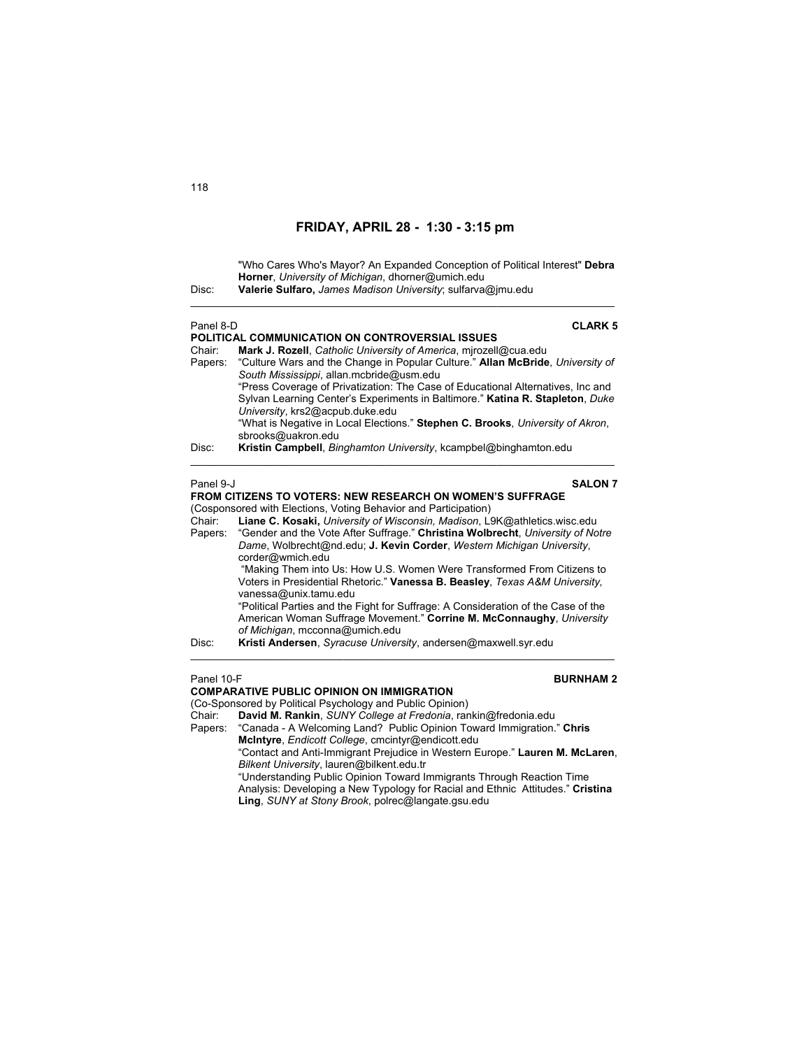## FRIDAY, APRIL 28 - 1:30 - 3:15 pm

"Who Cares Who's Mayor? An Expanded Conception of Political Interest" **Debra Horner**, *University of Michigan*, dhorner@umich.edu

Disc: **Valerie Sulfaro,** *James Madison University*; sulfarva@jmu.edu

---

Panel 8-D **CLARK 5**

### POLITICAL COMMUNICATION ON CONTROVERSIAL ISSUES

Chair: **Mark J. Rozell**, *Catholic University of America*, mjrozell@cua.edu

Papers: "Culture Wars and the Change in Popular Culture." **Allan McBride**, *University of South Mississippi*, allan.mcbride@usm.edu

"Press Coverage of Privatization: The Case of Educational Alternatives, Inc and Sylvan Learning Center's Experiments in Baltimore." **Katina R. Stapleton**, *Duke University*, krs2@acpub.duke.edu

"What is Negative in Local Elections." **Stephen C. Brooks**, *University of Akron*, sbrooks@uakron.edu

Disc: **Kristin Campbell**, *Binghamton University*, kcampbel@binghamton.edu

---

Panel 9-J **SALON 7**

### FROM CITIZENS TO VOTERS: NEW RESEARCH ON WOMEN'S SUFFRAGE

(Cosponsored with Elections, Voting Behavior and Participation)

Chair: **Liane C. Kosaki,** *University of Wisconsin, Madison*, L9K@athletics.wisc.edu

Papers: "Gender and the Vote After Suffrage." **Christina Wolbrecht**, *University of Notre Dame*, Wolbrecht@nd.edu; **J. Kevin Corder**, *Western Michigan University*, corder@wmich.edu

"Making Them into Us: How U.S. Women Were Transformed From Citizens to Voters in Presidential Rhetoric." **Vanessa B. Beasley**, *Texas A&M University,* vanessa@unix.tamu.edu

"Political Parties and the Fight for Suffrage: A Consideration of the Case of the American Woman Suffrage Movement." **Corrine M. McConnaughy**, *University of Michigan*, mcconna@umich.edu

Disc: **Kristi Andersen**, *Syracuse University*, andersen@maxwell.syr.edu

---

Panel 10-F **BURNHAM 2**

### COMPARATIVE PUBLIC OPINION ON IMMIGRATION

(Co-Sponsored by Political Psychology and Public Opinion)

Chair: **David M. Rankin**, *SUNY College at Fredonia*, rankin@fredonia.edu

Papers: "Canada - A Welcoming Land? Public Opinion Toward Immigration." **Chris McIntyre**, *Endicott College*, cmcintyr@endicott.edu

"Contact and Anti-Immigrant Prejudice in Western Europe." **Lauren M. McLaren**, *Bilkent University*, lauren@bilkent.edu.tr

"Understanding Public Opinion Toward Immigrants Through Reaction Time Analysis: Developing a New Typology for Racial and Ethnic Attitudes." **Cristina Ling**, *SUNY at Stony Brook*, polrec@langate.gsu.edu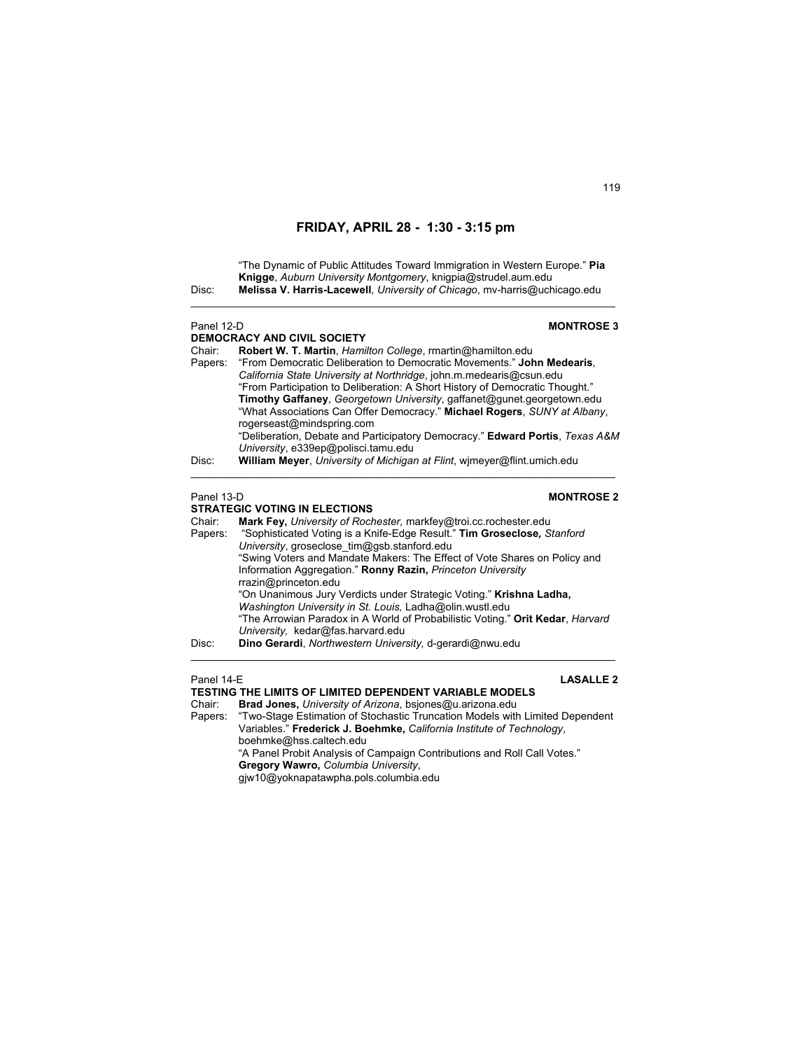## FRIDAY, APRIL 28 - 1:30 - 3:15 pm

"The Dynamic of Public Attitudes Toward Immigration in Western Europe." **Pia Knigge**, *Auburn University Montgomery*, knigpia@strudel.aum.edu

Disc: **Melissa V. Harris-Lacewell**, *University of Chicago*, mv-harris@uchicago.edu

---

Panel 12-D **MONTROSE 3**

**DEMOCRACY AND CIVIL SOCIETY**

Chair: **Robert W. T. Martin**, *Hamilton College*, rmartin@hamilton.edu

Papers: "From Democratic Deliberation to Democratic Movements." **John Medearis**, *California State University at Northridge*, john.m.medearis@csun.edu

"From Participation to Deliberation: A Short History of Democratic Thought." **Timothy Gaffaney**, *Georgetown University*, gaffanet@gunet.georgetown.edu

"What Associations Can Offer Democracy." **Michael Rogers**, *SUNY at Albany*, rogerseast@mindspring.com

"Deliberation, Debate and Participatory Democracy." **Edward Portis**, *Texas A&M University*, e339ep@polisci.tamu.edu

Disc: **William Meyer**, *University of Michigan at Flint*, wjmeyer@flint.umich.edu

---

Panel 13-D **MONTROSE 2**

**STRATEGIC VOTING IN ELECTIONS**

Chair: **Mark Fey,** *University of Rochester,* markfey@troi.cc.rochester.edu

Papers: "Sophisticated Voting is a Knife-Edge Result." **Tim Groseclose***, Stanford University*, groseclose_tim@gsb.stanford.edu

"Swing Voters and Mandate Makers: The Effect of Vote Shares on Policy and Information Aggregation." **Ronny Razin,** *Princeton University* rrazin@princeton.edu

"On Unanimous Jury Verdicts under Strategic Voting." **Krishna Ladha,** *Washington University in St. Louis,* Ladha@olin.wustl.edu

"The Arrowian Paradox in A World of Probabilistic Voting." **Orit Kedar**, *Harvard University,* kedar@fas.harvard.edu

Disc: **Dino Gerardi**, *Northwestern University,* d-gerardi@nwu.edu

---

Panel 14-E **LASALLE 2**

**TESTING THE LIMITS OF LIMITED DEPENDENT VARIABLE MODELS**

Chair: **Brad Jones,** *University of Arizona*, bsjones@u.arizona.edu

Papers: "Two-Stage Estimation of Stochastic Truncation Models with Limited Dependent Variables." **Frederick J. Boehmke,** *California Institute of Technology*, boehmke@hss.caltech.edu

"A Panel Probit Analysis of Campaign Contributions and Roll Call Votes." **Gregory Wawro,** *Columbia University*, gjw10@yoknapatawpha.pols.columbia.edu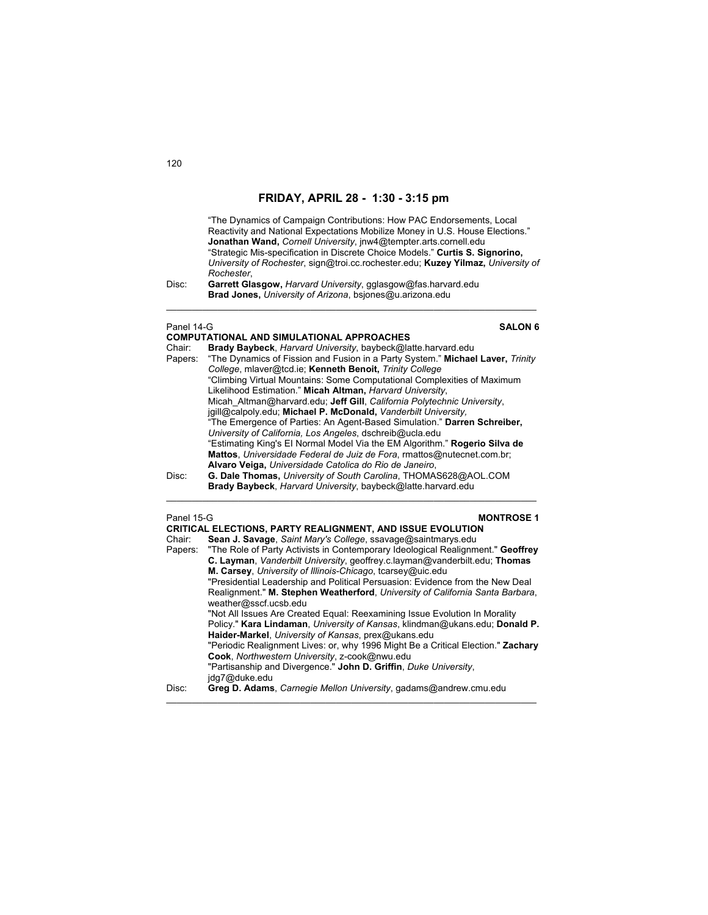## FRIDAY, APRIL 28 - 1:30 - 3:15 pm

"The Dynamics of Campaign Contributions: How PAC Endorsements, Local Reactivity and National Expectations Mobilize Money in U.S. House Elections." **Jonathan Wand,** *Cornell University*, jnw4@tempter.arts.cornell.edu
"Strategic Mis-specification in Discrete Choice Models." **Curtis S. Signorino,** *University of Rochester*, sign@troi.cc.rochester.edu; **Kuzey Yilmaz,** *University of Rochester*,

Disc: **Garrett Glasgow,** *Harvard University*, gglasgow@fas.harvard.edu
**Brad Jones,** *University of Arizona*, bsjones@u.arizona.edu

---

Panel 14-G **SALON 6**

### COMPUTATIONAL AND SIMULATIONAL APPROACHES

Chair: **Brady Baybeck**, *Harvard University*, baybeck@latte.harvard.edu

Papers: "The Dynamics of Fission and Fusion in a Party System." **Michael Laver,** *Trinity College*, mlaver@tcd.ie; **Kenneth Benoit,** *Trinity College*
"Climbing Virtual Mountains: Some Computational Complexities of Maximum Likelihood Estimation." **Micah Altman,** *Harvard University*, Micah_Altman@harvard.edu; **Jeff Gill**, *California Polytechnic University*, jgill@calpoly.edu; **Michael P. McDonald,** *Vanderbilt University,*
"The Emergence of Parties: An Agent-Based Simulation." **Darren Schreiber,** *University of California, Los Angeles*, dschreib@ucla.edu
"Estimating King's EI Normal Model Via the EM Algorithm." **Rogerio Silva de Mattos**, *Universidade Federal de Juiz de Fora*, rmattos@nutecnet.com.br; **Alvaro Veiga,** *Universidade Catolica do Rio de Janeiro*,

Disc: **G. Dale Thomas,** *University of South Carolina*, THOMAS628@AOL.COM
**Brady Baybeck**, *Harvard University*, baybeck@latte.harvard.edu

---

Panel 15-G **MONTROSE 1**

### CRITICAL ELECTIONS, PARTY REALIGNMENT, AND ISSUE EVOLUTION

Chair: **Sean J. Savage**, *Saint Mary's College*, ssavage@saintmarys.edu

Papers: "The Role of Party Activists in Contemporary Ideological Realignment." **Geoffrey C. Layman**, *Vanderbilt University*, geoffrey.c.layman@vanderbilt.edu; **Thomas M. Carsey**, *University of Illinois-Chicago*, tcarsey@uic.edu
"Presidential Leadership and Political Persuasion: Evidence from the New Deal Realignment." **M. Stephen Weatherford**, *University of California Santa Barbara*, weather@sscf.ucsb.edu
"Not All Issues Are Created Equal: Reexamining Issue Evolution In Morality Policy." **Kara Lindaman**, *University of Kansas*, klindman@ukans.edu; **Donald P. Haider-Markel**, *University of Kansas*, prex@ukans.edu
"Periodic Realignment Lives: or, why 1996 Might Be a Critical Election." **Zachary Cook**, *Northwestern University*, z-cook@nwu.edu
"Partisanship and Divergence." **John D. Griffin**, *Duke University*, jdg7@duke.edu

Disc: **Greg D. Adams**, *Carnegie Mellon University*, gadams@andrew.cmu.edu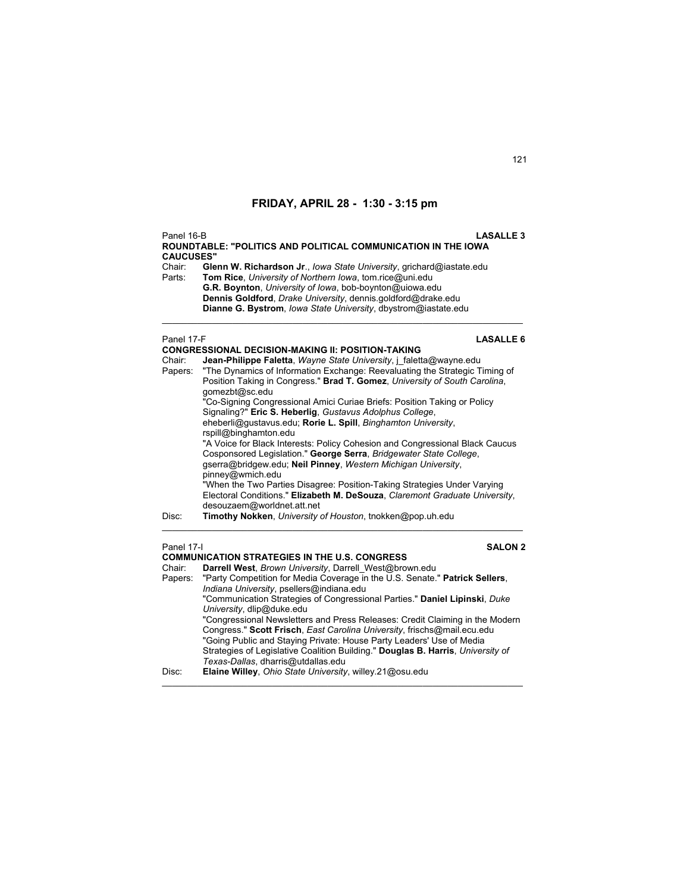## FRIDAY, APRIL 28 - 1:30 - 3:15 pm

Panel 16-B **LASALLE 3**

**ROUNDTABLE: "POLITICS AND POLITICAL COMMUNICATION IN THE IOWA CAUCUSES"**

Chair: **Glenn W. Richardson Jr**., *Iowa State University*, grichard@iastate.edu

Parts: **Tom Rice**, *University of Northern Iowa*, tom.rice@uni.edu
**G.R. Boynton**, *University of Iowa*, bob-boynton@uiowa.edu
**Dennis Goldford**, *Drake University*, dennis.goldford@drake.edu
**Dianne G. Bystrom**, *Iowa State University*, dbystrom@iastate.edu

---

Panel 17-F **LASALLE 6**

**CONGRESSIONAL DECISION-MAKING II: POSITION-TAKING**

Chair: **Jean-Philippe Faletta**, *Wayne State University*, j_faletta@wayne.edu

Papers: "The Dynamics of Information Exchange: Reevaluating the Strategic Timing of Position Taking in Congress." **Brad T. Gomez**, *University of South Carolina*, gomezbt@sc.edu
"Co-Signing Congressional Amici Curiae Briefs: Position Taking or Policy Signaling?" **Eric S. Heberlig**, *Gustavus Adolphus College*, eheberli@gustavus.edu; **Rorie L. Spill**, *Binghamton University*, rspill@binghamton.edu
"A Voice for Black Interests: Policy Cohesion and Congressional Black Caucus Cosponsored Legislation." **George Serra**, *Bridgewater State College*, gserra@bridgew.edu; **Neil Pinney**, *Western Michigan University*, pinney@wmich.edu
"When the Two Parties Disagree: Position-Taking Strategies Under Varying Electoral Conditions." **Elizabeth M. DeSouza**, *Claremont Graduate University*, desouzaem@worldnet.att.net

Disc: **Timothy Nokken**, *University of Houston*, tnokken@pop.uh.edu

---

Panel 17-I **SALON 2**

**COMMUNICATION STRATEGIES IN THE U.S. CONGRESS**

Chair: **Darrell West**, *Brown University*, Darrell_West@brown.edu

Papers: "Party Competition for Media Coverage in the U.S. Senate." **Patrick Sellers**, *Indiana University*, psellers@indiana.edu
"Communication Strategies of Congressional Parties." **Daniel Lipinski**, *Duke University*, dlip@duke.edu
"Congressional Newsletters and Press Releases: Credit Claiming in the Modern Congress." **Scott Frisch**, *East Carolina University*, frischs@mail.ecu.edu
"Going Public and Staying Private: House Party Leaders' Use of Media Strategies of Legislative Coalition Building." **Douglas B. Harris**, *University of Texas-Dallas*, dharris@utdallas.edu

Disc: **Elaine Willey**, *Ohio State University*, willey.21@osu.edu

---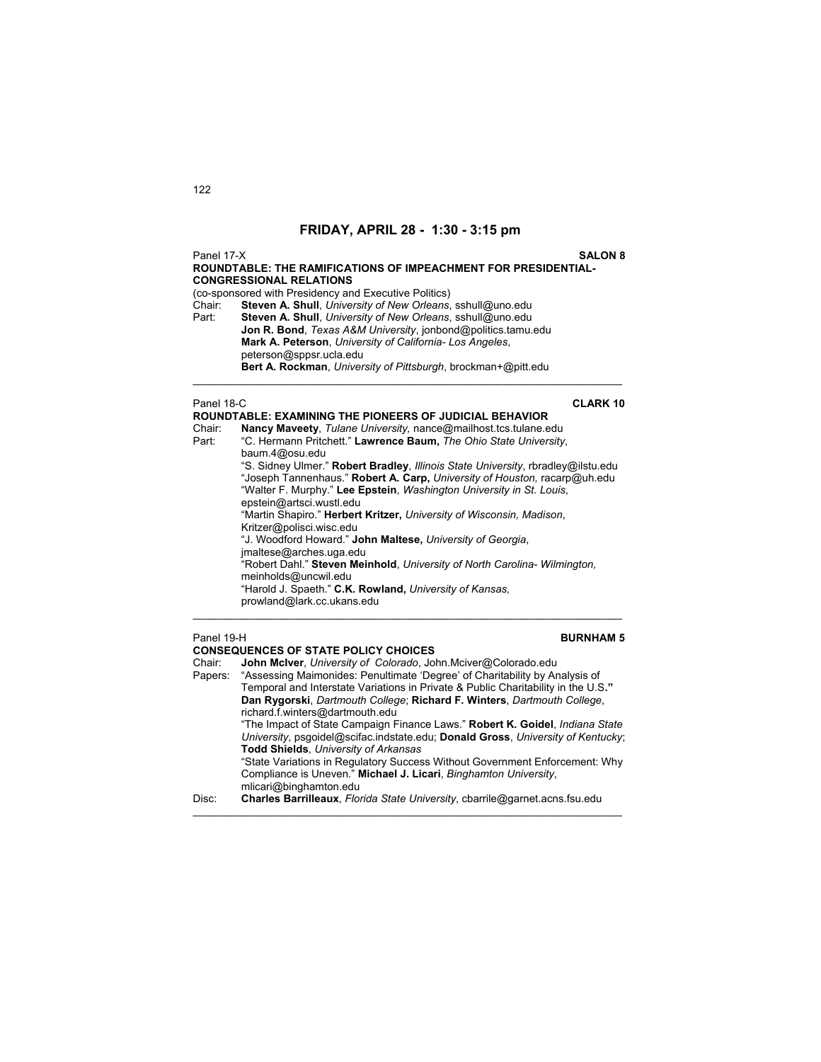## FRIDAY, APRIL 28 - 1:30 - 3:15 pm

Panel 17-X **SALON 8**

**ROUNDTABLE: THE RAMIFICATIONS OF IMPEACHMENT FOR PRESIDENTIAL-CONGRESSIONAL RELATIONS**

(co-sponsored with Presidency and Executive Politics)

Chair: **Steven A. Shull**, *University of New Orleans*, sshull@uno.edu

Part: **Steven A. Shull**, *University of New Orleans*, sshull@uno.edu
**Jon R. Bond**, *Texas A&M University*, jonbond@politics.tamu.edu
**Mark A. Peterson**, *University of California- Los Angeles*, peterson@sppsr.ucla.edu
**Bert A. Rockman**, *University of Pittsburgh*, brockman+@pitt.edu

---

Panel 18-C **CLARK 10**

**ROUNDTABLE: EXAMINING THE PIONEERS OF JUDICIAL BEHAVIOR**

Chair: **Nancy Maveety**, *Tulane University,* nance@mailhost.tcs.tulane.edu

Part: "C. Hermann Pritchett." **Lawrence Baum,** *The Ohio State University*, baum.4@osu.edu
"S. Sidney Ulmer." **Robert Bradley**, *Illinois State University*, rbradley@ilstu.edu
"Joseph Tannenhaus." **Robert A. Carp,** *University of Houston,* racarp@uh.edu
"Walter F. Murphy." **Lee Epstein**, *Washington University in St. Louis*, epstein@artsci.wustl.edu
"Martin Shapiro." **Herbert Kritzer,** *University of Wisconsin, Madison*, Kritzer@polisci.wisc.edu
"J. Woodford Howard." **John Maltese,** *University of Georgia*, jmaltese@arches.uga.edu
"Robert Dahl." **Steven Meinhold**, *University of North Carolina- Wilmington,* meinholds@uncwil.edu
"Harold J. Spaeth." **C.K. Rowland,** *University of Kansas,* prowland@lark.cc.ukans.edu

---

Panel 19-H **BURNHAM 5**

**CONSEQUENCES OF STATE POLICY CHOICES**

Chair: **John McIver**, *University of Colorado*, John.Mciver@Colorado.edu

Papers: "Assessing Maimonides: Penultimate 'Degree' of Charitability by Analysis of Temporal and Interstate Variations in Private & Public Charitability in the U.S." **Dan Rygorski**, *Dartmouth College*; **Richard F. Winters**, *Dartmouth College*, richard.f.winters@dartmouth.edu
"The Impact of State Campaign Finance Laws." **Robert K. Goidel**, *Indiana State University*, psgoidel@scifac.indstate.edu; **Donald Gross**, *University of Kentucky*; **Todd Shields**, *University of Arkansas*
"State Variations in Regulatory Success Without Government Enforcement: Why Compliance is Uneven." **Michael J. Licari**, *Binghamton University*, mlicari@binghamton.edu

Disc: **Charles Barrilleaux**, *Florida State University*, cbarrile@garnet.acns.fsu.edu

---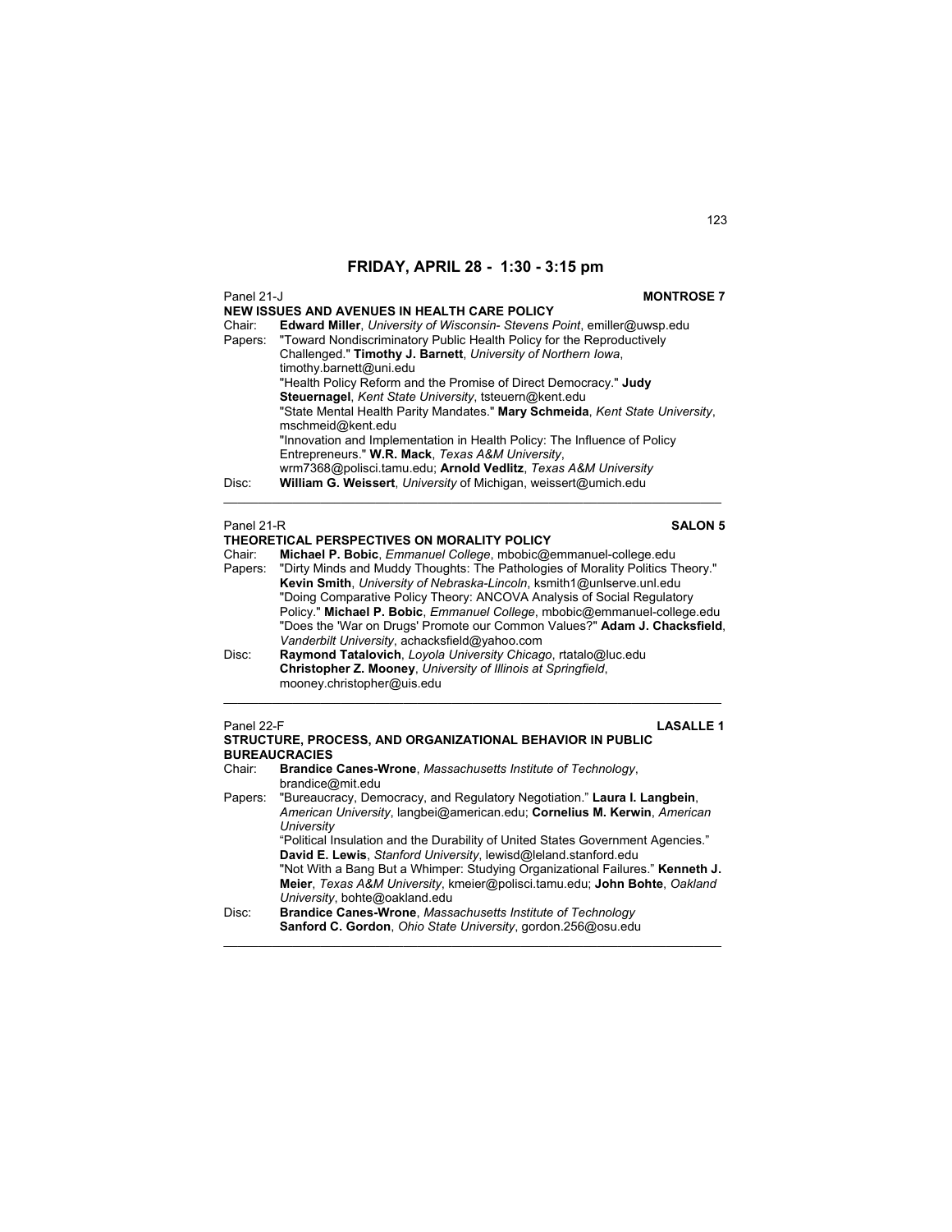# FRIDAY, APRIL 28 - 1:30 - 3:15 pm

Panel 21-J **MONTROSE 7**

**NEW ISSUES AND AVENUES IN HEALTH CARE POLICY**

Chair: **Edward Miller**, *University of Wisconsin- Stevens Point*, emiller@uwsp.edu

Papers: "Toward Nondiscriminatory Public Health Policy for the Reproductively Challenged." **Timothy J. Barnett**, *University of Northern Iowa*, timothy.barnett@uni.edu

"Health Policy Reform and the Promise of Direct Democracy." **Judy Steuernagel**, *Kent State University*, tsteuern@kent.edu

"State Mental Health Parity Mandates." **Mary Schmeida**, *Kent State University*, mschmeid@kent.edu

"Innovation and Implementation in Health Policy: The Influence of Policy Entrepreneurs." **W.R. Mack**, *Texas A&M University*, wrm7368@polisci.tamu.edu; **Arnold Vedlitz**, *Texas A&M University*

Disc: **William G. Weissert**, *University* of Michigan, weissert@umich.edu

---

Panel 21-R **SALON 5**

**THEORETICAL PERSPECTIVES ON MORALITY POLICY**

Chair: **Michael P. Bobic**, *Emmanuel College*, mbobic@emmanuel-college.edu

Papers: "Dirty Minds and Muddy Thoughts: The Pathologies of Morality Politics Theory." **Kevin Smith**, *University of Nebraska-Lincoln*, ksmith1@unlserve.unl.edu

"Doing Comparative Policy Theory: ANCOVA Analysis of Social Regulatory Policy." **Michael P. Bobic**, *Emmanuel College*, mbobic@emmanuel-college.edu

"Does the 'War on Drugs' Promote our Common Values?" **Adam J. Chacksfield**, *Vanderbilt University*, achacksfield@yahoo.com

Disc: **Raymond Tatalovich**, *Loyola University Chicago*, rtatalo@luc.edu
**Christopher Z. Mooney**, *University of Illinois at Springfield*, mooney.christopher@uis.edu

---

Panel 22-F **LASALLE 1**

**STRUCTURE, PROCESS, AND ORGANIZATIONAL BEHAVIOR IN PUBLIC BUREAUCRACIES**

Chair: **Brandice Canes-Wrone**, *Massachusetts Institute of Technology*, brandice@mit.edu

Papers: "Bureaucracy, Democracy, and Regulatory Negotiation." **Laura I. Langbein**, *American University*, langbei@american.edu; **Cornelius M. Kerwin**, *American University*

"Political Insulation and the Durability of United States Government Agencies." **David E. Lewis**, *Stanford University*, lewisd@leland.stanford.edu

"Not With a Bang But a Whimper: Studying Organizational Failures." **Kenneth J. Meier**, *Texas A&M University*, kmeier@polisci.tamu.edu; **John Bohte**, *Oakland University*, bohte@oakland.edu

Disc: **Brandice Canes-Wrone**, *Massachusetts Institute of Technology*
**Sanford C. Gordon**, *Ohio State University*, gordon.256@osu.edu

---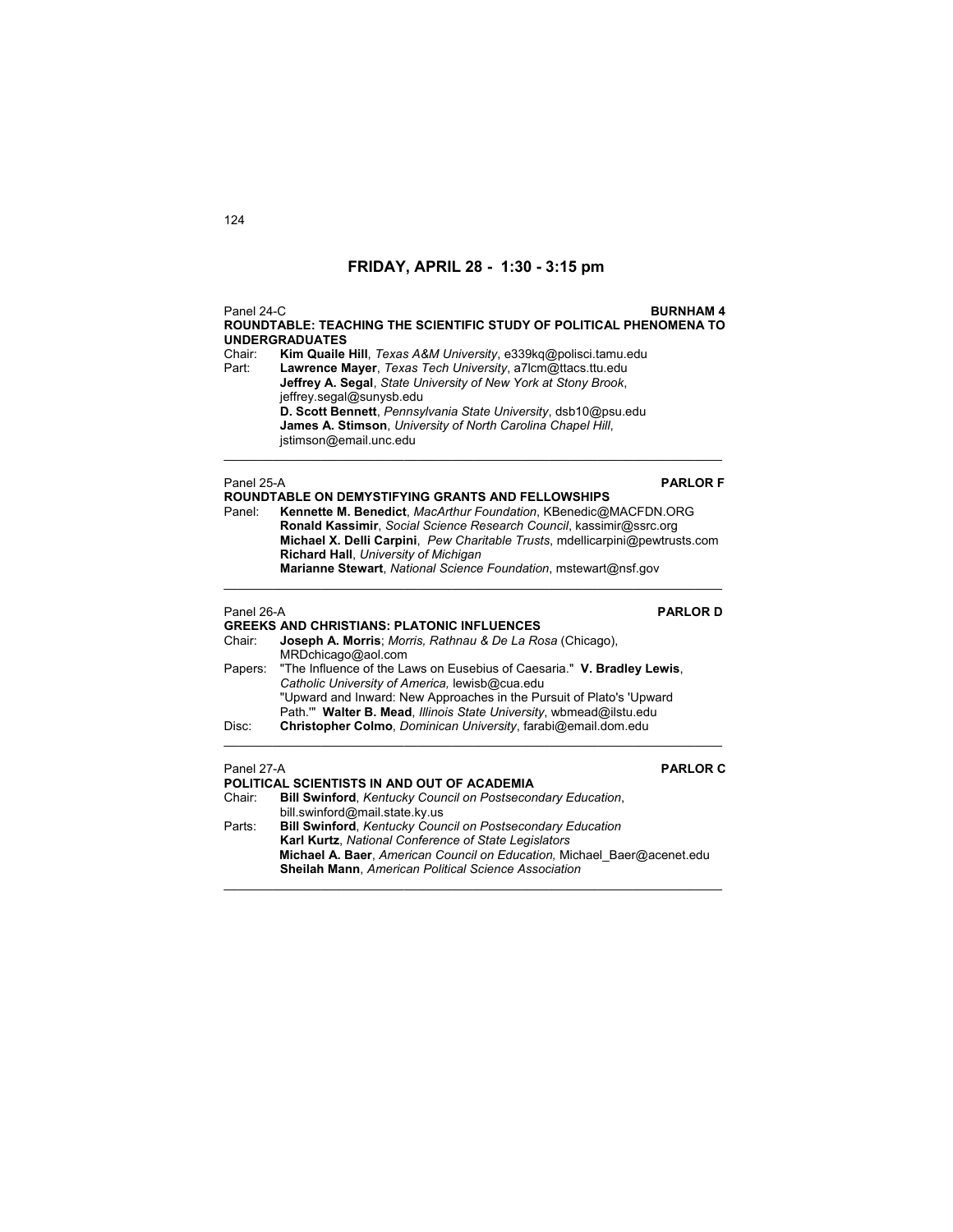## FRIDAY, APRIL 28 - 1:30 - 3:15 pm

Panel 24-C **BURNHAM 4**

**ROUNDTABLE: TEACHING THE SCIENTIFIC STUDY OF POLITICAL PHENOMENA TO UNDERGRADUATES**

Chair: **Kim Quaile Hill**, *Texas A&M University*, e339kq@polisci.tamu.edu

Part: **Lawrence Mayer**, *Texas Tech University*, a7lcm@ttacs.ttu.edu
**Jeffrey A. Segal**, *State University of New York at Stony Brook*, jeffrey.segal@sunysb.edu
**D. Scott Bennett**, *Pennsylvania State University*, dsb10@psu.edu
**James A. Stimson**, *University of North Carolina Chapel Hill*, jstimson@email.unc.edu

---

Panel 25-A **PARLOR F**

**ROUNDTABLE ON DEMYSTIFYING GRANTS AND FELLOWSHIPS**

Panel: **Kennette M. Benedict**, *MacArthur Foundation*, KBenedic@MACFDN.ORG
**Ronald Kassimir**, *Social Science Research Council*, kassimir@ssrc.org
**Michael X. Delli Carpini**, *Pew Charitable Trusts*, mdellicarpini@pewtrusts.com
**Richard Hall**, *University of Michigan*
**Marianne Stewart**, *National Science Foundation*, mstewart@nsf.gov

---

Panel 26-A **PARLOR D**

**GREEKS AND CHRISTIANS: PLATONIC INFLUENCES**

Chair: **Joseph A. Morris**; *Morris, Rathnau & De La Rosa* (Chicago), MRDchicago@aol.com

Papers: "The Influence of the Laws on Eusebius of Caesaria." **V. Bradley Lewis**, *Catholic University of America,* lewisb@cua.edu
"Upward and Inward: New Approaches in the Pursuit of Plato's 'Upward Path.'" **Walter B. Mead**, *Illinois State University*, wbmead@ilstu.edu

Disc: **Christopher Colmo**, *Dominican University*, farabi@email.dom.edu

---

Panel 27-A **PARLOR C**

**POLITICAL SCIENTISTS IN AND OUT OF ACADEMIA**

Chair: **Bill Swinford**, *Kentucky Council on Postsecondary Education*, bill.swinford@mail.state.ky.us

Parts: **Bill Swinford**, *Kentucky Council on Postsecondary Education*
**Karl Kurtz**, *National Conference of State Legislators*
**Michael A. Baer**, *American Council on Education,* Michael_Baer@acenet.edu
**Sheilah Mann**, *American Political Science Association*

---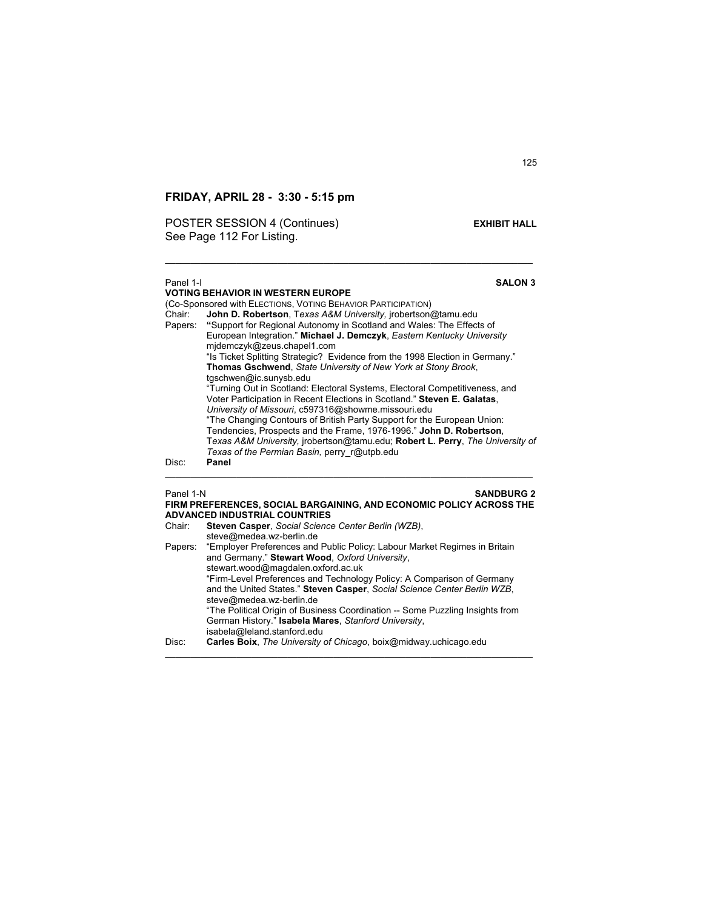## FRIDAY, APRIL 28 - 3:30 - 5:15 pm

POSTER SESSION 4 (Continues) **EXHIBIT HALL**
See Page 112 For Listing.

---

Panel 1-I **SALON 3**
**VOTING BEHAVIOR IN WESTERN EUROPE**
(Co-Sponsored with ELECTIONS, VOTING BEHAVIOR PARTICIPATION)

Chair: **John D. Robertson**, *Texas A&M University,* jrobertson@tamu.edu

Papers: **"**Support for Regional Autonomy in Scotland and Wales: The Effects of European Integration." **Michael J. Demczyk**, *Eastern Kentucky University* mjdemczyk@zeus.chapel1.com

"Is Ticket Splitting Strategic? Evidence from the 1998 Election in Germany." **Thomas Gschwend**, *State University of New York at Stony Brook*, tgschwen@ic.sunysb.edu

"Turning Out in Scotland: Electoral Systems, Electoral Competitiveness, and Voter Participation in Recent Elections in Scotland." **Steven E. Galatas**, *University of Missouri*, c597316@showme.missouri.edu

"The Changing Contours of British Party Support for the European Union: Tendencies, Prospects and the Frame, 1976-1996." **John D. Robertson**, *Texas A&M University,* jrobertson@tamu.edu; **Robert L. Perry**, *The University of Texas of the Permian Basin,* perry_r@utpb.edu

Disc: **Panel**

---

Panel 1-N **SANDBURG 2**
**FIRM PREFERENCES, SOCIAL BARGAINING, AND ECONOMIC POLICY ACROSS THE ADVANCED INDUSTRIAL COUNTRIES**

Chair: **Steven Casper**, *Social Science Center Berlin (WZB)*, steve@medea.wz-berlin.de

Papers: "Employer Preferences and Public Policy: Labour Market Regimes in Britain and Germany." **Stewart Wood**, *Oxford University*, stewart.wood@magdalen.oxford.ac.uk

"Firm-Level Preferences and Technology Policy: A Comparison of Germany and the United States." **Steven Casper**, *Social Science Center Berlin WZB*, steve@medea.wz-berlin.de

"The Political Origin of Business Coordination -- Some Puzzling Insights from German History." **Isabela Mares**, *Stanford University*, isabela@leland.stanford.edu

Disc: **Carles Boix**, *The University of Chicago*, boix@midway.uchicago.edu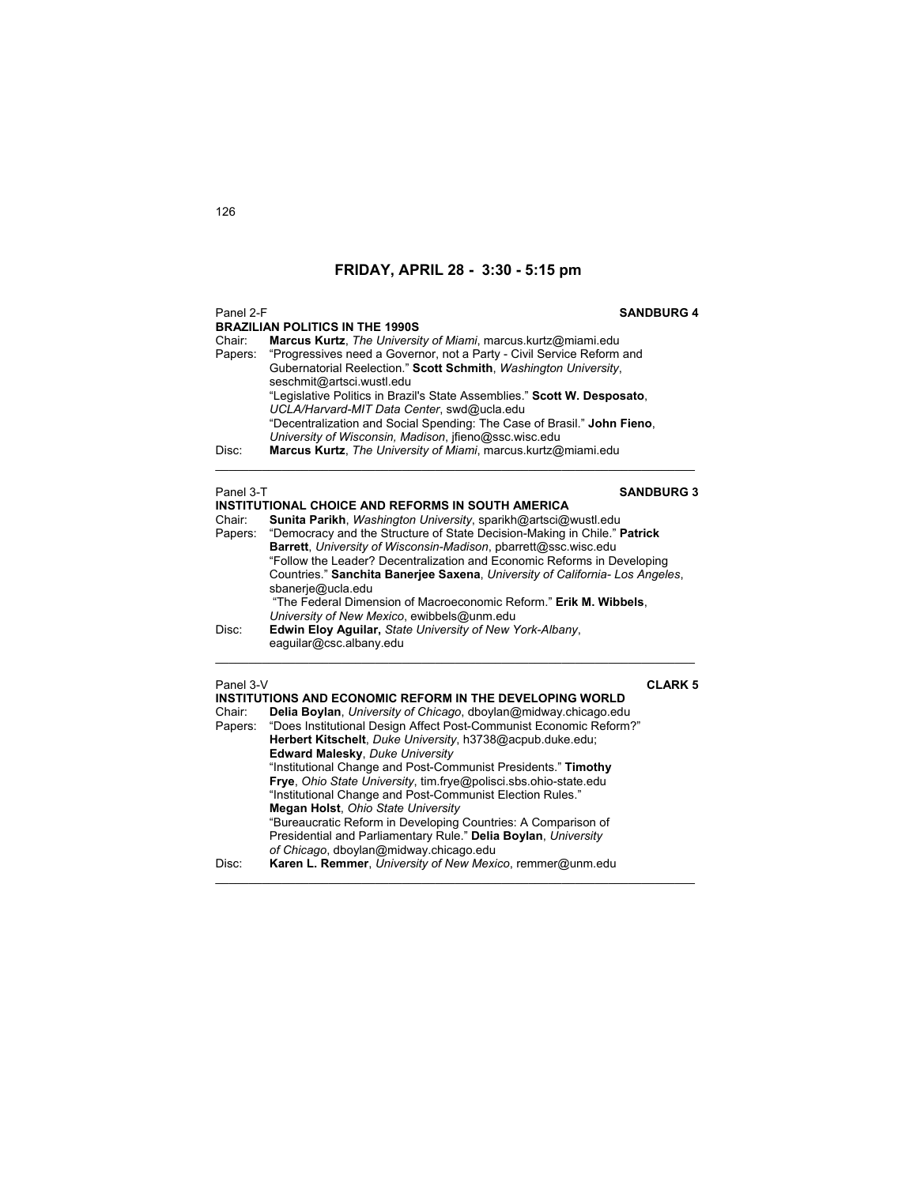## FRIDAY, APRIL 28 - 3:30 - 5:15 pm

Panel 2-F **SANDBURG 4**

**BRAZILIAN POLITICS IN THE 1990S**

Chair: **Marcus Kurtz**, *The University of Miami*, marcus.kurtz@miami.edu

Papers: "Progressives need a Governor, not a Party - Civil Service Reform and Gubernatorial Reelection." **Scott Schmith**, *Washington University*, seschmit@artsci.wustl.edu

"Legislative Politics in Brazil's State Assemblies." **Scott W. Desposato**, *UCLA/Harvard-MIT Data Center*, swd@ucla.edu

"Decentralization and Social Spending: The Case of Brasil." **John Fieno**, *University of Wisconsin, Madison*, jfieno@ssc.wisc.edu

Disc: **Marcus Kurtz**, *The University of Miami*, marcus.kurtz@miami.edu

---

Panel 3-T **SANDBURG 3**

**INSTITUTIONAL CHOICE AND REFORMS IN SOUTH AMERICA**

Chair: **Sunita Parikh**, *Washington University*, sparikh@artsci@wustl.edu

Papers: "Democracy and the Structure of State Decision-Making in Chile." **Patrick Barrett**, *University of Wisconsin-Madison*, pbarrett@ssc.wisc.edu

"Follow the Leader? Decentralization and Economic Reforms in Developing Countries." **Sanchita Banerjee Saxena**, *University of California- Los Angeles*, sbanerje@ucla.edu

"The Federal Dimension of Macroeconomic Reform." **Erik M. Wibbels**, *University of New Mexico*, ewibbels@unm.edu

Disc: **Edwin Eloy Aguilar,** *State University of New York-Albany*, eaguilar@csc.albany.edu

---

Panel 3-V **CLARK 5**

**INSTITUTIONS AND ECONOMIC REFORM IN THE DEVELOPING WORLD**

Chair: **Delia Boylan**, *University of Chicago*, dboylan@midway.chicago.edu

Papers: "Does Institutional Design Affect Post-Communist Economic Reform?" **Herbert Kitschelt**, *Duke University*, h3738@acpub.duke.edu; **Edward Malesky**, *Duke University*

"Institutional Change and Post-Communist Presidents." **Timothy Frye**, *Ohio State University*, tim.frye@polisci.sbs.ohio-state.edu

"Institutional Change and Post-Communist Election Rules." **Megan Holst**, *Ohio State University*

"Bureaucratic Reform in Developing Countries: A Comparison of Presidential and Parliamentary Rule." **Delia Boylan**, *University of Chicago*, dboylan@midway.chicago.edu

Disc: **Karen L. Remmer**, *University of New Mexico*, remmer@unm.edu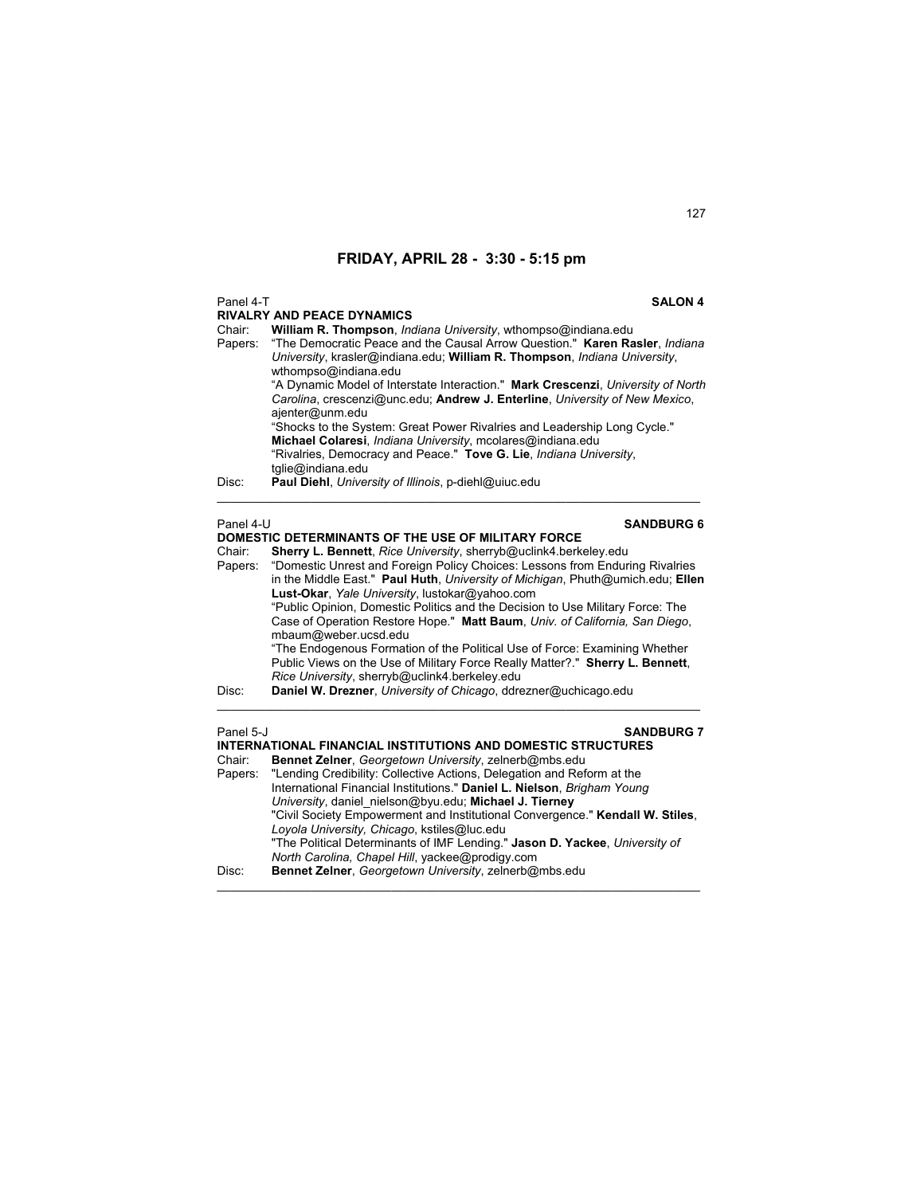## FRIDAY, APRIL 28 - 3:30 - 5:15 pm

Panel 4-T **SALON 4**

**RIVALRY AND PEACE DYNAMICS**

Chair: **William R. Thompson**, *Indiana University*, wthompso@indiana.edu

Papers: "The Democratic Peace and the Causal Arrow Question." **Karen Rasler**, *Indiana University*, krasler@indiana.edu; **William R. Thompson**, *Indiana University*, wthompso@indiana.edu

"A Dynamic Model of Interstate Interaction." **Mark Crescenzi**, *University of North Carolina*, crescenzi@unc.edu; **Andrew J. Enterline**, *University of New Mexico*, ajenter@unm.edu

"Shocks to the System: Great Power Rivalries and Leadership Long Cycle." **Michael Colaresi**, *Indiana University*, mcolares@indiana.edu

"Rivalries, Democracy and Peace." **Tove G. Lie**, *Indiana University*, tglie@indiana.edu

Disc: **Paul Diehl**, *University of Illinois*, p-diehl@uiuc.edu

---

Panel 4-U **SANDBURG 6**

**DOMESTIC DETERMINANTS OF THE USE OF MILITARY FORCE**

Chair: **Sherry L. Bennett**, *Rice University*, sherryb@uclink4.berkeley.edu

Papers: "Domestic Unrest and Foreign Policy Choices: Lessons from Enduring Rivalries in the Middle East." **Paul Huth**, *University of Michigan*, Phuth@umich.edu; **Ellen Lust-Okar**, *Yale University*, lustokar@yahoo.com

"Public Opinion, Domestic Politics and the Decision to Use Military Force: The Case of Operation Restore Hope." **Matt Baum**, *Univ. of California, San Diego*, mbaum@weber.ucsd.edu

"The Endogenous Formation of the Political Use of Force: Examining Whether Public Views on the Use of Military Force Really Matter?." **Sherry L. Bennett**, *Rice University*, sherryb@uclink4.berkeley.edu

Disc: **Daniel W. Drezner**, *University of Chicago*, ddrezner@uchicago.edu

---

Panel 5-J **SANDBURG 7**

**INTERNATIONAL FINANCIAL INSTITUTIONS AND DOMESTIC STRUCTURES**

Chair: **Bennet Zelner**, *Georgetown University*, zelnerb@mbs.edu

Papers: "Lending Credibility: Collective Actions, Delegation and Reform at the International Financial Institutions." **Daniel L. Nielson**, *Brigham Young University*, daniel_nielson@byu.edu; **Michael J. Tierney**

"Civil Society Empowerment and Institutional Convergence." **Kendall W. Stiles**, *Loyola University, Chicago*, kstiles@luc.edu

"The Political Determinants of IMF Lending." **Jason D. Yackee**, *University of North Carolina, Chapel Hill*, yackee@prodigy.com

Disc: **Bennet Zelner**, *Georgetown University*, zelnerb@mbs.edu

---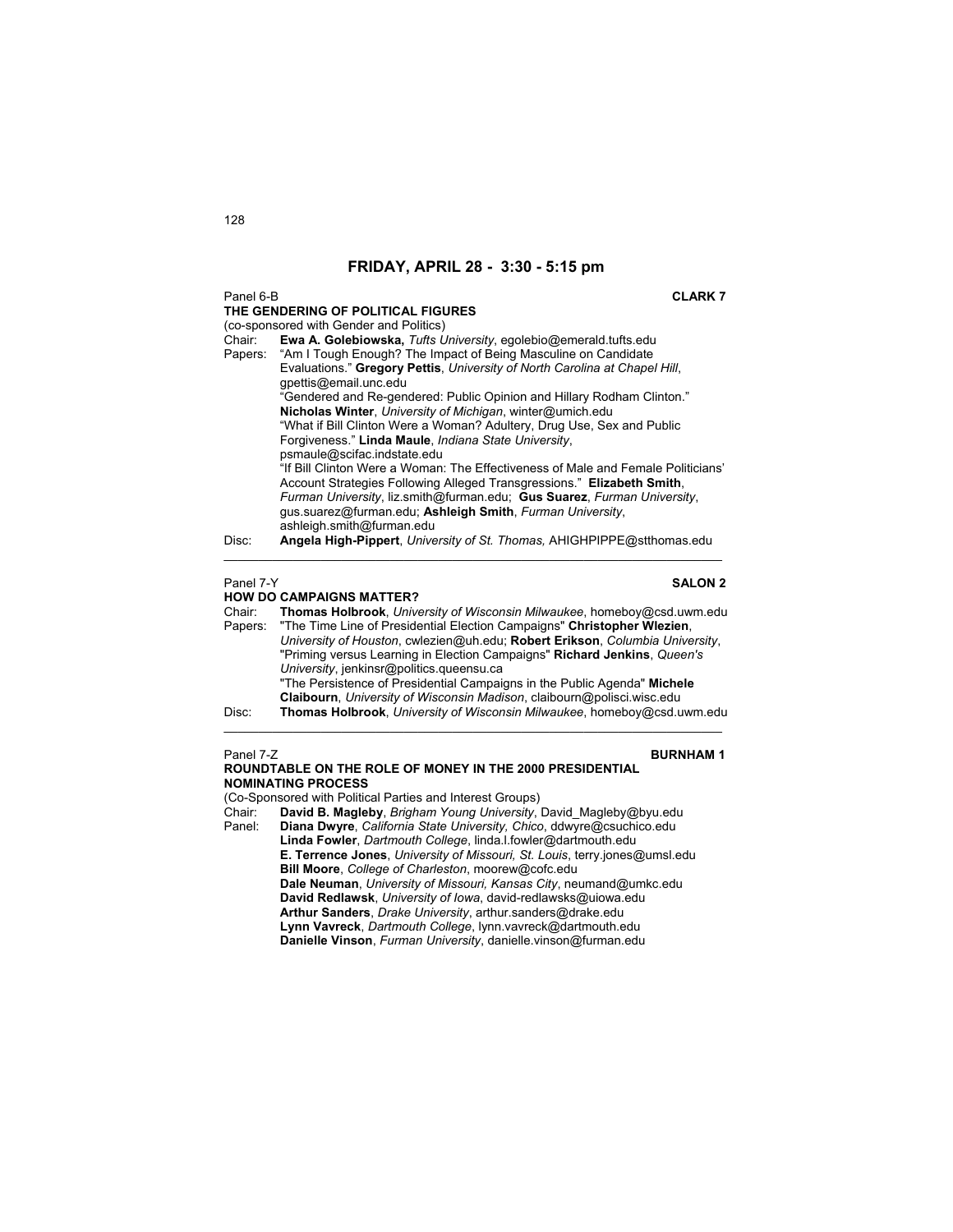## FRIDAY, APRIL 28 - 3:30 - 5:15 pm

Panel 6-B **CLARK 7**

**THE GENDERING OF POLITICAL FIGURES**

(co-sponsored with Gender and Politics)

Chair: **Ewa A. Golebiowska,** *Tufts University*, egolebio@emerald.tufts.edu

Papers: "Am I Tough Enough? The Impact of Being Masculine on Candidate Evaluations." **Gregory Pettis**, *University of North Carolina at Chapel Hill*, gpettis@email.unc.edu

"Gendered and Re-gendered: Public Opinion and Hillary Rodham Clinton." **Nicholas Winter**, *University of Michigan*, winter@umich.edu

"What if Bill Clinton Were a Woman? Adultery, Drug Use, Sex and Public Forgiveness." **Linda Maule**, *Indiana State University*, psmaule@scifac.indstate.edu

"If Bill Clinton Were a Woman: The Effectiveness of Male and Female Politicians' Account Strategies Following Alleged Transgressions." **Elizabeth Smith**, *Furman University*, liz.smith@furman.edu; **Gus Suarez**, *Furman University*, gus.suarez@furman.edu; **Ashleigh Smith**, *Furman University*, ashleigh.smith@furman.edu

Disc: **Angela High-Pippert**, *University of St. Thomas,* AHIGHPIPPE@stthomas.edu

---

Panel 7-Y **SALON 2**

**HOW DO CAMPAIGNS MATTER?**

Chair: **Thomas Holbrook**, *University of Wisconsin Milwaukee*, homeboy@csd.uwm.edu

Papers: "The Time Line of Presidential Election Campaigns" **Christopher Wlezien**, *University of Houston*, cwlezien@uh.edu; **Robert Erikson**, *Columbia University*,

"Priming versus Learning in Election Campaigns" **Richard Jenkins**, *Queen's University*, jenkinsr@politics.queensu.ca

"The Persistence of Presidential Campaigns in the Public Agenda" **Michele Claibourn**, *University of Wisconsin Madison*, claibourn@polisci.wisc.edu

Disc: **Thomas Holbrook**, *University of Wisconsin Milwaukee*, homeboy@csd.uwm.edu

---

Panel 7-Z **BURNHAM 1**

**ROUNDTABLE ON THE ROLE OF MONEY IN THE 2000 PRESIDENTIAL NOMINATING PROCESS**

(Co-Sponsored with Political Parties and Interest Groups)

Chair: **David B. Magleby**, *Brigham Young University*, David_Magleby@byu.edu

Panel: **Diana Dwyre**, *California State University, Chico*, ddwyre@csuchico.edu
**Linda Fowler**, *Dartmouth College*, linda.l.fowler@dartmouth.edu
**E. Terrence Jones**, *University of Missouri, St. Louis*, terry.jones@umsl.edu
**Bill Moore**, *College of Charleston*, moorew@cofc.edu
**Dale Neuman**, *University of Missouri, Kansas City*, neumand@umkc.edu
**David Redlawsk**, *University of Iowa*, david-redlawsks@uiowa.edu
**Arthur Sanders**, *Drake University*, arthur.sanders@drake.edu
**Lynn Vavreck**, *Dartmouth College*, lynn.vavreck@dartmouth.edu
**Danielle Vinson**, *Furman University*, danielle.vinson@furman.edu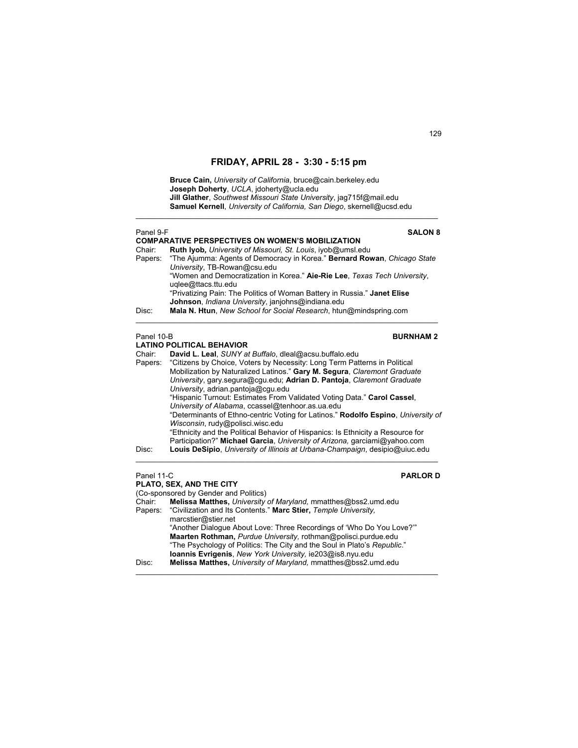## FRIDAY, APRIL 28 - 3:30 - 5:15 pm

**Bruce Cain,** *University of California*, bruce@cain.berkeley.edu
**Joseph Doherty**, *UCLA*, jdoherty@ucla.edu
**Jill Glather**, *Southwest Missouri State University*, jag715f@mail.edu
**Samuel Kernell**, *University of California, San Diego*, skernell@ucsd.edu

---

Panel 9-F **SALON 8**

**COMPARATIVE PERSPECTIVES ON WOMEN'S MOBILIZATION**

Chair: **Ruth Iyob,** *University of Missouri, St. Louis*, iyob@umsl.edu

Papers: "The Ajumma: Agents of Democracy in Korea." **Bernard Rowan**, *Chicago State University*, TB-Rowan@csu.edu
"Women and Democratization in Korea." **Aie-Rie Lee**, *Texas Tech University*, uqlee@ttacs.ttu.edu
"Privatizing Pain: The Politics of Woman Battery in Russia." **Janet Elise Johnson**, *Indiana University*, janjohns@indiana.edu

Disc: **Mala N. Htun**, *New School for Social Research*, htun@mindspring.com

---

Panel 10-B **BURNHAM 2**

**LATINO POLITICAL BEHAVIOR**

Chair: **David L. Leal**, *SUNY at Buffalo*, dleal@acsu.buffalo.edu

Papers: "Citizens by Choice, Voters by Necessity: Long Term Patterns in Political Mobilization by Naturalized Latinos." **Gary M. Segura**, *Claremont Graduate University*, gary.segura@cgu.edu; **Adrian D. Pantoja**, *Claremont Graduate University*, adrian.pantoja@cgu.edu
"Hispanic Turnout: Estimates From Validated Voting Data." **Carol Cassel**, *University of Alabama*, ccassel@tenhoor.as.ua.edu
"Determinants of Ethno-centric Voting for Latinos." **Rodolfo Espino**, *University of Wisconsin*, rudy@polisci.wisc.edu
"Ethnicity and the Political Behavior of Hispanics: Is Ethnicity a Resource for Participation?" **Michael Garcia**, *University of Arizona,* garciami@yahoo.com

Disc: **Louis DeSipio**, *University of Illinois at Urbana-Champaign*, desipio@uiuc.edu

---

Panel 11-C **PARLOR D**

**PLATO, SEX, AND THE CITY**

(Co-sponsored by Gender and Politics)

Chair: **Melissa Matthes,** *University of Maryland,* mmatthes@bss2.umd.edu

Papers: "Civilization and Its Contents." **Marc Stier,** *Temple University,* marcstier@stier.net
"Another Dialogue About Love: Three Recordings of 'Who Do You Love?'" **Maarten Rothman,** *Purdue University,* rothman@polisci.purdue.edu
"The Psychology of Politics: The City and the Soul in Plato's *Republic*." **Ioannis Evrigenis**, *New York University,* ie203@is8.nyu.edu

Disc: **Melissa Matthes,** *University of Maryland,* mmatthes@bss2.umd.edu

---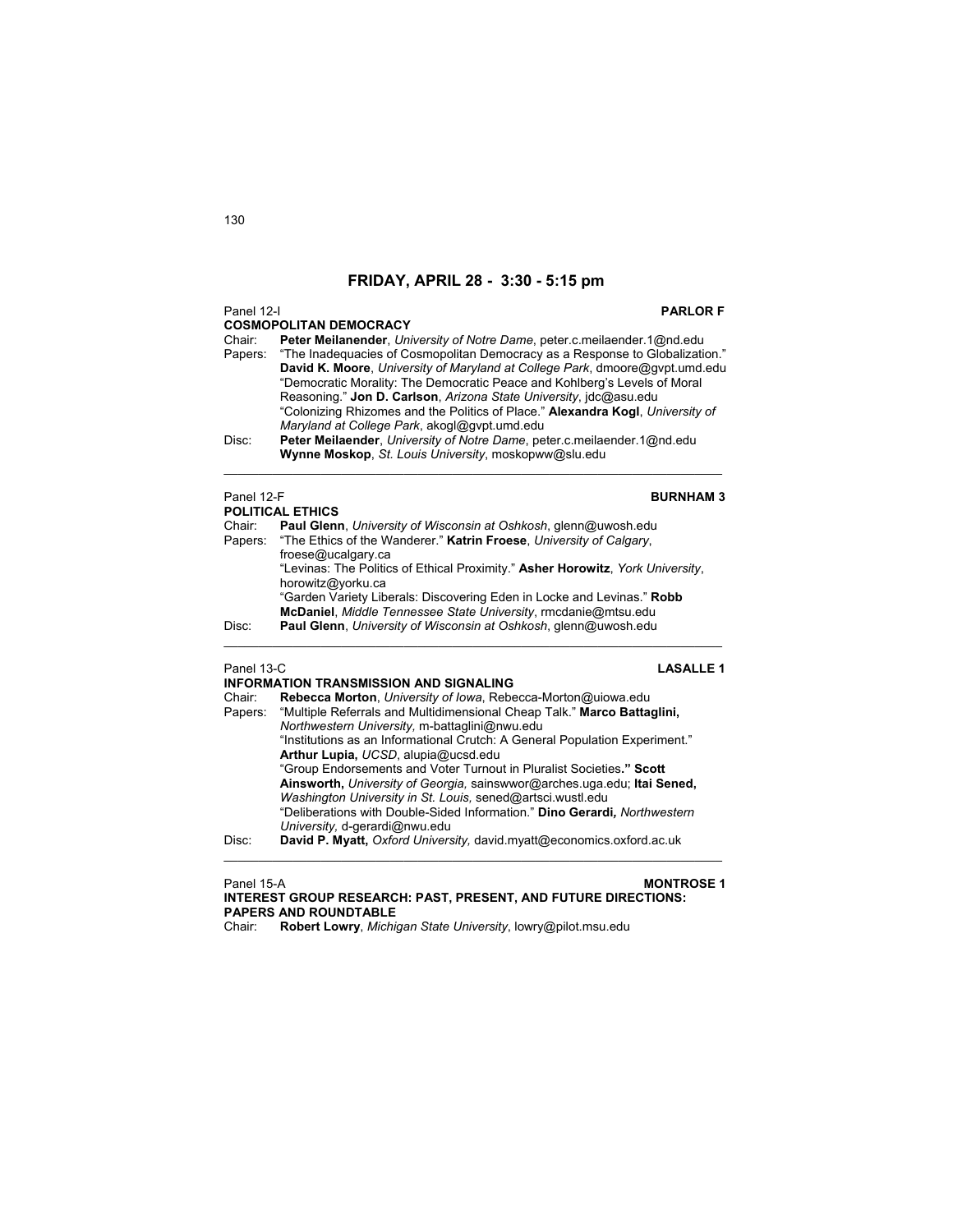## FRIDAY, APRIL 28 - 3:30 - 5:15 pm

Panel 12-I **PARLOR F**

**COSMOPOLITAN DEMOCRACY**

Chair: **Peter Meilanender**, *University of Notre Dame*, peter.c.meilaender.1@nd.edu

Papers: "The Inadequacies of Cosmopolitan Democracy as a Response to Globalization." **David K. Moore**, *University of Maryland at College Park*, dmoore@gvpt.umd.edu

"Democratic Morality: The Democratic Peace and Kohlberg's Levels of Moral Reasoning." **Jon D. Carlson**, *Arizona State University*, jdc@asu.edu

"Colonizing Rhizomes and the Politics of Place." **Alexandra Kogl**, *University of Maryland at College Park*, akogl@gvpt.umd.edu

Disc: **Peter Meilaender**, *University of Notre Dame*, peter.c.meilaender.1@nd.edu

**Wynne Moskop**, *St. Louis University*, moskopww@slu.edu

---

Panel 12-F **BURNHAM 3**

**POLITICAL ETHICS**

Chair: **Paul Glenn**, *University of Wisconsin at Oshkosh*, glenn@uwosh.edu

Papers: "The Ethics of the Wanderer." **Katrin Froese**, *University of Calgary*, froese@ucalgary.ca

"Levinas: The Politics of Ethical Proximity." **Asher Horowitz**, *York University*, horowitz@yorku.ca

"Garden Variety Liberals: Discovering Eden in Locke and Levinas." **Robb McDaniel**, *Middle Tennessee State University*, rmcdanie@mtsu.edu

Disc: **Paul Glenn**, *University of Wisconsin at Oshkosh*, glenn@uwosh.edu

---

Panel 13-C **LASALLE 1**

**INFORMATION TRANSMISSION AND SIGNALING**

Chair: **Rebecca Morton**, *University of Iowa*, Rebecca-Morton@uiowa.edu

Papers: "Multiple Referrals and Multidimensional Cheap Talk." **Marco Battaglini,** *Northwestern University,* m-battaglini@nwu.edu

"Institutions as an Informational Crutch: A General Population Experiment." **Arthur Lupia,** *UCSD*, alupia@ucsd.edu

"Group Endorsements and Voter Turnout in Pluralist Societies**."** **Scott Ainsworth,** *University of Georgia,* sainswwor@arches.uga.edu; **Itai Sened,** *Washington University in St. Louis,* sened@artsci.wustl.edu

"Deliberations with Double-Sided Information." **Dino Gerardi,** *Northwestern University,* d-gerardi@nwu.edu

Disc: **David P. Myatt,** *Oxford University,* david.myatt@economics.oxford.ac.uk

---

Panel 15-A **MONTROSE 1**

**INTEREST GROUP RESEARCH: PAST, PRESENT, AND FUTURE DIRECTIONS: PAPERS AND ROUNDTABLE**

Chair: **Robert Lowry**, *Michigan State University*, lowry@pilot.msu.edu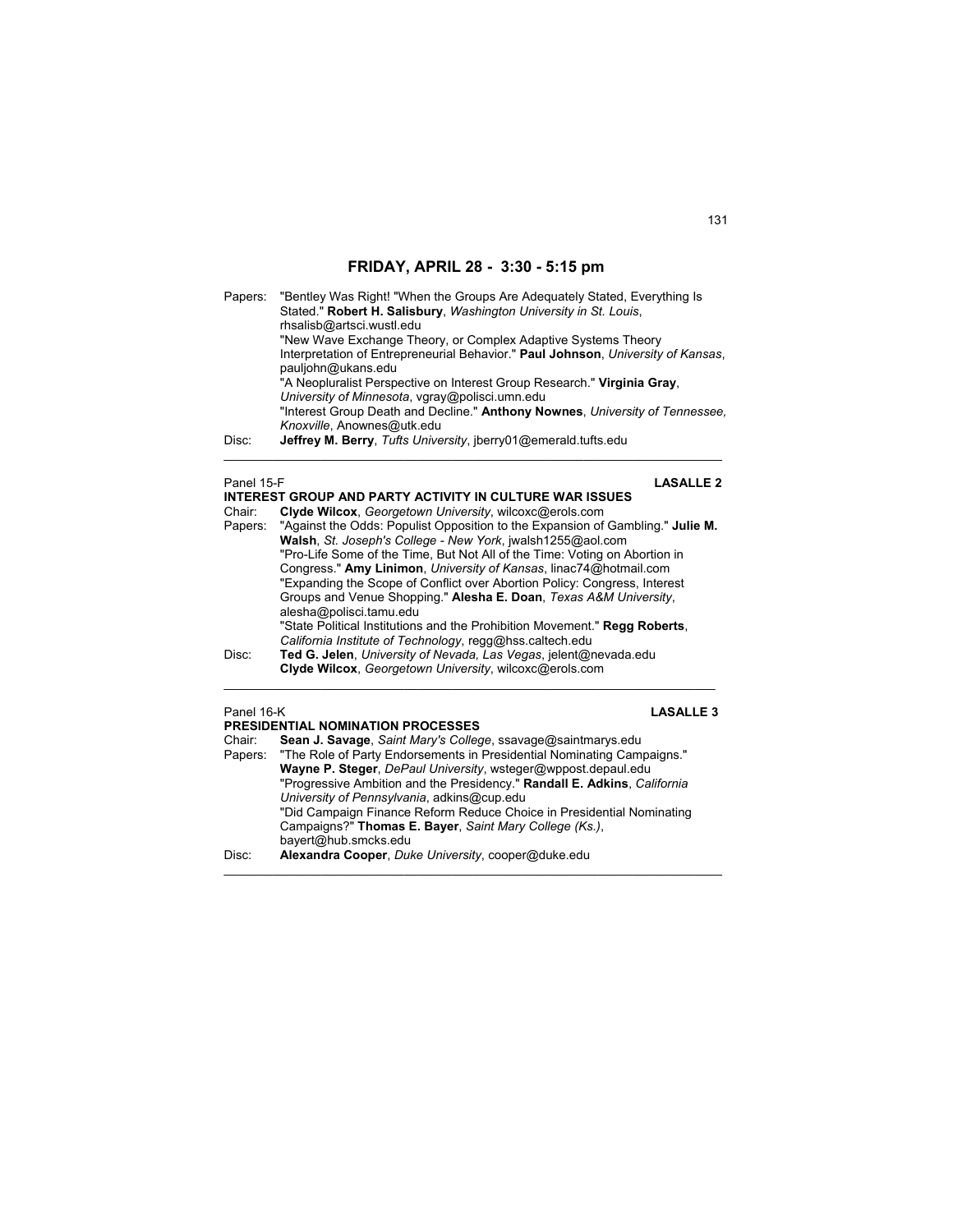## FRIDAY, APRIL 28 - 3:30 - 5:15 pm

Papers: "Bentley Was Right! "When the Groups Are Adequately Stated, Everything Is Stated." **Robert H. Salisbury**, *Washington University in St. Louis*, rhsalisb@artsci.wustl.edu
"New Wave Exchange Theory, or Complex Adaptive Systems Theory Interpretation of Entrepreneurial Behavior." **Paul Johnson**, *University of Kansas*, pauljohn@ukans.edu
"A Neopluralist Perspective on Interest Group Research." **Virginia Gray**, *University of Minnesota*, vgray@polisci.umn.edu
"Interest Group Death and Decline." **Anthony Nownes**, *University of Tennessee, Knoxville*, Anownes@utk.edu

Disc: **Jeffrey M. Berry**, *Tufts University*, jberry01@emerald.tufts.edu

---

Panel 15-F **LASALLE 2**

### INTEREST GROUP AND PARTY ACTIVITY IN CULTURE WAR ISSUES

Chair: **Clyde Wilcox**, *Georgetown University*, wilcoxc@erols.com

Papers: "Against the Odds: Populist Opposition to the Expansion of Gambling." **Julie M. Walsh**, *St. Joseph's College - New York*, jwalsh1255@aol.com
"Pro-Life Some of the Time, But Not All of the Time: Voting on Abortion in Congress." **Amy Linimon**, *University of Kansas*, linac74@hotmail.com
"Expanding the Scope of Conflict over Abortion Policy: Congress, Interest Groups and Venue Shopping." **Alesha E. Doan**, *Texas A&M University*, alesha@polisci.tamu.edu
"State Political Institutions and the Prohibition Movement." **Regg Roberts**, *California Institute of Technology*, regg@hss.caltech.edu

Disc: **Ted G. Jelen**, *University of Nevada, Las Vegas*, jelent@nevada.edu
**Clyde Wilcox**, *Georgetown University*, wilcoxc@erols.com

---

Panel 16-K **LASALLE 3**

### PRESIDENTIAL NOMINATION PROCESSES

Chair: **Sean J. Savage**, *Saint Mary's College*, ssavage@saintmarys.edu

Papers: "The Role of Party Endorsements in Presidential Nominating Campaigns." **Wayne P. Steger**, *DePaul University*, wsteger@wppost.depaul.edu
"Progressive Ambition and the Presidency." **Randall E. Adkins**, *California University of Pennsylvania*, adkins@cup.edu
"Did Campaign Finance Reform Reduce Choice in Presidential Nominating Campaigns?" **Thomas E. Bayer**, *Saint Mary College (Ks.)*, bayert@hub.smcks.edu

Disc: **Alexandra Cooper**, *Duke University*, cooper@duke.edu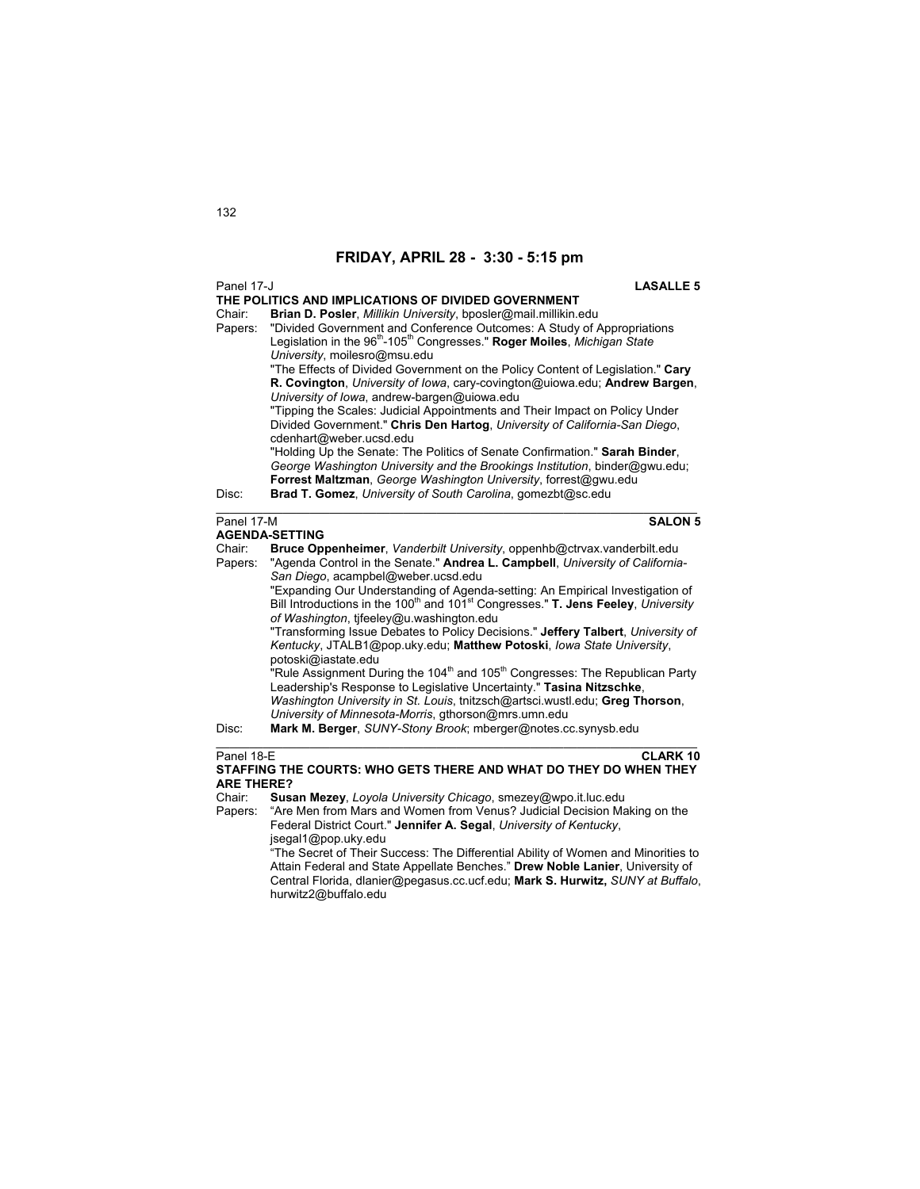## FRIDAY, APRIL 28 - 3:30 - 5:15 pm

Panel 17-J **LASALLE 5**

**THE POLITICS AND IMPLICATIONS OF DIVIDED GOVERNMENT**

Chair: **Brian D. Posler**, *Millikin University*, bposler@mail.millikin.edu

Papers: "Divided Government and Conference Outcomes: A Study of Appropriations Legislation in the 96th-105th Congresses." **Roger Moiles**, *Michigan State University*, moilesro@msu.edu

"The Effects of Divided Government on the Policy Content of Legislation." **Cary R. Covington**, *University of Iowa*, cary-covington@uiowa.edu; **Andrew Bargen**, *University of Iowa*, andrew-bargen@uiowa.edu

"Tipping the Scales: Judicial Appointments and Their Impact on Policy Under Divided Government." **Chris Den Hartog**, *University of California-San Diego*, cdenhart@weber.ucsd.edu

"Holding Up the Senate: The Politics of Senate Confirmation." **Sarah Binder**, *George Washington University and the Brookings Institution*, binder@gwu.edu; **Forrest Maltzman**, *George Washington University*, forrest@gwu.edu

Disc: **Brad T. Gomez**, *University of South Carolina*, gomezbt@sc.edu

---

Panel 17-M **SALON 5**

**AGENDA-SETTING**

Chair: **Bruce Oppenheimer**, *Vanderbilt University*, oppenhb@ctrvax.vanderbilt.edu

Papers: "Agenda Control in the Senate." **Andrea L. Campbell**, *University of California-San Diego*, acampbel@weber.ucsd.edu

"Expanding Our Understanding of Agenda-setting: An Empirical Investigation of Bill Introductions in the 100th and 101st Congresses." **T. Jens Feeley**, *University of Washington*, tjfeeley@u.washington.edu

"Transforming Issue Debates to Policy Decisions." **Jeffery Talbert**, *University of Kentucky*, JTALB1@pop.uky.edu; **Matthew Potoski**, *Iowa State University*, potoski@iastate.edu

"Rule Assignment During the 104th and 105th Congresses: The Republican Party Leadership's Response to Legislative Uncertainty." **Tasina Nitzschke**, *Washington University in St. Louis*, tnitzsch@artsci.wustl.edu; **Greg Thorson**, *University of Minnesota-Morris*, gthorson@mrs.umn.edu

Disc: **Mark M. Berger**, *SUNY-Stony Brook*; mberger@notes.cc.synysb.edu

---

Panel 18-E **CLARK 10**

**STAFFING THE COURTS: WHO GETS THERE AND WHAT DO THEY DO WHEN THEY ARE THERE?**

Chair: **Susan Mezey**, *Loyola University Chicago*, smezey@wpo.it.luc.edu

Papers: "Are Men from Mars and Women from Venus? Judicial Decision Making on the Federal District Court." **Jennifer A. Segal**, *University of Kentucky*, jsegal1@pop.uky.edu

"The Secret of Their Success: The Differential Ability of Women and Minorities to Attain Federal and State Appellate Benches." **Drew Noble Lanier**, University of Central Florida, dlanier@pegasus.cc.ucf.edu; **Mark S. Hurwitz,** *SUNY at Buffalo*, hurwitz2@buffalo.edu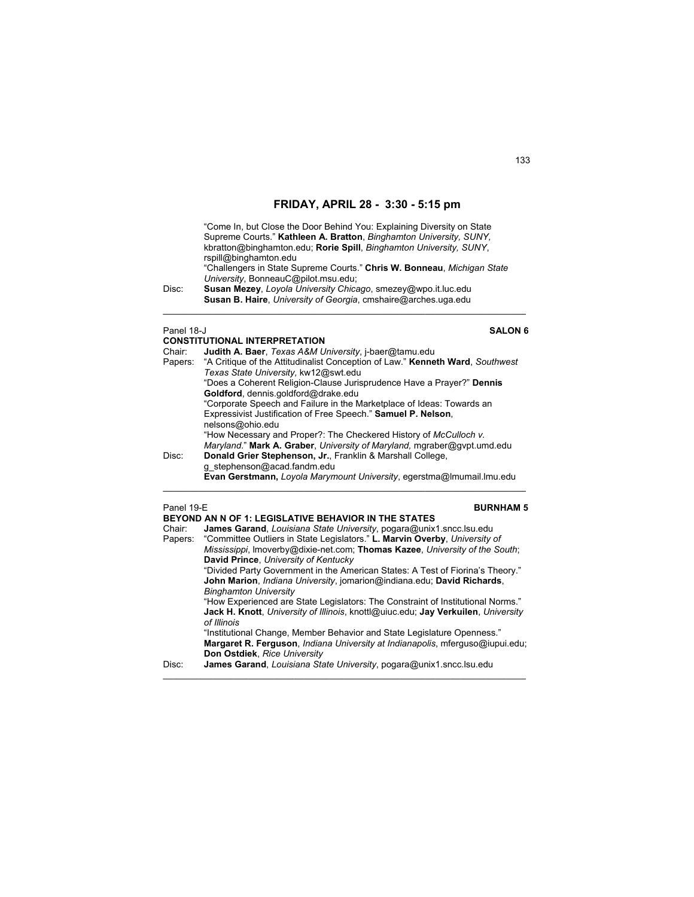## FRIDAY, APRIL 28 - 3:30 - 5:15 pm

"Come In, but Close the Door Behind You: Explaining Diversity on State Supreme Courts." **Kathleen A. Bratton**, *Binghamton University, SUNY*, kbratton@binghamton.edu; **Rorie Spill**, *Binghamton University, SUNY*, rspill@binghamton.edu

"Challengers in State Supreme Courts." **Chris W. Bonneau**, *Michigan State University*, BonneauC@pilot.msu.edu;

Disc: **Susan Mezey**, *Loyola University Chicago*, smezey@wpo.it.luc.edu
**Susan B. Haire**, *University of Georgia*, cmshaire@arches.uga.edu

---

Panel 18-J **SALON 6**

**CONSTITUTIONAL INTERPRETATION**

Chair: **Judith A. Baer**, *Texas A&M University*, j-baer@tamu.edu

Papers: "A Critique of the Attitudinalist Conception of Law." **Kenneth Ward**, *Southwest Texas State University,* kw12@swt.edu

"Does a Coherent Religion-Clause Jurisprudence Have a Prayer?" **Dennis Goldford**, dennis.goldford@drake.edu

"Corporate Speech and Failure in the Marketplace of Ideas: Towards an Expressivist Justification of Free Speech." **Samuel P. Nelson**, nelsons@ohio.edu

"How Necessary and Proper?: The Checkered History of *McCulloch v. Maryland*." **Mark A. Graber**, *University of Maryland,* mgraber@gvpt.umd.edu

Disc: **Donald Grier Stephenson, Jr.**, Franklin & Marshall College, g_stephenson@acad.fandm.edu
**Evan Gerstmann,** *Loyola Marymount University*, egerstma@lmumail.lmu.edu

---

Panel 19-E **BURNHAM 5**

**BEYOND AN N OF 1: LEGISLATIVE BEHAVIOR IN THE STATES**

Chair: **James Garand**, *Louisiana State University*, pogara@unix1.sncc.lsu.edu

Papers: "Committee Outliers in State Legislators." **L. Marvin Overby**, *University of Mississippi*, lmoverby@dixie-net.com; **Thomas Kazee**, *University of the South*; **David Prince**, *University of Kentucky*

"Divided Party Government in the American States: A Test of Fiorina's Theory." **John Marion**, *Indiana University*, jomarion@indiana.edu; **David Richards**, *Binghamton University*

"How Experienced are State Legislators: The Constraint of Institutional Norms." **Jack H. Knott**, *University of Illinois*, knottl@uiuc.edu; **Jay Verkuilen**, *University of Illinois*

"Institutional Change, Member Behavior and State Legislature Openness." **Margaret R. Ferguson**, *Indiana University at Indianapolis*, mferguso@iupui.edu; **Don Ostdiek**, *Rice University*

Disc: **James Garand**, *Louisiana State University*, pogara@unix1.sncc.lsu.edu

---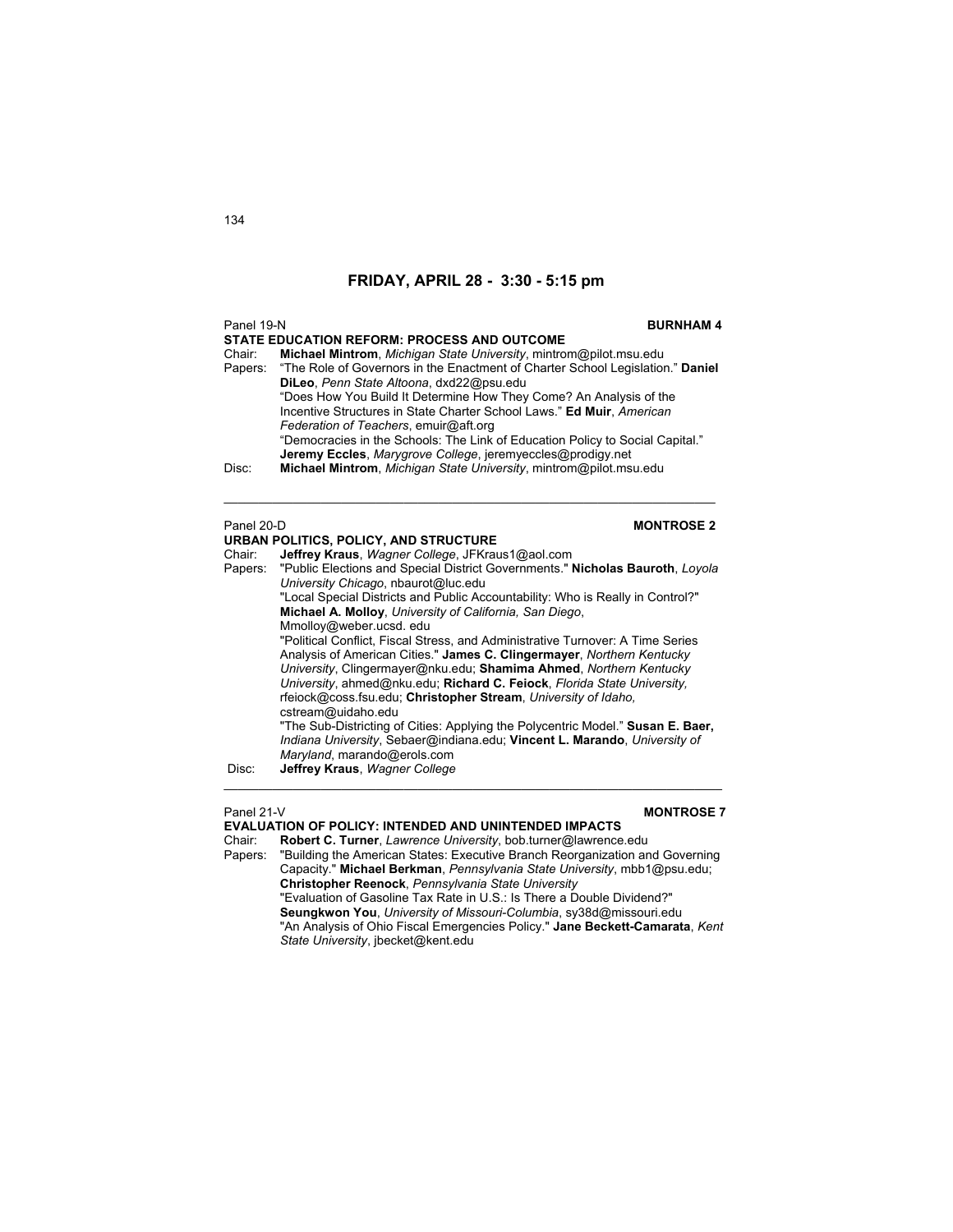## FRIDAY, APRIL 28 - 3:30 - 5:15 pm

Panel 19-N **BURNHAM 4**

**STATE EDUCATION REFORM: PROCESS AND OUTCOME**

Chair: **Michael Mintrom**, *Michigan State University*, mintrom@pilot.msu.edu

Papers: "The Role of Governors in the Enactment of Charter School Legislation." **Daniel DiLeo**, *Penn State Altoona*, dxd22@psu.edu

"Does How You Build It Determine How They Come? An Analysis of the Incentive Structures in State Charter School Laws." **Ed Muir**, *American Federation of Teachers*, emuir@aft.org

"Democracies in the Schools: The Link of Education Policy to Social Capital." **Jeremy Eccles**, *Marygrove College*, jeremyeccles@prodigy.net

Disc: **Michael Mintrom**, *Michigan State University*, mintrom@pilot.msu.edu

---

Panel 20-D **MONTROSE 2**

**URBAN POLITICS, POLICY, AND STRUCTURE**

Chair: **Jeffrey Kraus**, *Wagner College*, JFKraus1@aol.com

Papers: "Public Elections and Special District Governments." **Nicholas Bauroth**, *Loyola University Chicago*, nbaurot@luc.edu

"Local Special Districts and Public Accountability: Who is Really in Control?" **Michael A. Molloy**, *University of California, San Diego*, Mmolloy@weber.ucsd. edu

"Political Conflict, Fiscal Stress, and Administrative Turnover: A Time Series Analysis of American Cities." **James C. Clingermayer**, *Northern Kentucky University*, Clingermayer@nku.edu; **Shamima Ahmed**, *Northern Kentucky University*, ahmed@nku.edu; **Richard C. Feiock**, *Florida State University,* rfeiock@coss.fsu.edu; **Christopher Stream**, *University of Idaho,* cstream@uidaho.edu

"The Sub-Districting of Cities: Applying the Polycentric Model." **Susan E. Baer,** *Indiana University*, Sebaer@indiana.edu; **Vincent L. Marando**, *University of Maryland*, marando@erols.com

Disc: **Jeffrey Kraus**, *Wagner College*

---

Panel 21-V **MONTROSE 7**

**EVALUATION OF POLICY: INTENDED AND UNINTENDED IMPACTS**

Chair: **Robert C. Turner**, *Lawrence University*, bob.turner@lawrence.edu

Papers: "Building the American States: Executive Branch Reorganization and Governing Capacity." **Michael Berkman**, *Pennsylvania State University*, mbb1@psu.edu; **Christopher Reenock**, *Pennsylvania State University*

"Evaluation of Gasoline Tax Rate in U.S.: Is There a Double Dividend?" **Seungkwon You**, *University of Missouri-Columbia*, sy38d@missouri.edu

"An Analysis of Ohio Fiscal Emergencies Policy." **Jane Beckett-Camarata**, *Kent State University*, jbecket@kent.edu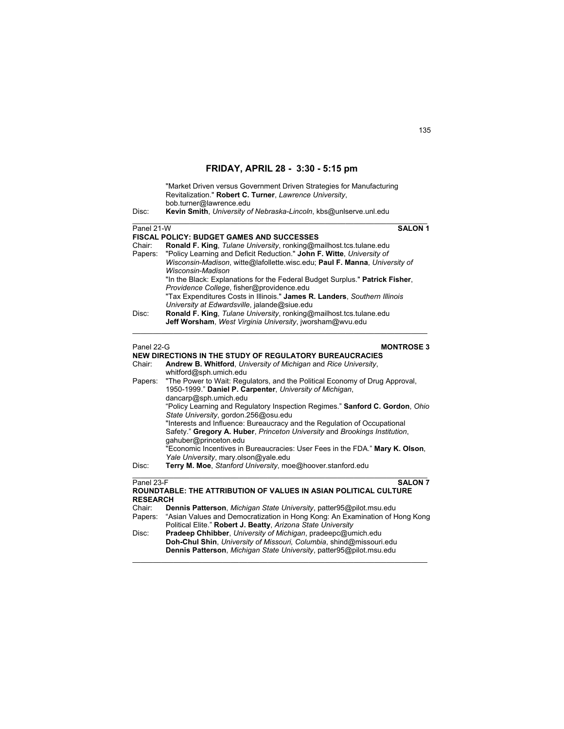## FRIDAY, APRIL 28 - 3:30 - 5:15 pm

"Market Driven versus Government Driven Strategies for Manufacturing Revitalization." **Robert C. Turner**, *Lawrence University*, bob.turner@lawrence.edu

Disc: **Kevin Smith**, *University of Nebraska-Lincoln*, kbs@unlserve.unl.edu

---

Panel 21-W **SALON 1**

### FISCAL POLICY: BUDGET GAMES AND SUCCESSES

Chair: **Ronald F. King**, *Tulane University*, ronking@mailhost.tcs.tulane.edu

Papers: "Policy Learning and Deficit Reduction." **John F. Witte**, *University of Wisconsin-Madison*, witte@lafollette.wisc.edu; **Paul F. Manna**, *University of Wisconsin-Madison*

"In the Black: Explanations for the Federal Budget Surplus." **Patrick Fisher**, *Providence College*, fisher@providence.edu

"Tax Expenditures Costs in Illinois." **James R. Landers**, *Southern Illinois University at Edwardsville*, jalande@siue.edu

Disc: **Ronald F. King**, *Tulane University*, ronking@mailhost.tcs.tulane.edu
**Jeff Worsham**, *West Virginia University*, jworsham@wvu.edu

---

Panel 22-G **MONTROSE 3**

### NEW DIRECTIONS IN THE STUDY OF REGULATORY BUREAUCRACIES

Chair: **Andrew B. Whitford**, *University of Michigan* and *Rice University*, whitford@sph.umich.edu

Papers: "The Power to Wait: Regulators, and the Political Economy of Drug Approval, 1950-1999." **Daniel P. Carpenter**, *University of Michigan*, dancarp@sph.umich.edu

"Policy Learning and Regulatory Inspection Regimes." **Sanford C. Gordon**, *Ohio State University*, gordon.256@osu.edu

"Interests and Influence: Bureaucracy and the Regulation of Occupational Safety." **Gregory A. Huber**, *Princeton University* and *Brookings Institution*, gahuber@princeton.edu

"Economic Incentives in Bureaucracies: User Fees in the FDA." **Mary K. Olson**, *Yale University*, mary.olson@yale.edu

Disc: **Terry M. Moe**, *Stanford University*, moe@hoover.stanford.edu

---

Panel 23-F **SALON 7**

### ROUNDTABLE: THE ATTRIBUTION OF VALUES IN ASIAN POLITICAL CULTURE RESEARCH

Chair: **Dennis Patterson**, *Michigan State University*, patter95@pilot.msu.edu

Papers: "Asian Values and Democratization in Hong Kong: An Examination of Hong Kong Political Elite." **Robert J. Beatty**, *Arizona State University*

Disc: **Pradeep Chhibber**, *University of Michigan*, pradeepc@umich.edu
**Doh-Chul Shin**, *University of Missouri, Columbia*, shind@missouri.edu
**Dennis Patterson**, *Michigan State University*, patter95@pilot.msu.edu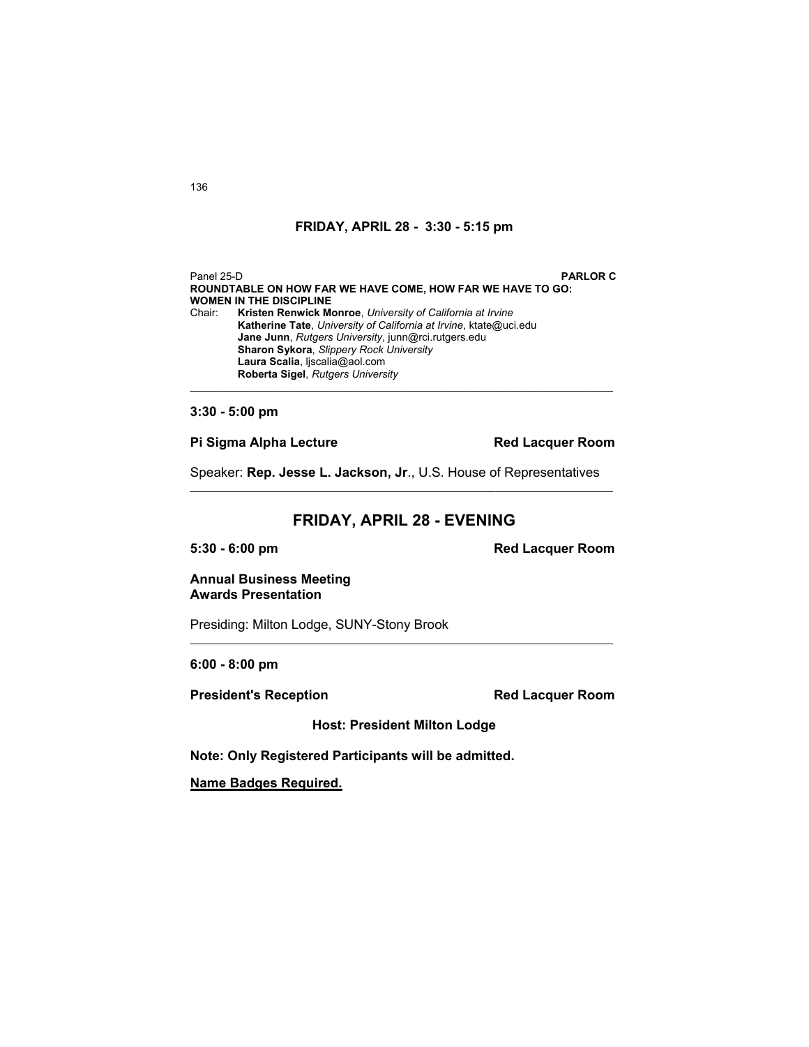## FRIDAY, APRIL 28 - 3:30 - 5:15 pm

Panel 25-D **PARLOR C**

**ROUNDTABLE ON HOW FAR WE HAVE COME, HOW FAR WE HAVE TO GO: WOMEN IN THE DISCIPLINE**

Chair: **Kristen Renwick Monroe**, *University of California at Irvine*

**Katherine Tate**, *University of California at Irvine*, ktate@uci.edu
**Jane Junn**, *Rutgers University*, junn@rci.rutgers.edu
**Sharon Sykora**, *Slippery Rock University*
**Laura Scalia**, ljscalia@aol.com
**Roberta Sigel**, *Rutgers University*

---

**3:30 - 5:00 pm**

**Pi Sigma Alpha Lecture** **Red Lacquer Room**

Speaker: **Rep. Jesse L. Jackson, Jr**., U.S. House of Representatives

---

## FRIDAY, APRIL 28 - EVENING

**5:30 - 6:00 pm** **Red Lacquer Room**

**Annual Business Meeting**
**Awards Presentation**

Presiding: Milton Lodge, SUNY-Stony Brook

---

**6:00 - 8:00 pm**

**President's Reception** **Red Lacquer Room**

**Host: President Milton Lodge**

**Note: Only Registered Participants will be admitted.**

**Name Badges Required.**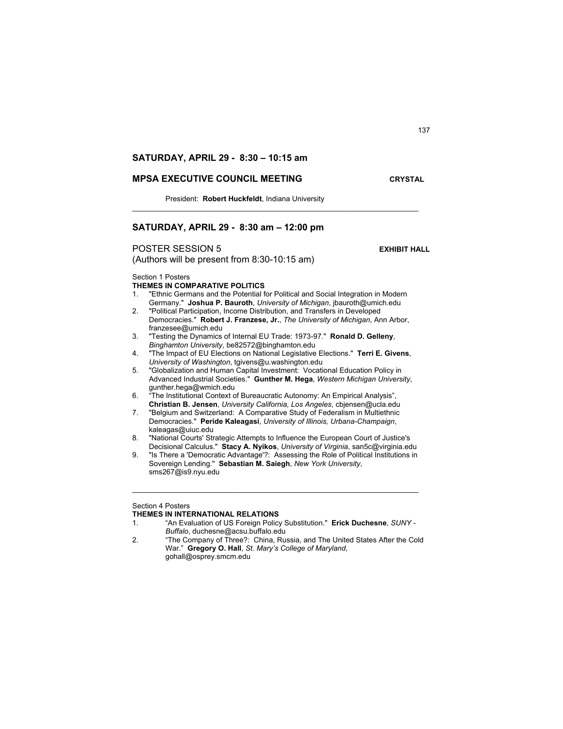## SATURDAY, APRIL 29 - 8:30 – 10:15 am

### MPSA EXECUTIVE COUNCIL MEETING — CRYSTAL

President: **Robert Huckfeldt**, Indiana University

---

## SATURDAY, APRIL 29 - 8:30 am – 12:00 pm

### POSTER SESSION 5 — EXHIBIT HALL

(Authors will be present from 8:30-10:15 am)

Section 1 Posters

**THEMES IN COMPARATIVE POLITICS**

1. "Ethnic Germans and the Potential for Political and Social Integration in Modern Germany." **Joshua P. Bauroth**, *University of Michigan*, jbauroth@umich.edu
2. "Political Participation, Income Distribution, and Transfers in Developed Democracies." **Robert J. Franzese, Jr.**, *The University of Michigan*, Ann Arbor, franzesee@umich.edu
3. "Testing the Dynamics of Internal EU Trade: 1973-97." **Ronald D. Gelleny**, *Binghamton University*, be82572@binghamton.edu
4. "The Impact of EU Elections on National Legislative Elections." **Terri E. Givens**, *University of Washington*, tgivens@u.washington.edu
5. "Globalization and Human Capital Investment: Vocational Education Policy in Advanced Industrial Societies." **Gunther M. Hega**, *Western Michigan University*, gunther.hega@wmich.edu
6. "The Institutional Context of Bureaucratic Autonomy: An Empirical Analysis", **Christian B. Jensen**, *University California, Los Angeles*, cbjensen@ucla.edu
7. "Belgium and Switzerland: A Comparative Study of Federalism in Multiethnic Democracies." **Peride Kaleagasi**, *University of Illinois, Urbana-Champaign*, kaleagas@uiuc.edu
8. "National Courts' Strategic Attempts to Influence the European Court of Justice's Decisional Calculus." **Stacy A. Nyikos**, *University of Virginia*, san5c@virginia.edu
9. "Is There a 'Democratic Advantage'?: Assessing the Role of Political Institutions in Sovereign Lending." **Sebastian M. Saiegh**, *New York University*, sms267@is9.nyu.edu

---

Section 4 Posters

**THEMES IN INTERNATIONAL RELATIONS**

1. "An Evaluation of US Foreign Policy Substitution." **Erick Duchesne**, *SUNY - Buffalo*, duchesne@acsu.buffalo.edu
2. "The Company of Three?: China, Russia, and The United States After the Cold War." **Gregory O. Hall**, *St. Mary's College of Maryland*, gohall@osprey.smcm.edu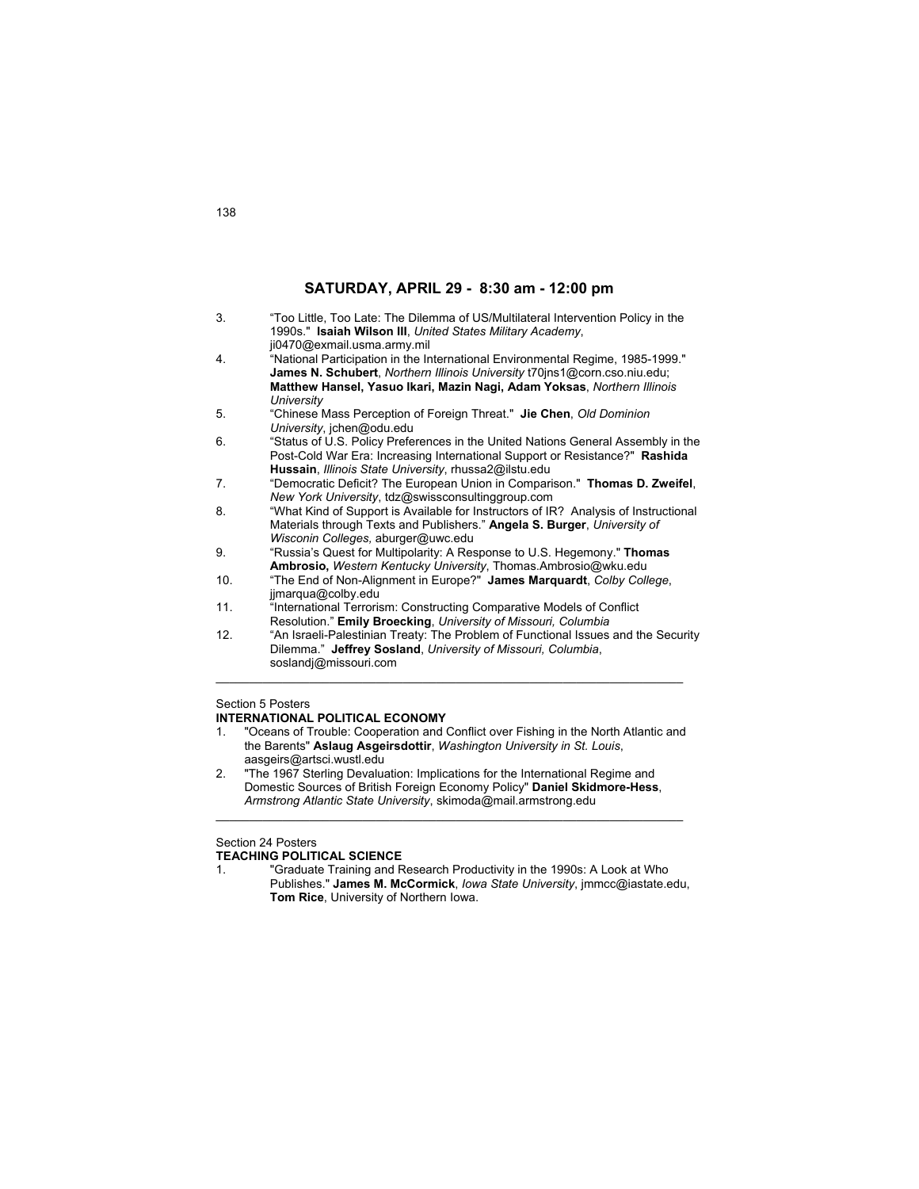## SATURDAY, APRIL 29 - 8:30 am - 12:00 pm

3. "Too Little, Too Late: The Dilemma of US/Multilateral Intervention Policy in the 1990s." **Isaiah Wilson III**, *United States Military Academy*, ji0470@exmail.usma.army.mil
4. "National Participation in the International Environmental Regime, 1985-1999." **James N. Schubert**, *Northern Illinois University* t70jns1@corn.cso.niu.edu; **Matthew Hansel, Yasuo Ikari, Mazin Nagi, Adam Yoksas**, *Northern Illinois University*
5. "Chinese Mass Perception of Foreign Threat." **Jie Chen**, *Old Dominion University*, jchen@odu.edu
6. "Status of U.S. Policy Preferences in the United Nations General Assembly in the Post-Cold War Era: Increasing International Support or Resistance?" **Rashida Hussain**, *Illinois State University*, rhussa2@ilstu.edu
7. "Democratic Deficit? The European Union in Comparison." **Thomas D. Zweifel**, *New York University*, tdz@swissconsultinggroup.com
8. "What Kind of Support is Available for Instructors of IR? Analysis of Instructional Materials through Texts and Publishers." **Angela S. Burger**, *University of Wisconin Colleges,* aburger@uwc.edu
9. "Russia's Quest for Multipolarity: A Response to U.S. Hegemony." **Thomas Ambrosio,** *Western Kentucky University*, Thomas.Ambrosio@wku.edu
10. "The End of Non-Alignment in Europe?" **James Marquardt**, *Colby College*, jjmarqua@colby.edu
11. "International Terrorism: Constructing Comparative Models of Conflict Resolution." **Emily Broecking**, *University of Missouri, Columbia*
12. "An Israeli-Palestinian Treaty: The Problem of Functional Issues and the Security Dilemma." **Jeffrey Sosland**, *University of Missouri, Columbia*, soslandj@missouri.com

---

Section 5 Posters

**INTERNATIONAL POLITICAL ECONOMY**

1. "Oceans of Trouble: Cooperation and Conflict over Fishing in the North Atlantic and the Barents" **Aslaug Asgeirsdottir**, *Washington University in St. Louis*, aasgeirs@artsci.wustl.edu
2. "The 1967 Sterling Devaluation: Implications for the International Regime and Domestic Sources of British Foreign Economy Policy" **Daniel Skidmore-Hess**, *Armstrong Atlantic State University*, skimoda@mail.armstrong.edu

---

Section 24 Posters

**TEACHING POLITICAL SCIENCE**

1. "Graduate Training and Research Productivity in the 1990s: A Look at Who Publishes." **James M. McCormick**, *Iowa State University*, jmmcc@iastate.edu, **Tom Rice**, University of Northern Iowa.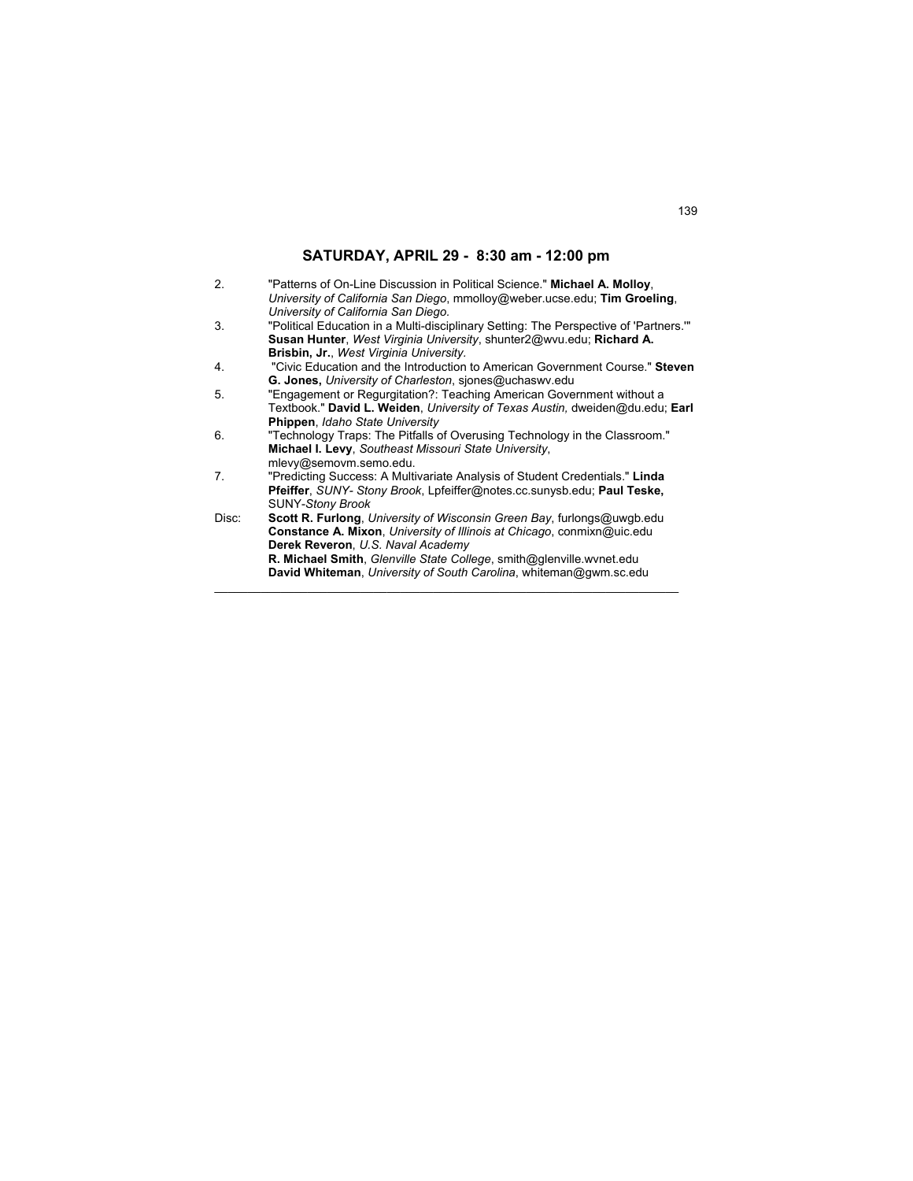## SATURDAY, APRIL 29 - 8:30 am - 12:00 pm

2. "Patterns of On-Line Discussion in Political Science." **Michael A. Molloy**, *University of California San Diego*, mmolloy@weber.ucse.edu; **Tim Groeling**, *University of California San Diego.*
3. "Political Education in a Multi-disciplinary Setting: The Perspective of 'Partners.'" **Susan Hunter**, *West Virginia University*, shunter2@wvu.edu; **Richard A. Brisbin, Jr.**, *West Virginia University.*
4. "Civic Education and the Introduction to American Government Course." **Steven G. Jones,** *University of Charleston*, sjones@uchaswv.edu
5. "Engagement or Regurgitation?: Teaching American Government without a Textbook." **David L. Weiden**, *University of Texas Austin,* dweiden@du.edu; **Earl Phippen**, *Idaho State University*
6. "Technology Traps: The Pitfalls of Overusing Technology in the Classroom." **Michael I. Levy**, *Southeast Missouri State University*, mlevy@semovm.semo.edu.
7. "Predicting Success: A Multivariate Analysis of Student Credentials." **Linda Pfeiffer**, *SUNY- Stony Brook*, Lpfeiffer@notes.cc.sunysb.edu; **Paul Teske,** SUNY-*Stony Brook*

Disc: **Scott R. Furlong**, *University of Wisconsin Green Bay*, furlongs@uwgb.edu
**Constance A. Mixon**, *University of Illinois at Chicago*, conmixn@uic.edu
**Derek Reveron**, *U.S. Naval Academy*
**R. Michael Smith**, *Glenville State College*, smith@glenville.wvnet.edu
**David Whiteman**, *University of South Carolina*, whiteman@gwm.sc.edu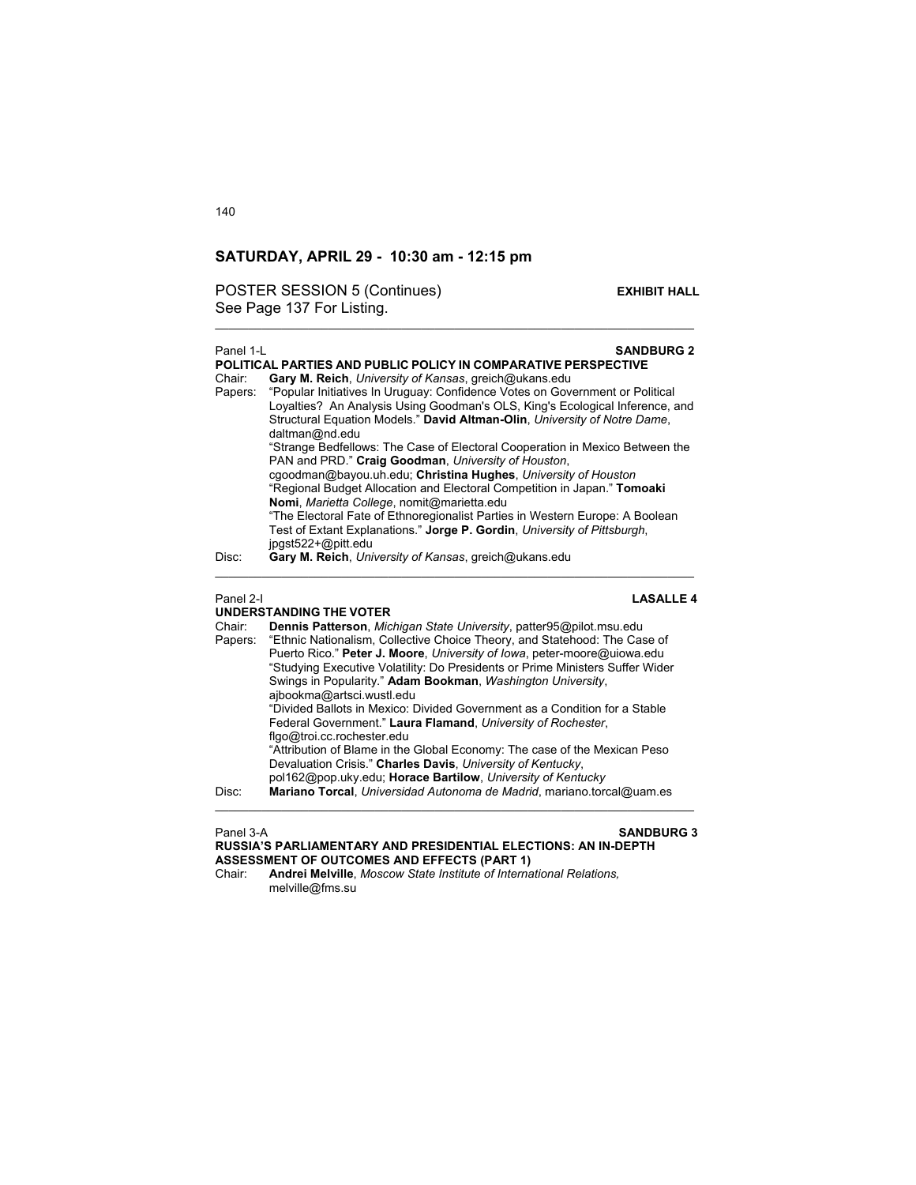## SATURDAY, APRIL 29 - 10:30 am - 12:15 pm

POSTER SESSION 5 (Continues) **EXHIBIT HALL**
See Page 137 For Listing.

---

Panel 1-L **SANDBURG 2**

**POLITICAL PARTIES AND PUBLIC POLICY IN COMPARATIVE PERSPECTIVE**

Chair: **Gary M. Reich**, *University of Kansas*, greich@ukans.edu

Papers: "Popular Initiatives In Uruguay: Confidence Votes on Government or Political Loyalties? An Analysis Using Goodman's OLS, King's Ecological Inference, and Structural Equation Models." **David Altman-Olin**, *University of Notre Dame*, daltman@nd.edu

"Strange Bedfellows: The Case of Electoral Cooperation in Mexico Between the PAN and PRD." **Craig Goodman**, *University of Houston*, cgoodman@bayou.uh.edu; **Christina Hughes**, *University of Houston*

"Regional Budget Allocation and Electoral Competition in Japan." **Tomoaki Nomi**, *Marietta College*, nomit@marietta.edu

"The Electoral Fate of Ethnoregionalist Parties in Western Europe: A Boolean Test of Extant Explanations." **Jorge P. Gordin**, *University of Pittsburgh*, jpgst522+@pitt.edu

Disc: **Gary M. Reich**, *University of Kansas*, greich@ukans.edu

---

Panel 2-I **LASALLE 4**

**UNDERSTANDING THE VOTER**

Chair: **Dennis Patterson**, *Michigan State University*, patter95@pilot.msu.edu

Papers: "Ethnic Nationalism, Collective Choice Theory, and Statehood: The Case of Puerto Rico." **Peter J. Moore**, *University of Iowa*, peter-moore@uiowa.edu

"Studying Executive Volatility: Do Presidents or Prime Ministers Suffer Wider Swings in Popularity." **Adam Bookman**, *Washington University*, ajbookma@artsci.wustl.edu

"Divided Ballots in Mexico: Divided Government as a Condition for a Stable Federal Government." **Laura Flamand**, *University of Rochester*, flgo@troi.cc.rochester.edu

"Attribution of Blame in the Global Economy: The case of the Mexican Peso Devaluation Crisis." **Charles Davis**, *University of Kentucky*, pol162@pop.uky.edu; **Horace Bartilow**, *University of Kentucky*

Disc: **Mariano Torcal**, *Universidad Autonoma de Madrid*, mariano.torcal@uam.es

---

Panel 3-A **SANDBURG 3**

**RUSSIA'S PARLIAMENTARY AND PRESIDENTIAL ELECTIONS: AN IN-DEPTH ASSESSMENT OF OUTCOMES AND EFFECTS (PART 1)**

Chair: **Andrei Melville**, *Moscow State Institute of International Relations,* melville@fms.su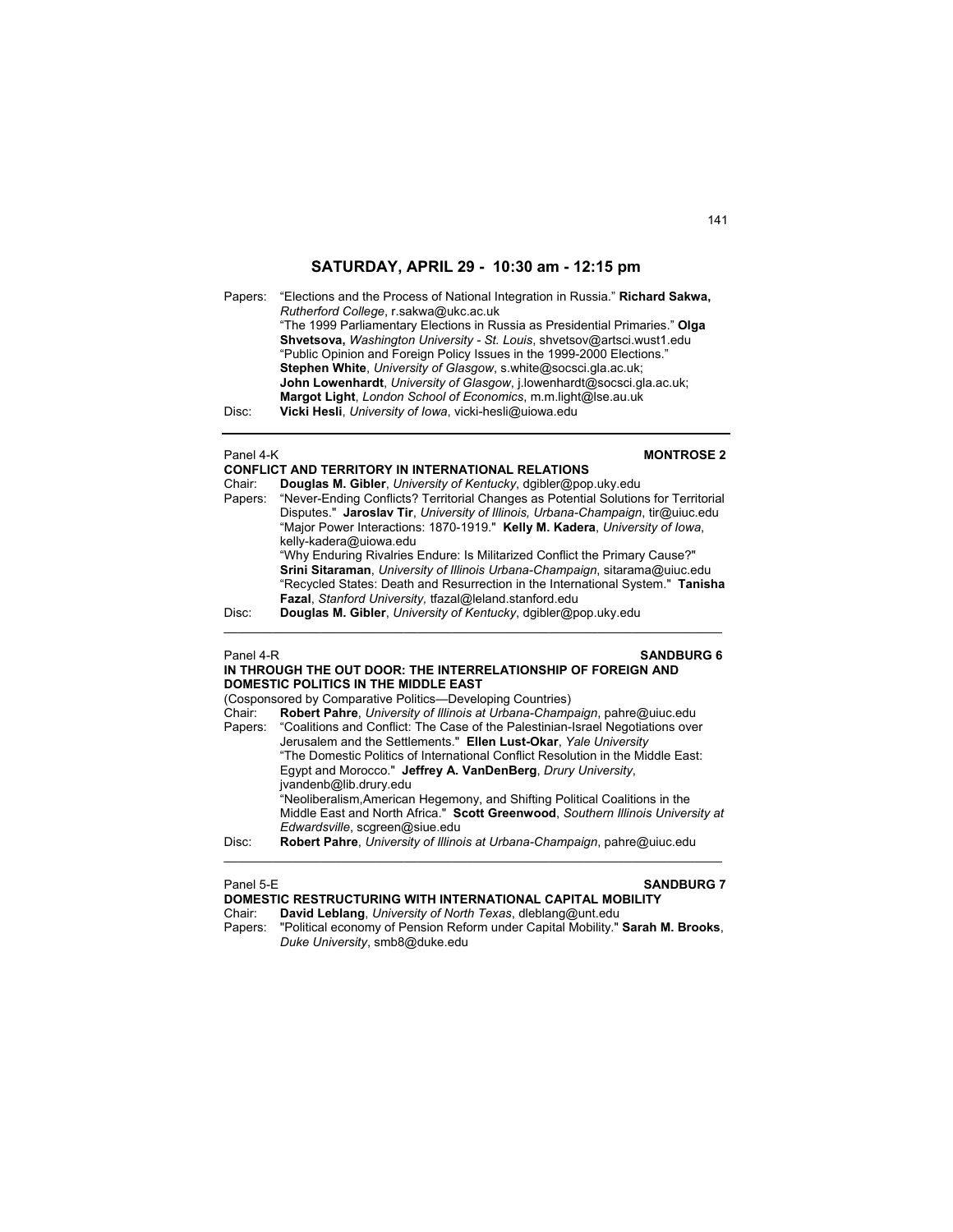## SATURDAY, APRIL 29 - 10:30 am - 12:15 pm

Papers: "Elections and the Process of National Integration in Russia." **Richard Sakwa,** *Rutherford College*, r.sakwa@ukc.ac.uk
"The 1999 Parliamentary Elections in Russia as Presidential Primaries." **Olga Shvetsova,** *Washington University - St. Louis*, shvetsov@artsci.wust1.edu
"Public Opinion and Foreign Policy Issues in the 1999-2000 Elections." **Stephen White**, *University of Glasgow*, s.white@socsci.gla.ac.uk; **John Lowenhardt**, *University of Glasgow*, j.lowenhardt@socsci.gla.ac.uk; **Margot Light**, *London School of Economics*, m.m.light@lse.au.uk

Disc: **Vicki Hesli**, *University of Iowa*, vicki-hesli@uiowa.edu

---

Panel 4-K **MONTROSE 2**

**CONFLICT AND TERRITORY IN INTERNATIONAL RELATIONS**

Chair: **Douglas M. Gibler**, *University of Kentucky*, dgibler@pop.uky.edu

Papers: "Never-Ending Conflicts? Territorial Changes as Potential Solutions for Territorial Disputes." **Jaroslav Tir**, *University of Illinois, Urbana-Champaign*, tir@uiuc.edu
"Major Power Interactions: 1870-1919." **Kelly M. Kadera**, *University of Iowa*, kelly-kadera@uiowa.edu
"Why Enduring Rivalries Endure: Is Militarized Conflict the Primary Cause?" **Srini Sitaraman**, *University of Illinois Urbana-Champaign*, sitarama@uiuc.edu
"Recycled States: Death and Resurrection in the International System." **Tanisha Fazal**, *Stanford University,* tfazal@leland.stanford.edu

Disc: **Douglas M. Gibler**, *University of Kentucky*, dgibler@pop.uky.edu

---

Panel 4-R **SANDBURG 6**

**IN THROUGH THE OUT DOOR: THE INTERRELATIONSHIP OF FOREIGN AND DOMESTIC POLITICS IN THE MIDDLE EAST**

(Cosponsored by Comparative Politics—Developing Countries)

Chair: **Robert Pahre**, *University of Illinois at Urbana-Champaign*, pahre@uiuc.edu

Papers: "Coalitions and Conflict: The Case of the Palestinian-Israel Negotiations over Jerusalem and the Settlements." **Ellen Lust-Okar**, *Yale University*
"The Domestic Politics of International Conflict Resolution in the Middle East: Egypt and Morocco." **Jeffrey A. VanDenBerg**, *Drury University*, jvandenb@lib.drury.edu
"Neoliberalism,American Hegemony, and Shifting Political Coalitions in the Middle East and North Africa." **Scott Greenwood**, *Southern Illinois University at Edwardsville*, scgreen@siue.edu

Disc: **Robert Pahre**, *University of Illinois at Urbana-Champaign*, pahre@uiuc.edu

---

Panel 5-E **SANDBURG 7**

**DOMESTIC RESTRUCTURING WITH INTERNATIONAL CAPITAL MOBILITY**

Chair: **David Leblang**, *University of North Texas*, dleblang@unt.edu

Papers: "Political economy of Pension Reform under Capital Mobility." **Sarah M. Brooks**, *Duke University*, smb8@duke.edu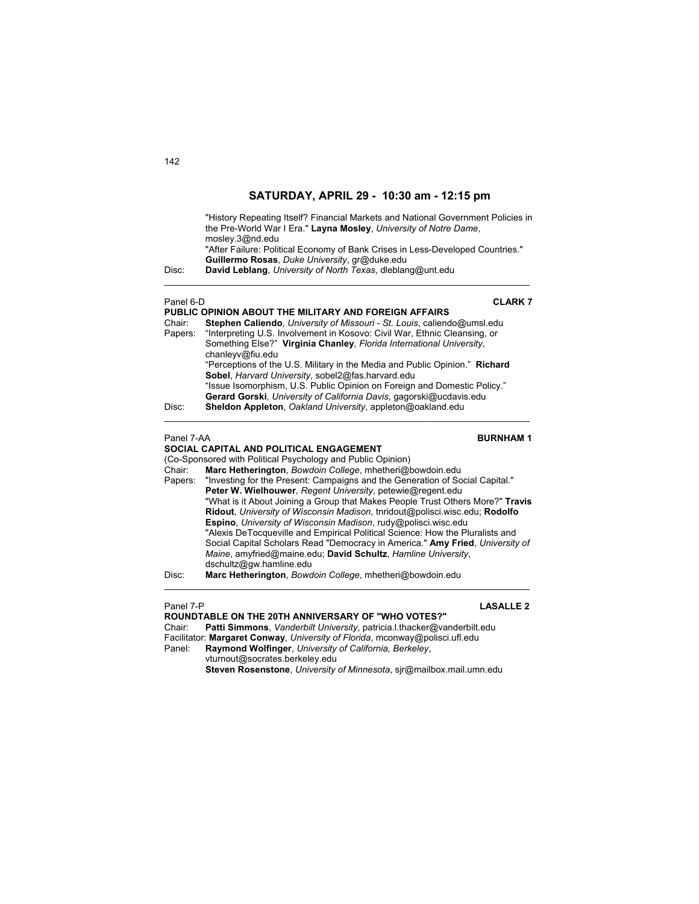## SATURDAY, APRIL 29 - 10:30 am - 12:15 pm

"History Repeating Itself? Financial Markets and National Government Policies in the Pre-World War I Era." **Layna Mosley**, *University of Notre Dame*, mosley.3@nd.edu
"After Failure: Political Economy of Bank Crises in Less-Developed Countries." **Guillermo Rosas**, *Duke University*, gr@duke.edu

Disc: **David Leblang**, *University of North Texas*, dleblang@unt.edu

---

Panel 6-D **CLARK 7**

**PUBLIC OPINION ABOUT THE MILITARY AND FOREIGN AFFAIRS**

Chair: **Stephen Caliendo**, *University of Missouri - St. Louis*, caliendo@umsl.edu

Papers: "Interpreting U.S. Involvement in Kosovo: Civil War, Ethnic Cleansing, or Something Else?" **Virginia Chanley**, *Florida International University*, chanleyv@fiu.edu
"Perceptions of the U.S. Military in the Media and Public Opinion." **Richard Sobel**, *Harvard University*, sobel2@fas.harvard.edu
"Issue Isomorphism, U.S. Public Opinion on Foreign and Domestic Policy." **Gerard Gorski**, *University of California Davis*, gagorski@ucdavis.edu

Disc: **Sheldon Appleton**, *Oakland University*, appleton@oakland.edu

---

Panel 7-AA **BURNHAM 1**

**SOCIAL CAPITAL AND POLITICAL ENGAGEMENT**

(Co-Sponsored with Political Psychology and Public Opinion)

Chair: **Marc Hetherington**, *Bowdoin College*, mhetheri@bowdoin.edu

Papers: "Investing for the Present: Campaigns and the Generation of Social Capital." **Peter W. Wielhouwer**, *Regent University*, petewie@regent.edu
"What is it About Joining a Group that Makes People Trust Others More?" **Travis Ridout**, *University of Wisconsin Madison*, tnridout@polisci.wisc.edu; **Rodolfo Espino**, *University of Wisconsin Madison*, rudy@polisci.wisc.edu
"Alexis DeTocqueville and Empirical Political Science: How the Pluralists and Social Capital Scholars Read "Democracy in America." **Amy Fried**, *University of Maine*, amyfried@maine.edu; **David Schultz**, *Hamline University*, dschultz@gw.hamline.edu

Disc: **Marc Hetherington**, *Bowdoin College*, mhetheri@bowdoin.edu

---

Panel 7-P **LASALLE 2**

**ROUNDTABLE ON THE 20TH ANNIVERSARY OF "WHO VOTES?"**

Chair: **Patti Simmons**, *Vanderbilt University*, patricia.l.thacker@vanderbilt.edu

Facilitator: **Margaret Conway**, *University of Florida*, mconway@polisci.ufl.edu

Panel: **Raymond Wolfinger**, *University of California, Berkeley*, vturnout@socrates.berkeley.edu
**Steven Rosenstone**, *University of Minnesota*, sjr@mailbox.mail.umn.edu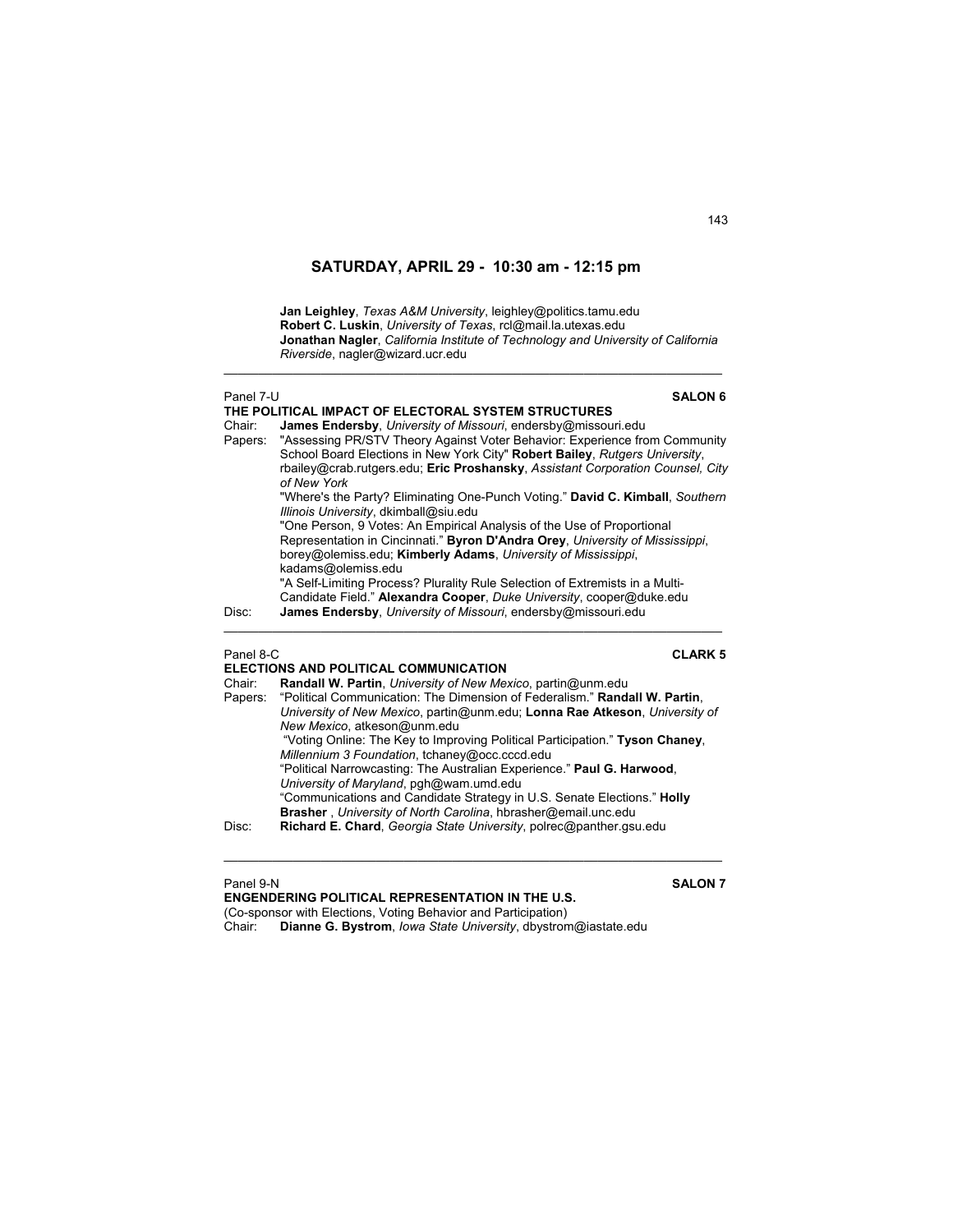## SATURDAY, APRIL 29 - 10:30 am - 12:15 pm

**Jan Leighley**, *Texas A&M University*, leighley@politics.tamu.edu
**Robert C. Luskin**, *University of Texas*, rcl@mail.la.utexas.edu
**Jonathan Nagler**, *California Institute of Technology and University of California Riverside*, nagler@wizard.ucr.edu

---

Panel 7-U **SALON 6**

### THE POLITICAL IMPACT OF ELECTORAL SYSTEM STRUCTURES

Chair: **James Endersby**, *University of Missouri*, endersby@missouri.edu

Papers: "Assessing PR/STV Theory Against Voter Behavior: Experience from Community School Board Elections in New York City" **Robert Bailey**, *Rutgers University*, rbailey@crab.rutgers.edu; **Eric Proshansky**, *Assistant Corporation Counsel, City of New York*

"Where's the Party? Eliminating One-Punch Voting." **David C. Kimball**, *Southern Illinois University*, dkimball@siu.edu

"One Person, 9 Votes: An Empirical Analysis of the Use of Proportional Representation in Cincinnati." **Byron D'Andra Orey**, *University of Mississippi*, borey@olemiss.edu; **Kimberly Adams**, *University of Mississippi*, kadams@olemiss.edu

"A Self-Limiting Process? Plurality Rule Selection of Extremists in a Multi-Candidate Field." **Alexandra Cooper**, *Duke University*, cooper@duke.edu

Disc: **James Endersby**, *University of Missouri*, endersby@missouri.edu

---

Panel 8-C **CLARK 5**

### ELECTIONS AND POLITICAL COMMUNICATION

Chair: **Randall W. Partin**, *University of New Mexico*, partin@unm.edu

Papers: "Political Communication: The Dimension of Federalism." **Randall W. Partin**, *University of New Mexico*, partin@unm.edu; **Lonna Rae Atkeson**, *University of New Mexico*, atkeson@unm.edu

"Voting Online: The Key to Improving Political Participation." **Tyson Chaney**, *Millennium 3 Foundation*, tchaney@occ.cccd.edu

"Political Narrowcasting: The Australian Experience." **Paul G. Harwood**, *University of Maryland*, pgh@wam.umd.edu

"Communications and Candidate Strategy in U.S. Senate Elections." **Holly Brasher** , *University of North Carolina*, hbrasher@email.unc.edu

Disc: **Richard E. Chard**, *Georgia State University*, polrec@panther.gsu.edu

---

Panel 9-N **SALON 7**

### ENGENDERING POLITICAL REPRESENTATION IN THE U.S.

(Co-sponsor with Elections, Voting Behavior and Participation)

Chair: **Dianne G. Bystrom**, *Iowa State University*, dbystrom@iastate.edu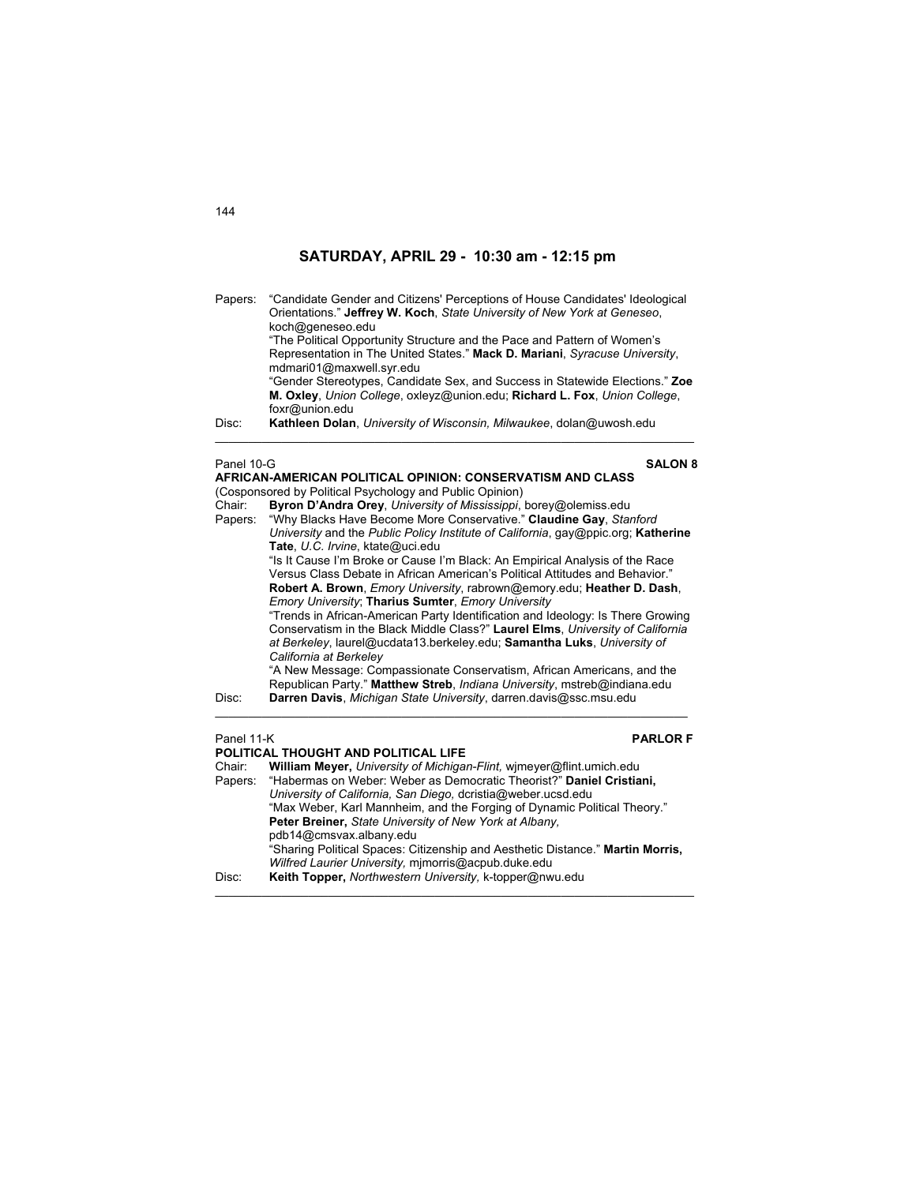## SATURDAY, APRIL 29 - 10:30 am - 12:15 pm

Papers: "Candidate Gender and Citizens' Perceptions of House Candidates' Ideological Orientations." **Jeffrey W. Koch**, *State University of New York at Geneseo*, koch@geneseo.edu

"The Political Opportunity Structure and the Pace and Pattern of Women's Representation in The United States." **Mack D. Mariani**, *Syracuse University*, mdmari01@maxwell.syr.edu

"Gender Stereotypes, Candidate Sex, and Success in Statewide Elections." **Zoe M. Oxley**, *Union College*, oxleyz@union.edu; **Richard L. Fox**, *Union College*, foxr@union.edu

Disc: **Kathleen Dolan**, *University of Wisconsin, Milwaukee*, dolan@uwosh.edu

---

Panel 10-G **SALON 8**

**AFRICAN-AMERICAN POLITICAL OPINION: CONSERVATISM AND CLASS**

(Cosponsored by Political Psychology and Public Opinion)

Chair: **Byron D'Andra Orey**, *University of Mississippi*, borey@olemiss.edu

Papers: "Why Blacks Have Become More Conservative." **Claudine Gay**, *Stanford University* and the *Public Policy Institute of California*, gay@ppic.org; **Katherine Tate**, *U.C. Irvine*, ktate@uci.edu

"Is It Cause I'm Broke or Cause I'm Black: An Empirical Analysis of the Race Versus Class Debate in African American's Political Attitudes and Behavior." **Robert A. Brown**, *Emory University*, rabrown@emory.edu; **Heather D. Dash**, *Emory University*; **Tharius Sumter**, *Emory University*

"Trends in African-American Party Identification and Ideology: Is There Growing Conservatism in the Black Middle Class?" **Laurel Elms**, *University of California at Berkeley*, laurel@ucdata13.berkeley.edu; **Samantha Luks**, *University of California at Berkeley*

"A New Message: Compassionate Conservatism, African Americans, and the Republican Party." **Matthew Streb**, *Indiana University*, mstreb@indiana.edu

Disc: **Darren Davis**, *Michigan State University*, darren.davis@ssc.msu.edu

---

Panel 11-K **PARLOR F**

**POLITICAL THOUGHT AND POLITICAL LIFE**

Chair: **William Meyer,** *University of Michigan-Flint,* wjmeyer@flint.umich.edu

Papers: "Habermas on Weber: Weber as Democratic Theorist?" **Daniel Cristiani,** *University of California, San Diego,* dcristia@weber.ucsd.edu

"Max Weber, Karl Mannheim, and the Forging of Dynamic Political Theory." **Peter Breiner,** *State University of New York at Albany,* pdb14@cmsvax.albany.edu

"Sharing Political Spaces: Citizenship and Aesthetic Distance." **Martin Morris,** *Wilfred Laurier University,* mjmorris@acpub.duke.edu

Disc: **Keith Topper,** *Northwestern University,* k-topper@nwu.edu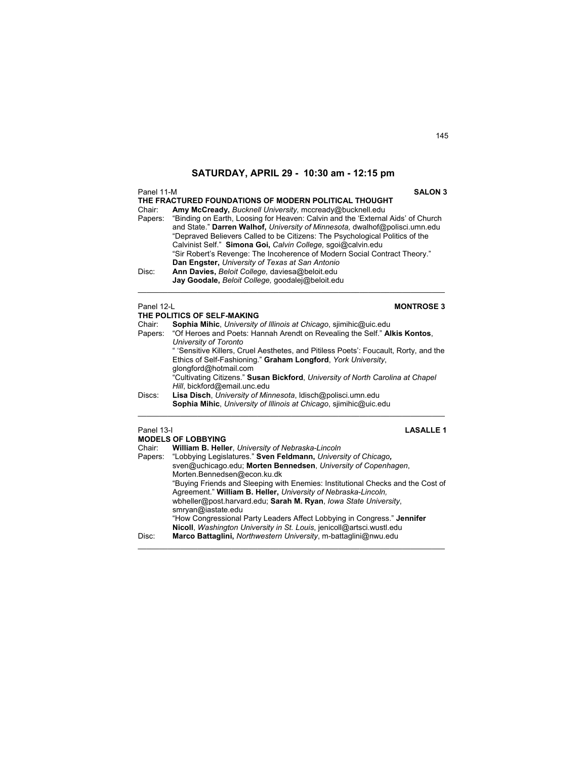## SATURDAY, APRIL 29 - 10:30 am - 12:15 pm

Panel 11-M **SALON 3**

**THE FRACTURED FOUNDATIONS OF MODERN POLITICAL THOUGHT**

Chair: **Amy McCready,** *Bucknell University,* mccready@bucknell.edu

Papers: "Binding on Earth, Loosing for Heaven: Calvin and the 'External Aids' of Church and State." **Darren Walhof,** *University of Minnesota,* dwalhof@polisci.umn.edu
"Depraved Believers Called to be Citizens: The Psychological Politics of the Calvinist Self." **Simona Goi,** *Calvin College,* sgoi@calvin.edu
"Sir Robert's Revenge: The Incoherence of Modern Social Contract Theory." **Dan Engster,** *University of Texas at San Antonio*

Disc: **Ann Davies,** *Beloit College,* daviesa@beloit.edu
**Jay Goodale,** *Beloit College,* goodalej@beloit.edu

---

Panel 12-L **MONTROSE 3**

**THE POLITICS OF SELF-MAKING**

Chair: **Sophia Mihic**, *University of Illinois at Chicago*, sjimihic@uic.edu

Papers: "Of Heroes and Poets: Hannah Arendt on Revealing the Self." **Alkis Kontos**, *University of Toronto*
" 'Sensitive Killers, Cruel Aesthetes, and Pitiless Poets': Foucault, Rorty, and the Ethics of Self-Fashioning." **Graham Longford**, *York University*, glongford@hotmail.com
"Cultivating Citizens." **Susan Bickford**, *University of North Carolina at Chapel Hill*, bickford@email.unc.edu

Discs: **Lisa Disch**, *University of Minnesota*, ldisch@polisci.umn.edu
**Sophia Mihic**, *University of Illinois at Chicago*, sjimihic@uic.edu

---

Panel 13-I **LASALLE 1**

**MODELS OF LOBBYING**

Chair: **William B. Heller**, *University of Nebraska-Lincoln*

Papers: "Lobbying Legislatures." **Sven Feldmann,** *University of Chicago,* sven@uchicago.edu; **Morten Bennedsen**, *University of Copenhagen*, Morten.Bennedsen@econ.ku.dk
"Buying Friends and Sleeping with Enemies: Institutional Checks and the Cost of Agreement." **William B. Heller,** *University of Nebraska-Lincoln,* wbheller@post.harvard.edu; **Sarah M. Ryan**, *Iowa State University*, smryan@iastate.edu
"How Congressional Party Leaders Affect Lobbying in Congress." **Jennifer Nicoll**, *Washington University in St. Louis*, jenicoll@artsci.wustl.edu

Disc: **Marco Battaglini,** *Northwestern University*, m-battaglini@nwu.edu

---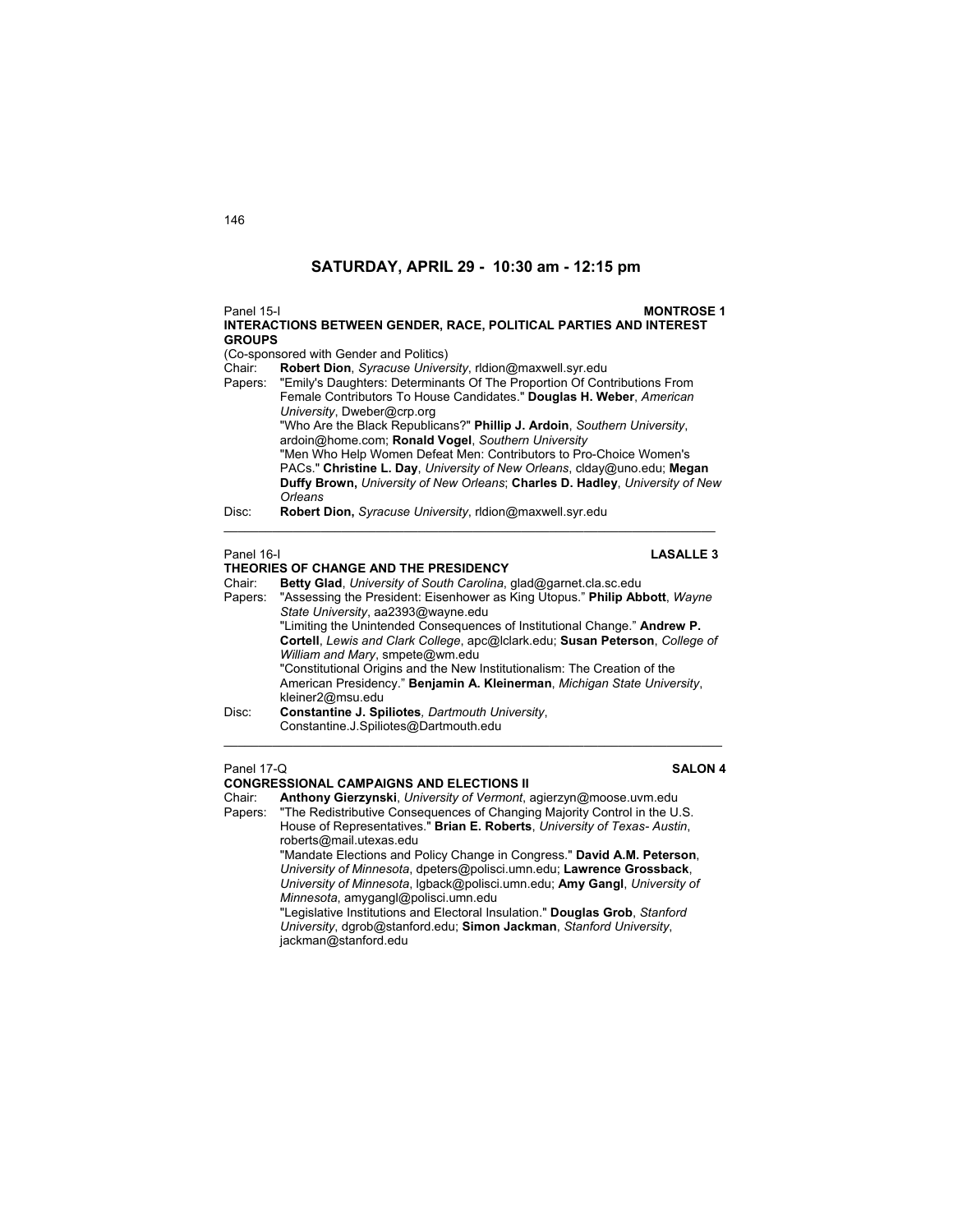## SATURDAY, APRIL 29 - 10:30 am - 12:15 pm

Panel 15-I **MONTROSE 1**

**INTERACTIONS BETWEEN GENDER, RACE, POLITICAL PARTIES AND INTEREST GROUPS**

(Co-sponsored with Gender and Politics)

Chair: **Robert Dion**, *Syracuse University*, rldion@maxwell.syr.edu

Papers: "Emily's Daughters: Determinants Of The Proportion Of Contributions From Female Contributors To House Candidates." **Douglas H. Weber**, *American University*, Dweber@crp.org

"Who Are the Black Republicans?" **Phillip J. Ardoin**, *Southern University*, ardoin@home.com; **Ronald Vogel**, *Southern University*

"Men Who Help Women Defeat Men: Contributors to Pro-Choice Women's PACs." **Christine L. Day**, *University of New Orleans*, clday@uno.edu; **Megan Duffy Brown,** *University of New Orleans*; **Charles D. Hadley**, *University of New Orleans*

Disc: **Robert Dion,** *Syracuse University*, rldion@maxwell.syr.edu

---

Panel 16-I **LASALLE 3**

**THEORIES OF CHANGE AND THE PRESIDENCY**

Chair: **Betty Glad**, *University of South Carolina*, glad@garnet.cla.sc.edu

Papers: "Assessing the President: Eisenhower as King Utopus." **Philip Abbott**, *Wayne State University*, aa2393@wayne.edu

"Limiting the Unintended Consequences of Institutional Change." **Andrew P. Cortell**, *Lewis and Clark College*, apc@lclark.edu; **Susan Peterson**, *College of William and Mary*, smpete@wm.edu

"Constitutional Origins and the New Institutionalism: The Creation of the American Presidency." **Benjamin A. Kleinerman**, *Michigan State University*, kleiner2@msu.edu

Disc: **Constantine J. Spiliotes**, *Dartmouth University*, Constantine.J.Spiliotes@Dartmouth.edu

---

Panel 17-Q **SALON 4**

**CONGRESSIONAL CAMPAIGNS AND ELECTIONS II**

Chair: **Anthony Gierzynski**, *University of Vermont*, agierzyn@moose.uvm.edu

Papers: "The Redistributive Consequences of Changing Majority Control in the U.S. House of Representatives." **Brian E. Roberts**, *University of Texas- Austin*, roberts@mail.utexas.edu

"Mandate Elections and Policy Change in Congress." **David A.M. Peterson**, *University of Minnesota*, dpeters@polisci.umn.edu; **Lawrence Grossback**, *University of Minnesota*, lgback@polisci.umn.edu; **Amy Gangl**, *University of Minnesota*, amygangl@polisci.umn.edu

"Legislative Institutions and Electoral Insulation." **Douglas Grob**, *Stanford University*, dgrob@stanford.edu; **Simon Jackman**, *Stanford University*, jackman@stanford.edu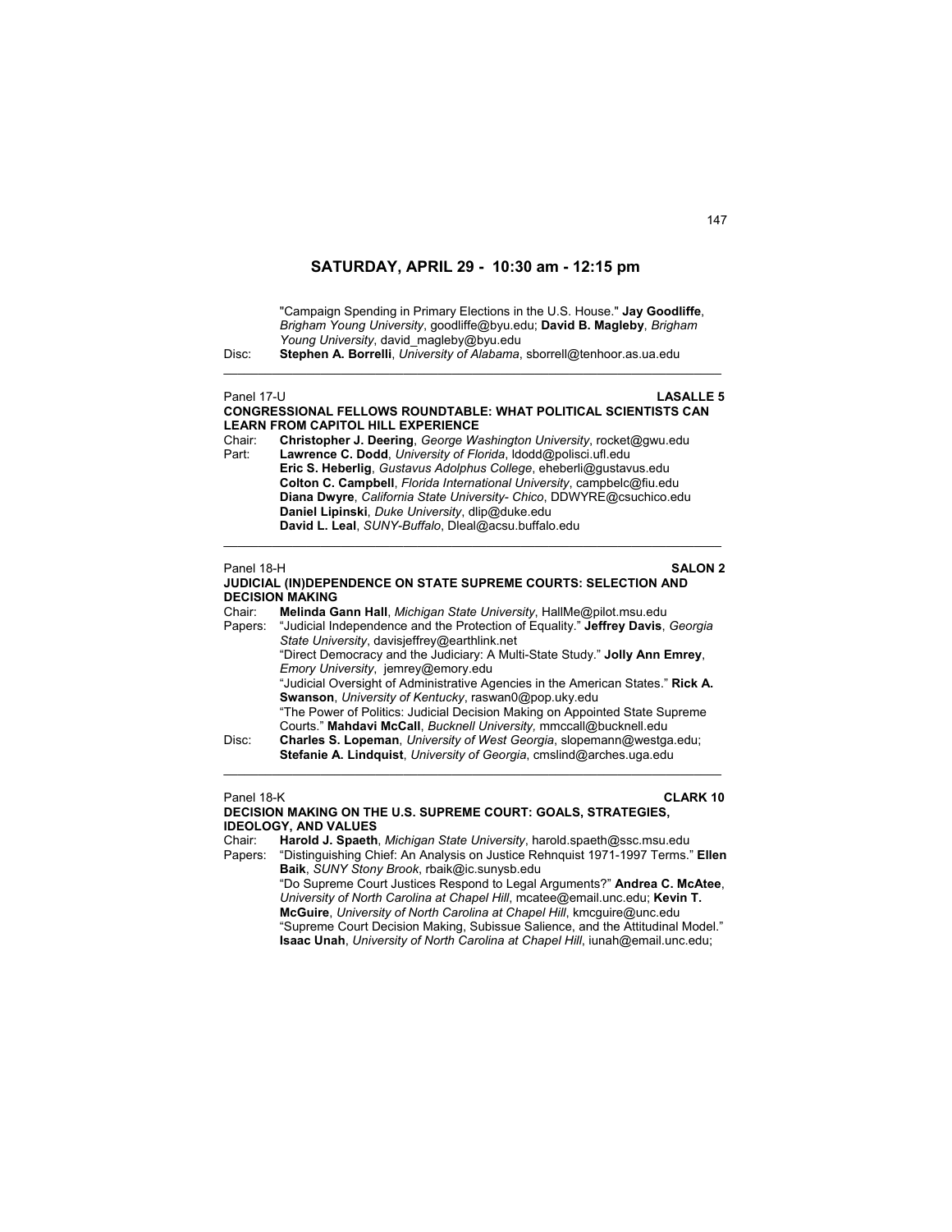## SATURDAY, APRIL 29 - 10:30 am - 12:15 pm

"Campaign Spending in Primary Elections in the U.S. House." **Jay Goodliffe**, *Brigham Young University*, goodliffe@byu.edu; **David B. Magleby**, *Brigham Young University*, david_magleby@byu.edu

Disc: **Stephen A. Borrelli**, *University of Alabama*, sborrell@tenhoor.as.ua.edu

---

Panel 17-U **LASALLE 5**

**CONGRESSIONAL FELLOWS ROUNDTABLE: WHAT POLITICAL SCIENTISTS CAN LEARN FROM CAPITOL HILL EXPERIENCE**

Chair: **Christopher J. Deering**, *George Washington University*, rocket@gwu.edu

Part: **Lawrence C. Dodd**, *University of Florida*, ldodd@polisci.ufl.edu
**Eric S. Heberlig**, *Gustavus Adolphus College*, eheberli@gustavus.edu
**Colton C. Campbell**, *Florida International University*, campbelc@fiu.edu
**Diana Dwyre**, *California State University- Chico*, DDWYRE@csuchico.edu
**Daniel Lipinski**, *Duke University*, dlip@duke.edu
**David L. Leal**, *SUNY-Buffalo*, Dleal@acsu.buffalo.edu

---

Panel 18-H **SALON 2**

**JUDICIAL (IN)DEPENDENCE ON STATE SUPREME COURTS: SELECTION AND DECISION MAKING**

Chair: **Melinda Gann Hall**, *Michigan State University*, HallMe@pilot.msu.edu

Papers: "Judicial Independence and the Protection of Equality." **Jeffrey Davis**, *Georgia State University*, davisjeffrey@earthlink.net
"Direct Democracy and the Judiciary: A Multi-State Study." **Jolly Ann Emrey**, *Emory University*, jemrey@emory.edu
"Judicial Oversight of Administrative Agencies in the American States." **Rick A. Swanson**, *University of Kentucky*, raswan0@pop.uky.edu
"The Power of Politics: Judicial Decision Making on Appointed State Supreme Courts." **Mahdavi McCall**, *Bucknell University,* mmccall@bucknell.edu

Disc: **Charles S. Lopeman**, *University of West Georgia*, slopemann@westga.edu; **Stefanie A. Lindquist**, *University of Georgia*, cmslind@arches.uga.edu

---

Panel 18-K **CLARK 10**

**DECISION MAKING ON THE U.S. SUPREME COURT: GOALS, STRATEGIES, IDEOLOGY, AND VALUES**

Chair: **Harold J. Spaeth**, *Michigan State University*, harold.spaeth@ssc.msu.edu

Papers: "Distinguishing Chief: An Analysis on Justice Rehnquist 1971-1997 Terms." **Ellen Baik**, *SUNY Stony Brook*, rbaik@ic.sunysb.edu
"Do Supreme Court Justices Respond to Legal Arguments?" **Andrea C. McAtee**, *University of North Carolina at Chapel Hill*, mcatee@email.unc.edu; **Kevin T. McGuire**, *University of North Carolina at Chapel Hill*, kmcguire@unc.edu
"Supreme Court Decision Making, Subissue Salience, and the Attitudinal Model." **Isaac Unah**, *University of North Carolina at Chapel Hill*, iunah@email.unc.edu;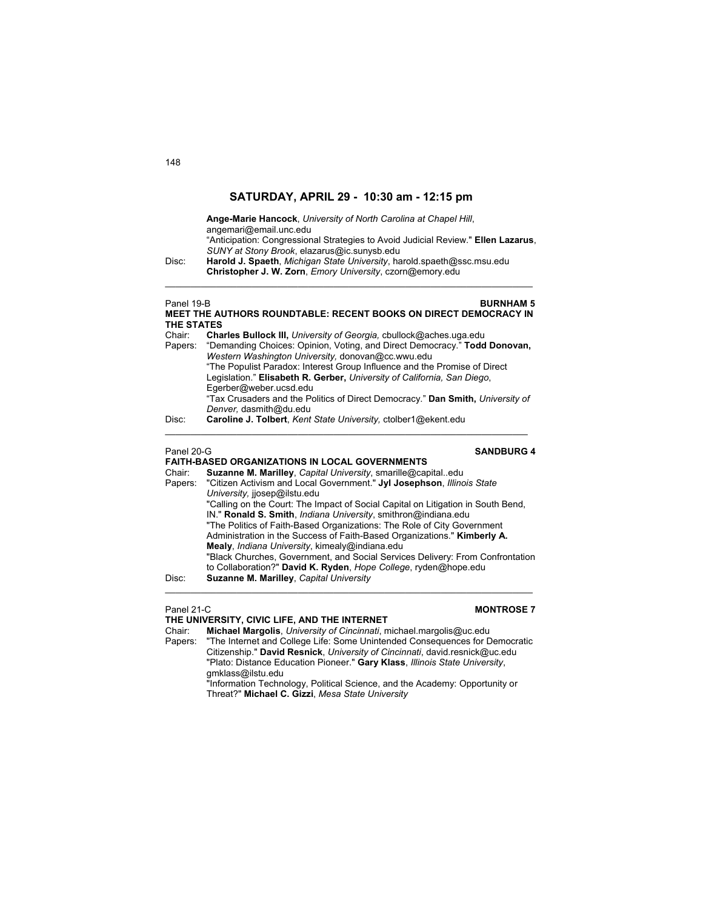## SATURDAY, APRIL 29 - 10:30 am - 12:15 pm

**Ange-Marie Hancock**, *University of North Carolina at Chapel Hill*, angemari@email.unc.edu
"Anticipation: Congressional Strategies to Avoid Judicial Review." **Ellen Lazarus**, *SUNY at Stony Brook*, elazarus@ic.sunysb.edu

Disc: **Harold J. Spaeth**, *Michigan State University*, harold.spaeth@ssc.msu.edu
**Christopher J. W. Zorn**, *Emory University*, czorn@emory.edu

---

Panel 19-B **BURNHAM 5**

### MEET THE AUTHORS ROUNDTABLE: RECENT BOOKS ON DIRECT DEMOCRACY IN THE STATES

Chair: **Charles Bullock III,** *University of Georgia,* cbullock@aches.uga.edu

Papers: "Demanding Choices: Opinion, Voting, and Direct Democracy." **Todd Donovan,** *Western Washington University,* donovan@cc.wwu.edu
"The Populist Paradox: Interest Group Influence and the Promise of Direct Legislation." **Elisabeth R. Gerber,** *University of California, San Diego*, Egerber@weber.ucsd.edu
"Tax Crusaders and the Politics of Direct Democracy." **Dan Smith,** *University of Denver,* dasmith@du.edu

Disc: **Caroline J. Tolbert**, *Kent State University,* ctolber1@ekent.edu

---

Panel 20-G **SANDBURG 4**

### FAITH-BASED ORGANIZATIONS IN LOCAL GOVERNMENTS

Chair: **Suzanne M. Marilley**, *Capital University*, smarille@capital..edu

Papers: "Citizen Activism and Local Government." **Jyl Josephson**, *Illinois State University,* jjosep@ilstu.edu
"Calling on the Court: The Impact of Social Capital on Litigation in South Bend, IN." **Ronald S. Smith**, *Indiana University*, smithron@indiana.edu
"The Politics of Faith-Based Organizations: The Role of City Government Administration in the Success of Faith-Based Organizations." **Kimberly A. Mealy**, *Indiana University*, kimealy@indiana.edu
"Black Churches, Government, and Social Services Delivery: From Confrontation to Collaboration?" **David K. Ryden**, *Hope College*, ryden@hope.edu

Disc: **Suzanne M. Marilley**, *Capital University*

---

Panel 21-C **MONTROSE 7**

### THE UNIVERSITY, CIVIC LIFE, AND THE INTERNET

Chair: **Michael Margolis**, *University of Cincinnati*, michael.margolis@uc.edu

Papers: "The Internet and College Life: Some Unintended Consequences for Democratic Citizenship." **David Resnick**, *University of Cincinnati*, david.resnick@uc.edu
"Plato: Distance Education Pioneer." **Gary Klass**, *Illinois State University*, gmklass@ilstu.edu
"Information Technology, Political Science, and the Academy: Opportunity or Threat?" **Michael C. Gizzi**, *Mesa State University*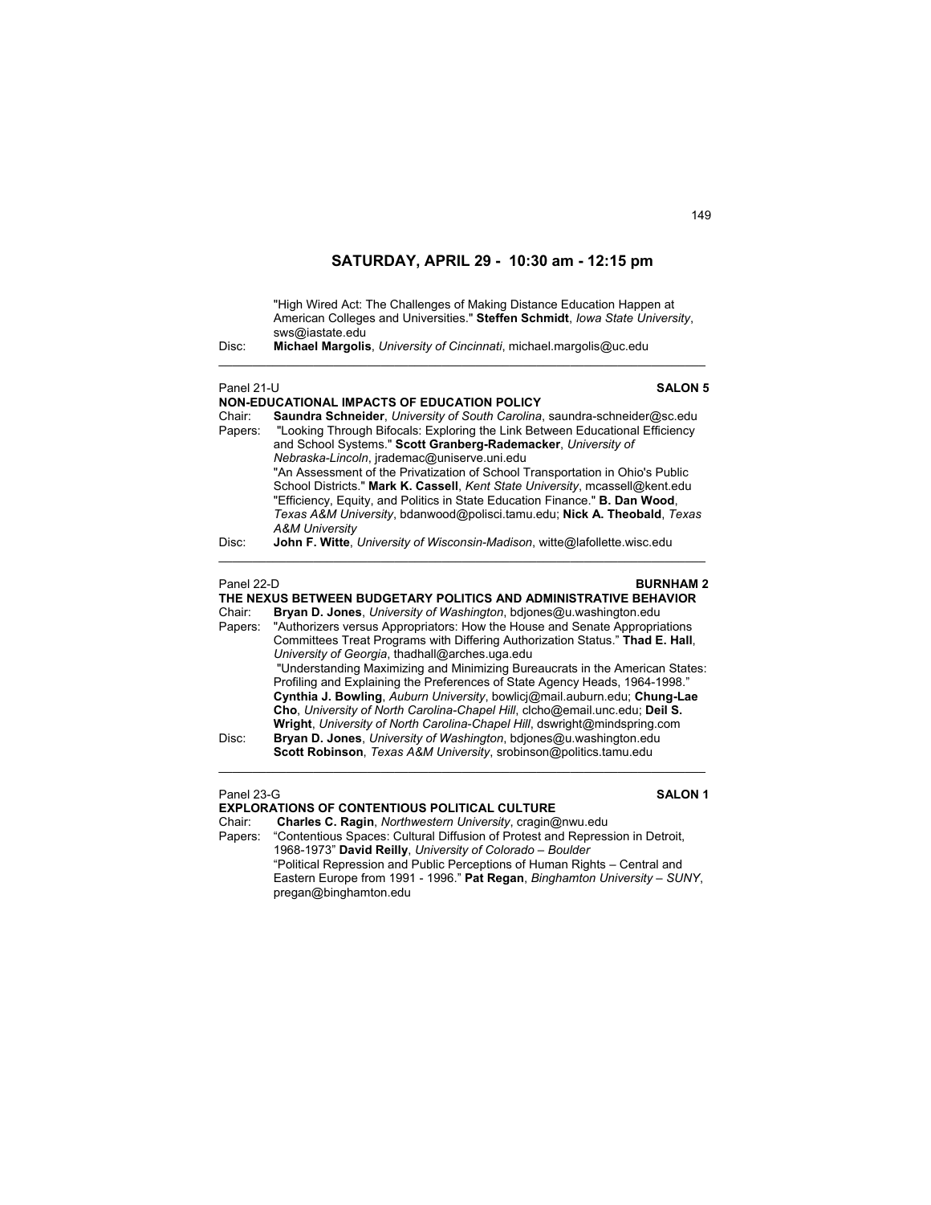## SATURDAY, APRIL 29 - 10:30 am - 12:15 pm

"High Wired Act: The Challenges of Making Distance Education Happen at American Colleges and Universities." **Steffen Schmidt**, *Iowa State University*, sws@iastate.edu

Disc: **Michael Margolis**, *University of Cincinnati*, michael.margolis@uc.edu

---

Panel 21-U **SALON 5**

### NON-EDUCATIONAL IMPACTS OF EDUCATION POLICY

Chair: **Saundra Schneider**, *University of South Carolina*, saundra-schneider@sc.edu

Papers: "Looking Through Bifocals: Exploring the Link Between Educational Efficiency and School Systems." **Scott Granberg-Rademacker**, *University of Nebraska-Lincoln*, jrademac@uniserve.uni.edu

"An Assessment of the Privatization of School Transportation in Ohio's Public School Districts." **Mark K. Cassell**, *Kent State University*, mcassell@kent.edu

"Efficiency, Equity, and Politics in State Education Finance." **B. Dan Wood**, *Texas A&M University*, bdanwood@polisci.tamu.edu; **Nick A. Theobald**, *Texas A&M University*

Disc: **John F. Witte**, *University of Wisconsin-Madison*, witte@lafollette.wisc.edu

---

Panel 22-D **BURNHAM 2**

### THE NEXUS BETWEEN BUDGETARY POLITICS AND ADMINISTRATIVE BEHAVIOR

Chair: **Bryan D. Jones**, *University of Washington*, bdjones@u.washington.edu

Papers: "Authorizers versus Appropriators: How the House and Senate Appropriations Committees Treat Programs with Differing Authorization Status." **Thad E. Hall**, *University of Georgia*, thadhall@arches.uga.edu

"Understanding Maximizing and Minimizing Bureaucrats in the American States: Profiling and Explaining the Preferences of State Agency Heads, 1964-1998." **Cynthia J. Bowling**, *Auburn University*, bowlicj@mail.auburn.edu; **Chung-Lae Cho**, *University of North Carolina-Chapel Hill*, clcho@email.unc.edu; **Deil S. Wright**, *University of North Carolina-Chapel Hill*, dswright@mindspring.com

Disc: **Bryan D. Jones**, *University of Washington*, bdjones@u.washington.edu
**Scott Robinson**, *Texas A&M University*, srobinson@politics.tamu.edu

---

Panel 23-G **SALON 1**

### EXPLORATIONS OF CONTENTIOUS POLITICAL CULTURE

Chair: **Charles C. Ragin**, *Northwestern University*, cragin@nwu.edu

Papers: "Contentious Spaces: Cultural Diffusion of Protest and Repression in Detroit, 1968-1973" **David Reilly**, *University of Colorado – Boulder*

"Political Repression and Public Perceptions of Human Rights – Central and Eastern Europe from 1991 - 1996." **Pat Regan**, *Binghamton University – SUNY*, pregan@binghamton.edu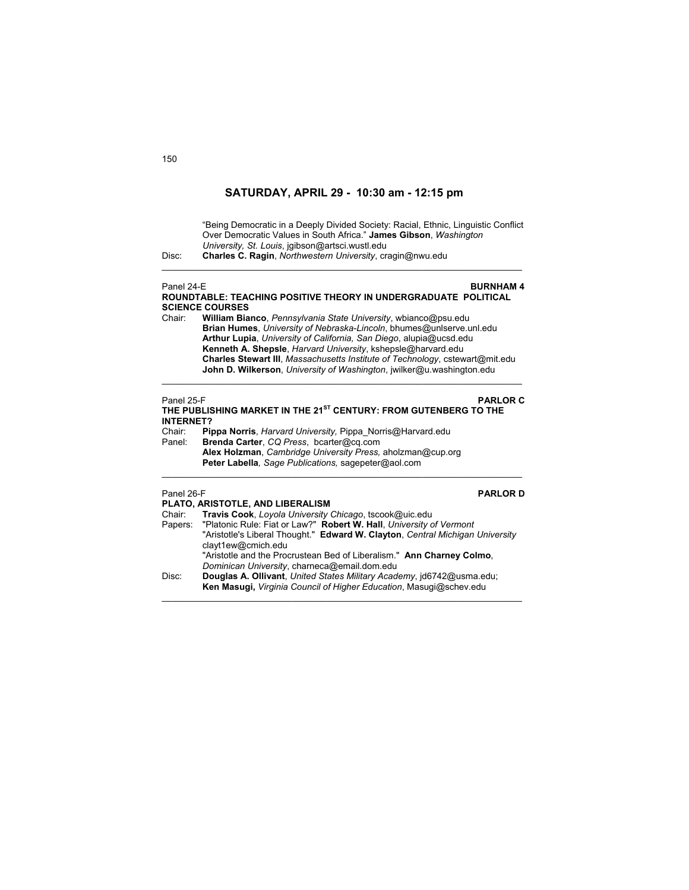## SATURDAY, APRIL 29 - 10:30 am - 12:15 pm

"Being Democratic in a Deeply Divided Society: Racial, Ethnic, Linguistic Conflict Over Democratic Values in South Africa." **James Gibson**, *Washington University, St. Louis*, jgibson@artsci.wustl.edu

Disc: **Charles C. Ragin**, *Northwestern University*, cragin@nwu.edu

---

Panel 24-E **BURNHAM 4**

**ROUNDTABLE: TEACHING POSITIVE THEORY IN UNDERGRADUATE POLITICAL SCIENCE COURSES**

Chair: **William Bianco**, *Pennsylvania State University*, wbianco@psu.edu
**Brian Humes**, *University of Nebraska-Lincoln*, bhumes@unlserve.unl.edu
**Arthur Lupia**, *University of California, San Diego*, alupia@ucsd.edu
**Kenneth A. Shepsle**, *Harvard University*, kshepsle@harvard.edu
**Charles Stewart III**, *Massachusetts Institute of Technology*, cstewart@mit.edu
**John D. Wilkerson**, *University of Washington*, jwilker@u.washington.edu

---

Panel 25-F **PARLOR C**

**THE PUBLISHING MARKET IN THE 21ST CENTURY: FROM GUTENBERG TO THE INTERNET?**

Chair: **Pippa Norris**, *Harvard University,* Pippa_Norris@Harvard.edu

Panel: **Brenda Carter**, *CQ Press*, bcarter@cq.com
**Alex Holzman**, *Cambridge University Press,* aholzman@cup.org
**Peter Labella***, Sage Publications,* sagepeter@aol.com

---

Panel 26-F **PARLOR D**

**PLATO, ARISTOTLE, AND LIBERALISM**

Chair: **Travis Cook**, *Loyola University Chicago*, tscook@uic.edu

Papers: "Platonic Rule: Fiat or Law?" **Robert W. Hall**, *University of Vermont*
"Aristotle's Liberal Thought." **Edward W. Clayton**, *Central Michigan University* clayt1ew@cmich.edu
"Aristotle and the Procrustean Bed of Liberalism." **Ann Charney Colmo**, *Dominican University*, charneca@email.dom.edu

Disc: **Douglas A. Ollivant**, *United States Military Academy*, jd6742@usma.edu;
**Ken Masugi,** *Virginia Council of Higher Education*, Masugi@schev.edu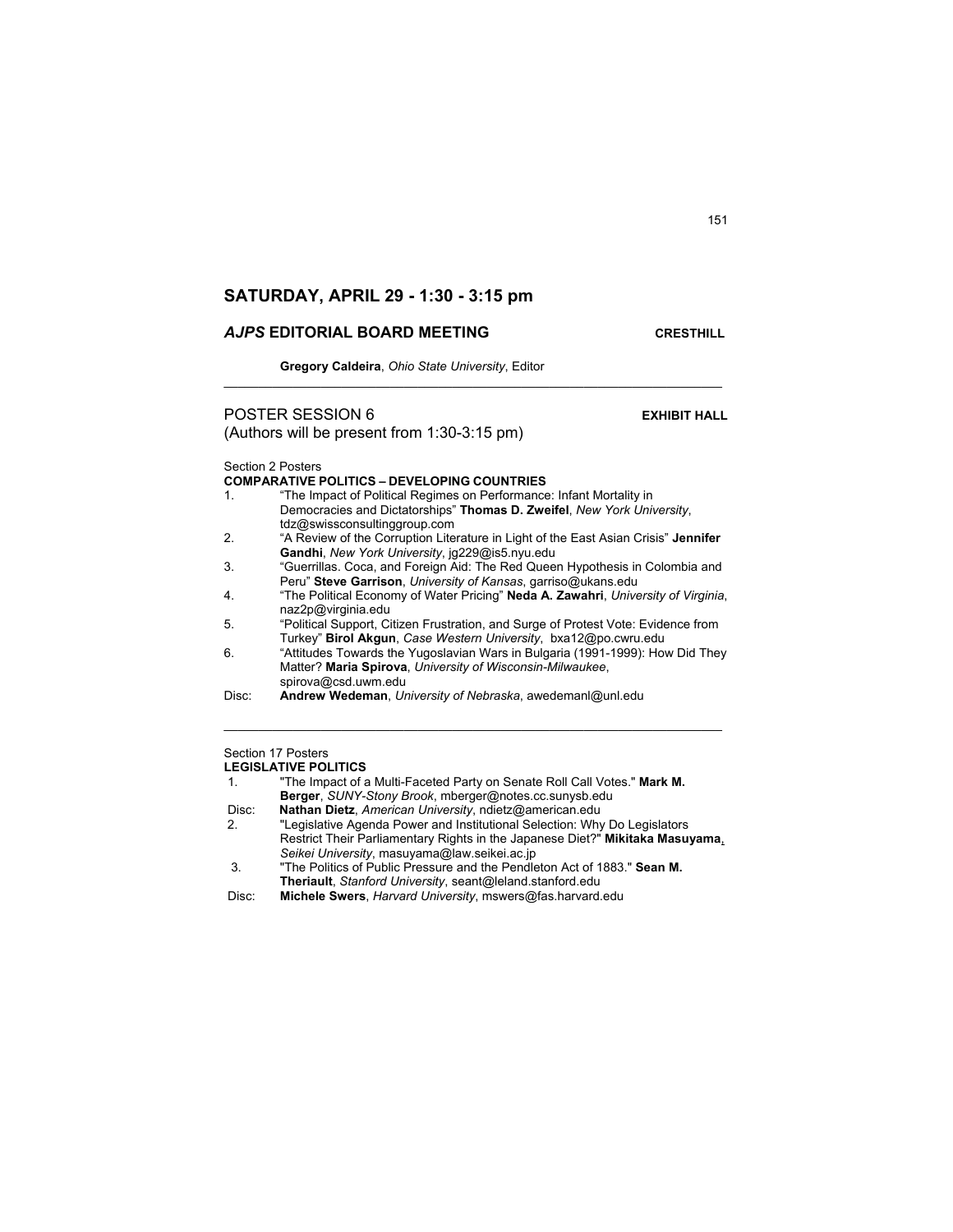## SATURDAY, APRIL 29 - 1:30 - 3:15 pm

### *AJPS* EDITORIAL BOARD MEETING — CRESTHILL

**Gregory Caldeira**, *Ohio State University*, Editor

---

### POSTER SESSION 6 — EXHIBIT HALL

(Authors will be present from 1:30-3:15 pm)

Section 2 Posters

**COMPARATIVE POLITICS – DEVELOPING COUNTRIES**

1. "The Impact of Political Regimes on Performance: Infant Mortality in Democracies and Dictatorships" **Thomas D. Zweifel**, *New York University*, tdz@swissconsultinggroup.com
2. "A Review of the Corruption Literature in Light of the East Asian Crisis" **Jennifer Gandhi**, *New York University*, jg229@is5.nyu.edu
3. "Guerrillas. Coca, and Foreign Aid: The Red Queen Hypothesis in Colombia and Peru" **Steve Garrison**, *University of Kansas*, garriso@ukans.edu
4. "The Political Economy of Water Pricing" **Neda A. Zawahri**, *University of Virginia*, naz2p@virginia.edu
5. "Political Support, Citizen Frustration, and Surge of Protest Vote: Evidence from Turkey" **Birol Akgun**, *Case Western University*, bxa12@po.cwru.edu
6. "Attitudes Towards the Yugoslavian Wars in Bulgaria (1991-1999): How Did They Matter? **Maria Spirova**, *University of Wisconsin-Milwaukee*, spirova@csd.uwm.edu

Disc: **Andrew Wedeman**, *University of Nebraska*, awedemanl@unl.edu

---

Section 17 Posters

**LEGISLATIVE POLITICS**

1. "The Impact of a Multi-Faceted Party on Senate Roll Call Votes." **Mark M. Berger**, *SUNY-Stony Brook*, mberger@notes.cc.sunysb.edu

Disc: **Nathan Dietz**, *American University*, ndietz@american.edu

2. "Legislative Agenda Power and Institutional Selection: Why Do Legislators Restrict Their Parliamentary Rights in the Japanese Diet?" **Mikitaka Masuyama**, *Seikei University*, masuyama@law.seikei.ac.jp
3. "The Politics of Public Pressure and the Pendleton Act of 1883." **Sean M. Theriault**, *Stanford University*, seant@leland.stanford.edu

Disc: **Michele Swers**, *Harvard University*, mswers@fas.harvard.edu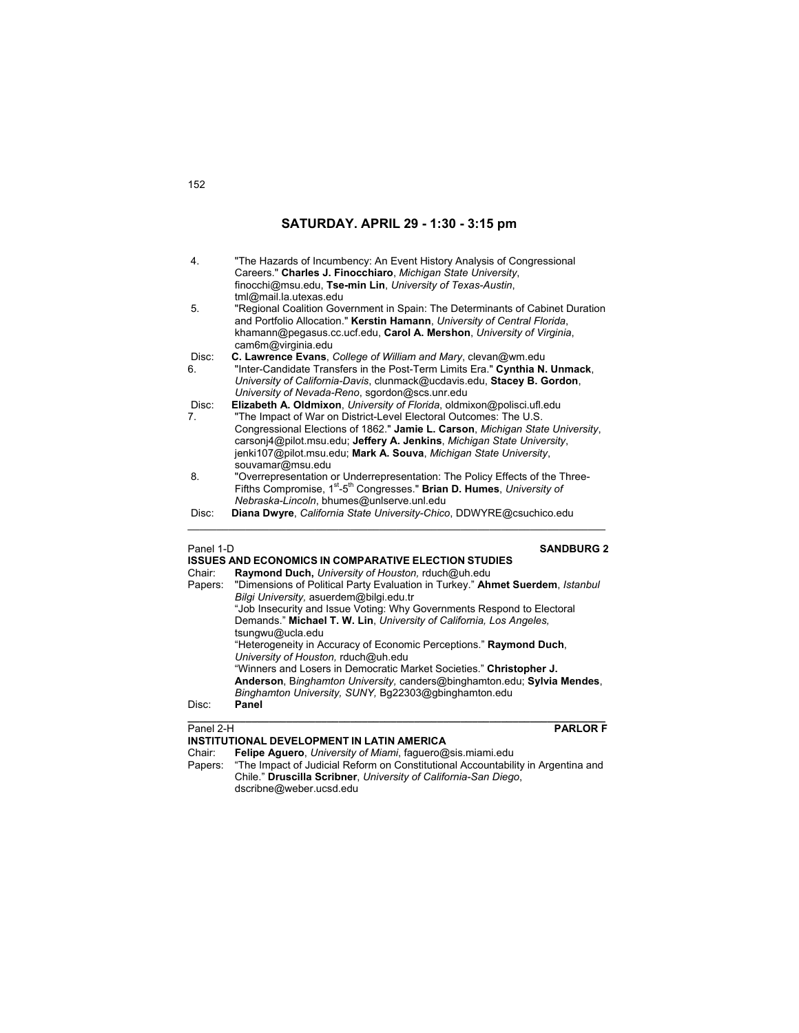## SATURDAY. APRIL 29 - 1:30 - 3:15 pm

4. "The Hazards of Incumbency: An Event History Analysis of Congressional Careers." **Charles J. Finocchiaro**, *Michigan State University*, finocchi@msu.edu, **Tse-min Lin**, *University of Texas-Austin*, tml@mail.la.utexas.edu
5. "Regional Coalition Government in Spain: The Determinants of Cabinet Duration and Portfolio Allocation." **Kerstin Hamann**, *University of Central Florida*, khamann@pegasus.cc.ucf.edu, **Carol A. Mershon**, *University of Virginia*, cam6m@virginia.edu

Disc: **C. Lawrence Evans**, *College of William and Mary*, clevan@wm.edu

6. "Inter-Candidate Transfers in the Post-Term Limits Era." **Cynthia N. Unmack**, *University of California-Davis*, clunmack@ucdavis.edu, **Stacey B. Gordon**, *University of Nevada-Reno*, sgordon@scs.unr.edu

Disc: **Elizabeth A. Oldmixon**, *University of Florida*, oldmixon@polisci.ufl.edu

7. "The Impact of War on District-Level Electoral Outcomes: The U.S. Congressional Elections of 1862." **Jamie L. Carson**, *Michigan State University*, carsonj4@pilot.msu.edu; **Jeffery A. Jenkins**, *Michigan State University*, jenki107@pilot.msu.edu; **Mark A. Souva**, *Michigan State University*, souvamar@msu.edu
8. "Overrepresentation or Underrepresentation: The Policy Effects of the Three-Fifths Compromise, 1st-5th Congresses." **Brian D. Humes**, *University of Nebraska-Lincoln*, bhumes@unlserve.unl.edu

Disc: **Diana Dwyre**, *California State University-Chico*, DDWYRE@csuchico.edu

---

Panel 1-D **SANDBURG 2**

**ISSUES AND ECONOMICS IN COMPARATIVE ELECTION STUDIES**

Chair: **Raymond Duch,** *University of Houston,* rduch@uh.edu

Papers: "Dimensions of Political Party Evaluation in Turkey." **Ahmet Suerdem**, *Istanbul Bilgi University,* asuerdem@bilgi.edu.tr

"Job Insecurity and Issue Voting: Why Governments Respond to Electoral Demands." **Michael T. W. Lin**, *University of California, Los Angeles,* tsungwu@ucla.edu

"Heterogeneity in Accuracy of Economic Perceptions." **Raymond Duch**, *University of Houston,* rduch@uh.edu

"Winners and Losers in Democratic Market Societies." **Christopher J. Anderson**, B*inghamton University,* canders@binghamton.edu; **Sylvia Mendes**, *Binghamton University, SUNY,* Bg22303@gbinghamton.edu

Disc: **Panel**

---

Panel 2-H **PARLOR F**

**INSTITUTIONAL DEVELOPMENT IN LATIN AMERICA**

Chair: **Felipe Aguero**, *University of Miami*, faguero@sis.miami.edu

Papers: "The Impact of Judicial Reform on Constitutional Accountability in Argentina and Chile." **Druscilla Scribner**, *University of California-San Diego*, dscribne@weber.ucsd.edu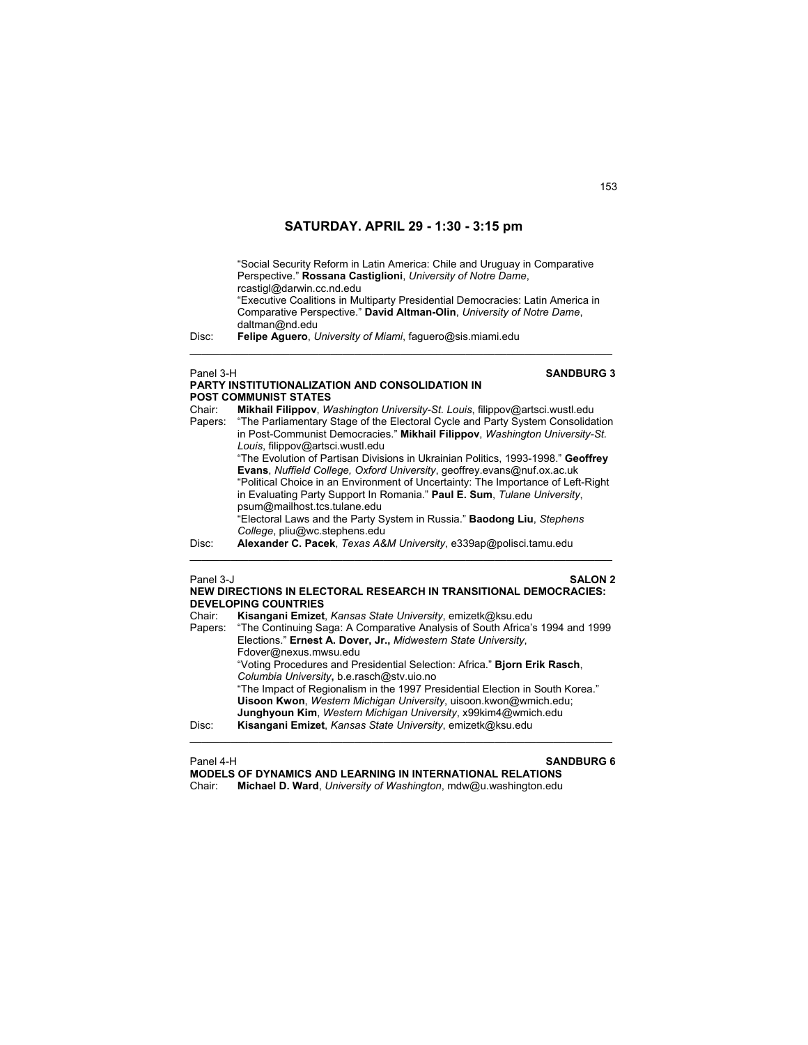## SATURDAY. APRIL 29 - 1:30 - 3:15 pm

"Social Security Reform in Latin America: Chile and Uruguay in Comparative Perspective." **Rossana Castiglioni**, *University of Notre Dame*, rcastigl@darwin.cc.nd.edu

"Executive Coalitions in Multiparty Presidential Democracies: Latin America in Comparative Perspective." **David Altman-Olin**, *University of Notre Dame*, daltman@nd.edu

Disc: **Felipe Aguero**, *University of Miami*, faguero@sis.miami.edu

---

Panel 3-H **SANDBURG 3**

**PARTY INSTITUTIONALIZATION AND CONSOLIDATION IN POST COMMUNIST STATES**

Chair: **Mikhail Filippov**, *Washington University-St. Louis*, filippov@artsci.wustl.edu

Papers: "The Parliamentary Stage of the Electoral Cycle and Party System Consolidation in Post-Communist Democracies." **Mikhail Filippov**, *Washington University-St. Louis*, filippov@artsci.wustl.edu

"The Evolution of Partisan Divisions in Ukrainian Politics, 1993-1998." **Geoffrey Evans**, *Nuffield College, Oxford University*, geoffrey.evans@nuf.ox.ac.uk

"Political Choice in an Environment of Uncertainty: The Importance of Left-Right in Evaluating Party Support In Romania." **Paul E. Sum**, *Tulane University*, psum@mailhost.tcs.tulane.edu

"Electoral Laws and the Party System in Russia." **Baodong Liu**, *Stephens College*, pliu@wc.stephens.edu

Disc: **Alexander C. Pacek**, *Texas A&M University*, e339ap@polisci.tamu.edu

---

Panel 3-J **SALON 2**

**NEW DIRECTIONS IN ELECTORAL RESEARCH IN TRANSITIONAL DEMOCRACIES: DEVELOPING COUNTRIES**

Chair: **Kisangani Emizet**, *Kansas State University*, emizetk@ksu.edu

Papers: "The Continuing Saga: A Comparative Analysis of South Africa's 1994 and 1999 Elections." **Ernest A. Dover, Jr.,** *Midwestern State University*, Fdover@nexus.mwsu.edu

"Voting Procedures and Presidential Selection: Africa." **Bjorn Erik Rasch**, *Columbia University***,** b.e.rasch@stv.uio.no

"The Impact of Regionalism in the 1997 Presidential Election in South Korea." **Uisoon Kwon**, *Western Michigan University*, uisoon.kwon@wmich.edu; **Junghyoun Kim**, *Western Michigan University*, x99kim4@wmich.edu

Disc: **Kisangani Emizet**, *Kansas State University*, emizetk@ksu.edu

---

Panel 4-H **SANDBURG 6**

**MODELS OF DYNAMICS AND LEARNING IN INTERNATIONAL RELATIONS**

Chair: **Michael D. Ward**, *University of Washington*, mdw@u.washington.edu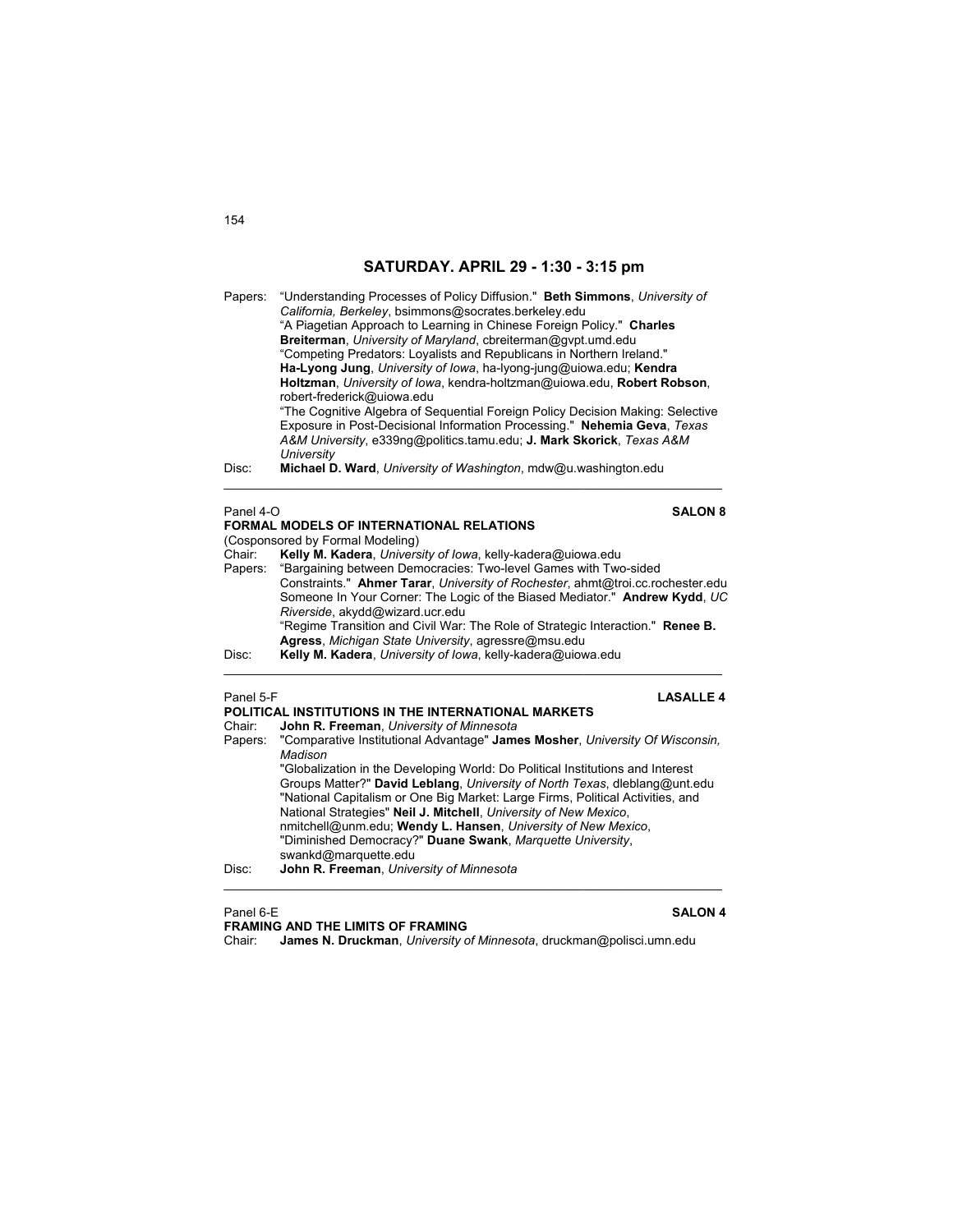## SATURDAY. APRIL 29 - 1:30 - 3:15 pm

Papers: "Understanding Processes of Policy Diffusion." **Beth Simmons**, *University of California, Berkeley*, bsimmons@socrates.berkeley.edu
"A Piagetian Approach to Learning in Chinese Foreign Policy." **Charles Breiterman**, *University of Maryland*, cbreiterman@gvpt.umd.edu
"Competing Predators: Loyalists and Republicans in Northern Ireland." **Ha-Lyong Jung**, *University of Iowa*, ha-lyong-jung@uiowa.edu; **Kendra Holtzman**, *University of Iowa*, kendra-holtzman@uiowa.edu, **Robert Robson**, robert-frederick@uiowa.edu
"The Cognitive Algebra of Sequential Foreign Policy Decision Making: Selective Exposure in Post-Decisional Information Processing." **Nehemia Geva**, *Texas A&M University*, e339ng@politics.tamu.edu; **J. Mark Skorick**, *Texas A&M University*

Disc: **Michael D. Ward**, *University of Washington*, mdw@u.washington.edu

---

Panel 4-O **SALON 8**

**FORMAL MODELS OF INTERNATIONAL RELATIONS**

(Cosponsored by Formal Modeling)

Chair: **Kelly M. Kadera**, *University of Iowa*, kelly-kadera@uiowa.edu

Papers: "Bargaining between Democracies: Two-level Games with Two-sided Constraints." **Ahmer Tarar**, *University of Rochester*, ahmt@troi.cc.rochester.edu
Someone In Your Corner: The Logic of the Biased Mediator." **Andrew Kydd**, *UC Riverside*, akydd@wizard.ucr.edu
"Regime Transition and Civil War: The Role of Strategic Interaction." **Renee B. Agress**, *Michigan State University*, agressre@msu.edu

Disc: **Kelly M. Kadera**, *University of Iowa*, kelly-kadera@uiowa.edu

---

Panel 5-F **LASALLE 4**

**POLITICAL INSTITUTIONS IN THE INTERNATIONAL MARKETS**

Chair: **John R. Freeman**, *University of Minnesota*

Papers: "Comparative Institutional Advantage" **James Mosher**, *University Of Wisconsin, Madison*
"Globalization in the Developing World: Do Political Institutions and Interest Groups Matter?" **David Leblang**, *University of North Texas*, dleblang@unt.edu
"National Capitalism or One Big Market: Large Firms, Political Activities, and National Strategies" **Neil J. Mitchell**, *University of New Mexico*, nmitchell@unm.edu; **Wendy L. Hansen**, *University of New Mexico*,
"Diminished Democracy?" **Duane Swank**, *Marquette University*, swankd@marquette.edu

Disc: **John R. Freeman**, *University of Minnesota*

---

Panel 6-E **SALON 4**

**FRAMING AND THE LIMITS OF FRAMING**

Chair: **James N. Druckman**, *University of Minnesota*, druckman@polisci.umn.edu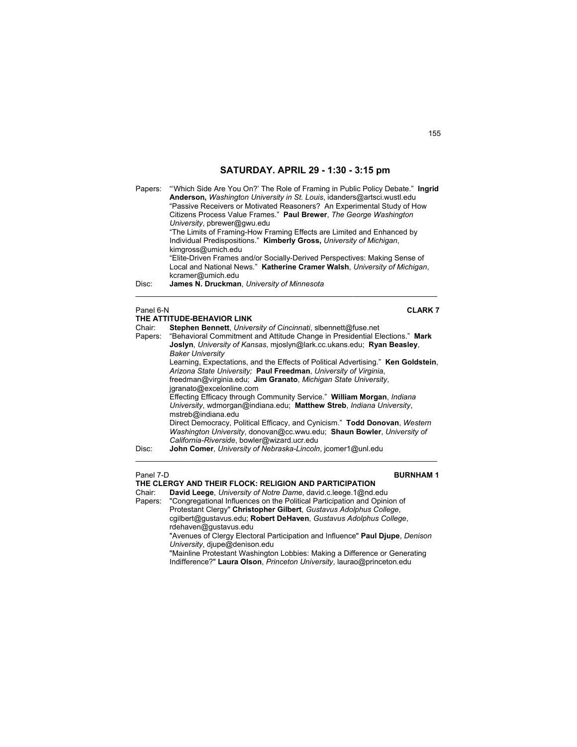## SATURDAY. APRIL 29 - 1:30 - 3:15 pm

Papers: "'Which Side Are You On?' The Role of Framing in Public Policy Debate." **Ingrid Anderson,** *Washington University in St. Louis*, idanders@artsci.wustl.edu
"Passive Receivers or Motivated Reasoners? An Experimental Study of How Citizens Process Value Frames." **Paul Brewer**, *The George Washington University*, pbrewer@gwu.edu
"The Limits of Framing-How Framing Effects are Limited and Enhanced by Individual Predispositions." **Kimberly Gross,** *University of Michigan*, kimgross@umich.edu
"Elite-Driven Frames and/or Socially-Derived Perspectives: Making Sense of Local and National News." **Katherine Cramer Walsh**, *University of Michigan*, kcramer@umich.edu

Disc: **James N. Druckman**, *University of Minnesota*

---

Panel 6-N **CLARK 7**

**THE ATTITUDE-BEHAVIOR LINK**

Chair: **Stephen Bennett**, *University of Cincinnati*, slbennett@fuse.net

Papers: "Behavioral Commitment and Attitude Change in Presidential Elections." **Mark Joslyn**, *University of Kansas*, mjoslyn@lark.cc.ukans.edu; **Ryan Beasley**, *Baker University*
Learning, Expectations, and the Effects of Political Advertising." **Ken Goldstein**, *Arizona State University;* **Paul Freedman**, *University of Virginia*, freedman@virginia.edu; **Jim Granato**, *Michigan State University*, jgranato@excelonline.com
Effecting Efficacy through Community Service." **William Morgan**, *Indiana University*, wdmorgan@indiana.edu; **Matthew Streb**, *Indiana University*, mstreb@indiana.edu
Direct Democracy, Political Efficacy, and Cynicism." **Todd Donovan**, *Western Washington University*, donovan@cc.wwu.edu; **Shaun Bowler**, *University of California-Riverside*, bowler@wizard.ucr.edu

Disc: **John Comer**, *University of Nebraska-Lincoln*, jcomer1@unl.edu

---

Panel 7-D **BURNHAM 1**

**THE CLERGY AND THEIR FLOCK: RELIGION AND PARTICIPATION**

Chair: **David Leege**, *University of Notre Dame*, david.c.leege.1@nd.edu

Papers: "Congregational Influences on the Political Participation and Opinion of Protestant Clergy" **Christopher Gilbert**, *Gustavus Adolphus College*, cgilbert@gustavus.edu; **Robert DeHaven**, *Gustavus Adolphus College*, rdehaven@gustavus.edu
"Avenues of Clergy Electoral Participation and Influence" **Paul Djupe**, *Denison University*, djupe@denison.edu
"Mainline Protestant Washington Lobbies: Making a Difference or Generating Indifference?" **Laura Olson**, *Princeton University*, laurao@princeton.edu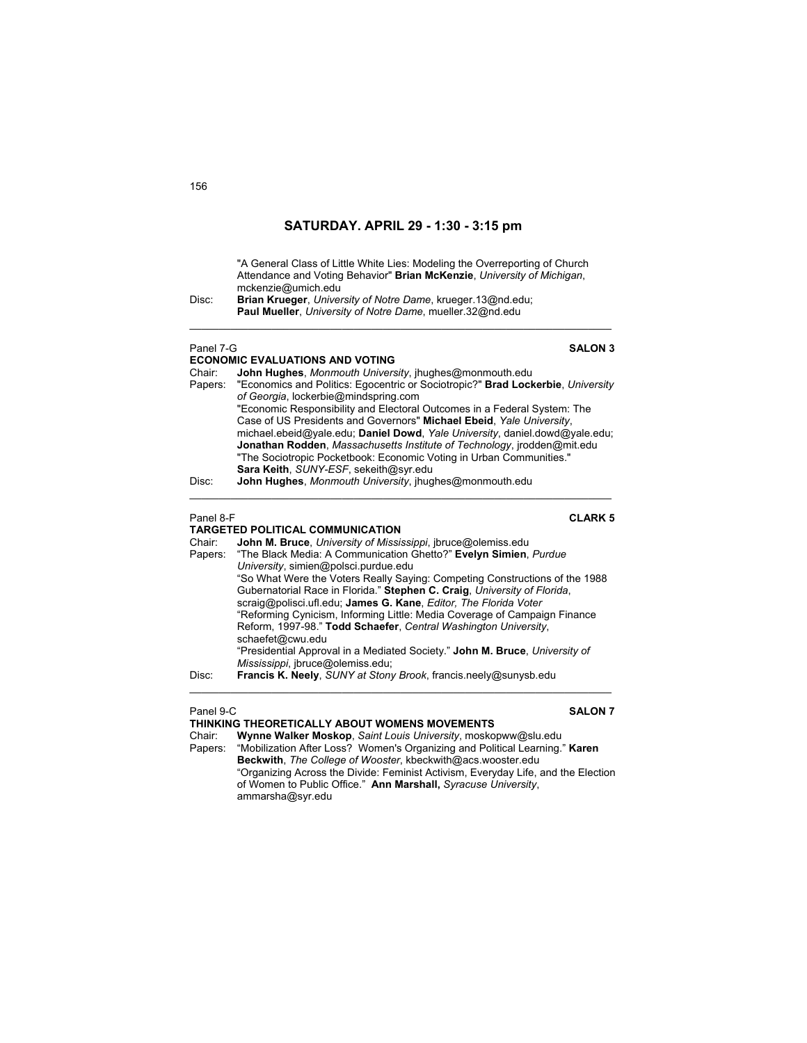## SATURDAY. APRIL 29 - 1:30 - 3:15 pm

"A General Class of Little White Lies: Modeling the Overreporting of Church Attendance and Voting Behavior" **Brian McKenzie**, *University of Michigan*, mckenzie@umich.edu

Disc: **Brian Krueger**, *University of Notre Dame*, krueger.13@nd.edu; **Paul Mueller**, *University of Notre Dame*, mueller.32@nd.edu

---

Panel 7-G **SALON 3**

### ECONOMIC EVALUATIONS AND VOTING

Chair: **John Hughes**, *Monmouth University*, jhughes@monmouth.edu

Papers: "Economics and Politics: Egocentric or Sociotropic?" **Brad Lockerbie**, *University of Georgia*, lockerbie@mindspring.com

"Economic Responsibility and Electoral Outcomes in a Federal System: The Case of US Presidents and Governors" **Michael Ebeid**, *Yale University*, michael.ebeid@yale.edu; **Daniel Dowd**, *Yale University*, daniel.dowd@yale.edu; **Jonathan Rodden**, *Massachusetts Institute of Technology*, jrodden@mit.edu

"The Sociotropic Pocketbook: Economic Voting in Urban Communities." **Sara Keith**, *SUNY-ESF*, sekeith@syr.edu

Disc: **John Hughes**, *Monmouth University*, jhughes@monmouth.edu

---

Panel 8-F **CLARK 5**

### TARGETED POLITICAL COMMUNICATION

Chair: **John M. Bruce**, *University of Mississippi*, jbruce@olemiss.edu

Papers: "The Black Media: A Communication Ghetto?" **Evelyn Simien**, *Purdue University*, simien@polsci.purdue.edu

"So What Were the Voters Really Saying: Competing Constructions of the 1988 Gubernatorial Race in Florida." **Stephen C. Craig**, *University of Florida*, scraig@polisci.ufl.edu; **James G. Kane**, *Editor, The Florida Voter*

"Reforming Cynicism, Informing Little: Media Coverage of Campaign Finance Reform, 1997-98." **Todd Schaefer**, *Central Washington University*, schaefet@cwu.edu

"Presidential Approval in a Mediated Society." **John M. Bruce**, *University of Mississippi*, jbruce@olemiss.edu;

Disc: **Francis K. Neely**, *SUNY at Stony Brook*, francis.neely@sunysb.edu

---

Panel 9-C **SALON 7**

### THINKING THEORETICALLY ABOUT WOMENS MOVEMENTS

Chair: **Wynne Walker Moskop**, *Saint Louis University*, moskopww@slu.edu

Papers: "Mobilization After Loss? Women's Organizing and Political Learning." **Karen Beckwith**, *The College of Wooster*, kbeckwith@acs.wooster.edu

"Organizing Across the Divide: Feminist Activism, Everyday Life, and the Election of Women to Public Office." **Ann Marshall,** *Syracuse University*, ammarsha@syr.edu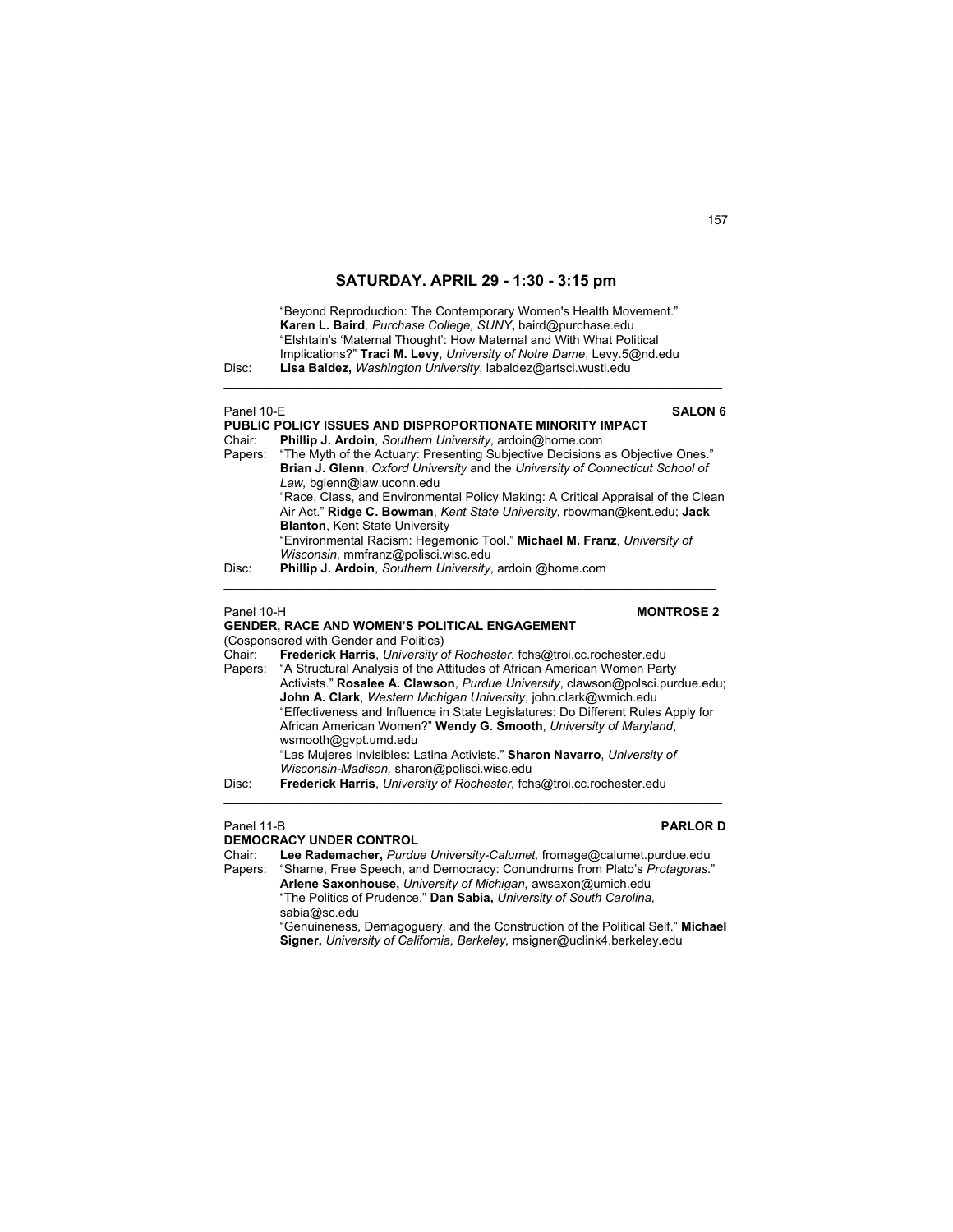## SATURDAY. APRIL 29 - 1:30 - 3:15 pm

"Beyond Reproduction: The Contemporary Women's Health Movement." **Karen L. Baird**, *Purchase College, SUNY*, baird@purchase.edu
"Elshtain's 'Maternal Thought': How Maternal and With What Political Implications?" **Traci M. Levy**, *University of Notre Dame*, Levy.5@nd.edu

Disc: **Lisa Baldez,** *Washington University*, labaldez@artsci.wustl.edu

---

Panel 10-E **SALON 6**

**PUBLIC POLICY ISSUES AND DISPROPORTIONATE MINORITY IMPACT**

Chair: **Phillip J. Ardoin**, *Southern University*, ardoin@home.com

Papers: "The Myth of the Actuary: Presenting Subjective Decisions as Objective Ones." **Brian J. Glenn**, *Oxford University* and the *University of Connecticut School of Law,* bglenn@law.uconn.edu
"Race, Class, and Environmental Policy Making: A Critical Appraisal of the Clean Air Act." **Ridge C. Bowman**, *Kent State University*, rbowman@kent.edu; **Jack Blanton**, Kent State University
"Environmental Racism: Hegemonic Tool." **Michael M. Franz**, *University of Wisconsin*, mmfranz@polisci.wisc.edu

Disc: **Phillip J. Ardoin**, *Southern University*, ardoin @home.com

---

Panel 10-H **MONTROSE 2**

**GENDER, RACE AND WOMEN'S POLITICAL ENGAGEMENT**

(Cosponsored with Gender and Politics)

Chair: **Frederick Harris**, *University of Rochester*, fchs@troi.cc.rochester.edu

Papers: "A Structural Analysis of the Attitudes of African American Women Party Activists." **Rosalee A. Clawson**, *Purdue University*, clawson@polsci.purdue.edu; **John A. Clark**, *Western Michigan University*, john.clark@wmich.edu
"Effectiveness and Influence in State Legislatures: Do Different Rules Apply for African American Women?" **Wendy G. Smooth**, *University of Maryland*, wsmooth@gvpt.umd.edu
"Las Mujeres Invisibles: Latina Activists." **Sharon Navarro**, *University of Wisconsin-Madison,* sharon@polisci.wisc.edu

Disc: **Frederick Harris**, *University of Rochester*, fchs@troi.cc.rochester.edu

---

Panel 11-B **PARLOR D**

**DEMOCRACY UNDER CONTROL**

Chair: **Lee Rademacher,** *Purdue University-Calumet,* fromage@calumet.purdue.edu

Papers: "Shame, Free Speech, and Democracy: Conundrums from Plato's *Protagoras*." **Arlene Saxonhouse,** *University of Michigan,* awsaxon@umich.edu
"The Politics of Prudence." **Dan Sabia,** *University of South Carolina,* sabia@sc.edu
"Genuineness, Demagoguery, and the Construction of the Political Self." **Michael Signer,** *University of California, Berkeley,* msigner@uclink4.berkeley.edu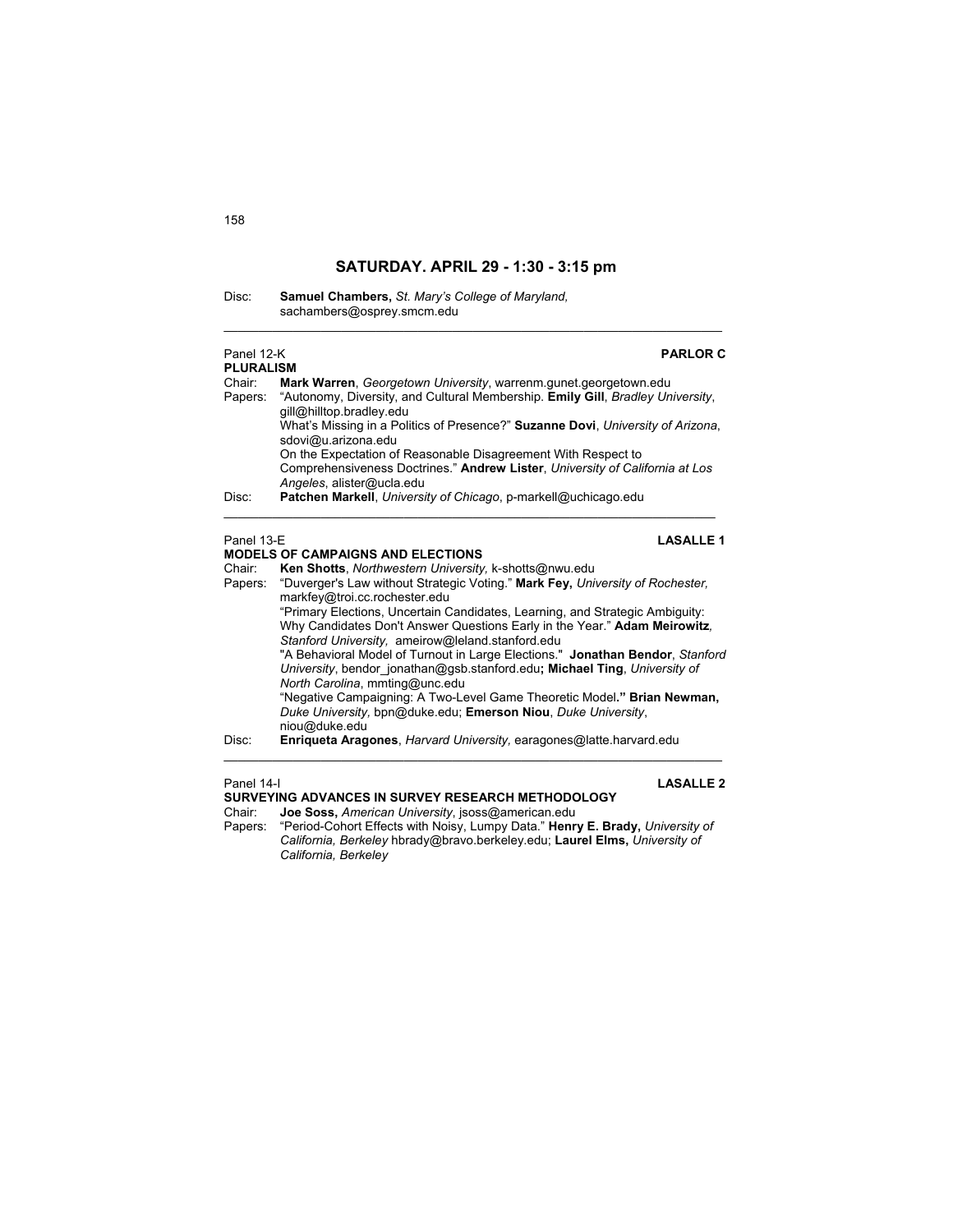## SATURDAY. APRIL 29 - 1:30 - 3:15 pm

Disc: **Samuel Chambers,** *St. Mary's College of Maryland,* sachambers@osprey.smcm.edu

---

Panel 12-K **PARLOR C**

**PLURALISM**

Chair: **Mark Warren**, *Georgetown University*, warrenm.gunet.georgetown.edu

Papers: "Autonomy, Diversity, and Cultural Membership. **Emily Gill**, *Bradley University*, gill@hilltop.bradley.edu

What's Missing in a Politics of Presence?" **Suzanne Dovi**, *University of Arizona*, sdovi@u.arizona.edu

On the Expectation of Reasonable Disagreement With Respect to Comprehensiveness Doctrines." **Andrew Lister**, *University of California at Los Angeles*, alister@ucla.edu

Disc: **Patchen Markell**, *University of Chicago*, p-markell@uchicago.edu

---

Panel 13-E **LASALLE 1**

**MODELS OF CAMPAIGNS AND ELECTIONS**

Chair: **Ken Shotts**, *Northwestern University,* k-shotts@nwu.edu

Papers: "Duverger's Law without Strategic Voting." **Mark Fey,** *University of Rochester,* markfey@troi.cc.rochester.edu

"Primary Elections, Uncertain Candidates, Learning, and Strategic Ambiguity: Why Candidates Don't Answer Questions Early in the Year." **Adam Meirowitz**, *Stanford University,* ameirow@leland.stanford.edu

"A Behavioral Model of Turnout in Large Elections." **Jonathan Bendor**, *Stanford University*, bendor_jonathan@gsb.stanford.edu**; Michael Ting**, *University of North Carolina*, mmting@unc.edu

"Negative Campaigning: A Two-Level Game Theoretic Model**." Brian Newman,** *Duke University,* bpn@duke.edu; **Emerson Niou**, *Duke University*, niou@duke.edu

Disc: **Enriqueta Aragones**, *Harvard University,* earagones@latte.harvard.edu

---

Panel 14-I **LASALLE 2**

**SURVEYING ADVANCES IN SURVEY RESEARCH METHODOLOGY**

Chair: **Joe Soss,** *American University*, jsoss@american.edu

Papers: "Period-Cohort Effects with Noisy, Lumpy Data." **Henry E. Brady,** *University of California, Berkeley* hbrady@bravo.berkeley.edu; **Laurel Elms,** *University of California, Berkeley*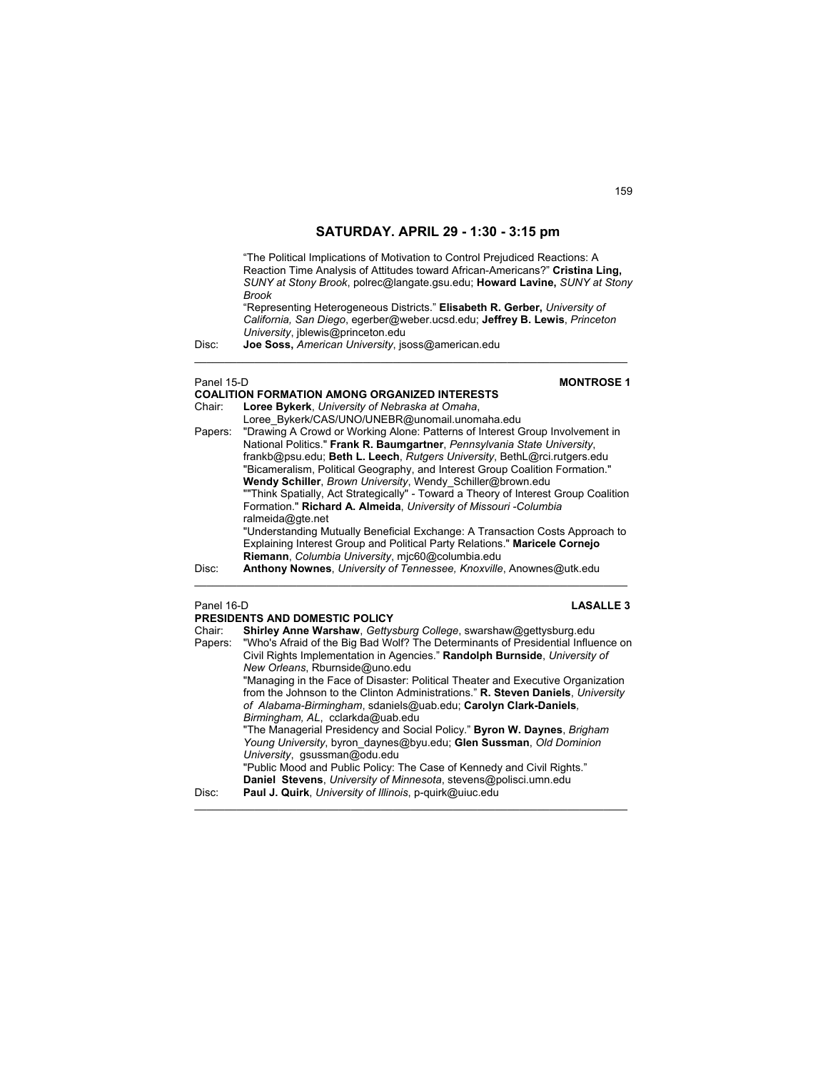## SATURDAY. APRIL 29 - 1:30 - 3:15 pm

"The Political Implications of Motivation to Control Prejudiced Reactions: A Reaction Time Analysis of Attitudes toward African-Americans?" **Cristina Ling,** *SUNY at Stony Brook*, polrec@langate.gsu.edu; **Howard Lavine,** *SUNY at Stony Brook*

"Representing Heterogeneous Districts." **Elisabeth R. Gerber,** *University of California, San Diego*, egerber@weber.ucsd.edu; **Jeffrey B. Lewis**, *Princeton University*, jblewis@princeton.edu

Disc: **Joe Soss,** *American University*, jsoss@american.edu

---

Panel 15-D **MONTROSE 1**

### COALITION FORMATION AMONG ORGANIZED INTERESTS

Chair: **Loree Bykerk**, *University of Nebraska at Omaha*, Loree_Bykerk/CAS/UNO/UNEBR@unomail.unomaha.edu

Papers: "Drawing A Crowd or Working Alone: Patterns of Interest Group Involvement in National Politics." **Frank R. Baumgartner**, *Pennsylvania State University*, frankb@psu.edu; **Beth L. Leech**, *Rutgers University*, BethL@rci.rutgers.edu

"Bicameralism, Political Geography, and Interest Group Coalition Formation." **Wendy Schiller**, *Brown University*, Wendy_Schiller@brown.edu

""Think Spatially, Act Strategically" - Toward a Theory of Interest Group Coalition Formation." **Richard A. Almeida**, *University of Missouri -Columbia* ralmeida@gte.net

"Understanding Mutually Beneficial Exchange: A Transaction Costs Approach to Explaining Interest Group and Political Party Relations." **Maricele Cornejo Riemann**, *Columbia University*, mjc60@columbia.edu

Disc: **Anthony Nownes**, *University of Tennessee, Knoxville*, Anownes@utk.edu

---

Panel 16-D **LASALLE 3**

### PRESIDENTS AND DOMESTIC POLICY

Chair: **Shirley Anne Warshaw**, *Gettysburg College*, swarshaw@gettysburg.edu

Papers: "Who's Afraid of the Big Bad Wolf? The Determinants of Presidential Influence on Civil Rights Implementation in Agencies." **Randolph Burnside**, *University of New Orleans*, Rburnside@uno.edu

"Managing in the Face of Disaster: Political Theater and Executive Organization from the Johnson to the Clinton Administrations." **R. Steven Daniels**, *University of Alabama-Birmingham*, sdaniels@uab.edu; **Carolyn Clark-Daniels**, *Birmingham, AL*, cclarkda@uab.edu

"The Managerial Presidency and Social Policy." **Byron W. Daynes**, *Brigham Young University*, byron_daynes@byu.edu; **Glen Sussman**, *Old Dominion University*, gsussman@odu.edu

"Public Mood and Public Policy: The Case of Kennedy and Civil Rights." **Daniel Stevens**, *University of Minnesota*, stevens@polisci.umn.edu

Disc: **Paul J. Quirk**, *University of Illinois*, p-quirk@uiuc.edu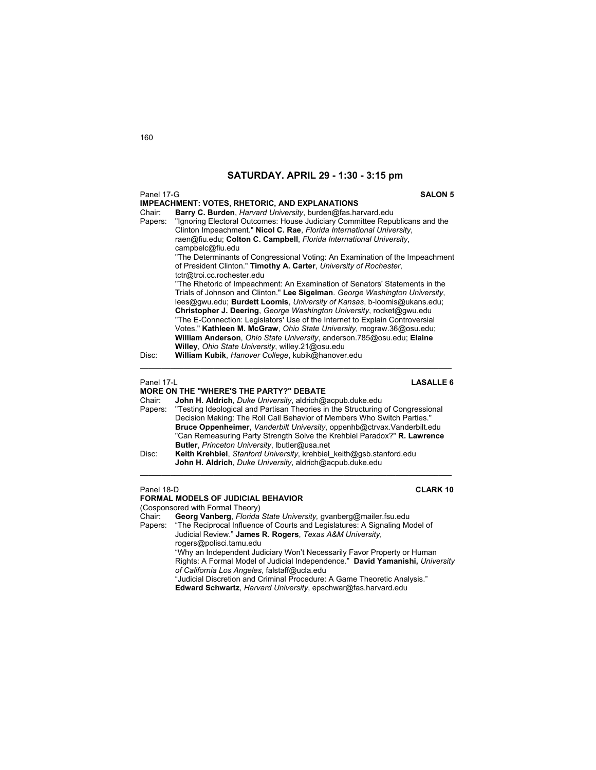## SATURDAY. APRIL 29 - 1:30 - 3:15 pm

Panel 17-G **SALON 5**

**IMPEACHMENT: VOTES, RHETORIC, AND EXPLANATIONS**

Chair: **Barry C. Burden**, *Harvard University*, burden@fas.harvard.edu

Papers: "Ignoring Electoral Outcomes: House Judiciary Committee Republicans and the Clinton Impeachment." **Nicol C. Rae**, *Florida International University*, raen@fiu.edu; **Colton C. Campbell**, *Florida International University*, campbelc@fiu.edu

"The Determinants of Congressional Voting: An Examination of the Impeachment of President Clinton." **Timothy A. Carter**, *University of Rochester*, tctr@troi.cc.rochester.edu

"The Rhetoric of Impeachment: An Examination of Senators' Statements in the Trials of Johnson and Clinton." **Lee Sigelman**. *George Washington University*, lees@gwu.edu; **Burdett Loomis**, *University of Kansas*, b-loomis@ukans.edu; **Christopher J. Deering**, *George Washington University*, rocket@gwu.edu

"The E-Connection: Legislators' Use of the Internet to Explain Controversial Votes." **Kathleen M. McGraw**, *Ohio State University*, mcgraw.36@osu.edu; **William Anderson**, *Ohio State University*, anderson.785@osu.edu; **Elaine Willey**, *Ohio State University*, willey.21@osu.edu

Disc: **William Kubik**, *Hanover College*, kubik@hanover.edu

---

Panel 17-L **LASALLE 6**

**MORE ON THE "WHERE'S THE PARTY?" DEBATE**

Chair: **John H. Aldrich**, *Duke University*, aldrich@acpub.duke.edu

Papers: "Testing Ideological and Partisan Theories in the Structuring of Congressional Decision Making: The Roll Call Behavior of Members Who Switch Parties." **Bruce Oppenheimer**, *Vanderbilt University*, oppenhb@ctrvax.Vanderbilt.edu

"Can Remeasuring Party Strength Solve the Krehbiel Paradox?" **R. Lawrence Butler**, *Princeton University*, lbutler@usa.net

Disc: **Keith Krehbiel**, *Stanford University*, krehbiel_keith@gsb.stanford.edu
**John H. Aldrich**, *Duke University*, aldrich@acpub.duke.edu

---

Panel 18-D **CLARK 10**

**FORMAL MODELS OF JUDICIAL BEHAVIOR**

(Cosponsored with Formal Theory)

Chair: **Georg Vanberg**, *Florida State University,* gvanberg@mailer.fsu.edu

Papers: "The Reciprocal Influence of Courts and Legislatures: A Signaling Model of Judicial Review." **James R. Rogers**, *Texas A&M University*, rogers@polisci.tamu.edu

"Why an Independent Judiciary Won't Necessarily Favor Property or Human Rights: A Formal Model of Judicial Independence." **David Yamanishi,** *University of California Los Angeles*, falstaff@ucla.edu

"Judicial Discretion and Criminal Procedure: A Game Theoretic Analysis." **Edward Schwartz**, *Harvard University*, epschwar@fas.harvard.edu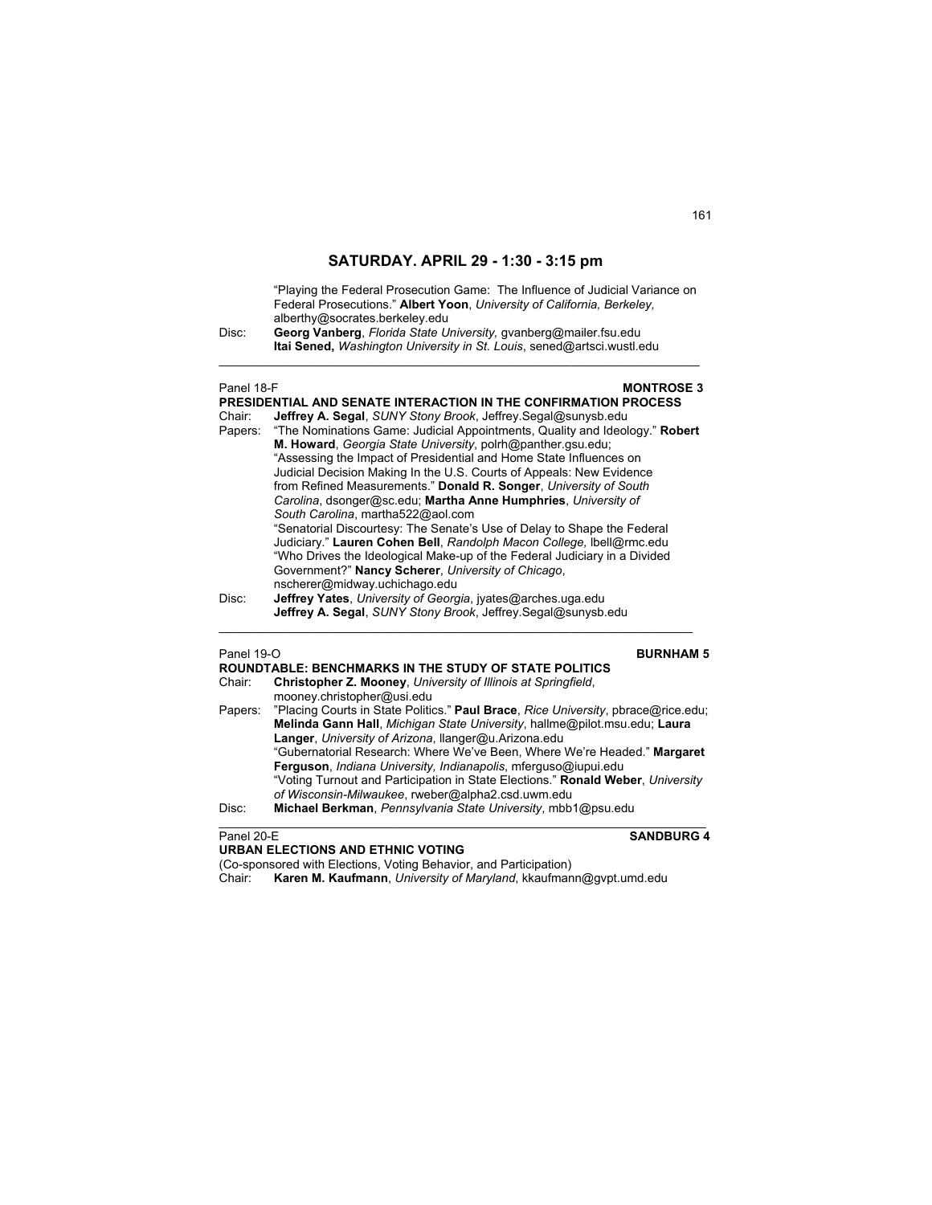## SATURDAY. APRIL 29 - 1:30 - 3:15 pm

"Playing the Federal Prosecution Game: The Influence of Judicial Variance on Federal Prosecutions." **Albert Yoon**, *University of California, Berkeley,* alberthy@socrates.berkeley.edu

Disc: **Georg Vanberg**, *Florida State University,* gvanberg@mailer.fsu.edu
**Itai Sened,** *Washington University in St. Louis*, sened@artsci.wustl.edu

---

Panel 18-F **MONTROSE 3**

**PRESIDENTIAL AND SENATE INTERACTION IN THE CONFIRMATION PROCESS**

Chair: **Jeffrey A. Segal**, *SUNY Stony Brook*, Jeffrey.Segal@sunysb.edu

Papers: "The Nominations Game: Judicial Appointments, Quality and Ideology." **Robert M. Howard**, *Georgia State University*, polrh@panther.gsu.edu;
"Assessing the Impact of Presidential and Home State Influences on Judicial Decision Making In the U.S. Courts of Appeals: New Evidence from Refined Measurements." **Donald R. Songer**, *University of South Carolina*, dsonger@sc.edu; **Martha Anne Humphries**, *University of South Carolina*, martha522@aol.com
"Senatorial Discourtesy: The Senate's Use of Delay to Shape the Federal Judiciary." **Lauren Cohen Bell**, *Randolph Macon College*, lbell@rmc.edu
"Who Drives the Ideological Make-up of the Federal Judiciary in a Divided Government?" **Nancy Scherer**, *University of Chicago*, nscherer@midway.uchichago.edu

Disc: **Jeffrey Yates**, *University of Georgia*, jyates@arches.uga.edu
**Jeffrey A. Segal**, *SUNY Stony Brook*, Jeffrey.Segal@sunysb.edu

---

Panel 19-O **BURNHAM 5**

**ROUNDTABLE: BENCHMARKS IN THE STUDY OF STATE POLITICS**

Chair: **Christopher Z. Mooney**, *University of Illinois at Springfield*, mooney.christopher@usi.edu

Papers: "Placing Courts in State Politics." **Paul Brace**, *Rice University*, pbrace@rice.edu; **Melinda Gann Hall**, *Michigan State University*, hallme@pilot.msu.edu; **Laura Langer**, *University of Arizona*, llanger@u.Arizona.edu
"Gubernatorial Research: Where We've Been, Where We're Headed." **Margaret Ferguson**, *Indiana University, Indianapolis*, mferguso@iupui.edu
"Voting Turnout and Participation in State Elections." **Ronald Weber**, *University of Wisconsin-Milwaukee*, rweber@alpha2.csd.uwm.edu

Disc: **Michael Berkman**, *Pennsylvania State University*, mbb1@psu.edu

---

Panel 20-E **SANDBURG 4**

**URBAN ELECTIONS AND ETHNIC VOTING**

(Co-sponsored with Elections, Voting Behavior, and Participation)

Chair: **Karen M. Kaufmann**, *University of Maryland*, kkaufmann@gvpt.umd.edu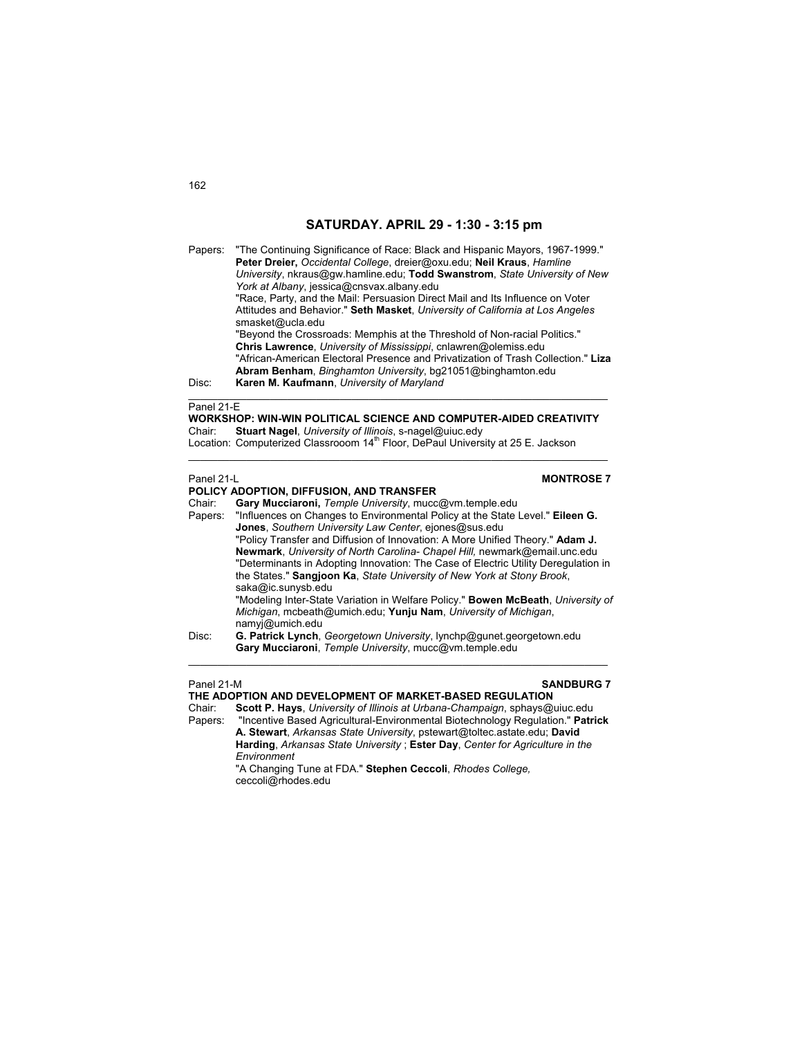## SATURDAY. APRIL 29 - 1:30 - 3:15 pm

Papers: "The Continuing Significance of Race: Black and Hispanic Mayors, 1967-1999." **Peter Dreier,** *Occidental College*, dreier@oxu.edu; **Neil Kraus**, *Hamline University*, nkraus@gw.hamline.edu; **Todd Swanstrom**, *State University of New York at Albany*, jessica@cnsvax.albany.edu

"Race, Party, and the Mail: Persuasion Direct Mail and Its Influence on Voter Attitudes and Behavior." **Seth Masket**, *University of California at Los Angeles* smasket@ucla.edu

"Beyond the Crossroads: Memphis at the Threshold of Non-racial Politics." **Chris Lawrence**, *University of Mississippi*, cnlawren@olemiss.edu

"African-American Electoral Presence and Privatization of Trash Collection." **Liza Abram Benham**, *Binghamton University*, bg21051@binghamton.edu

Disc: **Karen M. Kaufmann**, *University of Maryland*

---

Panel 21-E

**WORKSHOP: WIN-WIN POLITICAL SCIENCE AND COMPUTER-AIDED CREATIVITY**

Chair: **Stuart Nagel**, *University of Illinois*, s-nagel@uiuc.edy

Location: Computerized Classrooom 14th Floor, DePaul University at 25 E. Jackson

---

Panel 21-L **MONTROSE 7**

**POLICY ADOPTION, DIFFUSION, AND TRANSFER**

Chair: **Gary Mucciaroni,** *Temple University*, mucc@vm.temple.edu

Papers: "Influences on Changes to Environmental Policy at the State Level." **Eileen G. Jones**, *Southern University Law Center*, ejones@sus.edu

"Policy Transfer and Diffusion of Innovation: A More Unified Theory." **Adam J. Newmark**, *University of North Carolina- Chapel Hill,* newmark@email.unc.edu

"Determinants in Adopting Innovation: The Case of Electric Utility Deregulation in the States." **Sangjoon Ka**, *State University of New York at Stony Brook*, saka@ic.sunysb.edu

"Modeling Inter-State Variation in Welfare Policy." **Bowen McBeath**, *University of Michigan*, mcbeath@umich.edu; **Yunju Nam**, *University of Michigan*, namyj@umich.edu

Disc: **G. Patrick Lynch**, *Georgetown University*, lynchp@gunet.georgetown.edu
**Gary Mucciaroni**, *Temple University*, mucc@vm.temple.edu

---

Panel 21-M **SANDBURG 7**

**THE ADOPTION AND DEVELOPMENT OF MARKET-BASED REGULATION**

Chair: **Scott P. Hays**, *University of Illinois at Urbana-Champaign*, sphays@uiuc.edu

Papers: "Incentive Based Agricultural-Environmental Biotechnology Regulation." **Patrick A. Stewart**, *Arkansas State University*, pstewart@toltec.astate.edu; **David Harding**, *Arkansas State University* ; **Ester Day**, *Center for Agriculture in the Environment*

"A Changing Tune at FDA." **Stephen Ceccoli**, *Rhodes College,* ceccoli@rhodes.edu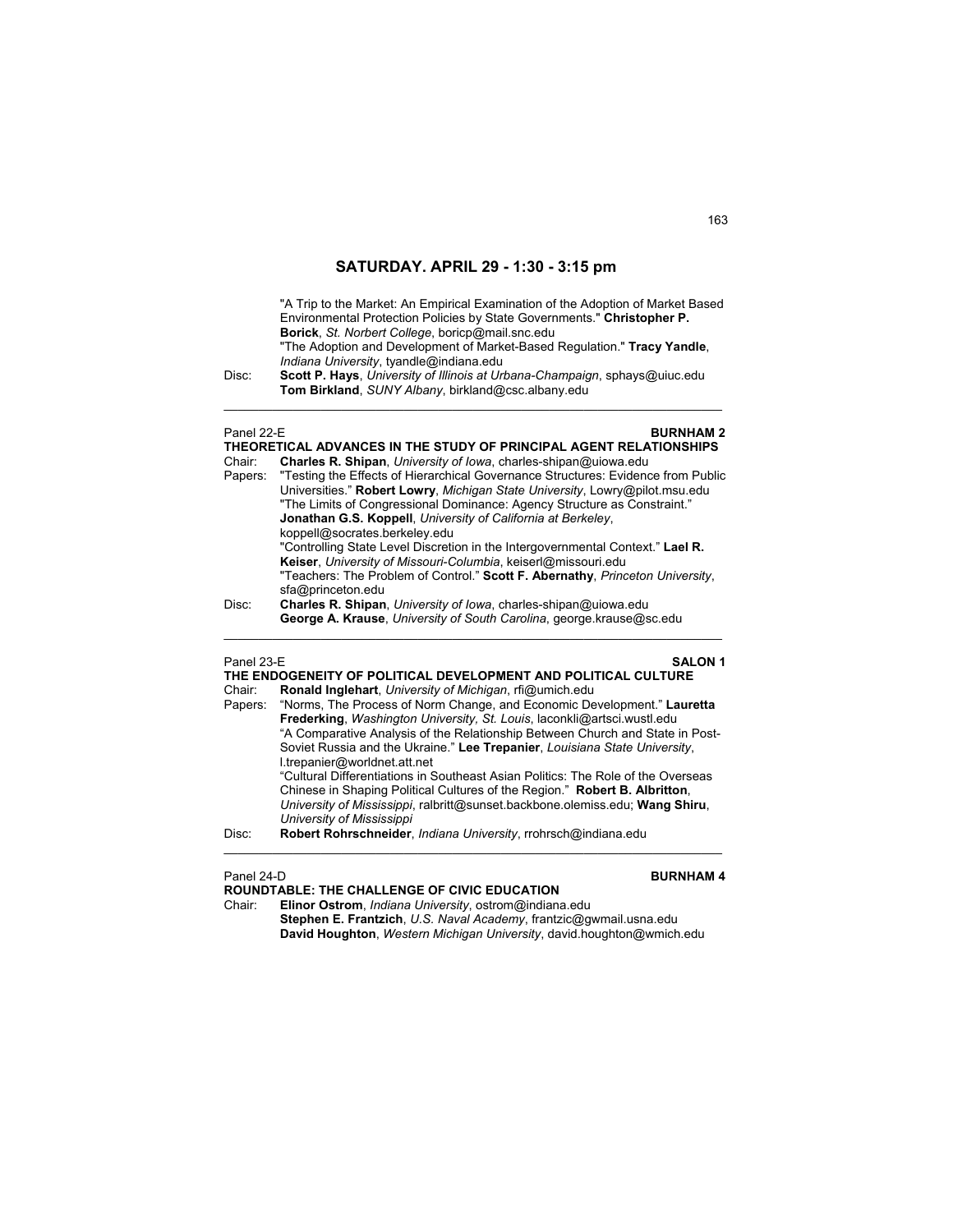## SATURDAY. APRIL 29 - 1:30 - 3:15 pm

"A Trip to the Market: An Empirical Examination of the Adoption of Market Based Environmental Protection Policies by State Governments." **Christopher P. Borick**, *St. Norbert College*, boricp@mail.snc.edu

"The Adoption and Development of Market-Based Regulation." **Tracy Yandle**, *Indiana University*, tyandle@indiana.edu

Disc: **Scott P. Hays**, *University of Illinois at Urbana-Champaign*, sphays@uiuc.edu
**Tom Birkland**, *SUNY Albany*, birkland@csc.albany.edu

---

Panel 22-E **BURNHAM 2**

**THEORETICAL ADVANCES IN THE STUDY OF PRINCIPAL AGENT RELATIONSHIPS**

Chair: **Charles R. Shipan**, *University of Iowa*, charles-shipan@uiowa.edu

Papers: "Testing the Effects of Hierarchical Governance Structures: Evidence from Public Universities." **Robert Lowry**, *Michigan State University*, Lowry@pilot.msu.edu

"The Limits of Congressional Dominance: Agency Structure as Constraint." **Jonathan G.S. Koppell**, *University of California at Berkeley*, koppell@socrates.berkeley.edu

"Controlling State Level Discretion in the Intergovernmental Context." **Lael R. Keiser**, *University of Missouri-Columbia*, keiserl@missouri.edu

"Teachers: The Problem of Control." **Scott F. Abernathy**, *Princeton University*, sfa@princeton.edu

Disc: **Charles R. Shipan**, *University of Iowa*, charles-shipan@uiowa.edu
**George A. Krause**, *University of South Carolina*, george.krause@sc.edu

---

Panel 23-E **SALON 1**

**THE ENDOGENEITY OF POLITICAL DEVELOPMENT AND POLITICAL CULTURE**

Chair: **Ronald Inglehart**, *University of Michigan*, rfi@umich.edu

Papers: "Norms, The Process of Norm Change, and Economic Development." **Lauretta Frederking**, *Washington University, St. Louis*, laconkli@artsci.wustl.edu

"A Comparative Analysis of the Relationship Between Church and State in Post-Soviet Russia and the Ukraine." **Lee Trepanier**, *Louisiana State University*, l.trepanier@worldnet.att.net

"Cultural Differentiations in Southeast Asian Politics: The Role of the Overseas Chinese in Shaping Political Cultures of the Region." **Robert B. Albritton**, *University of Mississippi*, ralbritt@sunset.backbone.olemiss.edu; **Wang Shiru**, *University of Mississippi*

Disc: **Robert Rohrschneider**, *Indiana University*, rrohrsch@indiana.edu

---

Panel 24-D **BURNHAM 4**

**ROUNDTABLE: THE CHALLENGE OF CIVIC EDUCATION**

Chair: **Elinor Ostrom**, *Indiana University*, ostrom@indiana.edu
**Stephen E. Frantzich**, *U.S. Naval Academy*, frantzic@gwmail.usna.edu
**David Houghton**, *Western Michigan University*, david.houghton@wmich.edu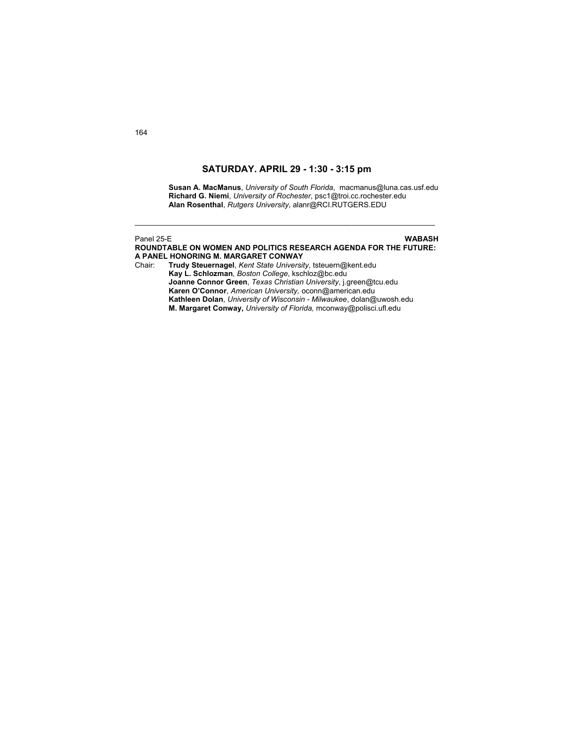## SATURDAY. APRIL 29 - 1:30 - 3:15 pm

**Susan A. MacManus**, *University of South Florida*, macmanus@luna.cas.usf.edu
**Richard G. Niemi**, *University of Rochester*, psc1@troi.cc.rochester.edu
**Alan Rosenthal**, *Rutgers University*, alanr@RCI.RUTGERS.EDU

---

Panel 25-E **WABASH**

**ROUNDTABLE ON WOMEN AND POLITICS RESEARCH AGENDA FOR THE FUTURE: A PANEL HONORING M. MARGARET CONWAY**

Chair: **Trudy Steuernagel**, *Kent State University*, tsteuern@kent.edu
**Kay L. Schlozman**, *Boston College*, kschloz@bc.edu
**Joanne Connor Green**, *Texas Christian University*, j.green@tcu.edu
**Karen O'Connor**, *American University,* oconn@american.edu
**Kathleen Dolan**, *University of Wisconsin - Milwaukee*, dolan@uwosh.edu
**M. Margaret Conway,** *University of Florida,* mconway@polisci.ufl.edu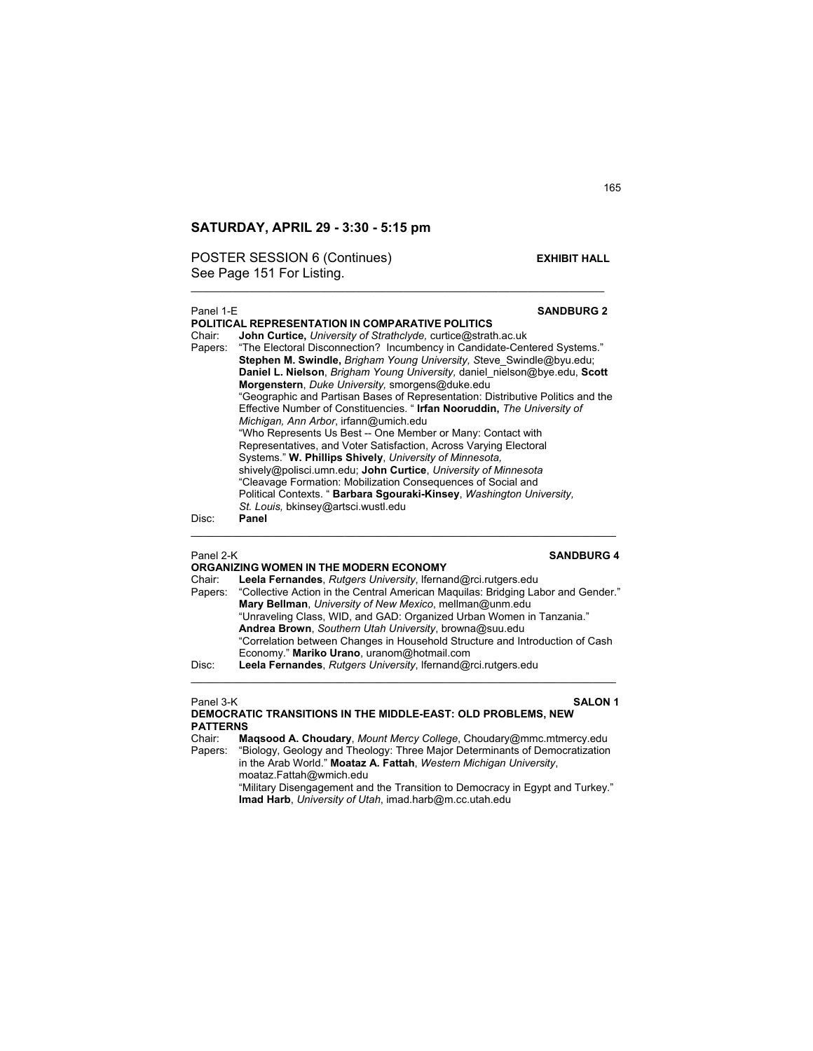## SATURDAY, APRIL 29 - 3:30 - 5:15 pm

POSTER SESSION 6 (Continues) **EXHIBIT HALL**
See Page 151 For Listing.

---

Panel 1-E **SANDBURG 2**

**POLITICAL REPRESENTATION IN COMPARATIVE POLITICS**

Chair: **John Curtice,** *University of Strathclyde,* curtice@strath.ac.uk

Papers: "The Electoral Disconnection? Incumbency in Candidate-Centered Systems." **Stephen M. Swindle,** *Brigham Young University, S*teve_Swindle@byu.edu; **Daniel L. Nielson**, *Brigham Young University,* daniel_nielson@bye.edu, **Scott Morgenstern**, *Duke University,* smorgens@duke.edu

"Geographic and Partisan Bases of Representation: Distributive Politics and the Effective Number of Constituencies. " **Irfan Nooruddin,** *The University of Michigan, Ann Arbor*, irfann@umich.edu

"Who Represents Us Best -- One Member or Many: Contact with Representatives, and Voter Satisfaction, Across Varying Electoral Systems." **W. Phillips Shively**, *University of Minnesota,* shively@polisci.umn.edu; **John Curtice**, *University of Minnesota*

"Cleavage Formation: Mobilization Consequences of Social and Political Contexts. " **Barbara Sgouraki-Kinsey**, *Washington University, St. Louis,* bkinsey@artsci.wustl.edu

Disc: **Panel**

---

Panel 2-K **SANDBURG 4**

**ORGANIZING WOMEN IN THE MODERN ECONOMY**

Chair: **Leela Fernandes**, *Rutgers University*, lfernand@rci.rutgers.edu

Papers: "Collective Action in the Central American Maquilas: Bridging Labor and Gender." **Mary Bellman**, *University of New Mexico*, mellman@unm.edu

"Unraveling Class, WID, and GAD: Organized Urban Women in Tanzania." **Andrea Brown**, *Southern Utah University*, browna@suu.edu

"Correlation between Changes in Household Structure and Introduction of Cash Economy." **Mariko Urano**, uranom@hotmail.com

Disc: **Leela Fernandes**, *Rutgers University*, lfernand@rci.rutgers.edu

---

Panel 3-K **SALON 1**

**DEMOCRATIC TRANSITIONS IN THE MIDDLE-EAST: OLD PROBLEMS, NEW PATTERNS**

Chair: **Maqsood A. Choudary**, *Mount Mercy College*, Choudary@mmc.mtmercy.edu

Papers: "Biology, Geology and Theology: Three Major Determinants of Democratization in the Arab World." **Moataz A. Fattah**, *Western Michigan University*, moataz.Fattah@wmich.edu

"Military Disengagement and the Transition to Democracy in Egypt and Turkey." **Imad Harb**, *University of Utah*, imad.harb@m.cc.utah.edu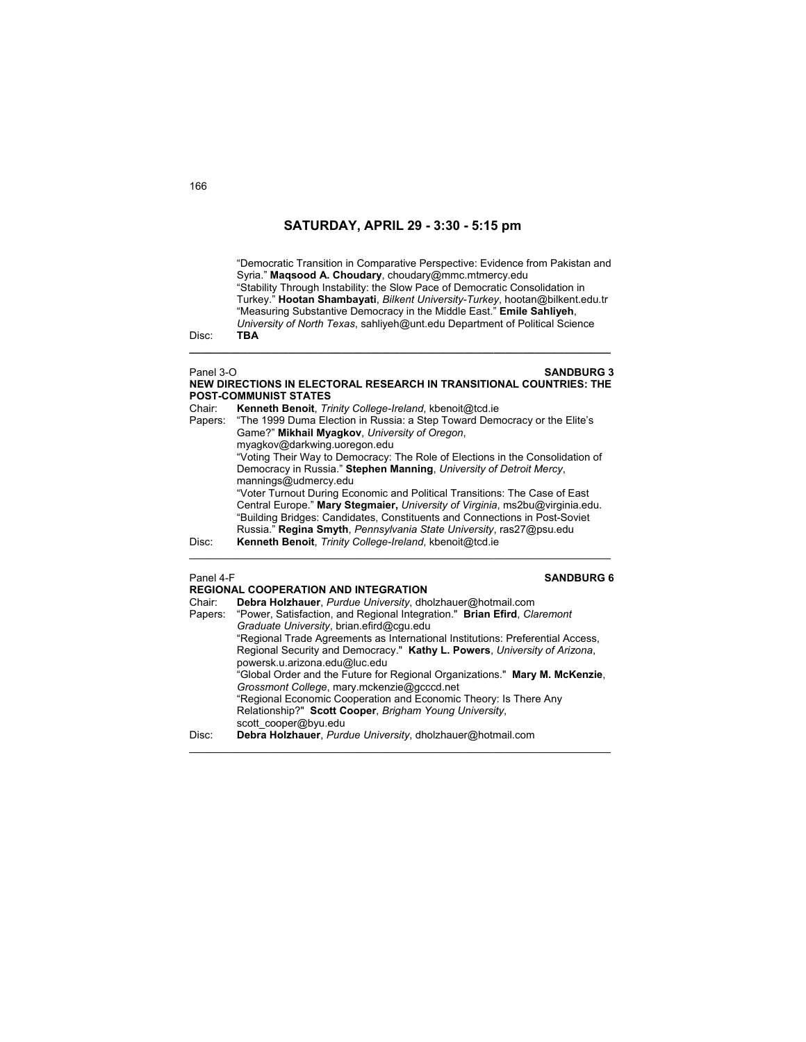## SATURDAY, APRIL 29 - 3:30 - 5:15 pm

"Democratic Transition in Comparative Perspective: Evidence from Pakistan and Syria." **Maqsood A. Choudary**, choudary@mmc.mtmercy.edu
"Stability Through Instability: the Slow Pace of Democratic Consolidation in Turkey." **Hootan Shambayati**, *Bilkent University-Turkey*, hootan@bilkent.edu.tr
"Measuring Substantive Democracy in the Middle East." **Emile Sahliyeh**, *University of North Texas*, sahliyeh@unt.edu Department of Political Science

Disc: **TBA**

---

Panel 3-O **SANDBURG 3**

**NEW DIRECTIONS IN ELECTORAL RESEARCH IN TRANSITIONAL COUNTRIES: THE POST-COMMUNIST STATES**

Chair: **Kenneth Benoit**, *Trinity College-Ireland*, kbenoit@tcd.ie

Papers: "The 1999 Duma Election in Russia: a Step Toward Democracy or the Elite's Game?" **Mikhail Myagkov**, *University of Oregon*, myagkov@darkwing.uoregon.edu
"Voting Their Way to Democracy: The Role of Elections in the Consolidation of Democracy in Russia." **Stephen Manning**, *University of Detroit Mercy*, mannings@udmercy.edu
"Voter Turnout During Economic and Political Transitions: The Case of East Central Europe." **Mary Stegmaier,** *University of Virginia*, ms2bu@virginia.edu.
"Building Bridges: Candidates, Constituents and Connections in Post-Soviet Russia." **Regina Smyth**, *Pennsylvania State University*, ras27@psu.edu

Disc: **Kenneth Benoit**, *Trinity College-Ireland*, kbenoit@tcd.ie

---

Panel 4-F **SANDBURG 6**

**REGIONAL COOPERATION AND INTEGRATION**

Chair: **Debra Holzhauer**, *Purdue University*, dholzhauer@hotmail.com

Papers: "Power, Satisfaction, and Regional Integration." **Brian Efird**, *Claremont Graduate University*, brian.efird@cgu.edu
"Regional Trade Agreements as International Institutions: Preferential Access, Regional Security and Democracy." **Kathy L. Powers**, *University of Arizona*, powersk.u.arizona.edu@luc.edu
"Global Order and the Future for Regional Organizations." **Mary M. McKenzie**, *Grossmont College*, mary.mckenzie@gcccd.net
"Regional Economic Cooperation and Economic Theory: Is There Any Relationship?" **Scott Cooper**, *Brigham Young University*, scott_cooper@byu.edu

Disc: **Debra Holzhauer**, *Purdue University*, dholzhauer@hotmail.com

---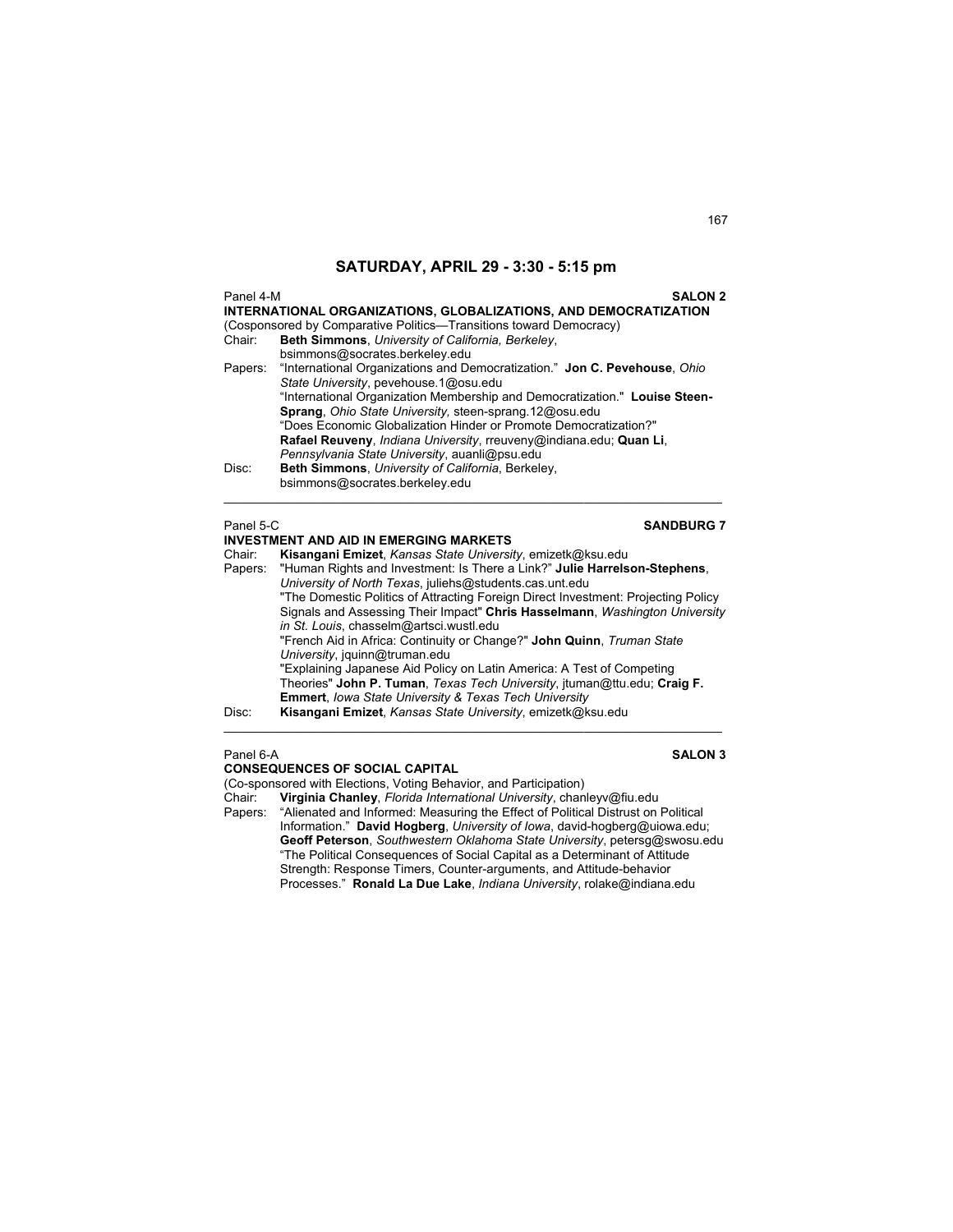## SATURDAY, APRIL 29 - 3:30 - 5:15 pm

Panel 4-M **SALON 2**

**INTERNATIONAL ORGANIZATIONS, GLOBALIZATIONS, AND DEMOCRATIZATION**

(Cosponsored by Comparative Politics—Transitions toward Democracy)

Chair: **Beth Simmons**, *University of California, Berkeley*, bsimmons@socrates.berkeley.edu

Papers: "International Organizations and Democratization." **Jon C. Pevehouse**, *Ohio State University*, pevehouse.1@osu.edu

"International Organization Membership and Democratization." **Louise Steen-Sprang**, *Ohio State University*, steen-sprang.12@osu.edu

"Does Economic Globalization Hinder or Promote Democratization?" **Rafael Reuveny**, *Indiana University*, rreuveny@indiana.edu; **Quan Li**, *Pennsylvania State University*, auanli@psu.edu

Disc: **Beth Simmons**, *University of California*, Berkeley, bsimmons@socrates.berkeley.edu

---

Panel 5-C **SANDBURG 7**

**INVESTMENT AND AID IN EMERGING MARKETS**

Chair: **Kisangani Emizet**, *Kansas State University*, emizetk@ksu.edu

Papers: "Human Rights and Investment: Is There a Link?" **Julie Harrelson-Stephens**, *University of North Texas*, juliehs@students.cas.unt.edu

"The Domestic Politics of Attracting Foreign Direct Investment: Projecting Policy Signals and Assessing Their Impact" **Chris Hasselmann**, *Washington University in St. Louis*, chasselm@artsci.wustl.edu

"French Aid in Africa: Continuity or Change?" **John Quinn**, *Truman State University*, jquinn@truman.edu

"Explaining Japanese Aid Policy on Latin America: A Test of Competing Theories" **John P. Tuman**, *Texas Tech University*, jtuman@ttu.edu; **Craig F. Emmert**, *Iowa State University & Texas Tech University*

Disc: **Kisangani Emizet**, *Kansas State University*, emizetk@ksu.edu

---

Panel 6-A **SALON 3**

**CONSEQUENCES OF SOCIAL CAPITAL**

(Co-sponsored with Elections, Voting Behavior, and Participation)

Chair: **Virginia Chanley**, *Florida International University*, chanleyv@fiu.edu

Papers: "Alienated and Informed: Measuring the Effect of Political Distrust on Political Information." **David Hogberg**, *University of Iowa*, david-hogberg@uiowa.edu; **Geoff Peterson**, *Southwestern Oklahoma State University*, petersg@swosu.edu

"The Political Consequences of Social Capital as a Determinant of Attitude Strength: Response Timers, Counter-arguments, and Attitude-behavior Processes." **Ronald La Due Lake**, *Indiana University*, rolake@indiana.edu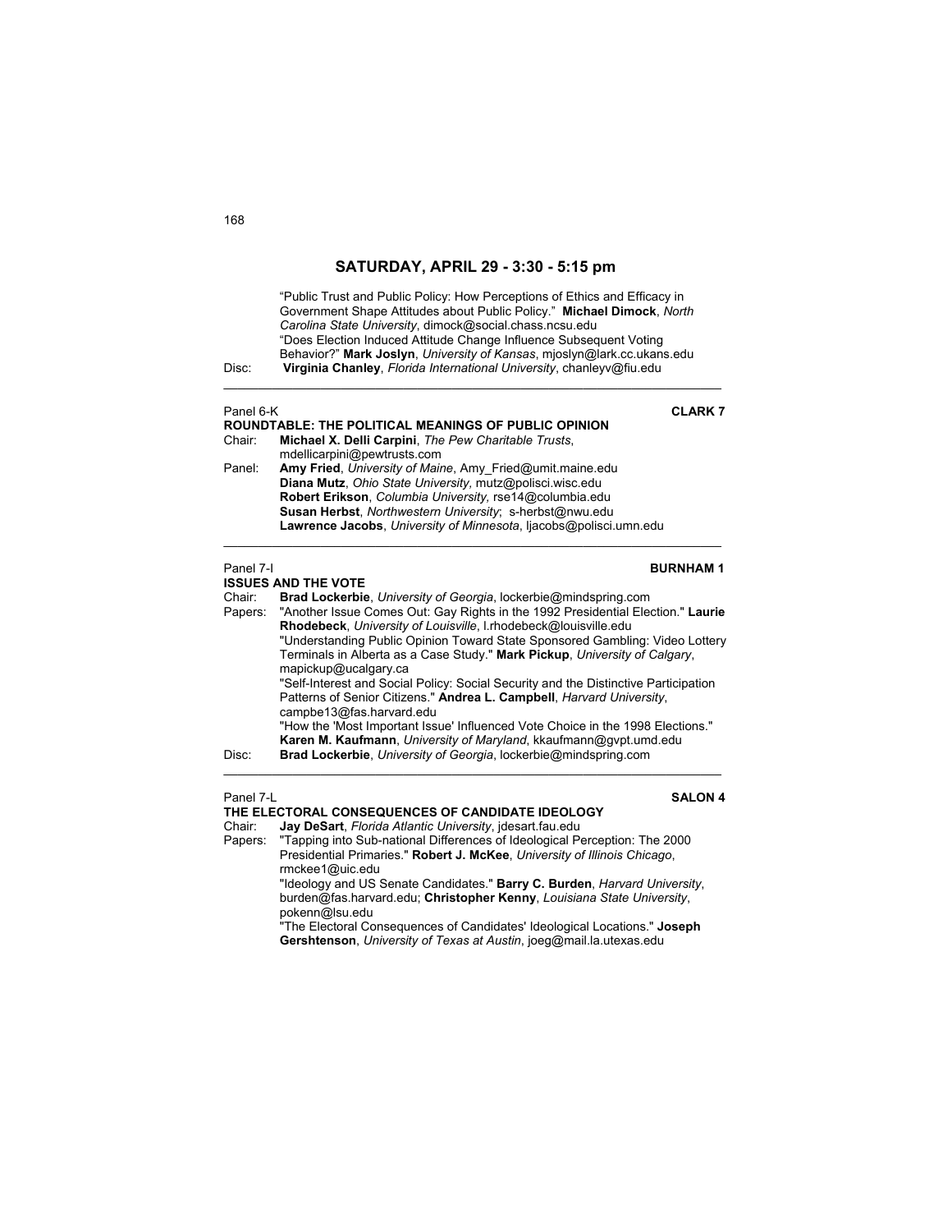## SATURDAY, APRIL 29 - 3:30 - 5:15 pm

"Public Trust and Public Policy: How Perceptions of Ethics and Efficacy in Government Shape Attitudes about Public Policy." **Michael Dimock**, *North Carolina State University*, dimock@social.chass.ncsu.edu

"Does Election Induced Attitude Change Influence Subsequent Voting Behavior?" **Mark Joslyn**, *University of Kansas*, mjoslyn@lark.cc.ukans.edu

Disc: **Virginia Chanley**, *Florida International University*, chanleyv@fiu.edu

---

Panel 6-K **CLARK 7**

**ROUNDTABLE: THE POLITICAL MEANINGS OF PUBLIC OPINION**

Chair: **Michael X. Delli Carpini**, *The Pew Charitable Trusts*, mdellicarpini@pewtrusts.com

Panel: **Amy Fried**, *University of Maine*, Amy_Fried@umit.maine.edu
**Diana Mutz**, *Ohio State University*, mutz@polisci.wisc.edu
**Robert Erikson**, *Columbia University*, rse14@columbia.edu
**Susan Herbst**, *Northwestern University*; s-herbst@nwu.edu
**Lawrence Jacobs**, *University of Minnesota*, ljacobs@polisci.umn.edu

---

Panel 7-I **BURNHAM 1**

**ISSUES AND THE VOTE**

Chair: **Brad Lockerbie**, *University of Georgia*, lockerbie@mindspring.com

Papers: "Another Issue Comes Out: Gay Rights in the 1992 Presidential Election." **Laurie Rhodebeck**, *University of Louisville*, l.rhodebeck@louisville.edu

"Understanding Public Opinion Toward State Sponsored Gambling: Video Lottery Terminals in Alberta as a Case Study." **Mark Pickup**, *University of Calgary*, mapickup@ucalgary.ca

"Self-Interest and Social Policy: Social Security and the Distinctive Participation Patterns of Senior Citizens." **Andrea L. Campbell**, *Harvard University*, campbe13@fas.harvard.edu

"How the 'Most Important Issue' Influenced Vote Choice in the 1998 Elections." **Karen M. Kaufmann**, *University of Maryland*, kkaufmann@gvpt.umd.edu

Disc: **Brad Lockerbie**, *University of Georgia*, lockerbie@mindspring.com

---

Panel 7-L **SALON 4**

**THE ELECTORAL CONSEQUENCES OF CANDIDATE IDEOLOGY**

Chair: **Jay DeSart**, *Florida Atlantic University*, jdesart.fau.edu

Papers: "Tapping into Sub-national Differences of Ideological Perception: The 2000 Presidential Primaries." **Robert J. McKee**, *University of Illinois Chicago*, rmckee1@uic.edu

"Ideology and US Senate Candidates." **Barry C. Burden**, *Harvard University*, burden@fas.harvard.edu; **Christopher Kenny**, *Louisiana State University*, pokenn@lsu.edu

"The Electoral Consequences of Candidates' Ideological Locations." **Joseph Gershtenson**, *University of Texas at Austin*, joeg@mail.la.utexas.edu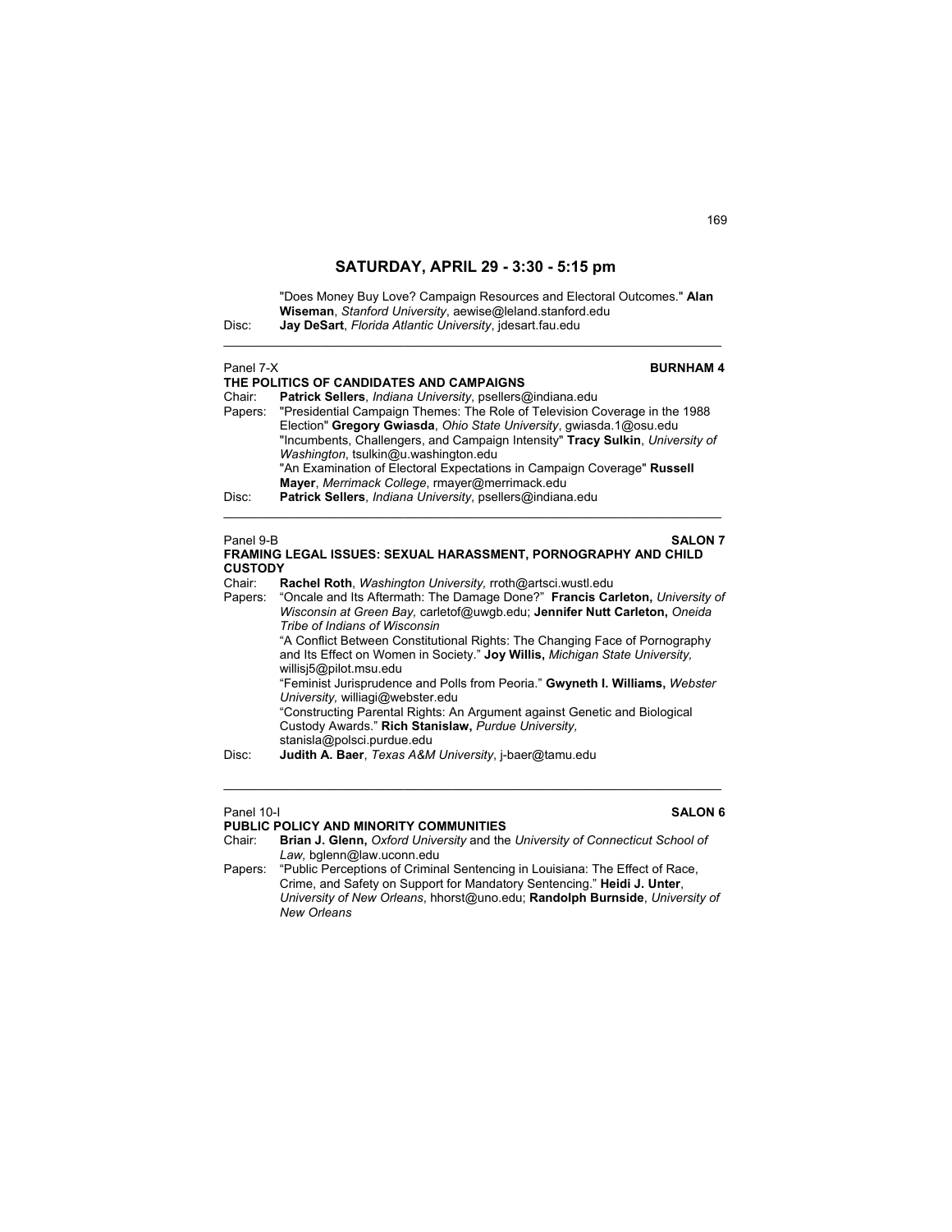## SATURDAY, APRIL 29 - 3:30 - 5:15 pm

"Does Money Buy Love? Campaign Resources and Electoral Outcomes." **Alan Wiseman**, *Stanford University*, aewise@leland.stanford.edu

Disc: **Jay DeSart**, *Florida Atlantic University*, jdesart.fau.edu

---

Panel 7-X **BURNHAM 4**

**THE POLITICS OF CANDIDATES AND CAMPAIGNS**

Chair: **Patrick Sellers**, *Indiana University*, psellers@indiana.edu

Papers: "Presidential Campaign Themes: The Role of Television Coverage in the 1988 Election" **Gregory Gwiasda**, *Ohio State University*, gwiasda.1@osu.edu

"Incumbents, Challengers, and Campaign Intensity" **Tracy Sulkin**, *University of Washington*, tsulkin@u.washington.edu

"An Examination of Electoral Expectations in Campaign Coverage" **Russell Mayer**, *Merrimack College*, rmayer@merrimack.edu

Disc: **Patrick Sellers**, *Indiana University*, psellers@indiana.edu

---

Panel 9-B **SALON 7**

**FRAMING LEGAL ISSUES: SEXUAL HARASSMENT, PORNOGRAPHY AND CHILD CUSTODY**

Chair: **Rachel Roth**, *Washington University,* rroth@artsci.wustl.edu

Papers: "Oncale and Its Aftermath: The Damage Done?" **Francis Carleton,** *University of Wisconsin at Green Bay,* carletof@uwgb.edu; **Jennifer Nutt Carleton,** *Oneida Tribe of Indians of Wisconsin*

"A Conflict Between Constitutional Rights: The Changing Face of Pornography and Its Effect on Women in Society." **Joy Willis,** *Michigan State University,* willisj5@pilot.msu.edu

"Feminist Jurisprudence and Polls from Peoria." **Gwyneth I. Williams,** *Webster University,* williagi@webster.edu

"Constructing Parental Rights: An Argument against Genetic and Biological Custody Awards." **Rich Stanislaw,** *Purdue University,* stanisla@polsci.purdue.edu

Disc: **Judith A. Baer**, *Texas A&M University*, j-baer@tamu.edu

---

Panel 10-I **SALON 6**

**PUBLIC POLICY AND MINORITY COMMUNITIES**

Chair: **Brian J. Glenn,** *Oxford University* and the *University of Connecticut School of Law,* bglenn@law.uconn.edu

Papers: "Public Perceptions of Criminal Sentencing in Louisiana: The Effect of Race, Crime, and Safety on Support for Mandatory Sentencing." **Heidi J. Unter**, *University of New Orleans*, hhorst@uno.edu; **Randolph Burnside**, *University of New Orleans*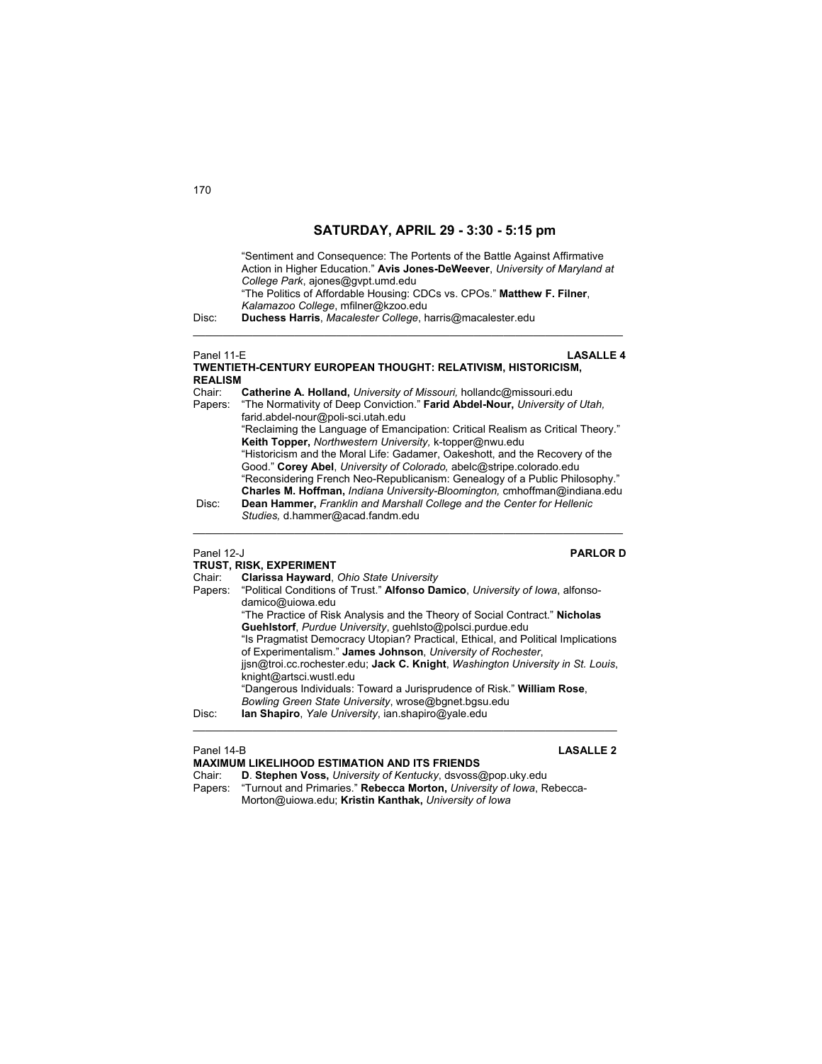## SATURDAY, APRIL 29 - 3:30 - 5:15 pm

"Sentiment and Consequence: The Portents of the Battle Against Affirmative Action in Higher Education." **Avis Jones-DeWeever**, *University of Maryland at College Park*, ajones@gvpt.umd.edu
"The Politics of Affordable Housing: CDCs vs. CPOs." **Matthew F. Filner**, *Kalamazoo College*, mfilner@kzoo.edu

Disc: **Duchess Harris**, *Macalester College*, harris@macalester.edu

---

Panel 11-E **LASALLE 4**

### TWENTIETH-CENTURY EUROPEAN THOUGHT: RELATIVISM, HISTORICISM, REALISM

Chair: **Catherine A. Holland,** *University of Missouri,* hollandc@missouri.edu

Papers: "The Normativity of Deep Conviction." **Farid Abdel-Nour,** *University of Utah,* farid.abdel-nour@poli-sci.utah.edu
"Reclaiming the Language of Emancipation: Critical Realism as Critical Theory." **Keith Topper,** *Northwestern University,* k-topper@nwu.edu
"Historicism and the Moral Life: Gadamer, Oakeshott, and the Recovery of the Good." **Corey Abel**, *University of Colorado,* abelc@stripe.colorado.edu
"Reconsidering French Neo-Republicanism: Genealogy of a Public Philosophy." **Charles M. Hoffman,** *Indiana University-Bloomington,* cmhoffman@indiana.edu

Disc: **Dean Hammer,** *Franklin and Marshall College and the Center for Hellenic Studies,* d.hammer@acad.fandm.edu

---

Panel 12-J **PARLOR D**

### TRUST, RISK, EXPERIMENT

Chair: **Clarissa Hayward**, *Ohio State University*

Papers: "Political Conditions of Trust." **Alfonso Damico**, *University of Iowa*, alfonso-damico@uiowa.edu
"The Practice of Risk Analysis and the Theory of Social Contract." **Nicholas Guehlstorf**, *Purdue University*, guehlsto@polsci.purdue.edu
"Is Pragmatist Democracy Utopian? Practical, Ethical, and Political Implications of Experimentalism." **James Johnson**, *University of Rochester*, jjsn@troi.cc.rochester.edu; **Jack C. Knight**, *Washington University in St. Louis*, knight@artsci.wustl.edu
"Dangerous Individuals: Toward a Jurisprudence of Risk." **William Rose**, *Bowling Green State University*, wrose@bgnet.bgsu.edu

Disc: **Ian Shapiro**, *Yale University*, ian.shapiro@yale.edu

---

Panel 14-B **LASALLE 2**

### MAXIMUM LIKELIHOOD ESTIMATION AND ITS FRIENDS

Chair: **D**. **Stephen Voss,** *University of Kentucky*, dsvoss@pop.uky.edu

Papers: "Turnout and Primaries." **Rebecca Morton,** *University of Iowa*, Rebecca-Morton@uiowa.edu; **Kristin Kanthak,** *University of Iowa*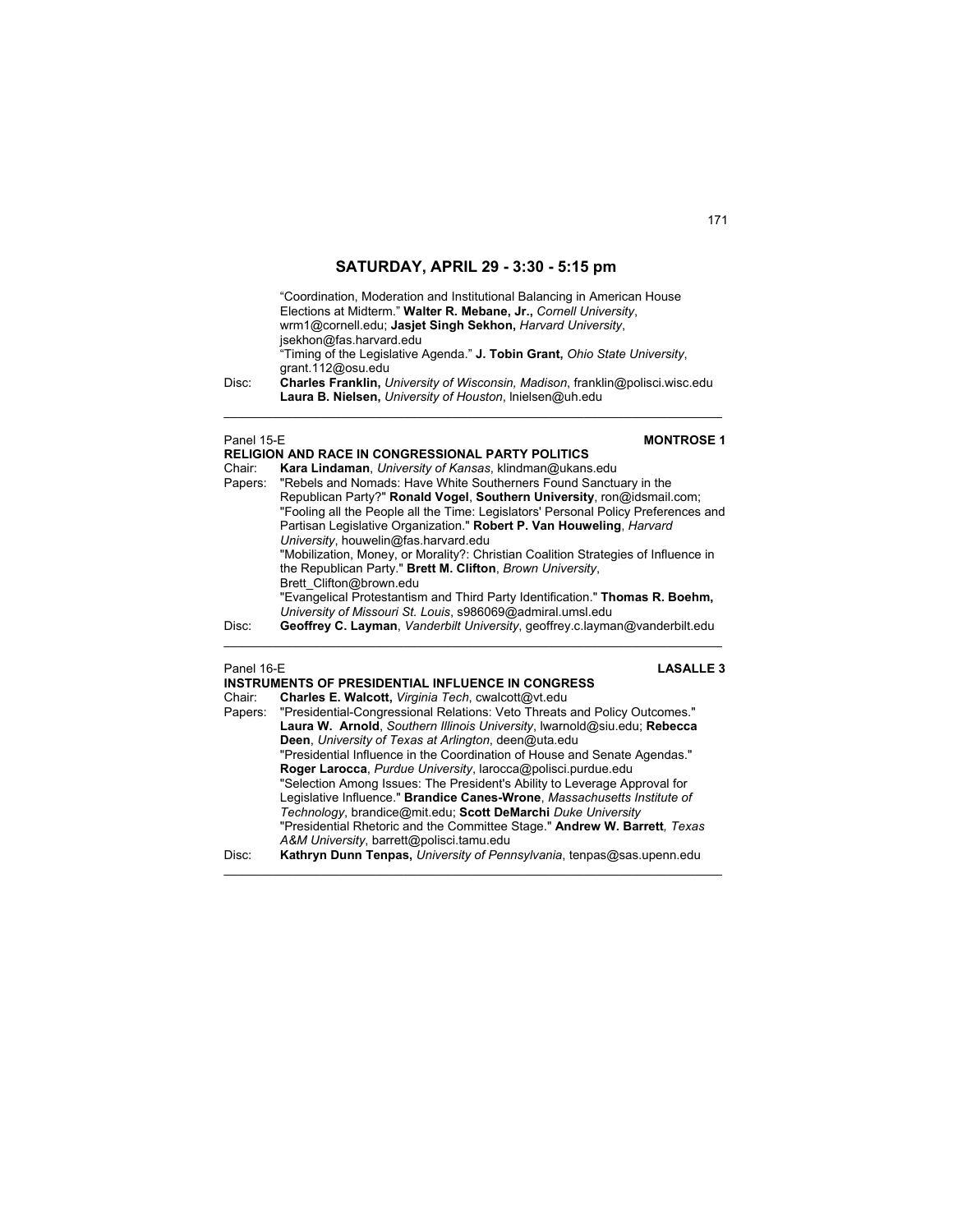## SATURDAY, APRIL 29 - 3:30 - 5:15 pm

"Coordination, Moderation and Institutional Balancing in American House Elections at Midterm." **Walter R. Mebane, Jr.,** *Cornell University*, wrm1@cornell.edu; **Jasjet Singh Sekhon,** *Harvard University*, jsekhon@fas.harvard.edu
"Timing of the Legislative Agenda." **J. Tobin Grant,** *Ohio State University*, grant.112@osu.edu

Disc: **Charles Franklin,** *University of Wisconsin, Madison*, franklin@polisci.wisc.edu
**Laura B. Nielsen,** *University of Houston*, lnielsen@uh.edu

---

Panel 15-E **MONTROSE 1**

**RELIGION AND RACE IN CONGRESSIONAL PARTY POLITICS**

Chair: **Kara Lindaman**, *University of Kansas*, klindman@ukans.edu

Papers: "Rebels and Nomads: Have White Southerners Found Sanctuary in the Republican Party?" **Ronald Vogel**, **Southern University**, ron@idsmail.com;
"Fooling all the People all the Time: Legislators' Personal Policy Preferences and Partisan Legislative Organization." **Robert P. Van Houweling**, *Harvard University*, houwelin@fas.harvard.edu
"Mobilization, Money, or Morality?: Christian Coalition Strategies of Influence in the Republican Party." **Brett M. Clifton**, *Brown University*, Brett_Clifton@brown.edu
"Evangelical Protestantism and Third Party Identification." **Thomas R. Boehm,** *University of Missouri St. Louis*, s986069@admiral.umsl.edu

Disc: **Geoffrey C. Layman**, *Vanderbilt University*, geoffrey.c.layman@vanderbilt.edu

---

Panel 16-E **LASALLE 3**

**INSTRUMENTS OF PRESIDENTIAL INFLUENCE IN CONGRESS**

Chair: **Charles E. Walcott,** *Virginia Tech*, cwalcott@vt.edu

Papers: "Presidential-Congressional Relations: Veto Threats and Policy Outcomes." **Laura W. Arnold**, *Southern Illinois University*, lwarnold@siu.edu; **Rebecca Deen**, *University of Texas at Arlington*, deen@uta.edu
"Presidential Influence in the Coordination of House and Senate Agendas." **Roger Larocca**, *Purdue University*, larocca@polisci.purdue.edu
"Selection Among Issues: The President's Ability to Leverage Approval for Legislative Influence." **Brandice Canes-Wrone**, *Massachusetts Institute of Technology*, brandice@mit.edu; **Scott DeMarchi** *Duke University*
"Presidential Rhetoric and the Committee Stage." **Andrew W. Barrett***, Texas A&M University*, barrett@polisci.tamu.edu

Disc: **Kathryn Dunn Tenpas,** *University of Pennsylvania*, tenpas@sas.upenn.edu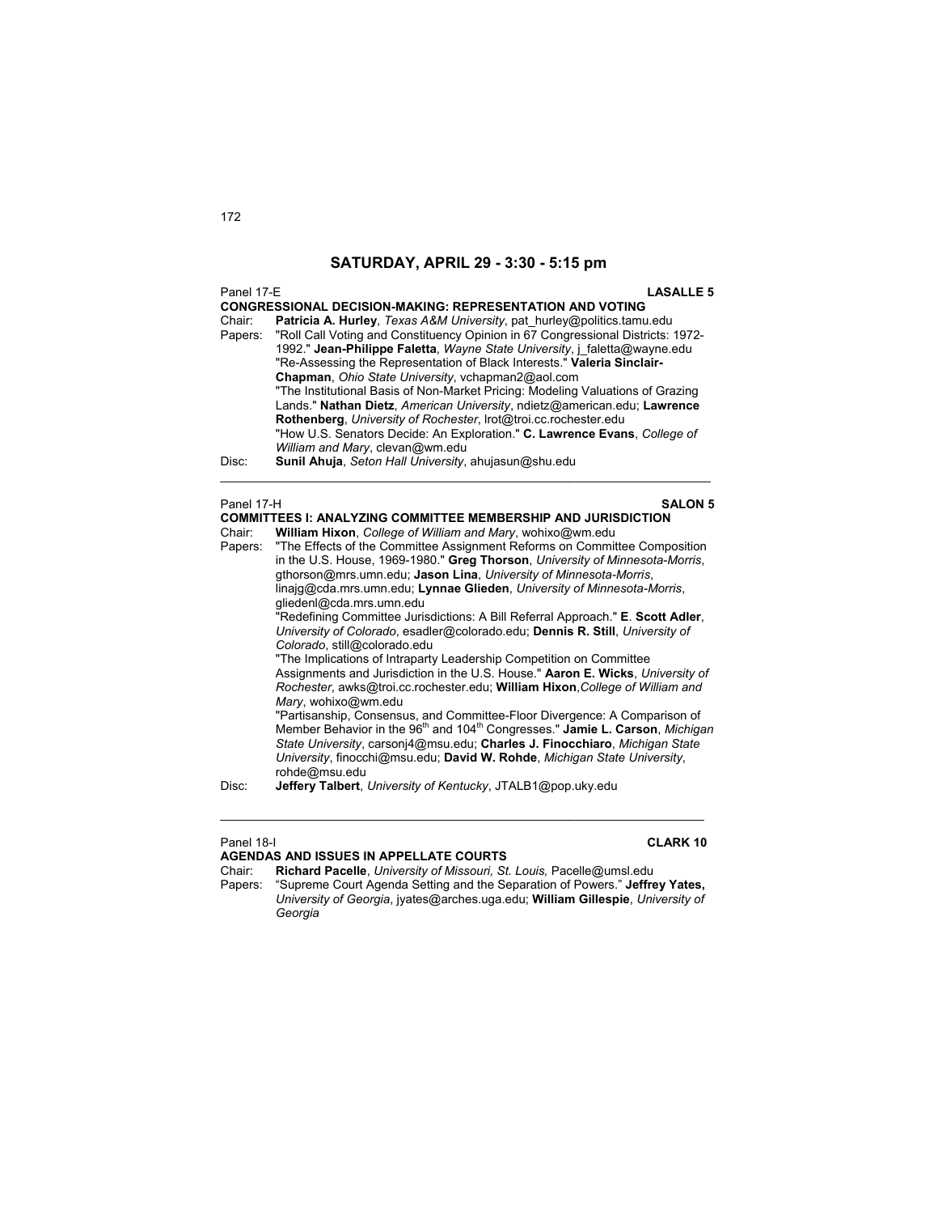# SATURDAY, APRIL 29 - 3:30 - 5:15 pm

Panel 17-E **LASALLE 5**

**CONGRESSIONAL DECISION-MAKING: REPRESENTATION AND VOTING**

Chair: **Patricia A. Hurley**, *Texas A&M University*, pat_hurley@politics.tamu.edu

Papers: "Roll Call Voting and Constituency Opinion in 67 Congressional Districts: 1972-1992." **Jean-Philippe Faletta**, *Wayne State University*, j_faletta@wayne.edu

"Re-Assessing the Representation of Black Interests." **Valeria Sinclair-Chapman**, *Ohio State University*, vchapman2@aol.com

"The Institutional Basis of Non-Market Pricing: Modeling Valuations of Grazing Lands." **Nathan Dietz**, *American University*, ndietz@american.edu; **Lawrence Rothenberg**, *University of Rochester*, lrot@troi.cc.rochester.edu

"How U.S. Senators Decide: An Exploration." **C. Lawrence Evans**, *College of William and Mary*, clevan@wm.edu

Disc: **Sunil Ahuja**, *Seton Hall University*, ahujasun@shu.edu

---

Panel 17-H **SALON 5**

**COMMITTEES I: ANALYZING COMMITTEE MEMBERSHIP AND JURISDICTION**

Chair: **William Hixon**, *College of William and Mary*, wohixo@wm.edu

Papers: "The Effects of the Committee Assignment Reforms on Committee Composition in the U.S. House, 1969-1980." **Greg Thorson**, *University of Minnesota-Morris*, gthorson@mrs.umn.edu; **Jason Lina**, *University of Minnesota-Morris*, linajg@cda.mrs.umn.edu; **Lynnae Glieden**, *University of Minnesota-Morris*, gliedenl@cda.mrs.umn.edu

"Redefining Committee Jurisdictions: A Bill Referral Approach." **E**. **Scott Adler**, *University of Colorado*, esadler@colorado.edu; **Dennis R. Still**, *University of Colorado*, still@colorado.edu

"The Implications of Intraparty Leadership Competition on Committee Assignments and Jurisdiction in the U.S. House." **Aaron E. Wicks**, *University of Rochester*, awks@troi.cc.rochester.edu; **William Hixon**, *College of William and Mary*, wohixo@wm.edu

"Partisanship, Consensus, and Committee-Floor Divergence: A Comparison of Member Behavior in the 96th and 104th Congresses." **Jamie L. Carson**, *Michigan State University*, carsonj4@msu.edu; **Charles J. Finocchiaro**, *Michigan State University*, finocchi@msu.edu; **David W. Rohde**, *Michigan State University*, rohde@msu.edu

Disc: **Jeffery Talbert**, *University of Kentucky*, JTALB1@pop.uky.edu

---

Panel 18-I **CLARK 10**

**AGENDAS AND ISSUES IN APPELLATE COURTS**

Chair: **Richard Pacelle**, *University of Missouri, St. Louis,* Pacelle@umsl.edu

Papers: "Supreme Court Agenda Setting and the Separation of Powers." **Jeffrey Yates,** *University of Georgia*, jyates@arches.uga.edu; **William Gillespie**, *University of Georgia*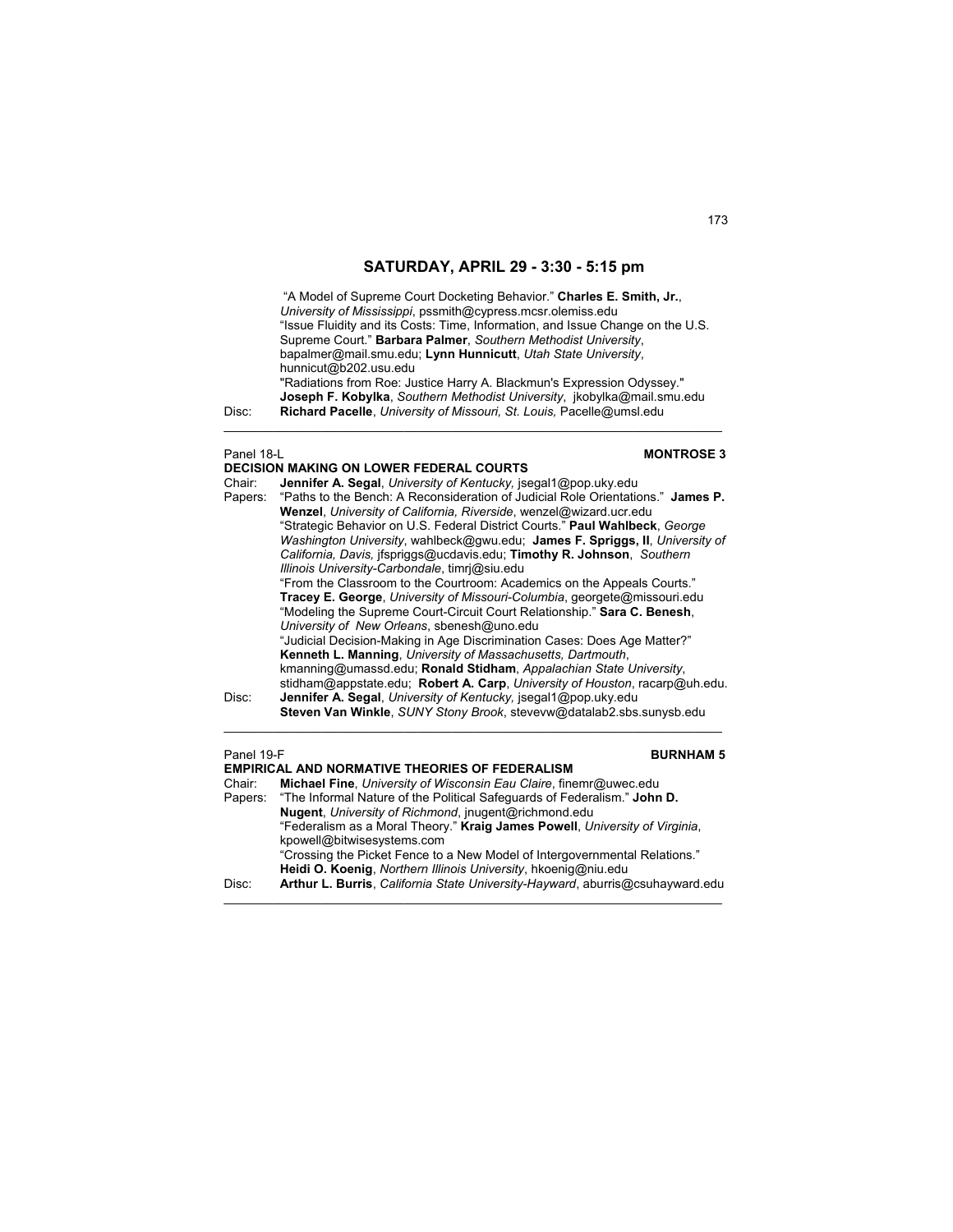## SATURDAY, APRIL 29 - 3:30 - 5:15 pm

"A Model of Supreme Court Docketing Behavior." **Charles E. Smith, Jr.**, *University of Mississippi*, pssmith@cypress.mcsr.olemiss.edu
"Issue Fluidity and its Costs: Time, Information, and Issue Change on the U.S. Supreme Court." **Barbara Palmer**, *Southern Methodist University*, bapalmer@mail.smu.edu; **Lynn Hunnicutt**, *Utah State University*, hunnicut@b202.usu.edu
"Radiations from Roe: Justice Harry A. Blackmun's Expression Odyssey." **Joseph F. Kobylka**, *Southern Methodist University*, jkobylka@mail.smu.edu

Disc: **Richard Pacelle**, *University of Missouri, St. Louis,* Pacelle@umsl.edu

---

Panel 18-L **MONTROSE 3**

**DECISION MAKING ON LOWER FEDERAL COURTS**

Chair: **Jennifer A. Segal**, *University of Kentucky,* jsegal1@pop.uky.edu

Papers: "Paths to the Bench: A Reconsideration of Judicial Role Orientations." **James P. Wenzel**, *University of California, Riverside*, wenzel@wizard.ucr.edu
"Strategic Behavior on U.S. Federal District Courts." **Paul Wahlbeck**, *George Washington University*, wahlbeck@gwu.edu; **James F. Spriggs, II**, *University of California, Davis,* jfspriggs@ucdavis.edu; **Timothy R. Johnson**, *Southern Illinois University-Carbondale*, timrj@siu.edu
"From the Classroom to the Courtroom: Academics on the Appeals Courts." **Tracey E. George**, *University of Missouri-Columbia*, georgete@missouri.edu
"Modeling the Supreme Court-Circuit Court Relationship." **Sara C. Benesh**, *University of New Orleans*, sbenesh@uno.edu
"Judicial Decision-Making in Age Discrimination Cases: Does Age Matter?" **Kenneth L. Manning**, *University of Massachusetts, Dartmouth*, kmanning@umassd.edu; **Ronald Stidham**, *Appalachian State University*, stidham@appstate.edu; **Robert A. Carp**, *University of Houston*, racarp@uh.edu.

Disc: **Jennifer A. Segal**, *University of Kentucky,* jsegal1@pop.uky.edu
**Steven Van Winkle**, *SUNY Stony Brook*, stevevw@datalab2.sbs.sunysb.edu

---

Panel 19-F **BURNHAM 5**

**EMPIRICAL AND NORMATIVE THEORIES OF FEDERALISM**

Chair: **Michael Fine**, *University of Wisconsin Eau Claire*, finemr@uwec.edu

Papers: "The Informal Nature of the Political Safeguards of Federalism." **John D. Nugent**, *University of Richmond*, jnugent@richmond.edu
"Federalism as a Moral Theory." **Kraig James Powell**, *University of Virginia*, kpowell@bitwisesystems.com
"Crossing the Picket Fence to a New Model of Intergovernmental Relations." **Heidi O. Koenig**, *Northern Illinois University*, hkoenig@niu.edu

Disc: **Arthur L. Burris**, *California State University-Hayward*, aburris@csuhayward.edu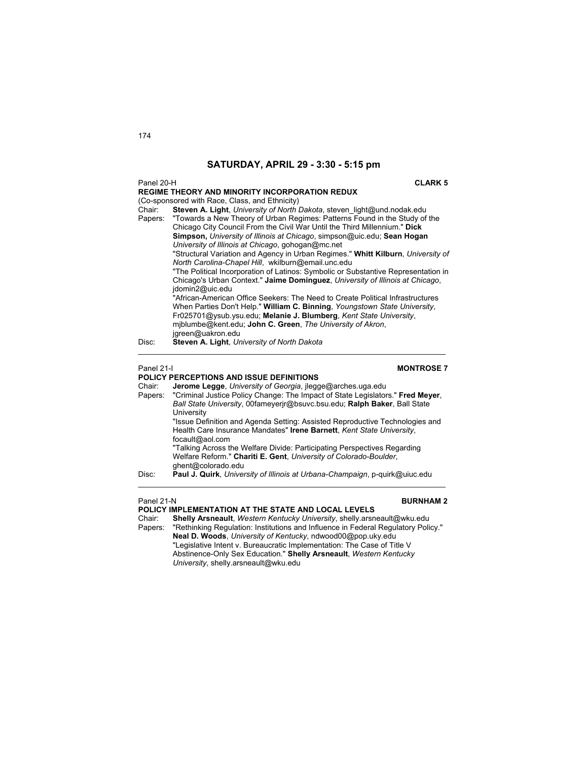## SATURDAY, APRIL 29 - 3:30 - 5:15 pm

Panel 20-H **CLARK 5**

**REGIME THEORY AND MINORITY INCORPORATION REDUX**

(Co-sponsored with Race, Class, and Ethnicity)

Chair: **Steven A. Light**, *University of North Dakota*, steven_light@und.nodak.edu

Papers: "Towards a New Theory of Urban Regimes: Patterns Found in the Study of the Chicago City Council From the Civil War Until the Third Millennium." **Dick Simpson,** *University of Illinois at Chicago*, simpson@uic.edu; **Sean Hogan** *University of Illinois at Chicago*, gohogan@mc.net

"Structural Variation and Agency in Urban Regimes." **Whitt Kilburn**, *University of North Carolina-Chapel Hill*, wkilburn@email.unc.edu

"The Political Incorporation of Latinos: Symbolic or Substantive Representation in Chicago's Urban Context." **Jaime Dominguez**, *University of Illinois at Chicago*, jdomin2@uic.edu

"African-American Office Seekers: The Need to Create Political Infrastructures When Parties Don't Help." **William C. Binning**, *Youngstown State University*, Fr025701@ysub.ysu.edu; **Melanie J. Blumberg**, *Kent State University*, mjblumbe@kent.edu; **John C. Green**, *The University of Akron*, jgreen@uakron.edu

Disc: **Steven A. Light**, *University of North Dakota*

---

Panel 21-I **MONTROSE 7**

**POLICY PERCEPTIONS AND ISSUE DEFINITIONS**

Chair: **Jerome Legge**, *University of Georgia*, jlegge@arches.uga.edu

Papers: "Criminal Justice Policy Change: The Impact of State Legislators." **Fred Meyer**, *Ball State University*, 00fameyerjr@bsuvc.bsu.edu; **Ralph Baker**, Ball State University

"Issue Definition and Agenda Setting: Assisted Reproductive Technologies and Health Care Insurance Mandates" **Irene Barnett**, *Kent State University*, focault@aol.com

"Talking Across the Welfare Divide: Participating Perspectives Regarding Welfare Reform." **Chariti E. Gent**, *University of Colorado-Boulder*, ghent@colorado.edu

Disc: **Paul J. Quirk**, *University of Illinois at Urbana-Champaign*, p-quirk@uiuc.edu

---

Panel 21-N **BURNHAM 2**

**POLICY IMPLEMENTATION AT THE STATE AND LOCAL LEVELS**

Chair: **Shelly Arsneault**, *Western Kentucky University*, shelly.arsneault@wku.edu

Papers: "Rethinking Regulation: Institutions and Influence in Federal Regulatory Policy." **Neal D. Woods**, *University of Kentucky*, ndwood00@pop.uky.edu

"Legislative Intent v. Bureaucratic Implementation: The Case of Title V Abstinence-Only Sex Education." **Shelly Arsneault**, *Western Kentucky University*, shelly.arsneault@wku.edu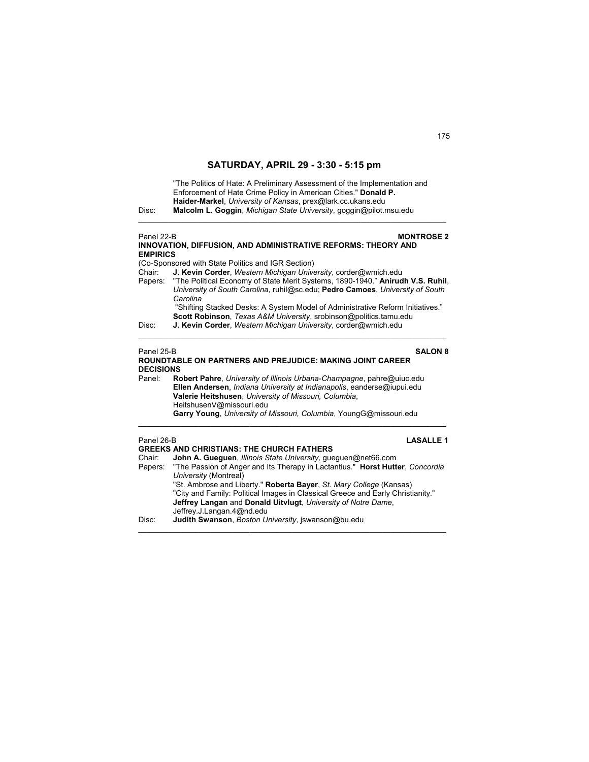## SATURDAY, APRIL 29 - 3:30 - 5:15 pm

"The Politics of Hate: A Preliminary Assessment of the Implementation and Enforcement of Hate Crime Policy in American Cities." **Donald P. Haider-Markel**, *University of Kansas*, prex@lark.cc.ukans.edu

Disc: **Malcolm L. Goggin**, *Michigan State University*, goggin@pilot.msu.edu

---

Panel 22-B **MONTROSE 2**

**INNOVATION, DIFFUSION, AND ADMINISTRATIVE REFORMS: THEORY AND EMPIRICS**

(Co-Sponsored with State Politics and IGR Section)

Chair: **J. Kevin Corder**, *Western Michigan University*, corder@wmich.edu

Papers: "The Political Economy of State Merit Systems, 1890-1940." **Anirudh V.S. Ruhil**, *University of South Carolina*, ruhil@sc.edu; **Pedro Camoes**, *University of South Carolina*

"Shifting Stacked Desks: A System Model of Administrative Reform Initiatives." **Scott Robinson**, *Texas A&M University*, srobinson@politics.tamu.edu

Disc: **J. Kevin Corder**, *Western Michigan University*, corder@wmich.edu

---

Panel 25-B **SALON 8**

**ROUNDTABLE ON PARTNERS AND PREJUDICE: MAKING JOINT CAREER DECISIONS**

Panel: **Robert Pahre**, *University of Illinois Urbana-Champagne*, pahre@uiuc.edu
**Ellen Andersen**, *Indiana University at Indianapolis*, eanderse@iupui.edu
**Valerie Heitshusen**, *University of Missouri, Columbia*, HeitshusenV@missouri.edu
**Garry Young**, *University of Missouri, Columbia*, YoungG@missouri.edu

---

Panel 26-B **LASALLE 1**

**GREEKS AND CHRISTIANS: THE CHURCH FATHERS**

Chair: **John A. Gueguen**, *Illinois State University*, gueguen@net66.com

Papers: "The Passion of Anger and Its Therapy in Lactantius." **Horst Hutter**, *Concordia University* (Montreal)

"St. Ambrose and Liberty." **Roberta Bayer**, *St. Mary College* (Kansas)

"City and Family: Political Images in Classical Greece and Early Christianity." **Jeffrey Langan** and **Donald Uitvlugt**, *University of Notre Dame*, Jeffrey.J.Langan.4@nd.edu

Disc: **Judith Swanson**, *Boston University*, jswanson@bu.edu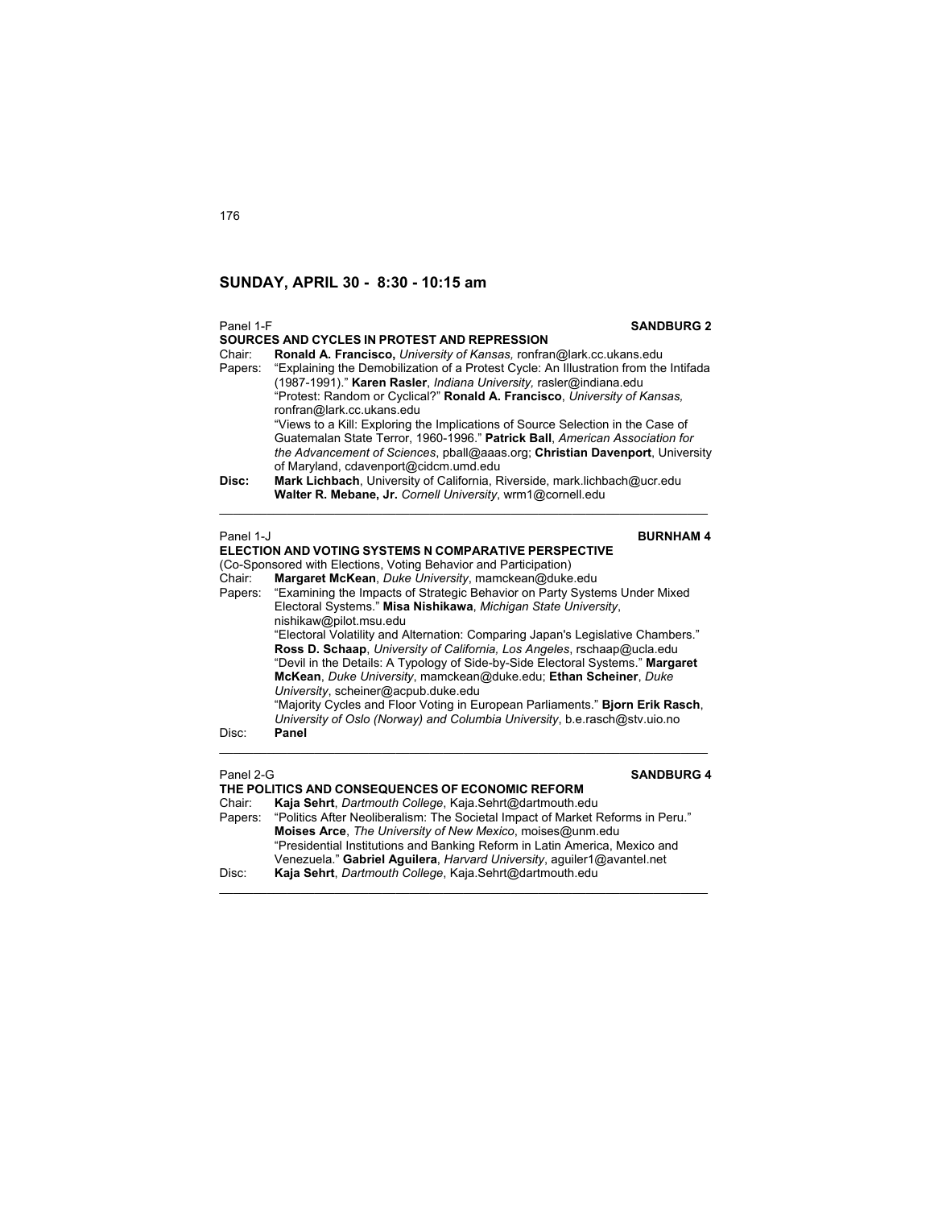## SUNDAY, APRIL 30 - 8:30 - 10:15 am

Panel 1-F **SANDBURG 2**

**SOURCES AND CYCLES IN PROTEST AND REPRESSION**

Chair: **Ronald A. Francisco,** *University of Kansas,* ronfran@lark.cc.ukans.edu

Papers: "Explaining the Demobilization of a Protest Cycle: An Illustration from the Intifada (1987-1991)." **Karen Rasler**, *Indiana University,* rasler@indiana.edu
"Protest: Random or Cyclical?" **Ronald A. Francisco**, *University of Kansas,* ronfran@lark.cc.ukans.edu
"Views to a Kill: Exploring the Implications of Source Selection in the Case of Guatemalan State Terror, 1960-1996." **Patrick Ball**, *American Association for the Advancement of Sciences*, pball@aaas.org; **Christian Davenport**, University of Maryland, cdavenport@cidcm.umd.edu

**Disc:** **Mark Lichbach**, University of California, Riverside, mark.lichbach@ucr.edu
**Walter R. Mebane, Jr.** *Cornell University*, wrm1@cornell.edu

---

Panel 1-J **BURNHAM 4**

**ELECTION AND VOTING SYSTEMS N COMPARATIVE PERSPECTIVE**

(Co-Sponsored with Elections, Voting Behavior and Participation)

Chair: **Margaret McKean**, *Duke University*, mamckean@duke.edu

Papers: "Examining the Impacts of Strategic Behavior on Party Systems Under Mixed Electoral Systems." **Misa Nishikawa**, *Michigan State University*, nishikaw@pilot.msu.edu
"Electoral Volatility and Alternation: Comparing Japan's Legislative Chambers." **Ross D. Schaap**, *University of California, Los Angeles*, rschaap@ucla.edu
"Devil in the Details: A Typology of Side-by-Side Electoral Systems." **Margaret McKean**, *Duke University*, mamckean@duke.edu; **Ethan Scheiner**, *Duke University*, scheiner@acpub.duke.edu
"Majority Cycles and Floor Voting in European Parliaments." **Bjorn Erik Rasch**, *University of Oslo (Norway) and Columbia University*, b.e.rasch@stv.uio.no

Disc: **Panel**

---

Panel 2-G **SANDBURG 4**

**THE POLITICS AND CONSEQUENCES OF ECONOMIC REFORM**

Chair: **Kaja Sehrt**, *Dartmouth College*, Kaja.Sehrt@dartmouth.edu

Papers: "Politics After Neoliberalism: The Societal Impact of Market Reforms in Peru." **Moises Arce**, *The University of New Mexico*, moises@unm.edu
"Presidential Institutions and Banking Reform in Latin America, Mexico and Venezuela." **Gabriel Aguilera**, *Harvard University*, aguiler1@avantel.net

Disc: **Kaja Sehrt**, *Dartmouth College*, Kaja.Sehrt@dartmouth.edu

---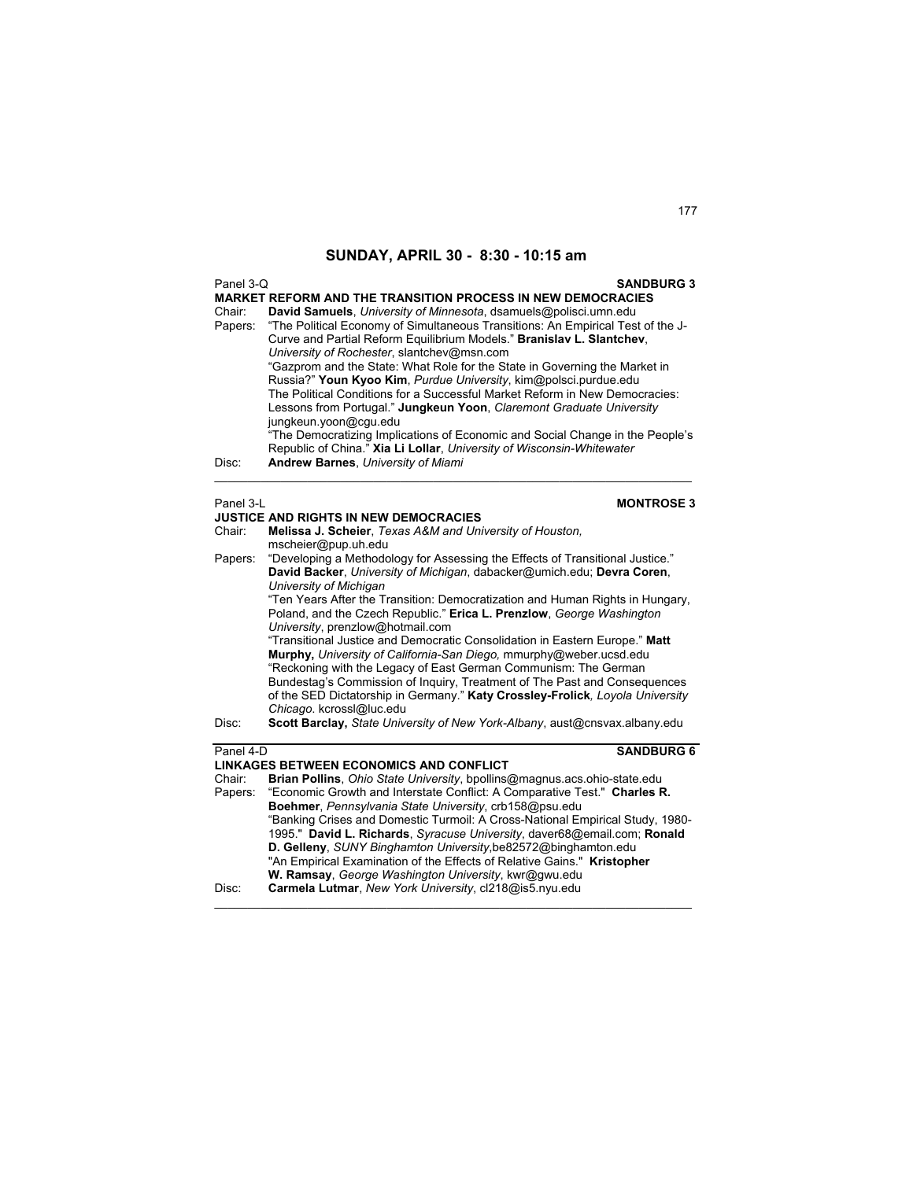## SUNDAY, APRIL 30 - 8:30 - 10:15 am

Panel 3-Q **SANDBURG 3**

**MARKET REFORM AND THE TRANSITION PROCESS IN NEW DEMOCRACIES**

Chair: **David Samuels**, *University of Minnesota*, dsamuels@polisci.umn.edu

Papers: "The Political Economy of Simultaneous Transitions: An Empirical Test of the J-Curve and Partial Reform Equilibrium Models." **Branislav L. Slantchev**, *University of Rochester*, slantchev@msn.com

"Gazprom and the State: What Role for the State in Governing the Market in Russia?" **Youn Kyoo Kim**, *Purdue University*, kim@polsci.purdue.edu

The Political Conditions for a Successful Market Reform in New Democracies: Lessons from Portugal." **Jungkeun Yoon**, *Claremont Graduate University* jungkeun.yoon@cgu.edu

"The Democratizing Implications of Economic and Social Change in the People's Republic of China." **Xia Li Lollar**, *University of Wisconsin-Whitewater*

Disc: **Andrew Barnes**, *University of Miami*

---

Panel 3-L **MONTROSE 3**

**JUSTICE AND RIGHTS IN NEW DEMOCRACIES**

Chair: **Melissa J. Scheier**, *Texas A&M and University of Houston,* mscheier@pup.uh.edu

Papers: "Developing a Methodology for Assessing the Effects of Transitional Justice." **David Backer**, *University of Michigan*, dabacker@umich.edu; **Devra Coren**, *University of Michigan*

"Ten Years After the Transition: Democratization and Human Rights in Hungary, Poland, and the Czech Republic." **Erica L. Prenzlow**, *George Washington University*, prenzlow@hotmail.com

"Transitional Justice and Democratic Consolidation in Eastern Europe." **Matt Murphy,** *University of California-San Diego,* mmurphy@weber.ucsd.edu

"Reckoning with the Legacy of East German Communism: The German Bundestag's Commission of Inquiry, Treatment of The Past and Consequences of the SED Dictatorship in Germany." **Katy Crossley-Frolick***, Loyola University Chicago.* kcrossl@luc.edu

Disc: **Scott Barclay,** *State University of New York-Albany*, aust@cnsvax.albany.edu

---

Panel 4-D **SANDBURG 6**

**LINKAGES BETWEEN ECONOMICS AND CONFLICT**

Chair: **Brian Pollins**, *Ohio State University*, bpollins@magnus.acs.ohio-state.edu

Papers: "Economic Growth and Interstate Conflict: A Comparative Test." **Charles R. Boehmer**, *Pennsylvania State University*, crb158@psu.edu

"Banking Crises and Domestic Turmoil: A Cross-National Empirical Study, 1980-1995." **David L. Richards**, *Syracuse University*, daver68@email.com; **Ronald D. Gelleny**, *SUNY Binghamton University*,be82572@binghamton.edu

"An Empirical Examination of the Effects of Relative Gains." **Kristopher W. Ramsay**, *George Washington University*, kwr@gwu.edu

Disc: **Carmela Lutmar**, *New York University*, cl218@is5.nyu.edu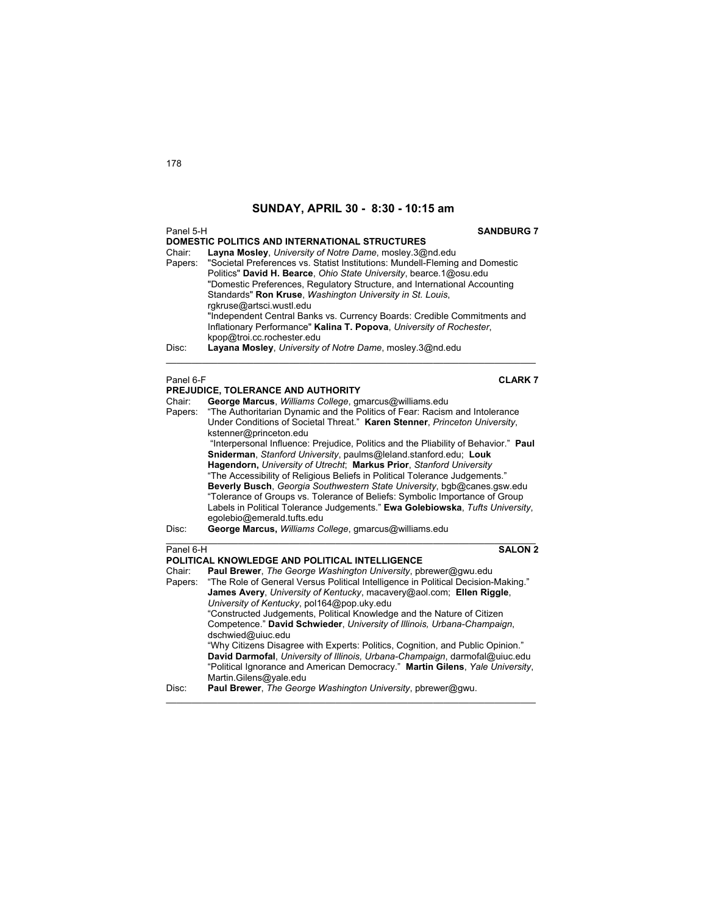## SUNDAY, APRIL 30 - 8:30 - 10:15 am

Panel 5-H **SANDBURG 7**

**DOMESTIC POLITICS AND INTERNATIONAL STRUCTURES**

Chair: **Layna Mosley**, *University of Notre Dame*, mosley.3@nd.edu

Papers: "Societal Preferences vs. Statist Institutions: Mundell-Fleming and Domestic Politics" **David H. Bearce**, *Ohio State University*, bearce.1@osu.edu

"Domestic Preferences, Regulatory Structure, and International Accounting Standards" **Ron Kruse**, *Washington University in St. Louis*, rgkruse@artsci.wustl.edu

"Independent Central Banks vs. Currency Boards: Credible Commitments and Inflationary Performance" **Kalina T. Popova**, *University of Rochester*, kpop@troi.cc.rochester.edu

Disc: **Layana Mosley**, *University of Notre Dame*, mosley.3@nd.edu

---

Panel 6-F **CLARK 7**

**PREJUDICE, TOLERANCE AND AUTHORITY**

Chair: **George Marcus**, *Williams College*, gmarcus@williams.edu

Papers: "The Authoritarian Dynamic and the Politics of Fear: Racism and Intolerance Under Conditions of Societal Threat." **Karen Stenner**, *Princeton University*, kstenner@princeton.edu

"Interpersonal Influence: Prejudice, Politics and the Pliability of Behavior." **Paul Sniderman**, *Stanford University*, paulms@leland.stanford.edu; **Louk Hagendorn,** *University of Utrecht*; **Markus Prior**, *Stanford University*

"The Accessibility of Religious Beliefs in Political Tolerance Judgements." **Beverly Busch**, *Georgia Southwestern State University*, bgb@canes.gsw.edu

"Tolerance of Groups vs. Tolerance of Beliefs: Symbolic Importance of Group Labels in Political Tolerance Judgements." **Ewa Golebiowska**, *Tufts University*, egolebio@emerald.tufts.edu

Disc: **George Marcus,** *Williams College*, gmarcus@williams.edu

---

Panel 6-H **SALON 2**

**POLITICAL KNOWLEDGE AND POLITICAL INTELLIGENCE**

Chair: **Paul Brewer**, *The George Washington University*, pbrewer@gwu.edu

Papers: "The Role of General Versus Political Intelligence in Political Decision-Making." **James Avery**, *University of Kentucky*, macavery@aol.com; **Ellen Riggle**, *University of Kentucky*, pol164@pop.uky.edu

"Constructed Judgements, Political Knowledge and the Nature of Citizen Competence." **David Schwieder**, *University of Illinois, Urbana-Champaign*, dschwied@uiuc.edu

"Why Citizens Disagree with Experts: Politics, Cognition, and Public Opinion." **David Darmofal**, *University of Illinois, Urbana-Champaign*, darmofal@uiuc.edu

"Political Ignorance and American Democracy." **Martin Gilens**, *Yale University*, Martin.Gilens@yale.edu

Disc: **Paul Brewer**, *The George Washington University*, pbrewer@gwu.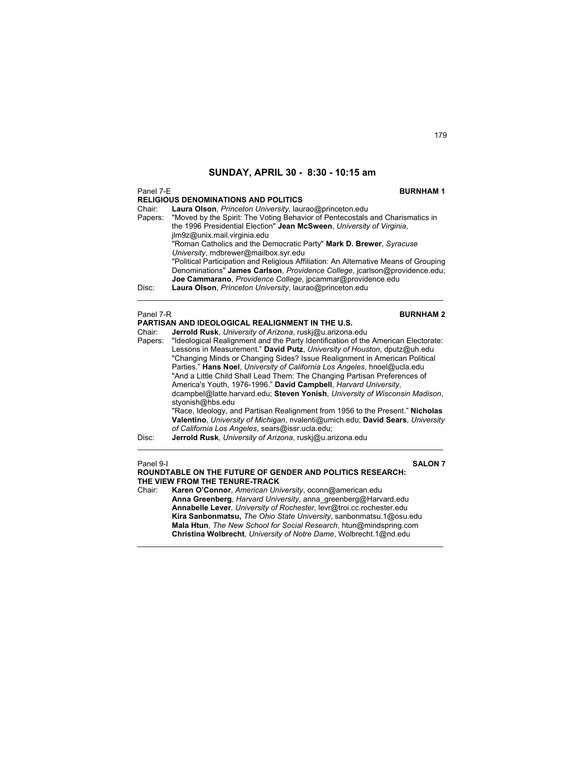## SUNDAY, APRIL 30 - 8:30 - 10:15 am

Panel 7-E **BURNHAM 1**

**RELIGIOUS DENOMINATIONS AND POLITICS**

Chair: **Laura Olson**, *Princeton University*, laurao@princeton.edu

Papers: "Moved by the Spirit: The Voting Behavior of Pentecostals and Charismatics in the 1996 Presidential Election" **Jean McSween**, *University of Virginia*, jlm9z@unix.mail.virginia.edu

"Roman Catholics and the Democratic Party" **Mark D. Brewer**, *Syracuse University*, mdbrewer@mailbox.syr.edu

"Political Participation and Religious Affiliation: An Alternative Means of Grouping Denominations" **James Carlson**, *Providence College*, jcarlson@providence.edu; **Joe Cammarano**, *Providence College*, jpcammar@providence.edu

Disc: **Laura Olson**, *Princeton University*, laurao@princeton.edu

---

Panel 7-R **BURNHAM 2**

**PARTISAN AND IDEOLOGICAL REALIGNMENT IN THE U.S.**

Chair: **Jerrold Rusk**, *University of Arizona*, ruskj@u.arizona.edu

Papers: "Ideological Realignment and the Party Identification of the American Electorate: Lessons in Measurement." **David Putz**, *University of Houston*, dputz@uh.edu

"Changing Minds or Changing Sides? Issue Realignment in American Political Parties." **Hans Noel**, *University of California Los Angeles*, hnoel@ucla.edu

"And a Little Child Shall Lead Them: The Changing Partisan Preferences of America's Youth, 1976-1996." **David Campbell**, *Harvard University*, dcampbel@latte.harvard.edu; **Steven Yonish**, *University of Wisconsin Madison*, styonish@hbs.edu

"Race, Ideology, and Partisan Realignment from 1956 to the Present." **Nicholas Valentino**, *University of Michigan*, nvalenti@umich.edu; **David Sears**, *University of California Los Angeles*, sears@issr.ucla.edu;

Disc: **Jerrold Rusk**, *University of Arizona*, ruskj@u.arizona.edu

---

Panel 9-I **SALON 7**

**ROUNDTABLE ON THE FUTURE OF GENDER AND POLITICS RESEARCH: THE VIEW FROM THE TENURE-TRACK**

Chair: **Karen O'Connor**, *American University*, oconn@american.edu

**Anna Greenberg**, *Harvard University*, anna_greenberg@Harvard.edu

**Annabelle Lever**, *University of Rochester*, levr@troi.cc.rochester.edu

**Kira Sanbonmatsu,** *The Ohio State University*, sanbonmatsu.1@osu.edu

**Mala Htun**, *The New School for Social Research*, htun@mindspring.com

**Christina Wolbrecht**, *University of Notre Dame*, Wolbrecht.1@nd.edu

---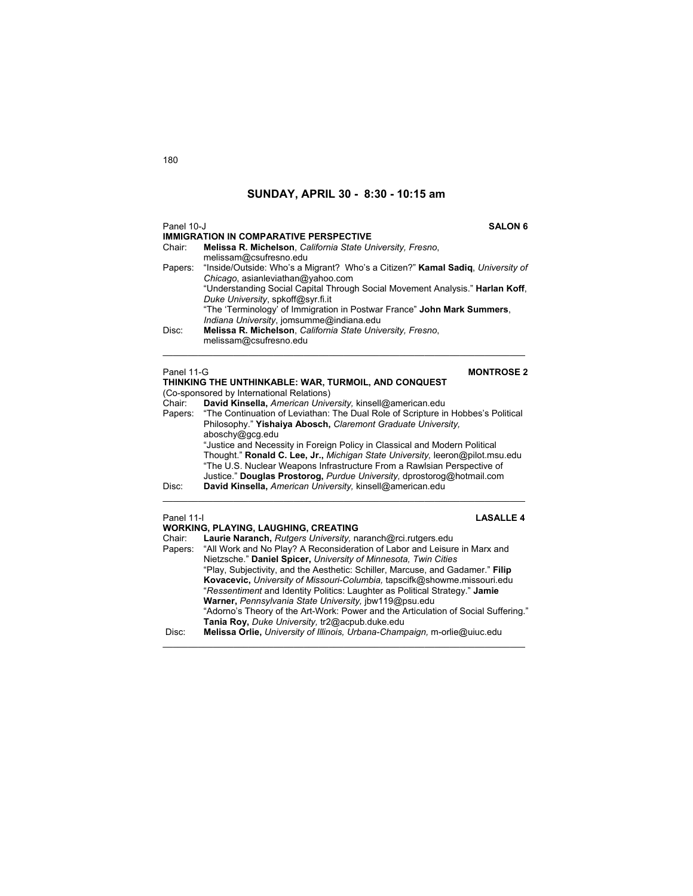## SUNDAY, APRIL 30 - 8:30 - 10:15 am

Panel 10-J **SALON 6**

**IMMIGRATION IN COMPARATIVE PERSPECTIVE**

Chair: **Melissa R. Michelson**, *California State University, Fresno*, melissam@csufresno.edu

Papers: "Inside/Outside: Who's a Migrant? Who's a Citizen?" **Kamal Sadiq**, *University of Chicago*, asianleviathan@yahoo.com

"Understanding Social Capital Through Social Movement Analysis." **Harlan Koff**, *Duke University*, spkoff@syr.fi.it

"The 'Terminology' of Immigration in Postwar France" **John Mark Summers**, *Indiana University*, jomsumme@indiana.edu

Disc: **Melissa R. Michelson**, *California State University, Fresno*, melissam@csufresno.edu

---

Panel 11-G **MONTROSE 2**

**THINKING THE UNTHINKABLE: WAR, TURMOIL, AND CONQUEST**

(Co-sponsored by International Relations)

Chair: **David Kinsella,** *American University,* kinsell@american.edu

Papers: "The Continuation of Leviathan: The Dual Role of Scripture in Hobbes's Political Philosophy." **Yishaiya Abosch,** *Claremont Graduate University,* aboschy@gcg.edu

"Justice and Necessity in Foreign Policy in Classical and Modern Political Thought." **Ronald C. Lee, Jr.,** *Michigan State University,* leeron@pilot.msu.edu

"The U.S. Nuclear Weapons Infrastructure From a Rawlsian Perspective of Justice." **Douglas Prostorog,** *Purdue University,* dprostorog@hotmail.com

Disc: **David Kinsella,** *American University,* kinsell@american.edu

---

Panel 11-I **LASALLE 4**

**WORKING, PLAYING, LAUGHING, CREATING**

Chair: **Laurie Naranch,** *Rutgers University,* naranch@rci.rutgers.edu

Papers: "All Work and No Play? A Reconsideration of Labor and Leisure in Marx and Nietzsche." **Daniel Spicer,** *University of Minnesota, Twin Cities*

"Play, Subjectivity, and the Aesthetic: Schiller, Marcuse, and Gadamer." **Filip Kovacevic,** *University of Missouri-Columbia,* tapscifk@showme.missouri.edu

"*Ressentiment* and Identity Politics: Laughter as Political Strategy." **Jamie Warner,** *Pennsylvania State University,* jbw119@psu.edu

"Adorno's Theory of the Art-Work: Power and the Articulation of Social Suffering." **Tania Roy,** *Duke University,* tr2@acpub.duke.edu

Disc: **Melissa Orlie,** *University of Illinois, Urbana-Champaign,* m-orlie@uiuc.edu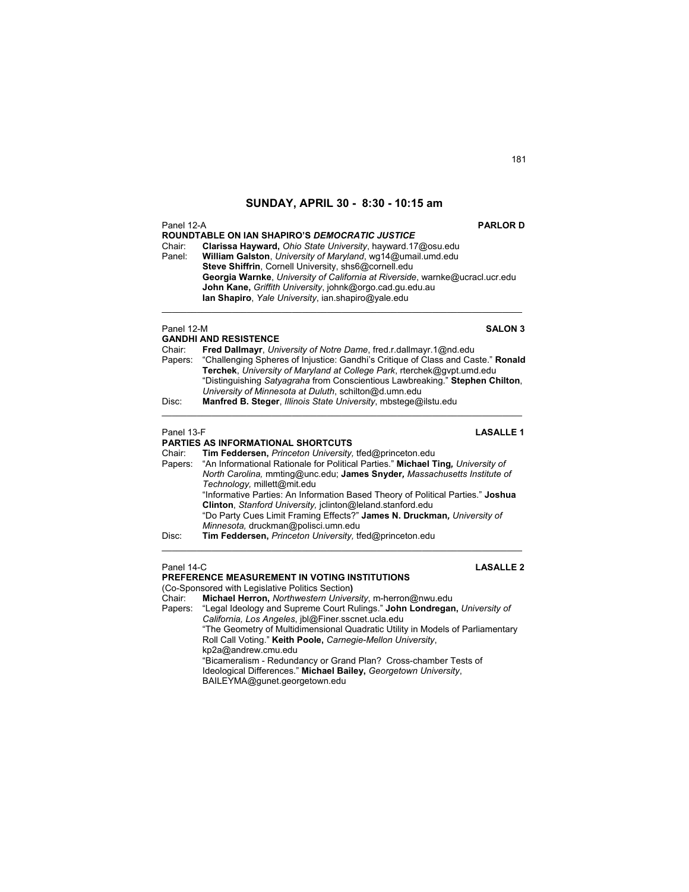## SUNDAY, APRIL 30 - 8:30 - 10:15 am

Panel 12-A **PARLOR D**

**ROUNDTABLE ON IAN SHAPIRO'S *DEMOCRATIC JUSTICE***

Chair: **Clarissa Hayward,** *Ohio State University*, hayward.17@osu.edu

Panel: **William Galston**, *University of Maryland*, wg14@umail.umd.edu
**Steve Shiffrin**, Cornell University, shs6@cornell.edu
**Georgia Warnke**, *University of California at Riverside*, warnke@ucracl.ucr.edu
**John Kane,** *Griffith University*, johnk@orgo.cad.gu.edu.au
**Ian Shapiro**, *Yale University*, ian.shapiro@yale.edu

---

Panel 12-M **SALON 3**

**GANDHI AND RESISTENCE**

Chair: **Fred Dallmayr**, *University of Notre Dame*, fred.r.dallmayr.1@nd.edu

Papers: "Challenging Spheres of Injustice: Gandhi's Critique of Class and Caste." **Ronald Terchek**, *University of Maryland at College Park*, rterchek@gvpt.umd.edu
"Distinguishing *Satyagraha* from Conscientious Lawbreaking." **Stephen Chilton**, *University of Minnesota at Duluth*, schilton@d.umn.edu

Disc: **Manfred B. Steger**, *Illinois State University*, mbstege@ilstu.edu

---

Panel 13-F **LASALLE 1**

**PARTIES AS INFORMATIONAL SHORTCUTS**

Chair: **Tim Feddersen,** *Princeton University,* tfed@princeton.edu

Papers: "An Informational Rationale for Political Parties." **Michael Ting,** *University of North Carolina,* mmting@unc.edu; **James Snyder,** *Massachusetts Institute of Technology,* millett@mit.edu
"Informative Parties: An Information Based Theory of Political Parties." **Joshua Clinton**, *Stanford University,* jclinton@leland.stanford.edu
"Do Party Cues Limit Framing Effects?" **James N. Druckman,** *University of Minnesota,* druckman@polisci.umn.edu

Disc: **Tim Feddersen,** *Princeton University,* tfed@princeton.edu

---

Panel 14-C **LASALLE 2**

**PREFERENCE MEASUREMENT IN VOTING INSTITUTIONS**

(Co-Sponsored with Legislative Politics Section**)**

Chair: **Michael Herron,** *Northwestern University*, m-herron@nwu.edu

Papers: "Legal Ideology and Supreme Court Rulings." **John Londregan,** *University of California, Los Angeles*, jbl@Finer.sscnet.ucla.edu
"The Geometry of Multidimensional Quadratic Utility in Models of Parliamentary Roll Call Voting." **Keith Poole,** *Carnegie-Mellon University*, kp2a@andrew.cmu.edu
"Bicameralism - Redundancy or Grand Plan? Cross-chamber Tests of Ideological Differences." **Michael Bailey,** *Georgetown University*, BAILEYMA@gunet.georgetown.edu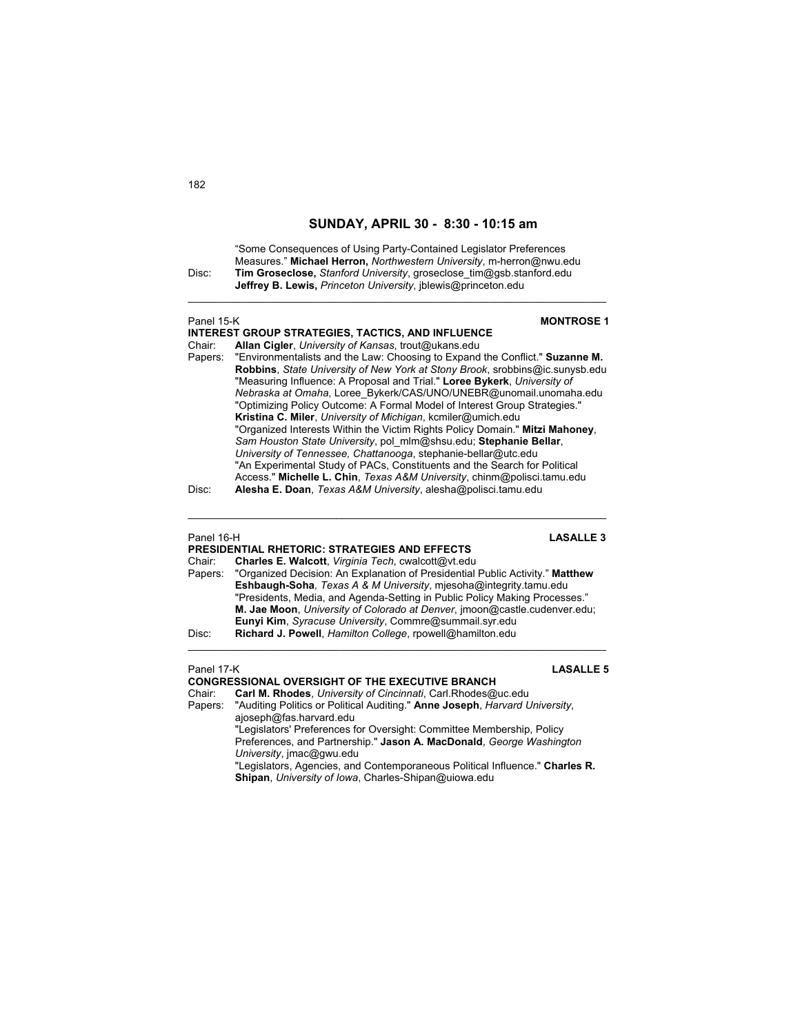## SUNDAY, APRIL 30 - 8:30 - 10:15 am

"Some Consequences of Using Party-Contained Legislator Preferences Measures." **Michael Herron,** *Northwestern University*, m-herron@nwu.edu

Disc: **Tim Groseclose,** *Stanford University*, groseclose_tim@gsb.stanford.edu
**Jeffrey B. Lewis,** *Princeton University*, jblewis@princeton.edu

---

Panel 15-K **MONTROSE 1**

### INTEREST GROUP STRATEGIES, TACTICS, AND INFLUENCE

Chair: **Allan Cigler**, *University of Kansas*, trout@ukans.edu

Papers: "Environmentalists and the Law: Choosing to Expand the Conflict." **Suzanne M. Robbins**, *State University of New York at Stony Brook*, srobbins@ic.sunysb.edu
"Measuring Influence: A Proposal and Trial." **Loree Bykerk**, *University of Nebraska at Omaha*, Loree_Bykerk/CAS/UNO/UNEBR@unomail.unomaha.edu
"Optimizing Policy Outcome: A Formal Model of Interest Group Strategies." **Kristina C. Miler**, *University of Michigan*, kcmiler@umich.edu
"Organized Interests Within the Victim Rights Policy Domain." **Mitzi Mahoney**, *Sam Houston State University*, pol_mlm@shsu.edu; **Stephanie Bellar**, *University of Tennessee, Chattanooga*, stephanie-bellar@utc.edu
"An Experimental Study of PACs, Constituents and the Search for Political Access." **Michelle L. Chin**, *Texas A&M University*, chinm@polisci.tamu.edu

Disc: **Alesha E. Doan**, *Texas A&M University*, alesha@polisci.tamu.edu

---

Panel 16-H **LASALLE 3**

### PRESIDENTIAL RHETORIC: STRATEGIES AND EFFECTS

Chair: **Charles E. Walcott**, *Virginia Tech*, cwalcott@vt.edu

Papers: "Organized Decision: An Explanation of Presidential Public Activity." **Matthew Eshbaugh-Soha***, Texas A & M University*, mjesoha@integrity.tamu.edu
"Presidents, Media, and Agenda-Setting in Public Policy Making Processes." **M. Jae Moon**, *University of Colorado at Denver*, jmoon@castle.cudenver.edu; **Eunyi Kim**, *Syracuse University*, Commre@summail.syr.edu

Disc: **Richard J. Powell**, *Hamilton College*, rpowell@hamilton.edu

---

Panel 17-K **LASALLE 5**

### CONGRESSIONAL OVERSIGHT OF THE EXECUTIVE BRANCH

Chair: **Carl M. Rhodes**, *University of Cincinnati*, Carl.Rhodes@uc.edu

Papers: "Auditing Politics or Political Auditing." **Anne Joseph**, *Harvard University*, ajoseph@fas.harvard.edu
"Legislators' Preferences for Oversight: Committee Membership, Policy Preferences, and Partnership." **Jason A. MacDonald**, *George Washington University*, jmac@gwu.edu
"Legislators, Agencies, and Contemporaneous Political Influence." **Charles R. Shipan**, *University of Iowa*, Charles-Shipan@uiowa.edu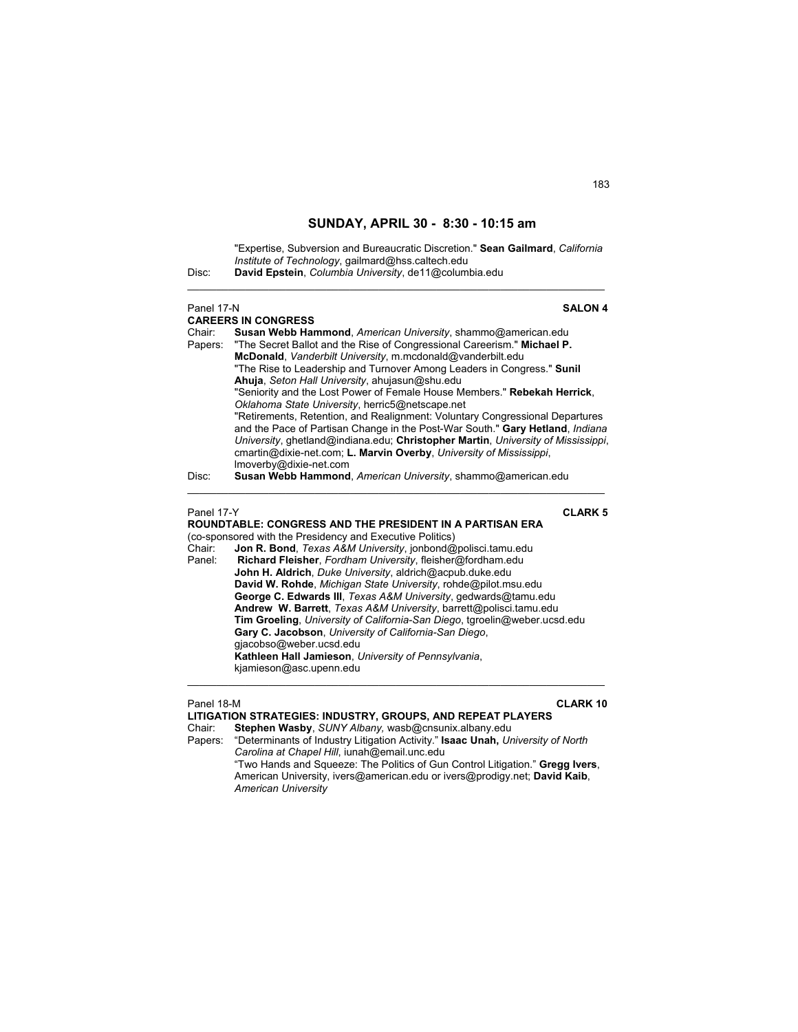## SUNDAY, APRIL 30 - 8:30 - 10:15 am

"Expertise, Subversion and Bureaucratic Discretion." **Sean Gailmard**, *California Institute of Technology*, gailmard@hss.caltech.edu

Disc: **David Epstein**, *Columbia University*, de11@columbia.edu

---

Panel 17-N **SALON 4**

**CAREERS IN CONGRESS**

Chair: **Susan Webb Hammond**, *American University*, shammo@american.edu

Papers: "The Secret Ballot and the Rise of Congressional Careerism." **Michael P. McDonald**, *Vanderbilt University*, m.mcdonald@vanderbilt.edu

"The Rise to Leadership and Turnover Among Leaders in Congress." **Sunil Ahuja**, *Seton Hall University*, ahujasun@shu.edu

"Seniority and the Lost Power of Female House Members." **Rebekah Herrick**, *Oklahoma State University*, herric5@netscape.net

"Retirements, Retention, and Realignment: Voluntary Congressional Departures and the Pace of Partisan Change in the Post-War South." **Gary Hetland**, *Indiana University*, ghetland@indiana.edu; **Christopher Martin**, *University of Mississippi*, cmartin@dixie-net.com; **L. Marvin Overby**, *University of Mississippi*, lmoverby@dixie-net.com

Disc: **Susan Webb Hammond**, *American University*, shammo@american.edu

---

Panel 17-Y **CLARK 5**

**ROUNDTABLE: CONGRESS AND THE PRESIDENT IN A PARTISAN ERA**

(co-sponsored with the Presidency and Executive Politics)

Chair: **Jon R. Bond**, *Texas A&M University*, jonbond@polisci.tamu.edu

Panel: **Richard Fleisher**, *Fordham University*, fleisher@fordham.edu

**John H. Aldrich**, *Duke University*, aldrich@acpub.duke.edu

**David W. Rohde**, *Michigan State University*, rohde@pilot.msu.edu

**George C. Edwards III**, *Texas A&M University*, gedwards@tamu.edu

**Andrew W. Barrett**, *Texas A&M University*, barrett@polisci.tamu.edu

**Tim Groeling**, *University of California-San Diego*, tgroelin@weber.ucsd.edu

**Gary C. Jacobson**, *University of California-San Diego*, gjacobso@weber.ucsd.edu

**Kathleen Hall Jamieson**, *University of Pennsylvania*, kjamieson@asc.upenn.edu

---

Panel 18-M **CLARK 10**

**LITIGATION STRATEGIES: INDUSTRY, GROUPS, AND REPEAT PLAYERS**

Chair: **Stephen Wasby**, *SUNY Albany*, wasb@cnsunix.albany.edu

Papers: "Determinants of Industry Litigation Activity." **Isaac Unah,** *University of North Carolina at Chapel Hill*, iunah@email.unc.edu

"Two Hands and Squeeze: The Politics of Gun Control Litigation." **Gregg Ivers**, American University, ivers@american.edu or ivers@prodigy.net; **David Kaib**, *American University*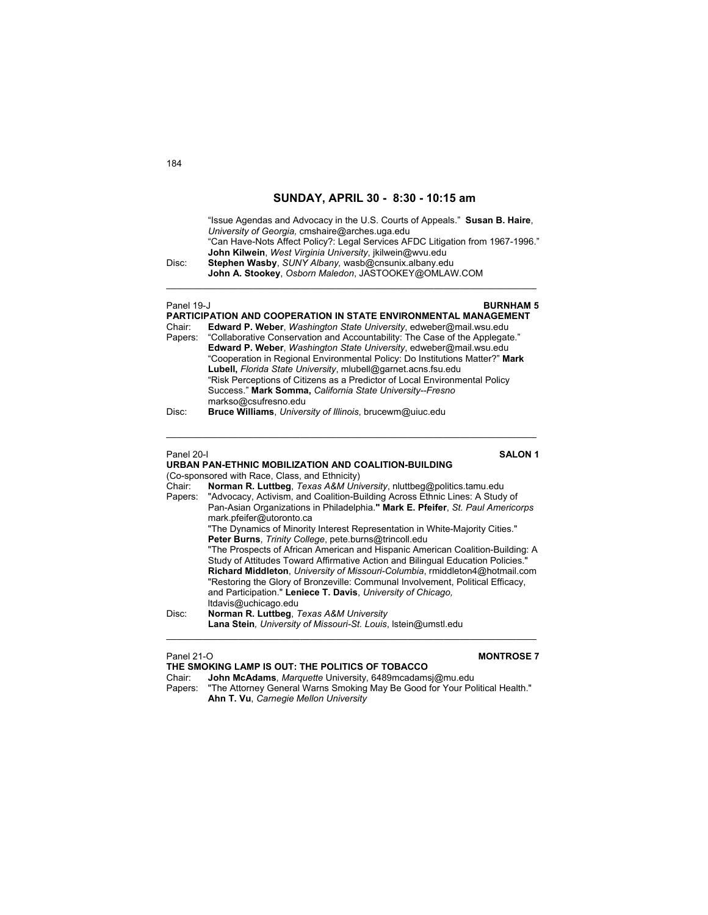## SUNDAY, APRIL 30 - 8:30 - 10:15 am

"Issue Agendas and Advocacy in the U.S. Courts of Appeals." **Susan B. Haire**, *University of Georgia,* cmshaire@arches.uga.edu
"Can Have-Nots Affect Policy?: Legal Services AFDC Litigation from 1967-1996." **John Kilwein**, *West Virginia University*, jkilwein@wvu.edu

Disc: **Stephen Wasby**, *SUNY Albany*, wasb@cnsunix.albany.edu
**John A. Stookey**, *Osborn Maledon*, JASTOOKEY@OMLAW.COM

---

Panel 19-J **BURNHAM 5**

### PARTICIPATION AND COOPERATION IN STATE ENVIRONMENTAL MANAGEMENT

Chair: **Edward P. Weber**, *Washington State University*, edweber@mail.wsu.edu

Papers: "Collaborative Conservation and Accountability: The Case of the Applegate." **Edward P. Weber**, *Washington State University*, edweber@mail.wsu.edu
"Cooperation in Regional Environmental Policy: Do Institutions Matter?" **Mark Lubell,** *Florida State University*, mlubell@garnet.acns.fsu.edu
"Risk Perceptions of Citizens as a Predictor of Local Environmental Policy Success." **Mark Somma,** *California State University--Fresno* markso@csufresno.edu

Disc: **Bruce Williams**, *University of Illinois*, brucewm@uiuc.edu

---

Panel 20-I **SALON 1**

### URBAN PAN-ETHNIC MOBILIZATION AND COALITION-BUILDING

(Co-sponsored with Race, Class, and Ethnicity)

Chair: **Norman R. Luttbeg**, *Texas A&M University*, nluttbeg@politics.tamu.edu

Papers: "Advocacy, Activism, and Coalition-Building Across Ethnic Lines: A Study of Pan-Asian Organizations in Philadelphia." **Mark E. Pfeifer**, *St. Paul Americorps* mark.pfeifer@utoronto.ca
"The Dynamics of Minority Interest Representation in White-Majority Cities." **Peter Burns**, *Trinity College*, pete.burns@trincoll.edu
"The Prospects of African American and Hispanic American Coalition-Building: A Study of Attitudes Toward Affirmative Action and Bilingual Education Policies." **Richard Middleton**, *University of Missouri-Columbia*, rmiddleton4@hotmail.com
"Restoring the Glory of Bronzeville: Communal Involvement, Political Efficacy, and Participation." **Leniece T. Davis**, *University of Chicago,* ltdavis@uchicago.edu

Disc: **Norman R. Luttbeg**, *Texas A&M University*
**Lana Stein***, University of Missouri-St. Louis*, lstein@umstl.edu

---

Panel 21-O **MONTROSE 7**

### THE SMOKING LAMP IS OUT: THE POLITICS OF TOBACCO

Chair: **John McAdams**, *Marquette* University, 6489mcadamsj@mu.edu

Papers: "The Attorney General Warns Smoking May Be Good for Your Political Health." **Ahn T. Vu**, *Carnegie Mellon University*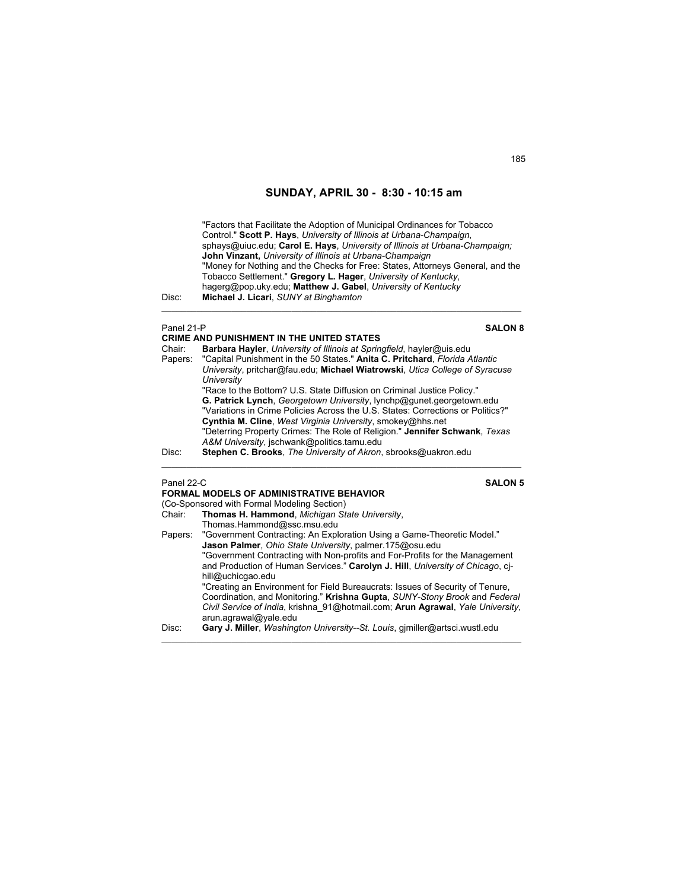## SUNDAY, APRIL 30 - 8:30 - 10:15 am

"Factors that Facilitate the Adoption of Municipal Ordinances for Tobacco Control." **Scott P. Hays**, *University of Illinois at Urbana-Champaign*, sphays@uiuc.edu; **Carol E. Hays**, *University of Illinois at Urbana-Champaign;* **John Vinzant,** *University of Illinois at Urbana-Champaign*
"Money for Nothing and the Checks for Free: States, Attorneys General, and the Tobacco Settlement." **Gregory L. Hager**, *University of Kentucky*, hagerg@pop.uky.edu; **Matthew J. Gabel**, *University of Kentucky*

Disc: **Michael J. Licari**, *SUNY at Binghamton*

---

Panel 21-P **SALON 8**

**CRIME AND PUNISHMENT IN THE UNITED STATES**

Chair: **Barbara Hayler**, *University of Illinois at Springfield*, hayler@uis.edu

Papers: "Capital Punishment in the 50 States." **Anita C. Pritchard**, *Florida Atlantic University*, pritchar@fau.edu; **Michael Wiatrowski**, *Utica College of Syracuse University*
"Race to the Bottom? U.S. State Diffusion on Criminal Justice Policy." **G. Patrick Lynch**, *Georgetown University*, lynchp@gunet.georgetown.edu
"Variations in Crime Policies Across the U.S. States: Corrections or Politics?" **Cynthia M. Cline**, *West Virginia University*, smokey@hhs.net
"Deterring Property Crimes: The Role of Religion." **Jennifer Schwank**, *Texas A&M University*, jschwank@politics.tamu.edu

Disc: **Stephen C. Brooks**, *The University of Akron*, sbrooks@uakron.edu

---

Panel 22-C **SALON 5**

**FORMAL MODELS OF ADMINISTRATIVE BEHAVIOR**
(Co-Sponsored with Formal Modeling Section)

Chair: **Thomas H. Hammond**, *Michigan State University*, Thomas.Hammond@ssc.msu.edu

Papers: "Government Contracting: An Exploration Using a Game-Theoretic Model." **Jason Palmer**, *Ohio State University*, palmer.175@osu.edu
"Government Contracting with Non-profits and For-Profits for the Management and Production of Human Services." **Carolyn J. Hill**, *University of Chicago*, cj-hill@uchicgao.edu
"Creating an Environment for Field Bureaucrats: Issues of Security of Tenure, Coordination, and Monitoring." **Krishna Gupta**, *SUNY-Stony Brook* and *Federal Civil Service of India*, krishna_91@hotmail.com; **Arun Agrawal**, *Yale University*, arun.agrawal@yale.edu

Disc: **Gary J. Miller**, *Washington University--St. Louis*, gjmiller@artsci.wustl.edu

---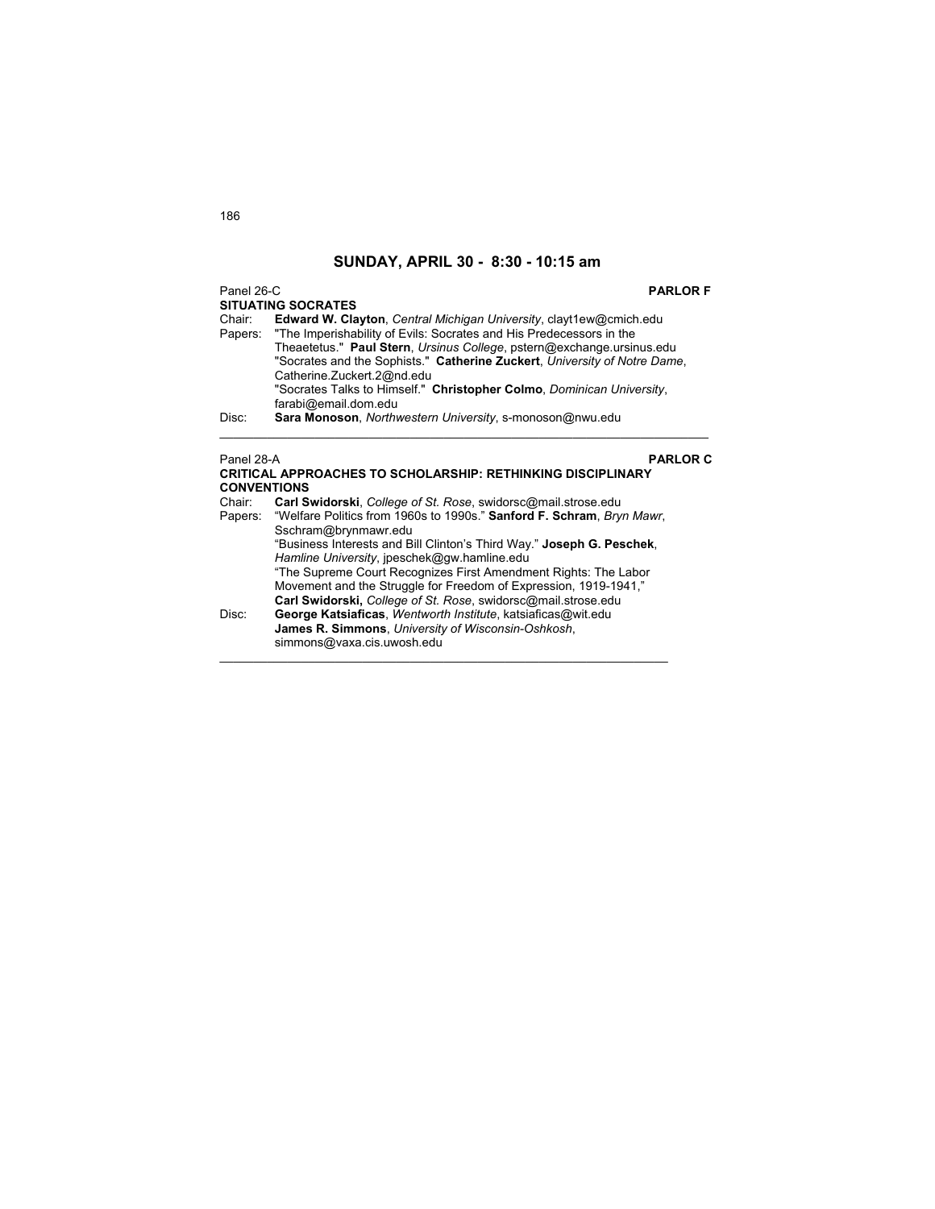## SUNDAY, APRIL 30 - 8:30 - 10:15 am

Panel 26-C **PARLOR F**

**SITUATING SOCRATES**

Chair: **Edward W. Clayton**, *Central Michigan University*, clayt1ew@cmich.edu

Papers: "The Imperishability of Evils: Socrates and His Predecessors in the Theaetetus." **Paul Stern**, *Ursinus College*, pstern@exchange.ursinus.edu

"Socrates and the Sophists." **Catherine Zuckert**, *University of Notre Dame*, Catherine.Zuckert.2@nd.edu

"Socrates Talks to Himself." **Christopher Colmo**, *Dominican University*, farabi@email.dom.edu

Disc: **Sara Monoson**, *Northwestern University*, s-monoson@nwu.edu

---

Panel 28-A **PARLOR C**

**CRITICAL APPROACHES TO SCHOLARSHIP: RETHINKING DISCIPLINARY CONVENTIONS**

Chair: **Carl Swidorski**, *College of St. Rose*, swidorsc@mail.strose.edu

Papers: "Welfare Politics from 1960s to 1990s." **Sanford F. Schram**, *Bryn Mawr*, Sschram@brynmawr.edu

"Business Interests and Bill Clinton's Third Way." **Joseph G. Peschek**, *Hamline University*, jpeschek@gw.hamline.edu

"The Supreme Court Recognizes First Amendment Rights: The Labor Movement and the Struggle for Freedom of Expression, 1919-1941," **Carl Swidorski,** *College of St. Rose*, swidorsc@mail.strose.edu

Disc: **George Katsiaficas**, *Wentworth Institute*, katsiaficas@wit.edu

**James R. Simmons**, *University of Wisconsin-Oshkosh*, simmons@vaxa.cis.uwosh.edu

---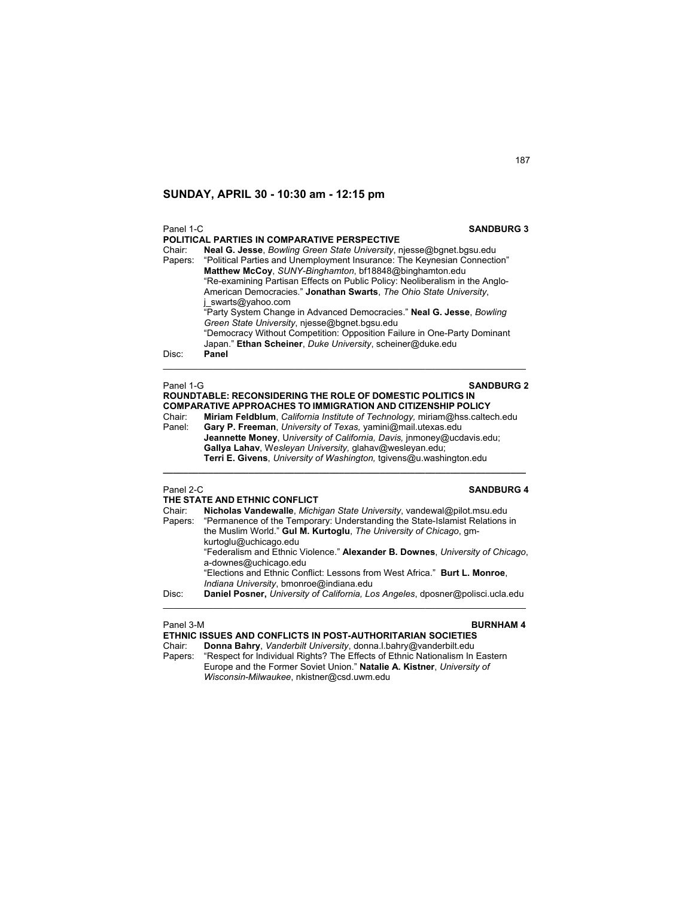## SUNDAY, APRIL 30 - 10:30 am - 12:15 pm

Panel 1-C **SANDBURG 3**

**POLITICAL PARTIES IN COMPARATIVE PERSPECTIVE**

Chair: **Neal G. Jesse**, *Bowling Green State University*, njesse@bgnet.bgsu.edu

Papers: "Political Parties and Unemployment Insurance: The Keynesian Connection" **Matthew McCoy**, *SUNY-Binghamton*, bf18848@binghamton.edu

"Re-examining Partisan Effects on Public Policy: Neoliberalism in the Anglo-American Democracies." **Jonathan Swarts**, *The Ohio State University*, j_swarts@yahoo.com

"Party System Change in Advanced Democracies." **Neal G. Jesse**, *Bowling Green State University*, njesse@bgnet.bgsu.edu

"Democracy Without Competition: Opposition Failure in One-Party Dominant Japan." **Ethan Scheiner**, *Duke University*, scheiner@duke.edu

Disc: **Panel**

---

Panel 1-G **SANDBURG 2**

**ROUNDTABLE: RECONSIDERING THE ROLE OF DOMESTIC POLITICS IN COMPARATIVE APPROACHES TO IMMIGRATION AND CITIZENSHIP POLICY**

Chair: **Miriam Feldblum**, *California Institute of Technology,* miriam@hss.caltech.edu

Panel: **Gary P. Freeman**, *University of Texas,* yamini@mail.utexas.edu

**Jeannette Money**, *University of California, Davis,* jnmoney@ucdavis.edu;

**Gallya Lahav**, *Wesleyan University,* glahav@wesleyan.edu;

**Terri E. Givens**, *University of Washington,* tgivens@u.washington.edu

---

Panel 2-C **SANDBURG 4**

**THE STATE AND ETHNIC CONFLICT**

Chair: **Nicholas Vandewalle**, *Michigan State University*, vandewal@pilot.msu.edu

Papers: "Permanence of the Temporary: Understanding the State-Islamist Relations in the Muslim World." **Gul M. Kurtoglu**, *The University of Chicago*, gm-kurtoglu@uchicago.edu

"Federalism and Ethnic Violence." **Alexander B. Downes**, *University of Chicago*, a-downes@uchicago.edu

"Elections and Ethnic Conflict: Lessons from West Africa." **Burt L. Monroe**, *Indiana University*, bmonroe@indiana.edu

Disc: **Daniel Posner,** *University of California, Los Angeles*, dposner@polisci.ucla.edu

---

Panel 3-M **BURNHAM 4**

**ETHNIC ISSUES AND CONFLICTS IN POST-AUTHORITARIAN SOCIETIES**

Chair: **Donna Bahry**, *Vanderbilt University*, donna.l.bahry@vanderbilt.edu

Papers: "Respect for Individual Rights? The Effects of Ethnic Nationalism In Eastern Europe and the Former Soviet Union." **Natalie A. Kistner**, *University of Wisconsin-Milwaukee*, nkistner@csd.uwm.edu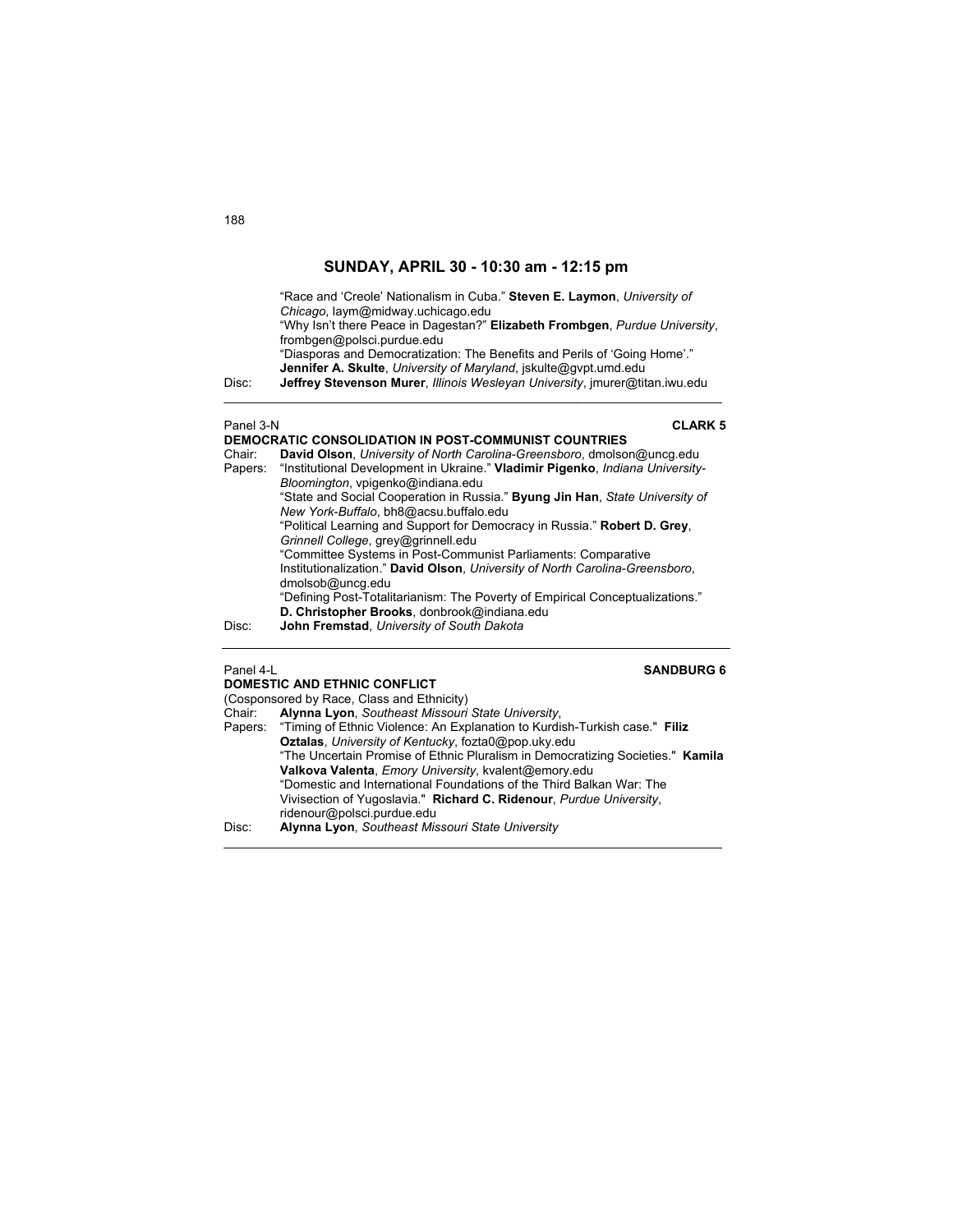## SUNDAY, APRIL 30 - 10:30 am - 12:15 pm

"Race and 'Creole' Nationalism in Cuba." **Steven E. Laymon**, *University of Chicago*, laym@midway.uchicago.edu
"Why Isn't there Peace in Dagestan?" **Elizabeth Frombgen**, *Purdue University*, frombgen@polsci.purdue.edu
"Diasporas and Democratization: The Benefits and Perils of 'Going Home'." **Jennifer A. Skulte**, *University of Maryland*, jskulte@gvpt.umd.edu

Disc: **Jeffrey Stevenson Murer**, *Illinois Wesleyan University*, jmurer@titan.iwu.edu

---

Panel 3-N **CLARK 5**

**DEMOCRATIC CONSOLIDATION IN POST-COMMUNIST COUNTRIES**

Chair: **David Olson**, *University of North Carolina-Greensboro*, dmolson@uncg.edu

Papers: "Institutional Development in Ukraine." **Vladimir Pigenko**, *Indiana University-Bloomington*, vpigenko@indiana.edu
"State and Social Cooperation in Russia." **Byung Jin Han**, *State University of New York-Buffalo*, bh8@acsu.buffalo.edu
"Political Learning and Support for Democracy in Russia." **Robert D. Grey**, *Grinnell College*, grey@grinnell.edu
"Committee Systems in Post-Communist Parliaments: Comparative Institutionalization." **David Olson**, *University of North Carolina-Greensboro*, dmolsob@uncg.edu
"Defining Post-Totalitarianism: The Poverty of Empirical Conceptualizations." **D. Christopher Brooks**, donbrook@indiana.edu

Disc: **John Fremstad**, *University of South Dakota*

---

Panel 4-L **SANDBURG 6**

**DOMESTIC AND ETHNIC CONFLICT**

(Cosponsored by Race, Class and Ethnicity)

Chair: **Alynna Lyon**, *Southeast Missouri State University*,

Papers: "Timing of Ethnic Violence: An Explanation to Kurdish-Turkish case." **Filiz Oztalas**, *University of Kentucky*, fozta0@pop.uky.edu
"The Uncertain Promise of Ethnic Pluralism in Democratizing Societies." **Kamila Valkova Valenta**, *Emory University*, kvalent@emory.edu
"Domestic and International Foundations of the Third Balkan War: The Vivisection of Yugoslavia." **Richard C. Ridenour**, *Purdue University*, ridenour@polsci.purdue.edu

Disc: **Alynna Lyon**, *Southeast Missouri State University*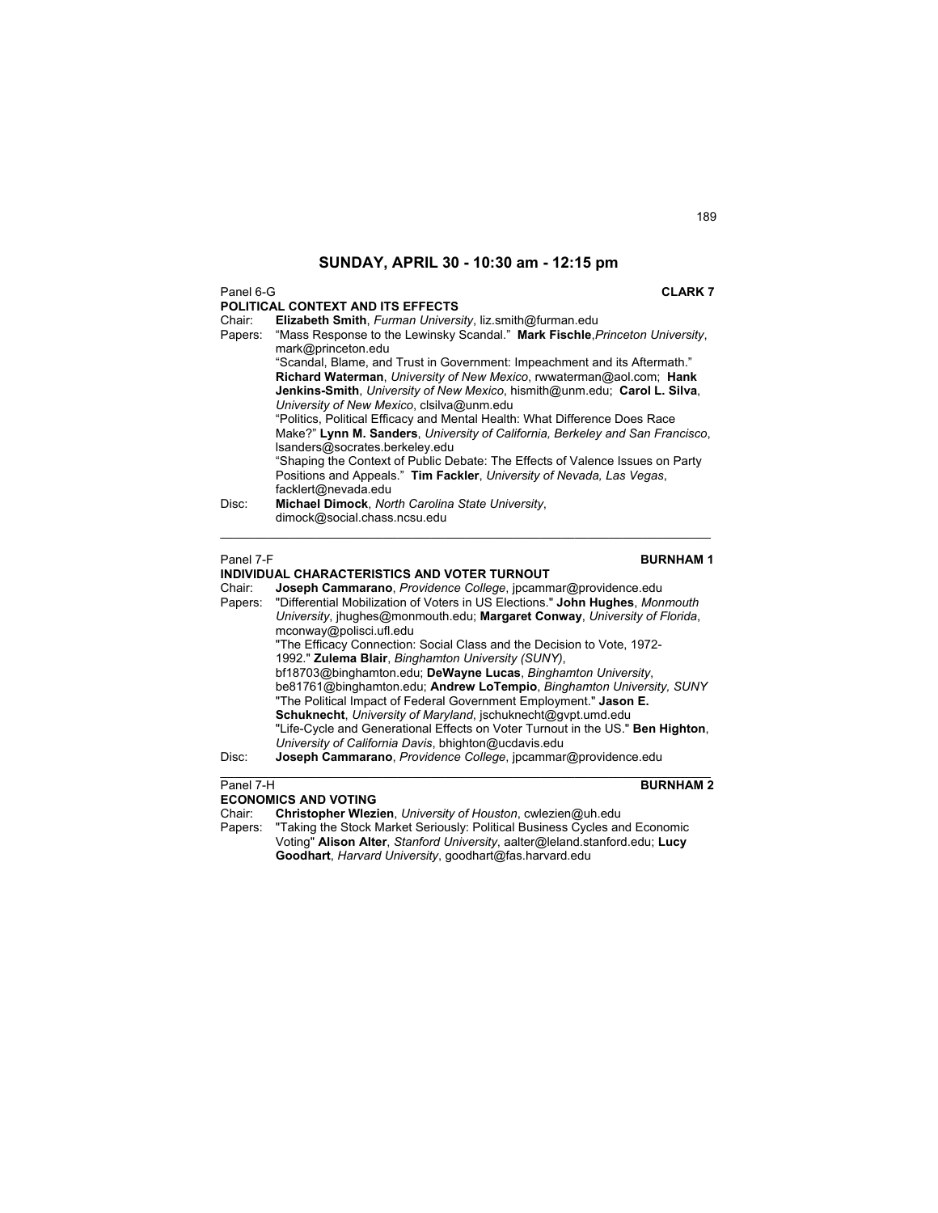## SUNDAY, APRIL 30 - 10:30 am - 12:15 pm

Panel 6-G **CLARK 7**

### POLITICAL CONTEXT AND ITS EFFECTS

Chair: **Elizabeth Smith**, *Furman University*, liz.smith@furman.edu

Papers: "Mass Response to the Lewinsky Scandal." **Mark Fischle**,*Princeton University*, mark@princeton.edu

"Scandal, Blame, and Trust in Government: Impeachment and its Aftermath." **Richard Waterman**, *University of New Mexico*, rwwaterman@aol.com; **Hank Jenkins-Smith**, *University of New Mexico*, hismith@unm.edu; **Carol L. Silva**, *University of New Mexico*, clsilva@unm.edu

"Politics, Political Efficacy and Mental Health: What Difference Does Race Make?" **Lynn M. Sanders**, *University of California, Berkeley and San Francisco*, lsanders@socrates.berkeley.edu

"Shaping the Context of Public Debate: The Effects of Valence Issues on Party Positions and Appeals." **Tim Fackler**, *University of Nevada, Las Vegas*, facklert@nevada.edu

Disc: **Michael Dimock**, *North Carolina State University*, dimock@social.chass.ncsu.edu

---

Panel 7-F **BURNHAM 1**

### INDIVIDUAL CHARACTERISTICS AND VOTER TURNOUT

Chair: **Joseph Cammarano**, *Providence College*, jpcammar@providence.edu

Papers: "Differential Mobilization of Voters in US Elections." **John Hughes**, *Monmouth University*, jhughes@monmouth.edu; **Margaret Conway**, *University of Florida*, mconway@polisci.ufl.edu

"The Efficacy Connection: Social Class and the Decision to Vote, 1972-1992." **Zulema Blair**, *Binghamton University (SUNY)*, bf18703@binghamton.edu; **DeWayne Lucas**, *Binghamton University*, be81761@binghamton.edu; **Andrew LoTempio**, *Binghamton University, SUNY*

"The Political Impact of Federal Government Employment." **Jason E. Schuknecht**, *University of Maryland*, jschuknecht@gvpt.umd.edu

"Life-Cycle and Generational Effects on Voter Turnout in the US." **Ben Highton**, *University of California Davis*, bhighton@ucdavis.edu

Disc: **Joseph Cammarano**, *Providence College*, jpcammar@providence.edu

---

Panel 7-H **BURNHAM 2**

### ECONOMICS AND VOTING

Chair: **Christopher Wlezien**, *University of Houston*, cwlezien@uh.edu

Papers: "Taking the Stock Market Seriously: Political Business Cycles and Economic Voting" **Alison Alter**, *Stanford University*, aalter@leland.stanford.edu; **Lucy Goodhart**, *Harvard University*, goodhart@fas.harvard.edu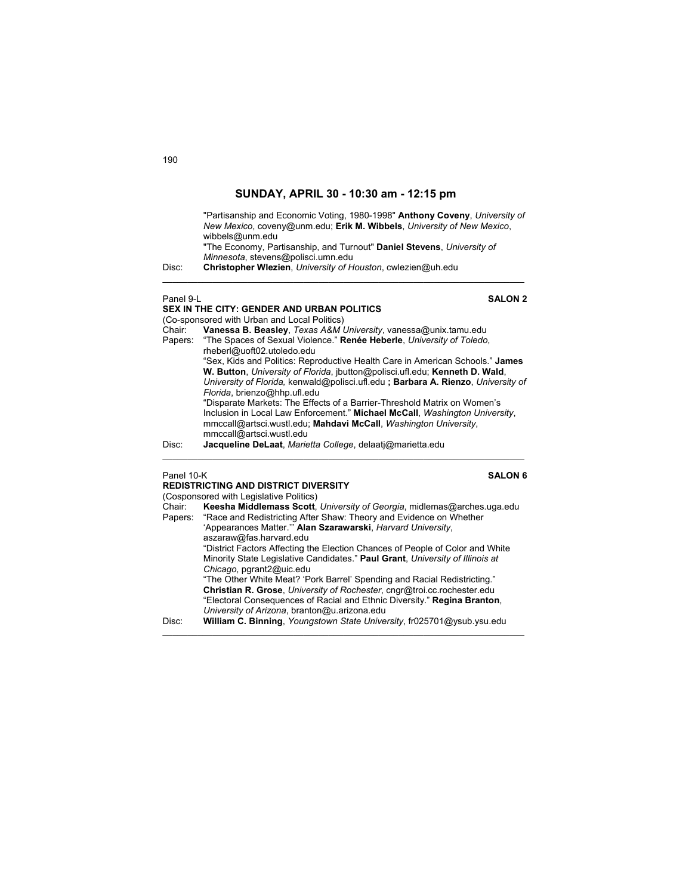## SUNDAY, APRIL 30 - 10:30 am - 12:15 pm

"Partisanship and Economic Voting, 1980-1998" **Anthony Coveny**, *University of New Mexico*, coveny@unm.edu; **Erik M. Wibbels**, *University of New Mexico*, wibbels@unm.edu

"The Economy, Partisanship, and Turnout" **Daniel Stevens**, *University of Minnesota*, stevens@polisci.umn.edu

Disc: **Christopher Wlezien**, *University of Houston*, cwlezien@uh.edu

---

Panel 9-L **SALON 2**

### SEX IN THE CITY: GENDER AND URBAN POLITICS

(Co-sponsored with Urban and Local Politics)

Chair: **Vanessa B. Beasley**, *Texas A&M University*, vanessa@unix.tamu.edu

Papers: "The Spaces of Sexual Violence." **Renée Heberle**, *University of Toledo*, rheberl@uoft02.utoledo.edu

"Sex, Kids and Politics: Reproductive Health Care in American Schools." **James W. Button**, *University of Florida*, jbutton@polisci.ufl.edu; **Kenneth D. Wald**, *University of Florida*, kenwald@polisci.ufl.edu **; Barbara A. Rienzo**, *University of Florida*, brienzo@hhp.ufl.edu

"Disparate Markets: The Effects of a Barrier-Threshold Matrix on Women's Inclusion in Local Law Enforcement." **Michael McCall**, *Washington University*, mmccall@artsci.wustl.edu; **Mahdavi McCall**, *Washington University*, mmccall@artsci.wustl.edu

Disc: **Jacqueline DeLaat**, *Marietta College*, delaatj@marietta.edu

---

Panel 10-K **SALON 6**

### REDISTRICTING AND DISTRICT DIVERSITY

(Cosponsored with Legislative Politics)

Chair: **Keesha Middlemass Scott**, *University of Georgia*, midlemas@arches.uga.edu

Papers: "Race and Redistricting After Shaw: Theory and Evidence on Whether 'Appearances Matter.'" **Alan Szarawarski**, *Harvard University*, aszaraw@fas.harvard.edu

"District Factors Affecting the Election Chances of People of Color and White Minority State Legislative Candidates." **Paul Grant**, *University of Illinois at Chicago*, pgrant2@uic.edu

"The Other White Meat? 'Pork Barrel' Spending and Racial Redistricting." **Christian R. Grose**, *University of Rochester*, cngr@troi.cc.rochester.edu

"Electoral Consequences of Racial and Ethnic Diversity." **Regina Branton**, *University of Arizona*, branton@u.arizona.edu

Disc: **William C. Binning**, *Youngstown State University*, fr025701@ysub.ysu.edu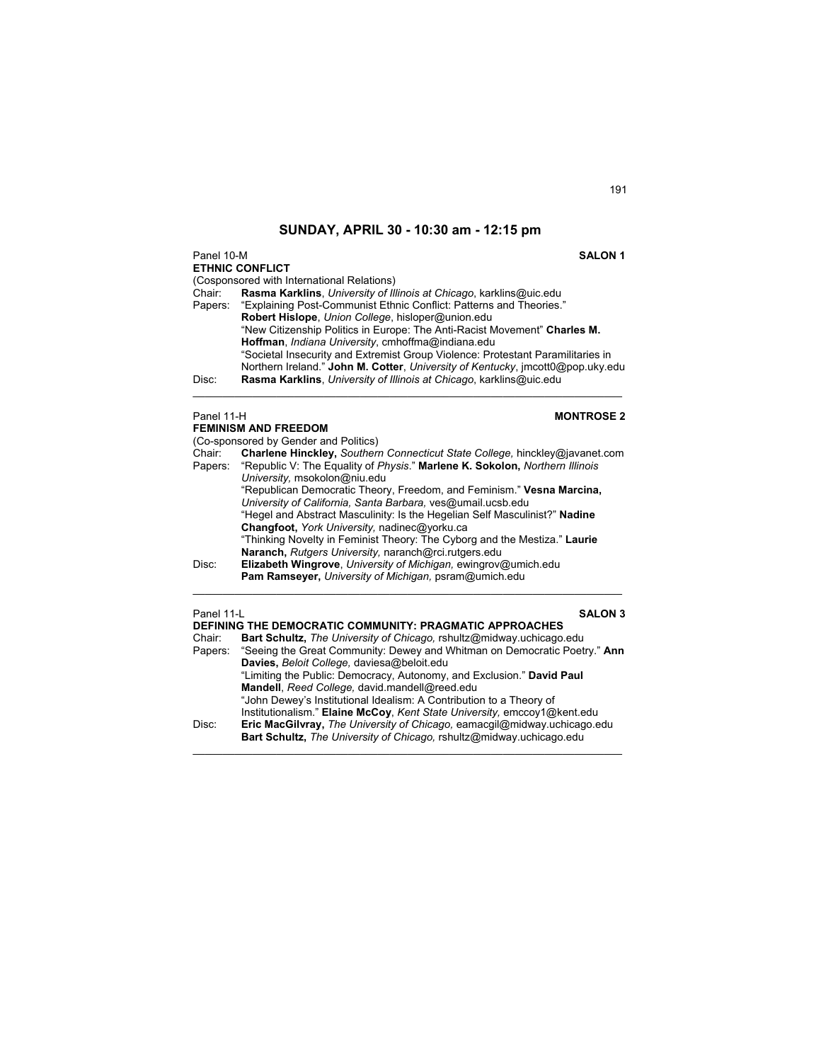## SUNDAY, APRIL 30 - 10:30 am - 12:15 pm

Panel 10-M **SALON 1**

**ETHNIC CONFLICT**

(Cosponsored with International Relations)

Chair: **Rasma Karklins**, *University of Illinois at Chicago*, karklins@uic.edu

Papers: "Explaining Post-Communist Ethnic Conflict: Patterns and Theories." **Robert Hislope**, *Union College*, hisloper@union.edu

"New Citizenship Politics in Europe: The Anti-Racist Movement" **Charles M. Hoffman**, *Indiana University*, cmhoffma@indiana.edu

"Societal Insecurity and Extremist Group Violence: Protestant Paramilitaries in Northern Ireland." **John M. Cotter**, *University of Kentucky*, jmcott0@pop.uky.edu

Disc: **Rasma Karklins**, *University of Illinois at Chicago*, karklins@uic.edu

---

Panel 11-H **MONTROSE 2**

**FEMINISM AND FREEDOM**

(Co-sponsored by Gender and Politics)

Chair: **Charlene Hinckley,** *Southern Connecticut State College,* hinckley@javanet.com

Papers: "Republic V: The Equality of *Physis*." **Marlene K. Sokolon,** *Northern Illinois University,* msokolon@niu.edu

"Republican Democratic Theory, Freedom, and Feminism." **Vesna Marcina,** *University of California, Santa Barbara,* ves@umail.ucsb.edu

"Hegel and Abstract Masculinity: Is the Hegelian Self Masculinist?" **Nadine Changfoot,** *York University,* nadinec@yorku.ca

"Thinking Novelty in Feminist Theory: The Cyborg and the Mestiza." **Laurie Naranch,** *Rutgers University,* naranch@rci.rutgers.edu

Disc: **Elizabeth Wingrove**, *University of Michigan,* ewingrov@umich.edu
**Pam Ramseyer,** *University of Michigan,* psram@umich.edu

---

Panel 11-L **SALON 3**

**DEFINING THE DEMOCRATIC COMMUNITY: PRAGMATIC APPROACHES**

Chair: **Bart Schultz,** *The University of Chicago,* rshultz@midway.uchicago.edu

Papers: "Seeing the Great Community: Dewey and Whitman on Democratic Poetry." **Ann Davies,** *Beloit College,* daviesa@beloit.edu

"Limiting the Public: Democracy, Autonomy, and Exclusion." **David Paul Mandell**, *Reed College,* david.mandell@reed.edu

"John Dewey's Institutional Idealism: A Contribution to a Theory of Institutionalism." **Elaine McCoy**, *Kent State University,* emccoy1@kent.edu

Disc: **Eric MacGilvray,** *The University of Chicago,* eamacgil@midway.uchicago.edu
**Bart Schultz,** *The University of Chicago,* rshultz@midway.uchicago.edu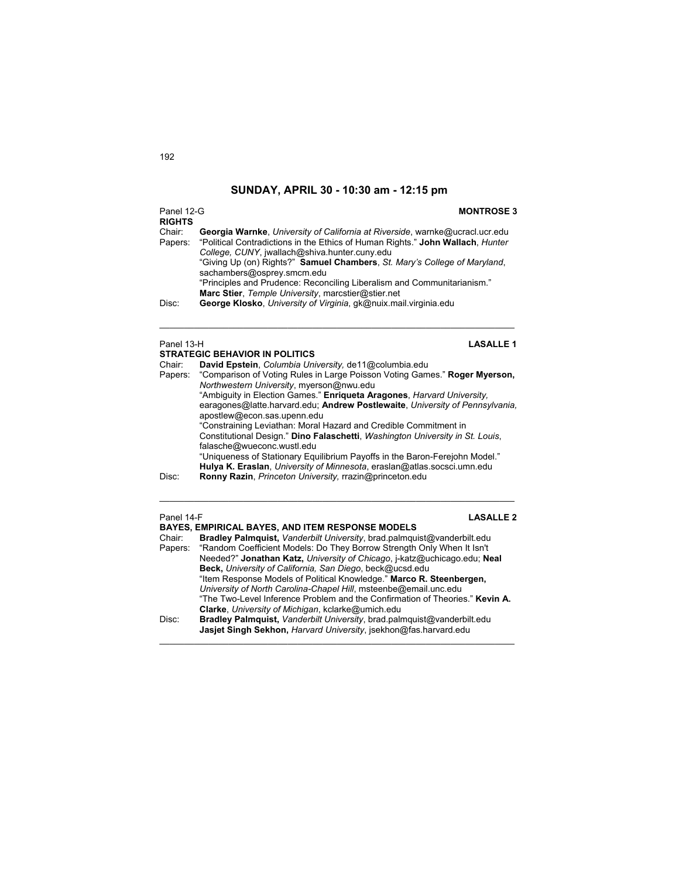## SUNDAY, APRIL 30 - 10:30 am - 12:15 pm

Panel 12-G **MONTROSE 3**

**RIGHTS**

Chair: **Georgia Warnke**, *University of California at Riverside*, warnke@ucracl.ucr.edu

Papers: "Political Contradictions in the Ethics of Human Rights." **John Wallach**, *Hunter College, CUNY*, jwallach@shiva.hunter.cuny.edu

"Giving Up (on) Rights?" **Samuel Chambers**, *St. Mary's College of Maryland*, sachambers@osprey.smcm.edu

"Principles and Prudence: Reconciling Liberalism and Communitarianism." **Marc Stier**, *Temple University*, marcstier@stier.net

Disc: **George Klosko**, *University of Virginia*, gk@nuix.mail.virginia.edu

---

Panel 13-H **LASALLE 1**

**STRATEGIC BEHAVIOR IN POLITICS**

Chair: **David Epstein**, *Columbia University,* de11@columbia.edu

Papers: "Comparison of Voting Rules in Large Poisson Voting Games." **Roger Myerson,** *Northwestern University*, myerson@nwu.edu

"Ambiguity in Election Games." **Enriqueta Aragones**, *Harvard University,* earagones@latte.harvard.edu; **Andrew Postlewaite**, *University of Pennsylvania,* apostlew@econ.sas.upenn.edu

"Constraining Leviathan: Moral Hazard and Credible Commitment in Constitutional Design." **Dino Falaschetti**, *Washington University in St. Louis*, falasche@wueconc.wustl.edu

"Uniqueness of Stationary Equilibrium Payoffs in the Baron-Ferejohn Model." **Hulya K. Eraslan**, *University of Minnesota*, eraslan@atlas.socsci.umn.edu

Disc: **Ronny Razin**, *Princeton University,* rrazin@princeton.edu

---

Panel 14-F **LASALLE 2**

**BAYES, EMPIRICAL BAYES, AND ITEM RESPONSE MODELS**

Chair: **Bradley Palmquist,** *Vanderbilt University*, brad.palmquist@vanderbilt.edu

Papers: "Random Coefficient Models: Do They Borrow Strength Only When It Isn't Needed?" **Jonathan Katz,** *University of Chicago*, j-katz@uchicago.edu; **Neal Beck,** *University of California, San Diego*, beck@ucsd.edu

"Item Response Models of Political Knowledge." **Marco R. Steenbergen,** *University of North Carolina-Chapel Hill*, msteenbe@email.unc.edu

"The Two-Level Inference Problem and the Confirmation of Theories." **Kevin A. Clarke**, *University of Michigan*, kclarke@umich.edu

Disc: **Bradley Palmquist,** *Vanderbilt University*, brad.palmquist@vanderbilt.edu
**Jasjet Singh Sekhon,** *Harvard University*, jsekhon@fas.harvard.edu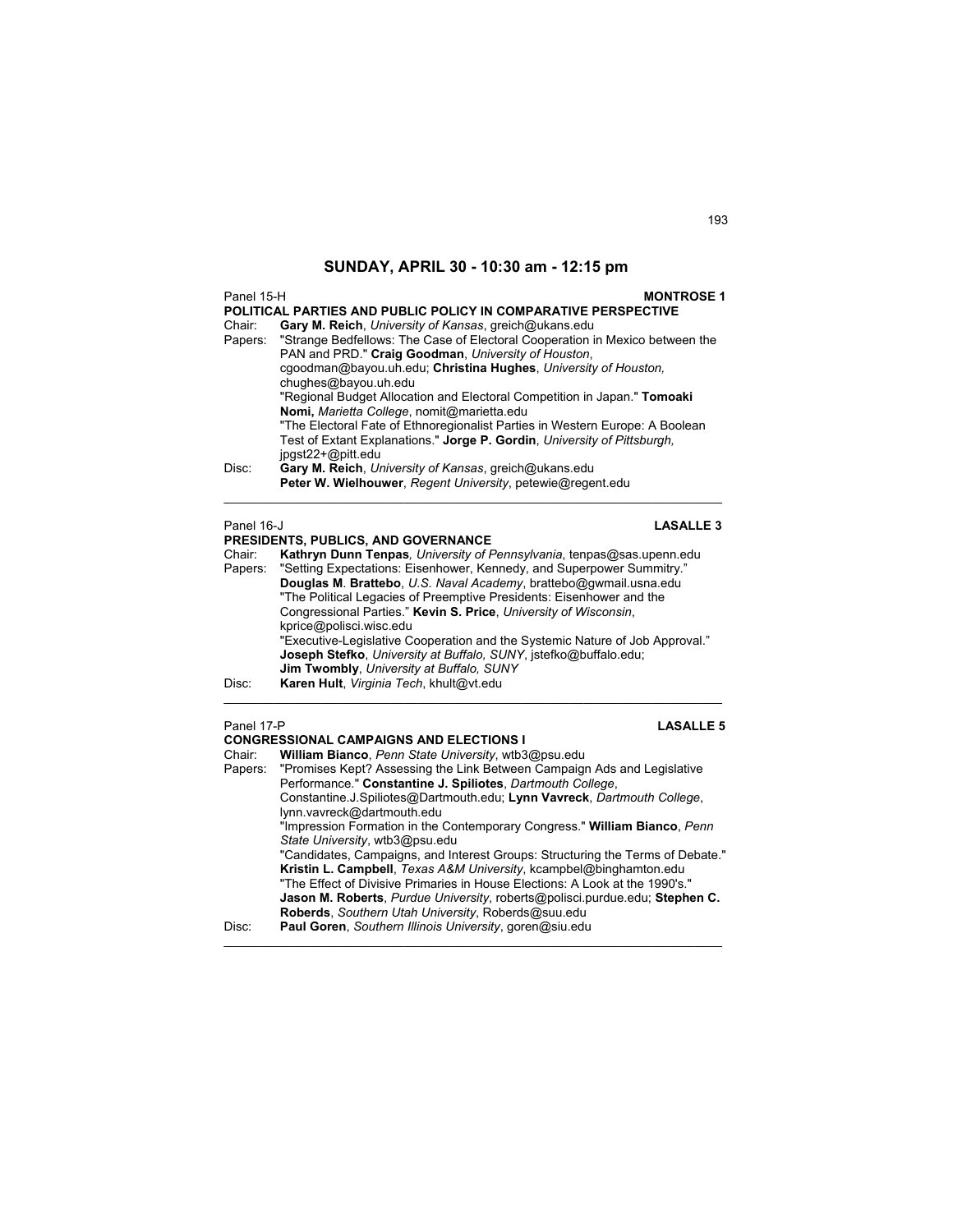## SUNDAY, APRIL 30 - 10:30 am - 12:15 pm

Panel 15-H **MONTROSE 1**

**POLITICAL PARTIES AND PUBLIC POLICY IN COMPARATIVE PERSPECTIVE**

Chair: **Gary M. Reich**, *University of Kansas*, greich@ukans.edu

Papers: "Strange Bedfellows: The Case of Electoral Cooperation in Mexico between the PAN and PRD." **Craig Goodman**, *University of Houston*, cgoodman@bayou.uh.edu; **Christina Hughes**, *University of Houston,* chughes@bayou.uh.edu

"Regional Budget Allocation and Electoral Competition in Japan." **Tomoaki Nomi,** *Marietta College*, nomit@marietta.edu

"The Electoral Fate of Ethnoregionalist Parties in Western Europe: A Boolean Test of Extant Explanations." **Jorge P. Gordin**, *University of Pittsburgh,* jpgst22+@pitt.edu

Disc: **Gary M. Reich**, *University of Kansas*, greich@ukans.edu
**Peter W. Wielhouwer**, *Regent University*, petewie@regent.edu

---

Panel 16-J **LASALLE 3**

**PRESIDENTS, PUBLICS, AND GOVERNANCE**

Chair: **Kathryn Dunn Tenpas***, University of Pennsylvania*, tenpas@sas.upenn.edu

Papers: "Setting Expectations: Eisenhower, Kennedy, and Superpower Summitry." **Douglas M**. **Brattebo**, *U.S. Naval Academy*, brattebo@gwmail.usna.edu

"The Political Legacies of Preemptive Presidents: Eisenhower and the Congressional Parties." **Kevin S. Price**, *University of Wisconsin*, kprice@polisci.wisc.edu

"Executive-Legislative Cooperation and the Systemic Nature of Job Approval." **Joseph Stefko**, *University at Buffalo, SUNY*, jstefko@buffalo.edu; **Jim Twombly**, *University at Buffalo, SUNY*

Disc: **Karen Hult**, *Virginia Tech*, khult@vt.edu

---

Panel 17-P **LASALLE 5**

**CONGRESSIONAL CAMPAIGNS AND ELECTIONS I**

Chair: **William Bianco**, *Penn State University*, wtb3@psu.edu

Papers: "Promises Kept? Assessing the Link Between Campaign Ads and Legislative Performance." **Constantine J. Spiliotes**, *Dartmouth College*, Constantine.J.Spiliotes@Dartmouth.edu; **Lynn Vavreck**, *Dartmouth College*, lynn.vavreck@dartmouth.edu

"Impression Formation in the Contemporary Congress." **William Bianco**, *Penn State University*, wtb3@psu.edu

"Candidates, Campaigns, and Interest Groups: Structuring the Terms of Debate." **Kristin L. Campbell**, *Texas A&M University*, kcampbel@binghamton.edu

"The Effect of Divisive Primaries in House Elections: A Look at the 1990's." **Jason M. Roberts**, *Purdue University*, roberts@polisci.purdue.edu; **Stephen C. Roberds**, *Southern Utah University*, Roberds@suu.edu

Disc: **Paul Goren**, *Southern Illinois University*, goren@siu.edu

---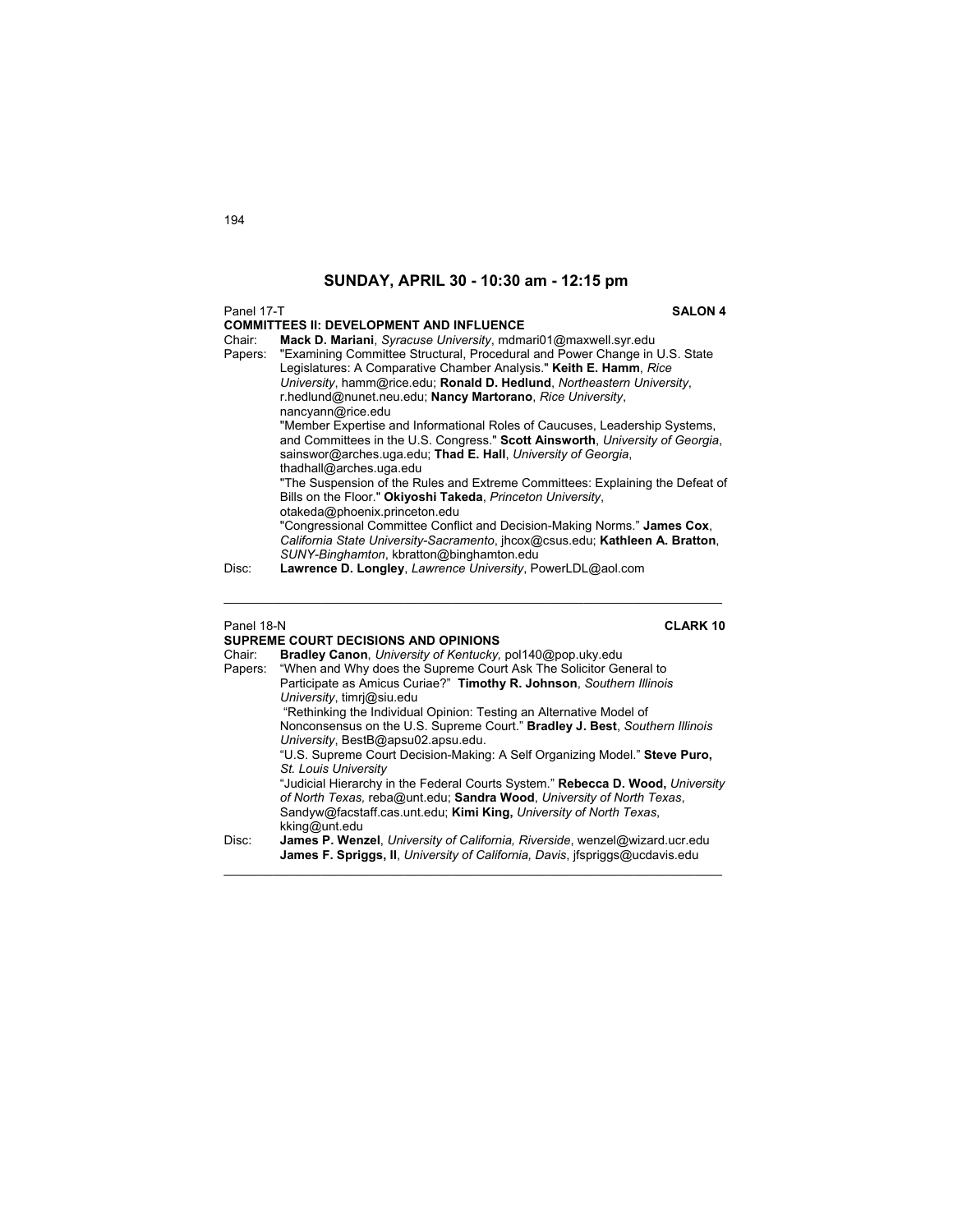## SUNDAY, APRIL 30 - 10:30 am - 12:15 pm

Panel 17-T **SALON 4**

**COMMITTEES II: DEVELOPMENT AND INFLUENCE**

Chair: **Mack D. Mariani**, *Syracuse University*, mdmari01@maxwell.syr.edu

Papers: "Examining Committee Structural, Procedural and Power Change in U.S. State Legislatures: A Comparative Chamber Analysis." **Keith E. Hamm**, *Rice University*, hamm@rice.edu; **Ronald D. Hedlund**, *Northeastern University*, r.hedlund@nunet.neu.edu; **Nancy Martorano**, *Rice University*, nancyann@rice.edu

"Member Expertise and Informational Roles of Caucuses, Leadership Systems, and Committees in the U.S. Congress." **Scott Ainsworth**, *University of Georgia*, sainswor@arches.uga.edu; **Thad E. Hall**, *University of Georgia*, thadhall@arches.uga.edu

"The Suspension of the Rules and Extreme Committees: Explaining the Defeat of Bills on the Floor." **Okiyoshi Takeda**, *Princeton University*, otakeda@phoenix.princeton.edu

"Congressional Committee Conflict and Decision-Making Norms." **James Cox**, *California State University-Sacramento*, jhcox@csus.edu; **Kathleen A. Bratton**, *SUNY-Binghamton*, kbratton@binghamton.edu

Disc: **Lawrence D. Longley**, *Lawrence University*, PowerLDL@aol.com

---

Panel 18-N **CLARK 10**

**SUPREME COURT DECISIONS AND OPINIONS**

Chair: **Bradley Canon**, *University of Kentucky,* pol140@pop.uky.edu

Papers: "When and Why does the Supreme Court Ask The Solicitor General to Participate as Amicus Curiae?" **Timothy R. Johnson**, *Southern Illinois University*, timrj@siu.edu

"Rethinking the Individual Opinion: Testing an Alternative Model of Nonconsensus on the U.S. Supreme Court." **Bradley J. Best**, *Southern Illinois University*, BestB@apsu02.apsu.edu.

"U.S. Supreme Court Decision-Making: A Self Organizing Model." **Steve Puro,** *St. Louis University*

"Judicial Hierarchy in the Federal Courts System." **Rebecca D. Wood,** *University of North Texas,* reba@unt.edu; **Sandra Wood**, *University of North Texas*, Sandyw@facstaff.cas.unt.edu; **Kimi King,** *University of North Texas*, kking@unt.edu

Disc: **James P. Wenzel**, *University of California, Riverside*, wenzel@wizard.ucr.edu
**James F. Spriggs, II**, *University of California, Davis*, jfspriggs@ucdavis.edu

---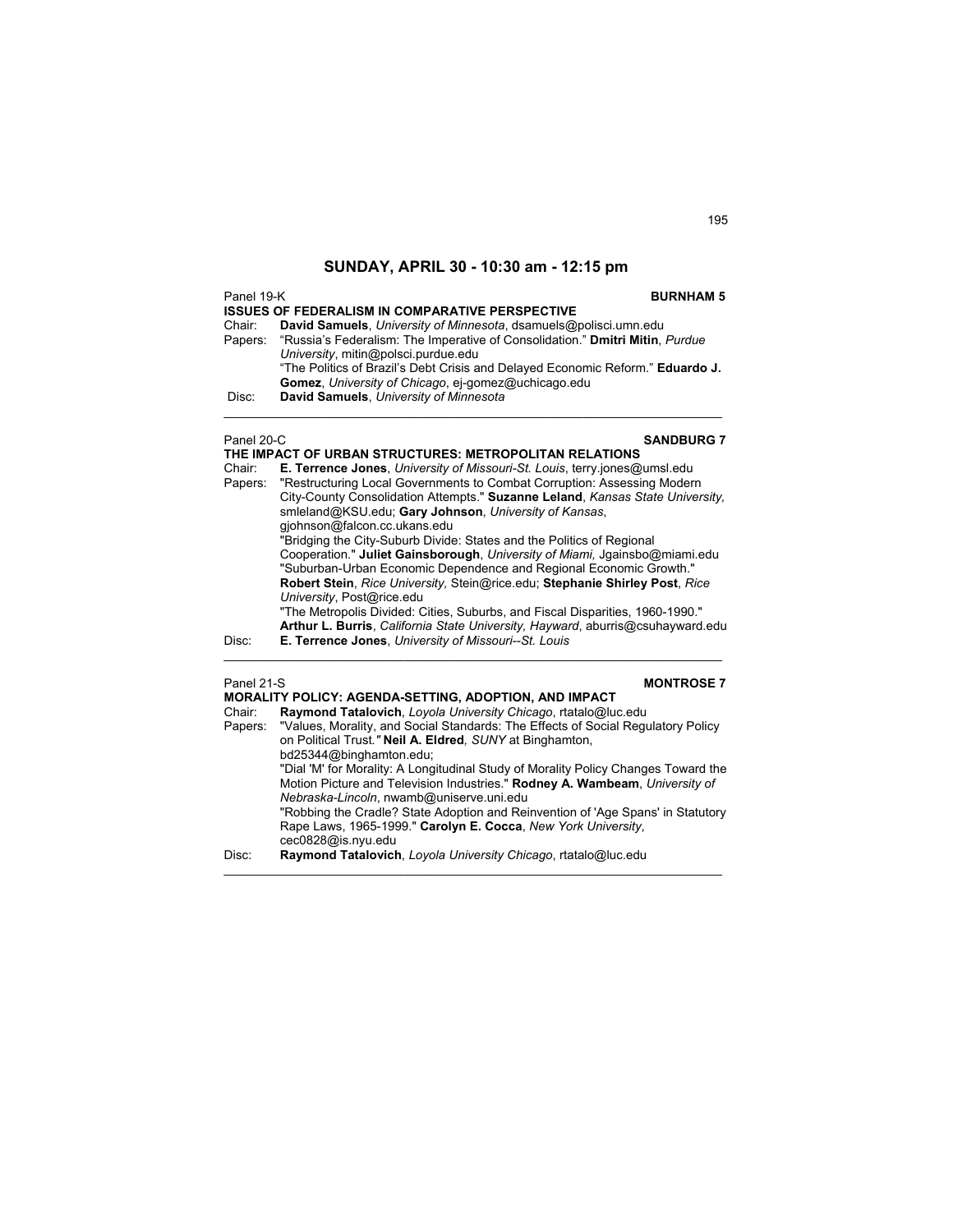## SUNDAY, APRIL 30 - 10:30 am - 12:15 pm

Panel 19-K **BURNHAM 5**

**ISSUES OF FEDERALISM IN COMPARATIVE PERSPECTIVE**

Chair: **David Samuels**, *University of Minnesota*, dsamuels@polisci.umn.edu

Papers: "Russia's Federalism: The Imperative of Consolidation." **Dmitri Mitin**, *Purdue University*, mitin@polsci.purdue.edu

"The Politics of Brazil's Debt Crisis and Delayed Economic Reform." **Eduardo J. Gomez**, *University of Chicago*, ej-gomez@uchicago.edu

Disc: **David Samuels**, *University of Minnesota*

---

Panel 20-C **SANDBURG 7**

**THE IMPACT OF URBAN STRUCTURES: METROPOLITAN RELATIONS**

Chair: **E. Terrence Jones**, *University of Missouri-St. Louis*, terry.jones@umsl.edu

Papers: "Restructuring Local Governments to Combat Corruption: Assessing Modern City-County Consolidation Attempts." **Suzanne Leland**, *Kansas State University,* smleland@KSU.edu; **Gary Johnson**, *University of Kansas*, gjohnson@falcon.cc.ukans.edu

"Bridging the City-Suburb Divide: States and the Politics of Regional Cooperation." **Juliet Gainsborough**, *University of Miami,* Jgainsbo@miami.edu

"Suburban-Urban Economic Dependence and Regional Economic Growth." **Robert Stein**, *Rice University,* Stein@rice.edu; **Stephanie Shirley Post**, *Rice University*, Post@rice.edu

"The Metropolis Divided: Cities, Suburbs, and Fiscal Disparities, 1960-1990." **Arthur L. Burris**, *California State University, Hayward*, aburris@csuhayward.edu

Disc: **E. Terrence Jones**, *University of Missouri--St. Louis*

---

Panel 21-S **MONTROSE 7**

**MORALITY POLICY: AGENDA-SETTING, ADOPTION, AND IMPACT**

Chair: **Raymond Tatalovich**, *Loyola University Chicago*, rtatalo@luc.edu

Papers: "Values, Morality, and Social Standards: The Effects of Social Regulatory Policy on Political Trust." **Neil A. Eldred**, *SUNY* at Binghamton, bd25344@binghamton.edu;

"Dial 'M' for Morality: A Longitudinal Study of Morality Policy Changes Toward the Motion Picture and Television Industries." **Rodney A. Wambeam**, *University of Nebraska-Lincoln*, nwamb@uniserve.uni.edu

"Robbing the Cradle? State Adoption and Reinvention of 'Age Spans' in Statutory Rape Laws, 1965-1999." **Carolyn E. Cocca**, *New York University*, cec0828@is.nyu.edu

Disc: **Raymond Tatalovich**, *Loyola University Chicago*, rtatalo@luc.edu

---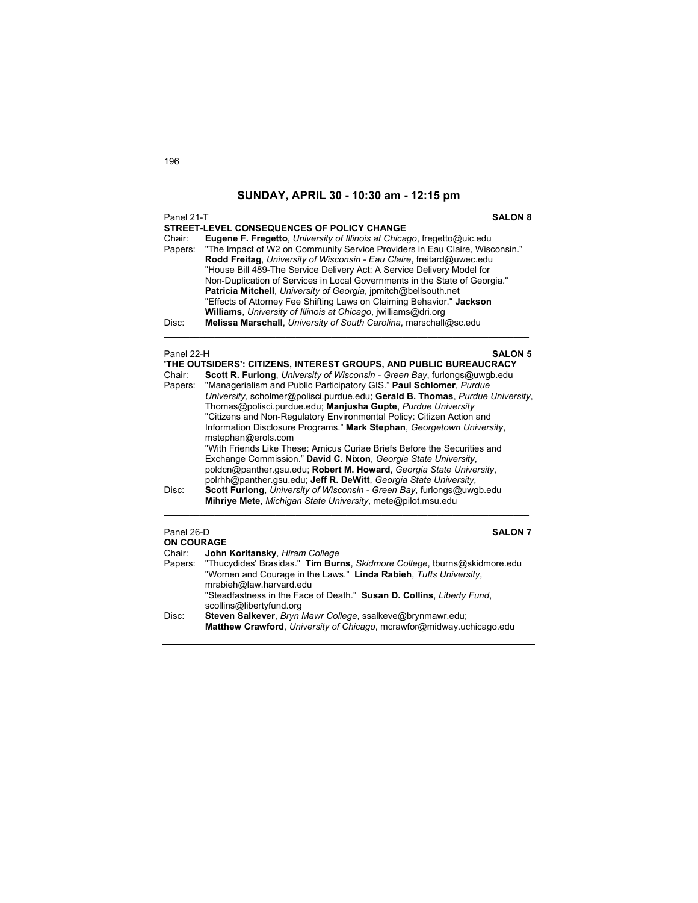## SUNDAY, APRIL 30 - 10:30 am - 12:15 pm

Panel 21-T **SALON 8**

**STREET-LEVEL CONSEQUENCES OF POLICY CHANGE**

Chair: **Eugene F. Fregetto**, *University of Illinois at Chicago*, fregetto@uic.edu

Papers: "The Impact of W2 on Community Service Providers in Eau Claire, Wisconsin." **Rodd Freitag**, *University of Wisconsin - Eau Claire*, freitard@uwec.edu
"House Bill 489-The Service Delivery Act: A Service Delivery Model for Non-Duplication of Services in Local Governments in the State of Georgia." **Patricia Mitchell**, *University of Georgia*, jpmitch@bellsouth.net
"Effects of Attorney Fee Shifting Laws on Claiming Behavior." **Jackson Williams**, *University of Illinois at Chicago*, jwilliams@dri.org

Disc: **Melissa Marschall**, *University of South Carolina*, marschall@sc.edu

---

Panel 22-H **SALON 5**

**'THE OUTSIDERS': CITIZENS, INTEREST GROUPS, AND PUBLIC BUREAUCRACY**

Chair: **Scott R. Furlong**, *University of Wisconsin - Green Bay*, furlongs@uwgb.edu

Papers: "Managerialism and Public Participatory GIS." **Paul Schlomer**, *Purdue University,* scholmer@polisci.purdue.edu; **Gerald B. Thomas**, *Purdue University*, Thomas@polisci.purdue.edu; **Manjusha Gupte**, *Purdue University*
"Citizens and Non-Regulatory Environmental Policy: Citizen Action and Information Disclosure Programs." **Mark Stephan**, *Georgetown University*, mstephan@erols.com
"With Friends Like These: Amicus Curiae Briefs Before the Securities and Exchange Commission." **David C. Nixon**, *Georgia State University*, poldcn@panther.gsu.edu; **Robert M. Howard**, *Georgia State University*, polrhh@panther.gsu.edu; **Jeff R. DeWitt**, *Georgia State University*,

Disc: **Scott Furlong**, *University of Wisconsin - Green Bay*, furlongs@uwgb.edu
**Mihriye Mete**, *Michigan State University*, mete@pilot.msu.edu

---

Panel 26-D **SALON 7**

**ON COURAGE**

Chair: **John Koritansky**, *Hiram College*

Papers: "Thucydides' Brasidas." **Tim Burns**, *Skidmore College*, tburns@skidmore.edu
"Women and Courage in the Laws." **Linda Rabieh**, *Tufts University*, mrabieh@law.harvard.edu
"Steadfastness in the Face of Death." **Susan D. Collins**, *Liberty Fund*, scollins@libertyfund.org

Disc: **Steven Salkever**, *Bryn Mawr College*, ssalkeve@brynmawr.edu;
**Matthew Crawford**, *University of Chicago*, mcrawfor@midway.uchicago.edu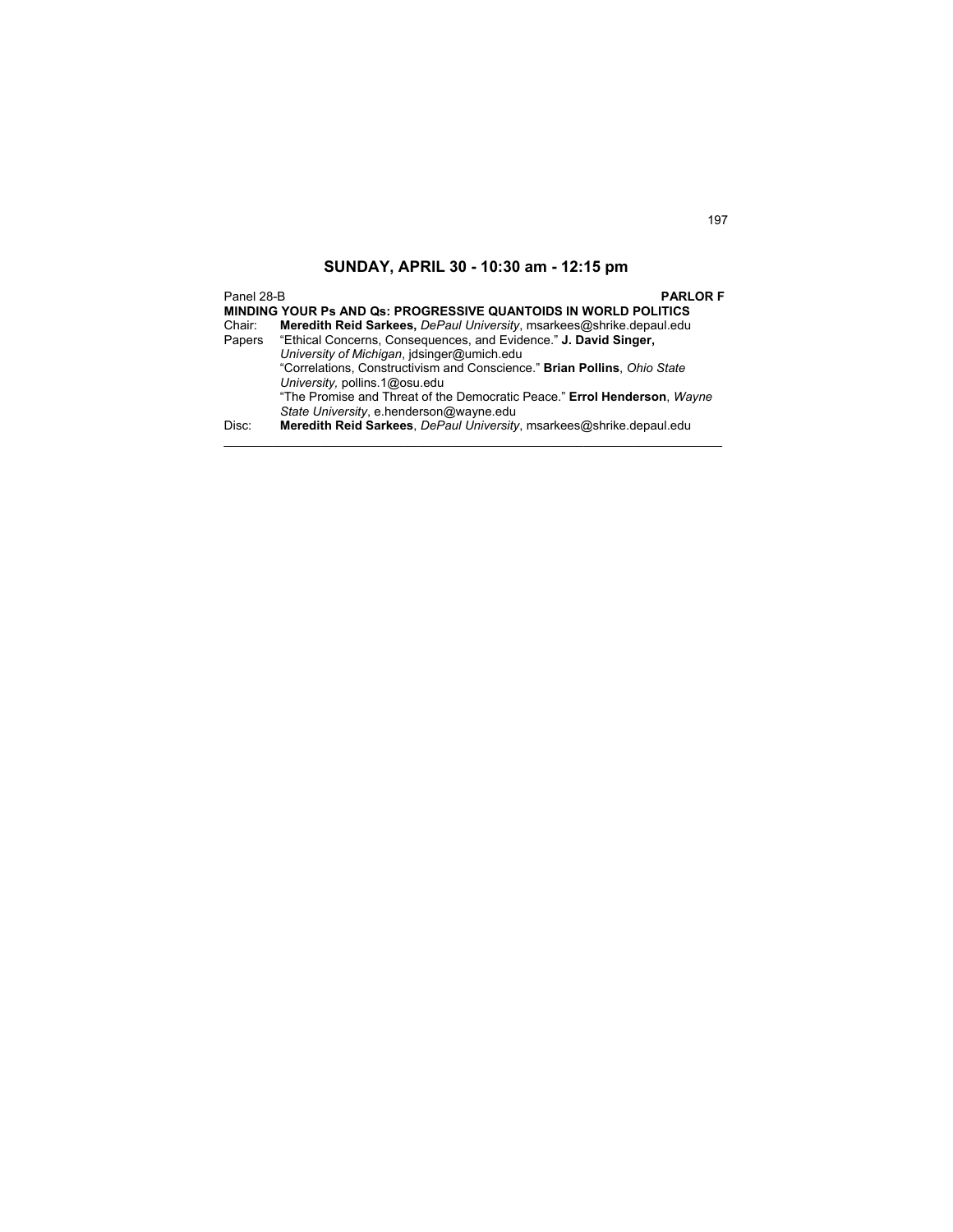## SUNDAY, APRIL 30 - 10:30 am - 12:15 pm

Panel 28-B **PARLOR F**

**MINDING YOUR Ps AND Qs: PROGRESSIVE QUANTOIDS IN WORLD POLITICS**

Chair: **Meredith Reid Sarkees,** *DePaul University*, msarkees@shrike.depaul.edu

Papers "Ethical Concerns, Consequences, and Evidence." **J. David Singer,** *University of Michigan*, jdsinger@umich.edu

"Correlations, Constructivism and Conscience." **Brian Pollins**, *Ohio State University,* pollins.1@osu.edu

"The Promise and Threat of the Democratic Peace." **Errol Henderson**, *Wayne State University*, e.henderson@wayne.edu

Disc: **Meredith Reid Sarkees**, *DePaul University*, msarkees@shrike.depaul.edu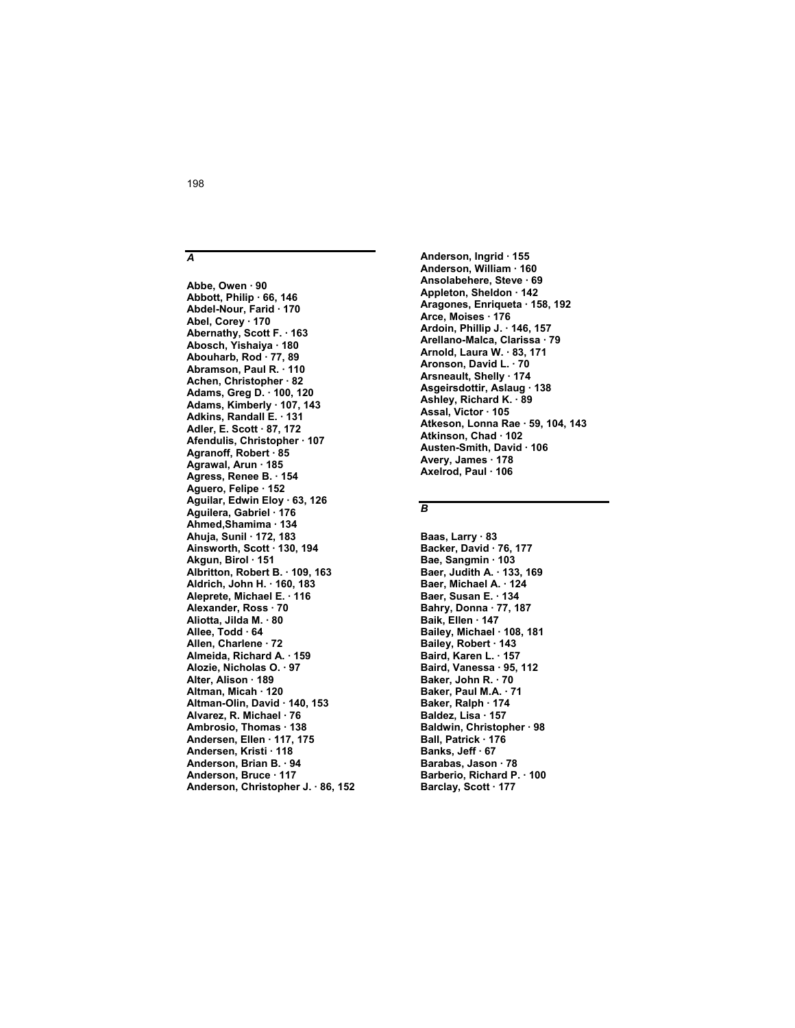### *A*

**Abbe, Owen · 90**
**Abbott, Philip · 66, 146**
**Abdel-Nour, Farid · 170**
**Abel, Corey · 170**
**Abernathy, Scott F. · 163**
**Abosch, Yishaiya · 180**
**Abouharb, Rod · 77, 89**
**Abramson, Paul R. · 110**
**Achen, Christopher · 82**
**Adams, Greg D. · 100, 120**
**Adams, Kimberly · 107, 143**
**Adkins, Randall E. · 131**
**Adler, E. Scott · 87, 172**
**Afendulis, Christopher · 107**
**Agranoff, Robert · 85**
**Agrawal, Arun · 185**
**Agress, Renee B. · 154**
**Aguero, Felipe · 152**
**Aguilar, Edwin Eloy · 63, 126**
**Aguilera, Gabriel · 176**
**Ahmed,Shamima · 134**
**Ahuja, Sunil · 172, 183**
**Ainsworth, Scott · 130, 194**
**Akgun, Birol · 151**
**Albritton, Robert B. · 109, 163**
**Aldrich, John H. · 160, 183**
**Aleprete, Michael E. · 116**
**Alexander, Ross · 70**
**Aliotta, Jilda M. · 80**
**Allee, Todd · 64**
**Allen, Charlene · 72**
**Almeida, Richard A. · 159**
**Alozie, Nicholas O. · 97**
**Alter, Alison · 189**
**Altman, Micah · 120**
**Altman-Olin, David · 140, 153**
**Alvarez, R. Michael · 76**
**Ambrosio, Thomas · 138**
**Andersen, Ellen · 117, 175**
**Andersen, Kristi · 118**
**Anderson, Brian B. · 94**
**Anderson, Bruce · 117**
**Anderson, Christopher J. · 86, 152**
**Anderson, Ingrid · 155**
**Anderson, William · 160**
**Ansolabehere, Steve · 69**
**Appleton, Sheldon · 142**
**Aragones, Enriqueta · 158, 192**
**Arce, Moises · 176**
**Ardoin, Phillip J. · 146, 157**
**Arellano-Malca, Clarissa · 79**
**Arnold, Laura W. · 83, 171**
**Aronson, David L. · 70**
**Arsneault, Shelly · 174**
**Asgeirsdottir, Aslaug · 138**
**Ashley, Richard K. · 89**
**Assal, Victor · 105**
**Atkeson, Lonna Rae · 59, 104, 143**
**Atkinson, Chad · 102**
**Austen-Smith, David · 106**
**Avery, James · 178**
**Axelrod, Paul · 106**

### *B*

**Baas, Larry · 83**
**Backer, David · 76, 177**
**Bae, Sangmin · 103**
**Baer, Judith A. · 133, 169**
**Baer, Michael A. · 124**
**Baer, Susan E. · 134**
**Bahry, Donna · 77, 187**
**Baik, Ellen · 147**
**Bailey, Michael · 108, 181**
**Bailey, Robert · 143**
**Baird, Karen L. · 157**
**Baird, Vanessa · 95, 112**
**Baker, John R. · 70**
**Baker, Paul M.A. · 71**
**Baker, Ralph · 174**
**Baldez, Lisa · 157**
**Baldwin, Christopher · 98**
**Ball, Patrick · 176**
**Banks, Jeff · 67**
**Barabas, Jason · 78**
**Barberio, Richard P. · 100**
**Barclay, Scott · 177**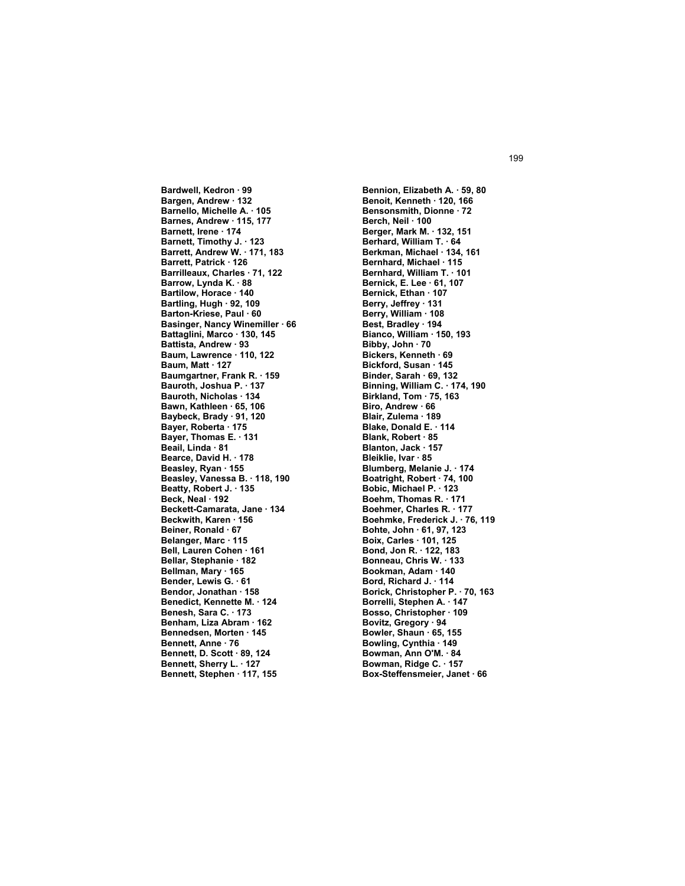**Bardwell, Kedron · 99**
**Bargen, Andrew · 132**
**Barnello, Michelle A. · 105**
**Barnes, Andrew · 115, 177**
**Barnett, Irene · 174**
**Barnett, Timothy J. · 123**
**Barrett, Andrew W. · 171, 183**
**Barrett, Patrick · 126**
**Barrilleaux, Charles · 71, 122**
**Barrow, Lynda K. · 88**
**Bartilow, Horace · 140**
**Bartling, Hugh · 92, 109**
**Barton-Kriese, Paul · 60**
**Basinger, Nancy Winemiller · 66**
**Battaglini, Marco · 130, 145**
**Battista, Andrew · 93**
**Baum, Lawrence · 110, 122**
**Baum, Matt · 127**
**Baumgartner, Frank R. · 159**
**Bauroth, Joshua P. · 137**
**Bauroth, Nicholas · 134**
**Bawn, Kathleen · 65, 106**
**Baybeck, Brady · 91, 120**
**Bayer, Roberta · 175**
**Bayer, Thomas E. · 131**
**Beail, Linda · 81**
**Bearce, David H. · 178**
**Beasley, Ryan · 155**
**Beasley, Vanessa B. · 118, 190**
**Beatty, Robert J. · 135**
**Beck, Neal · 192**
**Beckett-Camarata, Jane · 134**
**Beckwith, Karen · 156**
**Beiner, Ronald · 67**
**Belanger, Marc · 115**
**Bell, Lauren Cohen · 161**
**Bellar, Stephanie · 182**
**Bellman, Mary · 165**
**Bender, Lewis G. · 61**
**Bendor, Jonathan · 158**
**Benedict, Kennette M. · 124**
**Benesh, Sara C. · 173**
**Benham, Liza Abram · 162**
**Bennedsen, Morten · 145**
**Bennett, Anne · 76**
**Bennett, D. Scott · 89, 124**
**Bennett, Sherry L. · 127**
**Bennett, Stephen · 117, 155**
**Bennion, Elizabeth A. · 59, 80**
**Benoit, Kenneth · 120, 166**
**Bensonsmith, Dionne · 72**
**Berch, Neil · 100**
**Berger, Mark M. · 132, 151**
**Berhard, William T. · 64**
**Berkman, Michael · 134, 161**
**Bernhard, Michael · 115**
**Bernhard, William T. · 101**
**Bernick, E. Lee · 61, 107**
**Bernick, Ethan · 107**
**Berry, Jeffrey · 131**
**Berry, William · 108**
**Best, Bradley · 194**
**Bianco, William · 150, 193**
**Bibby, John · 70**
**Bickers, Kenneth · 69**
**Bickford, Susan · 145**
**Binder, Sarah · 69, 132**
**Binning, William C. · 174, 190**
**Birkland, Tom · 75, 163**
**Biro, Andrew · 66**
**Blair, Zulema · 189**
**Blake, Donald E. · 114**
**Blank, Robert · 85**
**Blanton, Jack · 157**
**Bleiklie, Ivar · 85**
**Blumberg, Melanie J. · 174**
**Boatright, Robert · 74, 100**
**Bobic, Michael P. · 123**
**Boehm, Thomas R. · 171**
**Boehmer, Charles R. · 177**
**Boehmke, Frederick J. · 76, 119**
**Bohte, John · 61, 97, 123**
**Boix, Carles · 101, 125**
**Bond, Jon R. · 122, 183**
**Bonneau, Chris W. · 133**
**Bookman, Adam · 140**
**Bord, Richard J. · 114**
**Borick, Christopher P. · 70, 163**
**Borrelli, Stephen A. · 147**
**Bosso, Christopher · 109**
**Bovitz, Gregory · 94**
**Bowler, Shaun · 65, 155**
**Bowling, Cynthia · 149**
**Bowman, Ann O'M. · 84**
**Bowman, Ridge C. · 157**
**Box-Steffensmeier, Janet · 66**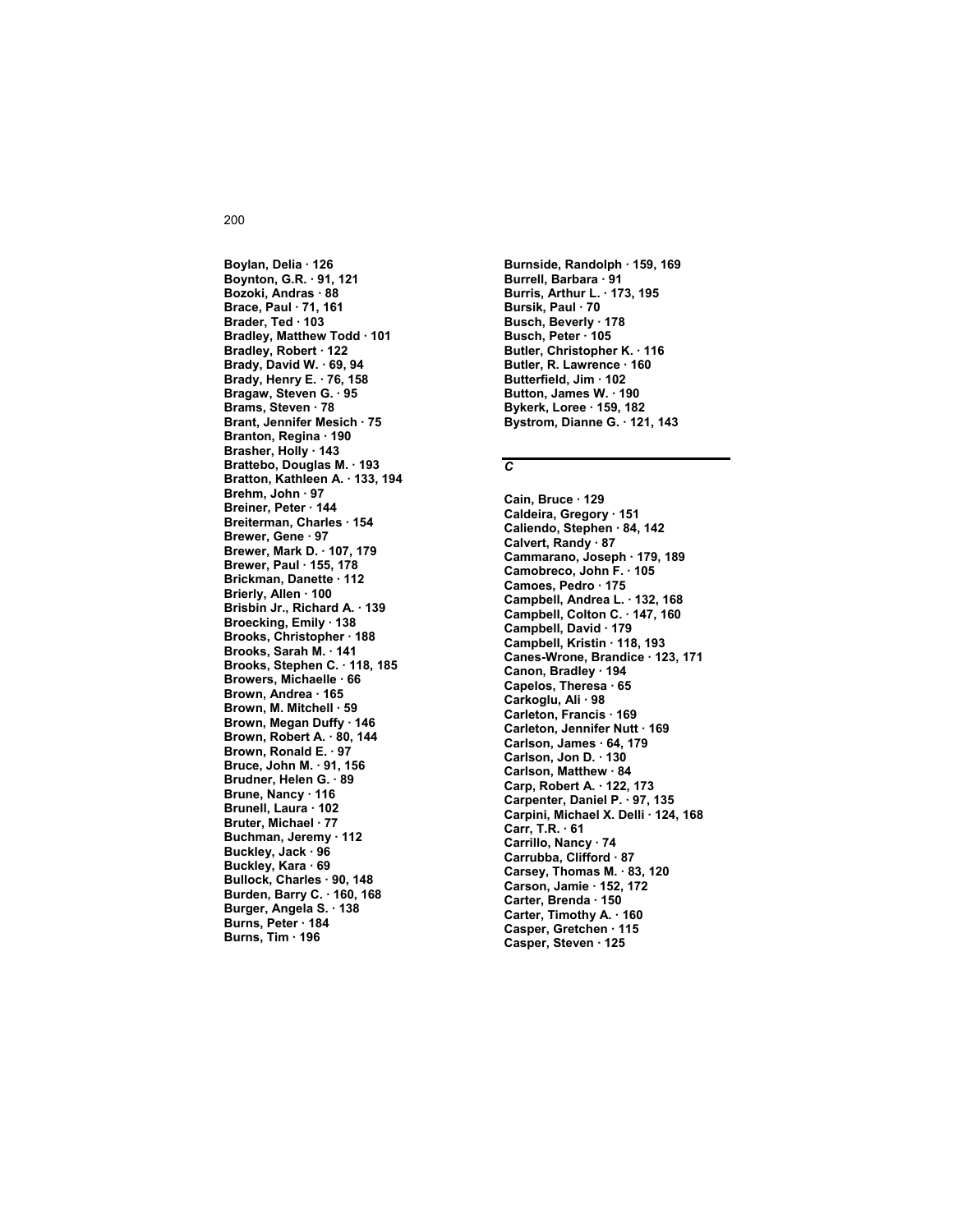**Boylan, Delia · 126**
**Boynton, G.R. · 91, 121**
**Bozoki, Andras · 88**
**Brace, Paul · 71, 161**
**Brader, Ted · 103**
**Bradley, Matthew Todd · 101**
**Bradley, Robert · 122**
**Brady, David W. · 69, 94**
**Brady, Henry E. · 76, 158**
**Bragaw, Steven G. · 95**
**Brams, Steven · 78**
**Brant, Jennifer Mesich · 75**
**Branton, Regina · 190**
**Brasher, Holly · 143**
**Brattebo, Douglas M. · 193**
**Bratton, Kathleen A. · 133, 194**
**Brehm, John · 97**
**Breiner, Peter · 144**
**Breiterman, Charles · 154**
**Brewer, Gene · 97**
**Brewer, Mark D. · 107, 179**
**Brewer, Paul · 155, 178**
**Brickman, Danette · 112**
**Brierly, Allen · 100**
**Brisbin Jr., Richard A. · 139**
**Broecking, Emily · 138**
**Brooks, Christopher · 188**
**Brooks, Sarah M. · 141**
**Brooks, Stephen C. · 118, 185**
**Browers, Michaelle · 66**
**Brown, Andrea · 165**
**Brown, M. Mitchell · 59**
**Brown, Megan Duffy · 146**
**Brown, Robert A. · 80, 144**
**Brown, Ronald E. · 97**
**Bruce, John M. · 91, 156**
**Brudner, Helen G. · 89**
**Brune, Nancy · 116**
**Brunell, Laura · 102**
**Bruter, Michael · 77**
**Buchman, Jeremy · 112**
**Buckley, Jack · 96**
**Buckley, Kara · 69**
**Bullock, Charles · 90, 148**
**Burden, Barry C. · 160, 168**
**Burger, Angela S. · 138**
**Burns, Peter · 184**
**Burns, Tim · 196**
**Burnside, Randolph · 159, 169**
**Burrell, Barbara · 91**
**Burris, Arthur L. · 173, 195**
**Bursik, Paul · 70**
**Busch, Beverly · 178**
**Busch, Peter · 105**
**Butler, Christopher K. · 116**
**Butler, R. Lawrence · 160**
**Butterfield, Jim · 102**
**Button, James W. · 190**
**Bykerk, Loree · 159, 182**
**Bystrom, Dianne G. · 121, 143**

## *C*

**Cain, Bruce · 129**
**Caldeira, Gregory · 151**
**Caliendo, Stephen · 84, 142**
**Calvert, Randy · 87**
**Cammarano, Joseph · 179, 189**
**Camobreco, John F. · 105**
**Camoes, Pedro · 175**
**Campbell, Andrea L. · 132, 168**
**Campbell, Colton C. · 147, 160**
**Campbell, David · 179**
**Campbell, Kristin · 118, 193**
**Canes-Wrone, Brandice · 123, 171**
**Canon, Bradley · 194**
**Capelos, Theresa · 65**
**Carkoglu, Ali · 98**
**Carleton, Francis · 169**
**Carleton, Jennifer Nutt · 169**
**Carlson, James · 64, 179**
**Carlson, Jon D. · 130**
**Carlson, Matthew · 84**
**Carp, Robert A. · 122, 173**
**Carpenter, Daniel P. · 97, 135**
**Carpini, Michael X. Delli · 124, 168**
**Carr, T.R. · 61**
**Carrillo, Nancy · 74**
**Carrubba, Clifford · 87**
**Carsey, Thomas M. · 83, 120**
**Carson, Jamie · 152, 172**
**Carter, Brenda · 150**
**Carter, Timothy A. · 160**
**Casper, Gretchen · 115**
**Casper, Steven · 125**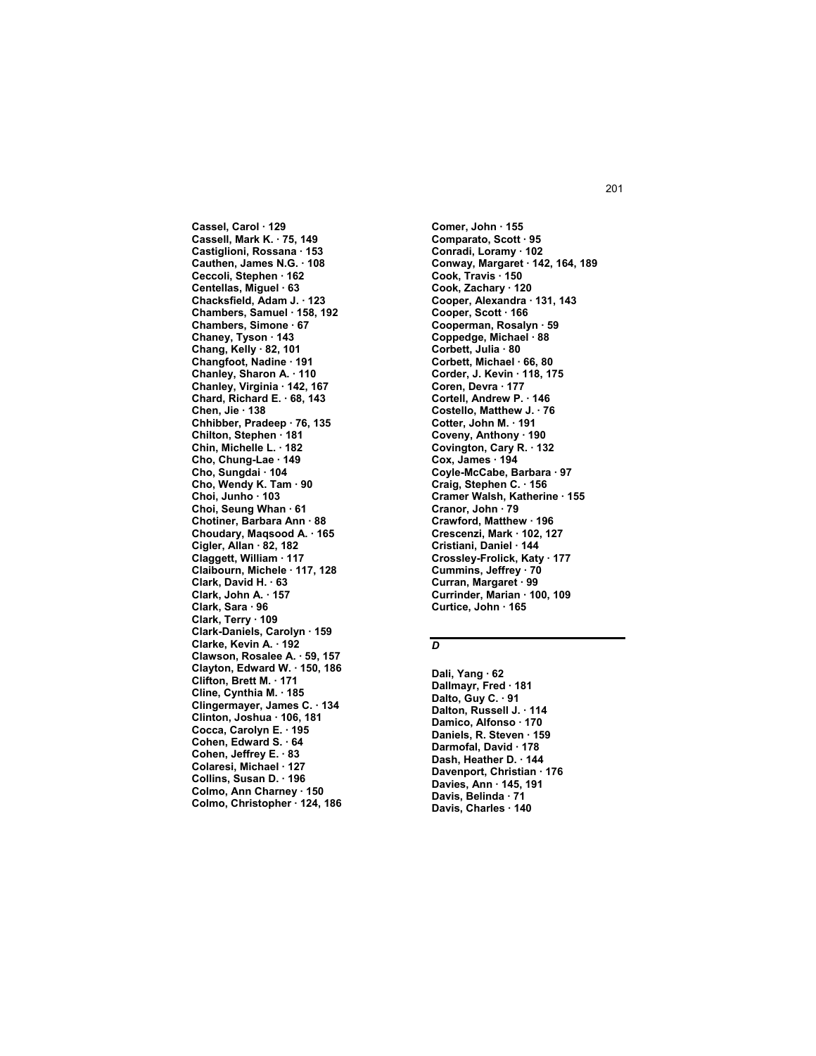**Cassel, Carol · 129**
**Cassell, Mark K. · 75, 149**
**Castiglioni, Rossana · 153**
**Cauthen, James N.G. · 108**
**Ceccoli, Stephen · 162**
**Centellas, Miguel · 63**
**Chacksfield, Adam J. · 123**
**Chambers, Samuel · 158, 192**
**Chambers, Simone · 67**
**Chaney, Tyson · 143**
**Chang, Kelly · 82, 101**
**Changfoot, Nadine · 191**
**Chanley, Sharon A. · 110**
**Chanley, Virginia · 142, 167**
**Chard, Richard E. · 68, 143**
**Chen, Jie · 138**
**Chhibber, Pradeep · 76, 135**
**Chilton, Stephen · 181**
**Chin, Michelle L. · 182**
**Cho, Chung-Lae · 149**
**Cho, Sungdai · 104**
**Cho, Wendy K. Tam · 90**
**Choi, Junho · 103**
**Choi, Seung Whan · 61**
**Chotiner, Barbara Ann · 88**
**Choudary, Maqsood A. · 165**
**Cigler, Allan · 82, 182**
**Claggett, William · 117**
**Claibourn, Michele · 117, 128**
**Clark, David H. · 63**
**Clark, John A. · 157**
**Clark, Sara · 96**
**Clark, Terry · 109**
**Clark-Daniels, Carolyn · 159**
**Clarke, Kevin A. · 192**
**Clawson, Rosalee A. · 59, 157**
**Clayton, Edward W. · 150, 186**
**Clifton, Brett M. · 171**
**Cline, Cynthia M. · 185**
**Clingermayer, James C. · 134**
**Clinton, Joshua · 106, 181**
**Cocca, Carolyn E. · 195**
**Cohen, Edward S. · 64**
**Cohen, Jeffrey E. · 83**
**Colaresi, Michael · 127**
**Collins, Susan D. · 196**
**Colmo, Ann Charney · 150**
**Colmo, Christopher · 124, 186**
**Comer, John · 155**
**Comparato, Scott · 95**
**Conradi, Loramy · 102**
**Conway, Margaret · 142, 164, 189**
**Cook, Travis · 150**
**Cook, Zachary · 120**
**Cooper, Alexandra · 131, 143**
**Cooper, Scott · 166**
**Cooperman, Rosalyn · 59**
**Coppedge, Michael · 88**
**Corbett, Julia · 80**
**Corbett, Michael · 66, 80**
**Corder, J. Kevin · 118, 175**
**Coren, Devra · 177**
**Cortell, Andrew P. · 146**
**Costello, Matthew J. · 76**
**Cotter, John M. · 191**
**Coveny, Anthony · 190**
**Covington, Cary R. · 132**
**Cox, James · 194**
**Coyle-McCabe, Barbara · 97**
**Craig, Stephen C. · 156**
**Cramer Walsh, Katherine · 155**
**Cranor, John · 79**
**Crawford, Matthew · 196**
**Crescenzi, Mark · 102, 127**
**Cristiani, Daniel · 144**
**Crossley-Frolick, Katy · 177**
**Cummins, Jeffrey · 70**
**Curran, Margaret · 99**
**Currinder, Marian · 100, 109**
**Curtice, John · 165**

## *D*

**Dali, Yang · 62**
**Dallmayr, Fred · 181**
**Dalto, Guy C. · 91**
**Dalton, Russell J. · 114**
**Damico, Alfonso · 170**
**Daniels, R. Steven · 159**
**Darmofal, David · 178**
**Dash, Heather D. · 144**
**Davenport, Christian · 176**
**Davies, Ann · 145, 191**
**Davis, Belinda · 71**
**Davis, Charles · 140**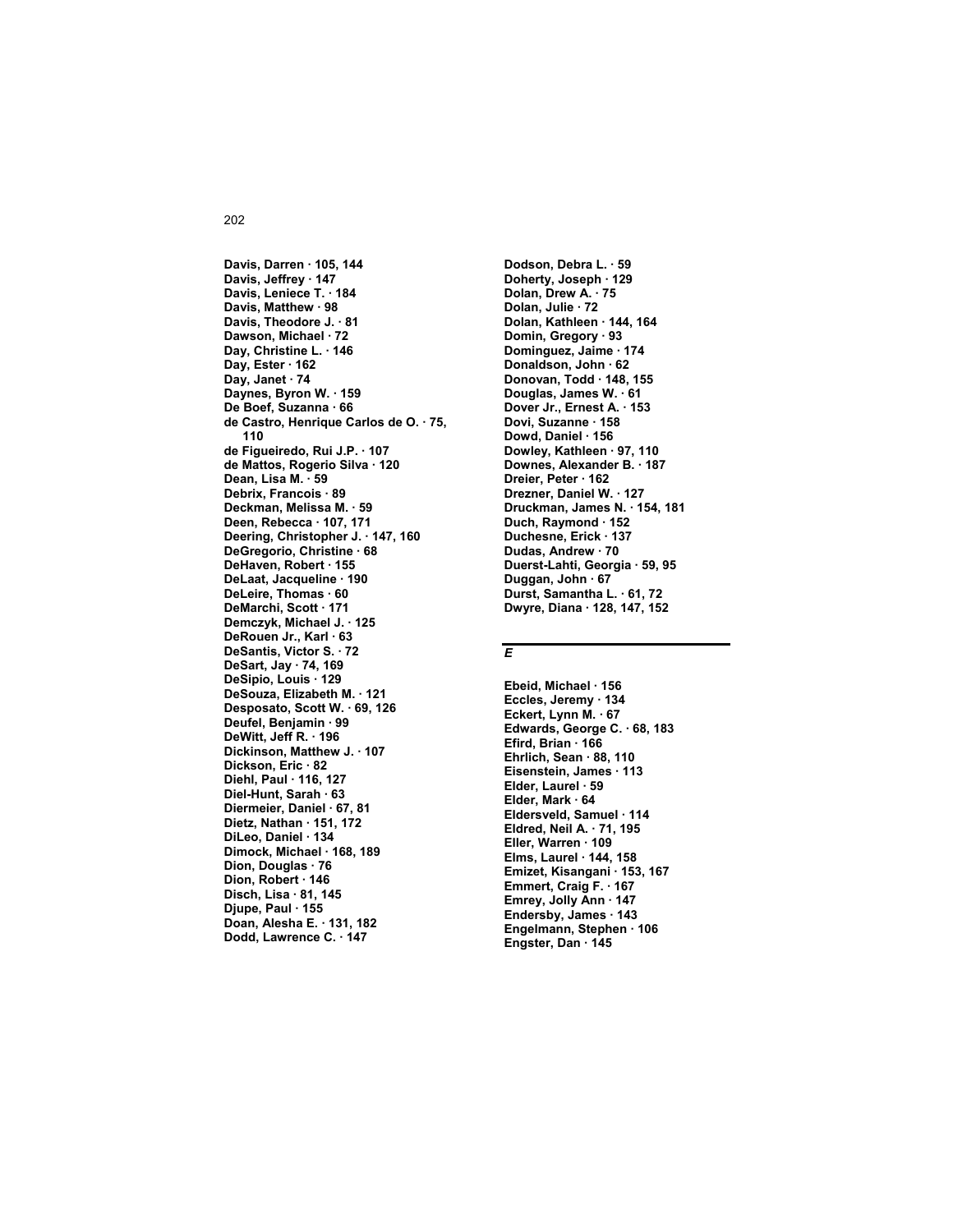**Davis, Darren · 105, 144**
**Davis, Jeffrey · 147**
**Davis, Leniece T. · 184**
**Davis, Matthew · 98**
**Davis, Theodore J. · 81**
**Dawson, Michael · 72**
**Day, Christine L. · 146**
**Day, Ester · 162**
**Day, Janet · 74**
**Daynes, Byron W. · 159**
**De Boef, Suzanna · 66**
**de Castro, Henrique Carlos de O. · 75, 110**
**de Figueiredo, Rui J.P. · 107**
**de Mattos, Rogerio Silva · 120**
**Dean, Lisa M. · 59**
**Debrix, Francois · 89**
**Deckman, Melissa M. · 59**
**Deen, Rebecca · 107, 171**
**Deering, Christopher J. · 147, 160**
**DeGregorio, Christine · 68**
**DeHaven, Robert · 155**
**DeLaat, Jacqueline · 190**
**DeLeire, Thomas · 60**
**DeMarchi, Scott · 171**
**Demczyk, Michael J. · 125**
**DeRouen Jr., Karl · 63**
**DeSantis, Victor S. · 72**
**DeSart, Jay · 74, 169**
**DeSipio, Louis · 129**
**DeSouza, Elizabeth M. · 121**
**Desposato, Scott W. · 69, 126**
**Deufel, Benjamin · 99**
**DeWitt, Jeff R. · 196**
**Dickinson, Matthew J. · 107**
**Dickson, Eric · 82**
**Diehl, Paul · 116, 127**
**Diel-Hunt, Sarah · 63**
**Diermeier, Daniel · 67, 81**
**Dietz, Nathan · 151, 172**
**DiLeo, Daniel · 134**
**Dimock, Michael · 168, 189**
**Dion, Douglas · 76**
**Dion, Robert · 146**
**Disch, Lisa · 81, 145**
**Djupe, Paul · 155**
**Doan, Alesha E. · 131, 182**
**Dodd, Lawrence C. · 147**
**Dodson, Debra L. · 59**
**Doherty, Joseph · 129**
**Dolan, Drew A. · 75**
**Dolan, Julie · 72**
**Dolan, Kathleen · 144, 164**
**Domin, Gregory · 93**
**Dominguez, Jaime · 174**
**Donaldson, John · 62**
**Donovan, Todd · 148, 155**
**Douglas, James W. · 61**
**Dover Jr., Ernest A. · 153**
**Dovi, Suzanne · 158**
**Dowd, Daniel · 156**
**Dowley, Kathleen · 97, 110**
**Downes, Alexander B. · 187**
**Dreier, Peter · 162**
**Drezner, Daniel W. · 127**
**Druckman, James N. · 154, 181**
**Duch, Raymond · 152**
**Duchesne, Erick · 137**
**Dudas, Andrew · 70**
**Duerst-Lahti, Georgia · 59, 95**
**Duggan, John · 67**
**Durst, Samantha L. · 61, 72**
**Dwyre, Diana · 128, 147, 152**

## *E*

**Ebeid, Michael · 156**
**Eccles, Jeremy · 134**
**Eckert, Lynn M. · 67**
**Edwards, George C. · 68, 183**
**Efird, Brian · 166**
**Ehrlich, Sean · 88, 110**
**Eisenstein, James · 113**
**Elder, Laurel · 59**
**Elder, Mark · 64**
**Eldersveld, Samuel · 114**
**Eldred, Neil A. · 71, 195**
**Eller, Warren · 109**
**Elms, Laurel · 144, 158**
**Emizet, Kisangani · 153, 167**
**Emmert, Craig F. · 167**
**Emrey, Jolly Ann · 147**
**Endersby, James · 143**
**Engelmann, Stephen · 106**
**Engster, Dan · 145**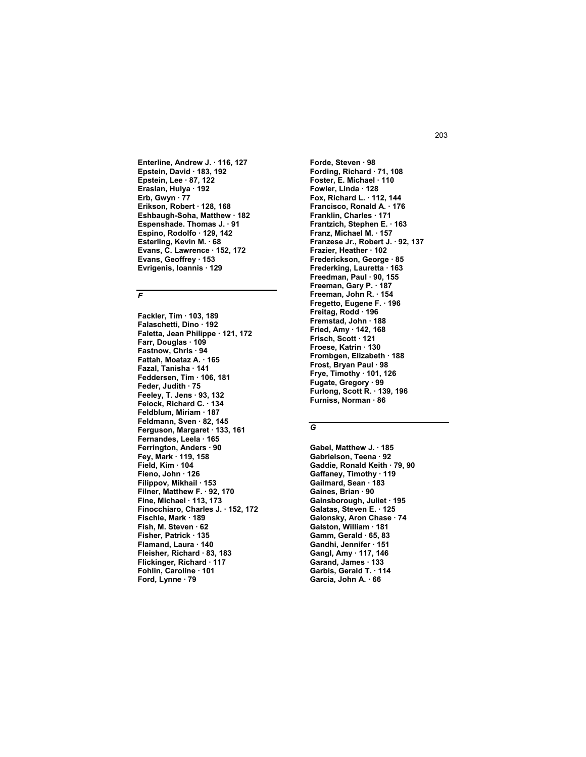**Enterline, Andrew J. · 116, 127**
**Epstein, David · 183, 192**
**Epstein, Lee · 87, 122**
**Eraslan, Hulya · 192**
**Erb, Gwyn · 77**
**Erikson, Robert · 128, 168**
**Eshbaugh-Soha, Matthew · 182**
**Espenshade. Thomas J. · 91**
**Espino, Rodolfo · 129, 142**
**Esterling, Kevin M. · 68**
**Evans, C. Lawrence · 152, 172**
**Evans, Geoffrey · 153**
**Evrigenis, Ioannis · 129**

## *F*

**Fackler, Tim · 103, 189**
**Falaschetti, Dino · 192**
**Faletta, Jean Philippe · 121, 172**
**Farr, Douglas · 109**
**Fastnow, Chris · 94**
**Fattah, Moataz A. · 165**
**Fazal, Tanisha · 141**
**Feddersen, Tim · 106, 181**
**Feder, Judith · 75**
**Feeley, T. Jens · 93, 132**
**Feiock, Richard C. · 134**
**Feldblum, Miriam · 187**
**Feldmann, Sven · 82, 145**
**Ferguson, Margaret · 133, 161**
**Fernandes, Leela · 165**
**Ferrington, Anders · 90**
**Fey, Mark · 119, 158**
**Field, Kim · 104**
**Fieno, John · 126**
**Filippov, Mikhail · 153**
**Filner, Matthew F. · 92, 170**
**Fine, Michael · 113, 173**
**Finocchiaro, Charles J. · 152, 172**
**Fischle, Mark · 189**
**Fish, M. Steven · 62**
**Fisher, Patrick · 135**
**Flamand, Laura · 140**
**Fleisher, Richard · 83, 183**
**Flickinger, Richard · 117**
**Fohlin, Caroline · 101**
**Ford, Lynne · 79**
**Forde, Steven · 98**
**Fording, Richard · 71, 108**
**Foster, E. Michael · 110**
**Fowler, Linda · 128**
**Fox, Richard L. · 112, 144**
**Francisco, Ronald A. · 176**
**Franklin, Charles · 171**
**Frantzich, Stephen E. · 163**
**Franz, Michael M. · 157**
**Franzese Jr., Robert J. · 92, 137**
**Frazier, Heather · 102**
**Frederickson, George · 85**
**Frederking, Lauretta · 163**
**Freedman, Paul · 90, 155**
**Freeman, Gary P. · 187**
**Freeman, John R. · 154**
**Fregetto, Eugene F. · 196**
**Freitag, Rodd · 196**
**Fremstad, John · 188**
**Fried, Amy · 142, 168**
**Frisch, Scott · 121**
**Froese, Katrin · 130**
**Frombgen, Elizabeth · 188**
**Frost, Bryan Paul · 98**
**Frye, Timothy · 101, 126**
**Fugate, Gregory · 99**
**Furlong, Scott R. · 139, 196**
**Furniss, Norman · 86**

## *G*

**Gabel, Matthew J. · 185**
**Gabrielson, Teena · 92**
**Gaddie, Ronald Keith · 79, 90**
**Gaffaney, Timothy · 119**
**Gailmard, Sean · 183**
**Gaines, Brian · 90**
**Gainsborough, Juliet · 195**
**Galatas, Steven E. · 125**
**Galonsky, Aron Chase · 74**
**Galston, William · 181**
**Gamm, Gerald · 65, 83**
**Gandhi, Jennifer · 151**
**Gangl, Amy · 117, 146**
**Garand, James · 133**
**Garbis, Gerald T. · 114**
**Garcia, John A. · 66**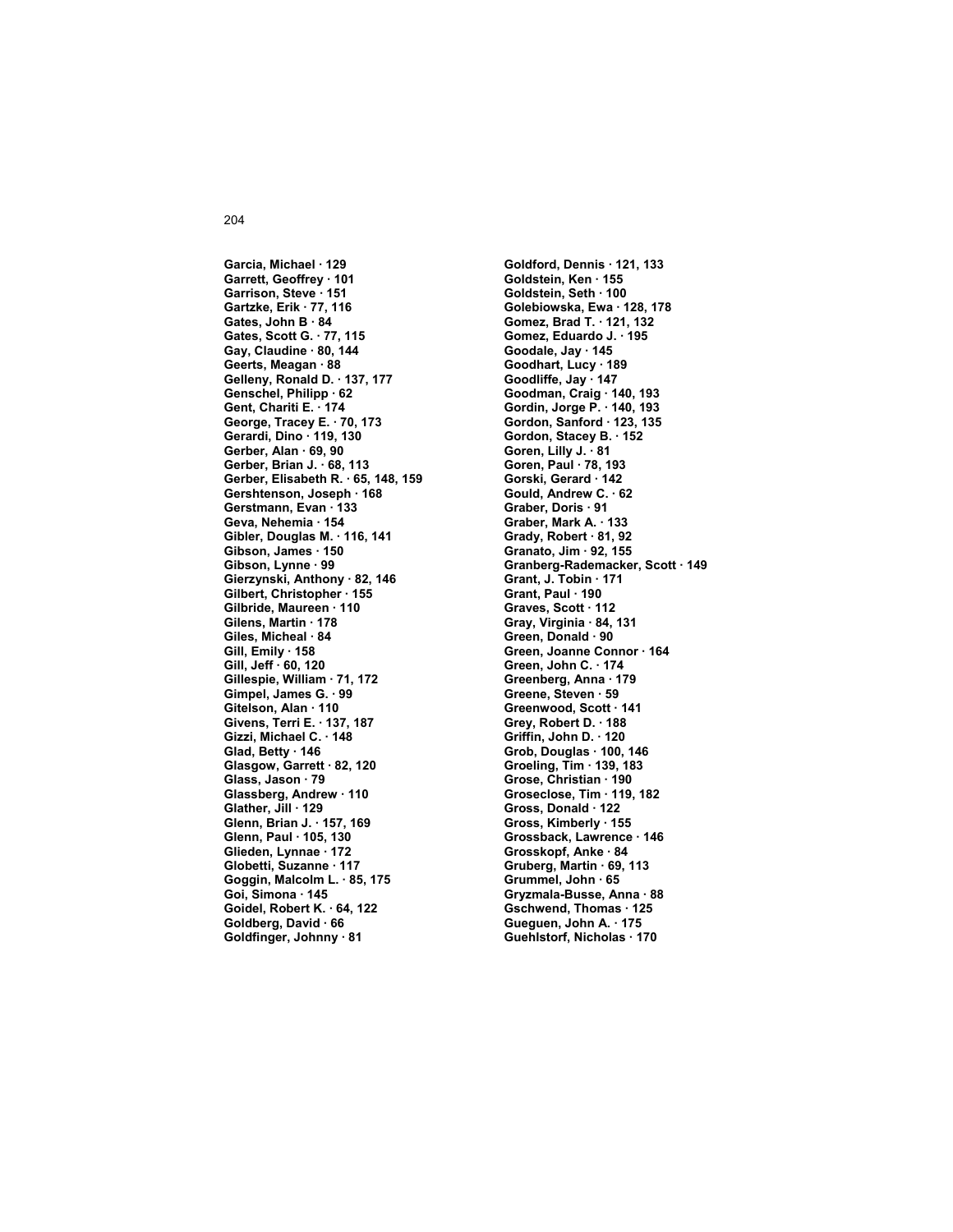**Garcia, Michael · 129**
**Garrett, Geoffrey · 101**
**Garrison, Steve · 151**
**Gartzke, Erik · 77, 116**
**Gates, John B · 84**
**Gates, Scott G. · 77, 115**
**Gay, Claudine · 80, 144**
**Geerts, Meagan · 88**
**Gelleny, Ronald D. · 137, 177**
**Genschel, Philipp · 62**
**Gent, Chariti E. · 174**
**George, Tracey E. · 70, 173**
**Gerardi, Dino · 119, 130**
**Gerber, Alan · 69, 90**
**Gerber, Brian J. · 68, 113**
**Gerber, Elisabeth R. · 65, 148, 159**
**Gershtenson, Joseph · 168**
**Gerstmann, Evan · 133**
**Geva, Nehemia · 154**
**Gibler, Douglas M. · 116, 141**
**Gibson, James · 150**
**Gibson, Lynne · 99**
**Gierzynski, Anthony · 82, 146**
**Gilbert, Christopher · 155**
**Gilbride, Maureen · 110**
**Gilens, Martin · 178**
**Giles, Micheal · 84**
**Gill, Emily · 158**
**Gill, Jeff · 60, 120**
**Gillespie, William · 71, 172**
**Gimpel, James G. · 99**
**Gitelson, Alan · 110**
**Givens, Terri E. · 137, 187**
**Gizzi, Michael C. · 148**
**Glad, Betty · 146**
**Glasgow, Garrett · 82, 120**
**Glass, Jason · 79**
**Glassberg, Andrew · 110**
**Glather, Jill · 129**
**Glenn, Brian J. · 157, 169**
**Glenn, Paul · 105, 130**
**Glieden, Lynnae · 172**
**Globetti, Suzanne · 117**
**Goggin, Malcolm L. · 85, 175**
**Goi, Simona · 145**
**Goidel, Robert K. · 64, 122**
**Goldberg, David · 66**
**Goldfinger, Johnny · 81**
**Goldford, Dennis · 121, 133**
**Goldstein, Ken · 155**
**Goldstein, Seth · 100**
**Golebiowska, Ewa · 128, 178**
**Gomez, Brad T. · 121, 132**
**Gomez, Eduardo J. · 195**
**Goodale, Jay · 145**
**Goodhart, Lucy · 189**
**Goodliffe, Jay · 147**
**Goodman, Craig · 140, 193**
**Gordin, Jorge P. · 140, 193**
**Gordon, Sanford · 123, 135**
**Gordon, Stacey B. · 152**
**Goren, Lilly J. · 81**
**Goren, Paul · 78, 193**
**Gorski, Gerard · 142**
**Gould, Andrew C. · 62**
**Graber, Doris · 91**
**Graber, Mark A. · 133**
**Grady, Robert · 81, 92**
**Granato, Jim · 92, 155**
**Granberg-Rademacker, Scott · 149**
**Grant, J. Tobin · 171**
**Grant, Paul · 190**
**Graves, Scott · 112**
**Gray, Virginia · 84, 131**
**Green, Donald · 90**
**Green, Joanne Connor · 164**
**Green, John C. · 174**
**Greenberg, Anna · 179**
**Greene, Steven · 59**
**Greenwood, Scott · 141**
**Grey, Robert D. · 188**
**Griffin, John D. · 120**
**Grob, Douglas · 100, 146**
**Groeling, Tim · 139, 183**
**Grose, Christian · 190**
**Groseclose, Tim · 119, 182**
**Gross, Donald · 122**
**Gross, Kimberly · 155**
**Grossback, Lawrence · 146**
**Grosskopf, Anke · 84**
**Gruberg, Martin · 69, 113**
**Grummel, John · 65**
**Gryzmala-Busse, Anna · 88**
**Gschwend, Thomas · 125**
**Gueguen, John A. · 175**
**Guehlstorf, Nicholas · 170**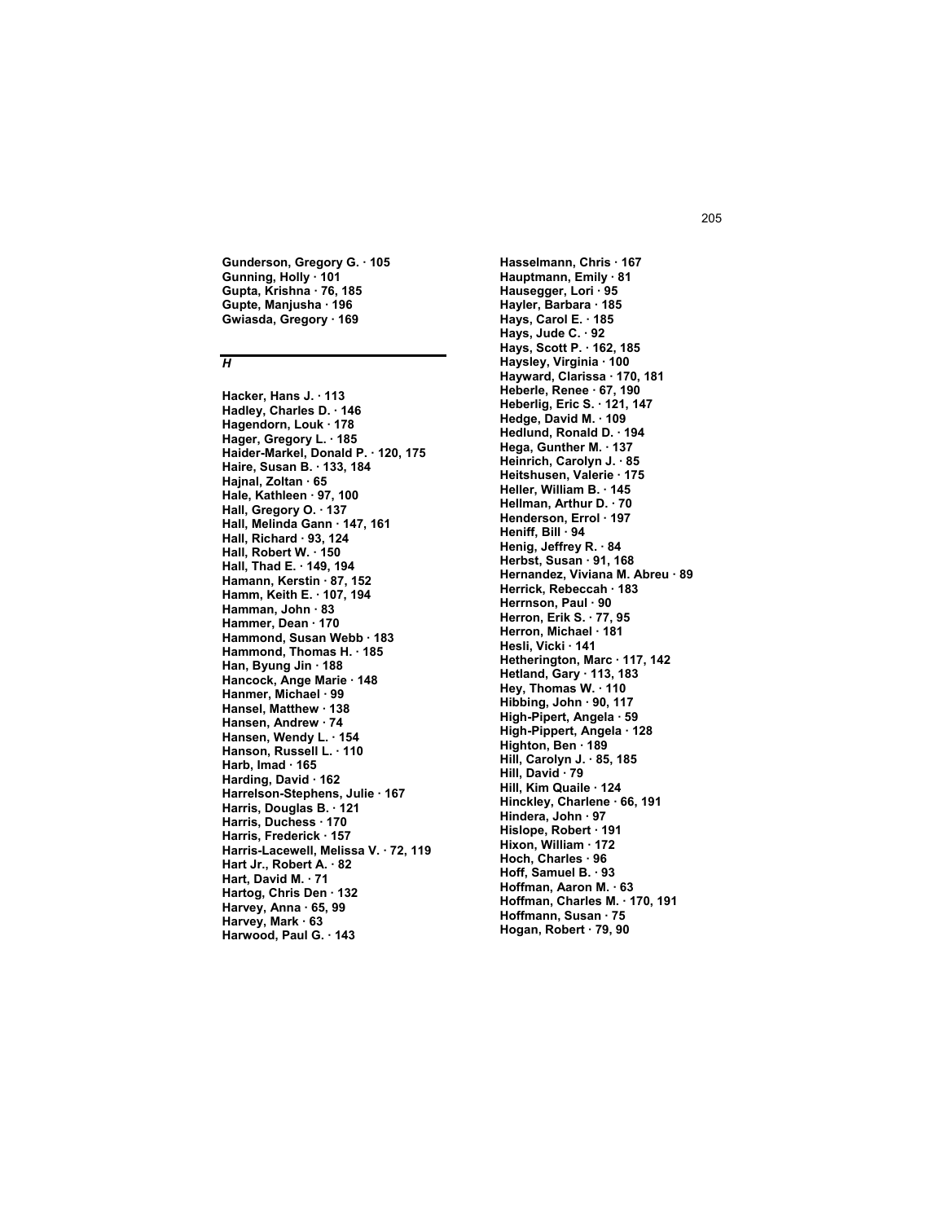**Gunderson, Gregory G. · 105**
**Gunning, Holly · 101**
**Gupta, Krishna · 76, 185**
**Gupte, Manjusha · 196**
**Gwiasda, Gregory · 169**

## *H*

**Hacker, Hans J. · 113**
**Hadley, Charles D. · 146**
**Hagendorn, Louk · 178**
**Hager, Gregory L. · 185**
**Haider-Markel, Donald P. · 120, 175**
**Haire, Susan B. · 133, 184**
**Hajnal, Zoltan · 65**
**Hale, Kathleen · 97, 100**
**Hall, Gregory O. · 137**
**Hall, Melinda Gann · 147, 161**
**Hall, Richard · 93, 124**
**Hall, Robert W. · 150**
**Hall, Thad E. · 149, 194**
**Hamann, Kerstin · 87, 152**
**Hamm, Keith E. · 107, 194**
**Hamman, John · 83**
**Hammer, Dean · 170**
**Hammond, Susan Webb · 183**
**Hammond, Thomas H. · 185**
**Han, Byung Jin · 188**
**Hancock, Ange Marie · 148**
**Hanmer, Michael · 99**
**Hansel, Matthew · 138**
**Hansen, Andrew · 74**
**Hansen, Wendy L. · 154**
**Hanson, Russell L. · 110**
**Harb, Imad · 165**
**Harding, David · 162**
**Harrelson-Stephens, Julie · 167**
**Harris, Douglas B. · 121**
**Harris, Duchess · 170**
**Harris, Frederick · 157**
**Harris-Lacewell, Melissa V. · 72, 119**
**Hart Jr., Robert A. · 82**
**Hart, David M. · 71**
**Hartog, Chris Den · 132**
**Harvey, Anna · 65, 99**
**Harvey, Mark · 63**
**Harwood, Paul G. · 143**
**Hasselmann, Chris · 167**
**Hauptmann, Emily · 81**
**Hausegger, Lori · 95**
**Hayler, Barbara · 185**
**Hays, Carol E. · 185**
**Hays, Jude C. · 92**
**Hays, Scott P. · 162, 185**
**Haysley, Virginia · 100**
**Hayward, Clarissa · 170, 181**
**Heberle, Renee · 67, 190**
**Heberlig, Eric S. · 121, 147**
**Hedge, David M. · 109**
**Hedlund, Ronald D. · 194**
**Hega, Gunther M. · 137**
**Heinrich, Carolyn J. · 85**
**Heitshusen, Valerie · 175**
**Heller, William B. · 145**
**Hellman, Arthur D. · 70**
**Henderson, Errol · 197**
**Heniff, Bill · 94**
**Henig, Jeffrey R. · 84**
**Herbst, Susan · 91, 168**
**Hernandez, Viviana M. Abreu · 89**
**Herrick, Rebeccah · 183**
**Herrnson, Paul · 90**
**Herron, Erik S. · 77, 95**
**Herron, Michael · 181**
**Hesli, Vicki · 141**
**Hetherington, Marc · 117, 142**
**Hetland, Gary · 113, 183**
**Hey, Thomas W. · 110**
**Hibbing, John · 90, 117**
**High-Pipert, Angela · 59**
**High-Pippert, Angela · 128**
**Highton, Ben · 189**
**Hill, Carolyn J. · 85, 185**
**Hill, David · 79**
**Hill, Kim Quaile · 124**
**Hinckley, Charlene · 66, 191**
**Hindera, John · 97**
**Hislope, Robert · 191**
**Hixon, William · 172**
**Hoch, Charles · 96**
**Hoff, Samuel B. · 93**
**Hoffman, Aaron M. · 63**
**Hoffman, Charles M. · 170, 191**
**Hoffmann, Susan · 75**
**Hogan, Robert · 79, 90**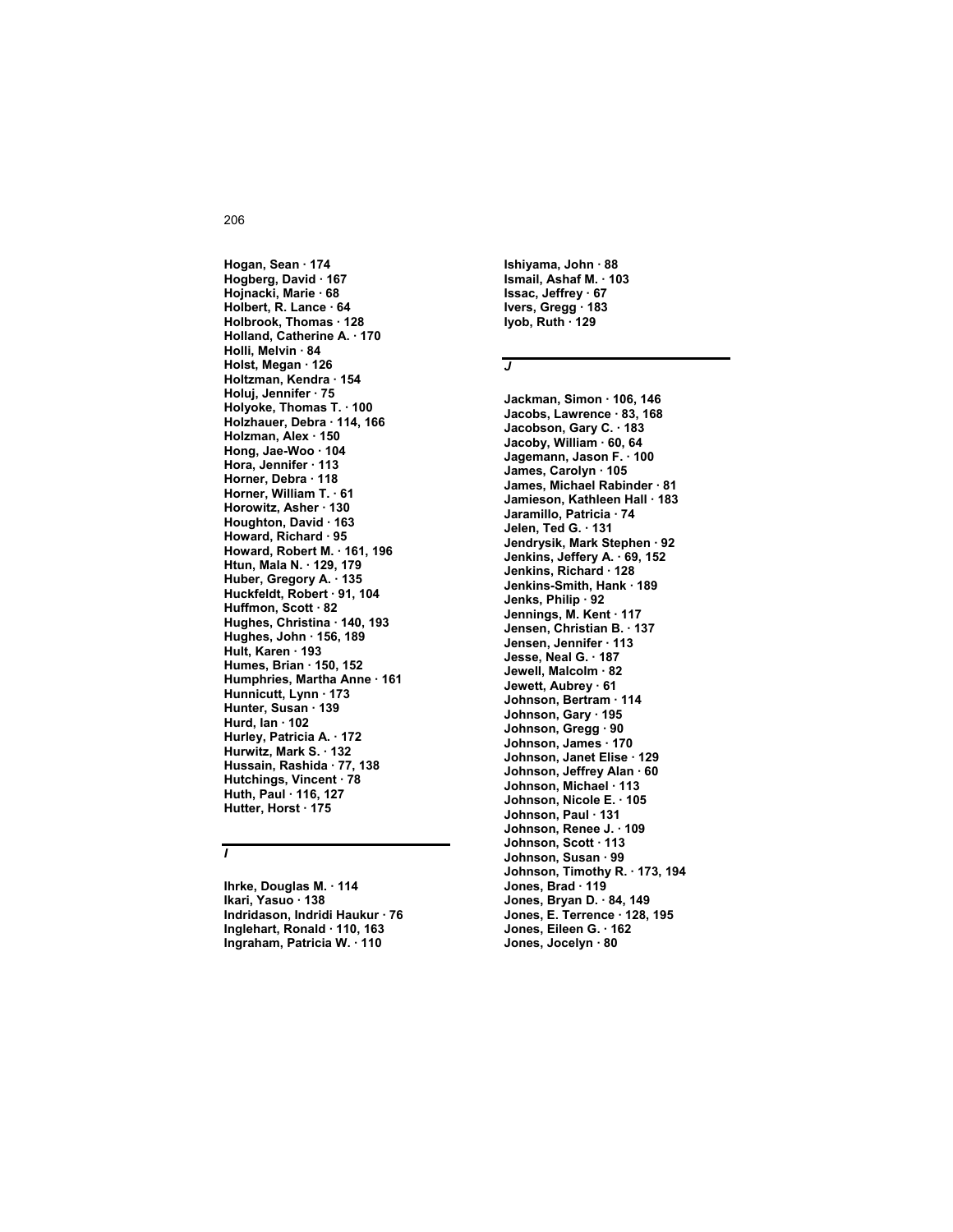**Hogan, Sean · 174**
**Hogberg, David · 167**
**Hojnacki, Marie · 68**
**Holbert, R. Lance · 64**
**Holbrook, Thomas · 128**
**Holland, Catherine A. · 170**
**Holli, Melvin · 84**
**Holst, Megan · 126**
**Holtzman, Kendra · 154**
**Holuj, Jennifer · 75**
**Holyoke, Thomas T. · 100**
**Holzhauer, Debra · 114, 166**
**Holzman, Alex · 150**
**Hong, Jae-Woo · 104**
**Hora, Jennifer · 113**
**Horner, Debra · 118**
**Horner, William T. · 61**
**Horowitz, Asher · 130**
**Houghton, David · 163**
**Howard, Richard · 95**
**Howard, Robert M. · 161, 196**
**Htun, Mala N. · 129, 179**
**Huber, Gregory A. · 135**
**Huckfeldt, Robert · 91, 104**
**Huffmon, Scott · 82**
**Hughes, Christina · 140, 193**
**Hughes, John · 156, 189**
**Hult, Karen · 193**
**Humes, Brian · 150, 152**
**Humphries, Martha Anne · 161**
**Hunnicutt, Lynn · 173**
**Hunter, Susan · 139**
**Hurd, Ian · 102**
**Hurley, Patricia A. · 172**
**Hurwitz, Mark S. · 132**
**Hussain, Rashida · 77, 138**
**Hutchings, Vincent · 78**
**Huth, Paul · 116, 127**
**Hutter, Horst · 175**

## *I*

**Ihrke, Douglas M. · 114**
**Ikari, Yasuo · 138**
**Indridason, Indridi Haukur · 76**
**Inglehart, Ronald · 110, 163**
**Ingraham, Patricia W. · 110**
**Ishiyama, John · 88**
**Ismail, Ashaf M. · 103**
**Issac, Jeffrey · 67**
**Ivers, Gregg · 183**
**Iyob, Ruth · 129**

## *J*

**Jackman, Simon · 106, 146**
**Jacobs, Lawrence · 83, 168**
**Jacobson, Gary C. · 183**
**Jacoby, William · 60, 64**
**Jagemann, Jason F. · 100**
**James, Carolyn · 105**
**James, Michael Rabinder · 81**
**Jamieson, Kathleen Hall · 183**
**Jaramillo, Patricia · 74**
**Jelen, Ted G. · 131**
**Jendrysik, Mark Stephen · 92**
**Jenkins, Jeffery A. · 69, 152**
**Jenkins, Richard · 128**
**Jenkins-Smith, Hank · 189**
**Jenks, Philip · 92**
**Jennings, M. Kent · 117**
**Jensen, Christian B. · 137**
**Jensen, Jennifer · 113**
**Jesse, Neal G. · 187**
**Jewell, Malcolm · 82**
**Jewett, Aubrey · 61**
**Johnson, Bertram · 114**
**Johnson, Gary · 195**
**Johnson, Gregg · 90**
**Johnson, James · 170**
**Johnson, Janet Elise · 129**
**Johnson, Jeffrey Alan · 60**
**Johnson, Michael · 113**
**Johnson, Nicole E. · 105**
**Johnson, Paul · 131**
**Johnson, Renee J. · 109**
**Johnson, Scott · 113**
**Johnson, Susan · 99**
**Johnson, Timothy R. · 173, 194**
**Jones, Brad · 119**
**Jones, Bryan D. · 84, 149**
**Jones, E. Terrence · 128, 195**
**Jones, Eileen G. · 162**
**Jones, Jocelyn · 80**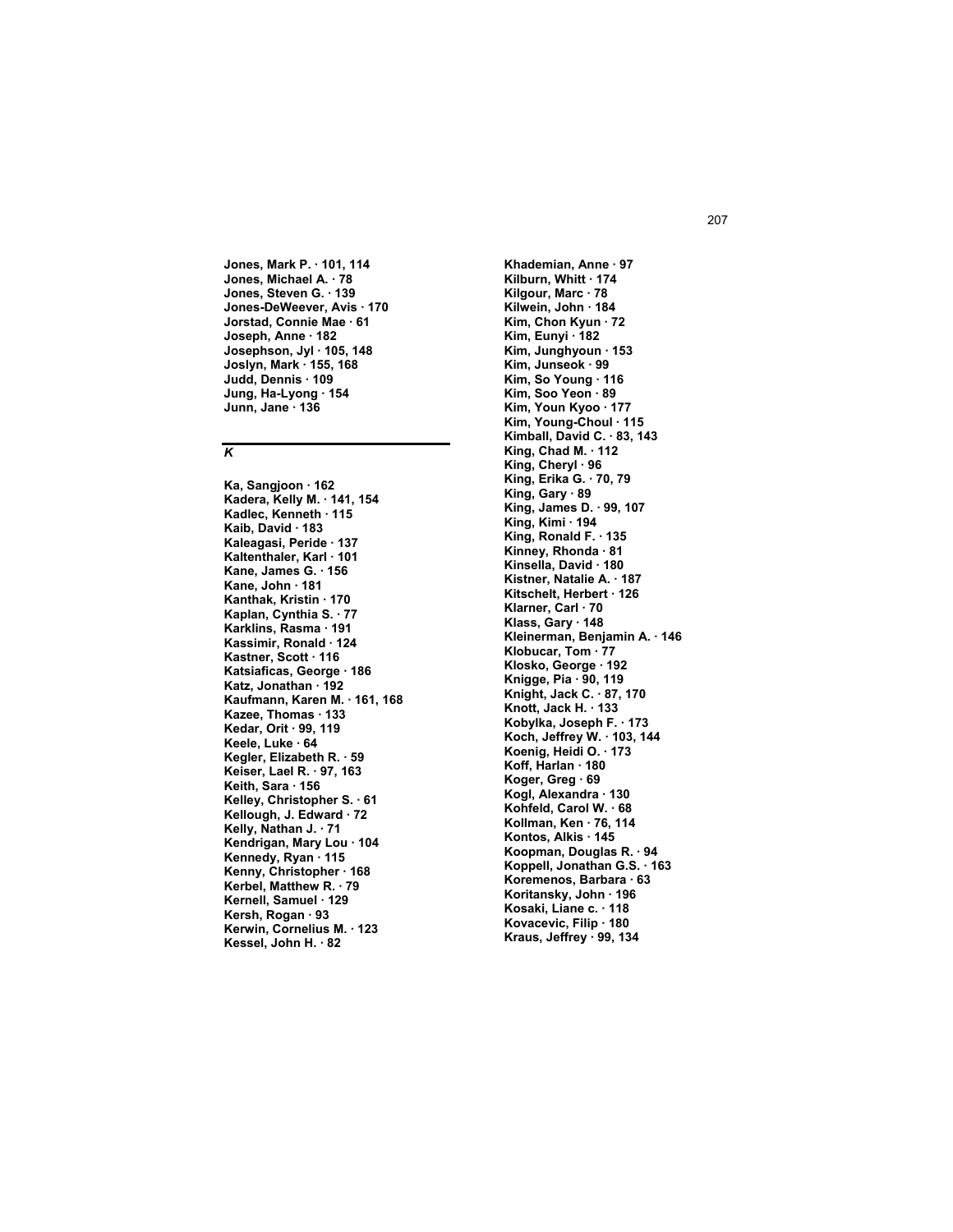**Jones, Mark P. · 101, 114**
**Jones, Michael A. · 78**
**Jones, Steven G. · 139**
**Jones-DeWeever, Avis · 170**
**Jorstad, Connie Mae · 61**
**Joseph, Anne · 182**
**Josephson, Jyl · 105, 148**
**Joslyn, Mark · 155, 168**
**Judd, Dennis · 109**
**Jung, Ha-Lyong · 154**
**Junn, Jane · 136**

## *K*

**Ka, Sangjoon · 162**
**Kadera, Kelly M. · 141, 154**
**Kadlec, Kenneth · 115**
**Kaib, David · 183**
**Kaleagasi, Peride · 137**
**Kaltenthaler, Karl · 101**
**Kane, James G. · 156**
**Kane, John · 181**
**Kanthak, Kristin · 170**
**Kaplan, Cynthia S. · 77**
**Karklins, Rasma · 191**
**Kassimir, Ronald · 124**
**Kastner, Scott · 116**
**Katsiaficas, George · 186**
**Katz, Jonathan · 192**
**Kaufmann, Karen M. · 161, 168**
**Kazee, Thomas · 133**
**Kedar, Orit · 99, 119**
**Keele, Luke · 64**
**Kegler, Elizabeth R. · 59**
**Keiser, Lael R. · 97, 163**
**Keith, Sara · 156**
**Kelley, Christopher S. · 61**
**Kellough, J. Edward · 72**
**Kelly, Nathan J. · 71**
**Kendrigan, Mary Lou · 104**
**Kennedy, Ryan · 115**
**Kenny, Christopher · 168**
**Kerbel, Matthew R. · 79**
**Kernell, Samuel · 129**
**Kersh, Rogan · 93**
**Kerwin, Cornelius M. · 123**
**Kessel, John H. · 82**
**Khademian, Anne · 97**
**Kilburn, Whitt · 174**
**Kilgour, Marc · 78**
**Kilwein, John · 184**
**Kim, Chon Kyun · 72**
**Kim, Eunyi · 182**
**Kim, Junghyoun · 153**
**Kim, Junseok · 99**
**Kim, So Young · 116**
**Kim, Soo Yeon · 89**
**Kim, Youn Kyoo · 177**
**Kim, Young-Choul · 115**
**Kimball, David C. · 83, 143**
**King, Chad M. · 112**
**King, Cheryl · 96**
**King, Erika G. · 70, 79**
**King, Gary · 89**
**King, James D. · 99, 107**
**King, Kimi · 194**
**King, Ronald F. · 135**
**Kinney, Rhonda · 81**
**Kinsella, David · 180**
**Kistner, Natalie A. · 187**
**Kitschelt, Herbert · 126**
**Klarner, Carl · 70**
**Klass, Gary · 148**
**Kleinerman, Benjamin A. · 146**
**Klobucar, Tom · 77**
**Klosko, George · 192**
**Knigge, Pia · 90, 119**
**Knight, Jack C. · 87, 170**
**Knott, Jack H. · 133**
**Kobylka, Joseph F. · 173**
**Koch, Jeffrey W. · 103, 144**
**Koenig, Heidi O. · 173**
**Koff, Harlan · 180**
**Koger, Greg · 69**
**Kogl, Alexandra · 130**
**Kohfeld, Carol W. · 68**
**Kollman, Ken · 76, 114**
**Kontos, Alkis · 145**
**Koopman, Douglas R. · 94**
**Koppell, Jonathan G.S. · 163**
**Koremenos, Barbara · 63**
**Koritansky, John · 196**
**Kosaki, Liane c. · 118**
**Kovacevic, Filip · 180**
**Kraus, Jeffrey · 99, 134**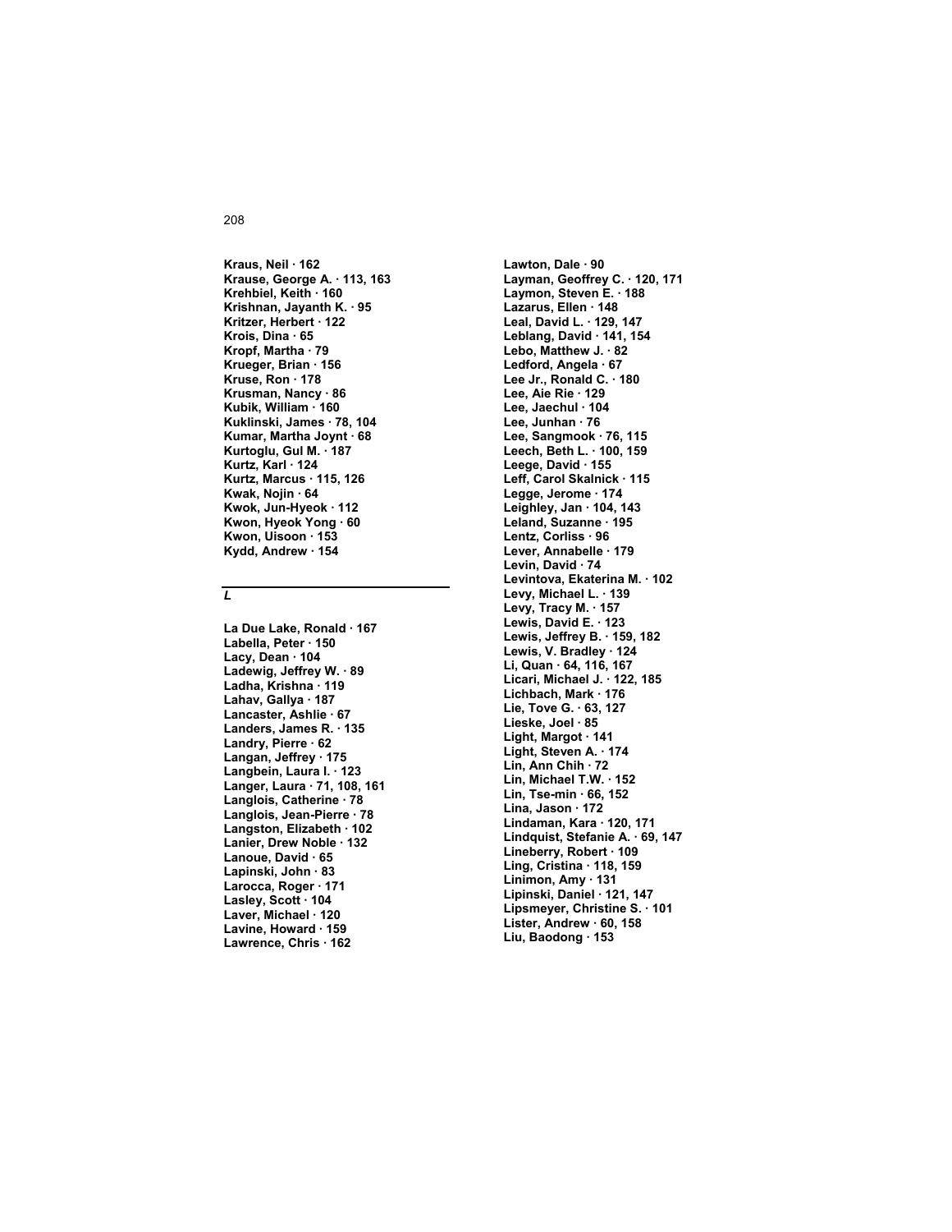**Kraus, Neil · 162**
**Krause, George A. · 113, 163**
**Krehbiel, Keith · 160**
**Krishnan, Jayanth K. · 95**
**Kritzer, Herbert · 122**
**Krois, Dina · 65**
**Kropf, Martha · 79**
**Krueger, Brian · 156**
**Kruse, Ron · 178**
**Krusman, Nancy · 86**
**Kubik, William · 160**
**Kuklinski, James · 78, 104**
**Kumar, Martha Joynt · 68**
**Kurtoglu, Gul M. · 187**
**Kurtz, Karl · 124**
**Kurtz, Marcus · 115, 126**
**Kwak, Nojin · 64**
**Kwok, Jun-Hyeok · 112**
**Kwon, Hyeok Yong · 60**
**Kwon, Uisoon · 153**
**Kydd, Andrew · 154**

## *L*

**La Due Lake, Ronald · 167**
**Labella, Peter · 150**
**Lacy, Dean · 104**
**Ladewig, Jeffrey W. · 89**
**Ladha, Krishna · 119**
**Lahav, Gallya · 187**
**Lancaster, Ashlie · 67**
**Landers, James R. · 135**
**Landry, Pierre · 62**
**Langan, Jeffrey · 175**
**Langbein, Laura I. · 123**
**Langer, Laura · 71, 108, 161**
**Langlois, Catherine · 78**
**Langlois, Jean-Pierre · 78**
**Langston, Elizabeth · 102**
**Lanier, Drew Noble · 132**
**Lanoue, David · 65**
**Lapinski, John · 83**
**Larocca, Roger · 171**
**Lasley, Scott · 104**
**Laver, Michael · 120**
**Lavine, Howard · 159**
**Lawrence, Chris · 162**
**Lawton, Dale · 90**
**Layman, Geoffrey C. · 120, 171**
**Laymon, Steven E. · 188**
**Lazarus, Ellen · 148**
**Leal, David L. · 129, 147**
**Leblang, David · 141, 154**
**Lebo, Matthew J. · 82**
**Ledford, Angela · 67**
**Lee Jr., Ronald C. · 180**
**Lee, Aie Rie · 129**
**Lee, Jaechul · 104**
**Lee, Junhan · 76**
**Lee, Sangmook · 76, 115**
**Leech, Beth L. · 100, 159**
**Leege, David · 155**
**Leff, Carol Skalnick · 115**
**Legge, Jerome · 174**
**Leighley, Jan · 104, 143**
**Leland, Suzanne · 195**
**Lentz, Corliss · 96**
**Lever, Annabelle · 179**
**Levin, David · 74**
**Levintova, Ekaterina M. · 102**
**Levy, Michael L. · 139**
**Levy, Tracy M. · 157**
**Lewis, David E. · 123**
**Lewis, Jeffrey B. · 159, 182**
**Lewis, V. Bradley · 124**
**Li, Quan · 64, 116, 167**
**Licari, Michael J. · 122, 185**
**Lichbach, Mark · 176**
**Lie, Tove G. · 63, 127**
**Lieske, Joel · 85**
**Light, Margot · 141**
**Light, Steven A. · 174**
**Lin, Ann Chih · 72**
**Lin, Michael T.W. · 152**
**Lin, Tse-min · 66, 152**
**Lina, Jason · 172**
**Lindaman, Kara · 120, 171**
**Lindquist, Stefanie A. · 69, 147**
**Lineberry, Robert · 109**
**Ling, Cristina · 118, 159**
**Linimon, Amy · 131**
**Lipinski, Daniel · 121, 147**
**Lipsmeyer, Christine S. · 101**
**Lister, Andrew · 60, 158**
**Liu, Baodong · 153**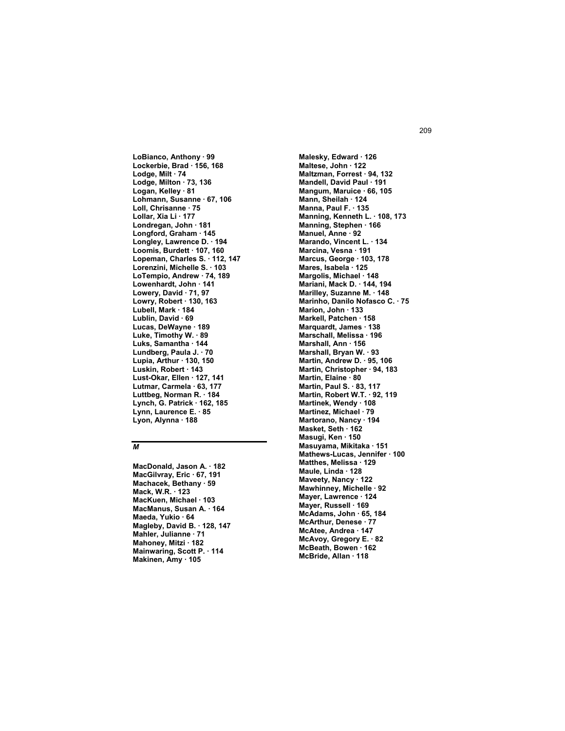**LoBianco, Anthony · 99**
**Lockerbie, Brad · 156, 168**
**Lodge, Milt · 74**
**Lodge, Milton · 73, 136**
**Logan, Kelley · 81**
**Lohmann, Susanne · 67, 106**
**Loll, Chrisanne · 75**
**Lollar, Xia Li · 177**
**Londregan, John · 181**
**Longford, Graham · 145**
**Longley, Lawrence D. · 194**
**Loomis, Burdett · 107, 160**
**Lopeman, Charles S. · 112, 147**
**Lorenzini, Michelle S. · 103**
**LoTempio, Andrew · 74, 189**
**Lowenhardt, John · 141**
**Lowery, David · 71, 97**
**Lowry, Robert · 130, 163**
**Lubell, Mark · 184**
**Lublin, David · 69**
**Lucas, DeWayne · 189**
**Luke, Timothy W. · 89**
**Luks, Samantha · 144**
**Lundberg, Paula J. · 70**
**Lupia, Arthur · 130, 150**
**Luskin, Robert · 143**
**Lust-Okar, Ellen · 127, 141**
**Lutmar, Carmela · 63, 177**
**Luttbeg, Norman R. · 184**
**Lynch, G. Patrick · 162, 185**
**Lynn, Laurence E. · 85**
**Lyon, Alynna · 188**

## *M*

**MacDonald, Jason A. · 182**
**MacGilvray, Eric · 67, 191**
**Machacek, Bethany · 59**
**Mack, W.R. · 123**
**MacKuen, Michael · 103**
**MacManus, Susan A. · 164**
**Maeda, Yukio · 64**
**Magleby, David B. · 128, 147**
**Mahler, Julianne · 71**
**Mahoney, Mitzi · 182**
**Mainwaring, Scott P. · 114**
**Makinen, Amy · 105**
**Malesky, Edward · 126**
**Maltese, John · 122**
**Maltzman, Forrest · 94, 132**
**Mandell, David Paul · 191**
**Mangum, Maruice · 66, 105**
**Mann, Sheilah · 124**
**Manna, Paul F. · 135**
**Manning, Kenneth L. · 108, 173**
**Manning, Stephen · 166**
**Manuel, Anne · 92**
**Marando, Vincent L. · 134**
**Marcina, Vesna · 191**
**Marcus, George · 103, 178**
**Mares, Isabela · 125**
**Margolis, Michael · 148**
**Mariani, Mack D. · 144, 194**
**Marilley, Suzanne M. · 148**
**Marinho, Danilo Nofasco C. · 75**
**Marion, John · 133**
**Markell, Patchen · 158**
**Marquardt, James · 138**
**Marschall, Melissa · 196**
**Marshall, Ann · 156**
**Marshall, Bryan W. · 93**
**Martin, Andrew D. · 95, 106**
**Martin, Christopher · 94, 183**
**Martin, Elaine · 80**
**Martin, Paul S. · 83, 117**
**Martin, Robert W.T. · 92, 119**
**Martinek, Wendy · 108**
**Martinez, Michael · 79**
**Martorano, Nancy · 194**
**Masket, Seth · 162**
**Masugi, Ken · 150**
**Masuyama, Mikitaka · 151**
**Mathews-Lucas, Jennifer · 100**
**Matthes, Melissa · 129**
**Maule, Linda · 128**
**Maveety, Nancy · 122**
**Mawhinney, Michelle · 92**
**Mayer, Lawrence · 124**
**Mayer, Russell · 169**
**McAdams, John · 65, 184**
**McArthur, Denese · 77**
**McAtee, Andrea · 147**
**McAvoy, Gregory E. · 82**
**McBeath, Bowen · 162**
**McBride, Allan · 118**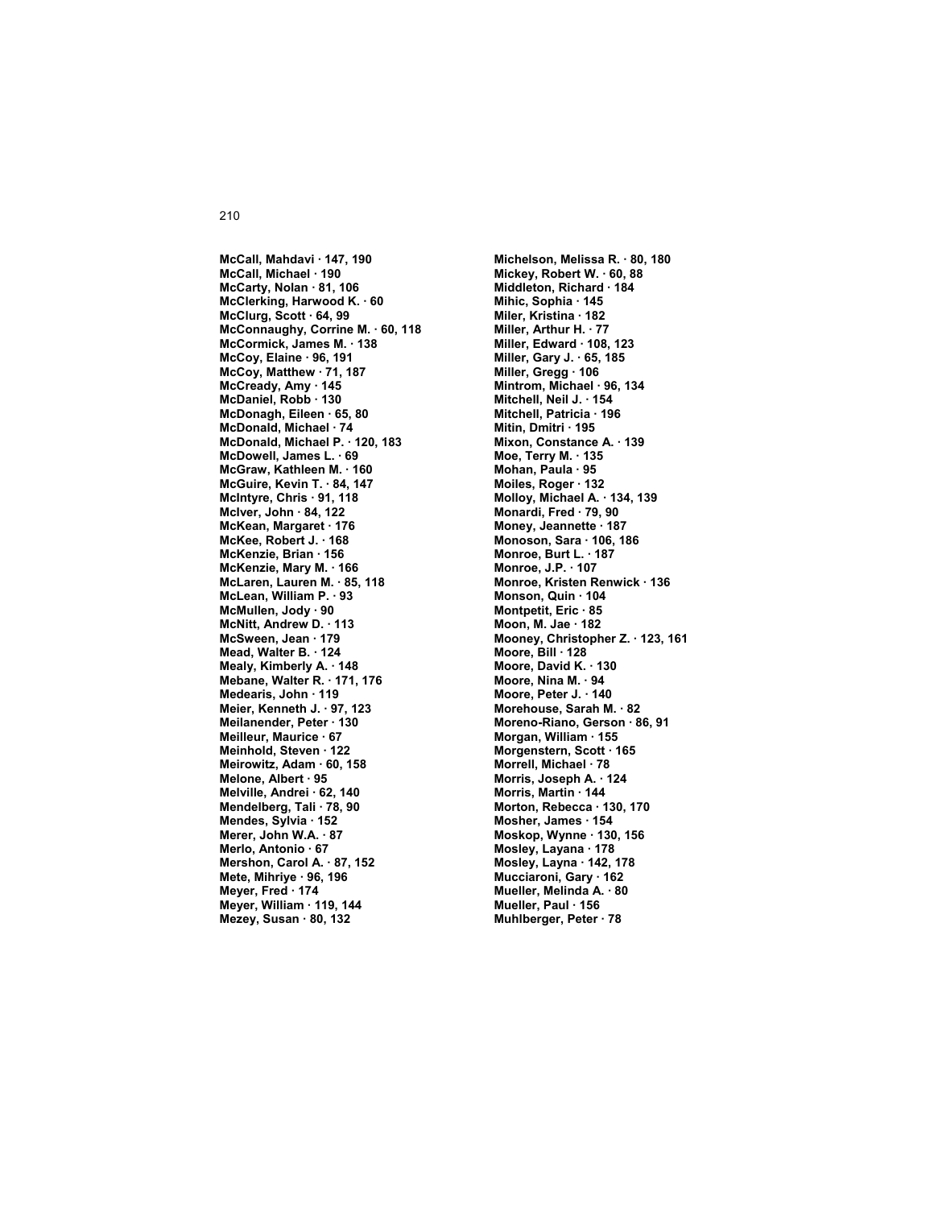**McCall, Mahdavi · 147, 190**
**McCall, Michael · 190**
**McCarty, Nolan · 81, 106**
**McClerking, Harwood K. · 60**
**McClurg, Scott · 64, 99**
**McConnaughy, Corrine M. · 60, 118**
**McCormick, James M. · 138**
**McCoy, Elaine · 96, 191**
**McCoy, Matthew · 71, 187**
**McCready, Amy · 145**
**McDaniel, Robb · 130**
**McDonagh, Eileen · 65, 80**
**McDonald, Michael · 74**
**McDonald, Michael P. · 120, 183**
**McDowell, James L. · 69**
**McGraw, Kathleen M. · 160**
**McGuire, Kevin T. · 84, 147**
**McIntyre, Chris · 91, 118**
**McIver, John · 84, 122**
**McKean, Margaret · 176**
**McKee, Robert J. · 168**
**McKenzie, Brian · 156**
**McKenzie, Mary M. · 166**
**McLaren, Lauren M. · 85, 118**
**McLean, William P. · 93**
**McMullen, Jody · 90**
**McNitt, Andrew D. · 113**
**McSween, Jean · 179**
**Mead, Walter B. · 124**
**Mealy, Kimberly A. · 148**
**Mebane, Walter R. · 171, 176**
**Medearis, John · 119**
**Meier, Kenneth J. · 97, 123**
**Meilanender, Peter · 130**
**Meilleur, Maurice · 67**
**Meinhold, Steven · 122**
**Meirowitz, Adam · 60, 158**
**Melone, Albert · 95**
**Melville, Andrei · 62, 140**
**Mendelberg, Tali · 78, 90**
**Mendes, Sylvia · 152**
**Merer, John W.A. · 87**
**Merlo, Antonio · 67**
**Mershon, Carol A. · 87, 152**
**Mete, Mihriye · 96, 196**
**Meyer, Fred · 174**
**Meyer, William · 119, 144**
**Mezey, Susan · 80, 132**
**Michelson, Melissa R. · 80, 180**
**Mickey, Robert W. · 60, 88**
**Middleton, Richard · 184**
**Mihic, Sophia · 145**
**Miler, Kristina · 182**
**Miller, Arthur H. · 77**
**Miller, Edward · 108, 123**
**Miller, Gary J. · 65, 185**
**Miller, Gregg · 106**
**Mintrom, Michael · 96, 134**
**Mitchell, Neil J. · 154**
**Mitchell, Patricia · 196**
**Mitin, Dmitri · 195**
**Mixon, Constance A. · 139**
**Moe, Terry M. · 135**
**Mohan, Paula · 95**
**Moiles, Roger · 132**
**Molloy, Michael A. · 134, 139**
**Monardi, Fred · 79, 90**
**Money, Jeannette · 187**
**Monoson, Sara · 106, 186**
**Monroe, Burt L. · 187**
**Monroe, J.P. · 107**
**Monroe, Kristen Renwick · 136**
**Monson, Quin · 104**
**Montpetit, Eric · 85**
**Moon, M. Jae · 182**
**Mooney, Christopher Z. · 123, 161**
**Moore, Bill · 128**
**Moore, David K. · 130**
**Moore, Nina M. · 94**
**Moore, Peter J. · 140**
**Morehouse, Sarah M. · 82**
**Moreno-Riano, Gerson · 86, 91**
**Morgan, William · 155**
**Morgenstern, Scott · 165**
**Morrell, Michael · 78**
**Morris, Joseph A. · 124**
**Morris, Martin · 144**
**Morton, Rebecca · 130, 170**
**Mosher, James · 154**
**Moskop, Wynne · 130, 156**
**Mosley, Layana · 178**
**Mosley, Layna · 142, 178**
**Mucciaroni, Gary · 162**
**Mueller, Melinda A. · 80**
**Mueller, Paul · 156**
**Muhlberger, Peter · 78**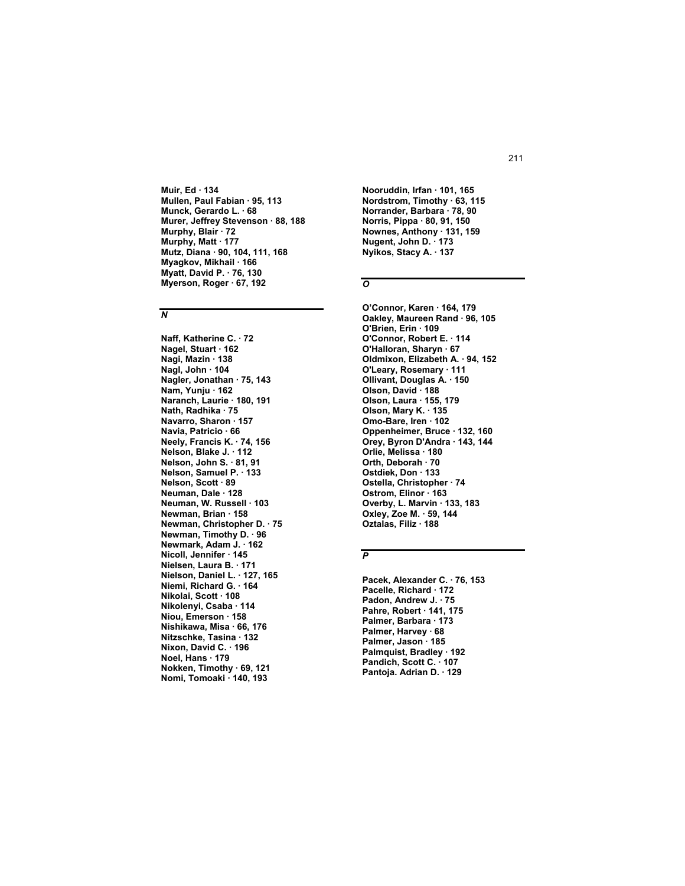**Muir, Ed · 134**
**Mullen, Paul Fabian · 95, 113**
**Munck, Gerardo L. · 68**
**Murer, Jeffrey Stevenson · 88, 188**
**Murphy, Blair · 72**
**Murphy, Matt · 177**
**Mutz, Diana · 90, 104, 111, 168**
**Myagkov, Mikhail · 166**
**Myatt, David P. · 76, 130**
**Myerson, Roger · 67, 192**

## *N*

**Naff, Katherine C. · 72**
**Nagel, Stuart · 162**
**Nagi, Mazin · 138**
**Nagl, John · 104**
**Nagler, Jonathan · 75, 143**
**Nam, Yunju · 162**
**Naranch, Laurie · 180, 191**
**Nath, Radhika · 75**
**Navarro, Sharon · 157**
**Navia, Patricio · 66**
**Neely, Francis K. · 74, 156**
**Nelson, Blake J. · 112**
**Nelson, John S. · 81, 91**
**Nelson, Samuel P. · 133**
**Nelson, Scott · 89**
**Neuman, Dale · 128**
**Neuman, W. Russell · 103**
**Newman, Brian · 158**
**Newman, Christopher D. · 75**
**Newman, Timothy D. · 96**
**Newmark, Adam J. · 162**
**Nicoll, Jennifer · 145**
**Nielsen, Laura B. · 171**
**Nielson, Daniel L. · 127, 165**
**Niemi, Richard G. · 164**
**Nikolai, Scott · 108**
**Nikolenyi, Csaba · 114**
**Niou, Emerson · 158**
**Nishikawa, Misa · 66, 176**
**Nitzschke, Tasina · 132**
**Nixon, David C. · 196**
**Noel, Hans · 179**
**Nokken, Timothy · 69, 121**
**Nomi, Tomoaki · 140, 193**
**Nooruddin, Irfan · 101, 165**
**Nordstrom, Timothy · 63, 115**
**Norrander, Barbara · 78, 90**
**Norris, Pippa · 80, 91, 150**
**Nownes, Anthony · 131, 159**
**Nugent, John D. · 173**
**Nyikos, Stacy A. · 137**

## *O*

**O'Connor, Karen · 164, 179**
**Oakley, Maureen Rand · 96, 105**
**O'Brien, Erin · 109**
**O'Connor, Robert E. · 114**
**O'Halloran, Sharyn · 67**
**Oldmixon, Elizabeth A. · 94, 152**
**O'Leary, Rosemary · 111**
**Ollivant, Douglas A. · 150**
**Olson, David · 188**
**Olson, Laura · 155, 179**
**Olson, Mary K. · 135**
**Omo-Bare, Iren · 102**
**Oppenheimer, Bruce · 132, 160**
**Orey, Byron D'Andra · 143, 144**
**Orlie, Melissa · 180**
**Orth, Deborah · 70**
**Ostdiek, Don · 133**
**Ostella, Christopher · 74**
**Ostrom, Elinor · 163**
**Overby, L. Marvin · 133, 183**
**Oxley, Zoe M. · 59, 144**
**Oztalas, Filiz · 188**

## *P*

**Pacek, Alexander C. · 76, 153**
**Pacelle, Richard · 172**
**Padon, Andrew J. · 75**
**Pahre, Robert · 141, 175**
**Palmer, Barbara · 173**
**Palmer, Harvey · 68**
**Palmer, Jason · 185**
**Palmquist, Bradley · 192**
**Pandich, Scott C. · 107**
**Pantoja. Adrian D. · 129**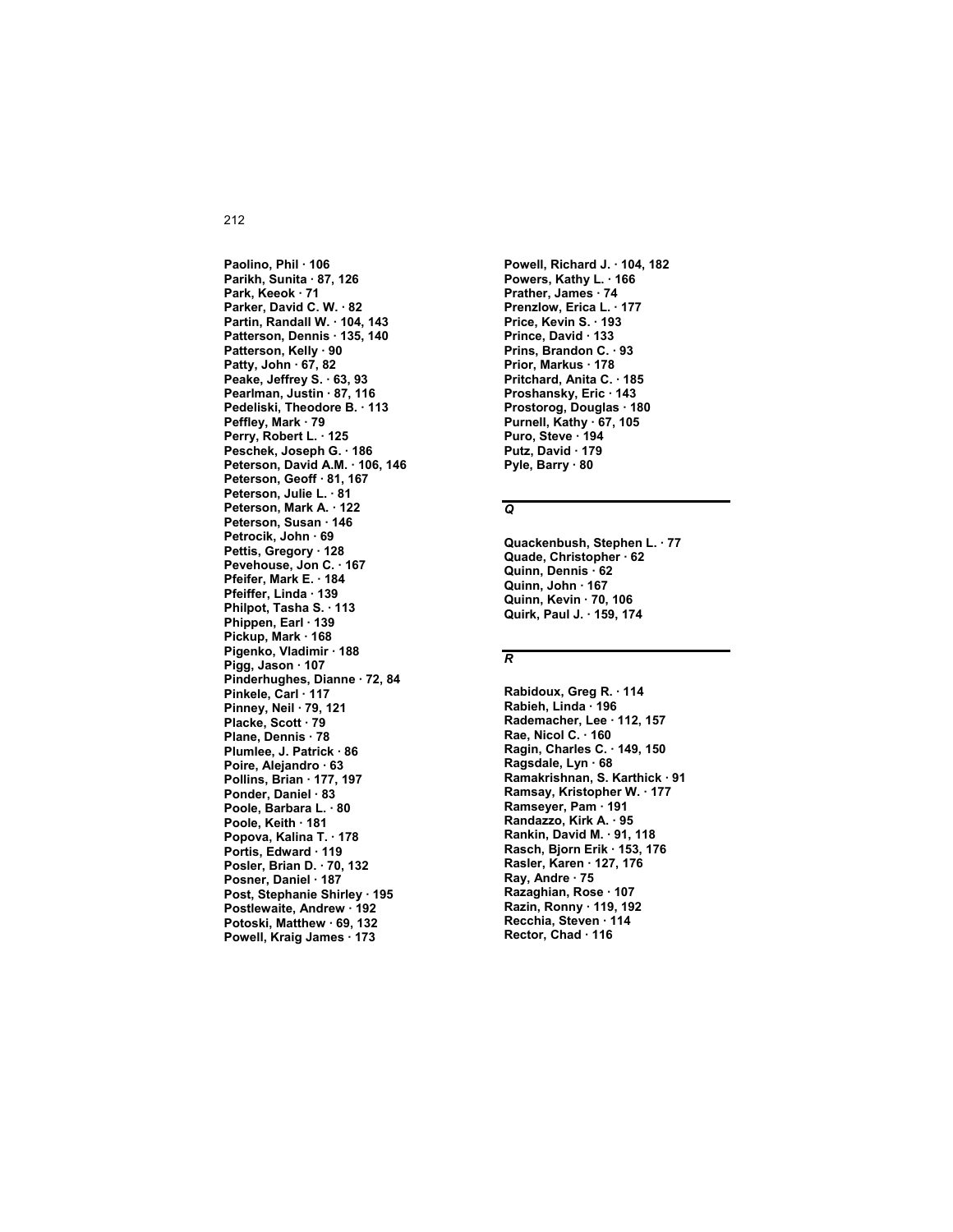**Paolino, Phil · 106**
**Parikh, Sunita · 87, 126**
**Park, Keeok · 71**
**Parker, David C. W. · 82**
**Partin, Randall W. · 104, 143**
**Patterson, Dennis · 135, 140**
**Patterson, Kelly · 90**
**Patty, John · 67, 82**
**Peake, Jeffrey S. · 63, 93**
**Pearlman, Justin · 87, 116**
**Pedeliski, Theodore B. · 113**
**Peffley, Mark · 79**
**Perry, Robert L. · 125**
**Peschek, Joseph G. · 186**
**Peterson, David A.M. · 106, 146**
**Peterson, Geoff · 81, 167**
**Peterson, Julie L. · 81**
**Peterson, Mark A. · 122**
**Peterson, Susan · 146**
**Petrocik, John · 69**
**Pettis, Gregory · 128**
**Pevehouse, Jon C. · 167**
**Pfeifer, Mark E. · 184**
**Pfeiffer, Linda · 139**
**Philpot, Tasha S. · 113**
**Phippen, Earl · 139**
**Pickup, Mark · 168**
**Pigenko, Vladimir · 188**
**Pigg, Jason · 107**
**Pinderhughes, Dianne · 72, 84**
**Pinkele, Carl · 117**
**Pinney, Neil · 79, 121**
**Placke, Scott · 79**
**Plane, Dennis · 78**
**Plumlee, J. Patrick · 86**
**Poire, Alejandro · 63**
**Pollins, Brian · 177, 197**
**Ponder, Daniel · 83**
**Poole, Barbara L. · 80**
**Poole, Keith · 181**
**Popova, Kalina T. · 178**
**Portis, Edward · 119**
**Posler, Brian D. · 70, 132**
**Posner, Daniel · 187**
**Post, Stephanie Shirley · 195**
**Postlewaite, Andrew · 192**
**Potoski, Matthew · 69, 132**
**Powell, Kraig James · 173**
**Powell, Richard J. · 104, 182**
**Powers, Kathy L. · 166**
**Prather, James · 74**
**Prenzlow, Erica L. · 177**
**Price, Kevin S. · 193**
**Prince, David · 133**
**Prins, Brandon C. · 93**
**Prior, Markus · 178**
**Pritchard, Anita C. · 185**
**Proshansky, Eric · 143**
**Prostorog, Douglas · 180**
**Purnell, Kathy · 67, 105**
**Puro, Steve · 194**
**Putz, David · 179**
**Pyle, Barry · 80**

## *Q*

**Quackenbush, Stephen L. · 77**
**Quade, Christopher · 62**
**Quinn, Dennis · 62**
**Quinn, John · 167**
**Quinn, Kevin · 70, 106**
**Quirk, Paul J. · 159, 174**

## *R*

**Rabidoux, Greg R. · 114**
**Rabieh, Linda · 196**
**Rademacher, Lee · 112, 157**
**Rae, Nicol C. · 160**
**Ragin, Charles C. · 149, 150**
**Ragsdale, Lyn · 68**
**Ramakrishnan, S. Karthick · 91**
**Ramsay, Kristopher W. · 177**
**Ramseyer, Pam · 191**
**Randazzo, Kirk A. · 95**
**Rankin, David M. · 91, 118**
**Rasch, Bjorn Erik · 153, 176**
**Rasler, Karen · 127, 176**
**Ray, Andre · 75**
**Razaghian, Rose · 107**
**Razin, Ronny · 119, 192**
**Recchia, Steven · 114**
**Rector, Chad · 116**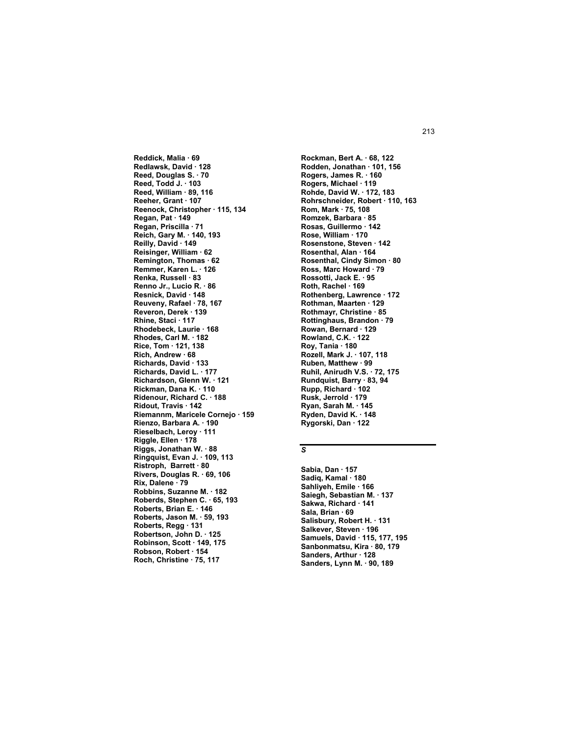**Reddick, Malia · 69**
**Redlawsk, David · 128**
**Reed, Douglas S. · 70**
**Reed, Todd J. · 103**
**Reed, William · 89, 116**
**Reeher, Grant · 107**
**Reenock, Christopher · 115, 134**
**Regan, Pat · 149**
**Regan, Priscilla · 71**
**Reich, Gary M. · 140, 193**
**Reilly, David · 149**
**Reisinger, William · 62**
**Remington, Thomas · 62**
**Remmer, Karen L. · 126**
**Renka, Russell · 83**
**Renno Jr., Lucio R. · 86**
**Resnick, David · 148**
**Reuveny, Rafael · 78, 167**
**Reveron, Derek · 139**
**Rhine, Staci · 117**
**Rhodebeck, Laurie · 168**
**Rhodes, Carl M. · 182**
**Rice, Tom · 121, 138**
**Rich, Andrew · 68**
**Richards, David · 133**
**Richards, David L. · 177**
**Richardson, Glenn W. · 121**
**Rickman, Dana K. · 110**
**Ridenour, Richard C. · 188**
**Ridout, Travis · 142**
**Riemannm, Maricele Cornejo · 159**
**Rienzo, Barbara A. · 190**
**Rieselbach, Leroy · 111**
**Riggle, Ellen · 178**
**Riggs, Jonathan W. · 88**
**Ringquist, Evan J. · 109, 113**
**Ristroph, Barrett · 80**
**Rivers, Douglas R. · 69, 106**
**Rix, Dalene · 79**
**Robbins, Suzanne M. · 182**
**Roberds, Stephen C. · 65, 193**
**Roberts, Brian E. · 146**
**Roberts, Jason M. · 59, 193**
**Roberts, Regg · 131**
**Robertson, John D. · 125**
**Robinson, Scott · 149, 175**
**Robson, Robert · 154**
**Roch, Christine · 75, 117**
**Rockman, Bert A. · 68, 122**
**Rodden, Jonathan · 101, 156**
**Rogers, James R. · 160**
**Rogers, Michael · 119**
**Rohde, David W. · 172, 183**
**Rohrschneider, Robert · 110, 163**
**Rom, Mark · 75, 108**
**Romzek, Barbara · 85**
**Rosas, Guillermo · 142**
**Rose, William · 170**
**Rosenstone, Steven · 142**
**Rosenthal, Alan · 164**
**Rosenthal, Cindy Simon · 80**
**Ross, Marc Howard · 79**
**Rossotti, Jack E. · 95**
**Roth, Rachel · 169**
**Rothenberg, Lawrence · 172**
**Rothman, Maarten · 129**
**Rothmayr, Christine · 85**
**Rottinghaus, Brandon · 79**
**Rowan, Bernard · 129**
**Rowland, C.K. · 122**
**Roy, Tania · 180**
**Rozell, Mark J. · 107, 118**
**Ruben, Matthew · 99**
**Ruhil, Anirudh V.S. · 72, 175**
**Rundquist, Barry · 83, 94**
**Rupp, Richard · 102**
**Rusk, Jerrold · 179**
**Ryan, Sarah M. · 145**
**Ryden, David K. · 148**
**Rygorski, Dan · 122**

## *S*

**Sabia, Dan · 157**
**Sadiq, Kamal · 180**
**Sahliyeh, Emile · 166**
**Saiegh, Sebastian M. · 137**
**Sakwa, Richard · 141**
**Sala, Brian · 69**
**Salisbury, Robert H. · 131**
**Salkever, Steven · 196**
**Samuels, David · 115, 177, 195**
**Sanbonmatsu, Kira · 80, 179**
**Sanders, Arthur · 128**
**Sanders, Lynn M. · 90, 189**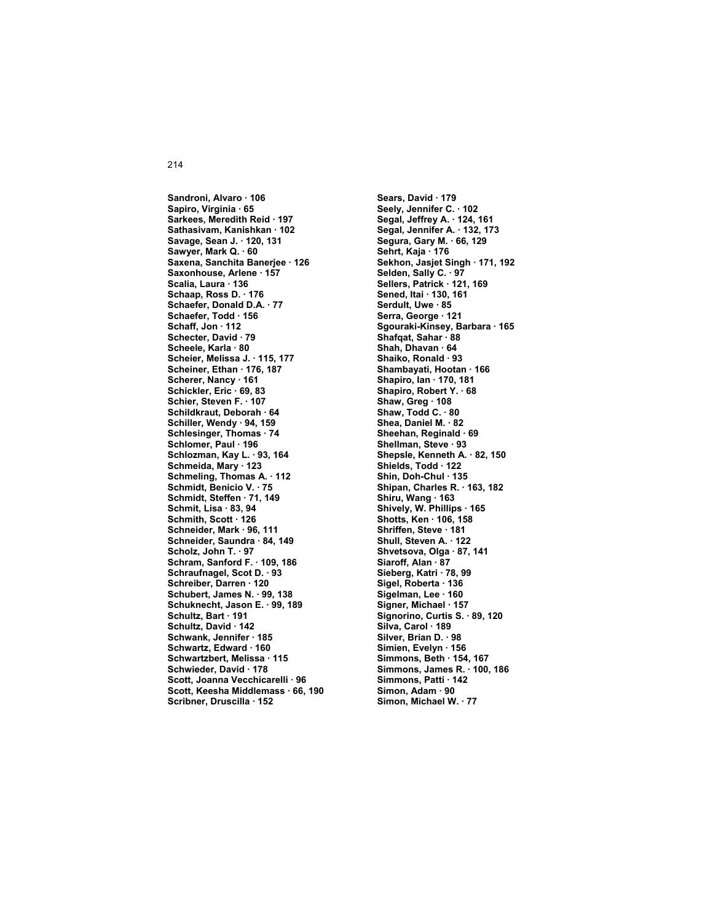**Sandroni, Alvaro · 106**
**Sapiro, Virginia · 65**
**Sarkees, Meredith Reid · 197**
**Sathasivam, Kanishkan · 102**
**Savage, Sean J. · 120, 131**
**Sawyer, Mark Q. · 60**
**Saxena, Sanchita Banerjee · 126**
**Saxonhouse, Arlene · 157**
**Scalia, Laura · 136**
**Schaap, Ross D. · 176**
**Schaefer, Donald D.A. · 77**
**Schaefer, Todd · 156**
**Schaff, Jon · 112**
**Schecter, David · 79**
**Scheele, Karla · 80**
**Scheier, Melissa J. · 115, 177**
**Scheiner, Ethan · 176, 187**
**Scherer, Nancy · 161**
**Schickler, Eric · 69, 83**
**Schier, Steven F. · 107**
**Schildkraut, Deborah · 64**
**Schiller, Wendy · 94, 159**
**Schlesinger, Thomas · 74**
**Schlomer, Paul · 196**
**Schlozman, Kay L. · 93, 164**
**Schmeida, Mary · 123**
**Schmeling, Thomas A. · 112**
**Schmidt, Benicio V. · 75**
**Schmidt, Steffen · 71, 149**
**Schmit, Lisa · 83, 94**
**Schmith, Scott · 126**
**Schneider, Mark · 96, 111**
**Schneider, Saundra · 84, 149**
**Scholz, John T. · 97**
**Schram, Sanford F. · 109, 186**
**Schraufnagel, Scot D. · 93**
**Schreiber, Darren · 120**
**Schubert, James N. · 99, 138**
**Schuknecht, Jason E. · 99, 189**
**Schultz, Bart · 191**
**Schultz, David · 142**
**Schwank, Jennifer · 185**
**Schwartz, Edward · 160**
**Schwartzbert, Melissa · 115**
**Schwieder, David · 178**
**Scott, Joanna Vecchicarelli · 96**
**Scott, Keesha Middlemass · 66, 190**
**Scribner, Druscilla · 152**
**Sears, David · 179**
**Seely, Jennifer C. · 102**
**Segal, Jeffrey A. · 124, 161**
**Segal, Jennifer A. · 132, 173**
**Segura, Gary M. · 66, 129**
**Sehrt, Kaja · 176**
**Sekhon, Jasjet Singh · 171, 192**
**Selden, Sally C. · 97**
**Sellers, Patrick · 121, 169**
**Sened, Itai · 130, 161**
**Serdult, Uwe · 85**
**Serra, George · 121**
**Sgouraki-Kinsey, Barbara · 165**
**Shafqat, Sahar · 88**
**Shah, Dhavan · 64**
**Shaiko, Ronald · 93**
**Shambayati, Hootan · 166**
**Shapiro, Ian · 170, 181**
**Shapiro, Robert Y. · 68**
**Shaw, Greg · 108**
**Shaw, Todd C. · 80**
**Shea, Daniel M. · 82**
**Sheehan, Reginald · 69**
**Shellman, Steve · 93**
**Shepsle, Kenneth A. · 82, 150**
**Shields, Todd · 122**
**Shin, Doh-Chul · 135**
**Shipan, Charles R. · 163, 182**
**Shiru, Wang · 163**
**Shively, W. Phillips · 165**
**Shotts, Ken · 106, 158**
**Shriffen, Steve · 181**
**Shull, Steven A. · 122**
**Shvetsova, Olga · 87, 141**
**Siaroff, Alan · 87**
**Sieberg, Katri · 78, 99**
**Sigel, Roberta · 136**
**Sigelman, Lee · 160**
**Signer, Michael · 157**
**Signorino, Curtis S. · 89, 120**
**Silva, Carol · 189**
**Silver, Brian D. · 98**
**Simien, Evelyn · 156**
**Simmons, Beth · 154, 167**
**Simmons, James R. · 100, 186**
**Simmons, Patti · 142**
**Simon, Adam · 90**
**Simon, Michael W. · 77**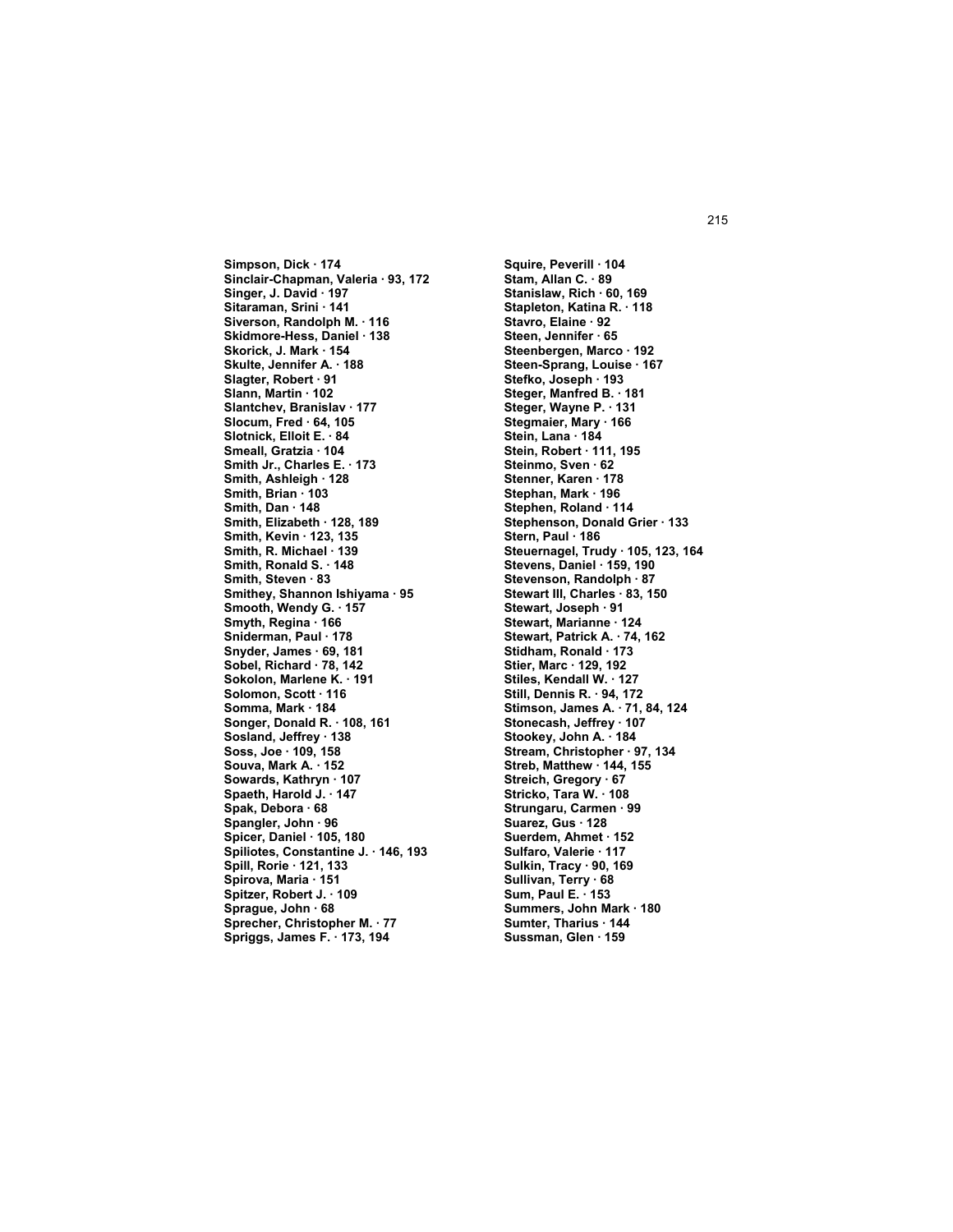**Simpson, Dick · 174**
**Sinclair-Chapman, Valeria · 93, 172**
**Singer, J. David · 197**
**Sitaraman, Srini · 141**
**Siverson, Randolph M. · 116**
**Skidmore-Hess, Daniel · 138**
**Skorick, J. Mark · 154**
**Skulte, Jennifer A. · 188**
**Slagter, Robert · 91**
**Slann, Martin · 102**
**Slantchev, Branislav · 177**
**Slocum, Fred · 64, 105**
**Slotnick, Elloit E. · 84**
**Smeall, Gratzia · 104**
**Smith Jr., Charles E. · 173**
**Smith, Ashleigh · 128**
**Smith, Brian · 103**
**Smith, Dan · 148**
**Smith, Elizabeth · 128, 189**
**Smith, Kevin · 123, 135**
**Smith, R. Michael · 139**
**Smith, Ronald S. · 148**
**Smith, Steven · 83**
**Smithey, Shannon Ishiyama · 95**
**Smooth, Wendy G. · 157**
**Smyth, Regina · 166**
**Sniderman, Paul · 178**
**Snyder, James · 69, 181**
**Sobel, Richard · 78, 142**
**Sokolon, Marlene K. · 191**
**Solomon, Scott · 116**
**Somma, Mark · 184**
**Songer, Donald R. · 108, 161**
**Sosland, Jeffrey · 138**
**Soss, Joe · 109, 158**
**Souva, Mark A. · 152**
**Sowards, Kathryn · 107**
**Spaeth, Harold J. · 147**
**Spak, Debora · 68**
**Spangler, John · 96**
**Spicer, Daniel · 105, 180**
**Spiliotes, Constantine J. · 146, 193**
**Spill, Rorie · 121, 133**
**Spirova, Maria · 151**
**Spitzer, Robert J. · 109**
**Sprague, John · 68**
**Sprecher, Christopher M. · 77**
**Spriggs, James F. · 173, 194**
**Squire, Peverill · 104**
**Stam, Allan C. · 89**
**Stanislaw, Rich · 60, 169**
**Stapleton, Katina R. · 118**
**Stavro, Elaine · 92**
**Steen, Jennifer · 65**
**Steenbergen, Marco · 192**
**Steen-Sprang, Louise · 167**
**Stefko, Joseph · 193**
**Steger, Manfred B. · 181**
**Steger, Wayne P. · 131**
**Stegmaier, Mary · 166**
**Stein, Lana · 184**
**Stein, Robert · 111, 195**
**Steinmo, Sven · 62**
**Stenner, Karen · 178**
**Stephan, Mark · 196**
**Stephen, Roland · 114**
**Stephenson, Donald Grier · 133**
**Stern, Paul · 186**
**Steuernagel, Trudy · 105, 123, 164**
**Stevens, Daniel · 159, 190**
**Stevenson, Randolph · 87**
**Stewart III, Charles · 83, 150**
**Stewart, Joseph · 91**
**Stewart, Marianne · 124**
**Stewart, Patrick A. · 74, 162**
**Stidham, Ronald · 173**
**Stier, Marc · 129, 192**
**Stiles, Kendall W. · 127**
**Still, Dennis R. · 94, 172**
**Stimson, James A. · 71, 84, 124**
**Stonecash, Jeffrey · 107**
**Stookey, John A. · 184**
**Stream, Christopher · 97, 134**
**Streb, Matthew · 144, 155**
**Streich, Gregory · 67**
**Stricko, Tara W. · 108**
**Strungaru, Carmen · 99**
**Suarez, Gus · 128**
**Suerdem, Ahmet · 152**
**Sulfaro, Valerie · 117**
**Sulkin, Tracy · 90, 169**
**Sullivan, Terry · 68**
**Sum, Paul E. · 153**
**Summers, John Mark · 180**
**Sumter, Tharius · 144**
**Sussman, Glen · 159**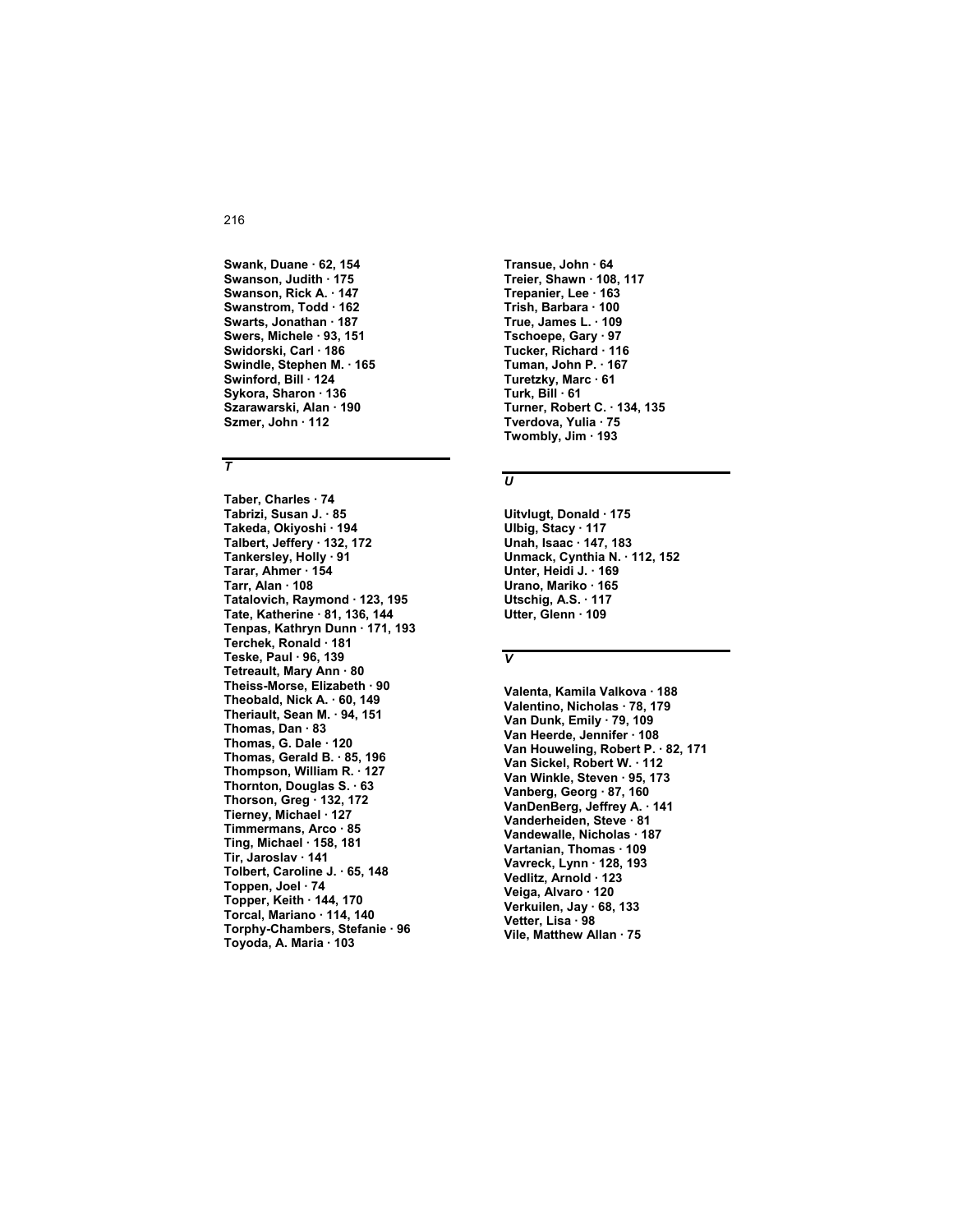**Swank, Duane · 62, 154**
**Swanson, Judith · 175**
**Swanson, Rick A. · 147**
**Swanstrom, Todd · 162**
**Swarts, Jonathan · 187**
**Swers, Michele · 93, 151**
**Swidorski, Carl · 186**
**Swindle, Stephen M. · 165**
**Swinford, Bill · 124**
**Sykora, Sharon · 136**
**Szarawarski, Alan · 190**
**Szmer, John · 112**

## *T*

**Taber, Charles · 74**
**Tabrizi, Susan J. · 85**
**Takeda, Okiyoshi · 194**
**Talbert, Jeffery · 132, 172**
**Tankersley, Holly · 91**
**Tarar, Ahmer · 154**
**Tarr, Alan · 108**
**Tatalovich, Raymond · 123, 195**
**Tate, Katherine · 81, 136, 144**
**Tenpas, Kathryn Dunn · 171, 193**
**Terchek, Ronald · 181**
**Teske, Paul · 96, 139**
**Tetreault, Mary Ann · 80**
**Theiss-Morse, Elizabeth · 90**
**Theobald, Nick A. · 60, 149**
**Theriault, Sean M. · 94, 151**
**Thomas, Dan · 83**
**Thomas, G. Dale · 120**
**Thomas, Gerald B. · 85, 196**
**Thompson, William R. · 127**
**Thornton, Douglas S. · 63**
**Thorson, Greg · 132, 172**
**Tierney, Michael · 127**
**Timmermans, Arco · 85**
**Ting, Michael · 158, 181**
**Tir, Jaroslav · 141**
**Tolbert, Caroline J. · 65, 148**
**Toppen, Joel · 74**
**Topper, Keith · 144, 170**
**Torcal, Mariano · 114, 140**
**Torphy-Chambers, Stefanie · 96**
**Toyoda, A. Maria · 103**
**Transue, John · 64**
**Treier, Shawn · 108, 117**
**Trepanier, Lee · 163**
**Trish, Barbara · 100**
**True, James L. · 109**
**Tschoepe, Gary · 97**
**Tucker, Richard · 116**
**Tuman, John P. · 167**
**Turetzky, Marc · 61**
**Turk, Bill · 61**
**Turner, Robert C. · 134, 135**
**Tverdova, Yulia · 75**
**Twombly, Jim · 193**

## *U*

**Uitvlugt, Donald · 175**
**Ulbig, Stacy · 117**
**Unah, Isaac · 147, 183**
**Unmack, Cynthia N. · 112, 152**
**Unter, Heidi J. · 169**
**Urano, Mariko · 165**
**Utschig, A.S. · 117**
**Utter, Glenn · 109**

## *V*

**Valenta, Kamila Valkova · 188**
**Valentino, Nicholas · 78, 179**
**Van Dunk, Emily · 79, 109**
**Van Heerde, Jennifer · 108**
**Van Houweling, Robert P. · 82, 171**
**Van Sickel, Robert W. · 112**
**Van Winkle, Steven · 95, 173**
**Vanberg, Georg · 87, 160**
**VanDenBerg, Jeffrey A. · 141**
**Vanderheiden, Steve · 81**
**Vandewalle, Nicholas · 187**
**Vartanian, Thomas · 109**
**Vavreck, Lynn · 128, 193**
**Vedlitz, Arnold · 123**
**Veiga, Alvaro · 120**
**Verkuilen, Jay · 68, 133**
**Vetter, Lisa · 98**
**Vile, Matthew Allan · 75**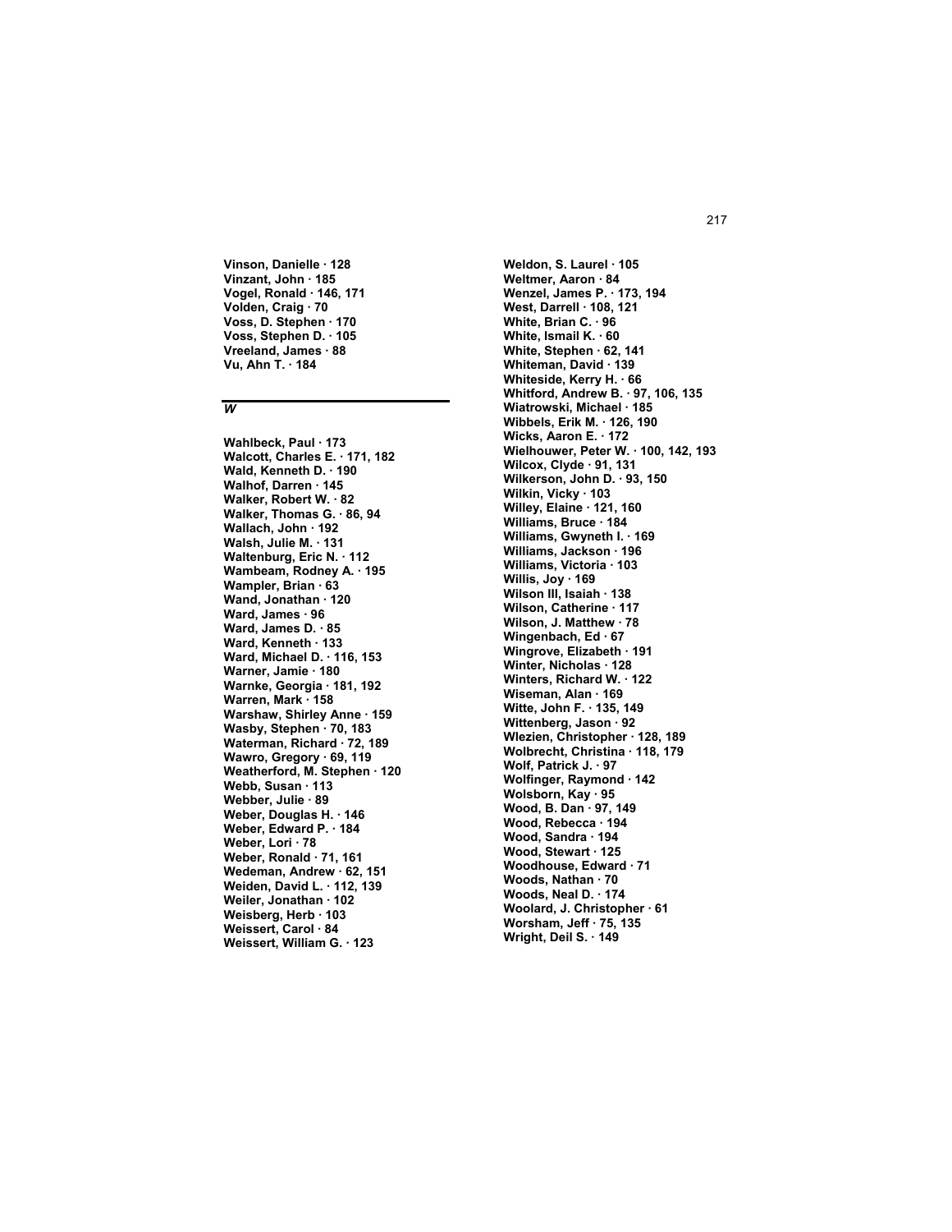**Vinson, Danielle · 128**
**Vinzant, John · 185**
**Vogel, Ronald · 146, 171**
**Volden, Craig · 70**
**Voss, D. Stephen · 170**
**Voss, Stephen D. · 105**
**Vreeland, James · 88**
**Vu, Ahn T. · 184**

## *W*

**Wahlbeck, Paul · 173**
**Walcott, Charles E. · 171, 182**
**Wald, Kenneth D. · 190**
**Walhof, Darren · 145**
**Walker, Robert W. · 82**
**Walker, Thomas G. · 86, 94**
**Wallach, John · 192**
**Walsh, Julie M. · 131**
**Waltenburg, Eric N. · 112**
**Wambeam, Rodney A. · 195**
**Wampler, Brian · 63**
**Wand, Jonathan · 120**
**Ward, James · 96**
**Ward, James D. · 85**
**Ward, Kenneth · 133**
**Ward, Michael D. · 116, 153**
**Warner, Jamie · 180**
**Warnke, Georgia · 181, 192**
**Warren, Mark · 158**
**Warshaw, Shirley Anne · 159**
**Wasby, Stephen · 70, 183**
**Waterman, Richard · 72, 189**
**Wawro, Gregory · 69, 119**
**Weatherford, M. Stephen · 120**
**Webb, Susan · 113**
**Webber, Julie · 89**
**Weber, Douglas H. · 146**
**Weber, Edward P. · 184**
**Weber, Lori · 78**
**Weber, Ronald · 71, 161**
**Wedeman, Andrew · 62, 151**
**Weiden, David L. · 112, 139**
**Weiler, Jonathan · 102**
**Weisberg, Herb · 103**
**Weissert, Carol · 84**
**Weissert, William G. · 123**
**Weldon, S. Laurel · 105**
**Weltmer, Aaron · 84**
**Wenzel, James P. · 173, 194**
**West, Darrell · 108, 121**
**White, Brian C. · 96**
**White, Ismail K. · 60**
**White, Stephen · 62, 141**
**Whiteman, David · 139**
**Whiteside, Kerry H. · 66**
**Whitford, Andrew B. · 97, 106, 135**
**Wiatrowski, Michael · 185**
**Wibbels, Erik M. · 126, 190**
**Wicks, Aaron E. · 172**
**Wielhouwer, Peter W. · 100, 142, 193**
**Wilcox, Clyde · 91, 131**
**Wilkerson, John D. · 93, 150**
**Wilkin, Vicky · 103**
**Willey, Elaine · 121, 160**
**Williams, Bruce · 184**
**Williams, Gwyneth I. · 169**
**Williams, Jackson · 196**
**Williams, Victoria · 103**
**Willis, Joy · 169**
**Wilson III, Isaiah · 138**
**Wilson, Catherine · 117**
**Wilson, J. Matthew · 78**
**Wingenbach, Ed · 67**
**Wingrove, Elizabeth · 191**
**Winter, Nicholas · 128**
**Winters, Richard W. · 122**
**Wiseman, Alan · 169**
**Witte, John F. · 135, 149**
**Wittenberg, Jason · 92**
**Wlezien, Christopher · 128, 189**
**Wolbrecht, Christina · 118, 179**
**Wolf, Patrick J. · 97**
**Wolfinger, Raymond · 142**
**Wolsborn, Kay · 95**
**Wood, B. Dan · 97, 149**
**Wood, Rebecca · 194**
**Wood, Sandra · 194**
**Wood, Stewart · 125**
**Woodhouse, Edward · 71**
**Woods, Nathan · 70**
**Woods, Neal D. · 174**
**Woolard, J. Christopher · 61**
**Worsham, Jeff · 75, 135**
**Wright, Deil S. · 149**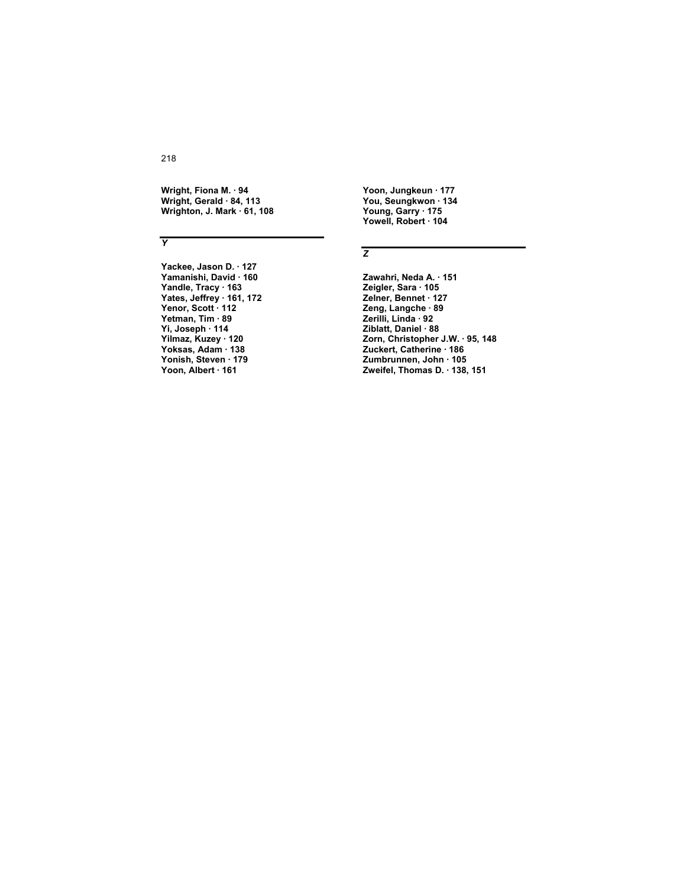**Wright, Fiona M. · 94**
**Wright, Gerald · 84, 113**
**Wrighton, J. Mark · 61, 108**

## *Y*

**Yackee, Jason D. · 127**
**Yamanishi, David · 160**
**Yandle, Tracy · 163**
**Yates, Jeffrey · 161, 172**
**Yenor, Scott · 112**
**Yetman, Tim · 89**
**Yi, Joseph · 114**
**Yilmaz, Kuzey · 120**
**Yoksas, Adam · 138**
**Yonish, Steven · 179**
**Yoon, Albert · 161**
**Yoon, Jungkeun · 177**
**You, Seungkwon · 134**
**Young, Garry · 175**
**Yowell, Robert · 104**

## *Z*

**Zawahri, Neda A. · 151**
**Zeigler, Sara · 105**
**Zelner, Bennet · 127**
**Zeng, Langche · 89**
**Zerilli, Linda · 92**
**Ziblatt, Daniel · 88**
**Zorn, Christopher J.W. · 95, 148**
**Zuckert, Catherine · 186**
**Zumbrunnen, John · 105**
**Zweifel, Thomas D. · 138, 151**